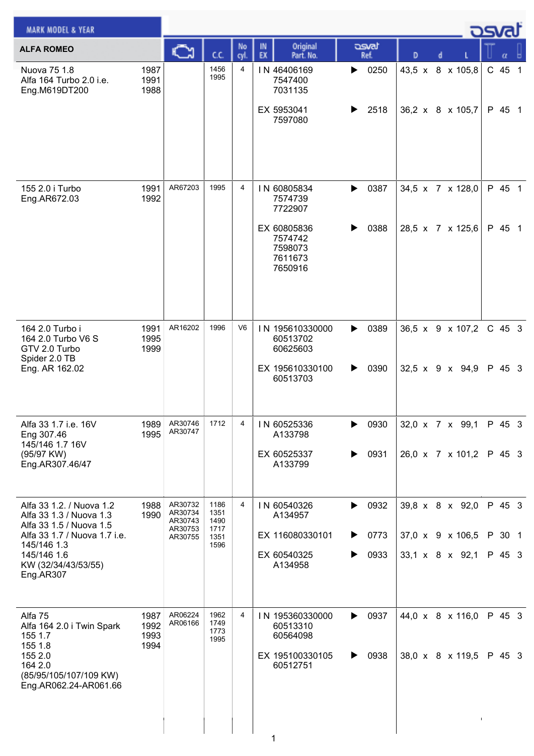MARK MODEL & YEAR

**ALFA ROMEO**

| Model | Year | Engine | C.C. | No cyl. | IN EX | Original Part. No. | Osvat Ref. | D x d x L | | | |
|---|---|---|---|---|---|---|---|---|---|---|---|
| Nuova 75 1.8<br>Alfa 164 Turbo 2.0 i.e.<br>Eng.M619DT200 | 1987<br>1991<br>1988 | | 1456<br>1995 | 4 | IN | 46406169<br>7547400<br>7031135 | 0250 | 43,5 x 8 x 105,8 | C | 45 | 1 |
| | | | | | EX | 5953041<br>7597080 | 2518 | 36,2 x 8 x 105,7 | P | 45 | 1 |
| 155 2.0 i Turbo<br>Eng.AR672.03 | 1991<br>1992 | AR67203 | 1995 | 4 | IN | 60805834<br>7574739<br>7722907 | 0387 | 34,5 x 7 x 128,0 | P | 45 | 1 |
| | | | | | EX | 60805836<br>7574742<br>7598073<br>7611673<br>7650916 | 0388 | 28,5 x 7 x 125,6 | P | 45 | 1 |
| 164 2.0 Turbo i<br>164 2.0 Turbo V6 S<br>GTV 2.0 Turbo<br>Spider 2.0 TB<br>Eng. AR 162.02 | 1991<br>1995<br>1999 | AR16202 | 1996 | V6 | IN | 195610330000<br>60513702<br>60625603 | 0389 | 36,5 x 9 x 107,2 | C | 45 | 3 |
| | | | | | EX | 195610330100<br>60513703 | 0390 | 32,5 x 9 x 94,9 | P | 45 | 3 |
| Alfa 33 1.7 i.e. 16V<br>Eng 307.46<br>145/146 1.7 16V<br>(95/97 KW)<br>Eng.AR307.46/47 | 1989<br>1995 | AR30746<br>AR30747 | 1712 | 4 | IN | 60525336<br>A133798 | 0930 | 32,0 x 7 x 99,1 | P | 45 | 3 |
| | | | | | EX | 60525337<br>A133799 | 0931 | 26,0 x 7 x 101,2 | P | 45 | 3 |
| Alfa 33 1.2. / Nuova 1.2<br>Alfa 33 1.3 / Nuova 1.3<br>Alfa 33 1.5 / Nuova 1.5<br>Alfa 33 1.7 / Nuova 1.7 i.e.<br>145/146 1.3<br>145/146 1.6<br>KW (32/34/43/53/55)<br>Eng.AR307 | 1988<br>1990 | AR30732<br>AR30734<br>AR30743<br>AR30753<br>AR30755 | 1186<br>1351<br>1490<br>1717<br>1351<br>1596 | 4 | IN | 60540326<br>A134957 | 0932 | 39,8 x 8 x 92,0 | P | 45 | 3 |
| | | | | | EX | 116080330101 | 0773 | 37,0 x 9 x 106,5 | P | 30 | 1 |
| | | | | | EX | 60540325<br>A134958 | 0933 | 33,1 x 8 x 92,1 | P | 45 | 3 |
| Alfa 75<br>Alfa 164 2.0 i Twin Spark<br>155 1.7<br>155 1.8<br>155 2.0<br>164 2.0<br>(85/95/105/107/109 KW)<br>Eng.AR062.24-AR061.66 | 1987<br>1992<br>1993<br>1994 | AR06224<br>AR06166 | 1962<br>1749<br>1773<br>1995 | 4 | IN | 195360330000<br>60513310<br>60564098 | 0937 | 44,0 x 8 x 116,0 | P | 45 | 3 |
| | | | | | EX | 195100330105<br>60512751 | 0938 | 38,0 x 8 x 119,5 | P | 45 | 3 |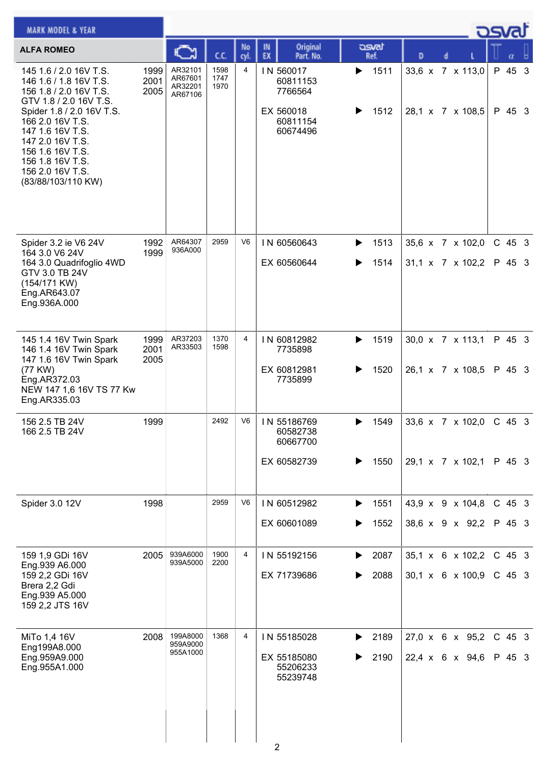MARK MODEL & YEAR

osvat

| ALFA ROMEO | | Engine | C.C. | No cyl. | IN EX | Original Part. No. | osvat Ref. | D | d | L | | α | |
|---|---|---|---|---|---|---|---|---|---|---|---|---|---|
| 145 1.6 / 2.0 16V T.S.<br>146 1.6 / 1.8 16V T.S.<br>156 1.8 / 2.0 16V T.S.<br>GTV 1.8 / 2.0 16V T.S.<br>Spider 1.8 / 2.0 16V T.S.<br>166 2.0 16V T.S.<br>147 1.6 16V T.S.<br>147 2.0 16V T.S.<br>156 1.6 16V T.S.<br>156 1.8 16V T.S.<br>156 2.0 16V T.S.<br>(83/88/103/110 KW) | 1999<br>2001<br>2005 | AR32101<br>AR67601<br>AR32201<br>AR67106 | 1598<br>1747<br>1970 | 4 | IN | 560017<br>60811153<br>7766564 | ▶ 1511 | 33,6 | 7 | 113,0 | P | 45 | 3 |
| | | | | | EX | 560018<br>60811154<br>60674496 | ▶ 1512 | 28,1 | 7 | 108,5 | P | 45 | 3 |
| Spider 3.2 ie V6 24V<br>164 3.0 V6 24V<br>164 3.0 Quadrifoglio 4WD<br>GTV 3.0 TB 24V<br>(154/171 KW)<br>Eng.AR643.07<br>Eng.936A.000 | 1992<br>1999 | AR64307<br>936A000 | 2959 | V6 | IN | 60560643 | ▶ 1513 | 35,6 | 7 | 102,0 | C | 45 | 3 |
| | | | | | EX | 60560644 | ▶ 1514 | 31,1 | 7 | 102,2 | P | 45 | 3 |
| 145 1.4 16V Twin Spark<br>146 1.4 16V Twin Spark<br>147 1.6 16V Twin Spark<br>(77 KW)<br>Eng.AR372.03<br>NEW 147 1,6 16V TS 77 Kw<br>Eng.AR335.03 | 1999<br>2001<br>2005 | AR37203<br>AR33503 | 1370<br>1598 | 4 | IN | 60812982<br>7735898 | ▶ 1519 | 30,0 | 7 | 113,1 | P | 45 | 3 |
| | | | | | EX | 60812981<br>7735899 | ▶ 1520 | 26,1 | 7 | 108,5 | P | 45 | 3 |
| 156 2.5 TB 24V<br>166 2.5 TB 24V | 1999 | | 2492 | V6 | IN | 55186769<br>60582738<br>60667700 | ▶ 1549 | 33,6 | 7 | 102,0 | C | 45 | 3 |
| | | | | | EX | 60582739 | ▶ 1550 | 29,1 | 7 | 102,1 | P | 45 | 3 |
| Spider 3.0 12V | 1998 | | 2959 | V6 | IN | 60512982 | ▶ 1551 | 43,9 | 9 | 104,8 | C | 45 | 3 |
| | | | | | EX | 60601089 | ▶ 1552 | 38,6 | 9 | 92,2 | P | 45 | 3 |
| 159 1,9 GDi 16V<br>Eng.939 A6.000<br>159 2,2 GDi 16V<br>Brera 2,2 Gdi<br>Eng.939 A5.000<br>159 2,2 JTS 16V | 2005 | 939A6000<br>939A5000 | 1900<br>2200 | 4 | IN | 55192156 | ▶ 2087 | 35,1 | 6 | 102,2 | C | 45 | 3 |
| | | | | | EX | 71739686 | ▶ 2088 | 30,1 | 6 | 100,9 | C | 45 | 3 |
| MiTo 1,4 16V<br>Eng199A8.000<br>Eng.959A9.000<br>Eng.955A1.000 | 2008 | 199A8000<br>959A9000<br>955A1000 | 1368 | 4 | IN | 55185028 | ▶ 2189 | 27,0 | 6 | 95,2 | C | 45 | 3 |
| | | | | | EX | 55185080<br>55206233<br>55239748 | ▶ 2190 | 22,4 | 6 | 94,6 | P | 45 | 3 |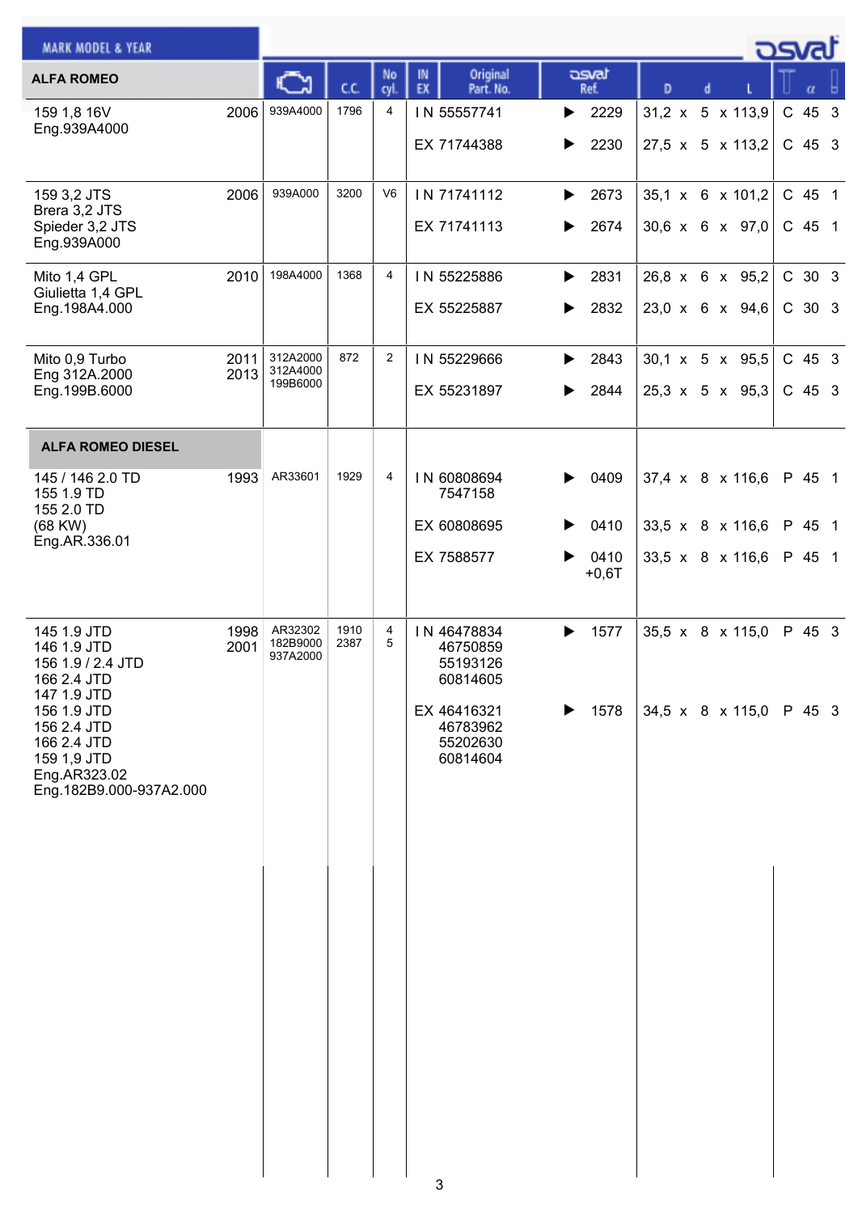| MARK MODEL & YEAR | | Engine | C.C. | No cyl. | IN EX | Original Part. No. | osvat Ref. | D x d x L | | α | |
|---|---|---|---|---|---|---|---|---|---|---|---|
| **ALFA ROMEO** | | | | | | | | | | | |
| 159 1,8 16V Eng.939A4000 | 2006 | 939A4000 | 1796 | 4 | IN | 55557741 | 2229 | 31,2 x 5 x 113,9 | C | 45 | 3 |
| | | | | | EX | 71744388 | 2230 | 27,5 x 5 x 113,2 | C | 45 | 3 |
| 159 3,2 JTS Brera 3,2 JTS Spieder 3,2 JTS Eng.939A000 | 2006 | 939A000 | 3200 | V6 | IN | 71741112 | 2673 | 35,1 x 6 x 101,2 | C | 45 | 1 |
| | | | | | EX | 71741113 | 2674 | 30,6 x 6 x 97,0 | C | 45 | 1 |
| Mito 1,4 GPL Giulietta 1,4 GPL Eng.198A4.000 | 2010 | 198A4000 | 1368 | 4 | IN | 55225886 | 2831 | 26,8 x 6 x 95,2 | C | 30 | 3 |
| | | | | | EX | 55225887 | 2832 | 23,0 x 6 x 94,6 | C | 30 | 3 |
| Mito 0,9 Turbo Eng 312A.2000 Eng.199B.6000 | 2011 2013 | 312A2000 312A4000 199B6000 | 872 | 2 | IN | 55229666 | 2843 | 30,1 x 5 x 95,5 | C | 45 | 3 |
| | | | | | EX | 55231897 | 2844 | 25,3 x 5 x 95,3 | C | 45 | 3 |
| **ALFA ROMEO DIESEL** | | | | | | | | | | | |
| 145 / 146 2.0 TD 155 1.9 TD 155 2.0 TD (68 KW) Eng.AR.336.01 | 1993 | AR33601 | 1929 | 4 | IN | 60808694 7547158 | 0409 | 37,4 x 8 x 116,6 | P | 45 | 1 |
| | | | | | EX | 60808695 | 0410 | 33,5 x 8 x 116,6 | P | 45 | 1 |
| | | | | | EX | 7588577 | 0410 +0,6T | 33,5 x 8 x 116,6 | P | 45 | 1 |
| 145 1.9 JTD 146 1.9 JTD 156 1.9 / 2.4 JTD 166 2.4 JTD 147 1.9 JTD 156 1.9 JTD 156 2.4 JTD 166 2.4 JTD 159 1,9 JTD Eng.AR323.02 Eng.182B9.000-937A2.000 | 1998 2001 | AR32302 182B9000 937A2000 | 1910 2387 | 4 5 | IN | 46478834 46750859 55193126 60814605 | 1577 | 35,5 x 8 x 115,0 | P | 45 | 3 |
| | | | | | EX | 46416321 46783962 55202630 60814604 | 1578 | 34,5 x 8 x 115,0 | P | 45 | 3 |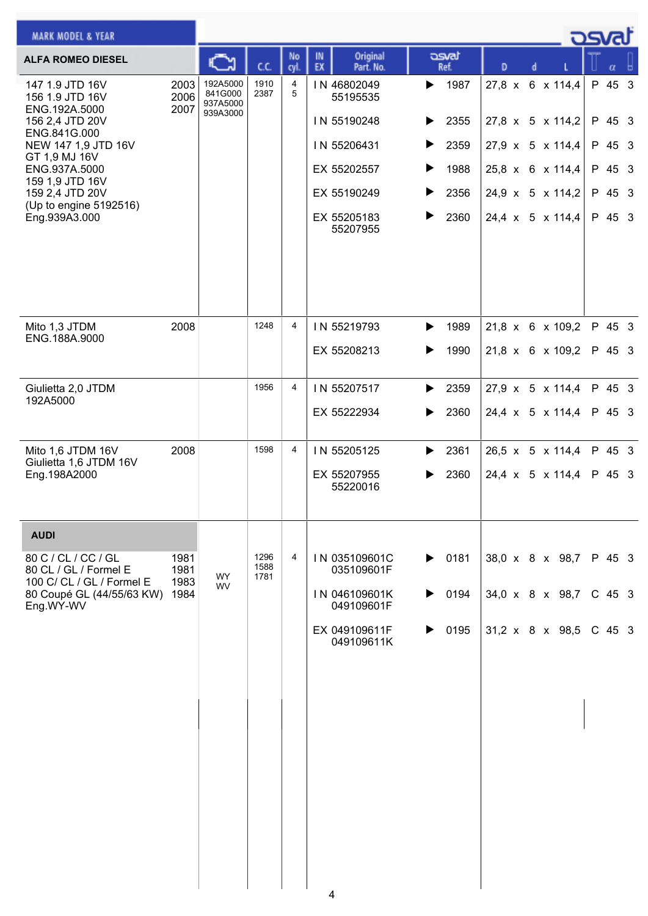| MARK MODEL & YEAR | | Engine code | C.C. | No cyl. | IN EX | Original Part. No. | osvat Ref. | D x d x L | | α | |
|---|---|---|---|---|---|---|---|---|---|---|---|
| **ALFA ROMEO DIESEL** | | | | | | | | | | | |
| 147 1.9 JTD 16V<br>156 1.9 JTD 16V<br>ENG.192A.5000<br>156 2,4 JTD 20V<br>ENG.841G.000<br>NEW 147 1,9 JTD 16V<br>GT 1,9 MJ 16V<br>ENG.937A.5000<br>159 1,9 JTD 16V<br>159 2,4 JTD 20V<br>(Up to engine 5192516)<br>Eng.939A3.000 | 2003<br>2006<br>2007 | 192A5000<br>841G000<br>937A5000<br>939A3000 | 1910<br>2387 | 4<br>5 | IN | 46802049<br>55195535 | 1987 | 27,8 x 6 x 114,4 | P | 45 | 3 |
| | | | | | IN | 55190248 | 2355 | 27,8 x 5 x 114,2 | P | 45 | 3 |
| | | | | | IN | 55206431 | 2359 | 27,9 x 5 x 114,4 | P | 45 | 3 |
| | | | | | EX | 55202557 | 1988 | 25,8 x 6 x 114,4 | P | 45 | 3 |
| | | | | | EX | 55190249 | 2356 | 24,9 x 5 x 114,2 | P | 45 | 3 |
| | | | | | EX | 55205183<br>55207955 | 2360 | 24,4 x 5 x 114,4 | P | 45 | 3 |
| Mito 1,3 JTDM<br>ENG.188A.9000 | 2008 | | 1248 | 4 | IN | 55219793 | 1989 | 21,8 x 6 x 109,2 | P | 45 | 3 |
| | | | | | EX | 55208213 | 1990 | 21,8 x 6 x 109,2 | P | 45 | 3 |
| Giulietta 2,0 JTDM<br>192A5000 | | | 1956 | 4 | IN | 55207517 | 2359 | 27,9 x 5 x 114,4 | P | 45 | 3 |
| | | | | | EX | 55222934 | 2360 | 24,4 x 5 x 114,4 | P | 45 | 3 |
| Mito 1,6 JTDM 16V<br>Giulietta 1,6 JTDM 16V<br>Eng.198A2000 | 2008 | | 1598 | 4 | IN | 55205125 | 2361 | 26,5 x 5 x 114,4 | P | 45 | 3 |
| | | | | | EX | 55207955<br>55220016 | 2360 | 24,4 x 5 x 114,4 | P | 45 | 3 |
| **AUDI** | | | | | | | | | | | |
| 80 C / CL / CC / GL<br>80 CL / GL / Formel E<br>100 C/ CL / GL / Formel E<br>80 Coupé GL (44/55/63 KW)<br>Eng.WY-WV | 1981<br>1981<br>1983<br>1984 | WY<br>WV | 1296<br>1588<br>1781 | 4 | IN | 035109601C<br>035109601F | 0181 | 38,0 x 8 x 98,7 | P | 45 | 3 |
| | | | | | IN | 046109601K<br>049109601F | 0194 | 34,0 x 8 x 98,7 | C | 45 | 3 |
| | | | | | EX | 049109611F<br>049109611K | 0195 | 31,2 x 8 x 98,5 | C | 45 | 3 |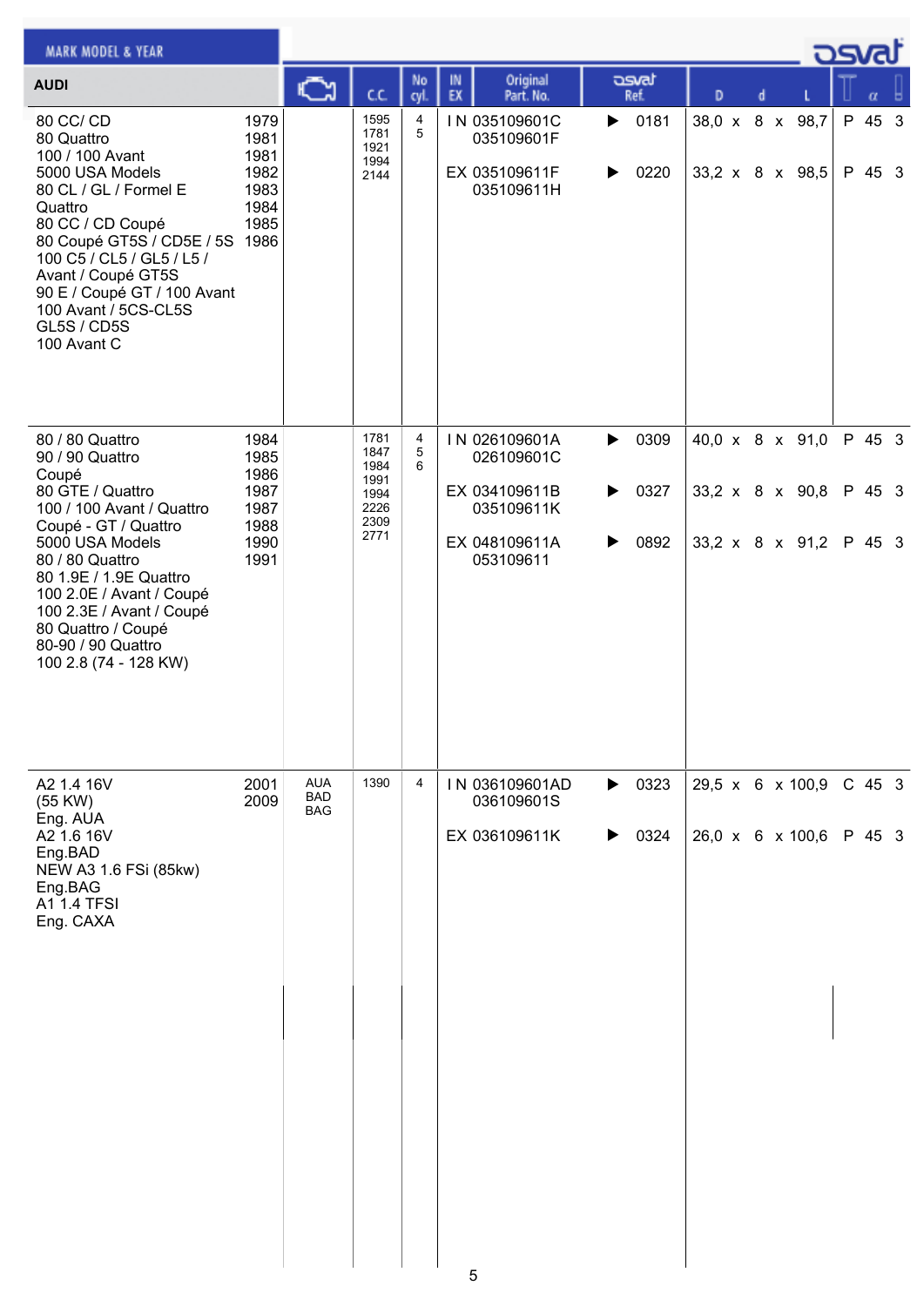| MARK MODEL & YEAR | | Engine | C.C. | No cyl. | IN EX | Original Part. No. | osvat Ref. | D | d | L | | α | |
|---|---|---|---|---|---|---|---|---|---|---|---|---|---|
| **AUDI** | | | | | | | | | | | | | |
| 80 CC/ CD<br>80 Quattro<br>100 / 100 Avant<br>5000 USA Models<br>80 CL / GL / Formel E<br>Quattro<br>80 CC / CD Coupé<br>80 Coupé GT5S / CD5E / 5S<br>100 C5 / CL5 / GL5 / L5 /<br>Avant / Coupé GT5S<br>90 E / Coupé GT / 100 Avant<br>100 Avant / 5CS-CL5S<br>GL5S / CD5S<br>100 Avant C | 1979<br>1981<br>1981<br>1982<br>1983<br>1984<br>1985<br>1986 | | 1595<br>1781<br>1921<br>1994<br>2144 | 4<br>5 | IN | 035109601C<br>035109601F | ▶ 0181 | 38,0 | 8 | 98,7 | P | 45 | 3 |
| | | | | | EX | 035109611F<br>035109611H | ▶ 0220 | 33,2 | 8 | 98,5 | P | 45 | 3 |
| 80 / 80 Quattro<br>90 / 90 Quattro<br>Coupé<br>80 GTE / Quattro<br>100 / 100 Avant / Quattro<br>Coupé - GT / Quattro<br>5000 USA Models<br>80 / 80 Quattro<br>80 1.9E / 1.9E Quattro<br>100 2.0E / Avant / Coupé<br>100 2.3E / Avant / Coupé<br>80 Quattro / Coupé<br>80-90 / 90 Quattro<br>100 2.8 (74 - 128 KW) | 1984<br>1985<br>1986<br>1987<br>1987<br>1988<br>1990<br>1991 | | 1781<br>1847<br>1984<br>1991<br>1994<br>2226<br>2309<br>2771 | 4<br>5<br>6 | IN | 026109601A<br>026109601C | ▶ 0309 | 40,0 | 8 | 91,0 | P | 45 | 3 |
| | | | | | EX | 034109611B<br>035109611K | ▶ 0327 | 33,2 | 8 | 90,8 | P | 45 | 3 |
| | | | | | EX | 048109611A<br>053109611 | ▶ 0892 | 33,2 | 8 | 91,2 | P | 45 | 3 |
| A2 1.4 16V<br>(55 KW)<br>Eng. AUA<br>A2 1.6 16V<br>Eng.BAD<br>NEW A3 1.6 FSi (85kw)<br>Eng.BAG<br>A1 1.4 TFSI<br>Eng. CAXA | 2001<br>2009 | AUA<br>BAD<br>BAG | 1390 | 4 | IN | 036109601AD<br>036109601S | ▶ 0323 | 29,5 | 6 | 100,9 | C | 45 | 3 |
| | | | | | EX | 036109611K | ▶ 0324 | 26,0 | 6 | 100,6 | P | 45 | 3 |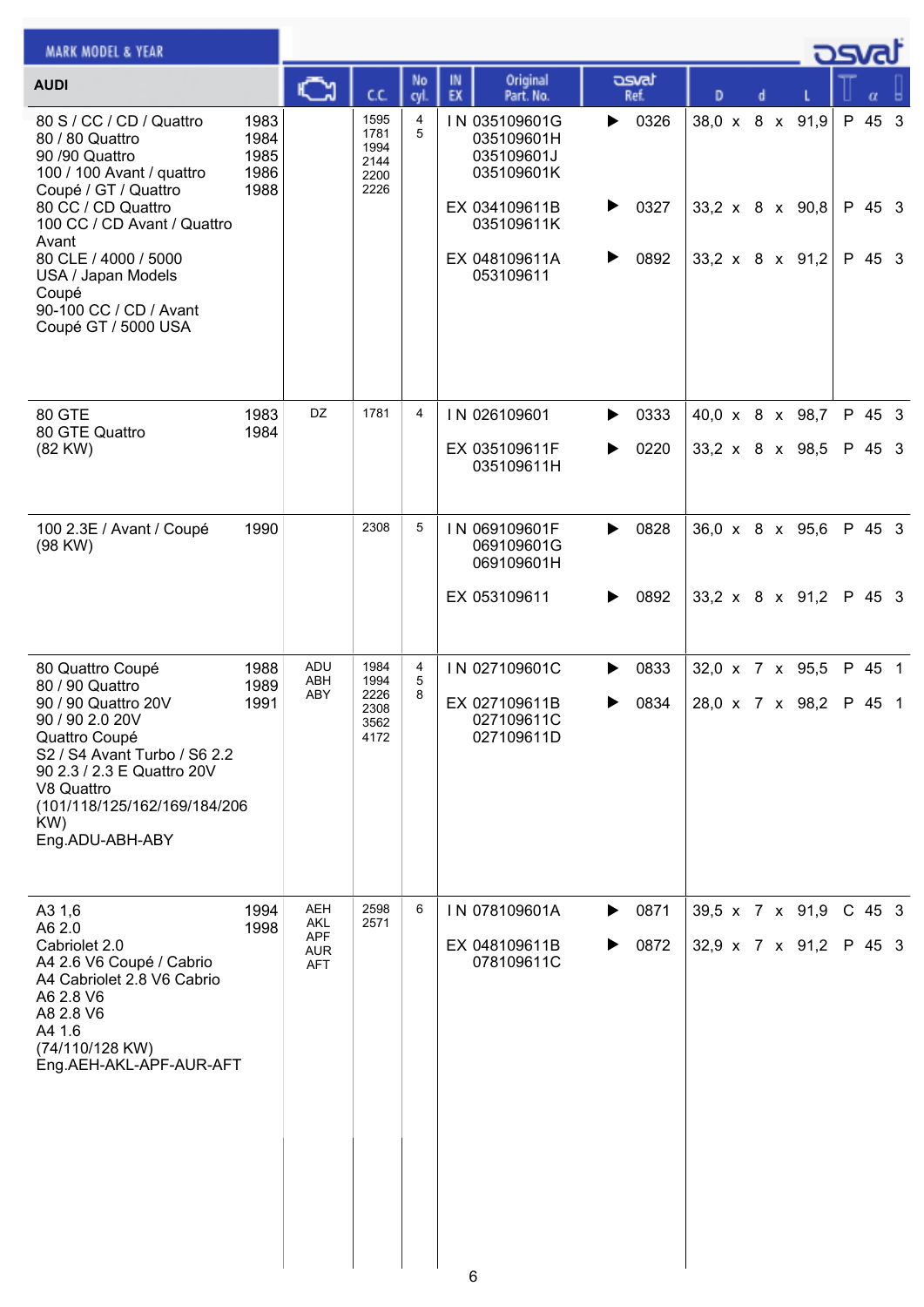| MARK MODEL & YEAR | | Engine | C.C. | No cyl. | IN EX | Original Part. No. | osvat Ref. | D | | d | | L | Type | α | |
|---|---|---|---|---|---|---|---|---|---|---|---|---|---|---|---|
| **AUDI** | | | | | | | | | | | | | | | |
| 80 S / CC / CD / Quattro<br>80 / 80 Quattro<br>90 /90 Quattro<br>100 / 100 Avant / quattro<br>Coupé / GT / Quattro<br>80 CC / CD Quattro<br>100 CC / CD Avant / Quattro Avant<br>80 CLE / 4000 / 5000<br>USA / Japan Models<br>Coupé<br>90-100 CC / CD / Avant<br>Coupé GT / 5000 USA | 1983<br>1984<br>1985<br>1986<br>1988 | | 1595<br>1781<br>1994<br>2144<br>2200<br>2226 | 4<br>5 | IN | 035109601G<br>035109601H<br>035109601J<br>035109601K | ▶ 0326 | 38,0 | x | 8 | x | 91,9 | P | 45 | 3 |
| | | | | | EX | 034109611B<br>035109611K | ▶ 0327 | 33,2 | x | 8 | x | 90,8 | P | 45 | 3 |
| | | | | | EX | 048109611A<br>053109611 | ▶ 0892 | 33,2 | x | 8 | x | 91,2 | P | 45 | 3 |
| 80 GTE<br>80 GTE Quattro<br>(82 KW) | 1983<br>1984 | DZ | 1781 | 4 | IN | 026109601 | ▶ 0333 | 40,0 | x | 8 | x | 98,7 | P | 45 | 3 |
| | | | | | EX | 035109611F<br>035109611H | ▶ 0220 | 33,2 | x | 8 | x | 98,5 | P | 45 | 3 |
| 100 2.3E / Avant / Coupé<br>(98 KW) | 1990 | | 2308 | 5 | IN | 069109601F<br>069109601G<br>069109601H | ▶ 0828 | 36,0 | x | 8 | x | 95,6 | P | 45 | 3 |
| | | | | | EX | 053109611 | ▶ 0892 | 33,2 | x | 8 | x | 91,2 | P | 45 | 3 |
| 80 Quattro Coupé<br>80 / 90 Quattro<br>90 / 90 Quattro 20V<br>90 / 90 2.0 20V<br>Quattro Coupé<br>S2 / S4 Avant Turbo / S6 2.2<br>90 2.3 / 2.3 E Quattro 20V<br>V8 Quattro<br>(101/118/125/162/169/184/206 KW)<br>Eng.ADU-ABH-ABY | 1988<br>1989<br>1991 | ADU<br>ABH<br>ABY | 1984<br>1994<br>2226<br>2308<br>3562<br>4172 | 4<br>5<br>8 | IN | 027109601C | ▶ 0833 | 32,0 | x | 7 | x | 95,5 | P | 45 | 1 |
| | | | | | EX | 027109611B<br>027109611C<br>027109611D | ▶ 0834 | 28,0 | x | 7 | x | 98,2 | P | 45 | 1 |
| A3 1,6<br>A6 2.0<br>Cabriolet 2.0<br>A4 2.6 V6 Coupé / Cabrio<br>A4 Cabriolet 2.8 V6 Cabrio<br>A6 2.8 V6<br>A8 2.8 V6<br>A4 1.6<br>(74/110/128 KW)<br>Eng.AEH-AKL-APF-AUR-AFT | 1994<br>1998 | AEH<br>AKL<br>APF<br>AUR<br>AFT | 2598<br>2571 | 6 | IN | 078109601A | ▶ 0871 | 39,5 | x | 7 | x | 91,9 | C | 45 | 3 |
| | | | | | EX | 048109611B<br>078109611C | ▶ 0872 | 32,9 | x | 7 | x | 91,2 | P | 45 | 3 |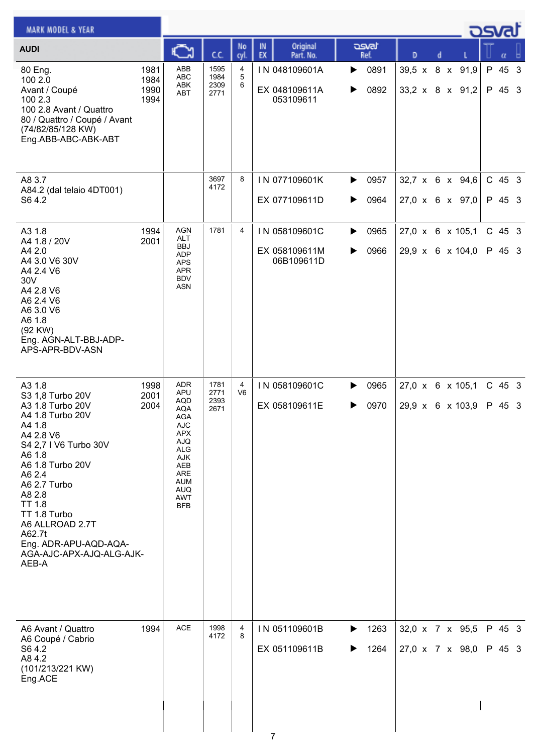| MARK MODEL & YEAR AUDI | | Engine | C.C. | No cyl. | IN EX | Original Part. No. | osvat Ref. | D x d x L | Type | α | |
|---|---|---|---|---|---|---|---|---|---|---|---|
| 80 Eng.<br>100 2.0<br>Avant / Coupé<br>100 2.3<br>100 2.8 Avant / Quattro<br>80 / Quattro / Coupé / Avant<br>(74/82/85/128 KW)<br>Eng.ABB-ABC-ABK-ABT | 1981<br>1984<br>1990<br>1994 | ABB<br>ABC<br>ABK<br>ABT | 1595<br>1984<br>2309<br>2771 | 4<br>5<br>6 | IN<br>EX | 048109601A<br>048109611A<br>053109611 | ▶ 0891<br>▶ 0892 | 39,5 x 8 x 91,9<br>33,2 x 8 x 91,2 | P<br>P | 45<br>45 | 3<br>3 |
| A8 3.7<br>A84.2 (dal telaio 4DT001)<br>S6 4.2 | | | 3697<br>4172 | 8 | IN<br>EX | 077109601K<br>077109611D | ▶ 0957<br>▶ 0964 | 32,7 x 6 x 94,6<br>27,0 x 6 x 97,0 | C<br>P | 45<br>45 | 3<br>3 |
| A3 1.8<br>A4 1.8 / 20V<br>A4 2.0<br>A4 3.0 V6 30V<br>A4 2.4 V6<br>30V<br>A4 2.8 V6<br>A6 2.4 V6<br>A6 3.0 V6<br>A6 1.8<br>(92 KW)<br>Eng. AGN-ALT-BBJ-ADP-APS-APR-BDV-ASN | 1994<br>2001 | AGN<br>ALT<br>BBJ<br>ADP<br>APS<br>APR<br>BDV<br>ASN | 1781 | 4 | IN<br>EX | 058109601C<br>058109611M<br>06B109611D | ▶ 0965<br>▶ 0966 | 27,0 x 6 x 105,1<br>29,9 x 6 x 104,0 | C<br>P | 45<br>45 | 3<br>3 |
| A3 1.8<br>S3 1,8 Turbo 20V<br>A3 1.8 Turbo 20V<br>A4 1.8 Turbo 20V<br>A4 1.8<br>A4 2.8 V6<br>S4 2,7 I V6 Turbo 30V<br>A6 1.8<br>A6 1.8 Turbo 20V<br>A6 2.4<br>A6 2.7 Turbo<br>A8 2.8<br>TT 1.8<br>TT 1.8 Turbo<br>A6 ALLROAD 2.7T<br>A62.7t<br>Eng. ADR-APU-AQD-AQA-AGA-AJC-APX-AJQ-ALG-AJK-AEB-A | 1998<br>2001<br>2004 | ADR<br>APU<br>AQD<br>AQA<br>AGA<br>AJC<br>APX<br>AJQ<br>ALG<br>AJK<br>AEB<br>ARE<br>AUM<br>AUQ<br>AWT<br>BFB | 1781<br>2771<br>2393<br>2671 | 4<br>V6 | IN<br>EX | 058109601C<br>058109611E | ▶ 0965<br>▶ 0970 | 27,0 x 6 x 105,1<br>29,9 x 6 x 103,9 | C<br>P | 45<br>45 | 3<br>3 |
| A6 Avant / Quattro<br>A6 Coupé / Cabrio<br>S6 4.2<br>A8 4.2<br>(101/213/221 KW)<br>Eng.ACE | 1994 | ACE | 1998<br>4172 | 4<br>8 | IN<br>EX | 051109601B<br>051109611B | ▶ 1263<br>▶ 1264 | 32,0 x 7 x 95,5<br>27,0 x 7 x 98,0 | P<br>P | 45<br>45 | 3<br>3 |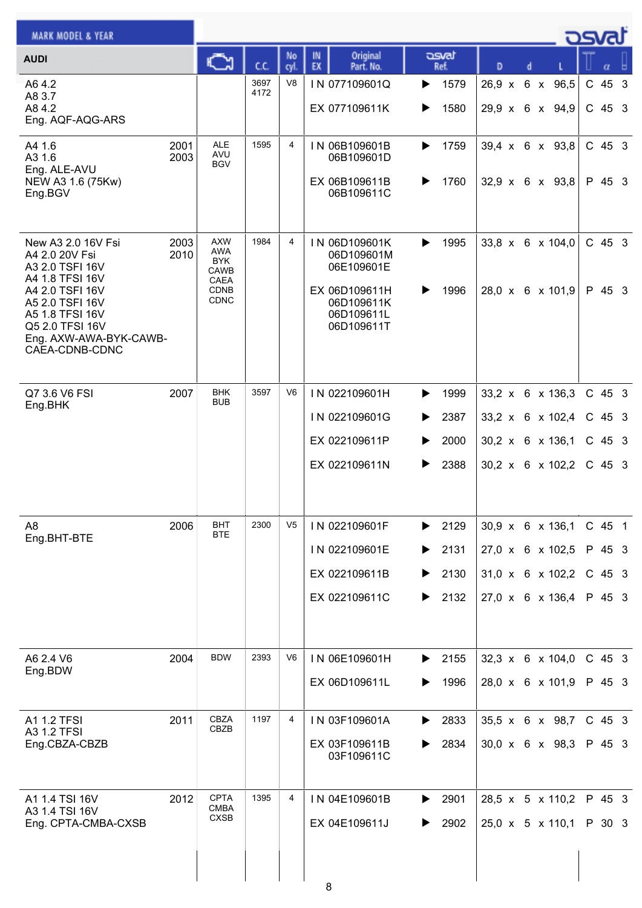| MARK MODEL & YEAR | | Engine | C.C. | No cyl. | IN EX | Original Part. No. | osvat Ref. | D | d | L | | α | |
|---|---|---|---|---|---|---|---|---|---|---|---|---|---|
| **AUDI** | | | | | | | | | | | | | |
| A6 4.2<br>A8 3.7<br>A8 4.2<br>Eng. AQF-AQG-ARS | | | 3697<br>4172 | V8 | IN | 077109601Q | 1579 | 26,9 | 6 | 96,5 | C | 45 | 3 |
| | | | | | EX | 077109611K | 1580 | 29,9 | 6 | 94,9 | C | 45 | 3 |
| A4 1.6<br>A3 1.6<br>Eng. ALE-AVU<br>NEW A3 1.6 (75Kw)<br>Eng.BGV | 2001<br>2003 | ALE<br>AVU<br>BGV | 1595 | 4 | IN | 06B109601B<br>06B109601D | 1759 | 39,4 | 6 | 93,8 | C | 45 | 3 |
| | | | | | EX | 06B109611B<br>06B109611C | 1760 | 32,9 | 6 | 93,8 | P | 45 | 3 |
| New A3 2.0 16V Fsi<br>A4 2.0 20V Fsi<br>A3 2.0 TSFI 16V<br>A4 1.8 TFSI 16V<br>A4 2.0 TSFI 16V<br>A5 2.0 TSFI 16V<br>A5 1.8 TFSI 16V<br>Q5 2.0 TFSI 16V<br>Eng. AXW-AWA-BYK-CAWB-CAEA-CDNB-CDNC | 2003<br>2010 | AXW<br>AWA<br>BYK<br>CAWB<br>CAEA<br>CDNB<br>CDNC | 1984 | 4 | IN | 06D109601K<br>06D109601M<br>06E109601E | 1995 | 33,8 | 6 | 104,0 | C | 45 | 3 |
| | | | | | EX | 06D109611H<br>06D109611K<br>06D109611L<br>06D109611T | 1996 | 28,0 | 6 | 101,9 | P | 45 | 3 |
| Q7 3.6 V6 FSI<br>Eng.BHK | 2007 | BHK<br>BUB | 3597 | V6 | IN | 022109601H | 1999 | 33,2 | 6 | 136,3 | C | 45 | 3 |
| | | | | | IN | 022109601G | 2387 | 33,2 | 6 | 102,4 | C | 45 | 3 |
| | | | | | EX | 022109611P | 2000 | 30,2 | 6 | 136,1 | C | 45 | 3 |
| | | | | | EX | 022109611N | 2388 | 30,2 | 6 | 102,2 | C | 45 | 3 |
| A8<br>Eng.BHT-BTE | 2006 | BHT<br>BTE | 2300 | V5 | IN | 022109601F | 2129 | 30,9 | 6 | 136,1 | C | 45 | 1 |
| | | | | | IN | 022109601E | 2131 | 27,0 | 6 | 102,5 | P | 45 | 3 |
| | | | | | EX | 022109611B | 2130 | 31,0 | 6 | 102,2 | C | 45 | 3 |
| | | | | | EX | 022109611C | 2132 | 27,0 | 6 | 136,4 | P | 45 | 3 |
| A6 2.4 V6<br>Eng.BDW | 2004 | BDW | 2393 | V6 | IN | 06E109601H | 2155 | 32,3 | 6 | 104,0 | C | 45 | 3 |
| | | | | | EX | 06D109611L | 1996 | 28,0 | 6 | 101,9 | P | 45 | 3 |
| A1 1.2 TFSI<br>A3 1.2 TFSI<br>Eng.CBZA-CBZB | 2011 | CBZA<br>CBZB | 1197 | 4 | IN | 03F109601A | 2833 | 35,5 | 6 | 98,7 | C | 45 | 3 |
| | | | | | EX | 03F109611B<br>03F109611C | 2834 | 30,0 | 6 | 98,3 | P | 45 | 3 |
| A1 1.4 TSI 16V<br>A3 1.4 TSI 16V<br>Eng. CPTA-CMBA-CXSB | 2012 | CPTA<br>CMBA<br>CXSB | 1395 | 4 | IN | 04E109601B | 2901 | 28,5 | 5 | 110,2 | P | 45 | 3 |
| | | | | | EX | 04E109611J | 2902 | 25,0 | 5 | 110,1 | P | 30 | 3 |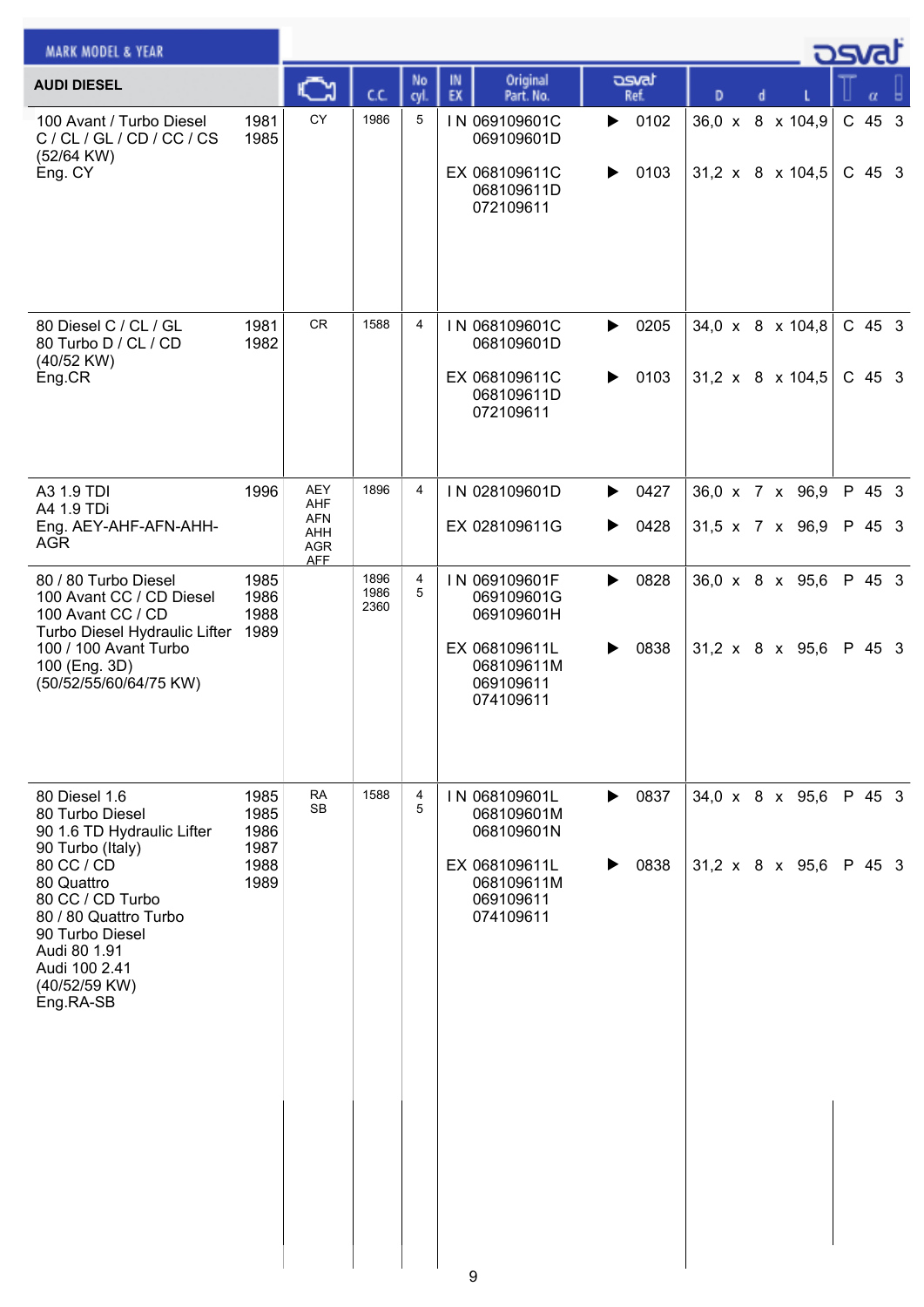| AUDI DIESEL | | Engine | C.C. | No cyl. | IN EX | Original Part. No. | osvat Ref. | D x d x L | T | α | |
|---|---|---|---|---|---|---|---|---|---|---|---|
| 100 Avant / Turbo Diesel<br>C / CL / GL / CD / CC / CS<br>(52/64 KW)<br>Eng. CY | 1981<br>1985 | CY | 1986 | 5 | IN | 069109601C<br>069109601D | ▶ 0102 | 36,0 x 8 x 104,9 | C | 45 | 3 |
| | | | | | EX | 068109611C<br>068109611D<br>072109611 | ▶ 0103 | 31,2 x 8 x 104,5 | C | 45 | 3 |
| 80 Diesel C / CL / GL<br>80 Turbo D / CL / CD<br>(40/52 KW)<br>Eng.CR | 1981<br>1982 | CR | 1588 | 4 | IN | 068109601C<br>068109601D | ▶ 0205 | 34,0 x 8 x 104,8 | C | 45 | 3 |
| | | | | | EX | 068109611C<br>068109611D<br>072109611 | ▶ 0103 | 31,2 x 8 x 104,5 | C | 45 | 3 |
| A3 1.9 TDI<br>A4 1.9 TDi<br>Eng. AEY-AHF-AFN-AHH-AGR | 1996 | AEY<br>AHF<br>AFN<br>AHH<br>AGR<br>AFF | 1896 | 4 | IN | 028109601D | ▶ 0427 | 36,0 x 7 x 96,9 | P | 45 | 3 |
| | | | | | EX | 028109611G | ▶ 0428 | 31,5 x 7 x 96,9 | P | 45 | 3 |
| 80 / 80 Turbo Diesel<br>100 Avant CC / CD Diesel<br>100 Avant CC / CD<br>Turbo Diesel Hydraulic Lifter<br>100 / 100 Avant Turbo<br>100 (Eng. 3D)<br>(50/52/55/60/64/75 KW) | 1985<br>1986<br>1988<br>1989 | | 1896<br>1986<br>2360 | 4<br>5 | IN | 069109601F<br>069109601G<br>069109601H | ▶ 0828 | 36,0 x 8 x 95,6 | P | 45 | 3 |
| | | | | | EX | 068109611L<br>068109611M<br>069109611<br>074109611 | ▶ 0838 | 31,2 x 8 x 95,6 | P | 45 | 3 |
| 80 Diesel 1.6<br>80 Turbo Diesel<br>90 1.6 TD Hydraulic Lifter<br>90 Turbo (Italy)<br>80 CC / CD<br>80 Quattro<br>80 CC / CD Turbo<br>80 / 80 Quattro Turbo<br>90 Turbo Diesel<br>Audi 80 1.91<br>Audi 100 2.41<br>(40/52/59 KW)<br>Eng.RA-SB | 1985<br>1985<br>1986<br>1987<br>1988<br>1989 | RA<br>SB | 1588 | 4<br>5 | IN | 068109601L<br>068109601M<br>068109601N | ▶ 0837 | 34,0 x 8 x 95,6 | P | 45 | 3 |
| | | | | | EX | 068109611L<br>068109611M<br>069109611<br>074109611 | ▶ 0838 | 31,2 x 8 x 95,6 | P | 45 | 3 |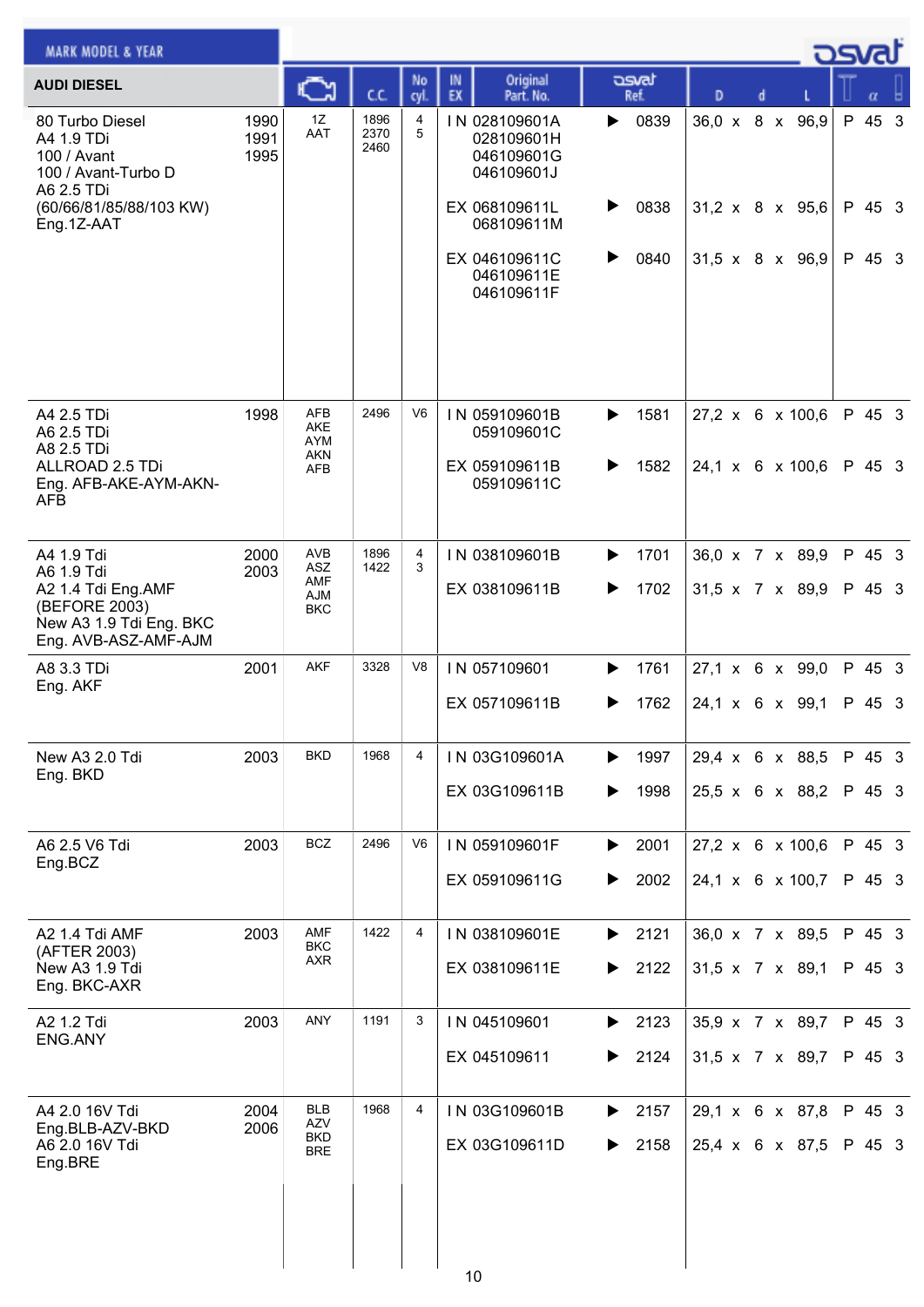| AUDI DIESEL | | Engine | C.C. | No cyl. | IN EX | Original Part. No. | osvat Ref. | D x d x L | | α | |
|---|---|---|---|---|---|---|---|---|---|---|---|
| 80 Turbo Diesel<br>A4 1.9 TDi<br>100 / Avant<br>100 / Avant-Turbo D<br>A6 2.5 TDi<br>(60/66/81/85/88/103 KW)<br>Eng.1Z-AAT | 1990<br>1991<br>1995 | 1Z<br>AAT | 1896<br>2370<br>2460 | 4<br>5 | IN | 028109601A<br>028109601H<br>046109601G<br>046109601J | ▶ 0839 | 36,0 x 8 x 96,9 | P | 45 | 3 |
| | | | | | EX | 068109611L<br>068109611M | ▶ 0838 | 31,2 x 8 x 95,6 | P | 45 | 3 |
| | | | | | EX | 046109611C<br>046109611E<br>046109611F | ▶ 0840 | 31,5 x 8 x 96,9 | P | 45 | 3 |
| A4 2.5 TDi<br>A6 2.5 TDi<br>A8 2.5 TDi<br>ALLROAD 2.5 TDi<br>Eng. AFB-AKE-AYM-AKN-AFB | 1998 | AFB<br>AKE<br>AYM<br>AKN<br>AFB | 2496 | V6 | IN | 059109601B<br>059109601C | ▶ 1581 | 27,2 x 6 x 100,6 | P | 45 | 3 |
| | | | | | EX | 059109611B<br>059109611C | ▶ 1582 | 24,1 x 6 x 100,6 | P | 45 | 3 |
| A4 1.9 Tdi<br>A6 1.9 Tdi<br>A2 1.4 Tdi Eng.AMF<br>(BEFORE 2003)<br>New A3 1.9 Tdi Eng. BKC<br>Eng. AVB-ASZ-AMF-AJM | 2000<br>2003 | AVB<br>ASZ<br>AMF<br>AJM<br>BKC | 1896<br>1422 | 4<br>3 | IN | 038109601B | ▶ 1701 | 36,0 x 7 x 89,9 | P | 45 | 3 |
| | | | | | EX | 038109611B | ▶ 1702 | 31,5 x 7 x 89,9 | P | 45 | 3 |
| A8 3.3 TDi<br>Eng. AKF | 2001 | AKF | 3328 | V8 | IN | 057109601 | ▶ 1761 | 27,1 x 6 x 99,0 | P | 45 | 3 |
| | | | | | EX | 057109611B | ▶ 1762 | 24,1 x 6 x 99,1 | P | 45 | 3 |
| New A3 2.0 Tdi<br>Eng. BKD | 2003 | BKD | 1968 | 4 | IN | 03G109601A | ▶ 1997 | 29,4 x 6 x 88,5 | P | 45 | 3 |
| | | | | | EX | 03G109611B | ▶ 1998 | 25,5 x 6 x 88,2 | P | 45 | 3 |
| A6 2.5 V6 Tdi<br>Eng.BCZ | 2003 | BCZ | 2496 | V6 | IN | 059109601F | ▶ 2001 | 27,2 x 6 x 100,6 | P | 45 | 3 |
| | | | | | EX | 059109611G | ▶ 2002 | 24,1 x 6 x 100,7 | P | 45 | 3 |
| A2 1.4 Tdi AMF<br>(AFTER 2003)<br>New A3 1.9 Tdi<br>Eng. BKC-AXR | 2003 | AMF<br>BKC<br>AXR | 1422 | 4 | IN | 038109601E | ▶ 2121 | 36,0 x 7 x 89,5 | P | 45 | 3 |
| | | | | | EX | 038109611E | ▶ 2122 | 31,5 x 7 x 89,1 | P | 45 | 3 |
| A2 1.2 Tdi<br>ENG.ANY | 2003 | ANY | 1191 | 3 | IN | 045109601 | ▶ 2123 | 35,9 x 7 x 89,7 | P | 45 | 3 |
| | | | | | EX | 045109611 | ▶ 2124 | 31,5 x 7 x 89,7 | P | 45 | 3 |
| A4 2.0 16V Tdi<br>Eng.BLB-AZV-BKD<br>A6 2.0 16V Tdi<br>Eng.BRE | 2004<br>2006 | BLB<br>AZV<br>BKD<br>BRE | 1968 | 4 | IN | 03G109601B | ▶ 2157 | 29,1 x 6 x 87,8 | P | 45 | 3 |
| | | | | | EX | 03G109611D | ▶ 2158 | 25,4 x 6 x 87,5 | P | 45 | 3 |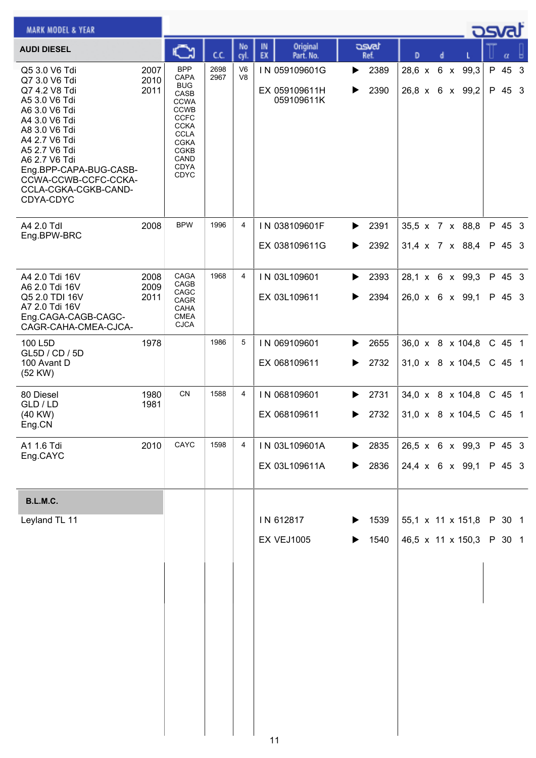| MARK MODEL & YEAR | | Engine | C.C. | No cyl. | IN EX | Original Part. No. | osvat Ref. | D | d | L | | α | |
|---|---|---|---|---|---|---|---|---|---|---|---|---|---|
| **AUDI DIESEL** | | | | | | | | | | | | | |
| Q5 3.0 V6 Tdi<br>Q7 3.0 V6 Tdi<br>Q7 4.2 V8 Tdi<br>A5 3.0 V6 Tdi<br>A6 3.0 V6 Tdi<br>A4 3.0 V6 Tdi<br>A8 3.0 V6 Tdi<br>A4 2.7 V6 Tdi<br>A5 2.7 V6 Tdi<br>A6 2.7 V6 Tdi<br>Eng.BPP-CAPA-BUG-CASB-CCWA-CCWB-CCFC-CCKA-CCLA-CGKA-CGKB-CAND-CDYA-CDYC | 2007<br>2010<br>2011 | BPP<br>CAPA<br>BUG<br>CASB<br>CCWA<br>CCWB<br>CCFC<br>CCKA<br>CCLA<br>CGKA<br>CGKB<br>CAND<br>CDYA<br>CDYC | 2698<br>2967 | V6<br>V8 | IN | 059109601G | ▶ 2389 | 28,6 x | 6 x | 99,3 | P | 45 | 3 |
| | | | | | EX | 059109611H<br>059109611K | ▶ 2390 | 26,8 x | 6 x | 99,2 | P | 45 | 3 |
| A4 2.0 TdI<br>Eng.BPW-BRC | 2008 | BPW | 1996 | 4 | IN | 038109601F | ▶ 2391 | 35,5 x | 7 x | 88,8 | P | 45 | 3 |
| | | | | | EX | 038109611G | ▶ 2392 | 31,4 x | 7 x | 88,4 | P | 45 | 3 |
| A4 2.0 Tdi 16V<br>A6 2.0 Tdi 16V<br>Q5 2.0 TDI 16V<br>A7 2.0 Tdi 16V<br>Eng.CAGA-CAGB-CAGC-CAGR-CAHA-CMEA-CJCA- | 2008<br>2009<br>2011 | CAGA<br>CAGB<br>CAGC<br>CAGR<br>CAHA<br>CMEA<br>CJCA | 1968 | 4 | IN | 03L109601 | ▶ 2393 | 28,1 x | 6 x | 99,3 | P | 45 | 3 |
| | | | | | EX | 03L109611 | ▶ 2394 | 26,0 x | 6 x | 99,1 | P | 45 | 3 |
| 100 L5D<br>GL5D / CD / 5D<br>100 Avant D<br>(52 KW) | 1978 | | 1986 | 5 | IN | 069109601 | ▶ 2655 | 36,0 x | 8 x | 104,8 | C | 45 | 1 |
| | | | | | EX | 068109611 | ▶ 2732 | 31,0 x | 8 x | 104,5 | C | 45 | 1 |
| 80 Diesel<br>GLD / LD<br>(40 KW)<br>Eng.CN | 1980<br>1981 | CN | 1588 | 4 | IN | 068109601 | ▶ 2731 | 34,0 x | 8 x | 104,8 | C | 45 | 1 |
| | | | | | EX | 068109611 | ▶ 2732 | 31,0 x | 8 x | 104,5 | C | 45 | 1 |
| A1 1.6 Tdi<br>Eng.CAYC | 2010 | CAYC | 1598 | 4 | IN | 03L109601A | ▶ 2835 | 26,5 x | 6 x | 99,3 | P | 45 | 3 |
| | | | | | EX | 03L109611A | ▶ 2836 | 24,4 x | 6 x | 99,1 | P | 45 | 3 |
| **B.L.M.C.** | | | | | | | | | | | | | |
| Leyland TL 11 | | | | | IN | 612817 | ▶ 1539 | 55,1 x | 11 x | 151,8 | P | 30 | 1 |
| | | | | | EX | VEJ1005 | ▶ 1540 | 46,5 x | 11 x | 150,3 | P | 30 | 1 |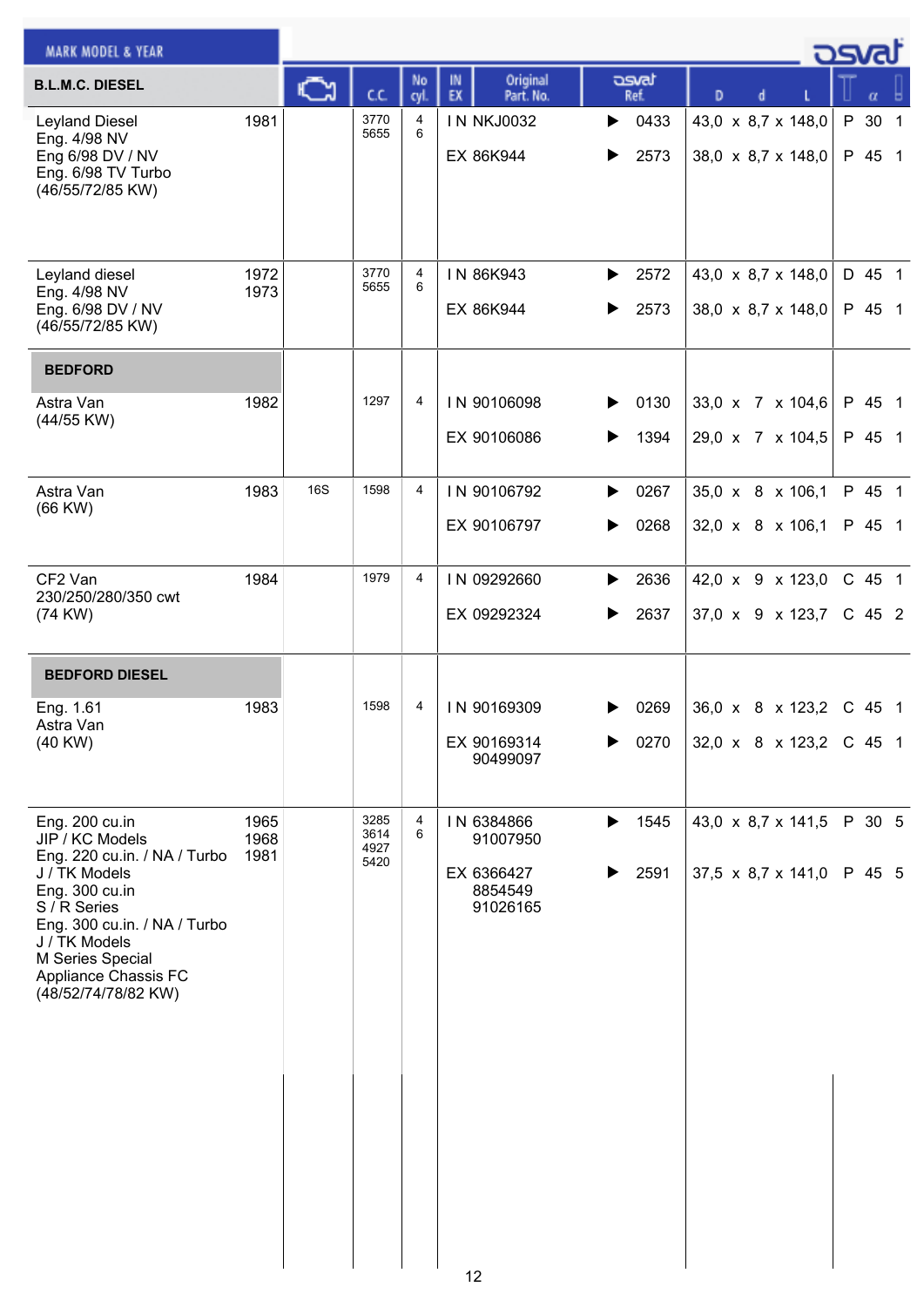| MARK MODEL & YEAR | | (engine) | C.C. | No cyl. | IN EX | Original Part. No. | osvat Ref. | D x d x L | T | α | |
|---|---|---|---|---|---|---|---|---|---|---|---|
| **B.L.M.C. DIESEL** | | | | | | | | | | | |
| Leyland Diesel<br>Eng. 4/98 NV<br>Eng 6/98 DV / NV<br>Eng. 6/98 TV Turbo<br>(46/55/72/85 KW) | 1981 | | 3770<br>5655 | 4<br>6 | I N | NKJ0032 | ▶ 0433 | 43,0 x 8,7 x 148,0 | P | 30 | 1 |
| | | | | | EX | 86K944 | ▶ 2573 | 38,0 x 8,7 x 148,0 | P | 45 | 1 |
| Leyland diesel<br>Eng. 4/98 NV<br>Eng. 6/98 DV / NV<br>(46/55/72/85 KW) | 1972<br>1973 | | 3770<br>5655 | 4<br>6 | I N | 86K943 | ▶ 2572 | 43,0 x 8,7 x 148,0 | D | 45 | 1 |
| | | | | | EX | 86K944 | ▶ 2573 | 38,0 x 8,7 x 148,0 | P | 45 | 1 |
| **BEDFORD** | | | | | | | | | | | |
| Astra Van<br>(44/55 KW) | 1982 | | 1297 | 4 | I N | 90106098 | ▶ 0130 | 33,0 x 7 x 104,6 | P | 45 | 1 |
| | | | | | EX | 90106086 | ▶ 1394 | 29,0 x 7 x 104,5 | P | 45 | 1 |
| Astra Van<br>(66 KW) | 1983 | 16S | 1598 | 4 | I N | 90106792 | ▶ 0267 | 35,0 x 8 x 106,1 | P | 45 | 1 |
| | | | | | EX | 90106797 | ▶ 0268 | 32,0 x 8 x 106,1 | P | 45 | 1 |
| CF2 Van<br>230/250/280/350 cwt<br>(74 KW) | 1984 | | 1979 | 4 | I N | 09292660 | ▶ 2636 | 42,0 x 9 x 123,0 | C | 45 | 1 |
| | | | | | EX | 09292324 | ▶ 2637 | 37,0 x 9 x 123,7 | C | 45 | 2 |
| **BEDFORD DIESEL** | | | | | | | | | | | |
| Eng. 1.61<br>Astra Van<br>(40 KW) | 1983 | | 1598 | 4 | I N | 90169309 | ▶ 0269 | 36,0 x 8 x 123,2 | C | 45 | 1 |
| | | | | | EX | 90169314<br>90499097 | ▶ 0270 | 32,0 x 8 x 123,2 | C | 45 | 1 |
| Eng. 200 cu.in<br>JIP / KC Models<br>Eng. 220 cu.in. / NA / Turbo<br>J / TK Models<br>Eng. 300 cu.in<br>S / R Series<br>Eng. 300 cu.in. / NA / Turbo<br>J / TK Models<br>M Series Special<br>Appliance Chassis FC<br>(48/52/74/78/82 KW) | 1965<br>1968<br>1981 | | 3285<br>3614<br>4927<br>5420 | 4<br>6 | I N | 6384866<br>91007950 | ▶ 1545 | 43,0 x 8,7 x 141,5 | P | 30 | 5 |
| | | | | | EX | 6366427<br>8854549<br>91026165 | ▶ 2591 | 37,5 x 8,7 x 141,0 | P | 45 | 5 |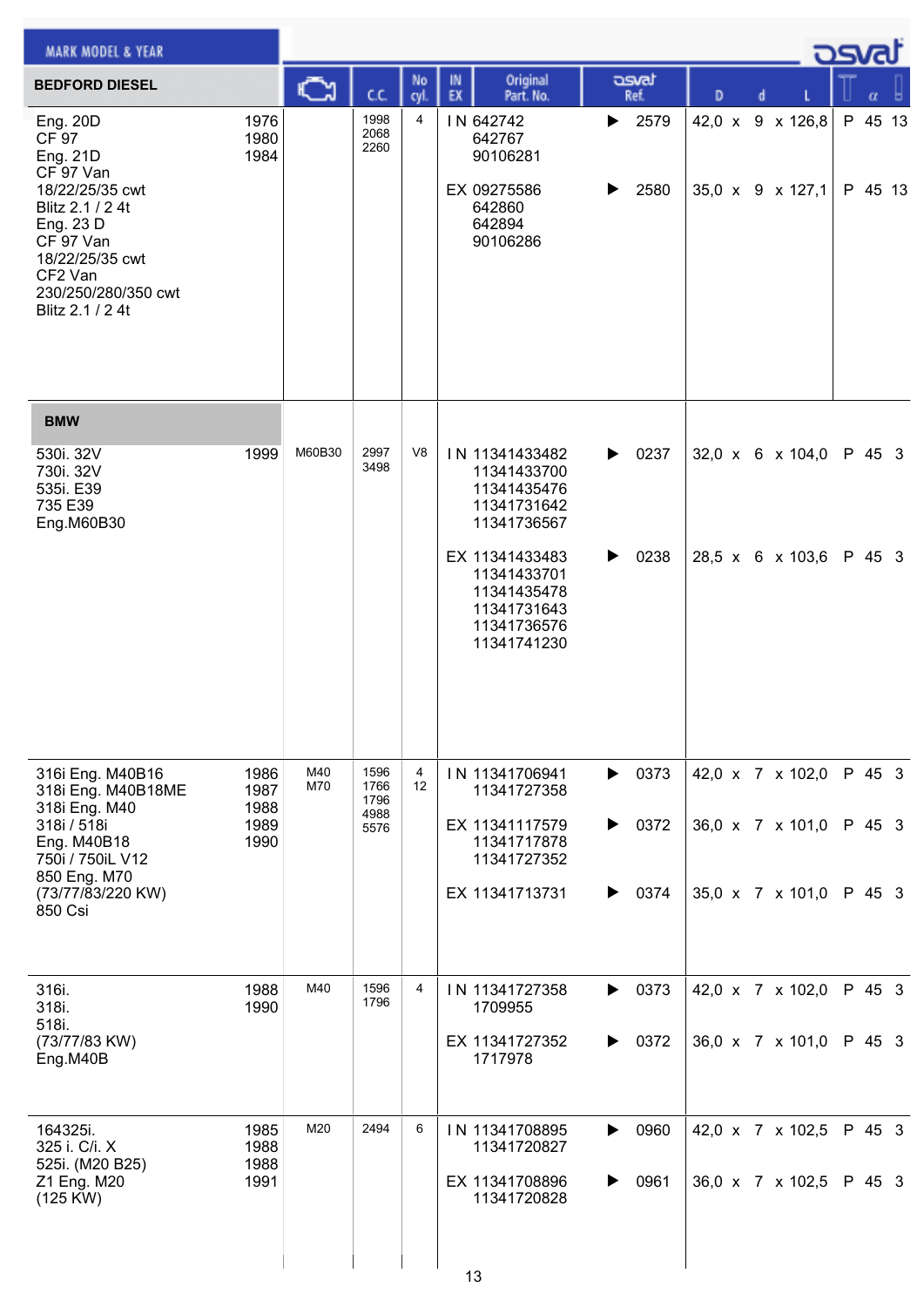| MARK MODEL & YEAR | | Engine | C.C. | No cyl. | IN EX | Original Part. No. | osvat Ref. | D x d x L | T α |
|---|---|---|---|---|---|---|---|---|---|
| **BEDFORD DIESEL** | | | | | | | | | |
| Eng. 20D<br>CF 97<br>Eng. 21D<br>CF 97 Van<br>18/22/25/35 cwt<br>Blitz 2.1 / 2 4t<br>Eng. 23 D<br>CF 97 Van<br>18/22/25/35 cwt<br>CF2 Van<br>230/250/280/350 cwt<br>Blitz 2.1 / 2 4t | 1976<br>1980<br>1984 | | 1998<br>2068<br>2260 | 4 | IN | 642742<br>642767<br>90106281 | ▶ 2579 | 42,0 x 9 x 126,8 | P 45 13 |
| | | | | | EX | 09275586<br>642860<br>642894<br>90106286 | ▶ 2580 | 35,0 x 9 x 127,1 | P 45 13 |
| **BMW** | | | | | | | | | |
| 530i. 32V<br>730i. 32V<br>535i. E39<br>735 E39<br>Eng.M60B30 | 1999 | M60B30 | 2997<br>3498 | V8 | IN | 11341433482<br>11341433700<br>11341435476<br>11341731642<br>11341736567 | ▶ 0237 | 32,0 x 6 x 104,0 | P 45 3 |
| | | | | | EX | 11341433483<br>11341433701<br>11341435478<br>11341731643<br>11341736576<br>11341741230 | ▶ 0238 | 28,5 x 6 x 103,6 | P 45 3 |
| 316i Eng. M40B16<br>318i Eng. M40B18ME<br>318i Eng. M40<br>318i / 518i<br>Eng. M40B18<br>750i / 750iL V12<br>850 Eng. M70<br>(73/77/83/220 KW)<br>850 Csi | 1986<br>1987<br>1988<br>1989<br>1990 | M40<br>M70 | 1596<br>1766<br>1796<br>4988<br>5576 | 4<br>12 | IN | 11341706941<br>11341727358 | ▶ 0373 | 42,0 x 7 x 102,0 | P 45 3 |
| | | | | | EX | 11341117579<br>11341717878<br>11341727352 | ▶ 0372 | 36,0 x 7 x 101,0 | P 45 3 |
| | | | | | EX | 11341713731 | ▶ 0374 | 35,0 x 7 x 101,0 | P 45 3 |
| 316i.<br>318i.<br>518i.<br>(73/77/83 KW)<br>Eng.M40B | 1988<br>1990 | M40 | 1596<br>1796 | 4 | IN | 11341727358<br>1709955 | ▶ 0373 | 42,0 x 7 x 102,0 | P 45 3 |
| | | | | | EX | 11341727352<br>1717978 | ▶ 0372 | 36,0 x 7 x 101,0 | P 45 3 |
| 164325i.<br>325 i. C/i. X<br>525i. (M20 B25)<br>Z1 Eng. M20<br>(125 KW) | 1985<br>1988<br>1988<br>1991 | M20 | 2494 | 6 | IN | 11341708895<br>11341720827 | ▶ 0960 | 42,0 x 7 x 102,5 | P 45 3 |
| | | | | | EX | 11341708896<br>11341720828 | ▶ 0961 | 36,0 x 7 x 102,5 | P 45 3 |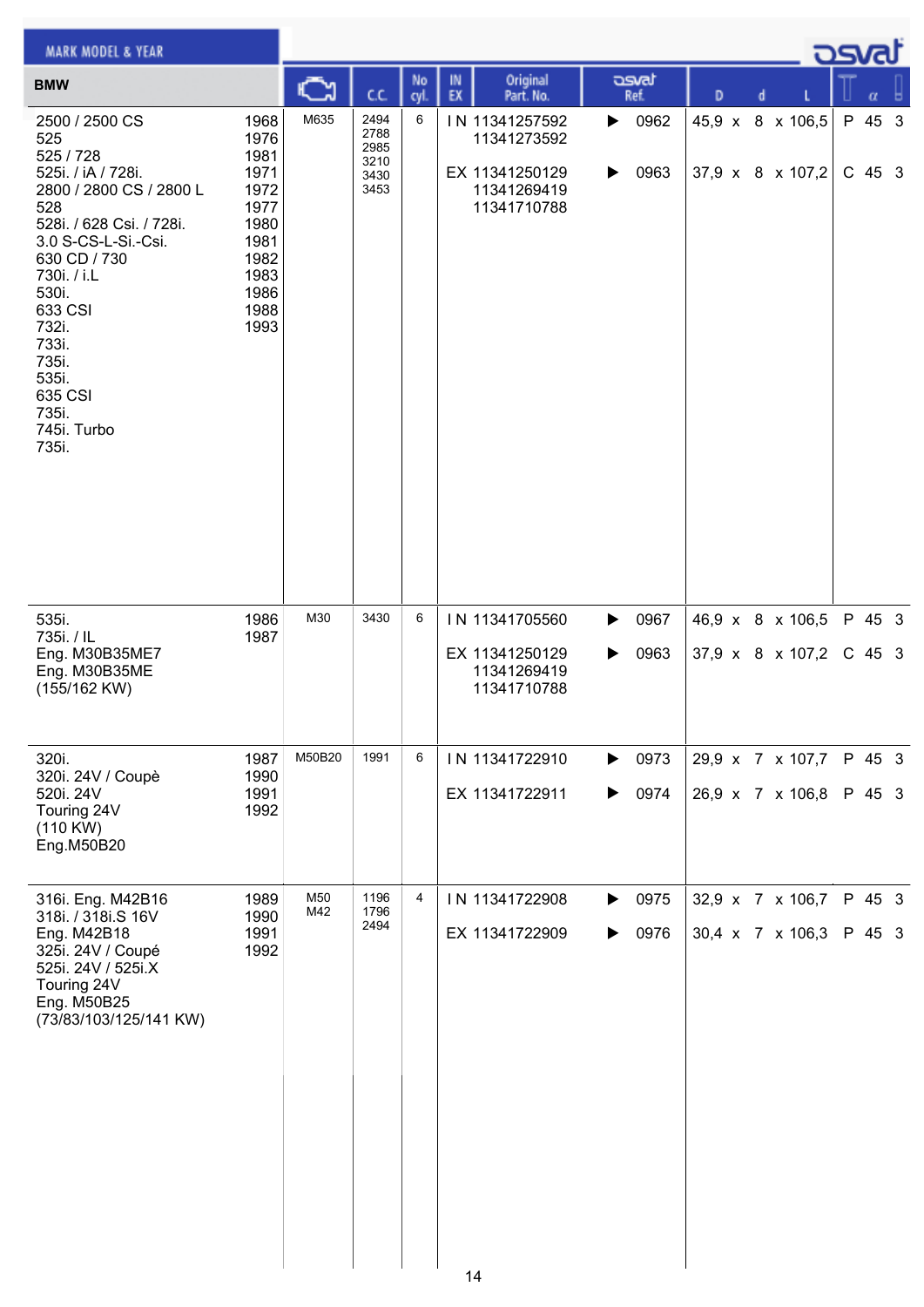| MARK MODEL & YEAR | | Engine | C.C. | No cyl. | IN EX | Original Part. No. | osvat Ref. | D x d x L | Seat α | |
|---|---|---|---|---|---|---|---|---|---|---|
| **BMW** | | | | | | | | | | |
| 2500 / 2500 CS<br>525<br>525 / 728<br>525i. / iA / 728i.<br>2800 / 2800 CS / 2800 L<br>528<br>528i. / 628 Csi. / 728i.<br>3.0 S-CS-L-Si.-Csi.<br>630 CD / 730<br>730i. / i.L<br>530i.<br>633 CSI<br>732i.<br>733i.<br>735i.<br>535i.<br>635 CSI<br>735i.<br>745i. Turbo<br>735i. | 1968<br>1976<br>1981<br>1971<br>1972<br>1977<br>1980<br>1981<br>1982<br>1983<br>1986<br>1988<br>1993 | M635 | 2494<br>2788<br>2985<br>3210<br>3430<br>3453 | 6 | IN<br><br>EX | 11341257592<br>11341273592<br>11341250129<br>11341269419<br>11341710788 | 0962<br><br>0963 | 45,9 x 8 x 106,5<br><br>37,9 x 8 x 107,2 | P 45<br><br>C 45 | 3<br><br>3 |
| 535i.<br>735i. / IL<br>Eng. M30B35ME7<br>Eng. M30B35ME<br>(155/162 KW) | 1986<br>1987 | M30 | 3430 | 6 | IN<br><br>EX | 11341705560<br><br>11341250129<br>11341269419<br>11341710788 | 0967<br><br>0963 | 46,9 x 8 x 106,5<br><br>37,9 x 8 x 107,2 | P 45<br><br>C 45 | 3<br><br>3 |
| 320i.<br>320i. 24V / Coupè<br>520i. 24V<br>Touring 24V<br>(110 KW)<br>Eng.M50B20 | 1987<br>1990<br>1991<br>1992 | M50B20 | 1991 | 6 | IN<br><br>EX | 11341722910<br><br>11341722911 | 0973<br><br>0974 | 29,9 x 7 x 107,7<br><br>26,9 x 7 x 106,8 | P 45<br><br>P 45 | 3<br><br>3 |
| 316i. Eng. M42B16<br>318i. / 318i.S 16V<br>Eng. M42B18<br>325i. 24V / Coupé<br>525i. 24V / 525i.X<br>Touring 24V<br>Eng. M50B25<br>(73/83/103/125/141 KW) | 1989<br>1990<br>1991<br>1992 | M50<br>M42 | 1196<br>1796<br>2494 | 4 | IN<br><br>EX | 11341722908<br><br>11341722909 | 0975<br><br>0976 | 32,9 x 7 x 106,7<br><br>30,4 x 7 x 106,3 | P 45<br><br>P 45 | 3<br><br>3 |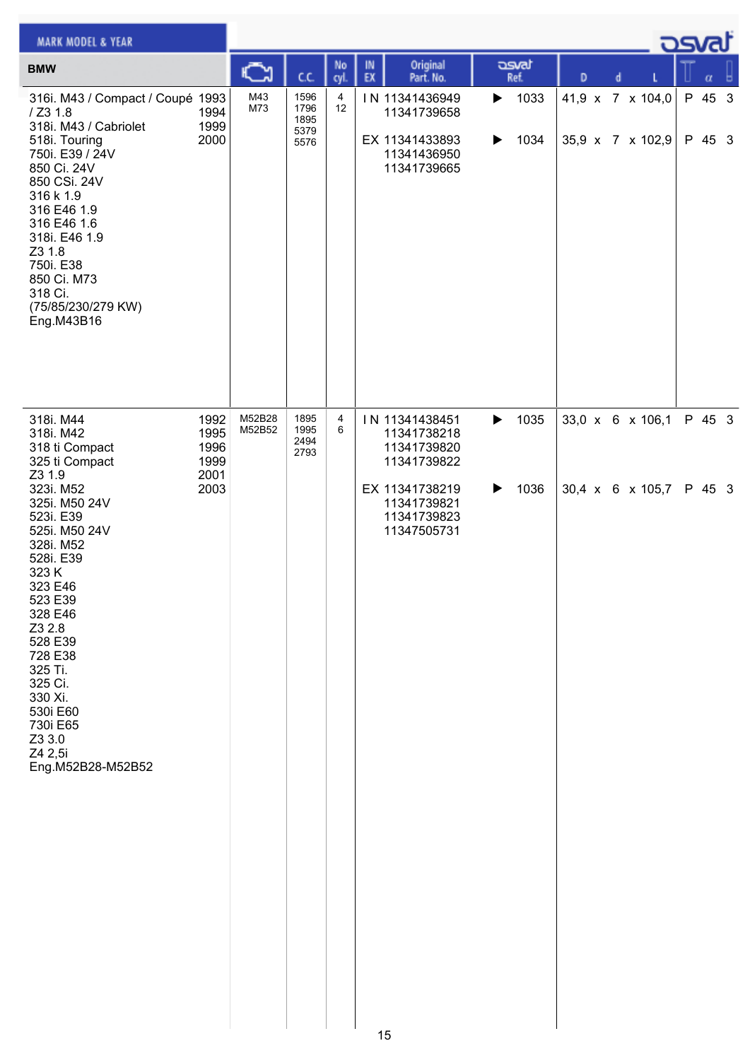| MARK MODEL & YEAR | | Engine | C.C. | No cyl. | IN EX | Original Part. No. | osvat Ref. | D x d x L | Seat α |
|---|---|---|---|---|---|---|---|---|---|
| **BMW** | | | | | | | | | |
| 316i. M43 / Compact / Coupé / Z3 1.8<br>318i. M43 / Cabriolet<br>518i. Touring<br>750i. E39 / 24V<br>850 Ci. 24V<br>850 CSi. 24V<br>316 k 1.9<br>316 E46 1.9<br>316 E46 1.6<br>318i. E46 1.9<br>Z3 1.8<br>750i. E38<br>850 Ci. M73<br>318 Ci.<br>(75/85/230/279 KW)<br>Eng.M43B16 | 1993<br>1994<br>1999<br>2000 | M43<br>M73 | 1596<br>1796<br>1895<br>5379<br>5576 | 4<br>12 | IN | 11341436949<br>11341739658 | ▶ 1033 | 41,9 x 7 x 104,0 | P 45 3 |
| | | | | | EX | 11341433893<br>11341436950<br>11341739665 | ▶ 1034 | 35,9 x 7 x 102,9 | P 45 3 |
| 318i. M44<br>318i. M42<br>318 ti Compact<br>325 ti Compact<br>Z3 1.9<br>323i. M52<br>325i. M50 24V<br>523i. E39<br>525i. M50 24V<br>328i. M52<br>528i. E39<br>323 K<br>323 E46<br>523 E39<br>328 E46<br>Z3 2.8<br>528 E39<br>728 E38<br>325 Ti.<br>325 Ci.<br>330 Xi.<br>530i E60<br>730i E65<br>Z3 3.0<br>Z4 2,5i<br>Eng.M52B28-M52B52 | 1992<br>1995<br>1996<br>1999<br>2001<br>2003 | M52B28<br>M52B52 | 1895<br>1995<br>2494<br>2793 | 4<br>6 | IN | 11341438451<br>11341738218<br>11341739820<br>11341739822 | ▶ 1035 | 33,0 x 6 x 106,1 | P 45 3 |
| | | | | | EX | 11341738219<br>11341739821<br>11341739823<br>11347505731 | ▶ 1036 | 30,4 x 6 x 105,7 | P 45 3 |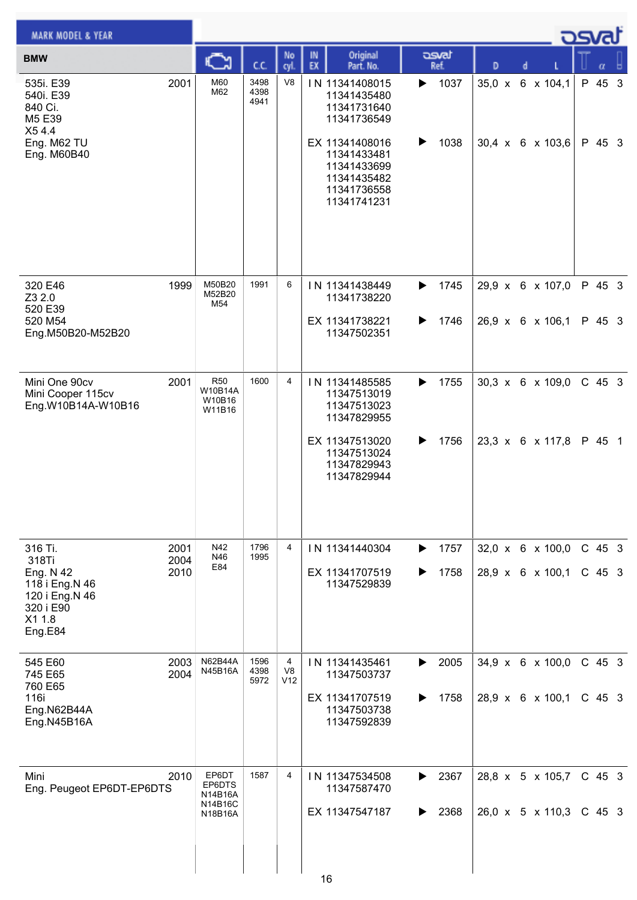| MARK MODEL & YEAR | | Engine | C.C. | No cyl. | IN EX | Original Part. No. | osvat Ref. | D x d x L | | α | |
|---|---|---|---|---|---|---|---|---|---|---|---|
| **BMW** | | | | | | | | | | | |
| 535i. E39<br>540i. E39<br>840 Ci.<br>M5 E39<br>X5 4.4<br>Eng. M62 TU<br>Eng. M60B40 | 2001 | M60<br>M62 | 3498<br>4398<br>4941 | V8 | IN | 11341408015<br>11341435480<br>11341731640<br>11341736549 | 1037 | 35,0 x 6 x 104,1 | P | 45 | 3 |
| | | | | | EX | 11341408016<br>11341433481<br>11341433699<br>11341435482<br>11341736558<br>11341741231 | 1038 | 30,4 x 6 x 103,6 | P | 45 | 3 |
| 320 E46<br>Z3 2.0<br>520 E39<br>520 M54<br>Eng.M50B20-M52B20 | 1999 | M50B20<br>M52B20<br>M54 | 1991 | 6 | IN | 11341438449<br>11341738220 | 1745 | 29,9 x 6 x 107,0 | P | 45 | 3 |
| | | | | | EX | 11341738221<br>11347502351 | 1746 | 26,9 x 6 x 106,1 | P | 45 | 3 |
| Mini One 90cv<br>Mini Cooper 115cv<br>Eng.W10B14A-W10B16 | 2001 | R50<br>W10B14A<br>W10B16<br>W11B16 | 1600 | 4 | IN | 11341485585<br>11347513019<br>11347513023<br>11347829955 | 1755 | 30,3 x 6 x 109,0 | C | 45 | 3 |
| | | | | | EX | 11347513020<br>11347513024<br>11347829943<br>11347829944 | 1756 | 23,3 x 6 x 117,8 | P | 45 | 1 |
| 316 Ti.<br>318Ti<br>Eng. N 42<br>118 i Eng.N 46<br>120 i Eng.N 46<br>320 i E90<br>X1 1.8<br>Eng.E84 | 2001<br>2004<br>2010 | N42<br>N46<br>E84 | 1796<br>1995 | 4 | IN | 11341440304 | 1757 | 32,0 x 6 x 100,0 | C | 45 | 3 |
| | | | | | EX | 11341707519<br>11347529839 | 1758 | 28,9 x 6 x 100,1 | C | 45 | 3 |
| 545 E60<br>745 E65<br>760 E65<br>116i<br>Eng.N62B44A<br>Eng.N45B16A | 2003<br>2004 | N62B44A<br>N45B16A | 1596<br>4398<br>5972 | 4<br>V8<br>V12 | IN | 11341435461<br>11347503737 | 2005 | 34,9 x 6 x 100,0 | C | 45 | 3 |
| | | | | | EX | 11341707519<br>11347503738<br>11347592839 | 1758 | 28,9 x 6 x 100,1 | C | 45 | 3 |
| Mini<br>Eng. Peugeot EP6DT-EP6DTS | 2010 | EP6DT<br>EP6DTS<br>N14B16A<br>N14B16C<br>N18B16A | 1587 | 4 | IN | 11347534508<br>11347587470 | 2367 | 28,8 x 5 x 105,7 | C | 45 | 3 |
| | | | | | EX | 11347547187 | 2368 | 26,0 x 5 x 110,3 | C | 45 | 3 |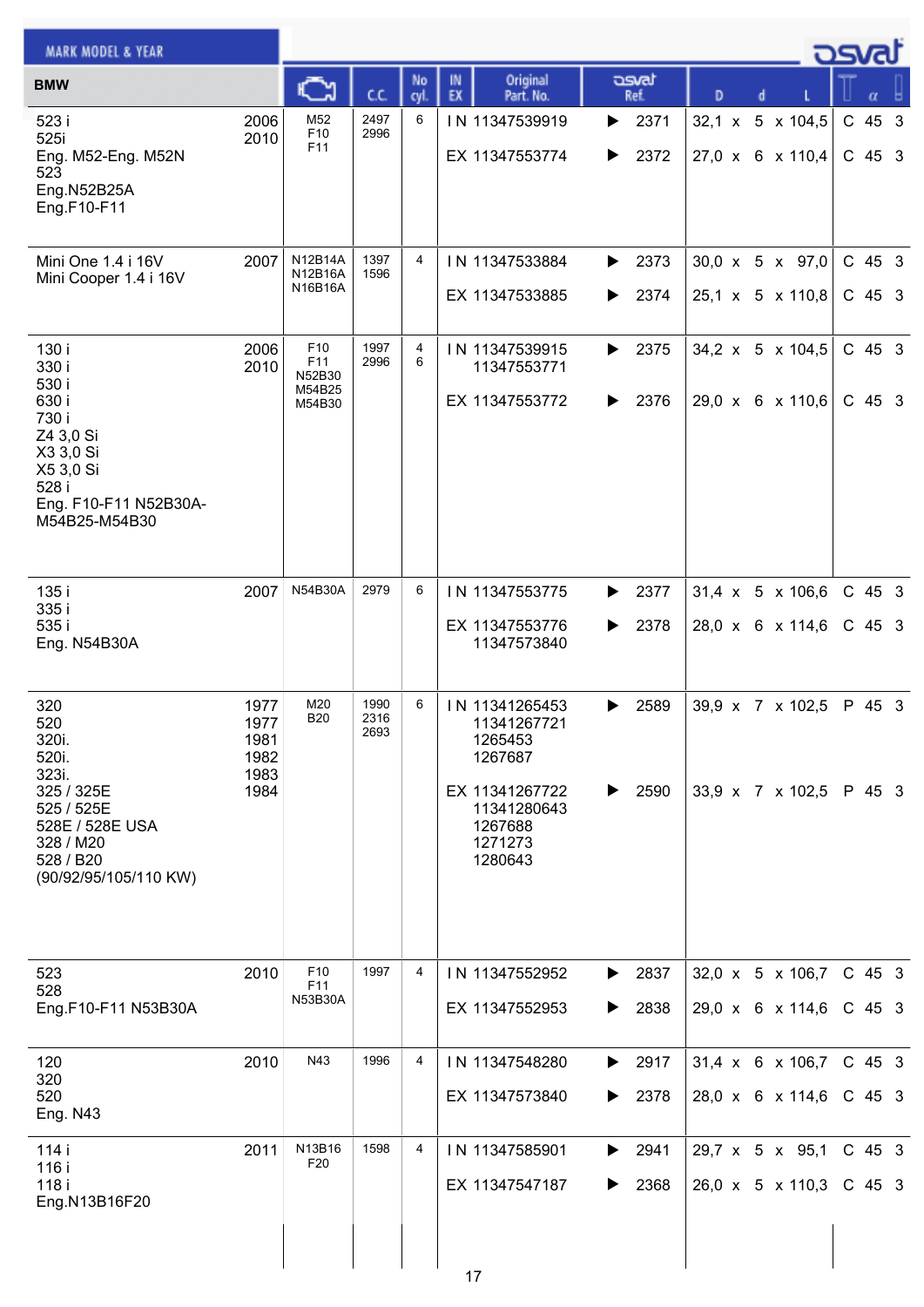MARK MODEL & YEAR

| BMW | | Engine | C.C. | No cyl. | IN EX | Original Part. No. | osvat Ref. | D x d x L | Type | α | |
|---|---|---|---|---|---|---|---|---|---|---|---|
| 523 i<br>525i<br>Eng. M52-Eng. M52N<br>523<br>Eng.N52B25A<br>Eng.F10-F11 | 2006<br>2010 | M52<br>F10<br>F11 | 2497<br>2996 | 6 | IN | 11347539919 | ▶ 2371 | 32,1 x 5 x 104,5 | C | 45 | 3 |
| | | | | | EX | 11347553774 | ▶ 2372 | 27,0 x 6 x 110,4 | C | 45 | 3 |
| Mini One 1.4 i 16V<br>Mini Cooper 1.4 i 16V | 2007 | N12B14A<br>N12B16A<br>N16B16A | 1397<br>1596 | 4 | IN | 11347533884 | ▶ 2373 | 30,0 x 5 x 97,0 | C | 45 | 3 |
| | | | | | EX | 11347533885 | ▶ 2374 | 25,1 x 5 x 110,8 | C | 45 | 3 |
| 130 i<br>330 i<br>530 i<br>630 i<br>730 i<br>Z4 3,0 Si<br>X3 3,0 Si<br>X5 3,0 Si<br>528 i<br>Eng. F10-F11 N52B30A-M54B25-M54B30 | 2006<br>2010 | F10<br>F11<br>N52B30<br>M54B25<br>M54B30 | 1997<br>2996 | 4<br>6 | IN | 11347539915<br>11347553771 | ▶ 2375 | 34,2 x 5 x 104,5 | C | 45 | 3 |
| | | | | | EX | 11347553772 | ▶ 2376 | 29,0 x 6 x 110,6 | C | 45 | 3 |
| 135 i<br>335 i<br>535 i<br>Eng. N54B30A | 2007 | N54B30A | 2979 | 6 | IN | 11347553775 | ▶ 2377 | 31,4 x 5 x 106,6 | C | 45 | 3 |
| | | | | | EX | 11347553776<br>11347573840 | ▶ 2378 | 28,0 x 6 x 114,6 | C | 45 | 3 |
| 320<br>520<br>320i.<br>520i.<br>323i.<br>325 / 325E<br>525 / 525E<br>528E / 528E USA<br>328 / M20<br>528 / B20<br>(90/92/95/105/110 KW) | 1977<br>1977<br>1981<br>1982<br>1983<br>1984 | M20<br>B20 | 1990<br>2316<br>2693 | 6 | IN | 11341265453<br>11341267721<br>1265453<br>1267687 | ▶ 2589 | 39,9 x 7 x 102,5 | P | 45 | 3 |
| | | | | | EX | 11341267722<br>11341280643<br>1267688<br>1271273<br>1280643 | ▶ 2590 | 33,9 x 7 x 102,5 | P | 45 | 3 |
| 523<br>528<br>Eng.F10-F11 N53B30A | 2010 | F10<br>F11<br>N53B30A | 1997 | 4 | IN | 11347552952 | ▶ 2837 | 32,0 x 5 x 106,7 | C | 45 | 3 |
| | | | | | EX | 11347552953 | ▶ 2838 | 29,0 x 6 x 114,6 | C | 45 | 3 |
| 120<br>320<br>520<br>Eng. N43 | 2010 | N43 | 1996 | 4 | IN | 11347548280 | ▶ 2917 | 31,4 x 6 x 106,7 | C | 45 | 3 |
| | | | | | EX | 11347573840 | ▶ 2378 | 28,0 x 6 x 114,6 | C | 45 | 3 |
| 114 i<br>116 i<br>118 i<br>Eng.N13B16F20 | 2011 | N13B16<br>F20 | 1598 | 4 | IN | 11347585901 | ▶ 2941 | 29,7 x 5 x 95,1 | C | 45 | 3 |
| | | | | | EX | 11347547187 | ▶ 2368 | 26,0 x 5 x 110,3 | C | 45 | 3 |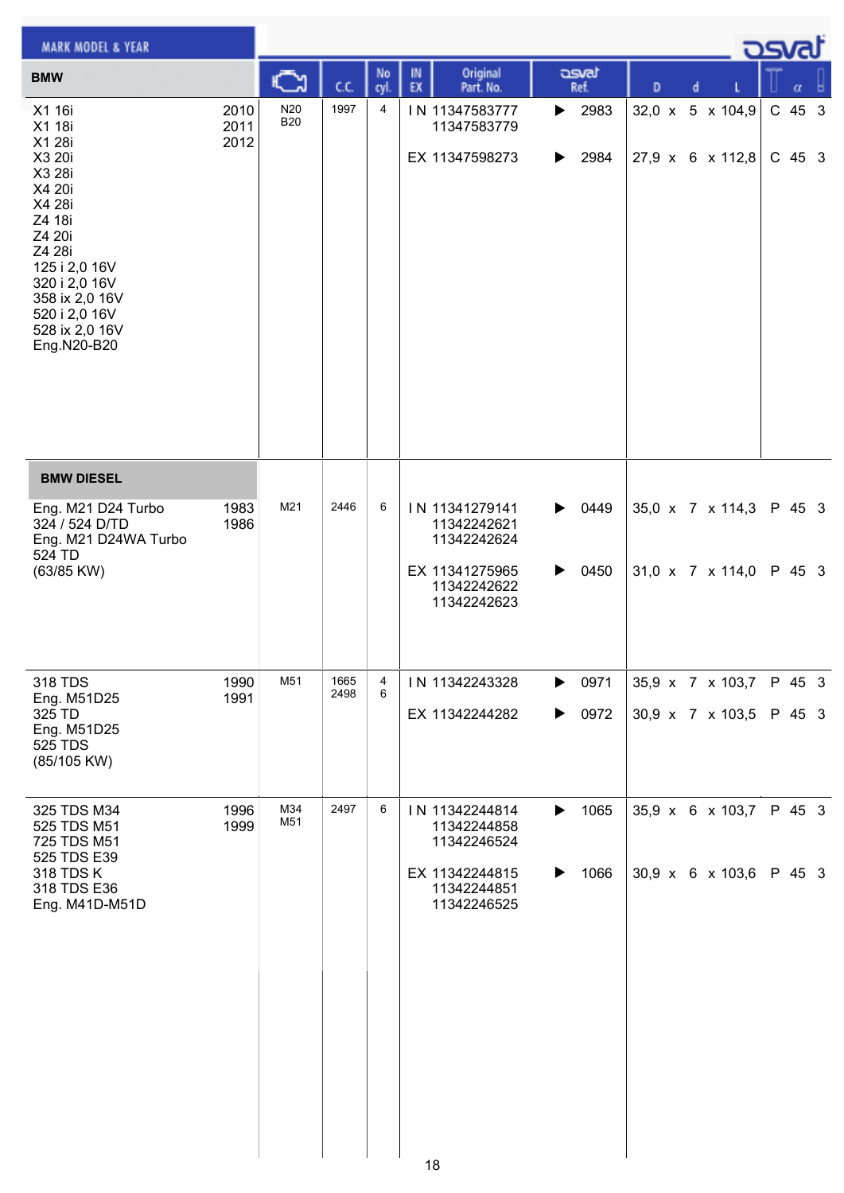| MARK MODEL & YEAR | | Engine | C.C. | No cyl. | IN EX | Original Part. No. | osvat Ref. | D x d x L | | α | |
|---|---|---|---|---|---|---|---|---|---|---|---|
| **BMW** | | | | | | | | | | | |
| X1 16i<br>X1 18i<br>X1 28i<br>X3 20i<br>X3 28i<br>X4 20i<br>X4 28i<br>Z4 18i<br>Z4 20i<br>Z4 28i<br>125 i 2,0 16V<br>320 i 2,0 16V<br>358 ix 2,0 16V<br>520 i 2,0 16V<br>528 ix 2,0 16V<br>Eng.N20-B20 | 2010<br>2011<br>2012 | N20<br>B20 | 1997 | 4 | IN | 11347583777<br>11347583779 | ▶ 2983 | 32,0 x 5 x 104,9 | C | 45 | 3 |
| | | | | | EX | 11347598273 | ▶ 2984 | 27,9 x 6 x 112,8 | C | 45 | 3 |
| **BMW DIESEL** | | | | | | | | | | | |
| Eng. M21 D24 Turbo<br>324 / 524 D/TD<br>Eng. M21 D24WA Turbo<br>524 TD<br>(63/85 KW) | 1983<br>1986 | M21 | 2446 | 6 | IN | 11341279141<br>11342242621<br>11342242624 | ▶ 0449 | 35,0 x 7 x 114,3 | P | 45 | 3 |
| | | | | | EX | 11341275965<br>11342242622<br>11342242623 | ▶ 0450 | 31,0 x 7 x 114,0 | P | 45 | 3 |
| 318 TDS<br>Eng. M51D25<br>325 TD<br>Eng. M51D25<br>525 TDS<br>(85/105 KW) | 1990<br>1991 | M51 | 1665<br>2498 | 4<br>6 | IN | 11342243328 | ▶ 0971 | 35,9 x 7 x 103,7 | P | 45 | 3 |
| | | | | | EX | 11342244282 | ▶ 0972 | 30,9 x 7 x 103,5 | P | 45 | 3 |
| 325 TDS M34<br>525 TDS M51<br>725 TDS M51<br>525 TDS E39<br>318 TDS K<br>318 TDS E36<br>Eng. M41D-M51D | 1996<br>1999 | M34<br>M51 | 2497 | 6 | IN | 11342244814<br>11342244858<br>11342246524 | ▶ 1065 | 35,9 x 6 x 103,7 | P | 45 | 3 |
| | | | | | EX | 11342244815<br>11342244851<br>11342246525 | ▶ 1066 | 30,9 x 6 x 103,6 | P | 45 | 3 |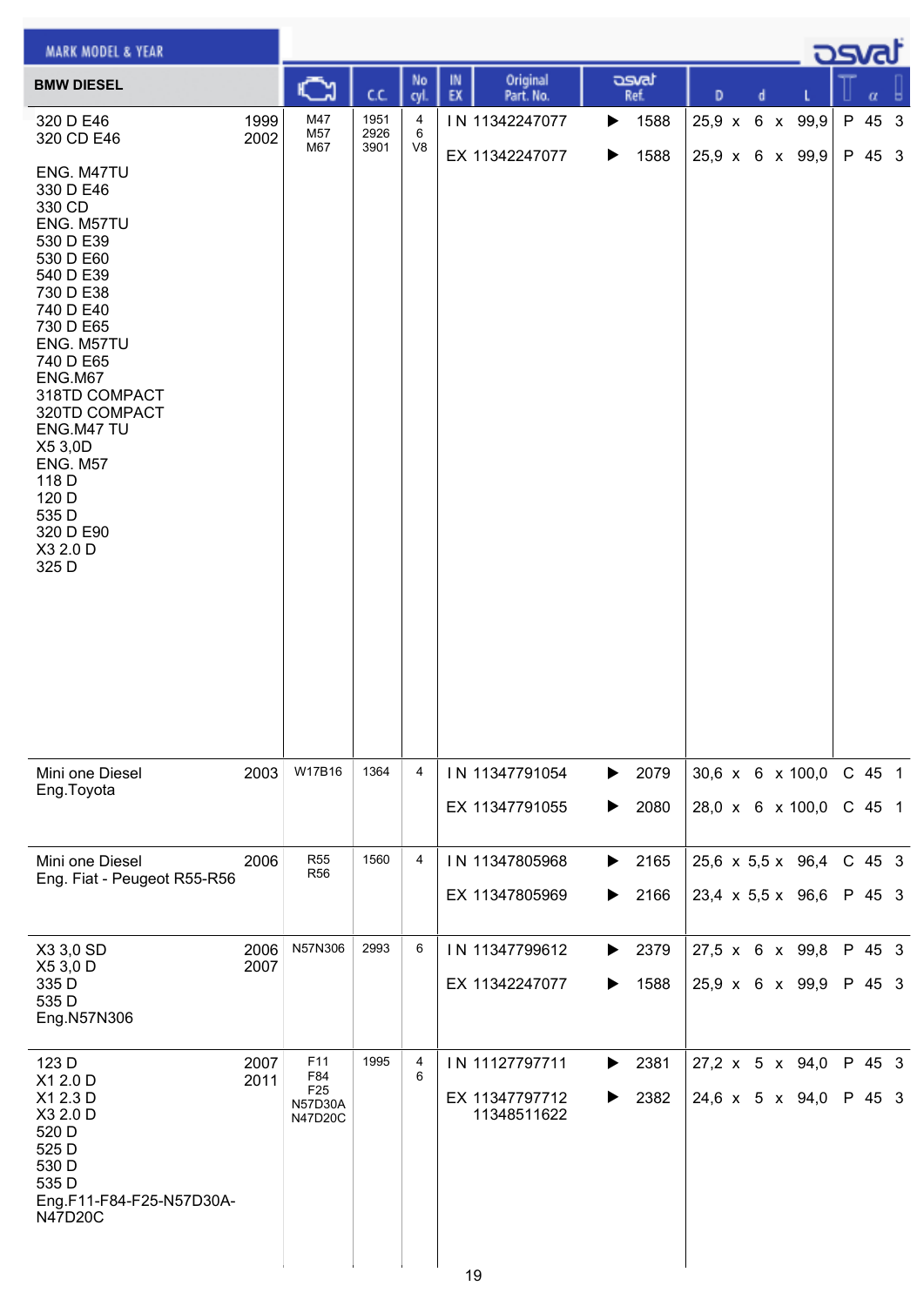| MARK MODEL & YEAR | | Engine | C.C. | No cyl. | IN EX | Original Part. No. | osvat Ref. | D | d | L | | α | |
|---|---|---|---|---|---|---|---|---|---|---|---|---|---|
| **BMW DIESEL** | | | | | | | | | | | | | |
| 320 D E46<br>320 CD E46<br><br>ENG. M47TU<br>330 D E46<br>330 CD<br>ENG. M57TU<br>530 D E39<br>530 D E60<br>540 D E39<br>730 D E38<br>740 D E40<br>730 D E65<br>ENG. M57TU<br>740 D E65<br>ENG.M67<br>318TD COMPACT<br>320TD COMPACT<br>ENG.M47 TU<br>X5 3,0D<br>ENG. M57<br>118 D<br>120 D<br>535 D<br>320 D E90<br>X3 2.0 D<br>325 D | 1999<br>2002 | M47<br>M57<br>M67 | 1951<br>2926<br>3901 | 4<br>6<br>V8 | IN<br>EX | 11342247077<br>11342247077 | 1588<br>1588 | 25,9<br>25,9 | 6<br>6 | 99,9<br>99,9 | P<br>P | 45<br>45 | 3<br>3 |
| Mini one Diesel<br>Eng.Toyota | 2003 | W17B16 | 1364 | 4 | IN<br>EX | 11347791054<br>11347791055 | 2079<br>2080 | 30,6<br>28,0 | 6<br>6 | 100,0<br>100,0 | C<br>C | 45<br>45 | 1<br>1 |
| Mini one Diesel<br>Eng. Fiat - Peugeot R55-R56 | 2006 | R55<br>R56 | 1560 | 4 | IN<br>EX | 11347805968<br>11347805969 | 2165<br>2166 | 25,6<br>23,4 | 5,5<br>5,5 | 96,4<br>96,6 | C<br>P | 45<br>45 | 3<br>3 |
| X3 3,0 SD<br>X5 3,0 D<br>335 D<br>535 D<br>Eng.N57N306 | 2006<br>2007 | N57N306 | 2993 | 6 | IN<br>EX | 11347799612<br>11342247077 | 2379<br>1588 | 27,5<br>25,9 | 6<br>6 | 99,8<br>99,9 | P<br>P | 45<br>45 | 3<br>3 |
| 123 D<br>X1 2.0 D<br>X1 2.3 D<br>X3 2.0 D<br>520 D<br>525 D<br>530 D<br>535 D<br>Eng.F11-F84-F25-N57D30A-N47D20C | 2007<br>2011 | F11<br>F84<br>F25<br>N57D30A<br>N47D20C | 1995 | 4<br>6 | IN<br>EX | 11127797711<br>11347797712<br>11348511622 | 2381<br>2382 | 27,2<br>24,6 | 5<br>5 | 94,0<br>94,0 | P<br>P | 45<br>45 | 3<br>3 |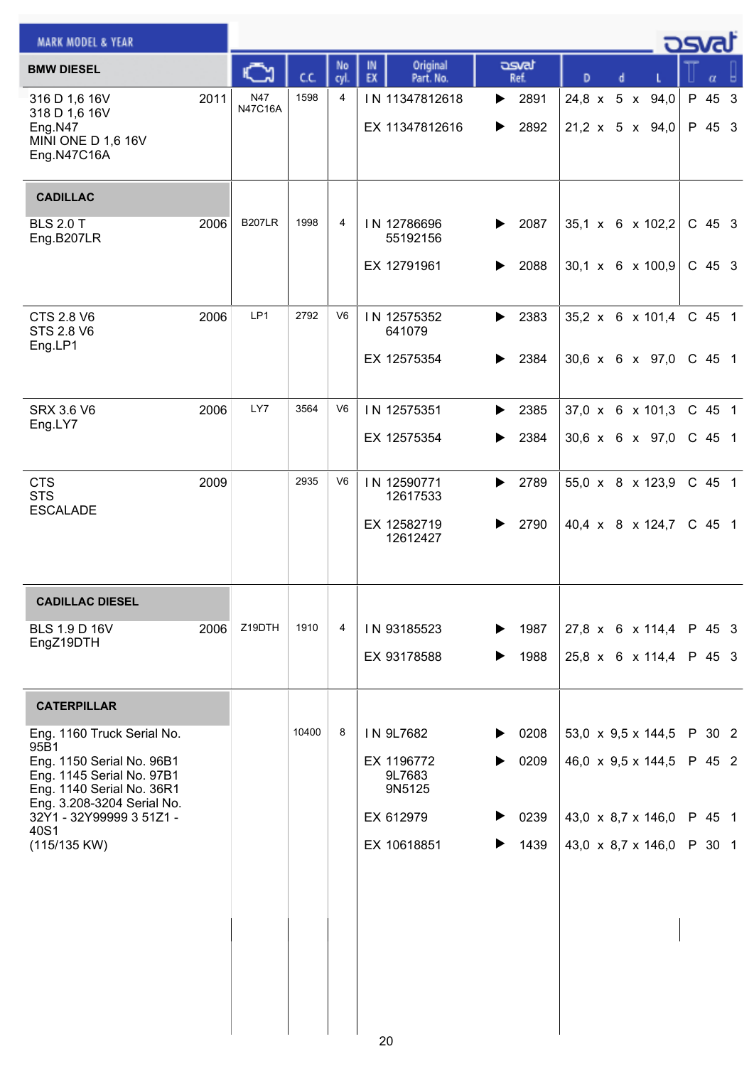| MARK MODEL & YEAR | | Engine | C.C. | No cyl. | IN EX | Original Part. No. | osvat Ref. | D x d x L | | α | |
|---|---|---|---|---|---|---|---|---|---|---|---|
| **BMW DIESEL** | | | | | | | | | | | |
| 316 D 1,6 16V<br>318 D 1,6 16V<br>Eng.N47<br>MINI ONE D 1,6 16V<br>Eng.N47C16A | 2011 | N47<br>N47C16A | 1598 | 4 | IN | 11347812618 | ▶ 2891 | 24,8 x 5 x 94,0 | P | 45 | 3 |
| | | | | | EX | 11347812616 | ▶ 2892 | 21,2 x 5 x 94,0 | P | 45 | 3 |
| **CADILLAC** | | | | | | | | | | | |
| BLS 2.0 T<br>Eng.B207LR | 2006 | B207LR | 1998 | 4 | IN | 12786696<br>55192156 | ▶ 2087 | 35,1 x 6 x 102,2 | C | 45 | 3 |
| | | | | | EX | 12791961 | ▶ 2088 | 30,1 x 6 x 100,9 | C | 45 | 3 |
| CTS 2.8 V6<br>STS 2.8 V6<br>Eng.LP1 | 2006 | LP1 | 2792 | V6 | IN | 12575352<br>641079 | ▶ 2383 | 35,2 x 6 x 101,4 | C | 45 | 1 |
| | | | | | EX | 12575354 | ▶ 2384 | 30,6 x 6 x 97,0 | C | 45 | 1 |
| SRX 3.6 V6<br>Eng.LY7 | 2006 | LY7 | 3564 | V6 | IN | 12575351 | ▶ 2385 | 37,0 x 6 x 101,3 | C | 45 | 1 |
| | | | | | EX | 12575354 | ▶ 2384 | 30,6 x 6 x 97,0 | C | 45 | 1 |
| CTS<br>STS<br>ESCALADE | 2009 | | 2935 | V6 | IN | 12590771<br>12617533 | ▶ 2789 | 55,0 x 8 x 123,9 | C | 45 | 1 |
| | | | | | EX | 12582719<br>12612427 | ▶ 2790 | 40,4 x 8 x 124,7 | C | 45 | 1 |
| **CADILLAC DIESEL** | | | | | | | | | | | |
| BLS 1.9 D 16V<br>EngZ19DTH | 2006 | Z19DTH | 1910 | 4 | IN | 93185523 | ▶ 1987 | 27,8 x 6 x 114,4 | P | 45 | 3 |
| | | | | | EX | 93178588 | ▶ 1988 | 25,8 x 6 x 114,4 | P | 45 | 3 |
| **CATERPILLAR** | | | | | | | | | | | |
| Eng. 1160 Truck Serial No. 95B1<br>Eng. 1150 Serial No. 96B1<br>Eng. 1145 Serial No. 97B1<br>Eng. 1140 Serial No. 36R1<br>Eng. 3.208-3204 Serial No. 32Y1 - 32Y99999 3 51Z1 - 40S1<br>(115/135 KW) | | | 10400 | 8 | IN | 9L7682 | ▶ 0208 | 53,0 x 9,5 x 144,5 | P | 30 | 2 |
| | | | | | EX | 1196772<br>9L7683<br>9N5125 | ▶ 0209 | 46,0 x 9,5 x 144,5 | P | 45 | 2 |
| | | | | | EX | 612979 | ▶ 0239 | 43,0 x 8,7 x 146,0 | P | 45 | 1 |
| | | | | | EX | 10618851 | ▶ 1439 | 43,0 x 8,7 x 146,0 | P | 30 | 1 |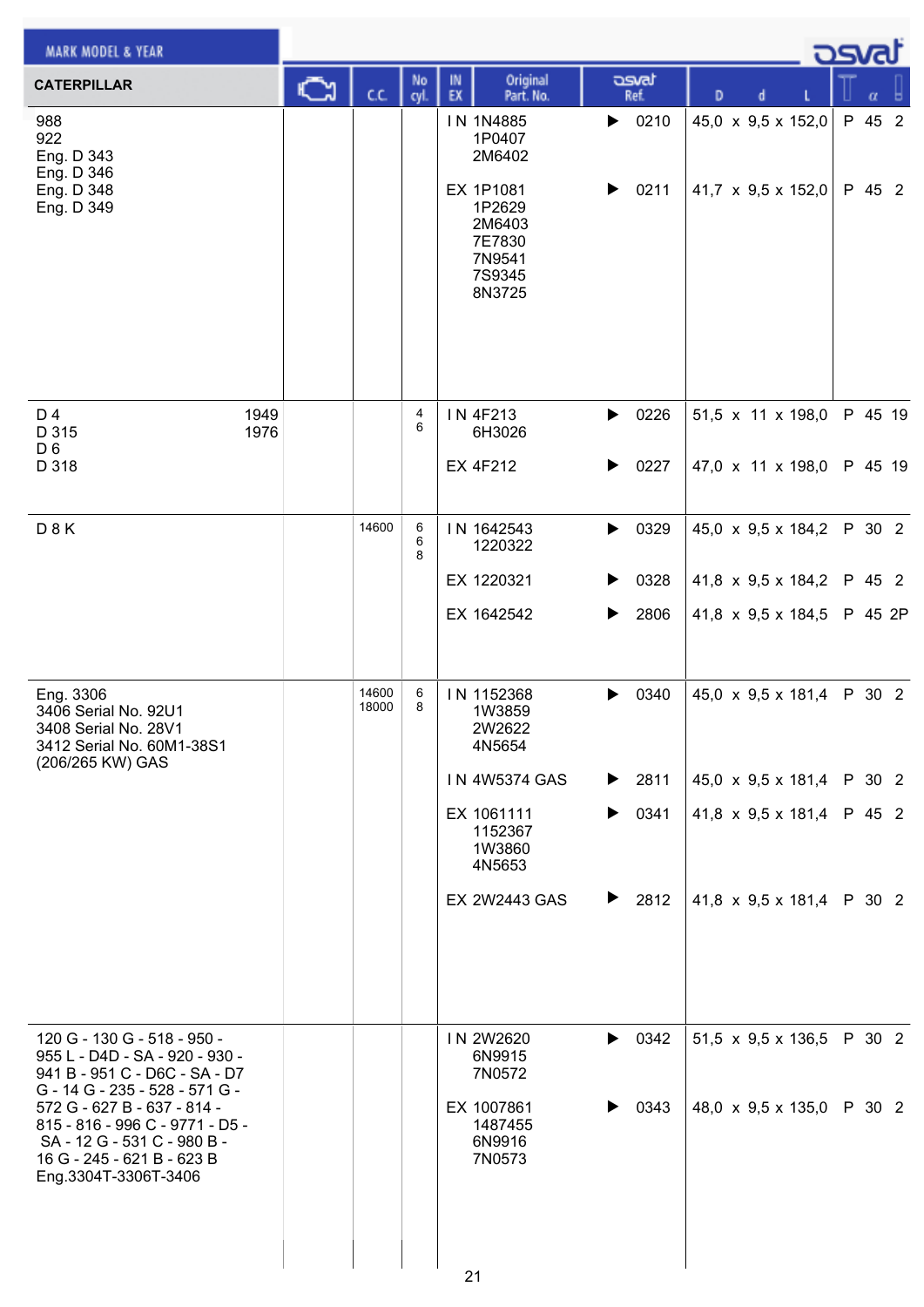| MARK MODEL & YEAR | | C.C. | No cyl. | IN EX | Original Part. No. | osvat Ref. | D x d x L | | α | |
|---|---|---|---|---|---|---|---|---|---|---|
| **CATERPILLAR** | | | | | | | | | | |
| 988<br>922<br>Eng. D 343<br>Eng. D 346<br>Eng. D 348<br>Eng. D 349 | | | | IN | 1N4885<br>1P0407<br>2M6402 | ▶ 0210 | 45,0 x 9,5 x 152,0 | P | 45 | 2 |
| | | | | EX | 1P1081<br>1P2629<br>2M6403<br>7E7830<br>7N9541<br>7S9345<br>8N3725 | ▶ 0211 | 41,7 x 9,5 x 152,0 | P | 45 | 2 |
| D 4 1949<br>D 315 1976<br>D 6<br>D 318 | | | 4<br>6 | IN | 4F213<br>6H3026 | ▶ 0226 | 51,5 x 11 x 198,0 | P | 45 | 19 |
| | | | | EX | 4F212 | ▶ 0227 | 47,0 x 11 x 198,0 | P | 45 | 19 |
| D 8 K | | 14600 | 6<br>6<br>8 | IN | 1642543<br>1220322 | ▶ 0329 | 45,0 x 9,5 x 184,2 | P | 30 | 2 |
| | | | | EX | 1220321 | ▶ 0328 | 41,8 x 9,5 x 184,2 | P | 45 | 2 |
| | | | | EX | 1642542 | ▶ 2806 | 41,8 x 9,5 x 184,5 | P | 45 | 2P |
| Eng. 3306<br>3406 Serial No. 92U1<br>3408 Serial No. 28V1<br>3412 Serial No. 60M1-38S1<br>(206/265 KW) GAS | | 14600<br>18000 | 6<br>8 | IN | 1152368<br>1W3859<br>2W2622<br>4N5654 | ▶ 0340 | 45,0 x 9,5 x 181,4 | P | 30 | 2 |
| | | | | IN | 4W5374 GAS | ▶ 2811 | 45,0 x 9,5 x 181,4 | P | 30 | 2 |
| | | | | EX | 1061111<br>1152367<br>1W3860<br>4N5653 | ▶ 0341 | 41,8 x 9,5 x 181,4 | P | 45 | 2 |
| | | | | EX | 2W2443 GAS | ▶ 2812 | 41,8 x 9,5 x 181,4 | P | 30 | 2 |
| 120 G - 130 G - 518 - 950 - 955 L - D4D - SA - 920 - 930 - 941 B - 951 C - D6C - SA - D7 G - 14 G - 235 - 528 - 571 G - 572 G - 627 B - 637 - 814 - 815 - 816 - 996 C - 9771 - D5 - SA - 12 G - 531 C - 980 B - 16 G - 245 - 621 B - 623 B<br>Eng.3304T-3306T-3406 | | | | IN | 2W2620<br>6N9915<br>7N0572 | ▶ 0342 | 51,5 x 9,5 x 136,5 | P | 30 | 2 |
| | | | | EX | 1007861<br>1487455<br>6N9916<br>7N0573 | ▶ 0343 | 48,0 x 9,5 x 135,0 | P | 30 | 2 |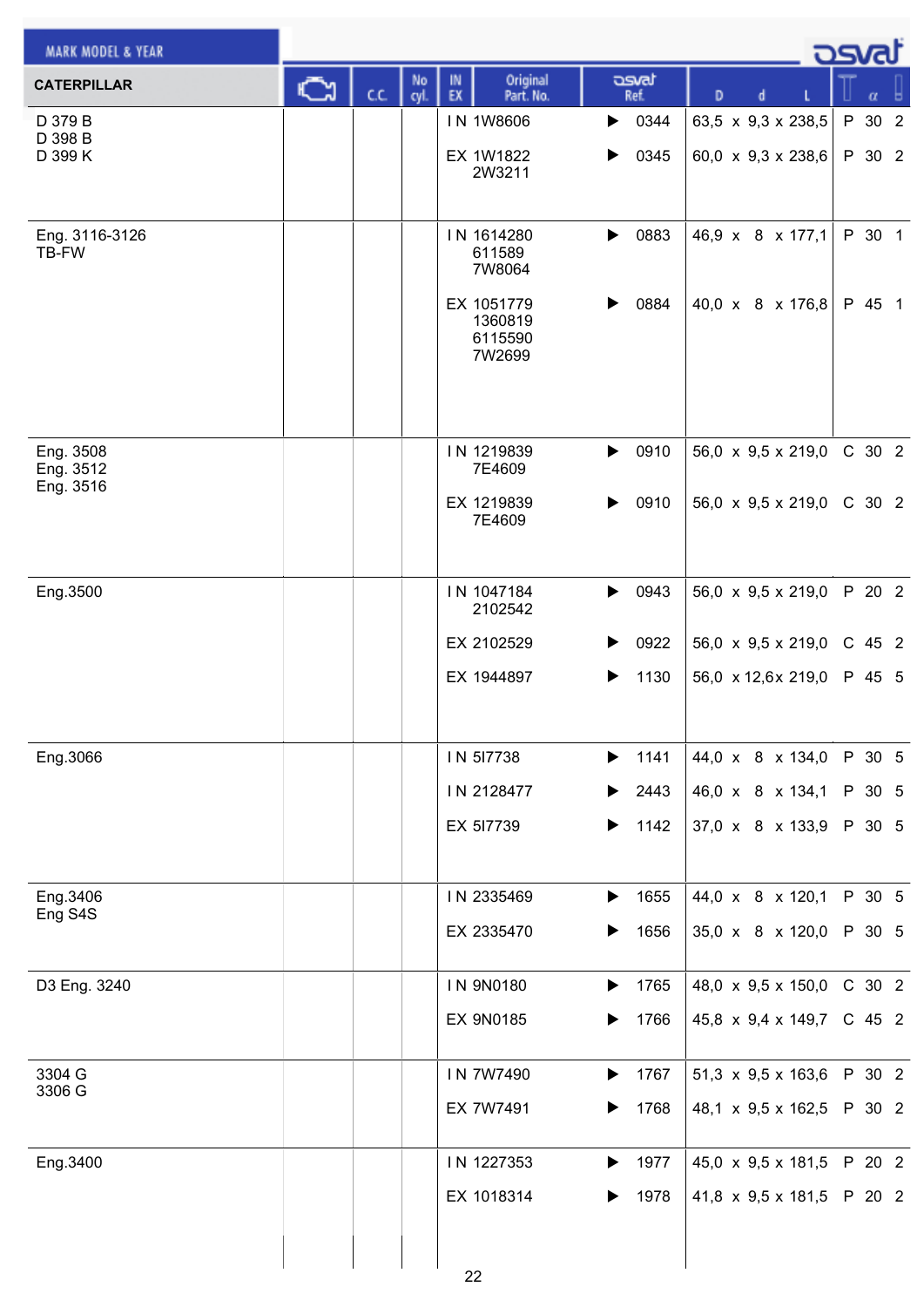| CATERPILLAR | (engine) | C.C. | No cyl. | IN EX | Original Part. No. | osvat Ref. | D x d x L | T | α | (mark) |
|---|---|---|---|---|---|---|---|---|---|---|
| D 379 B<br>D 398 B<br>D 399 K | | | | IN | 1W8606 | 0344 | 63,5 x 9,3 x 238,5 | P | 30 | 2 |
| | | | | EX | 1W1822<br>2W3211 | 0345 | 60,0 x 9,3 x 238,6 | P | 30 | 2 |
| Eng. 3116-3126<br>TB-FW | | | | IN | 1614280<br>611589<br>7W8064 | 0883 | 46,9 x 8 x 177,1 | P | 30 | 1 |
| | | | | EX | 1051779<br>1360819<br>6115590<br>7W2699 | 0884 | 40,0 x 8 x 176,8 | P | 45 | 1 |
| Eng. 3508<br>Eng. 3512<br>Eng. 3516 | | | | IN | 1219839<br>7E4609 | 0910 | 56,0 x 9,5 x 219,0 | C | 30 | 2 |
| | | | | EX | 1219839<br>7E4609 | 0910 | 56,0 x 9,5 x 219,0 | C | 30 | 2 |
| Eng.3500 | | | | IN | 1047184<br>2102542 | 0943 | 56,0 x 9,5 x 219,0 | P | 20 | 2 |
| | | | | EX | 2102529 | 0922 | 56,0 x 9,5 x 219,0 | C | 45 | 2 |
| | | | | EX | 1944897 | 1130 | 56,0 x 12,6 x 219,0 | P | 45 | 5 |
| Eng.3066 | | | | IN | 5I7738 | 1141 | 44,0 x 8 x 134,0 | P | 30 | 5 |
| | | | | IN | 2128477 | 2443 | 46,0 x 8 x 134,1 | P | 30 | 5 |
| | | | | EX | 5I7739 | 1142 | 37,0 x 8 x 133,9 | P | 30 | 5 |
| Eng.3406<br>Eng S4S | | | | IN | 2335469 | 1655 | 44,0 x 8 x 120,1 | P | 30 | 5 |
| | | | | EX | 2335470 | 1656 | 35,0 x 8 x 120,0 | P | 30 | 5 |
| D3 Eng. 3240 | | | | IN | 9N0180 | 1765 | 48,0 x 9,5 x 150,0 | C | 30 | 2 |
| | | | | EX | 9N0185 | 1766 | 45,8 x 9,4 x 149,7 | C | 45 | 2 |
| 3304 G<br>3306 G | | | | IN | 7W7490 | 1767 | 51,3 x 9,5 x 163,6 | P | 30 | 2 |
| | | | | EX | 7W7491 | 1768 | 48,1 x 9,5 x 162,5 | P | 30 | 2 |
| Eng.3400 | | | | IN | 1227353 | 1977 | 45,0 x 9,5 x 181,5 | P | 20 | 2 |
| | | | | EX | 1018314 | 1978 | 41,8 x 9,5 x 181,5 | P | 20 | 2 |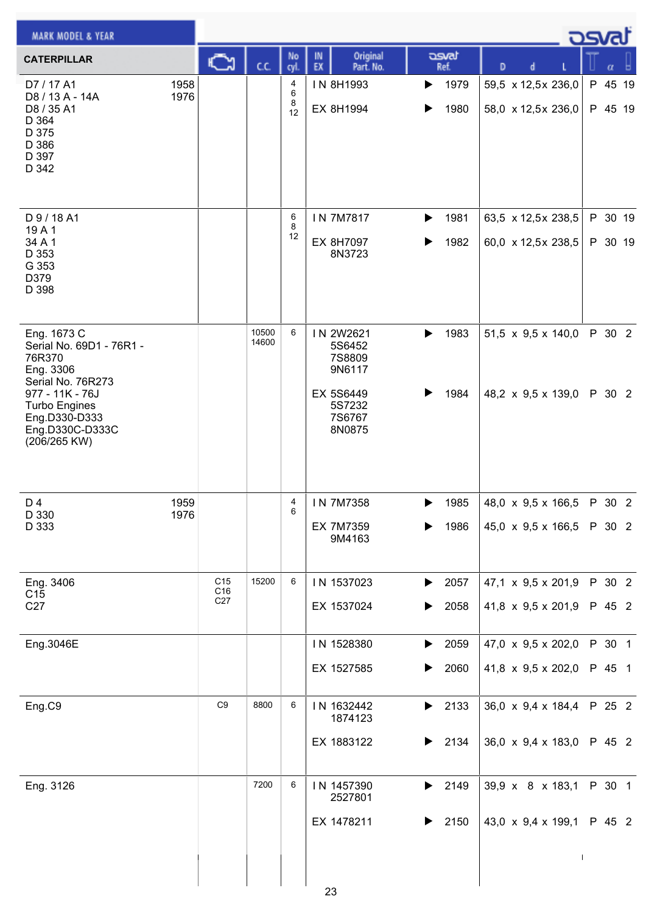| MARK MODEL & YEAR | | | | | | | | | | |
|---|---|---|---|---|---|---|---|---|---|---|
| CATERPILLAR | | Engine | C.C. | No cyl. | IN EX | Original Part. No. | osvat Ref. | D d L | α | |
| D7 / 17 A1<br>D8 / 13 A - 14A<br>D8 / 35 A1<br>D 364<br>D 375<br>D 386<br>D 397<br>D 342 | 1958<br>1976 | | | 4<br>6<br>8<br>12 | I N<br><br>EX | 8H1993<br><br>8H1994 | ▶ 1979<br><br>▶ 1980 | 59,5 x 12,5x 236,0<br><br>58,0 x 12,5x 236,0 | P 45<br><br>P 45 | 19<br><br>19 |
| D 9 / 18 A1<br>19 A 1<br>34 A 1<br>D 353<br>G 353<br>D379<br>D 398 | | | | 6<br>8<br>12 | I N<br><br>EX | 7M7817<br><br>8H7097<br>8N3723 | ▶ 1981<br><br>▶ 1982 | 63,5 x 12,5x 238,5<br><br>60,0 x 12,5x 238,5 | P 30<br><br>P 30 | 19<br><br>19 |
| Eng. 1673 C<br>Serial No. 69D1 - 76R1 - 76R370<br>Eng. 3306<br>Serial No. 76R273<br>977 - 11K - 76J<br>Turbo Engines<br>Eng.D330-D333<br>Eng.D330C-D333C<br>(206/265 KW) | | | 10500<br>14600 | 6 | I N<br><br><br><br><br>EX | 2W2621<br>5S6452<br>7S8809<br>9N6117<br><br>5S6449<br>5S7232<br>7S6767<br>8N0875 | ▶ 1983<br><br><br><br><br>▶ 1984 | 51,5 x 9,5 x 140,0<br><br><br><br><br>48,2 x 9,5 x 139,0 | P 30<br><br><br><br><br>P 30 | 2<br><br><br><br><br>2 |
| D 4<br>D 330<br>D 333 | 1959<br>1976 | | | 4<br>6 | I N<br><br>EX | 7M7358<br><br>7M7359<br>9M4163 | ▶ 1985<br><br>▶ 1986 | 48,0 x 9,5 x 166,5<br><br>45,0 x 9,5 x 166,5 | P 30<br><br>P 30 | 2<br><br>2 |
| Eng. 3406<br>C15<br>C27 | | C15<br>C16<br>C27 | 15200 | 6 | I N<br><br>EX | 1537023<br><br>1537024 | ▶ 2057<br><br>▶ 2058 | 47,1 x 9,5 x 201,9<br><br>41,8 x 9,5 x 201,9 | P 30<br><br>P 45 | 2<br><br>2 |
| Eng.3046E | | | | | I N<br><br>EX | 1528380<br><br>1527585 | ▶ 2059<br><br>▶ 2060 | 47,0 x 9,5 x 202,0<br><br>41,8 x 9,5 x 202,0 | P 30<br><br>P 45 | 1<br><br>1 |
| Eng.C9 | | C9 | 8800 | 6 | I N<br><br><br>EX | 1632442<br>1874123<br><br>1883122 | ▶ 2133<br><br><br>▶ 2134 | 36,0 x 9,4 x 184,4<br><br><br>36,0 x 9,4 x 183,0 | P 25<br><br><br>P 45 | 2<br><br><br>2 |
| Eng. 3126 | | | 7200 | 6 | I N<br><br><br>EX | 1457390<br>2527801<br><br>1478211 | ▶ 2149<br><br><br>▶ 2150 | 39,9 x 8 x 183,1<br><br><br>43,0 x 9,4 x 199,1 | P 30<br><br><br>P 45 | 1<br><br><br>2 |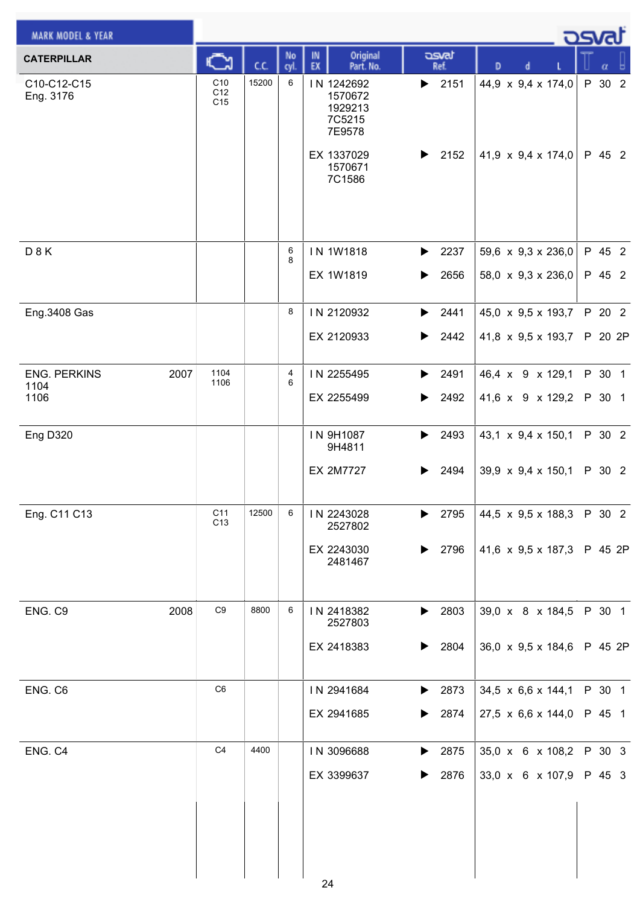| MARK MODEL & YEAR | | | | | | | | | | |
|---|---|---|---|---|---|---|---|---|---|---|
| CATERPILLAR | Engine | C.C. | No cyl. | IN EX | Original Part. No. | osvat Ref. | D x d x L | | α | |
| C10-C12-C15 Eng. 3176 | C10 C12 C15 | 15200 | 6 | IN | 1242692 1570672 1929213 7C5215 7E9578 | 2151 | 44,9 x 9,4 x 174,0 | P | 30 | 2 |
| | | | | EX | 1337029 1570671 7C1586 | 2152 | 41,9 x 9,4 x 174,0 | P | 45 | 2 |
| D 8 K | | | 6 8 | IN | 1W1818 | 2237 | 59,6 x 9,3 x 236,0 | P | 45 | 2 |
| | | | | EX | 1W1819 | 2656 | 58,0 x 9,3 x 236,0 | P | 45 | 2 |
| Eng.3408 Gas | | | 8 | IN | 2120932 | 2441 | 45,0 x 9,5 x 193,7 | P | 20 | 2 |
| | | | | EX | 2120933 | 2442 | 41,8 x 9,5 x 193,7 | P | 20 | 2P |
| ENG. PERKINS 1104 1106 2007 | 1104 1106 | | 4 6 | IN | 2255495 | 2491 | 46,4 x 9 x 129,1 | P | 30 | 1 |
| | | | | EX | 2255499 | 2492 | 41,6 x 9 x 129,2 | P | 30 | 1 |
| Eng D320 | | | | IN | 9H1087 9H4811 | 2493 | 43,1 x 9,4 x 150,1 | P | 30 | 2 |
| | | | | EX | 2M7727 | 2494 | 39,9 x 9,4 x 150,1 | P | 30 | 2 |
| Eng. C11 C13 | C11 C13 | 12500 | 6 | IN | 2243028 2527802 | 2795 | 44,5 x 9,5 x 188,3 | P | 30 | 2 |
| | | | | EX | 2243030 2481467 | 2796 | 41,6 x 9,5 x 187,3 | P | 45 | 2P |
| ENG. C9 2008 | C9 | 8800 | 6 | IN | 2418382 2527803 | 2803 | 39,0 x 8 x 184,5 | P | 30 | 1 |
| | | | | EX | 2418383 | 2804 | 36,0 x 9,5 x 184,6 | P | 45 | 2P |
| ENG. C6 | C6 | | | IN | 2941684 | 2873 | 34,5 x 6,6 x 144,1 | P | 30 | 1 |
| | | | | EX | 2941685 | 2874 | 27,5 x 6,6 x 144,0 | P | 45 | 1 |
| ENG. C4 | C4 | 4400 | | IN | 3096688 | 2875 | 35,0 x 6 x 108,2 | P | 30 | 3 |
| | | | | EX | 3399637 | 2876 | 33,0 x 6 x 107,9 | P | 45 | 3 |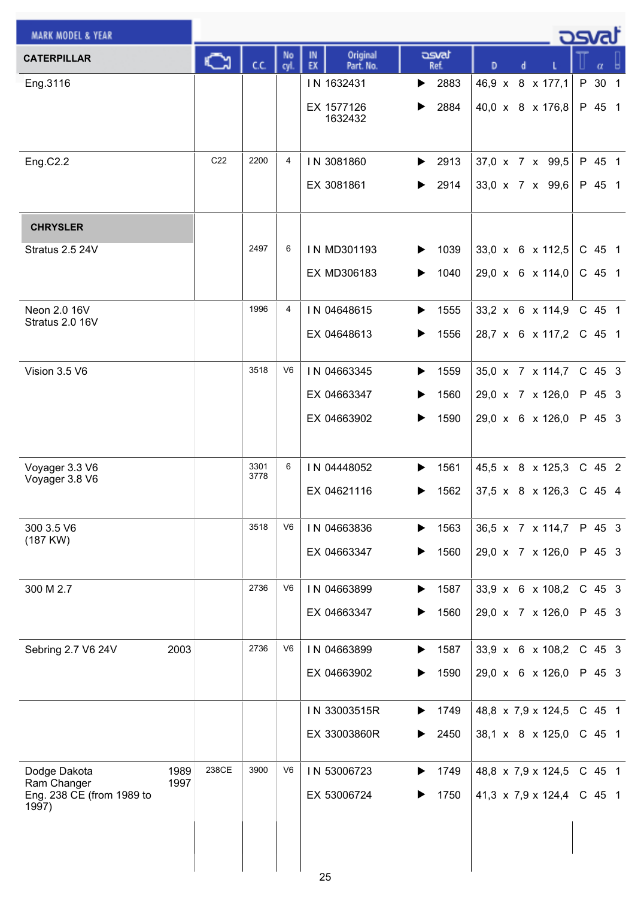| MARK MODEL & YEAR | Engine | C.C. | No cyl. | IN EX | Original Part. No. | osvat Ref. | D x d x L | | α | |
|---|---|---|---|---|---|---|---|---|---|---|
| **CATERPILLAR** | | | | | | | | | | |
| Eng.3116 | | | | IN | 1632431 | 2883 | 46,9 x 8 x 177,1 | P | 30 | 1 |
| | | | | EX | 1577126 1632432 | 2884 | 40,0 x 8 x 176,8 | P | 45 | 1 |
| Eng.C2.2 | C22 | 2200 | 4 | IN | 3081860 | 2913 | 37,0 x 7 x 99,5 | P | 45 | 1 |
| | | | | EX | 3081861 | 2914 | 33,0 x 7 x 99,6 | P | 45 | 1 |
| **CHRYSLER** | | | | | | | | | | |
| Stratus 2.5 24V | | 2497 | 6 | IN | MD301193 | 1039 | 33,0 x 6 x 112,5 | C | 45 | 1 |
| | | | | EX | MD306183 | 1040 | 29,0 x 6 x 114,0 | C | 45 | 1 |
| Neon 2.0 16V<br>Stratus 2.0 16V | | 1996 | 4 | IN | 04648615 | 1555 | 33,2 x 6 x 114,9 | C | 45 | 1 |
| | | | | EX | 04648613 | 1556 | 28,7 x 6 x 117,2 | C | 45 | 1 |
| Vision 3.5 V6 | | 3518 | V6 | IN | 04663345 | 1559 | 35,0 x 7 x 114,7 | C | 45 | 3 |
| | | | | EX | 04663347 | 1560 | 29,0 x 7 x 126,0 | P | 45 | 3 |
| | | | | EX | 04663902 | 1590 | 29,0 x 6 x 126,0 | P | 45 | 3 |
| Voyager 3.3 V6<br>Voyager 3.8 V6 | | 3301<br>3778 | 6 | IN | 04448052 | 1561 | 45,5 x 8 x 125,3 | C | 45 | 2 |
| | | | | EX | 04621116 | 1562 | 37,5 x 8 x 126,3 | C | 45 | 4 |
| 300 3.5 V6<br>(187 KW) | | 3518 | V6 | IN | 04663836 | 1563 | 36,5 x 7 x 114,7 | P | 45 | 3 |
| | | | | EX | 04663347 | 1560 | 29,0 x 7 x 126,0 | P | 45 | 3 |
| 300 M 2.7 | | 2736 | V6 | IN | 04663899 | 1587 | 33,9 x 6 x 108,2 | C | 45 | 3 |
| | | | | EX | 04663347 | 1560 | 29,0 x 7 x 126,0 | P | 45 | 3 |
| Sebring 2.7 V6 24V 2003 | | 2736 | V6 | IN | 04663899 | 1587 | 33,9 x 6 x 108,2 | C | 45 | 3 |
| | | | | EX | 04663902 | 1590 | 29,0 x 6 x 126,0 | P | 45 | 3 |
| | | | | IN | 33003515R | 1749 | 48,8 x 7,9 x 124,5 | C | 45 | 1 |
| | | | | EX | 33003860R | 2450 | 38,1 x 8 x 125,0 | C | 45 | 1 |
| Dodge Dakota 1989<br>Ram Changer 1997<br>Eng. 238 CE (from 1989 to 1997) | 238CE | 3900 | V6 | IN | 53006723 | 1749 | 48,8 x 7,9 x 124,5 | C | 45 | 1 |
| | | | | EX | 53006724 | 1750 | 41,3 x 7,9 x 124,4 | C | 45 | 1 |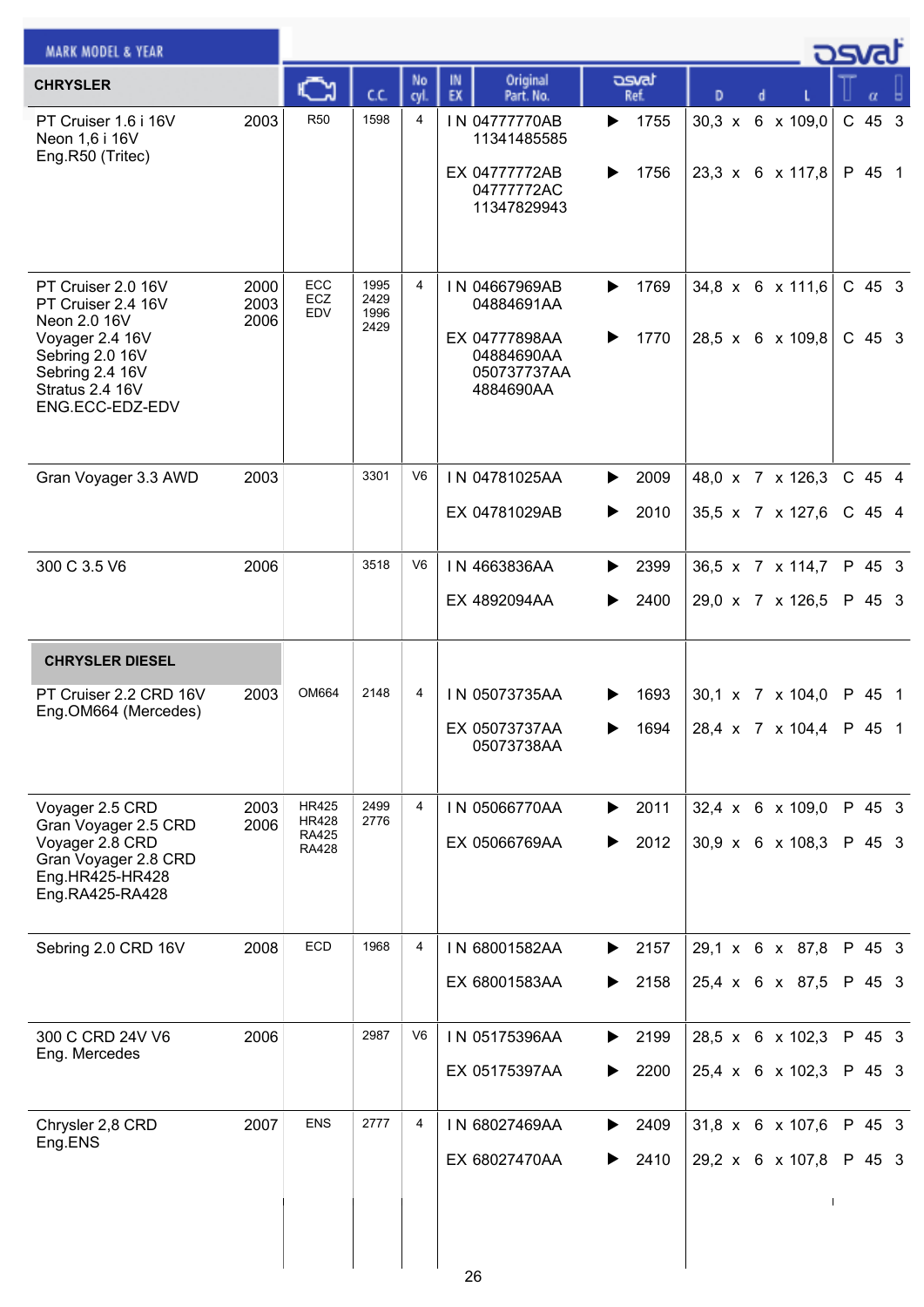| MARK MODEL & YEAR | | Engine | C.C. | No cyl. | IN EX | Original Part. No. | osvat Ref. | D | d | L | T | α | |
|---|---|---|---|---|---|---|---|---|---|---|---|---|---|
| **CHRYSLER** | | | | | | | | | | | | | |
| PT Cruiser 1.6 i 16V<br>Neon 1,6 i 16V<br>Eng.R50 (Tritec) | 2003 | R50 | 1598 | 4 | IN | 04777770AB<br>11341485585 | ▶ 1755 | 30,3 | 6 | 109,0 | C | 45 | 3 |
| | | | | | EX | 04777772AB<br>04777772AC<br>11347829943 | ▶ 1756 | 23,3 | 6 | 117,8 | P | 45 | 1 |
| PT Cruiser 2.0 16V<br>PT Cruiser 2.4 16V<br>Neon 2.0 16V<br>Voyager 2.4 16V<br>Sebring 2.0 16V<br>Sebring 2.4 16V<br>Stratus 2.4 16V<br>ENG.ECC-EDZ-EDV | 2000<br>2003<br>2006 | ECC<br>ECZ<br>EDV | 1995<br>2429<br>1996<br>2429 | 4 | IN | 04667969AB<br>04884691AA | ▶ 1769 | 34,8 | 6 | 111,6 | C | 45 | 3 |
| | | | | | EX | 04777898AA<br>04884690AA<br>050737737AA<br>4884690AA | ▶ 1770 | 28,5 | 6 | 109,8 | C | 45 | 3 |
| Gran Voyager 3.3 AWD | 2003 | | 3301 | V6 | IN | 04781025AA | ▶ 2009 | 48,0 | 7 | 126,3 | C | 45 | 4 |
| | | | | | EX | 04781029AB | ▶ 2010 | 35,5 | 7 | 127,6 | C | 45 | 4 |
| 300 C 3.5 V6 | 2006 | | 3518 | V6 | IN | 4663836AA | ▶ 2399 | 36,5 | 7 | 114,7 | P | 45 | 3 |
| | | | | | EX | 4892094AA | ▶ 2400 | 29,0 | 7 | 126,5 | P | 45 | 3 |
| **CHRYSLER DIESEL** | | | | | | | | | | | | | |
| PT Cruiser 2.2 CRD 16V<br>Eng.OM664 (Mercedes) | 2003 | OM664 | 2148 | 4 | IN | 05073735AA | ▶ 1693 | 30,1 | 7 | 104,0 | P | 45 | 1 |
| | | | | | EX | 05073737AA<br>05073738AA | ▶ 1694 | 28,4 | 7 | 104,4 | P | 45 | 1 |
| Voyager 2.5 CRD<br>Gran Voyager 2.5 CRD<br>Voyager 2.8 CRD<br>Gran Voyager 2.8 CRD<br>Eng.HR425-HR428<br>Eng.RA425-RA428 | 2003<br>2006 | HR425<br>HR428<br>RA425<br>RA428 | 2499<br>2776 | 4 | IN | 05066770AA | ▶ 2011 | 32,4 | 6 | 109,0 | P | 45 | 3 |
| | | | | | EX | 05066769AA | ▶ 2012 | 30,9 | 6 | 108,3 | P | 45 | 3 |
| Sebring 2.0 CRD 16V | 2008 | ECD | 1968 | 4 | IN | 68001582AA | ▶ 2157 | 29,1 | 6 | 87,8 | P | 45 | 3 |
| | | | | | EX | 68001583AA | ▶ 2158 | 25,4 | 6 | 87,5 | P | 45 | 3 |
| 300 C CRD 24V V6<br>Eng. Mercedes | 2006 | | 2987 | V6 | IN | 05175396AA | ▶ 2199 | 28,5 | 6 | 102,3 | P | 45 | 3 |
| | | | | | EX | 05175397AA | ▶ 2200 | 25,4 | 6 | 102,3 | P | 45 | 3 |
| Chrysler 2,8 CRD<br>Eng.ENS | 2007 | ENS | 2777 | 4 | IN | 68027469AA | ▶ 2409 | 31,8 | 6 | 107,6 | P | 45 | 3 |
| | | | | | EX | 68027470AA | ▶ 2410 | 29,2 | 6 | 107,8 | P | 45 | 3 |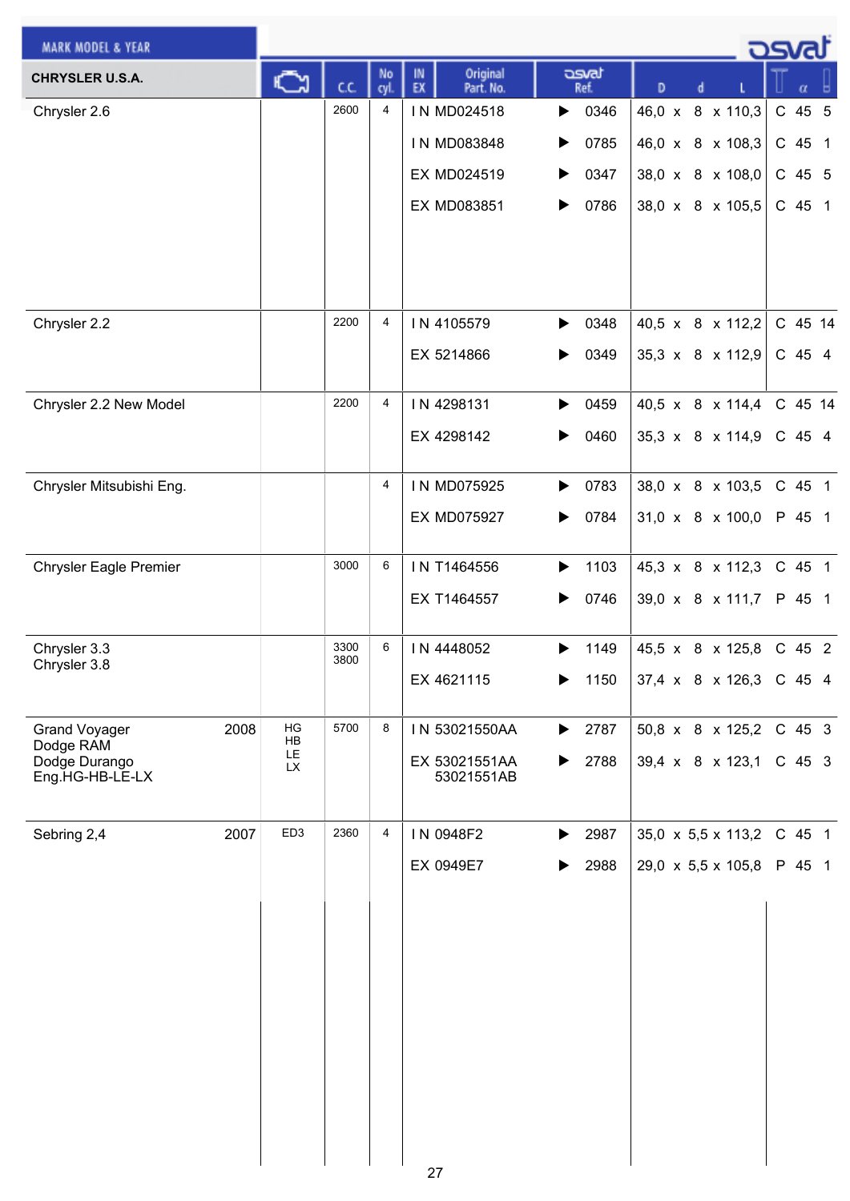| CHRYSLER U.S.A. | | Engine | C.C. | No cyl. | IN EX | Original Part. No. | osvat Ref. | D x d x L | T | α | |
|---|---|---|---|---|---|---|---|---|---|---|---|
| Chrysler 2.6 | | | 2600 | 4 | IN | MD024518 | 0346 | 46,0 x 8 x 110,3 | C | 45 | 5 |
| | | | | | IN | MD083848 | 0785 | 46,0 x 8 x 108,3 | C | 45 | 1 |
| | | | | | EX | MD024519 | 0347 | 38,0 x 8 x 108,0 | C | 45 | 5 |
| | | | | | EX | MD083851 | 0786 | 38,0 x 8 x 105,5 | C | 45 | 1 |
| Chrysler 2.2 | | | 2200 | 4 | IN | 4105579 | 0348 | 40,5 x 8 x 112,2 | C | 45 | 14 |
| | | | | | EX | 5214866 | 0349 | 35,3 x 8 x 112,9 | C | 45 | 4 |
| Chrysler 2.2 New Model | | | 2200 | 4 | IN | 4298131 | 0459 | 40,5 x 8 x 114,4 | C | 45 | 14 |
| | | | | | EX | 4298142 | 0460 | 35,3 x 8 x 114,9 | C | 45 | 4 |
| Chrysler Mitsubishi Eng. | | | | 4 | IN | MD075925 | 0783 | 38,0 x 8 x 103,5 | C | 45 | 1 |
| | | | | | EX | MD075927 | 0784 | 31,0 x 8 x 100,0 | P | 45 | 1 |
| Chrysler Eagle Premier | | | 3000 | 6 | IN | T1464556 | 1103 | 45,3 x 8 x 112,3 | C | 45 | 1 |
| | | | | | EX | T1464557 | 0746 | 39,0 x 8 x 111,7 | P | 45 | 1 |
| Chrysler 3.3<br>Chrysler 3.8 | | | 3300<br>3800 | 6 | IN | 4448052 | 1149 | 45,5 x 8 x 125,8 | C | 45 | 2 |
| | | | | | EX | 4621115 | 1150 | 37,4 x 8 x 126,3 | C | 45 | 4 |
| Grand Voyager<br>Dodge RAM<br>Dodge Durango<br>Eng.HG-HB-LE-LX | 2008 | HG<br>HB<br>LE<br>LX | 5700 | 8 | IN | 53021550AA | 2787 | 50,8 x 8 x 125,2 | C | 45 | 3 |
| | | | | | EX | 53021551AA<br>53021551AB | 2788 | 39,4 x 8 x 123,1 | C | 45 | 3 |
| Sebring 2,4 | 2007 | ED3 | 2360 | 4 | IN | 0948F2 | 2987 | 35,0 x 5,5 x 113,2 | C | 45 | 1 |
| | | | | | EX | 0949E7 | 2988 | 29,0 x 5,5 x 105,8 | P | 45 | 1 |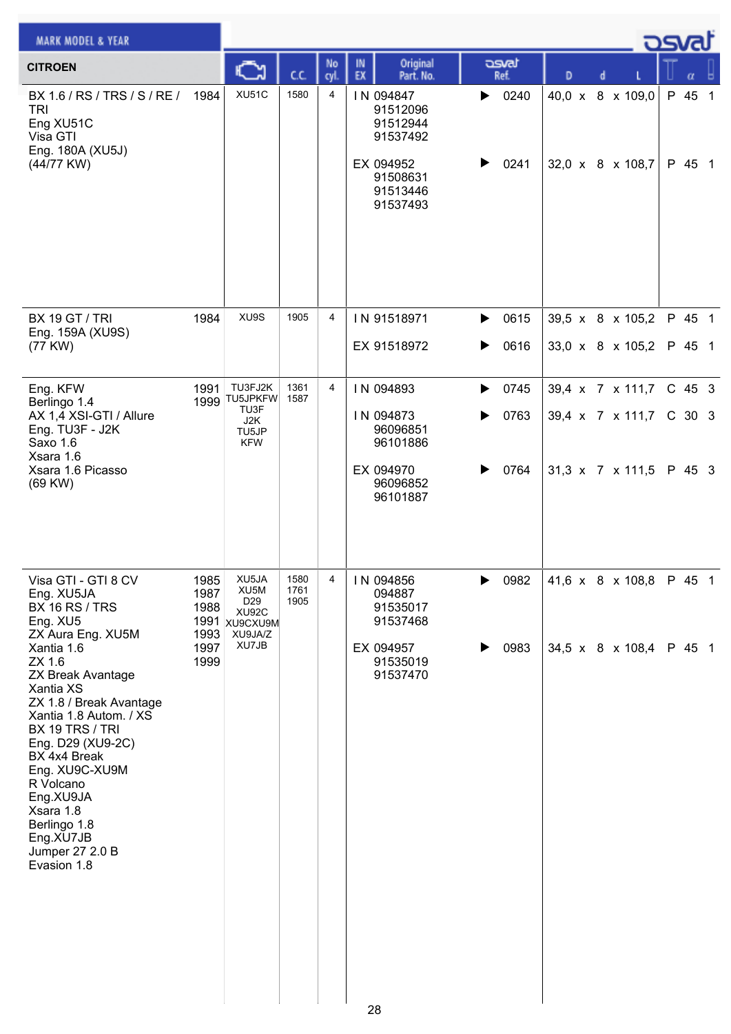| MARK MODEL & YEAR | | Engine | C.C. | No cyl. | IN EX | Original Part. No. | osvat Ref. | D | d | L | T | α | |
|---|---|---|---|---|---|---|---|---|---|---|---|---|---|
| **CITROEN** | | | | | | | | | | | | | |
| BX 1.6 / RS / TRS / S / RE / TRI<br>Eng XU51C<br>Visa GTI<br>Eng. 180A (XU5J)<br>(44/77 KW) | 1984 | XU51C | 1580 | 4 | IN | 094847<br>91512096<br>91512944<br>91537492 | 0240 | 40,0 | 8 | 109,0 | P | 45 | 1 |
| | | | | | EX | 094952<br>91508631<br>91513446<br>91537493 | 0241 | 32,0 | 8 | 108,7 | P | 45 | 1 |
| BX 19 GT / TRI<br>Eng. 159A (XU9S)<br>(77 KW) | 1984 | XU9S | 1905 | 4 | IN | 91518971 | 0615 | 39,5 | 8 | 105,2 | P | 45 | 1 |
| | | | | | EX | 91518972 | 0616 | 33,0 | 8 | 105,2 | P | 45 | 1 |
| Eng. KFW<br>Berlingo 1.4<br>AX 1,4 XSI-GTI / Allure<br>Eng. TU3F - J2K<br>Saxo 1.6<br>Xsara 1.6<br>Xsara 1.6 Picasso<br>(69 KW) | 1991<br>1999 | TU3FJ2K<br>TU5JPKFW<br>TU3F<br>J2K<br>TU5JP<br>KFW | 1361<br>1587 | 4 | IN | 094893 | 0745 | 39,4 | 7 | 111,7 | C | 45 | 3 |
| | | | | | IN | 094873<br>96096851<br>96101886 | 0763 | 39,4 | 7 | 111,7 | C | 30 | 3 |
| | | | | | EX | 094970<br>96096852<br>96101887 | 0764 | 31,3 | 7 | 111,5 | P | 45 | 3 |
| Visa GTI - GTI 8 CV<br>Eng. XU5JA<br>BX 16 RS / TRS<br>Eng. XU5<br>ZX Aura Eng. XU5M<br>Xantia 1.6<br>ZX 1.6<br>ZX Break Avantage<br>Xantia XS<br>ZX 1.8 / Break Avantage<br>Xantia 1.8 Autom. / XS<br>BX 19 TRS / TRI<br>Eng. D29 (XU9-2C)<br>BX 4x4 Break<br>Eng. XU9C-XU9M<br>R Volcano<br>Eng.XU9JA<br>Xsara 1.8<br>Berlingo 1.8<br>Eng.XU7JB<br>Jumper 27 2.0 B<br>Evasion 1.8 | 1985<br>1987<br>1988<br>1991<br>1993<br>1997<br>1999 | XU5JA<br>XU5M<br>D29<br>XU92C<br>XU9CXU9M<br>XU9JA/Z<br>XU7JB | 1580<br>1761<br>1905 | 4 | IN | 094856<br>094887<br>91535017<br>91537468 | 0982 | 41,6 | 8 | 108,8 | P | 45 | 1 |
| | | | | | EX | 094957<br>91535019<br>91537470 | 0983 | 34,5 | 8 | 108,4 | P | 45 | 1 |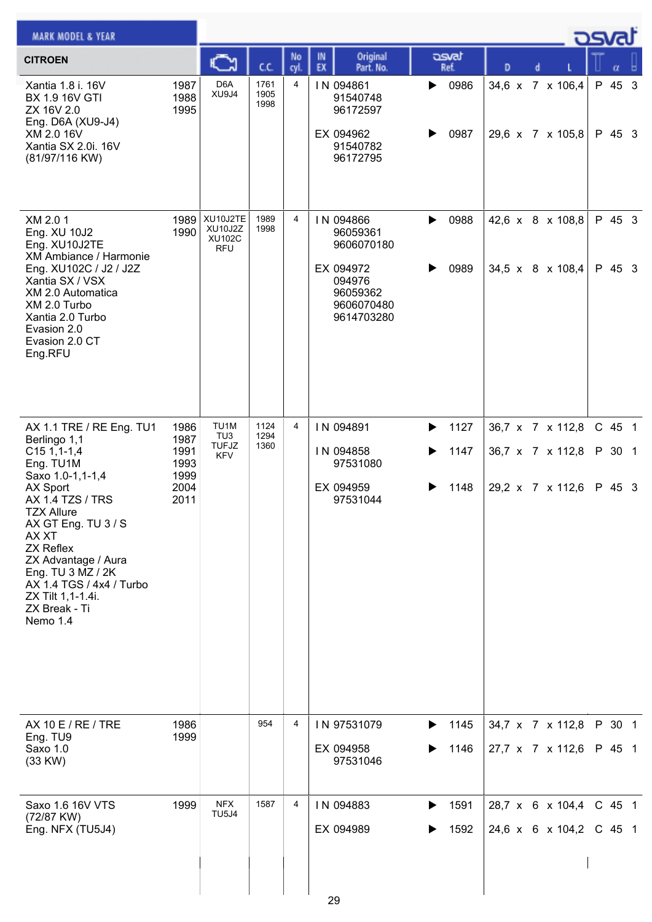| CITROEN | | Engine | C.C. | No cyl. | IN EX | Original Part. No. | osvat Ref. | D x d x L | | α | |
|---|---|---|---|---|---|---|---|---|---|---|---|
| Xantia 1.8 i. 16V<br>BX 1.9 16V GTI<br>ZX 16V 2.0<br>Eng. D6A (XU9-J4)<br>XM 2.0 16V<br>Xantia SX 2.0i. 16V<br>(81/97/116 KW) | 1987<br>1988<br>1995 | D6A<br>XU9J4 | 1761<br>1905<br>1998 | 4 | IN | 094861<br>91540748<br>96172597 | ▶ 0986 | 34,6 x 7 x 106,4 | P | 45 | 3 |
| | | | | | EX | 094962<br>91540782<br>96172795 | ▶ 0987 | 29,6 x 7 x 105,8 | P | 45 | 3 |
| XM 2.0 1<br>Eng. XU 10J2<br>Eng. XU10J2TE<br>XM Ambiance / Harmonie<br>Eng. XU102C / J2 / J2Z<br>Xantia SX / VSX<br>XM 2.0 Automatica<br>XM 2.0 Turbo<br>Xantia 2.0 Turbo<br>Evasion 2.0<br>Evasion 2.0 CT<br>Eng.RFU | 1989<br>1990 | XU10J2TE<br>XU10J2Z<br>XU102C<br>RFU | 1989<br>1998 | 4 | IN | 094866<br>96059361<br>9606070180 | ▶ 0988 | 42,6 x 8 x 108,8 | P | 45 | 3 |
| | | | | | EX | 094972<br>094976<br>96059362<br>9606070480<br>9614703280 | ▶ 0989 | 34,5 x 8 x 108,4 | P | 45 | 3 |
| AX 1.1 TRE / RE Eng. TU1<br>Berlingo 1,1<br>C15 1,1-1,4<br>Eng. TU1M<br>Saxo 1.0-1,1-1,4<br>AX Sport<br>AX 1.4 TZS / TRS<br>TZX Allure<br>AX GT Eng. TU 3 / S<br>AX XT<br>ZX Reflex<br>ZX Advantage / Aura<br>Eng. TU 3 MZ / 2K<br>AX 1.4 TGS / 4x4 / Turbo<br>ZX Tilt 1,1-1.4i.<br>ZX Break - Ti<br>Nemo 1.4 | 1986<br>1987<br>1991<br>1993<br>1999<br>2004<br>2011 | TU1M<br>TU3<br>TUFJZ<br>KFV | 1124<br>1294<br>1360 | 4 | IN | 094891 | ▶ 1127 | 36,7 x 7 x 112,8 | C | 45 | 1 |
| | | | | | IN | 094858<br>97531080 | ▶ 1147 | 36,7 x 7 x 112,8 | P | 30 | 1 |
| | | | | | EX | 094959<br>97531044 | ▶ 1148 | 29,2 x 7 x 112,6 | P | 45 | 3 |
| AX 10 E / RE / TRE<br>Eng. TU9<br>Saxo 1.0<br>(33 KW) | 1986<br>1999 | | 954 | 4 | IN | 97531079 | ▶ 1145 | 34,7 x 7 x 112,8 | P | 30 | 1 |
| | | | | | EX | 094958<br>97531046 | ▶ 1146 | 27,7 x 7 x 112,6 | P | 45 | 1 |
| Saxo 1.6 16V VTS<br>(72/87 KW)<br>Eng. NFX (TU5J4) | 1999 | NFX<br>TU5J4 | 1587 | 4 | IN | 094883 | ▶ 1591 | 28,7 x 6 x 104,4 | C | 45 | 1 |
| | | | | | EX | 094989 | ▶ 1592 | 24,6 x 6 x 104,2 | C | 45 | 1 |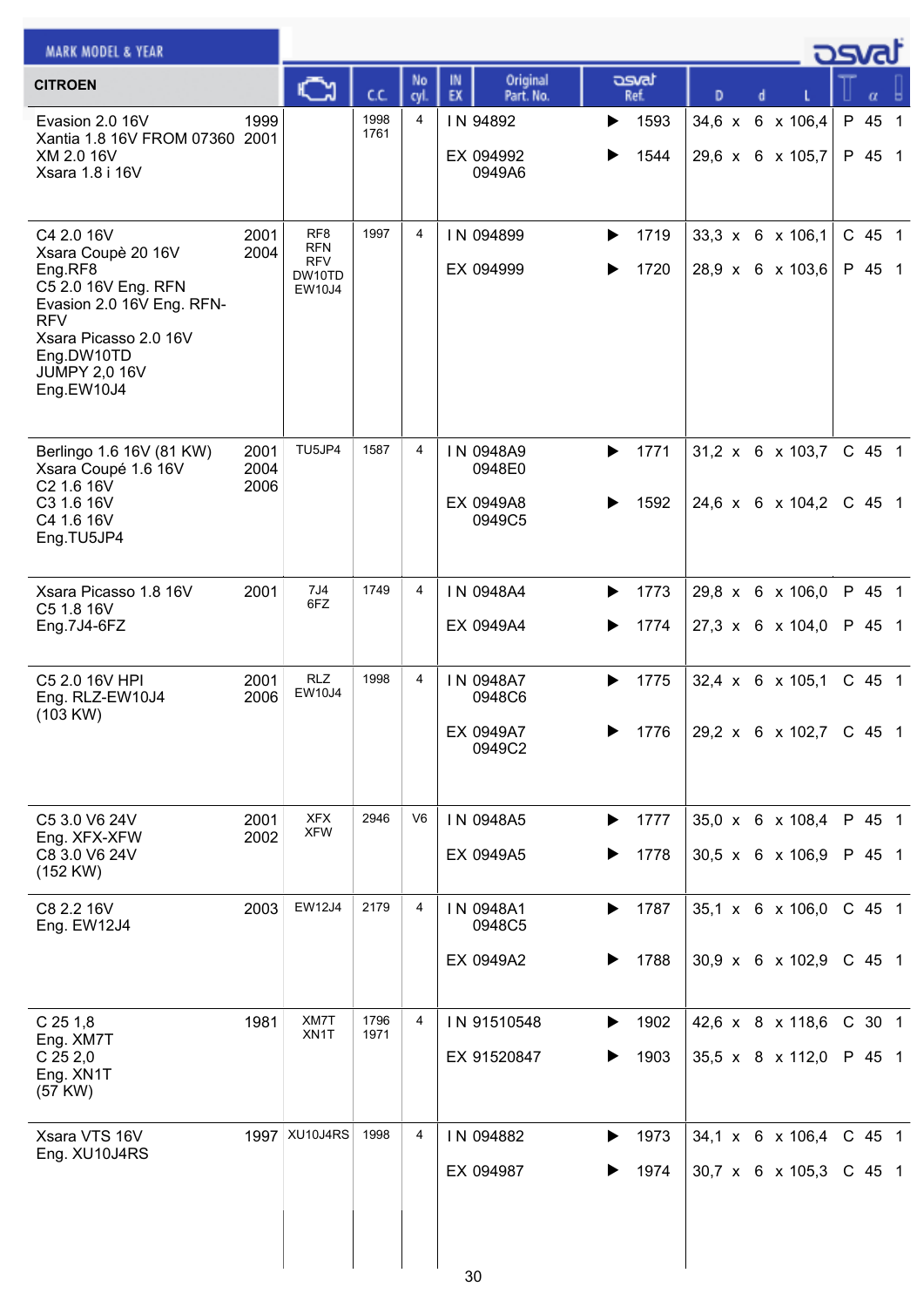| MARK MODEL & YEAR | | Engine | C.C. | No cyl. | IN EX | Original Part. No. | osvat Ref. | D | d | L | Type | α | |
|---|---|---|---|---|---|---|---|---|---|---|---|---|---|
| **CITROEN** | | | | | | | | | | | | | |
| Evasion 2.0 16V<br>Xantia 1.8 16V FROM 07360<br>XM 2.0 16V<br>Xsara 1.8 i 16V | 1999<br>2001 | | 1998<br>1761 | 4 | IN | 94892 | 1593 | 34,6 | 6 | 106,4 | P | 45 | 1 |
| | | | | | EX | 094992<br>0949A6 | 1544 | 29,6 | 6 | 105,7 | P | 45 | 1 |
| C4 2.0 16V<br>Xsara Coupè 20 16V<br>Eng.RF8<br>C5 2.0 16V Eng. RFN<br>Evasion 2.0 16V Eng. RFN-RFV<br>Xsara Picasso 2.0 16V<br>Eng.DW10TD<br>JUMPY 2,0 16V<br>Eng.EW10J4 | 2001<br>2004 | RF8<br>RFN<br>RFV<br>DW10TD<br>EW10J4 | 1997 | 4 | IN | 094899 | 1719 | 33,3 | 6 | 106,1 | C | 45 | 1 |
| | | | | | EX | 094999 | 1720 | 28,9 | 6 | 103,6 | P | 45 | 1 |
| Berlingo 1.6 16V (81 KW)<br>Xsara Coupé 1.6 16V<br>C2 1.6 16V<br>C3 1.6 16V<br>C4 1.6 16V<br>Eng.TU5JP4 | 2001<br>2004<br>2006 | TU5JP4 | 1587 | 4 | IN | 0948A9<br>0948E0 | 1771 | 31,2 | 6 | 103,7 | C | 45 | 1 |
| | | | | | EX | 0949A8<br>0949C5 | 1592 | 24,6 | 6 | 104,2 | C | 45 | 1 |
| Xsara Picasso 1.8 16V<br>C5 1.8 16V<br>Eng.7J4-6FZ | 2001 | 7J4<br>6FZ | 1749 | 4 | IN | 0948A4 | 1773 | 29,8 | 6 | 106,0 | P | 45 | 1 |
| | | | | | EX | 0949A4 | 1774 | 27,3 | 6 | 104,0 | P | 45 | 1 |
| C5 2.0 16V HPI<br>Eng. RLZ-EW10J4<br>(103 KW) | 2001<br>2006 | RLZ<br>EW10J4 | 1998 | 4 | IN | 0948A7<br>0948C6 | 1775 | 32,4 | 6 | 105,1 | C | 45 | 1 |
| | | | | | EX | 0949A7<br>0949C2 | 1776 | 29,2 | 6 | 102,7 | C | 45 | 1 |
| C5 3.0 V6 24V<br>Eng. XFX-XFW<br>C8 3.0 V6 24V<br>(152 KW) | 2001<br>2002 | XFX<br>XFW | 2946 | V6 | IN | 0948A5 | 1777 | 35,0 | 6 | 108,4 | P | 45 | 1 |
| | | | | | EX | 0949A5 | 1778 | 30,5 | 6 | 106,9 | P | 45 | 1 |
| C8 2.2 16V<br>Eng. EW12J4 | 2003 | EW12J4 | 2179 | 4 | IN | 0948A1<br>0948C5 | 1787 | 35,1 | 6 | 106,0 | C | 45 | 1 |
| | | | | | EX | 0949A2 | 1788 | 30,9 | 6 | 102,9 | C | 45 | 1 |
| C 25 1,8<br>Eng. XM7T<br>C 25 2,0<br>Eng. XN1T<br>(57 KW) | 1981 | XM7T<br>XN1T | 1796<br>1971 | 4 | IN | 91510548 | 1902 | 42,6 | 8 | 118,6 | C | 30 | 1 |
| | | | | | EX | 91520847 | 1903 | 35,5 | 8 | 112,0 | P | 45 | 1 |
| Xsara VTS 16V<br>Eng. XU10J4RS | 1997 | XU10J4RS | 1998 | 4 | IN | 094882 | 1973 | 34,1 | 6 | 106,4 | C | 45 | 1 |
| | | | | | EX | 094987 | 1974 | 30,7 | 6 | 105,3 | C | 45 | 1 |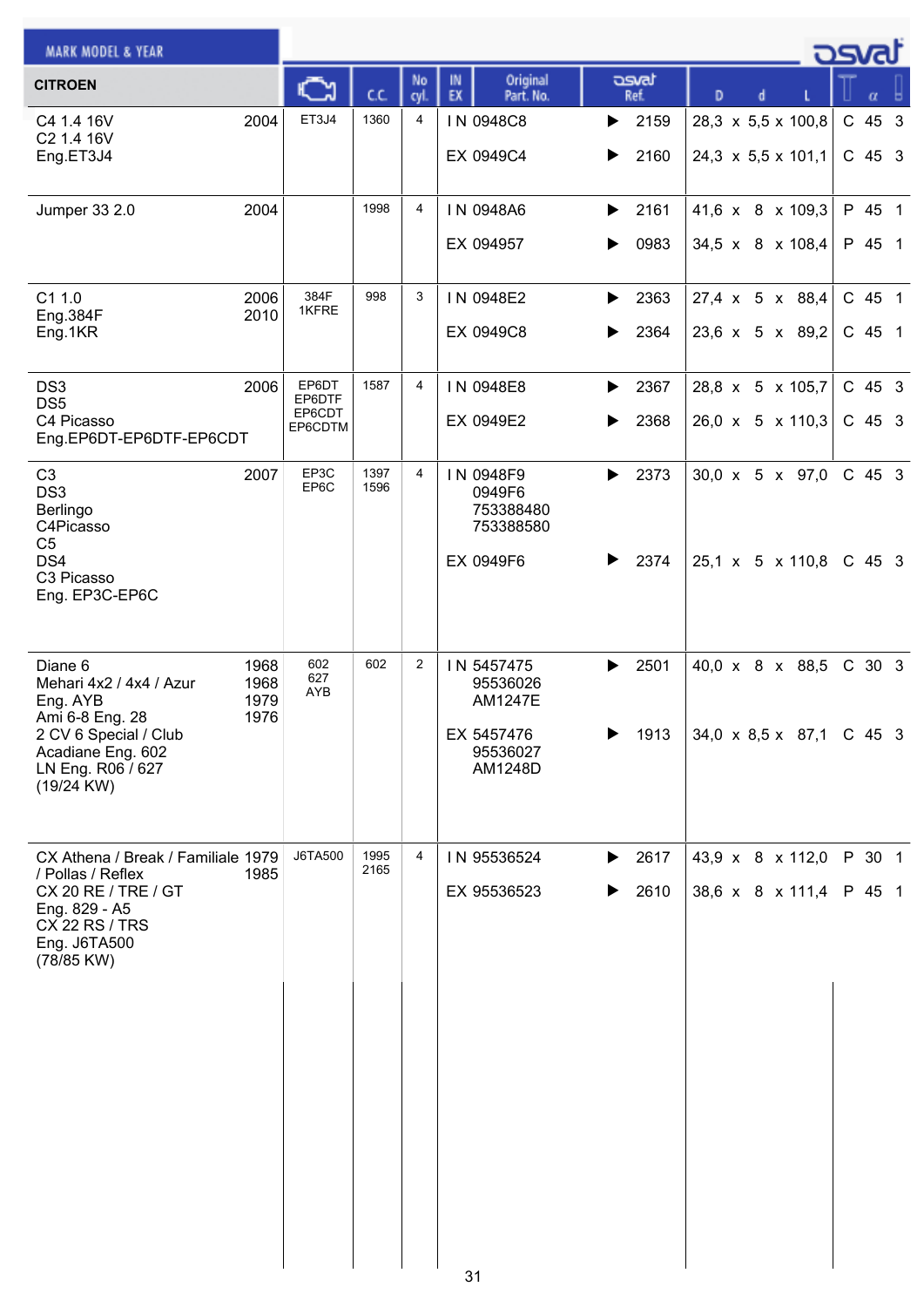# CITROEN

| MARK MODEL & YEAR | | Engine | C.C. | No cyl. | IN EX | Original Part. No. | osvat Ref. | D x d x L | T | α | |
|---|---|---|---|---|---|---|---|---|---|---|---|
| C4 1.4 16V<br>C2 1.4 16V<br>Eng.ET3J4 | 2004 | ET3J4 | 1360 | 4 | IN | 0948C8 | 2159 | 28,3 x 5,5 x 100,8 | C | 45 | 3 |
| | | | | | EX | 0949C4 | 2160 | 24,3 x 5,5 x 101,1 | C | 45 | 3 |
| Jumper 33 2.0 | 2004 | | 1998 | 4 | IN | 0948A6 | 2161 | 41,6 x 8 x 109,3 | P | 45 | 1 |
| | | | | | EX | 094957 | 0983 | 34,5 x 8 x 108,4 | P | 45 | 1 |
| C1 1.0<br>Eng.384F<br>Eng.1KR | 2006<br>2010 | 384F<br>1KFRE | 998 | 3 | IN | 0948E2 | 2363 | 27,4 x 5 x 88,4 | C | 45 | 1 |
| | | | | | EX | 0949C8 | 2364 | 23,6 x 5 x 89,2 | C | 45 | 1 |
| DS3<br>DS5<br>C4 Picasso<br>Eng.EP6DT-EP6DTF-EP6CDT | 2006 | EP6DT<br>EP6DTF<br>EP6CDT<br>EP6CDTM | 1587 | 4 | IN | 0948E8 | 2367 | 28,8 x 5 x 105,7 | C | 45 | 3 |
| | | | | | EX | 0949E2 | 2368 | 26,0 x 5 x 110,3 | C | 45 | 3 |
| C3<br>DS3<br>Berlingo<br>C4Picasso<br>C5<br>DS4<br>C3 Picasso<br>Eng. EP3C-EP6C | 2007 | EP3C<br>EP6C | 1397<br>1596 | 4 | IN | 0948F9<br>0949F6<br>753388480<br>753388580 | 2373 | 30,0 x 5 x 97,0 | C | 45 | 3 |
| | | | | | EX | 0949F6 | 2374 | 25,1 x 5 x 110,8 | C | 45 | 3 |
| Diane 6<br>Mehari 4x2 / 4x4 / Azur<br>Eng. AYB<br>Ami 6-8 Eng. 28<br>2 CV 6 Special / Club<br>Acadiane Eng. 602<br>LN Eng. R06 / 627<br>(19/24 KW) | 1968<br>1968<br>1979<br>1976 | 602<br>627<br>AYB | 602 | 2 | IN | 5457475<br>95536026<br>AM1247E | 2501 | 40,0 x 8 x 88,5 | C | 30 | 3 |
| | | | | | EX | 5457476<br>95536027<br>AM1248D | 1913 | 34,0 x 8,5 x 87,1 | C | 45 | 3 |
| CX Athena / Break / Familiale / Pollas / Reflex<br>CX 20 RE / TRE / GT<br>Eng. 829 - A5<br>CX 22 RS / TRS<br>Eng. J6TA500<br>(78/85 KW) | 1979<br>1985 | J6TA500 | 1995<br>2165 | 4 | IN | 95536524 | 2617 | 43,9 x 8 x 112,0 | P | 30 | 1 |
| | | | | | EX | 95536523 | 2610 | 38,6 x 8 x 111,4 | P | 45 | 1 |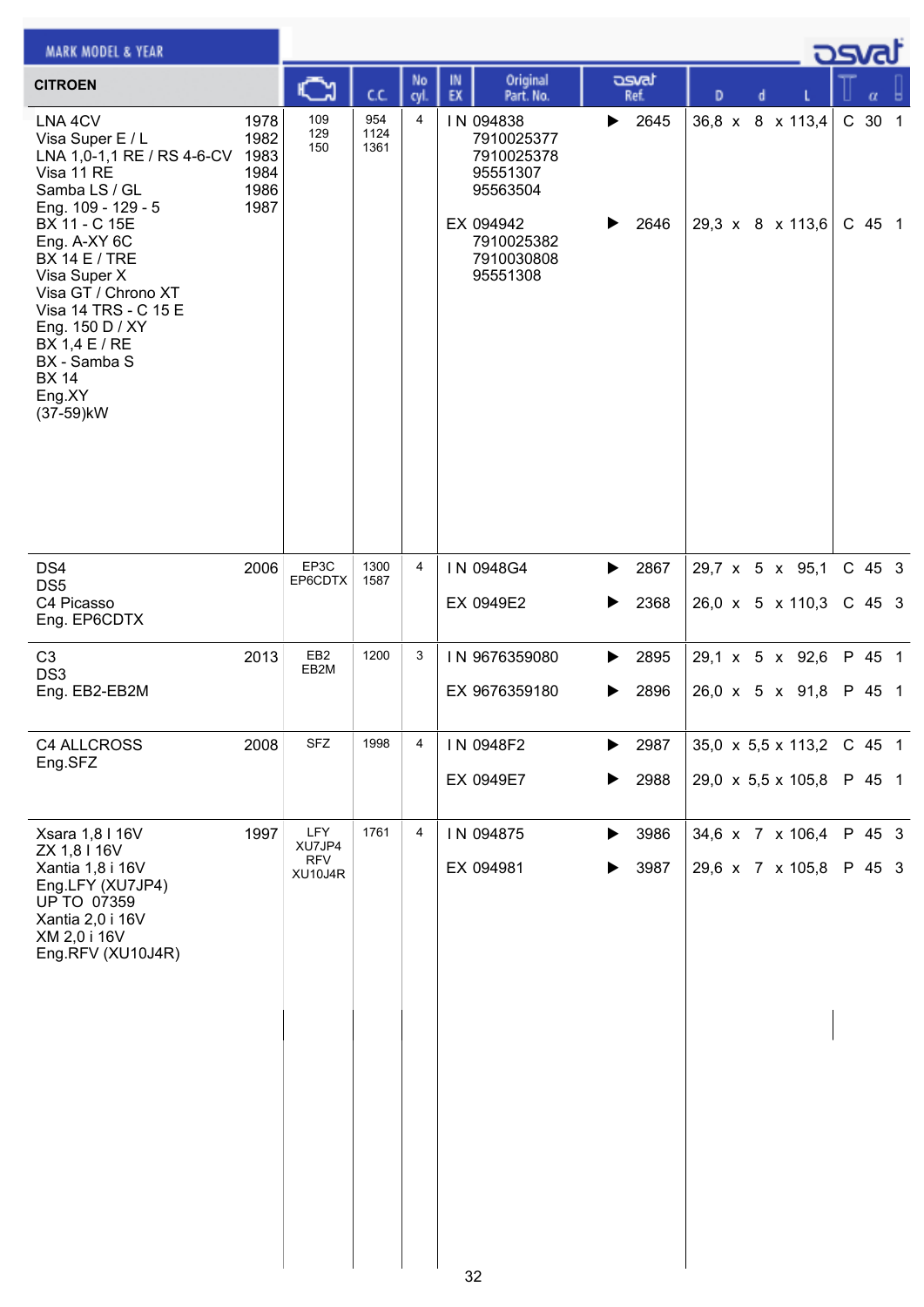| MARK MODEL & YEAR | | Engine | C.C. | No cyl. | IN EX | Original Part. No. | osvat Ref. | D x d x L | T | α | |
|---|---|---|---|---|---|---|---|---|---|---|---|
| **CITROEN** | | | | | | | | | | | |
| LNA 4CV<br>Visa Super E / L<br>LNA 1,0-1,1 RE / RS 4-6-CV<br>Visa 11 RE<br>Samba LS / GL<br>Eng. 109 - 129 - 5<br>BX 11 - C 15E<br>Eng. A-XY 6C<br>BX 14 E / TRE<br>Visa Super X<br>Visa GT / Chrono XT<br>Visa 14 TRS - C 15 E<br>Eng. 150 D / XY<br>BX 1,4 E / RE<br>BX - Samba S<br>BX 14<br>Eng.XY<br>(37-59)kW | 1978<br>1982<br>1983<br>1984<br>1986<br>1987 | 109<br>129<br>150 | 954<br>1124<br>1361 | 4 | IN | 094838<br>7910025377<br>7910025378<br>95551307<br>95563504 | 2645 | 36,8 x 8 x 113,4 | C | 30 | 1 |
| | | | | | EX | 094942<br>7910025382<br>7910030808<br>95551308 | 2646 | 29,3 x 8 x 113,6 | C | 45 | 1 |
| DS4<br>DS5<br>C4 Picasso<br>Eng. EP6CDTX | 2006 | EP3C<br>EP6CDTX | 1300<br>1587 | 4 | IN | 0948G4 | 2867 | 29,7 x 5 x 95,1 | C | 45 | 3 |
| | | | | | EX | 0949E2 | 2368 | 26,0 x 5 x 110,3 | C | 45 | 3 |
| C3<br>DS3<br>Eng. EB2-EB2M | 2013 | EB2<br>EB2M | 1200 | 3 | IN | 9676359080 | 2895 | 29,1 x 5 x 92,6 | P | 45 | 1 |
| | | | | | EX | 9676359180 | 2896 | 26,0 x 5 x 91,8 | P | 45 | 1 |
| C4 ALLCROSS<br>Eng.SFZ | 2008 | SFZ | 1998 | 4 | IN | 0948F2 | 2987 | 35,0 x 5,5 x 113,2 | C | 45 | 1 |
| | | | | | EX | 0949E7 | 2988 | 29,0 x 5,5 x 105,8 | P | 45 | 1 |
| Xsara 1,8 I 16V<br>ZX 1,8 I 16V<br>Xantia 1,8 i 16V<br>Eng.LFY (XU7JP4)<br>UP TO 07359<br>Xantia 2,0 i 16V<br>XM 2,0 i 16V<br>Eng.RFV (XU10J4R) | 1997 | LFY<br>XU7JP4<br>RFV<br>XU10J4R | 1761 | 4 | IN | 094875 | 3986 | 34,6 x 7 x 106,4 | P | 45 | 3 |
| | | | | | EX | 094981 | 3987 | 29,6 x 7 x 105,8 | P | 45 | 3 |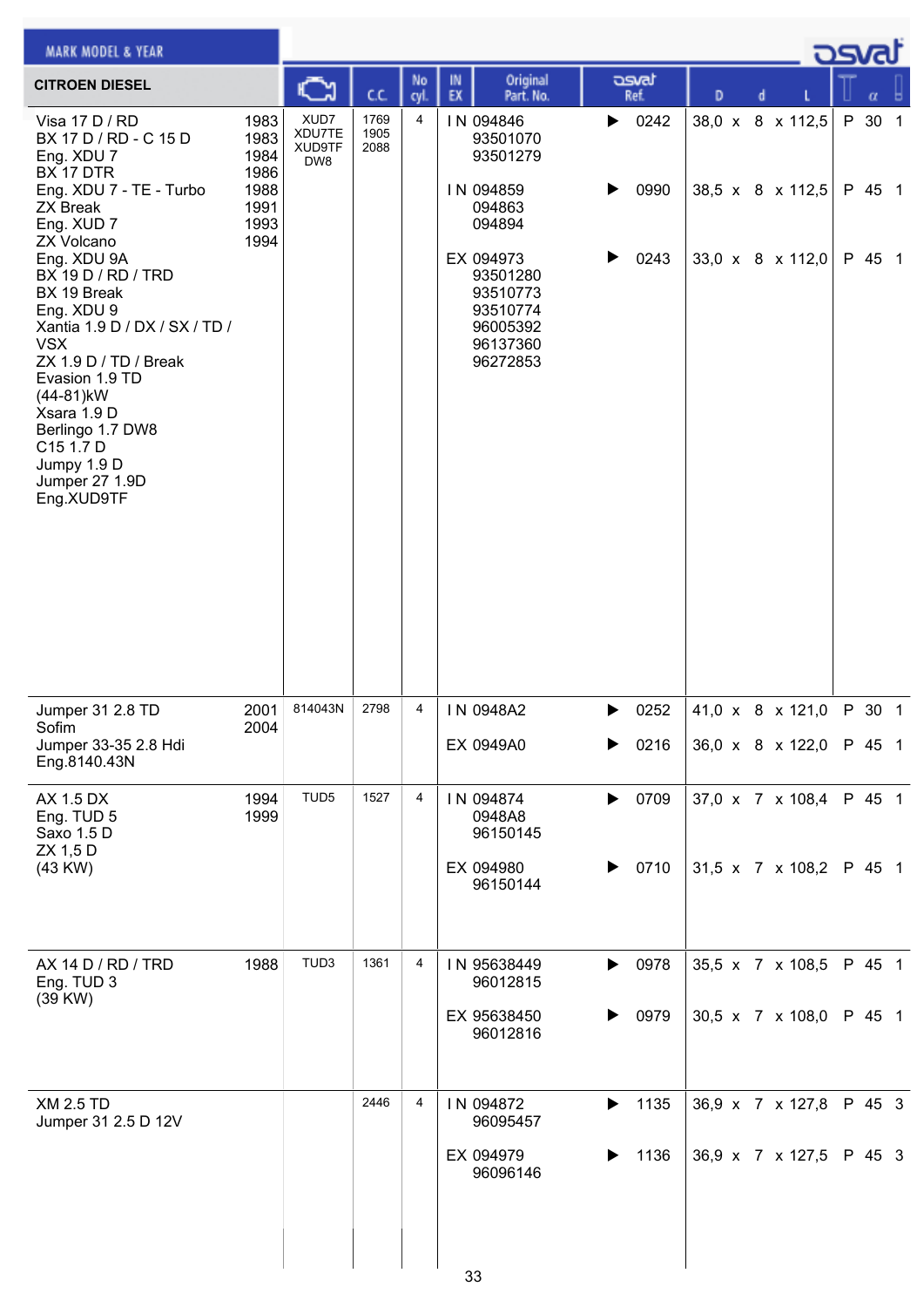| MARK MODEL & YEAR | | Engine | C.C. | No cyl. | IN EX | Original Part. No. | osvat Ref. | D x d x L | | α | |
|---|---|---|---|---|---|---|---|---|---|---|---|
| **CITROEN DIESEL** | | | | | | | | | | | |
| Visa 17 D / RD<br>BX 17 D / RD - C 15 D<br>Eng. XDU 7<br>BX 17 DTR<br>Eng. XDU 7 - TE - Turbo<br>ZX Break<br>Eng. XUD 7<br>ZX Volcano<br>Eng. XDU 9A<br>BX 19 D / RD / TRD<br>BX 19 Break<br>Eng. XDU 9<br>Xantia 1.9 D / DX / SX / TD / VSX<br>ZX 1.9 D / TD / Break<br>Evasion 1.9 TD<br>(44-81)kW<br>Xsara 1.9 D<br>Berlingo 1.7 DW8<br>C15 1.7 D<br>Jumpy 1.9 D<br>Jumper 27 1.9D<br>Eng.XUD9TF | 1983<br>1983<br>1984<br>1986<br>1988<br>1991<br>1993<br>1994 | XUD7<br>XDU7TE<br>XUD9TF<br>DW8 | 1769<br>1905<br>2088 | 4 | IN | 094846<br>93501070<br>93501279 | 0242 | 38,0 x 8 x 112,5 | P | 30 | 1 |
| | | | | | IN | 094859<br>094863<br>094894 | 0990 | 38,5 x 8 x 112,5 | P | 45 | 1 |
| | | | | | EX | 094973<br>93501280<br>93510773<br>93510774<br>96005392<br>96137360<br>96272853 | 0243 | 33,0 x 8 x 112,0 | P | 45 | 1 |
| Jumper 31 2.8 TD<br>Sofim<br>Jumper 33-35 2.8 Hdi<br>Eng.8140.43N | 2001<br>2004 | 814043N | 2798 | 4 | IN | 0948A2 | 0252 | 41,0 x 8 x 121,0 | P | 30 | 1 |
| | | | | | EX | 0949A0 | 0216 | 36,0 x 8 x 122,0 | P | 45 | 1 |
| AX 1.5 DX<br>Eng. TUD 5<br>Saxo 1.5 D<br>ZX 1,5 D<br>(43 KW) | 1994<br>1999 | TUD5 | 1527 | 4 | IN | 094874<br>0948A8<br>96150145 | 0709 | 37,0 x 7 x 108,4 | P | 45 | 1 |
| | | | | | EX | 094980<br>96150144 | 0710 | 31,5 x 7 x 108,2 | P | 45 | 1 |
| AX 14 D / RD / TRD<br>Eng. TUD 3<br>(39 KW) | 1988 | TUD3 | 1361 | 4 | IN | 95638449<br>96012815 | 0978 | 35,5 x 7 x 108,5 | P | 45 | 1 |
| | | | | | EX | 95638450<br>96012816 | 0979 | 30,5 x 7 x 108,0 | P | 45 | 1 |
| XM 2.5 TD<br>Jumper 31 2.5 D 12V | | | 2446 | 4 | IN | 094872<br>96095457 | 1135 | 36,9 x 7 x 127,8 | P | 45 | 3 |
| | | | | | EX | 094979<br>96096146 | 1136 | 36,9 x 7 x 127,5 | P | 45 | 3 |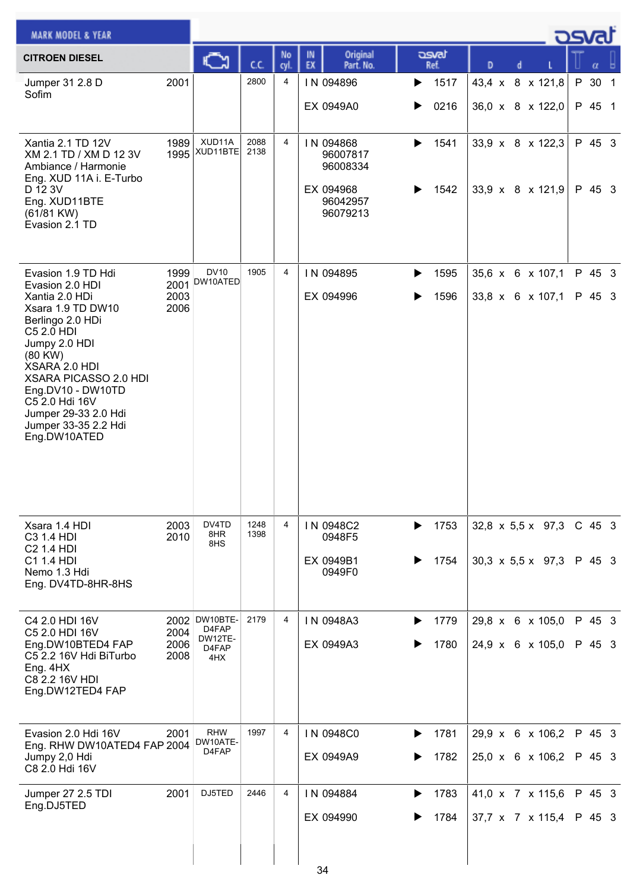| CITROEN DIESEL | | Engine | C.C. | No cyl. | IN EX | Original Part. No. | osvat Ref. | D | d | L | T | α | |
|---|---|---|---|---|---|---|---|---|---|---|---|---|---|
| Jumper 31 2.8 D<br>Sofim | 2001 | | 2800 | 4 | IN<br><br>EX | 094896<br><br>0949A0 | ▶ 1517<br><br>▶ 0216 | 43,4<br><br>36,0 | 8<br><br>8 | 121,8<br><br>122,0 | P<br><br>P | 30<br><br>45 | 1<br><br>1 |
| Xantia 2.1 TD 12V<br>XM 2.1 TD / XM D 12 3V<br>Ambiance / Harmonie<br>Eng. XUD 11A i. E-Turbo<br>D 12 3V<br>Eng. XUD11BTE<br>(61/81 KW)<br>Evasion 2.1 TD | 1989<br>1995 | XUD11A<br>XUD11BTE | 2088<br>2138 | 4 | IN<br><br><br><br>EX | 094868<br>96007817<br>96008334<br><br>094968<br>96042957<br>96079213 | ▶ 1541<br><br><br><br>▶ 1542 | 33,9<br><br><br><br>33,9 | 8<br><br><br><br>8 | 122,3<br><br><br><br>121,9 | P<br><br><br><br>P | 45<br><br><br><br>45 | 3<br><br><br><br>3 |
| Evasion 1.9 TD Hdi<br>Evasion 2.0 HDI<br>Xantia 2.0 HDi<br>Xsara 1.9 TD DW10<br>Berlingo 2.0 HDi<br>C5 2.0 HDI<br>Jumpy 2.0 HDI<br>(80 KW)<br>XSARA 2.0 HDI<br>XSARA PICASSO 2.0 HDI<br>Eng.DV10 - DW10TD<br>C5 2.0 Hdi 16V<br>Jumper 29-33 2.0 Hdi<br>Jumper 33-35 2.2 Hdi<br>Eng.DW10ATED | 1999<br>2001<br>2003<br>2006 | DV10<br>DW10ATED | 1905 | 4 | IN<br><br>EX | 094895<br><br>094996 | ▶ 1595<br><br>▶ 1596 | 35,6<br><br>33,8 | 6<br><br>6 | 107,1<br><br>107,1 | P<br><br>P | 45<br><br>45 | 3<br><br>3 |
| Xsara 1.4 HDI<br>C3 1.4 HDI<br>C2 1.4 HDI<br>C1 1.4 HDI<br>Nemo 1.3 Hdi<br>Eng. DV4TD-8HR-8HS | 2003<br>2010 | DV4TD<br>8HR<br>8HS | 1248<br>1398 | 4 | IN<br><br><br>EX | 0948C2<br>0948F5<br><br>0949B1<br>0949F0 | ▶ 1753<br><br><br>▶ 1754 | 32,8<br><br><br>30,3 | 5,5<br><br><br>5,5 | 97,3<br><br><br>97,3 | C<br><br><br>P | 45<br><br><br>45 | 3<br><br><br>3 |
| C4 2.0 HDI 16V<br>C5 2.0 HDI 16V<br>Eng.DW10BTED4 FAP<br>C5 2.2 16V Hdi BiTurbo<br>Eng. 4HX<br>C8 2.2 16V HDI<br>Eng.DW12TED4 FAP | 2002<br>2004<br>2006<br>2008 | DW10BTE-D4FAP<br>DW12TE-D4FAP<br>4HX | 2179 | 4 | IN<br><br>EX | 0948A3<br><br>0949A3 | ▶ 1779<br><br>▶ 1780 | 29,8<br><br>24,9 | 6<br><br>6 | 105,0<br><br>105,0 | P<br><br>P | 45<br><br>45 | 3<br><br>3 |
| Evasion 2.0 Hdi 16V<br>Eng. RHW DW10ATED4 FAP<br>Jumpy 2,0 Hdi<br>C8 2.0 Hdi 16V | 2001<br>2004 | RHW<br>DW10ATE-D4FAP | 1997 | 4 | IN<br><br>EX | 0948C0<br><br>0949A9 | ▶ 1781<br><br>▶ 1782 | 29,9<br><br>25,0 | 6<br><br>6 | 106,2<br><br>106,2 | P<br><br>P | 45<br><br>45 | 3<br><br>3 |
| Jumper 27 2.5 TDI<br>Eng.DJ5TED | 2001 | DJ5TED | 2446 | 4 | IN<br><br>EX | 094884<br><br>094990 | ▶ 1783<br><br>▶ 1784 | 41,0<br><br>37,7 | 7<br><br>7 | 115,6<br><br>115,4 | P<br><br>P | 45<br><br>45 | 3<br><br>3 |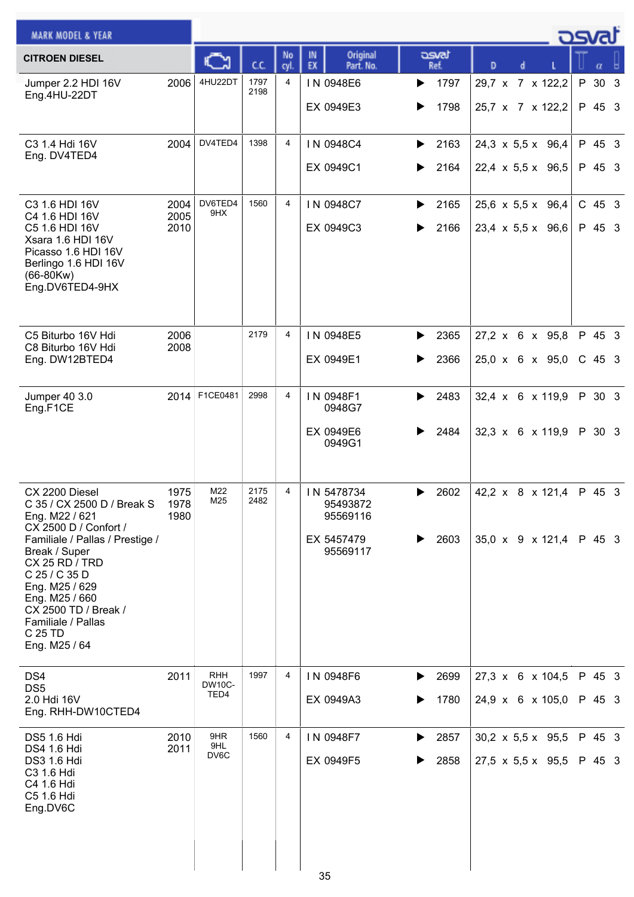| MARK MODEL & YEAR | | Engine | C.C. | No cyl. | IN EX | Original Part. No. | osvat Ref. | D x d x L | Seat | α | |
|---|---|---|---|---|---|---|---|---|---|---|---|
| **CITROEN DIESEL** | | | | | | | | | | | |
| Jumper 2.2 HDI 16V<br>Eng.4HU-22DT | 2006 | 4HU22DT | 1797<br>2198 | 4 | IN | 0948E6 | 1797 | 29,7 x 7 x 122,2 | P | 30 | 3 |
| | | | | | EX | 0949E3 | 1798 | 25,7 x 7 x 122,2 | P | 45 | 3 |
| C3 1.4 Hdi 16V<br>Eng. DV4TED4 | 2004 | DV4TED4 | 1398 | 4 | IN | 0948C4 | 2163 | 24,3 x 5,5 x 96,4 | P | 45 | 3 |
| | | | | | EX | 0949C1 | 2164 | 22,4 x 5,5 x 96,5 | P | 45 | 3 |
| C3 1.6 HDI 16V<br>C4 1.6 HDI 16V<br>C5 1.6 HDI 16V<br>Xsara 1.6 HDI 16V<br>Picasso 1.6 HDI 16V<br>Berlingo 1.6 HDI 16V<br>(66-80Kw)<br>Eng.DV6TED4-9HX | 2004<br>2005<br>2010 | DV6TED4<br>9HX | 1560 | 4 | IN | 0948C7 | 2165 | 25,6 x 5,5 x 96,4 | C | 45 | 3 |
| | | | | | EX | 0949C3 | 2166 | 23,4 x 5,5 x 96,6 | P | 45 | 3 |
| C5 Biturbo 16V Hdi<br>C8 Biturbo 16V Hdi<br>Eng. DW12BTED4 | 2006<br>2008 | | 2179 | 4 | IN | 0948E5 | 2365 | 27,2 x 6 x 95,8 | P | 45 | 3 |
| | | | | | EX | 0949E1 | 2366 | 25,0 x 6 x 95,0 | C | 45 | 3 |
| Jumper 40 3.0<br>Eng.F1CE | 2014 | F1CE0481 | 2998 | 4 | IN | 0948F1<br>0948G7 | 2483 | 32,4 x 6 x 119,9 | P | 30 | 3 |
| | | | | | EX | 0949E6<br>0949G1 | 2484 | 32,3 x 6 x 119,9 | P | 30 | 3 |
| CX 2200 Diesel<br>C 35 / CX 2500 D / Break S<br>Eng. M22 / 621<br>CX 2500 D / Confort /<br>Familiale / Pallas / Prestige /<br>Break / Super<br>CX 25 RD / TRD<br>C 25 / C 35 D<br>Eng. M25 / 629<br>Eng. M25 / 660<br>CX 2500 TD / Break /<br>Familiale / Pallas<br>C 25 TD<br>Eng. M25 / 64 | 1975<br>1978<br>1980 | M22<br>M25 | 2175<br>2482 | 4 | IN | 5478734<br>95493872<br>95569116 | 2602 | 42,2 x 8 x 121,4 | P | 45 | 3 |
| | | | | | EX | 5457479<br>95569117 | 2603 | 35,0 x 9 x 121,4 | P | 45 | 3 |
| DS4<br>DS5<br>2.0 Hdi 16V<br>Eng. RHH-DW10CTED4 | 2011 | RHH<br>DW10C-<br>TED4 | 1997 | 4 | IN | 0948F6 | 2699 | 27,3 x 6 x 104,5 | P | 45 | 3 |
| | | | | | EX | 0949A3 | 1780 | 24,9 x 6 x 105,0 | P | 45 | 3 |
| DS5 1.6 Hdi<br>DS4 1.6 Hdi<br>DS3 1.6 Hdi<br>C3 1.6 Hdi<br>C4 1.6 Hdi<br>C5 1.6 Hdi<br>Eng.DV6C | 2010<br>2011 | 9HR<br>9HL<br>DV6C | 1560 | 4 | IN | 0948F7 | 2857 | 30,2 x 5,5 x 95,5 | P | 45 | 3 |
| | | | | | EX | 0949F5 | 2858 | 27,5 x 5,5 x 95,5 | P | 45 | 3 |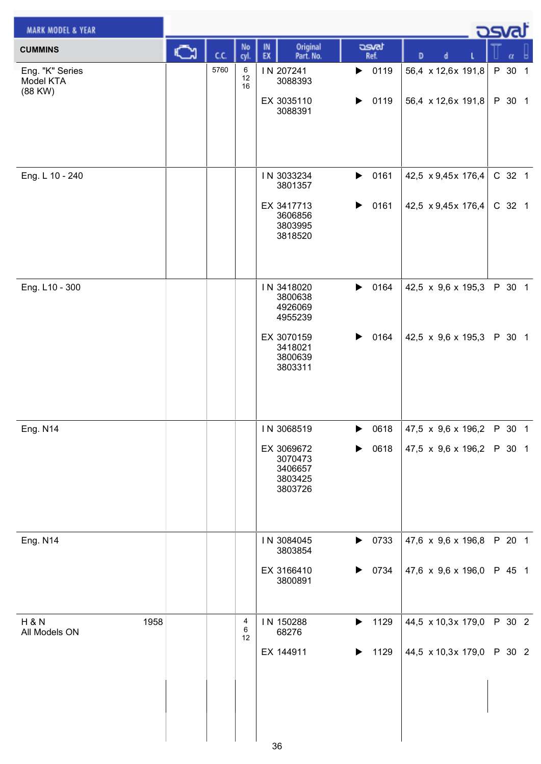| MARK MODEL & YEAR | | | | | | | | |
|---|---|---|---|---|---|---|---|---|
| **CUMMINS** | | C.C. | No cyl. | IN EX | Original Part. No. | osvat Ref. | D d L | α |
| Eng. "K" Series Model KTA (88 KW) | | 5760 | 6 12 16 | IN | 207241 3088393 | ▶ 0119 | 56,4 x 12,6x 191,8 | P 30 1 |
| | | | | EX | 3035110 3088391 | ▶ 0119 | 56,4 x 12,6x 191,8 | P 30 1 |
| Eng. L 10 - 240 | | | | IN | 3033234 3801357 | ▶ 0161 | 42,5 x 9,45x 176,4 | C 32 1 |
| | | | | EX | 3417713 3606856 3803995 3818520 | ▶ 0161 | 42,5 x 9,45x 176,4 | C 32 1 |
| Eng. L10 - 300 | | | | IN | 3418020 3800638 4926069 4955239 | ▶ 0164 | 42,5 x 9,6 x 195,3 | P 30 1 |
| | | | | EX | 3070159 3418021 3800639 3803311 | ▶ 0164 | 42,5 x 9,6 x 195,3 | P 30 1 |
| Eng. N14 | | | | IN | 3068519 | ▶ 0618 | 47,5 x 9,6 x 196,2 | P 30 1 |
| | | | | EX | 3069672 3070473 3406657 3803425 3803726 | ▶ 0618 | 47,5 x 9,6 x 196,2 | P 30 1 |
| Eng. N14 | | | | IN | 3084045 3803854 | ▶ 0733 | 47,6 x 9,6 x 196,8 | P 20 1 |
| | | | | EX | 3166410 3800891 | ▶ 0734 | 47,6 x 9,6 x 196,0 | P 45 1 |
| H & N All Models ON 1958 | | | 4 6 12 | IN | 150288 68276 | ▶ 1129 | 44,5 x 10,3x 179,0 | P 30 2 |
| | | | | EX | 144911 | ▶ 1129 | 44,5 x 10,3x 179,0 | P 30 2 |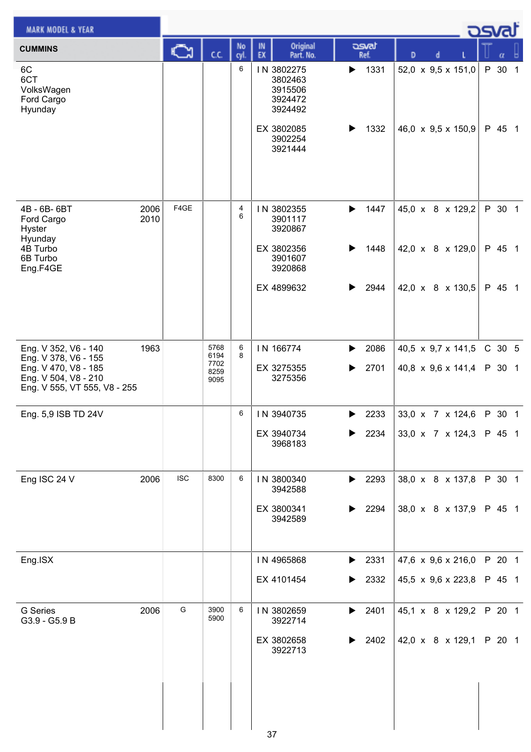| CUMMINS | | Engine | C.C. | No cyl. | IN EX | Original Part. No. | osvat Ref. | D x d x L | T | α | |
|---|---|---|---|---|---|---|---|---|---|---|---|
| 6C<br>6CT<br>VolksWagen<br>Ford Cargo<br>Hyunday | | | | 6 | IN | 3802275<br>3802463<br>3915506<br>3924472<br>3924492 | ▶ 1331 | 52,0 x 9,5 x 151,0 | P | 30 | 1 |
| | | | | | EX | 3802085<br>3902254<br>3921444 | ▶ 1332 | 46,0 x 9,5 x 150,9 | P | 45 | 1 |
| 4B - 6B- 6BT<br>Ford Cargo<br>Hyster<br>Hyunday<br>4B Turbo<br>6B Turbo<br>Eng.F4GE | 2006<br>2010 | F4GE | | 4<br>6 | IN | 3802355<br>3901117<br>3920867 | ▶ 1447 | 45,0 x 8 x 129,2 | P | 30 | 1 |
| | | | | | EX | 3802356<br>3901607<br>3920868 | ▶ 1448 | 42,0 x 8 x 129,0 | P | 45 | 1 |
| | | | | | EX | 4899632 | ▶ 2944 | 42,0 x 8 x 130,5 | P | 45 | 1 |
| Eng. V 352, V6 - 140<br>Eng. V 378, V6 - 155<br>Eng. V 470, V8 - 185<br>Eng. V 504, V8 - 210<br>Eng. V 555, VT 555, V8 - 255 | 1963 | | 5768<br>6194<br>7702<br>8259<br>9095 | 6<br>8 | IN | 166774 | ▶ 2086 | 40,5 x 9,7 x 141,5 | C | 30 | 5 |
| | | | | | EX | 3275355<br>3275356 | ▶ 2701 | 40,8 x 9,6 x 141,4 | P | 30 | 1 |
| Eng. 5,9 ISB TD 24V | | | | 6 | IN | 3940735 | ▶ 2233 | 33,0 x 7 x 124,6 | P | 30 | 1 |
| | | | | | EX | 3940734<br>3968183 | ▶ 2234 | 33,0 x 7 x 124,3 | P | 45 | 1 |
| Eng ISC 24 V | 2006 | ISC | 8300 | 6 | IN | 3800340<br>3942588 | ▶ 2293 | 38,0 x 8 x 137,8 | P | 30 | 1 |
| | | | | | EX | 3800341<br>3942589 | ▶ 2294 | 38,0 x 8 x 137,9 | P | 45 | 1 |
| Eng.ISX | | | | | IN | 4965868 | ▶ 2331 | 47,6 x 9,6 x 216,0 | P | 20 | 1 |
| | | | | | EX | 4101454 | ▶ 2332 | 45,5 x 9,6 x 223,8 | P | 45 | 1 |
| G Series<br>G3.9 - G5.9 B | 2006 | G | 3900<br>5900 | 6 | IN | 3802659<br>3922714 | ▶ 2401 | 45,1 x 8 x 129,2 | P | 20 | 1 |
| | | | | | EX | 3802658<br>3922713 | ▶ 2402 | 42,0 x 8 x 129,1 | P | 20 | 1 |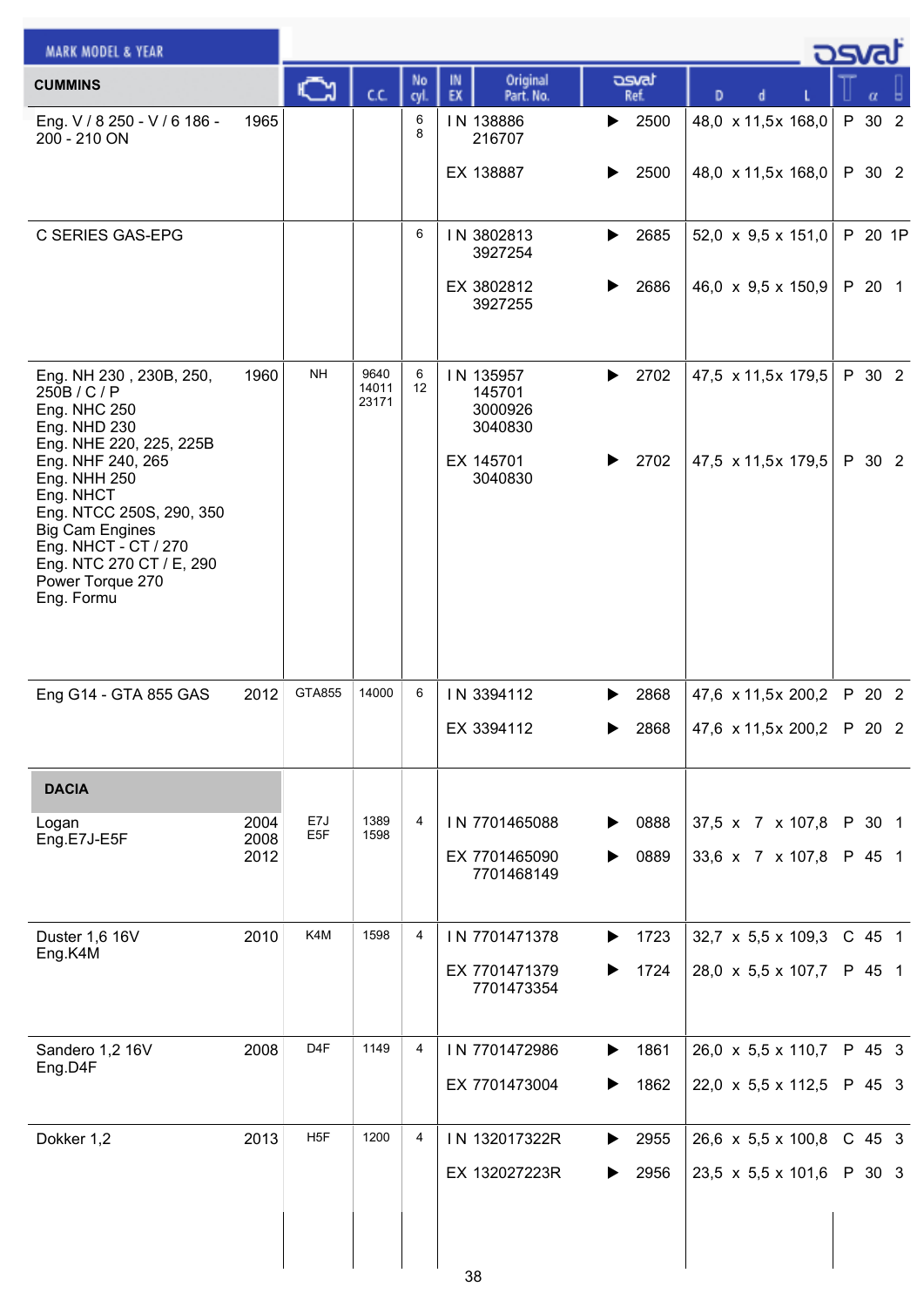| MARK MODEL & YEAR | | Engine | C.C. | No cyl. | IN EX | Original Part. No. | osvat Ref. | D x d x L | Type | α | Grooves |
|---|---|---|---|---|---|---|---|---|---|---|---|
| **CUMMINS** | | | | | | | | | | | |
| Eng. V / 8 250 - V / 6 186 - 200 - 210 ON | 1965 | | | 6<br>8 | IN | 138886<br>216707 | 2500 | 48,0 x 11,5 x 168,0 | P | 30 | 2 |
| | | | | | EX | 138887 | 2500 | 48,0 x 11,5 x 168,0 | P | 30 | 2 |
| C SERIES GAS-EPG | | | | 6 | IN | 3802813<br>3927254 | 2685 | 52,0 x 9,5 x 151,0 | P | 20 | 1P |
| | | | | | EX | 3802812<br>3927255 | 2686 | 46,0 x 9,5 x 150,9 | P | 20 | 1 |
| Eng. NH 230 , 230B, 250, 250B / C / P<br>Eng. NHC 250<br>Eng. NHD 230<br>Eng. NHE 220, 225, 225B<br>Eng. NHF 240, 265<br>Eng. NHH 250<br>Eng. NHCT<br>Eng. NTCC 250S, 290, 350<br>Big Cam Engines<br>Eng. NHCT - CT / 270<br>Eng. NTC 270 CT / E, 290<br>Power Torque 270<br>Eng. Formu | 1960 | NH | 9640<br>14011<br>23171 | 6<br>12 | IN | 135957<br>145701<br>3000926<br>3040830 | 2702 | 47,5 x 11,5 x 179,5 | P | 30 | 2 |
| | | | | | EX | 145701<br>3040830 | 2702 | 47,5 x 11,5 x 179,5 | P | 30 | 2 |
| Eng G14 - GTA 855 GAS | 2012 | GTA855 | 14000 | 6 | IN | 3394112 | 2868 | 47,6 x 11,5 x 200,2 | P | 20 | 2 |
| | | | | | EX | 3394112 | 2868 | 47,6 x 11,5 x 200,2 | P | 20 | 2 |
| **DACIA** | | | | | | | | | | | |
| Logan<br>Eng.E7J-E5F | 2004<br>2008<br>2012 | E7J<br>E5F | 1389<br>1598 | 4 | IN | 7701465088 | 0888 | 37,5 x 7 x 107,8 | P | 30 | 1 |
| | | | | | EX | 7701465090<br>7701468149 | 0889 | 33,6 x 7 x 107,8 | P | 45 | 1 |
| Duster 1,6 16V<br>Eng.K4M | 2010 | K4M | 1598 | 4 | IN | 7701471378 | 1723 | 32,7 x 5,5 x 109,3 | C | 45 | 1 |
| | | | | | EX | 7701471379<br>7701473354 | 1724 | 28,0 x 5,5 x 107,7 | P | 45 | 1 |
| Sandero 1,2 16V<br>Eng.D4F | 2008 | D4F | 1149 | 4 | IN | 7701472986 | 1861 | 26,0 x 5,5 x 110,7 | P | 45 | 3 |
| | | | | | EX | 7701473004 | 1862 | 22,0 x 5,5 x 112,5 | P | 45 | 3 |
| Dokker 1,2 | 2013 | H5F | 1200 | 4 | IN | 132017322R | 2955 | 26,6 x 5,5 x 100,8 | C | 45 | 3 |
| | | | | | EX | 132027223R | 2956 | 23,5 x 5,5 x 101,6 | P | 30 | 3 |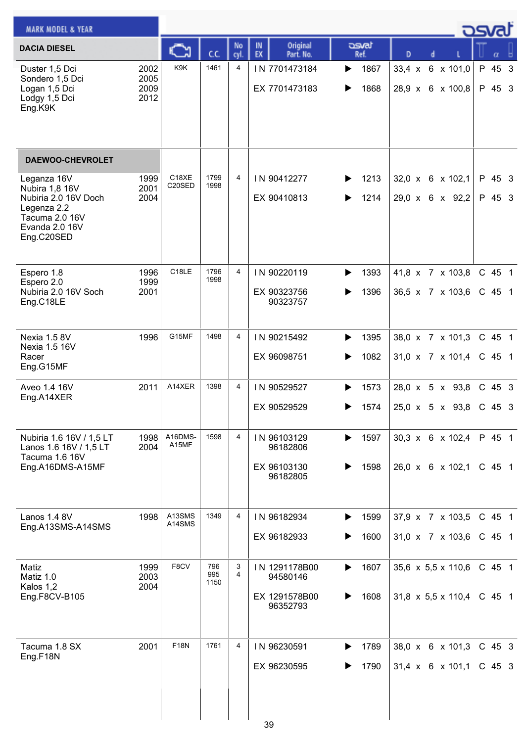| MARK MODEL & YEAR | | Engine | C.C. | No cyl. | IN EX | Original Part. No. | osvat Ref. | D x d x L | α | |
|---|---|---|---|---|---|---|---|---|---|---|
| **DACIA DIESEL** | | | | | | | | | | |
| Duster 1,5 Dci<br>Sondero 1,5 Dci<br>Logan 1,5 Dci<br>Lodgy 1,5 Dci<br>Eng.K9K | 2002<br>2005<br>2009<br>2012 | K9K | 1461 | 4 | IN<br>EX | 7701473184<br>7701473183 | 1867<br>1868 | 33,4 x 6 x 101,0<br>28,9 x 6 x 100,8 | P 45<br>P 45 | 3<br>3 |
| **DAEWOO-CHEVROLET** | | | | | | | | | | |
| Leganza 16V<br>Nubira 1,8 16V<br>Nubiria 2.0 16V Doch<br>Legenza 2.2<br>Tacuma 2.0 16V<br>Evanda 2.0 16V<br>Eng.C20SED | 1999<br>2001<br>2004 | C18XE<br>C20SED | 1799<br>1998 | 4 | IN<br>EX | 90412277<br>90410813 | 1213<br>1214 | 32,0 x 6 x 102,1<br>29,0 x 6 x 92,2 | P 45<br>P 45 | 3<br>3 |
| Espero 1.8<br>Espero 2.0<br>Nubiria 2.0 16V Soch<br>Eng.C18LE | 1996<br>1999<br>2001 | C18LE | 1796<br>1998 | 4 | IN<br>EX | 90220119<br>90323756<br>90323757 | 1393<br>1396 | 41,8 x 7 x 103,8<br>36,5 x 7 x 103,6 | C 45<br>C 45 | 1<br>1 |
| Nexia 1.5 8V<br>Nexia 1.5 16V<br>Racer<br>Eng.G15MF | 1996 | G15MF | 1498 | 4 | IN<br>EX | 90215492<br>96098751 | 1395<br>1082 | 38,0 x 7 x 101,3<br>31,0 x 7 x 101,4 | C 45<br>C 45 | 1<br>1 |
| Aveo 1.4 16V<br>Eng.A14XER | 2011 | A14XER | 1398 | 4 | IN<br>EX | 90529527<br>90529529 | 1573<br>1574 | 28,0 x 5 x 93,8<br>25,0 x 5 x 93,8 | C 45<br>C 45 | 3<br>3 |
| Nubiria 1.6 16V / 1,5 LT<br>Lanos 1.6 16V / 1,5 LT<br>Tacuma 1.6 16V<br>Eng.A16DMS-A15MF | 1998<br>2004 | A16DMS-<br>A15MF | 1598 | 4 | IN<br>EX | 96103129<br>96182806<br>96103130<br>96182805 | 1597<br>1598 | 30,3 x 6 x 102,4<br>26,0 x 6 x 102,1 | P 45<br>C 45 | 1<br>1 |
| Lanos 1.4 8V<br>Eng.A13SMS-A14SMS | 1998 | A13SMS<br>A14SMS | 1349 | 4 | IN<br>EX | 96182934<br>96182933 | 1599<br>1600 | 37,9 x 7 x 103,5<br>31,0 x 7 x 103,6 | C 45<br>C 45 | 1<br>1 |
| Matiz<br>Matiz 1.0<br>Kalos 1,2<br>Eng.F8CV-B105 | 1999<br>2003<br>2004 | F8CV | 796<br>995<br>1150 | 3<br>4 | IN<br>EX | 1291178B00<br>94580146<br>1291578B00<br>96352793 | 1607<br>1608 | 35,6 x 5,5 x 110,6<br>31,8 x 5,5 x 110,4 | C 45<br>C 45 | 1<br>1 |
| Tacuma 1.8 SX<br>Eng.F18N | 2001 | F18N | 1761 | 4 | IN<br>EX | 96230591<br>96230595 | 1789<br>1790 | 38,0 x 6 x 101,3<br>31,4 x 6 x 101,1 | C 45<br>C 45 | 3<br>3 |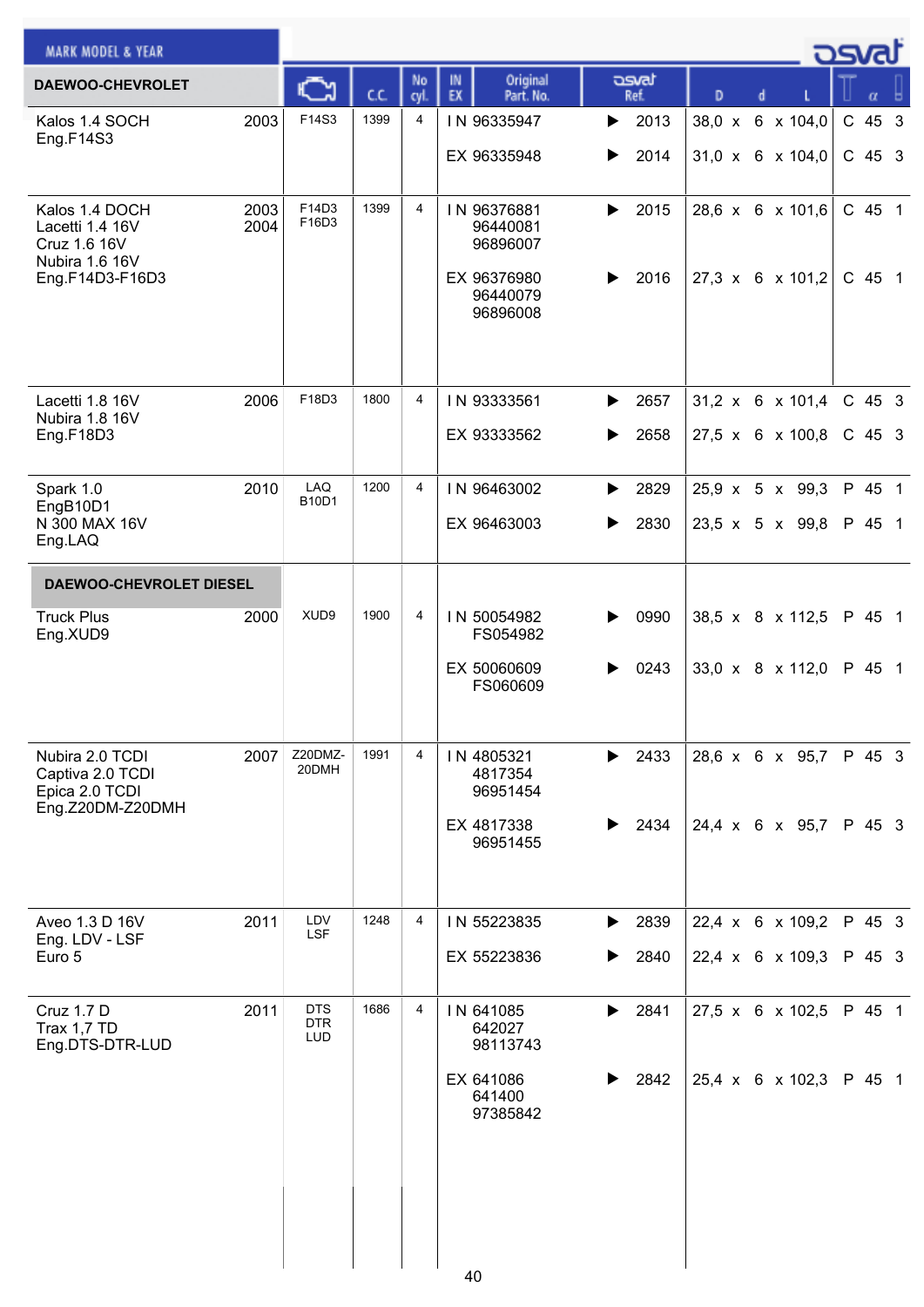| MARK MODEL & YEAR | | Engine | C.C. | No cyl. | IN EX | Original Part. No. | osvat Ref. | D x d x L | | |
|---|---|---|---|---|---|---|---|---|---|---|
| **DAEWOO-CHEVROLET** | | | | | | | | | | |
| Kalos 1.4 SOCH Eng.F14S3 | 2003 | F14S3 | 1399 | 4 | IN | 96335947 | 2013 | 38,0 x 6 x 104,0 | C | 45 3 |
| | | | | | EX | 96335948 | 2014 | 31,0 x 6 x 104,0 | C | 45 3 |
| Kalos 1.4 DOCH Lacetti 1.4 16V Cruz 1.6 16V Nubira 1.6 16V Eng.F14D3-F16D3 | 2003 2004 | F14D3 F16D3 | 1399 | 4 | IN | 96376881 96440081 96896007 | 2015 | 28,6 x 6 x 101,6 | C | 45 1 |
| | | | | | EX | 96376980 96440079 96896008 | 2016 | 27,3 x 6 x 101,2 | C | 45 1 |
| Lacetti 1.8 16V Nubira 1.8 16V Eng.F18D3 | 2006 | F18D3 | 1800 | 4 | IN | 93333561 | 2657 | 31,2 x 6 x 101,4 | C | 45 3 |
| | | | | | EX | 93333562 | 2658 | 27,5 x 6 x 100,8 | C | 45 3 |
| Spark 1.0 EngB10D1 N 300 MAX 16V Eng.LAQ | 2010 | LAQ B10D1 | 1200 | 4 | IN | 96463002 | 2829 | 25,9 x 5 x 99,3 | P | 45 1 |
| | | | | | EX | 96463003 | 2830 | 23,5 x 5 x 99,8 | P | 45 1 |
| **DAEWOO-CHEVROLET DIESEL** | | | | | | | | | | |
| Truck Plus Eng.XUD9 | 2000 | XUD9 | 1900 | 4 | IN | 50054982 FS054982 | 0990 | 38,5 x 8 x 112,5 | P | 45 1 |
| | | | | | EX | 50060609 FS060609 | 0243 | 33,0 x 8 x 112,0 | P | 45 1 |
| Nubira 2.0 TCDI Captiva 2.0 TCDI Epica 2.0 TCDI Eng.Z20DM-Z20DMH | 2007 | Z20DMZ-20DMH | 1991 | 4 | IN | 4805321 4817354 96951454 | 2433 | 28,6 x 6 x 95,7 | P | 45 3 |
| | | | | | EX | 4817338 96951455 | 2434 | 24,4 x 6 x 95,7 | P | 45 3 |
| Aveo 1.3 D 16V Eng. LDV - LSF Euro 5 | 2011 | LDV LSF | 1248 | 4 | IN | 55223835 | 2839 | 22,4 x 6 x 109,2 | P | 45 3 |
| | | | | | EX | 55223836 | 2840 | 22,4 x 6 x 109,3 | P | 45 3 |
| Cruz 1.7 D Trax 1,7 TD Eng.DTS-DTR-LUD | 2011 | DTS DTR LUD | 1686 | 4 | IN | 641085 642027 98113743 | 2841 | 27,5 x 6 x 102,5 | P | 45 1 |
| | | | | | EX | 641086 641400 97385842 | 2842 | 25,4 x 6 x 102,3 | P | 45 1 |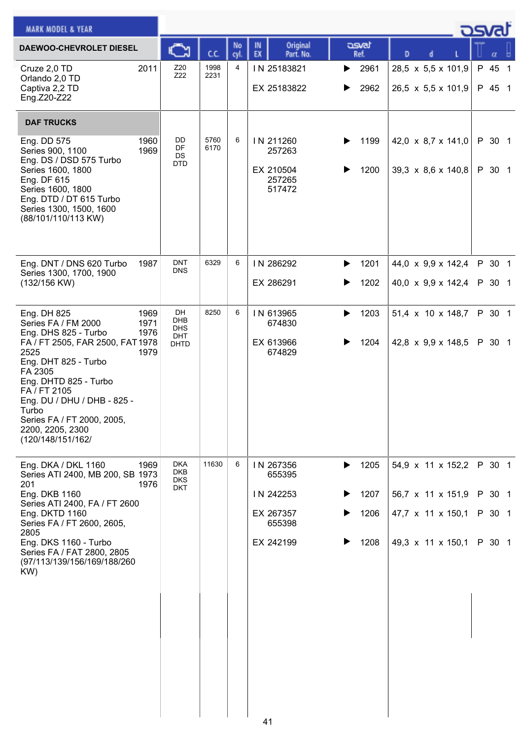MARK MODEL & YEAR

| DAEWOO-CHEVROLET DIESEL | | Engine | C.C. | No cyl. | IN EX | Original Part. No. | osvat Ref. | D x d x L | T | α | |
|---|---|---|---|---|---|---|---|---|---|---|---|
| Cruze 2,0 TD<br>Orlando 2,0 TD<br>Captiva 2,2 TD<br>Eng.Z20-Z22 | 2011 | Z20<br>Z22 | 1998<br>2231 | 4 | IN | 25183821 | 2961 | 28,5 x 5,5 x 101,9 | P | 45 | 1 |
| | | | | | EX | 25183822 | 2962 | 26,5 x 5,5 x 101,9 | P | 45 | 1 |
| **DAF TRUCKS** | | | | | | | | | | | |
| Eng. DD 575<br>Series 900, 1100<br>Eng. DS / DSD 575 Turbo<br>Series 1600, 1800<br>Eng. DF 615<br>Series 1600, 1800<br>Eng. DTD / DT 615 Turbo<br>Series 1300, 1500, 1600<br>(88/101/110/113 KW) | 1960<br>1969 | DD<br>DF<br>DS<br>DTD | 5760<br>6170 | 6 | IN | 211260<br>257263 | 1199 | 42,0 x 8,7 x 141,0 | P | 30 | 1 |
| | | | | | EX | 210504<br>257265<br>517472 | 1200 | 39,3 x 8,6 x 140,8 | P | 30 | 1 |
| Eng. DNT / DNS 620 Turbo<br>Series 1300, 1700, 1900<br>(132/156 KW) | 1987 | DNT<br>DNS | 6329 | 6 | IN | 286292 | 1201 | 44,0 x 9,9 x 142,4 | P | 30 | 1 |
| | | | | | EX | 286291 | 1202 | 40,0 x 9,9 x 142,4 | P | 30 | 1 |
| Eng. DH 825<br>Series FA / FM 2000<br>Eng. DHS 825 - Turbo<br>FA / FT 2505, FAR 2500, FAT 2525<br>Eng. DHT 825 - Turbo<br>FA 2305<br>Eng. DHTD 825 - Turbo<br>FA / FT 2105<br>Eng. DU / DHU / DHB - 825 - Turbo<br>Series FA / FT 2000, 2005, 2200, 2205, 2300<br>(120/148/151/162/ | 1969<br>1971<br>1976<br>1978<br>1979 | DH<br>DHB<br>DHS<br>DHT<br>DHTD | 8250 | 6 | IN | 613965<br>674830 | 1203 | 51,4 x 10 x 148,7 | P | 30 | 1 |
| | | | | | EX | 613966<br>674829 | 1204 | 42,8 x 9,9 x 148,5 | P | 30 | 1 |
| Eng. DKA / DKL 1160<br>Series ATI 2400, MB 200, SB 201<br>Eng. DKB 1160<br>Series ATI 2400, FA / FT 2600<br>Eng. DKTD 1160<br>Series FA / FT 2600, 2605, 2805<br>Eng. DKS 1160 - Turbo<br>Series FA / FAT 2800, 2805<br>(97/113/139/156/169/188/260 KW) | 1969<br>1973<br>1976 | DKA<br>DKB<br>DKS<br>DKT | 11630 | 6 | IN | 267356<br>655395 | 1205 | 54,9 x 11 x 152,2 | P | 30 | 1 |
| | | | | | IN | 242253 | 1207 | 56,7 x 11 x 151,9 | P | 30 | 1 |
| | | | | | EX | 267357<br>655398 | 1206 | 47,7 x 11 x 150,1 | P | 30 | 1 |
| | | | | | EX | 242199 | 1208 | 49,3 x 11 x 150,1 | P | 30 | 1 |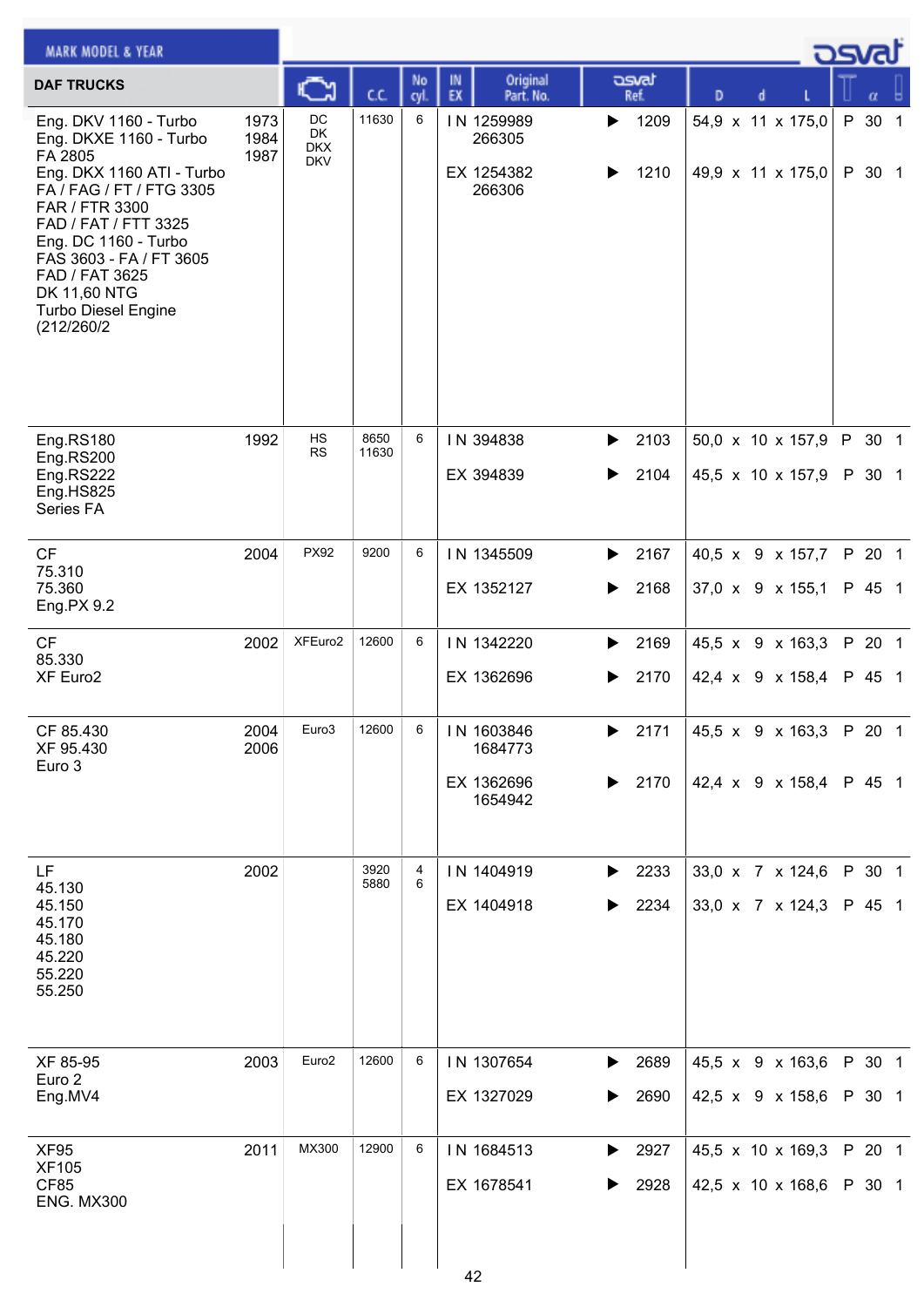| DAF TRUCKS | | Engine | C.C. | No cyl. | IN EX | Original Part. No. | osvat Ref. | D x d x L | | α | |
|---|---|---|---|---|---|---|---|---|---|---|---|
| Eng. DKV 1160 - Turbo<br>Eng. DKXE 1160 - Turbo<br>FA 2805<br>Eng. DKX 1160 ATI - Turbo<br>FA / FAG / FT / FTG 3305<br>FAR / FTR 3300<br>FAD / FAT / FTT 3325<br>Eng. DC 1160 - Turbo<br>FAS 3603 - FA / FT 3605<br>FAD / FAT 3625<br>DK 11,60 NTG<br>Turbo Diesel Engine<br>(212/260/2 | 1973<br>1984<br>1987 | DC<br>DK<br>DKX<br>DKV | 11630 | 6 | IN | 1259989<br>266305 | 1209 | 54,9 x 11 x 175,0 | P | 30 | 1 |
| | | | | | EX | 1254382<br>266306 | 1210 | 49,9 x 11 x 175,0 | P | 30 | 1 |
| Eng.RS180<br>Eng.RS200<br>Eng.RS222<br>Eng.HS825<br>Series FA | 1992 | HS<br>RS | 8650<br>11630 | 6 | IN | 394838 | 2103 | 50,0 x 10 x 157,9 | P | 30 | 1 |
| | | | | | EX | 394839 | 2104 | 45,5 x 10 x 157,9 | P | 30 | 1 |
| CF<br>75.310<br>75.360<br>Eng.PX 9.2 | 2004 | PX92 | 9200 | 6 | IN | 1345509 | 2167 | 40,5 x 9 x 157,7 | P | 20 | 1 |
| | | | | | EX | 1352127 | 2168 | 37,0 x 9 x 155,1 | P | 45 | 1 |
| CF<br>85.330<br>XF Euro2 | 2002 | XFEuro2 | 12600 | 6 | IN | 1342220 | 2169 | 45,5 x 9 x 163,3 | P | 20 | 1 |
| | | | | | EX | 1362696 | 2170 | 42,4 x 9 x 158,4 | P | 45 | 1 |
| CF 85.430<br>XF 95.430<br>Euro 3 | 2004<br>2006 | Euro3 | 12600 | 6 | IN | 1603846<br>1684773 | 2171 | 45,5 x 9 x 163,3 | P | 20 | 1 |
| | | | | | EX | 1362696<br>1654942 | 2170 | 42,4 x 9 x 158,4 | P | 45 | 1 |
| LF<br>45.130<br>45.150<br>45.170<br>45.180<br>45.220<br>55.220<br>55.250 | 2002 | | 3920<br>5880 | 4<br>6 | IN | 1404919 | 2233 | 33,0 x 7 x 124,6 | P | 30 | 1 |
| | | | | | EX | 1404918 | 2234 | 33,0 x 7 x 124,3 | P | 45 | 1 |
| XF 85-95<br>Euro 2<br>Eng.MV4 | 2003 | Euro2 | 12600 | 6 | IN | 1307654 | 2689 | 45,5 x 9 x 163,6 | P | 30 | 1 |
| | | | | | EX | 1327029 | 2690 | 42,5 x 9 x 158,6 | P | 30 | 1 |
| XF95<br>XF105<br>CF85<br>ENG. MX300 | 2011 | MX300 | 12900 | 6 | IN | 1684513 | 2927 | 45,5 x 10 x 169,3 | P | 20 | 1 |
| | | | | | EX | 1678541 | 2928 | 42,5 x 10 x 168,6 | P | 30 | 1 |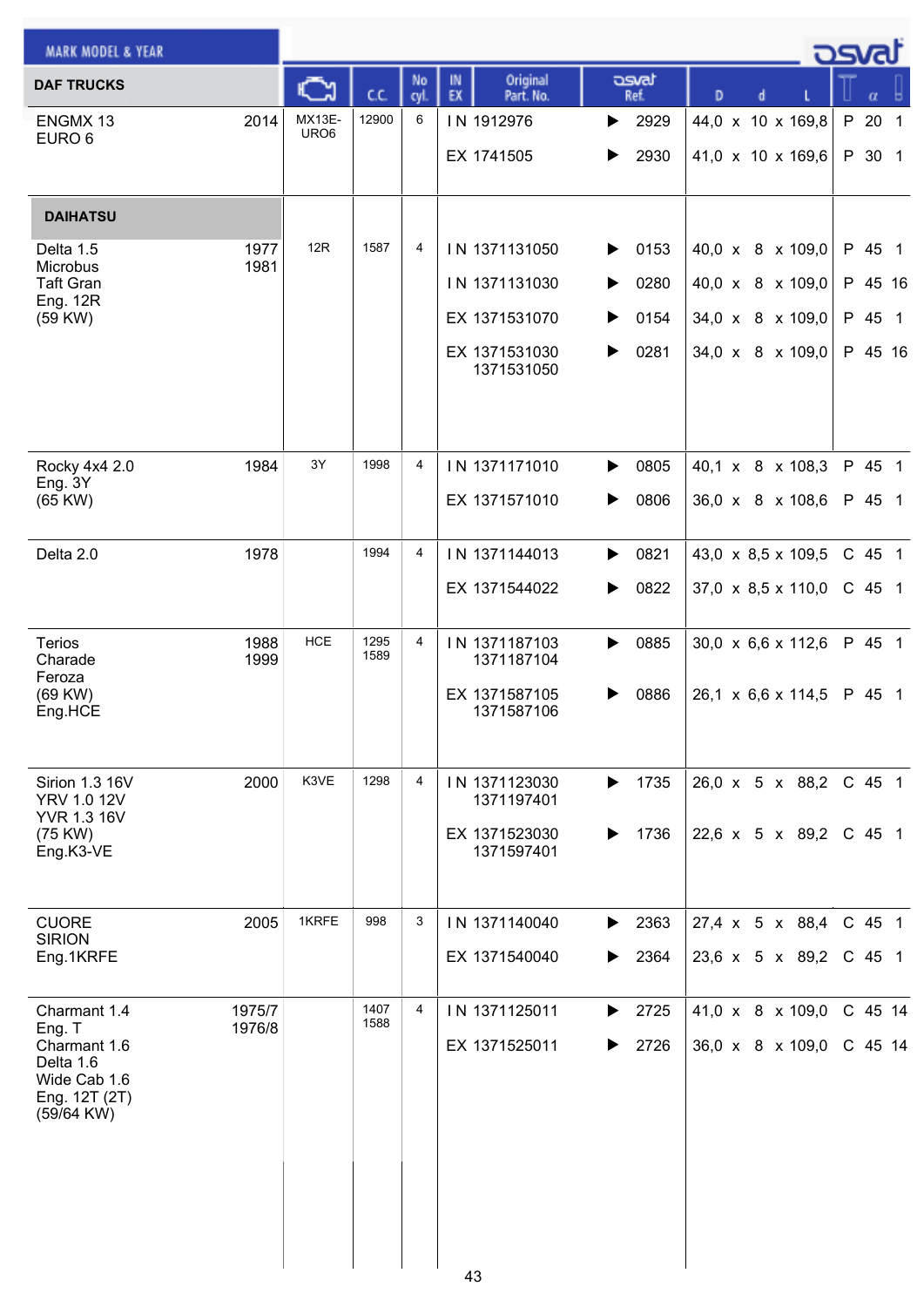| MARK MODEL & YEAR | | Engine | C.C. | No cyl. | IN EX | Original Part. No. | osvat Ref. | D x d x L | T | α | |
|---|---|---|---|---|---|---|---|---|---|---|---|
| **DAF TRUCKS** | | | | | | | | | | | |
| ENGMX 13 EURO 6 | 2014 | MX13E-URO6 | 12900 | 6 | IN | 1912976 | 2929 | 44,0 x 10 x 169,8 | P | 20 | 1 |
| | | | | | EX | 1741505 | 2930 | 41,0 x 10 x 169,6 | P | 30 | 1 |
| **DAIHATSU** | | | | | | | | | | | |
| Delta 1.5 Microbus Taft Gran Eng. 12R (59 KW) | 1977 1981 | 12R | 1587 | 4 | IN | 1371131050 | 0153 | 40,0 x 8 x 109,0 | P | 45 | 1 |
| | | | | | IN | 1371131030 | 0280 | 40,0 x 8 x 109,0 | P | 45 | 16 |
| | | | | | EX | 1371531070 | 0154 | 34,0 x 8 x 109,0 | P | 45 | 1 |
| | | | | | EX | 1371531030 1371531050 | 0281 | 34,0 x 8 x 109,0 | P | 45 | 16 |
| Rocky 4x4 2.0 Eng. 3Y (65 KW) | 1984 | 3Y | 1998 | 4 | IN | 1371171010 | 0805 | 40,1 x 8 x 108,3 | P | 45 | 1 |
| | | | | | EX | 1371571010 | 0806 | 36,0 x 8 x 108,6 | P | 45 | 1 |
| Delta 2.0 | 1978 | | 1994 | 4 | IN | 1371144013 | 0821 | 43,0 x 8,5 x 109,5 | C | 45 | 1 |
| | | | | | EX | 1371544022 | 0822 | 37,0 x 8,5 x 110,0 | C | 45 | 1 |
| Terios Charade Feroza (69 KW) Eng.HCE | 1988 1999 | HCE | 1295 1589 | 4 | IN | 1371187103 1371187104 | 0885 | 30,0 x 6,6 x 112,6 | P | 45 | 1 |
| | | | | | EX | 1371587105 1371587106 | 0886 | 26,1 x 6,6 x 114,5 | P | 45 | 1 |
| Sirion 1.3 16V YRV 1.0 12V YVR 1.3 16V (75 KW) Eng.K3-VE | 2000 | K3VE | 1298 | 4 | IN | 1371123030 1371197401 | 1735 | 26,0 x 5 x 88,2 | C | 45 | 1 |
| | | | | | EX | 1371523030 1371597401 | 1736 | 22,6 x 5 x 89,2 | C | 45 | 1 |
| CUORE SIRION Eng.1KRFE | 2005 | 1KRFE | 998 | 3 | IN | 1371140040 | 2363 | 27,4 x 5 x 88,4 | C | 45 | 1 |
| | | | | | EX | 1371540040 | 2364 | 23,6 x 5 x 89,2 | C | 45 | 1 |
| Charmant 1.4 Eng. T Charmant 1.6 Delta 1.6 Wide Cab 1.6 Eng. 12T (2T) (59/64 KW) | 1975/7 1976/8 | | 1407 1588 | 4 | IN | 1371125011 | 2725 | 41,0 x 8 x 109,0 | C | 45 | 14 |
| | | | | | EX | 1371525011 | 2726 | 36,0 x 8 x 109,0 | C | 45 | 14 |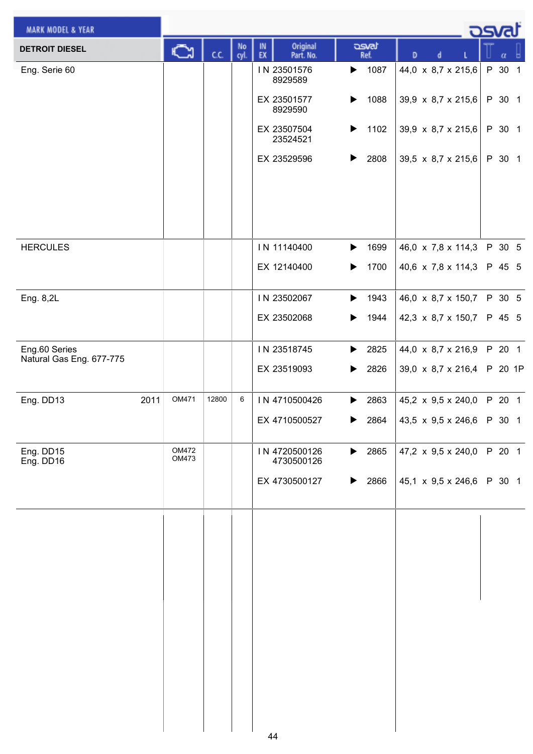| MARK MODEL & YEAR | | Engine | C.C. | No cyl. | IN EX | Original Part. No. | osvat Ref. | D x d x L | | α | |
|---|---|---|---|---|---|---|---|---|---|---|---|
| **DETROIT DIESEL** | | | | | | | | | | | |
| Eng. Serie 60 | | | | | IN | 23501576 8929589 | ▶ 1087 | 44,0 x 8,7 x 215,6 | P | 30 | 1 |
| | | | | | EX | 23501577 8929590 | ▶ 1088 | 39,9 x 8,7 x 215,6 | P | 30 | 1 |
| | | | | | EX | 23507504 23524521 | ▶ 1102 | 39,9 x 8,7 x 215,6 | P | 30 | 1 |
| | | | | | EX | 23529596 | ▶ 2808 | 39,5 x 8,7 x 215,6 | P | 30 | 1 |
| HERCULES | | | | | IN | 11140400 | ▶ 1699 | 46,0 x 7,8 x 114,3 | P | 30 | 5 |
| | | | | | EX | 12140400 | ▶ 1700 | 40,6 x 7,8 x 114,3 | P | 45 | 5 |
| Eng. 8,2L | | | | | IN | 23502067 | ▶ 1943 | 46,0 x 8,7 x 150,7 | P | 30 | 5 |
| | | | | | EX | 23502068 | ▶ 1944 | 42,3 x 8,7 x 150,7 | P | 45 | 5 |
| Eng.60 Series Natural Gas Eng. 677-775 | | | | | IN | 23518745 | ▶ 2825 | 44,0 x 8,7 x 216,9 | P | 20 | 1 |
| | | | | | EX | 23519093 | ▶ 2826 | 39,0 x 8,7 x 216,4 | P | 20 | 1P |
| Eng. DD13 | 2011 | OM471 | 12800 | 6 | IN | 4710500426 | ▶ 2863 | 45,2 x 9,5 x 240,0 | P | 20 | 1 |
| | | | | | EX | 4710500527 | ▶ 2864 | 43,5 x 9,5 x 246,6 | P | 30 | 1 |
| Eng. DD15 Eng. DD16 | | OM472 OM473 | | | IN | 4720500126 4730500126 | ▶ 2865 | 47,2 x 9,5 x 240,0 | P | 20 | 1 |
| | | | | | EX | 4730500127 | ▶ 2866 | 45,1 x 9,5 x 246,6 | P | 30 | 1 |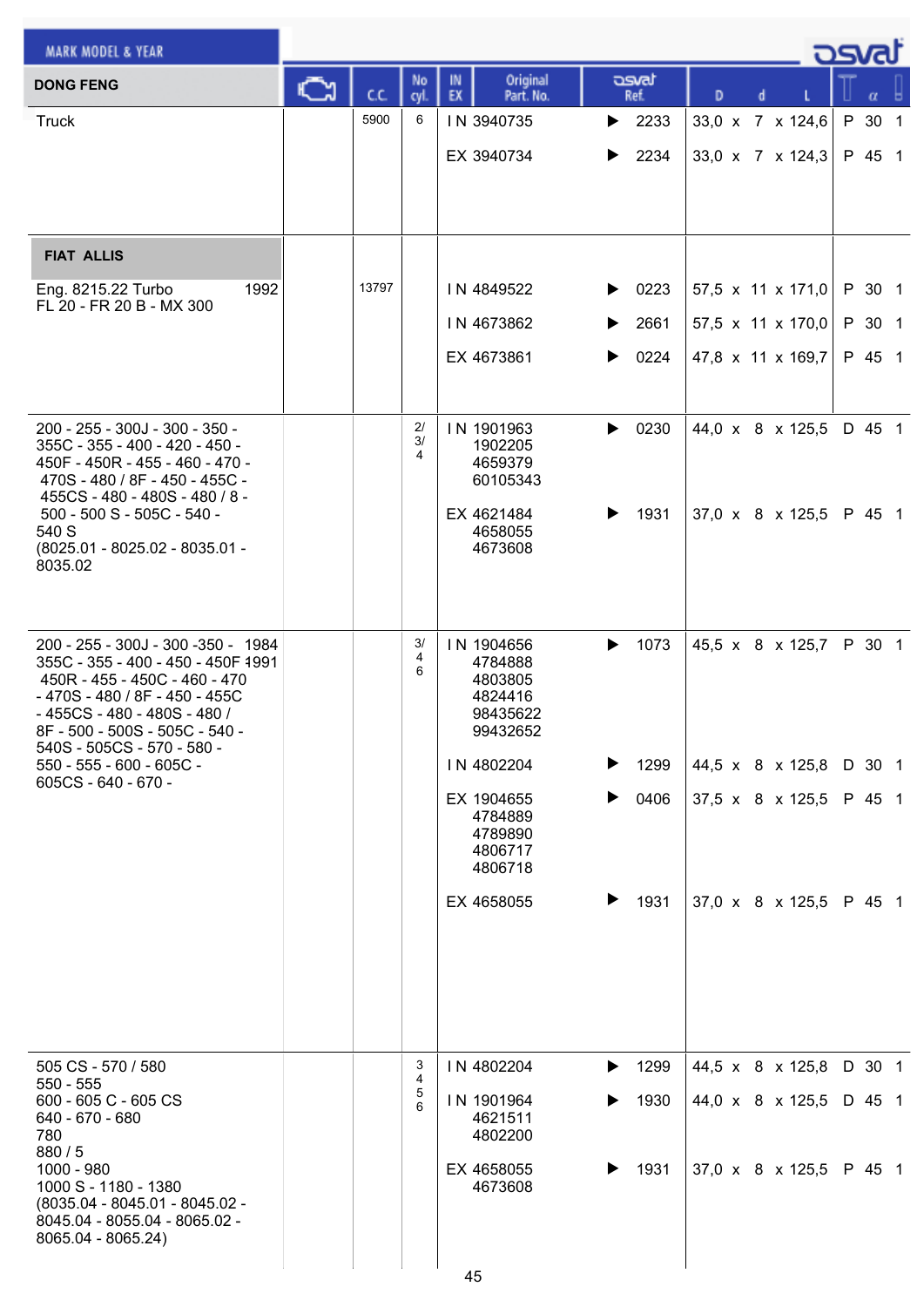| MARK MODEL & YEAR | | C.C. | No cyl. | IN EX | Original Part. No. | osvat Ref. | D | d | L | | α | |
|---|---|---|---|---|---|---|---|---|---|---|---|---|
| **DONG FENG** | | | | | | | | | | | | |
| Truck | | 5900 | 6 | IN | 3940735 | 2233 | 33,0 | 7 | 124,6 | P | 30 | 1 |
| | | | | EX | 3940734 | 2234 | 33,0 | 7 | 124,3 | P | 45 | 1 |
| **FIAT ALLIS** | | | | | | | | | | | | |
| Eng. 8215.22 Turbo FL 20 - FR 20 B - MX 300 | 1992 | 13797 | | IN | 4849522 | 0223 | 57,5 | 11 | 171,0 | P | 30 | 1 |
| | | | | IN | 4673862 | 2661 | 57,5 | 11 | 170,0 | P | 30 | 1 |
| | | | | EX | 4673861 | 0224 | 47,8 | 11 | 169,7 | P | 45 | 1 |
| 200 - 255 - 300J - 300 - 350 - 355C - 355 - 400 - 420 - 450 - 450F - 450R - 455 - 460 - 470 - 470S - 480 / 8F - 450 - 455C - 455CS - 480 - 480S - 480 / 8 - 500 - 500 S - 505C - 540 - 540 S (8025.01 - 8025.02 - 8035.01 - 8035.02 | | | 2/ 3/ 4 | IN | 1901963 1902205 4659379 60105343 | 0230 | 44,0 | 8 | 125,5 | D | 45 | 1 |
| | | | | EX | 4621484 4658055 4673608 | 1931 | 37,0 | 8 | 125,5 | P | 45 | 1 |
| 200 - 255 - 300J - 300 -350 - 355C - 355 - 400 - 450 - 450F 450R - 455 - 450C - 460 - 470 - 470S - 480 / 8F - 450 - 455C - 455CS - 480 - 480S - 480 / 8F - 500 - 500S - 505C - 540 - 540S - 505CS - 570 - 580 - 550 - 555 - 600 - 605C - 605CS - 640 - 670 - | 1984 1991 | | 3/ 4 6 | IN | 1904656 4784888 4803805 4824416 98435622 99432652 | 1073 | 45,5 | 8 | 125,7 | P | 30 | 1 |
| | | | | IN | 4802204 | 1299 | 44,5 | 8 | 125,8 | D | 30 | 1 |
| | | | | EX | 1904655 4784889 4789890 4806717 4806718 | 0406 | 37,5 | 8 | 125,5 | P | 45 | 1 |
| | | | | EX | 4658055 | 1931 | 37,0 | 8 | 125,5 | P | 45 | 1 |
| 505 CS - 570 / 580 550 - 555 600 - 605 C - 605 CS 640 - 670 - 680 780 880 / 5 1000 - 980 1000 S - 1180 - 1380 (8035.04 - 8045.01 - 8045.02 - 8045.04 - 8055.04 - 8065.02 - 8065.04 - 8065.24) | | | 3 4 5 6 | IN | 4802204 | 1299 | 44,5 | 8 | 125,8 | D | 30 | 1 |
| | | | | IN | 1901964 4621511 4802200 | 1930 | 44,0 | 8 | 125,5 | D | 45 | 1 |
| | | | | EX | 4658055 4673608 | 1931 | 37,0 | 8 | 125,5 | P | 45 | 1 |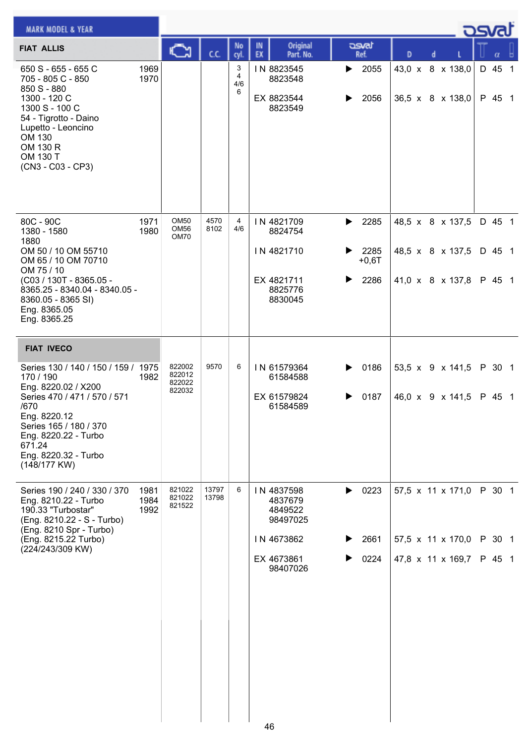| MARK MODEL & YEAR | | Engine | C.C. | No cyl. | IN EX | Original Part. No. | osvat Ref. | D | d | L | | α | |
|---|---|---|---|---|---|---|---|---|---|---|---|---|---|
| **FIAT ALLIS** | | | | | | | | | | | | | |
| 650 S - 655 - 655 C<br>705 - 805 C - 850<br>850 S - 880<br>1300 - 120 C<br>1300 S - 100 C<br>54 - Tigrotto - Daino<br>Lupetto - Leoncino<br>OM 130<br>OM 130 R<br>OM 130 T<br>(CN3 - C03 - CP3) | 1969<br>1970 | | | 3<br>4<br>4/6<br>6 | IN | 8823545<br>8823548 | 2055 | 43,0 | 8 | 138,0 | D | 45 | 1 |
| | | | | | EX | 8823544<br>8823549 | 2056 | 36,5 | 8 | 138,0 | P | 45 | 1 |
| 80C - 90C<br>1380 - 1580<br>1880<br>OM 50 / 10 OM 55710<br>OM 65 / 10 OM 70710<br>OM 75 / 10<br>(C03 / 130T - 8365.05 -<br>8365.25 - 8340.04 - 8340.05 -<br>8360.05 - 8365 SI)<br>Eng. 8365.05<br>Eng. 8365.25 | 1971<br>1980 | OM50<br>OM56<br>OM70 | 4570<br>8102 | 4<br>4/6 | IN | 4821709<br>8824754 | 2285 | 48,5 | 8 | 137,5 | D | 45 | 1 |
| | | | | | IN | 4821710 | 2285<br>+0,6T | 48,5 | 8 | 137,5 | D | 45 | 1 |
| | | | | | EX | 4821711<br>8825776<br>8830045 | 2286 | 41,0 | 8 | 137,8 | P | 45 | 1 |
| **FIAT IVECO** | | | | | | | | | | | | | |
| Series 130 / 140 / 150 / 159 / 170 / 190<br>Eng. 8220.02 / X200<br>Series 470 / 471 / 570 / 571 /670<br>Eng. 8220.12<br>Series 165 / 180 / 370<br>Eng. 8220.22 - Turbo<br>671.24<br>Eng. 8220.32 - Turbo<br>(148/177 KW) | 1975<br>1982 | 822002<br>822012<br>822022<br>822032 | 9570 | 6 | IN | 61579364<br>61584588 | 0186 | 53,5 | 9 | 141,5 | P | 30 | 1 |
| | | | | | EX | 61579824<br>61584589 | 0187 | 46,0 | 9 | 141,5 | P | 45 | 1 |
| Series 190 / 240 / 330 / 370<br>Eng. 8210.22 - Turbo<br>190.33 "Turbostar"<br>(Eng. 8210.22 - S - Turbo)<br>(Eng. 8210 Spr - Turbo)<br>(Eng. 8215.22 Turbo)<br>(224/243/309 KW) | 1981<br>1984<br>1992 | 821022<br>821022<br>821522 | 13797<br>13798 | 6 | IN | 4837598<br>4837679<br>4849522<br>98497025 | 0223 | 57,5 | 11 | 171,0 | P | 30 | 1 |
| | | | | | IN | 4673862 | 2661 | 57,5 | 11 | 170,0 | P | 30 | 1 |
| | | | | | EX | 4673861<br>98407026 | 0224 | 47,8 | 11 | 169,7 | P | 45 | 1 |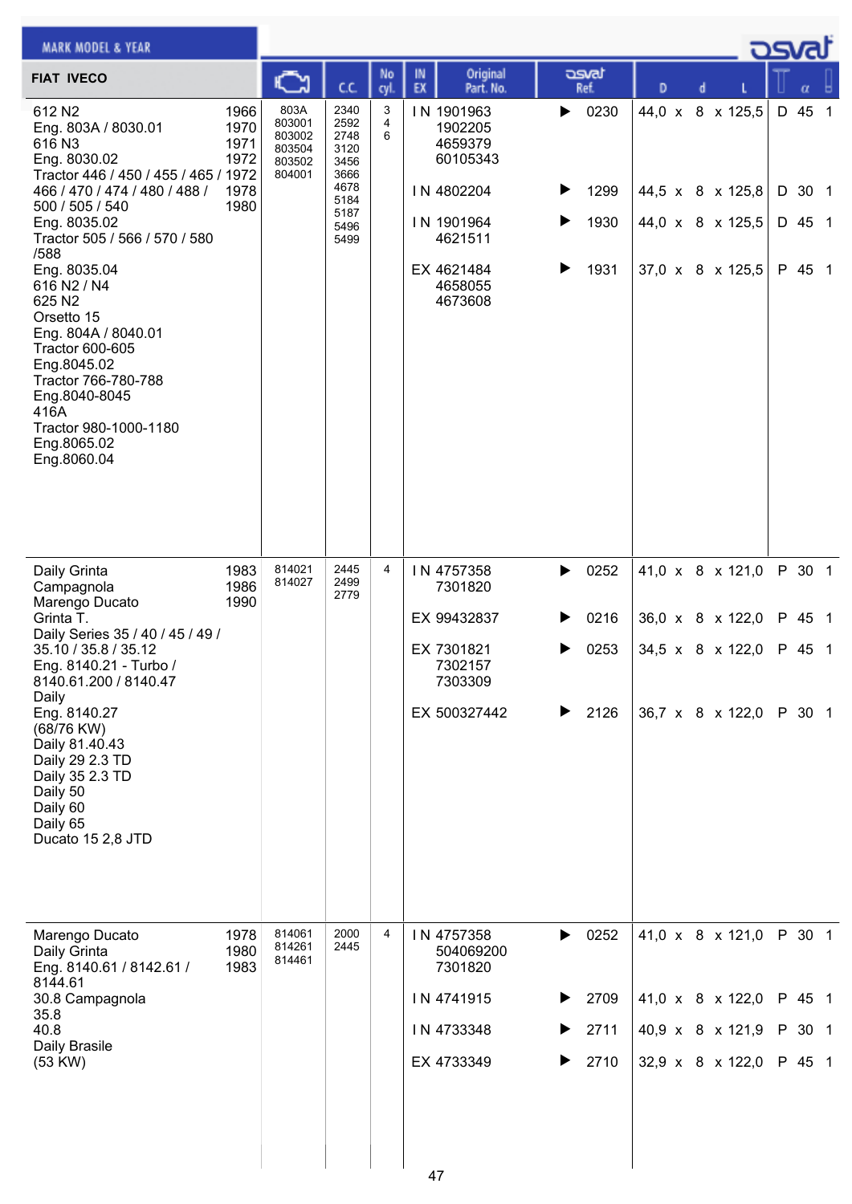| FIAT IVECO | | Engine | C.C. | No cyl. | IN EX | Original Part. No. | osvat Ref. | D x d x L | T α |
|---|---|---|---|---|---|---|---|---|---|
| 612 N2<br>Eng. 803A / 8030.01<br>616 N3<br>Eng. 8030.02<br>Tractor 446 / 450 / 455 / 465 /<br>466 / 470 / 474 / 480 / 488 /<br>500 / 505 / 540<br>Eng. 8035.02<br>Tractor 505 / 566 / 570 / 580<br>/588<br>Eng. 8035.04<br>616 N2 / N4<br>625 N2<br>Orsetto 15<br>Eng. 804A / 8040.01<br>Tractor 600-605<br>Eng.8045.02<br>Tractor 766-780-788<br>Eng.8040-8045<br>416A<br>Tractor 980-1000-1180<br>Eng.8065.02<br>Eng.8060.04 | 1966<br>1970<br>1971<br>1972<br>1972<br>1978<br>1980 | 803A<br>803001<br>803002<br>803504<br>803502<br>804001 | 2340<br>2592<br>2748<br>3120<br>3456<br>3666<br>4678<br>5184<br>5187<br>5496<br>5499 | 3<br>4<br>6 | IN | 1901963<br>1902205<br>4659379<br>60105343 | 0230 | 44,0 x 8 x 125,5 | D 45 1 |
| | | | | | IN | 4802204 | 1299 | 44,5 x 8 x 125,8 | D 30 1 |
| | | | | | IN | 1901964<br>4621511 | 1930 | 44,0 x 8 x 125,5 | D 45 1 |
| | | | | | EX | 4621484<br>4658055<br>4673608 | 1931 | 37,0 x 8 x 125,5 | P 45 1 |
| Daily Grinta<br>Campagnola<br>Marengo Ducato<br>Grinta T.<br>Daily Series 35 / 40 / 45 / 49 /<br>35.10 / 35.8 / 35.12<br>Eng. 8140.21 - Turbo /<br>8140.61.200 / 8140.47<br>Daily<br>Eng. 8140.27<br>(68/76 KW)<br>Daily 81.40.43<br>Daily 29 2.3 TD<br>Daily 35 2.3 TD<br>Daily 50<br>Daily 60<br>Daily 65<br>Ducato 15 2,8 JTD | 1983<br>1986<br>1990 | 814021<br>814027 | 2445<br>2499<br>2779 | 4 | IN | 4757358<br>7301820 | 0252 | 41,0 x 8 x 121,0 | P 30 1 |
| | | | | | EX | 99432837 | 0216 | 36,0 x 8 x 122,0 | P 45 1 |
| | | | | | EX | 7301821<br>7302157<br>7303309 | 0253 | 34,5 x 8 x 122,0 | P 45 1 |
| | | | | | EX | 500327442 | 2126 | 36,7 x 8 x 122,0 | P 30 1 |
| Marengo Ducato<br>Daily Grinta<br>Eng. 8140.61 / 8142.61 /<br>8144.61<br>30.8 Campagnola<br>35.8<br>40.8<br>Daily Brasile<br>(53 KW) | 1978<br>1980<br>1983 | 814061<br>814261<br>814461 | 2000<br>2445 | 4 | IN | 4757358<br>504069200<br>7301820 | 0252 | 41,0 x 8 x 121,0 | P 30 1 |
| | | | | | IN | 4741915 | 2709 | 41,0 x 8 x 122,0 | P 45 1 |
| | | | | | IN | 4733348 | 2711 | 40,9 x 8 x 121,9 | P 30 1 |
| | | | | | EX | 4733349 | 2710 | 32,9 x 8 x 122,0 | P 45 1 |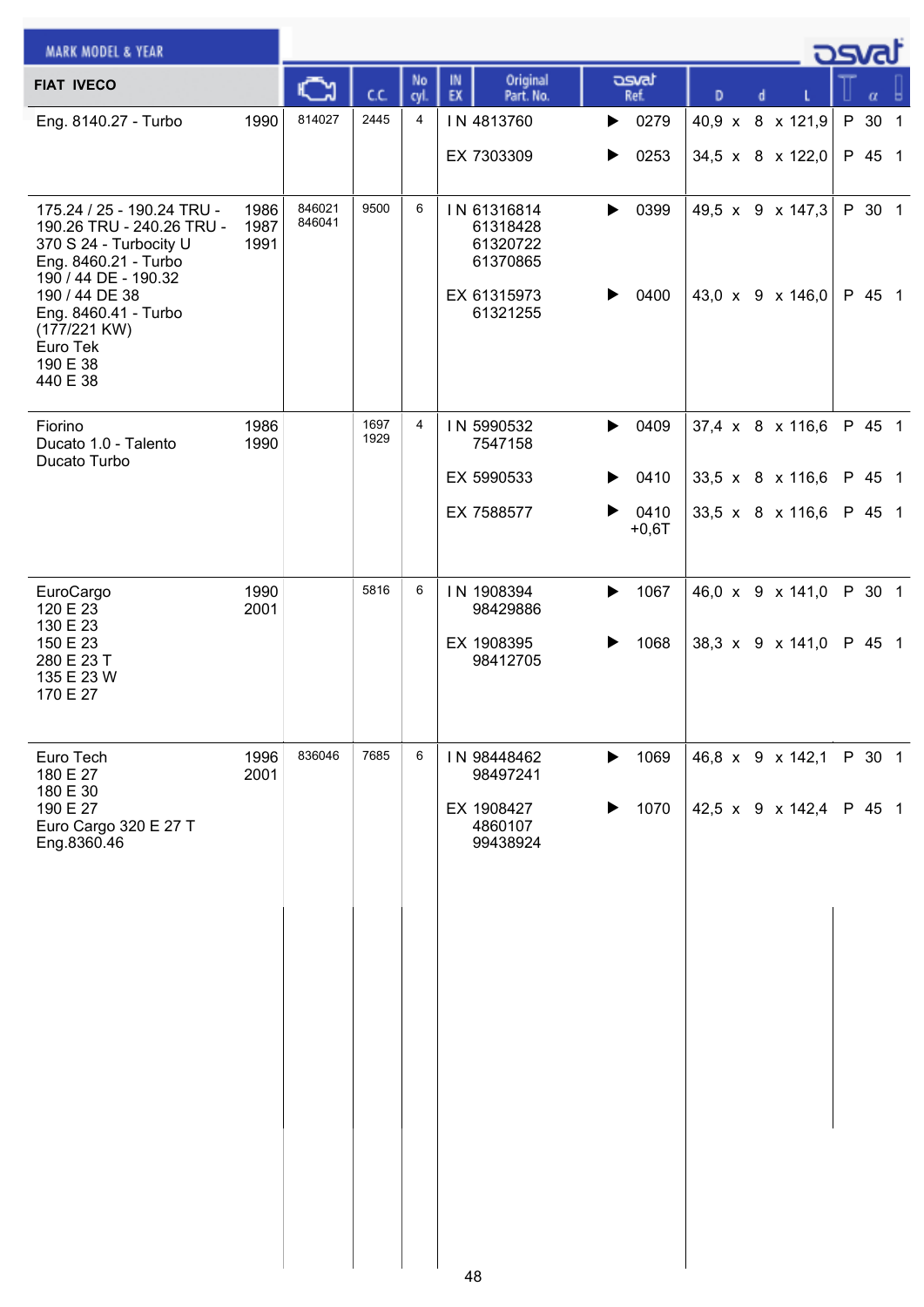| MARK MODEL & YEAR | | Engine code | C.C. | No cyl. | IN EX | Original Part. No. | osvat Ref. | D | d | L | | α | |
|---|---|---|---|---|---|---|---|---|---|---|---|---|---|
| **FIAT IVECO** | | | | | | | | | | | | | |
| Eng. 8140.27 - Turbo | 1990 | 814027 | 2445 | 4 | IN | 4813760 | ▶ 0279 | 40,9 | 8 | 121,9 | P | 30 | 1 |
| | | | | | EX | 7303309 | ▶ 0253 | 34,5 | 8 | 122,0 | P | 45 | 1 |
| 175.24 / 25 - 190.24 TRU - 190.26 TRU - 240.26 TRU - 370 S 24 - Turbocity U<br>Eng. 8460.21 - Turbo<br>190 / 44 DE - 190.32<br>190 / 44 DE 38<br>Eng. 8460.41 - Turbo (177/221 KW)<br>Euro Tek<br>190 E 38<br>440 E 38 | 1986<br>1987<br>1991 | 846021<br>846041 | 9500 | 6 | IN | 61316814<br>61318428<br>61320722<br>61370865 | ▶ 0399 | 49,5 | 9 | 147,3 | P | 30 | 1 |
| | | | | | EX | 61315973<br>61321255 | ▶ 0400 | 43,0 | 9 | 146,0 | P | 45 | 1 |
| Fiorino<br>Ducato 1.0 - Talento<br>Ducato Turbo | 1986<br>1990 | | 1697<br>1929 | 4 | IN | 5990532<br>7547158 | ▶ 0409 | 37,4 | 8 | 116,6 | P | 45 | 1 |
| | | | | | EX | 5990533 | ▶ 0410 | 33,5 | 8 | 116,6 | P | 45 | 1 |
| | | | | | EX | 7588577 | ▶ 0410 +0,6T | 33,5 | 8 | 116,6 | P | 45 | 1 |
| EuroCargo<br>120 E 23<br>130 E 23<br>150 E 23<br>280 E 23 T<br>135 E 23 W<br>170 E 27 | 1990<br>2001 | | 5816 | 6 | IN | 1908394<br>98429886 | ▶ 1067 | 46,0 | 9 | 141,0 | P | 30 | 1 |
| | | | | | EX | 1908395<br>98412705 | ▶ 1068 | 38,3 | 9 | 141,0 | P | 45 | 1 |
| Euro Tech<br>180 E 27<br>180 E 30<br>190 E 27<br>Euro Cargo 320 E 27 T<br>Eng.8360.46 | 1996<br>2001 | 836046 | 7685 | 6 | IN | 98448462<br>98497241 | ▶ 1069 | 46,8 | 9 | 142,1 | P | 30 | 1 |
| | | | | | EX | 1908427<br>4860107<br>99438924 | ▶ 1070 | 42,5 | 9 | 142,4 | P | 45 | 1 |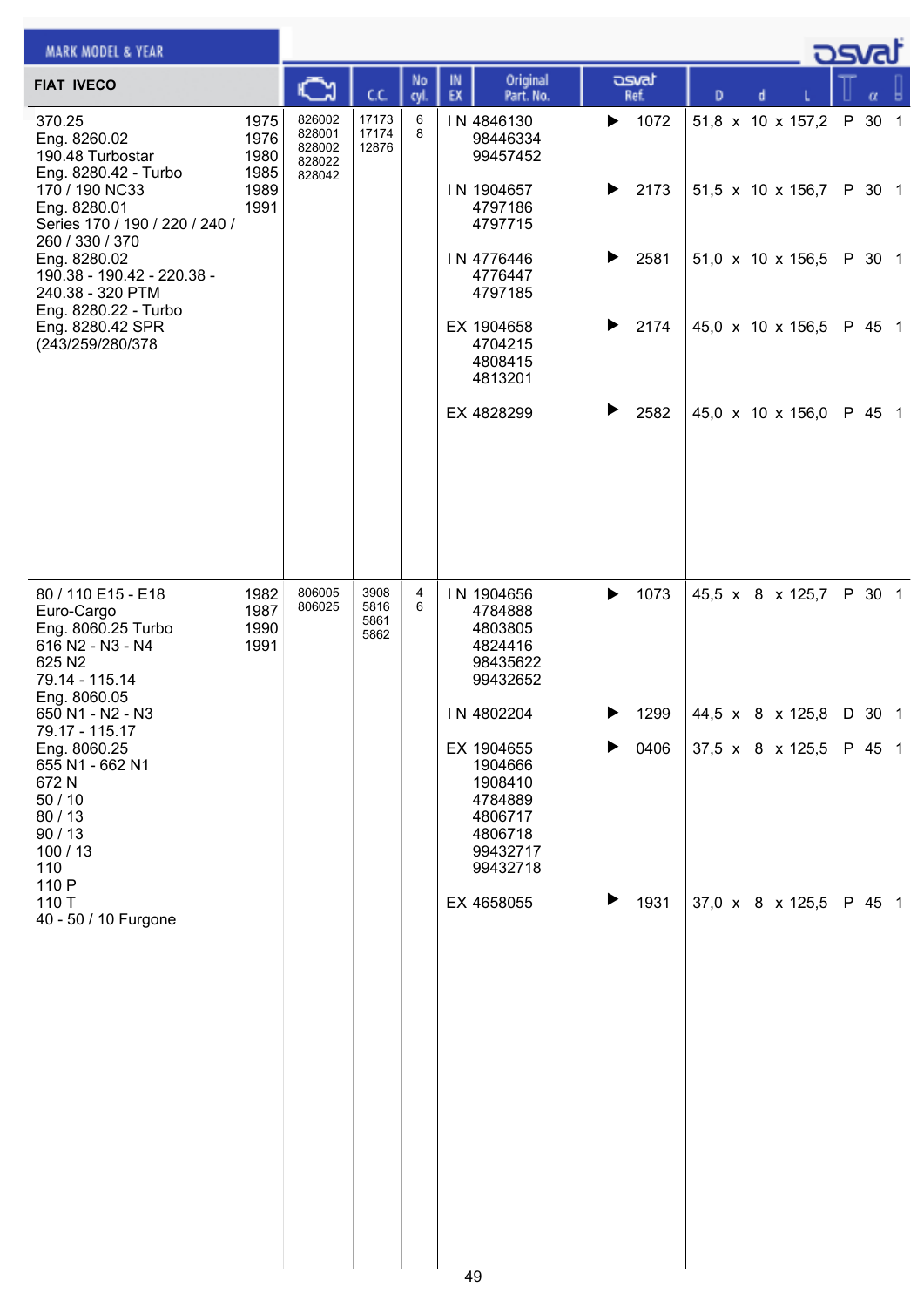**MARK MODEL & YEAR**

**FIAT IVECO**

| Model | Year | Engine | C.C. | No cyl. | IN EX | Original Part. No. | osvat Ref. | D x d x L | | α | |
|---|---|---|---|---|---|---|---|---|---|---|---|
| 370.25<br>Eng. 8260.02<br>190.48 Turbostar<br>Eng. 8280.42 - Turbo<br>170 / 190 NC33<br>Eng. 8280.01<br>Series 170 / 190 / 220 / 240 / 260 / 330 / 370<br>Eng. 8280.02<br>190.38 - 190.42 - 220.38 - 240.38 - 320 PTM<br>Eng. 8280.22 - Turbo<br>Eng. 8280.42 SPR<br>(243/259/280/378 | 1975<br>1976<br>1980<br>1985<br>1989<br>1991 | 826002<br>828001<br>828002<br>828022<br>828042 | 17173<br>17174<br>12876 | 6<br>8 | IN | 4846130<br>98446334<br>99457452 | 1072 | 51,8 x 10 x 157,2 | P | 30 | 1 |
| | | | | | IN | 1904657<br>4797186<br>4797715 | 2173 | 51,5 x 10 x 156,7 | P | 30 | 1 |
| | | | | | IN | 4776446<br>4776447<br>4797185 | 2581 | 51,0 x 10 x 156,5 | P | 30 | 1 |
| | | | | | EX | 1904658<br>4704215<br>4808415<br>4813201 | 2174 | 45,0 x 10 x 156,5 | P | 45 | 1 |
| | | | | | EX | 4828299 | 2582 | 45,0 x 10 x 156,0 | P | 45 | 1 |
| 80 / 110 E15 - E18<br>Euro-Cargo<br>Eng. 8060.25 Turbo<br>616 N2 - N3 - N4<br>625 N2<br>79.14 - 115.14<br>Eng. 8060.05<br>650 N1 - N2 - N3<br>79.17 - 115.17<br>Eng. 8060.25<br>655 N1 - 662 N1<br>672 N<br>50 / 10<br>80 / 13<br>90 / 13<br>100 / 13<br>110<br>110 P<br>110 T<br>40 - 50 / 10 Furgone | 1982<br>1987<br>1990<br>1991 | 806005<br>806025 | 3908<br>5816<br>5861<br>5862 | 4<br>6 | IN | 1904656<br>4784888<br>4803805<br>4824416<br>98435622<br>99432652 | 1073 | 45,5 x 8 x 125,7 | P | 30 | 1 |
| | | | | | IN | 4802204 | 1299 | 44,5 x 8 x 125,8 | D | 30 | 1 |
| | | | | | EX | 1904655<br>1904666<br>1908410<br>4784889<br>4806717<br>4806718<br>99432717<br>99432718 | 0406 | 37,5 x 8 x 125,5 | P | 45 | 1 |
| | | | | | EX | 4658055 | 1931 | 37,0 x 8 x 125,5 | P | 45 | 1 |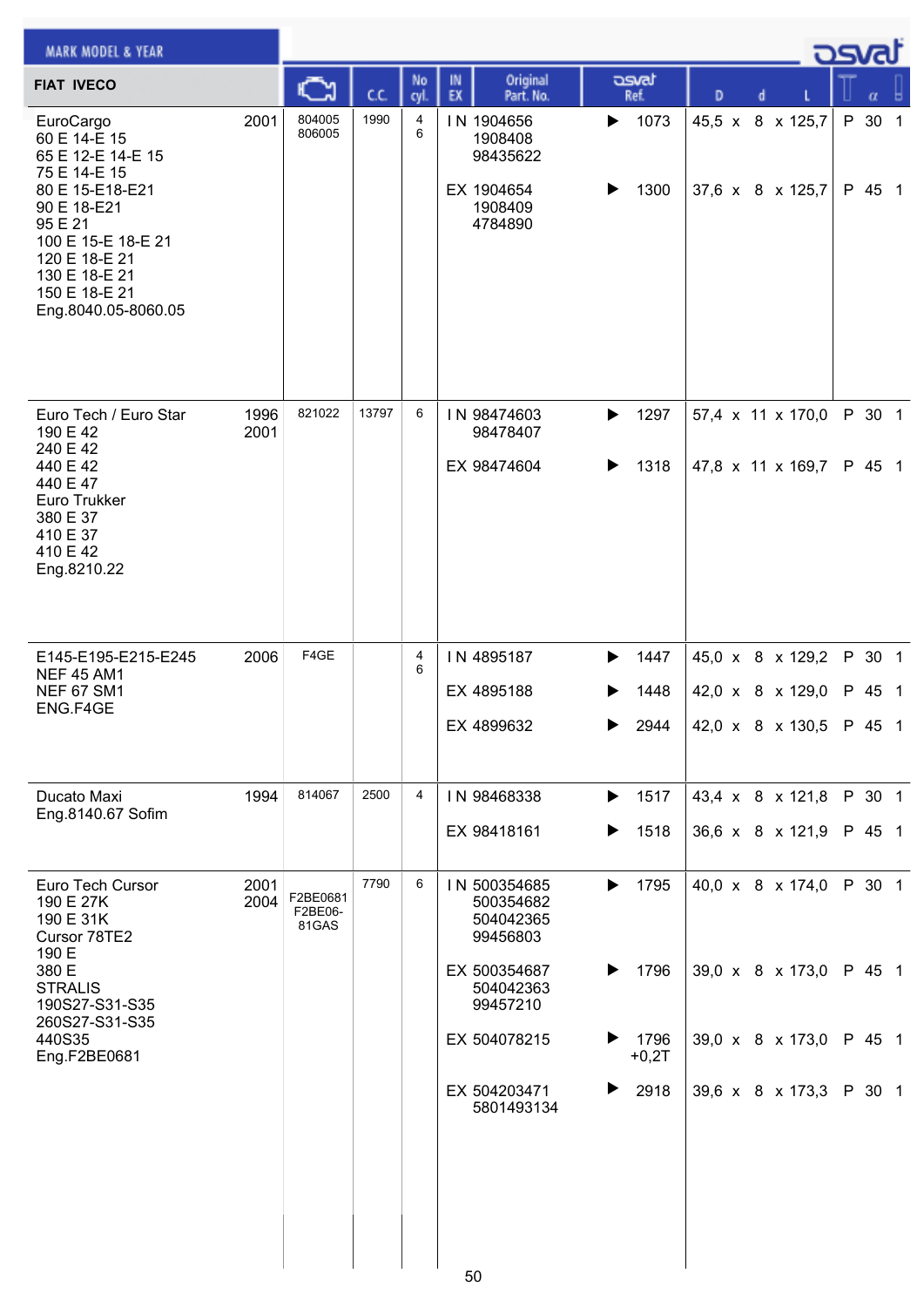MARK MODEL & YEAR

**FIAT IVECO**

| Model | Year | Engine | C.C. | No cyl. | IN EX | Original Part. No. | osvat Ref. | D x d x L | T α |
|---|---|---|---|---|---|---|---|---|---|
| EuroCargo<br>60 E 14-E 15<br>65 E 12-E 14-E 15<br>75 E 14-E 15<br>80 E 15-E18-E21<br>90 E 18-E21<br>95 E 21<br>100 E 15-E 18-E 21<br>120 E 18-E 21<br>130 E 18-E 21<br>150 E 18-E 21<br>Eng.8040.05-8060.05 | 2001 | 804005<br>806005 | 1990 | 4<br>6 | IN | 1904656<br>1908408<br>98435622 | ▶ 1073 | 45,5 x 8 x 125,7 | P 30 1 |
| | | | | | EX | 1904654<br>1908409<br>4784890 | ▶ 1300 | 37,6 x 8 x 125,7 | P 45 1 |
| Euro Tech / Euro Star<br>190 E 42<br>240 E 42<br>440 E 42<br>440 E 47<br>Euro Trukker<br>380 E 37<br>410 E 37<br>410 E 42<br>Eng.8210.22 | 1996<br>2001 | 821022 | 13797 | 6 | IN | 98474603<br>98478407 | ▶ 1297 | 57,4 x 11 x 170,0 | P 30 1 |
| | | | | | EX | 98474604 | ▶ 1318 | 47,8 x 11 x 169,7 | P 45 1 |
| E145-E195-E215-E245<br>NEF 45 AM1<br>NEF 67 SM1<br>ENG.F4GE | 2006 | F4GE | | 4<br>6 | IN | 4895187 | ▶ 1447 | 45,0 x 8 x 129,2 | P 30 1 |
| | | | | | EX | 4895188 | ▶ 1448 | 42,0 x 8 x 129,0 | P 45 1 |
| | | | | | EX | 4899632 | ▶ 2944 | 42,0 x 8 x 130,5 | P 45 1 |
| Ducato Maxi<br>Eng.8140.67 Sofim | 1994 | 814067 | 2500 | 4 | IN | 98468338 | ▶ 1517 | 43,4 x 8 x 121,8 | P 30 1 |
| | | | | | EX | 98418161 | ▶ 1518 | 36,6 x 8 x 121,9 | P 45 1 |
| Euro Tech Cursor<br>190 E 27K<br>190 E 31K<br>Cursor 78TE2<br>190 E<br>380 E<br>STRALIS<br>190S27-S31-S35<br>260S27-S31-S35<br>440S35<br>Eng.F2BE0681 | 2001<br>2004 | F2BE0681<br>F2BE06-81GAS | 7790 | 6 | IN | 500354685<br>500354682<br>504042365<br>99456803 | ▶ 1795 | 40,0 x 8 x 174,0 | P 30 1 |
| | | | | | EX | 500354687<br>504042363<br>99457210 | ▶ 1796 | 39,0 x 8 x 173,0 | P 45 1 |
| | | | | | EX | 504078215 | ▶ 1796 +0,2T | 39,0 x 8 x 173,0 | P 45 1 |
| | | | | | EX | 504203471<br>5801493134 | ▶ 2918 | 39,6 x 8 x 173,3 | P 30 1 |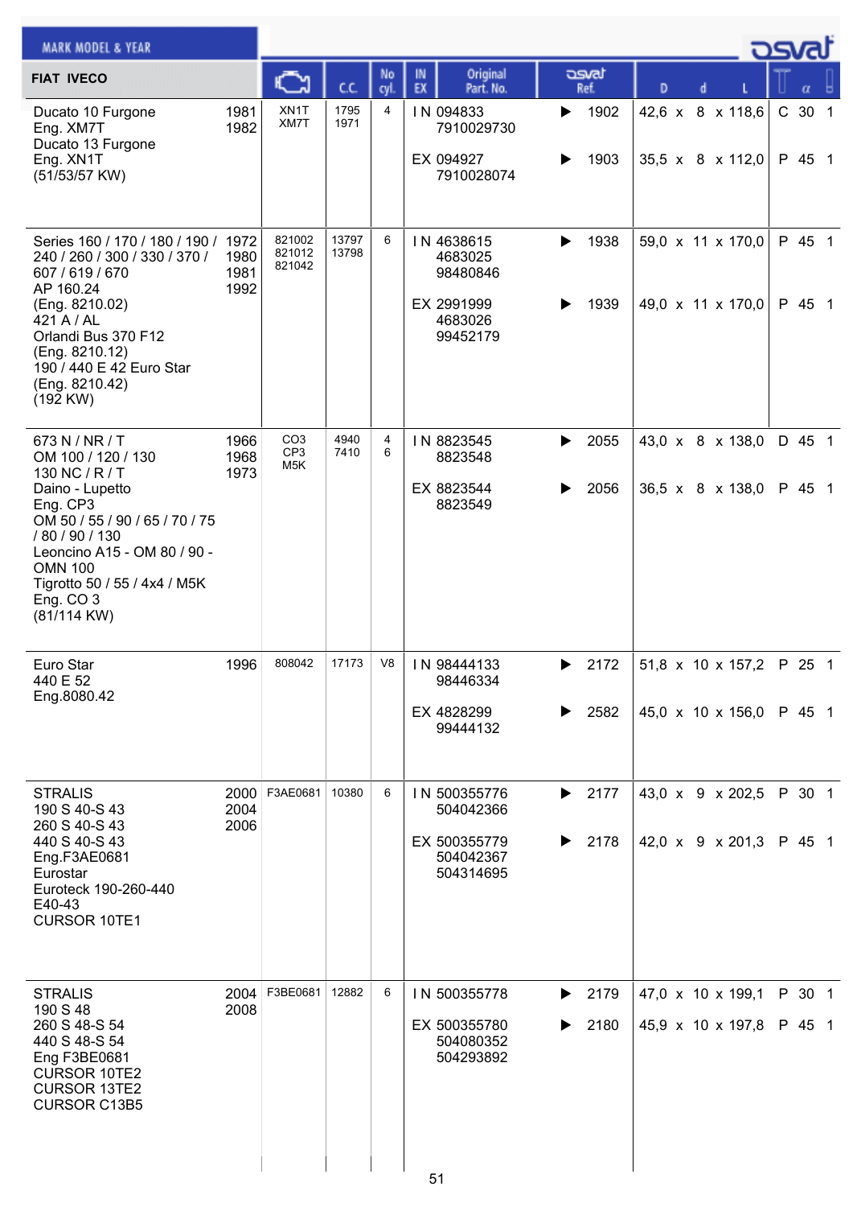## FIAT IVECO

| MARK MODEL & YEAR | | Engine | C.C. | No cyl. | IN EX | Original Part. No. | osvat Ref. | D x d x L | T | α | |
|---|---|---|---|---|---|---|---|---|---|---|---|
| Ducato 10 Furgone<br>Eng. XM7T<br>Ducato 13 Furgone<br>Eng. XN1T<br>(51/53/57 KW) | 1981<br>1982 | XN1T<br>XM7T | 1795<br>1971 | 4 | IN | 094833<br>7910029730 | 1902 | 42,6 x 8 x 118,6 | C | 30 | 1 |
| | | | | | EX | 094927<br>7910028074 | 1903 | 35,5 x 8 x 112,0 | P | 45 | 1 |
| Series 160 / 170 / 180 / 190 / 240 / 260 / 300 / 330 / 370 / 607 / 619 / 670<br>AP 160.24<br>(Eng. 8210.02)<br>421 A / AL<br>Orlandi Bus 370 F12<br>(Eng. 8210.12)<br>190 / 440 E 42 Euro Star<br>(Eng. 8210.42)<br>(192 KW) | 1972<br>1980<br>1981<br>1992 | 821002<br>821012<br>821042 | 13797<br>13798 | 6 | IN | 4638615<br>4683025<br>98480846 | 1938 | 59,0 x 11 x 170,0 | P | 45 | 1 |
| | | | | | EX | 2991999<br>4683026<br>99452179 | 1939 | 49,0 x 11 x 170,0 | P | 45 | 1 |
| 673 N / NR / T<br>OM 100 / 120 / 130<br>130 NC / R / T<br>Daino - Lupetto<br>Eng. CP3<br>OM 50 / 55 / 90 / 65 / 70 / 75 / 80 / 90 / 130<br>Leoncino A15 - OM 80 / 90 - OMN 100<br>Tigrotto 50 / 55 / 4x4 / M5K<br>Eng. CO 3<br>(81/114 KW) | 1966<br>1968<br>1973 | CO3<br>CP3<br>M5K | 4940<br>7410 | 4<br>6 | IN | 8823545<br>8823548 | 2055 | 43,0 x 8 x 138,0 | D | 45 | 1 |
| | | | | | EX | 8823544<br>8823549 | 2056 | 36,5 x 8 x 138,0 | P | 45 | 1 |
| Euro Star<br>440 E 52<br>Eng.8080.42 | 1996 | 808042 | 17173 | V8 | IN | 98444133<br>98446334 | 2172 | 51,8 x 10 x 157,2 | P | 25 | 1 |
| | | | | | EX | 4828299<br>99444132 | 2582 | 45,0 x 10 x 156,0 | P | 45 | 1 |
| STRALIS<br>190 S 40-S 43<br>260 S 40-S 43<br>440 S 40-S 43<br>Eng.F3AE0681<br>Eurostar<br>Euroteck 190-260-440<br>E40-43<br>CURSOR 10TE1 | 2000<br>2004<br>2006 | F3AE0681 | 10380 | 6 | IN | 500355776<br>504042366 | 2177 | 43,0 x 9 x 202,5 | P | 30 | 1 |
| | | | | | EX | 500355779<br>504042367<br>504314695 | 2178 | 42,0 x 9 x 201,3 | P | 45 | 1 |
| STRALIS<br>190 S 48<br>260 S 48-S 54<br>440 S 48-S 54<br>Eng F3BE0681<br>CURSOR 10TE2<br>CURSOR 13TE2<br>CURSOR C13B5 | 2004<br>2008 | F3BE0681 | 12882 | 6 | IN | 500355778 | 2179 | 47,0 x 10 x 199,1 | P | 30 | 1 |
| | | | | | EX | 500355780<br>504080352<br>504293892 | 2180 | 45,9 x 10 x 197,8 | P | 45 | 1 |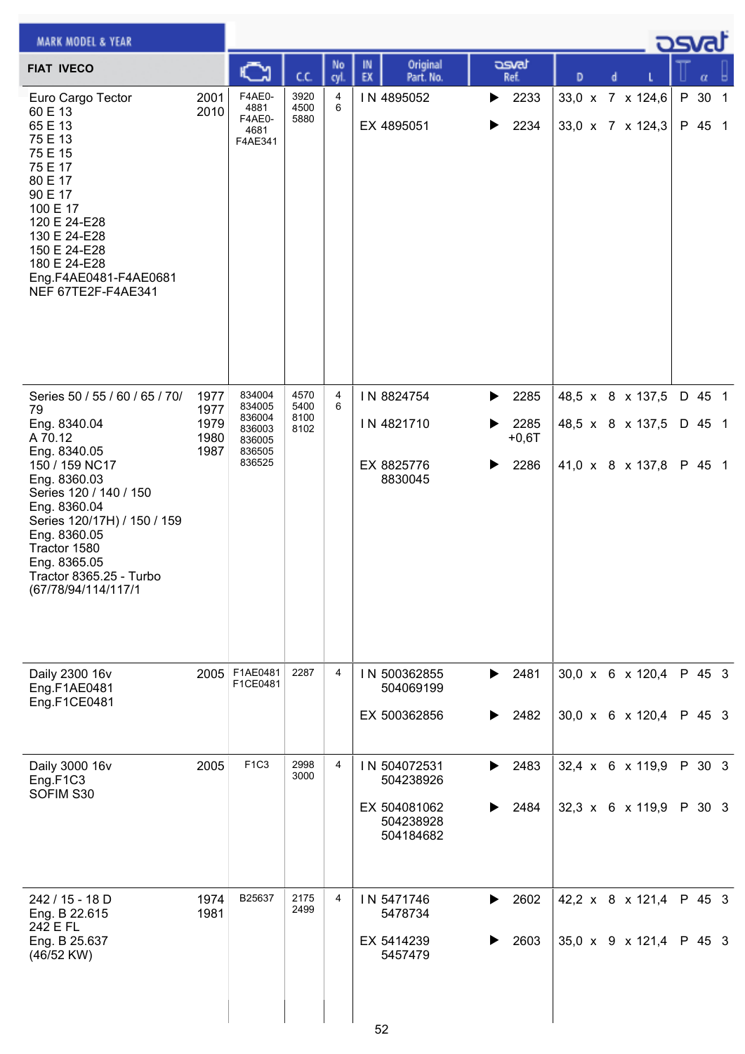| FIAT IVECO | | Engine | C.C. | No cyl. | IN EX | Original Part. No. | osvat Ref. | D x d x L | T | α | |
|---|---|---|---|---|---|---|---|---|---|---|---|
| Euro Cargo Tector<br>60 E 13<br>65 E 13<br>75 E 13<br>75 E 15<br>75 E 17<br>80 E 17<br>90 E 17<br>100 E 17<br>120 E 24-E28<br>130 E 24-E28<br>150 E 24-E28<br>180 E 24-E28<br>Eng.F4AE0481-F4AE0681<br>NEF 67TE2F-F4AE341 | 2001<br>2010 | F4AE0-4881<br>F4AE0-4681<br>F4AE341 | 3920<br>4500<br>5880 | 4<br>6 | IN | 4895052 | ▶ 2233 | 33,0 x 7 x 124,6 | P | 30 | 1 |
| | | | | | EX | 4895051 | ▶ 2234 | 33,0 x 7 x 124,3 | P | 45 | 1 |
| Series 50 / 55 / 60 / 65 / 70/ 79<br>Eng. 8340.04<br>A 70.12<br>Eng. 8340.05<br>150 / 159 NC17<br>Eng. 8360.03<br>Series 120 / 140 / 150<br>Eng. 8360.04<br>Series 120/17H) / 150 / 159<br>Eng. 8360.05<br>Tractor 1580<br>Eng. 8365.05<br>Tractor 8365.25 - Turbo<br>(67/78/94/114/117/1 | 1977<br>1977<br>1979<br>1980<br>1987 | 834004<br>834005<br>836004<br>836003<br>836005<br>836505<br>836525 | 4570<br>5400<br>8100<br>8102 | 4<br>6 | IN | 8824754 | ▶ 2285 | 48,5 x 8 x 137,5 | D | 45 | 1 |
| | | | | | IN | 4821710 | ▶ 2285 +0,6T | 48,5 x 8 x 137,5 | D | 45 | 1 |
| | | | | | EX | 8825776<br>8830045 | ▶ 2286 | 41,0 x 8 x 137,8 | P | 45 | 1 |
| Daily 2300 16v<br>Eng.F1AE0481<br>Eng.F1CE0481 | 2005 | F1AE0481<br>F1CE0481 | 2287 | 4 | IN | 500362855<br>504069199 | ▶ 2481 | 30,0 x 6 x 120,4 | P | 45 | 3 |
| | | | | | EX | 500362856 | ▶ 2482 | 30,0 x 6 x 120,4 | P | 45 | 3 |
| Daily 3000 16v<br>Eng.F1C3<br>SOFIM S30 | 2005 | F1C3 | 2998<br>3000 | 4 | IN | 504072531<br>504238926 | ▶ 2483 | 32,4 x 6 x 119,9 | P | 30 | 3 |
| | | | | | EX | 504081062<br>504238928<br>504184682 | ▶ 2484 | 32,3 x 6 x 119,9 | P | 30 | 3 |
| 242 / 15 - 18 D<br>Eng. B 22.615<br>242 E FL<br>Eng. B 25.637<br>(46/52 KW) | 1974<br>1981 | B25637 | 2175<br>2499 | 4 | IN | 5471746<br>5478734 | ▶ 2602 | 42,2 x 8 x 121,4 | P | 45 | 3 |
| | | | | | EX | 5414239<br>5457479 | ▶ 2603 | 35,0 x 9 x 121,4 | P | 45 | 3 |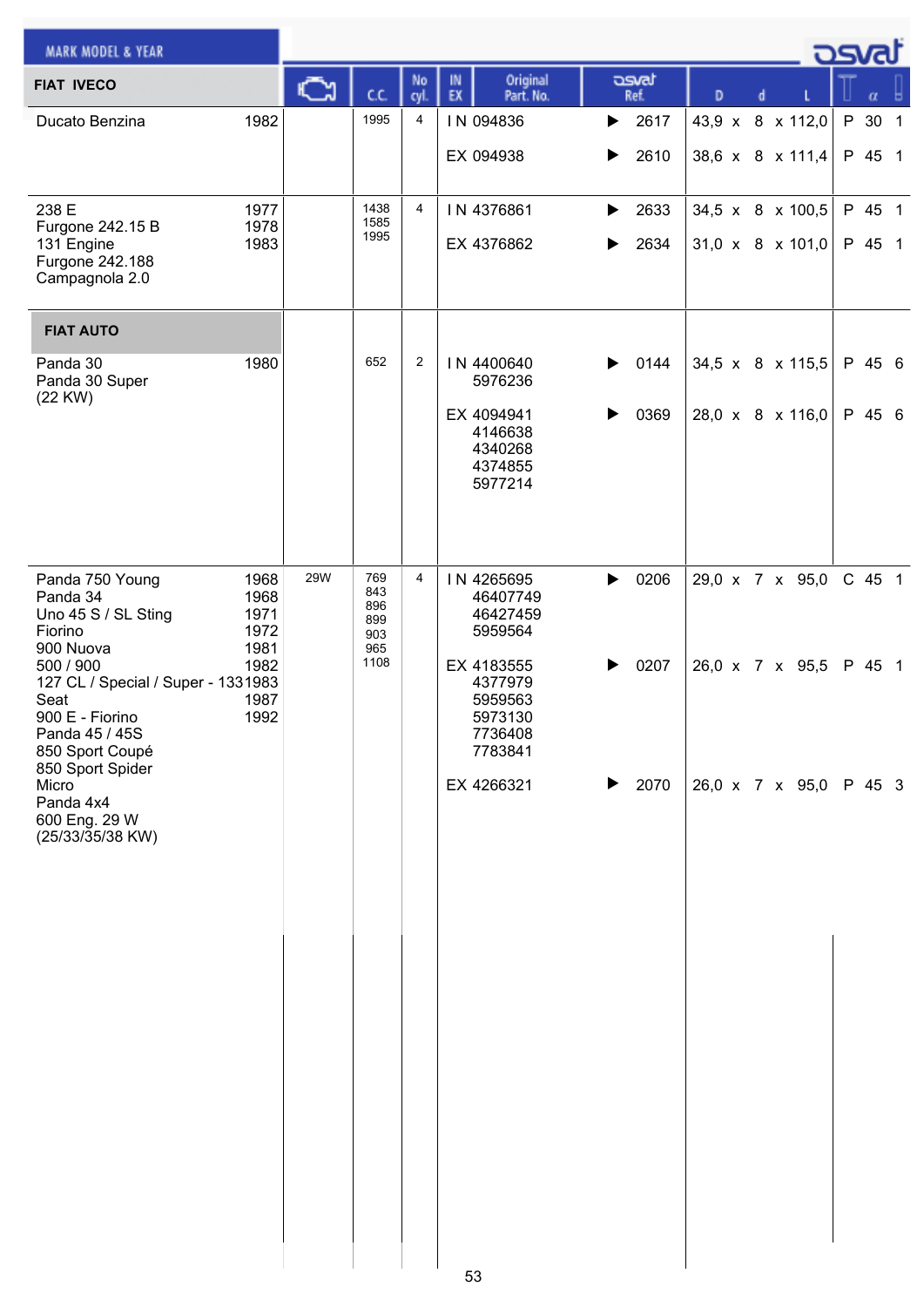| MARK MODEL & YEAR | | | C.C. | No cyl. | IN EX | Original Part. No. | osvat Ref. | D x d x L | | α | |
|---|---|---|---|---|---|---|---|---|---|---|---|
| **FIAT IVECO** | | | | | | | | | | | |
| Ducato Benzina | 1982 | | 1995 | 4 | IN | 094836 | ▶ 2617 | 43,9 x 8 x 112,0 | P | 30 | 1 |
| | | | | | EX | 094938 | ▶ 2610 | 38,6 x 8 x 111,4 | P | 45 | 1 |
| 238 E<br>Furgone 242.15 B<br>131 Engine<br>Furgone 242.188<br>Campagnola 2.0 | 1977<br>1978<br>1983 | | 1438<br>1585<br>1995 | 4 | IN | 4376861 | ▶ 2633 | 34,5 x 8 x 100,5 | P | 45 | 1 |
| | | | | | EX | 4376862 | ▶ 2634 | 31,0 x 8 x 101,0 | P | 45 | 1 |
| **FIAT AUTO** | | | | | | | | | | | |
| Panda 30<br>Panda 30 Super<br>(22 KW) | 1980 | | 652 | 2 | IN | 4400640<br>5976236 | ▶ 0144 | 34,5 x 8 x 115,5 | P | 45 | 6 |
| | | | | | EX | 4094941<br>4146638<br>4340268<br>4374855<br>5977214 | ▶ 0369 | 28,0 x 8 x 116,0 | P | 45 | 6 |
| Panda 750 Young<br>Panda 34<br>Uno 45 S / SL Sting<br>Fiorino<br>900 Nuova<br>500 / 900<br>127 CL / Special / Super - 1331<br>Seat<br>900 E - Fiorino<br>Panda 45 / 45S<br>850 Sport Coupé<br>850 Sport Spider<br>Micro<br>Panda 4x4<br>600 Eng. 29 W<br>(25/33/35/38 KW) | 1968<br>1968<br>1971<br>1972<br>1981<br>1982<br>1983<br>1987<br>1992 | 29W | 769<br>843<br>896<br>899<br>903<br>965<br>1108 | 4 | IN | 4265695<br>46407749<br>46427459<br>5959564 | ▶ 0206 | 29,0 x 7 x 95,0 | C | 45 | 1 |
| | | | | | EX | 4183555<br>4377979<br>5959563<br>5973130<br>7736408<br>7783841 | ▶ 0207 | 26,0 x 7 x 95,5 | P | 45 | 1 |
| | | | | | EX | 4266321 | ▶ 2070 | 26,0 x 7 x 95,0 | P | 45 | 3 |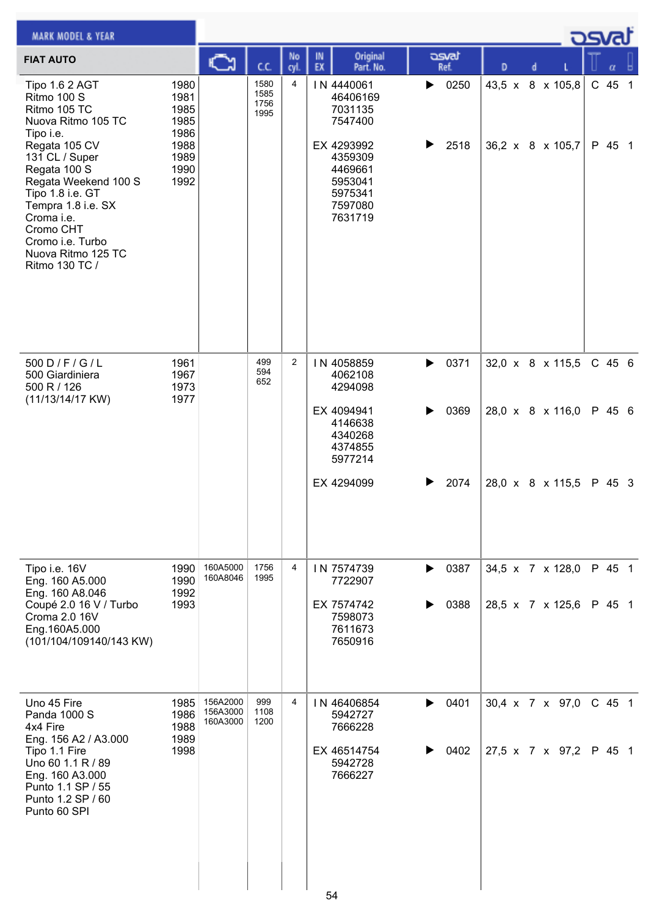MARK MODEL & YEAR

| FIAT AUTO | | Engine | C.C. | No cyl. | IN EX | Original Part. No. | osvat Ref. | D x d x L | T α |
|---|---|---|---|---|---|---|---|---|---|
| Tipo 1.6 2 AGT<br>Ritmo 100 S<br>Ritmo 105 TC<br>Nuova Ritmo 105 TC<br>Tipo i.e.<br>Regata 105 CV<br>131 CL / Super<br>Regata 100 S<br>Regata Weekend 100 S<br>Tipo 1.8 i.e. GT<br>Tempra 1.8 i.e. SX<br>Croma i.e.<br>Cromo CHT<br>Cromo i.e. Turbo<br>Nuova Ritmo 125 TC<br>Ritmo 130 TC / | 1980<br>1981<br>1985<br>1985<br>1986<br>1988<br>1989<br>1990<br>1992 | | 1580<br>1585<br>1756<br>1995 | 4 | IN | 4440061<br>46406169<br>7031135<br>7547400 | ▶ 0250 | 43,5 x 8 x 105,8 | C 45 1 |
| | | | | | EX | 4293992<br>4359309<br>4469661<br>5953041<br>5975341<br>7597080<br>7631719 | ▶ 2518 | 36,2 x 8 x 105,7 | P 45 1 |
| 500 D / F / G / L<br>500 Giardiniera<br>500 R / 126<br>(11/13/14/17 KW) | 1961<br>1967<br>1973<br>1977 | | 499<br>594<br>652 | 2 | IN | 4058859<br>4062108<br>4294098 | ▶ 0371 | 32,0 x 8 x 115,5 | C 45 6 |
| | | | | | EX | 4094941<br>4146638<br>4340268<br>4374855<br>5977214 | ▶ 0369 | 28,0 x 8 x 116,0 | P 45 6 |
| | | | | | EX | 4294099 | ▶ 2074 | 28,0 x 8 x 115,5 | P 45 3 |
| Tipo i.e. 16V<br>Eng. 160 A5.000<br>Eng. 160 A8.046<br>Coupé 2.0 16 V / Turbo<br>Croma 2.0 16V<br>Eng.160A5.000<br>(101/104/109140/143 KW) | 1990<br>1990<br>1992<br>1993 | 160A5000<br>160A8046 | 1756<br>1995 | 4 | IN | 7574739<br>7722907 | ▶ 0387 | 34,5 x 7 x 128,0 | P 45 1 |
| | | | | | EX | 7574742<br>7598073<br>7611673<br>7650916 | ▶ 0388 | 28,5 x 7 x 125,6 | P 45 1 |
| Uno 45 Fire<br>Panda 1000 S<br>4x4 Fire<br>Eng. 156 A2 / A3.000<br>Tipo 1.1 Fire<br>Uno 60 1.1 R / 89<br>Eng. 160 A3.000<br>Punto 1.1 SP / 55<br>Punto 1.2 SP / 60<br>Punto 60 SPI | 1985<br>1986<br>1988<br>1989<br>1998 | 156A2000<br>156A3000<br>160A3000 | 999<br>1108<br>1200 | 4 | IN | 46406854<br>5942727<br>7666228 | ▶ 0401 | 30,4 x 7 x 97,0 | C 45 1 |
| | | | | | EX | 46514754<br>5942728<br>7666227 | ▶ 0402 | 27,5 x 7 x 97,2 | P 45 1 |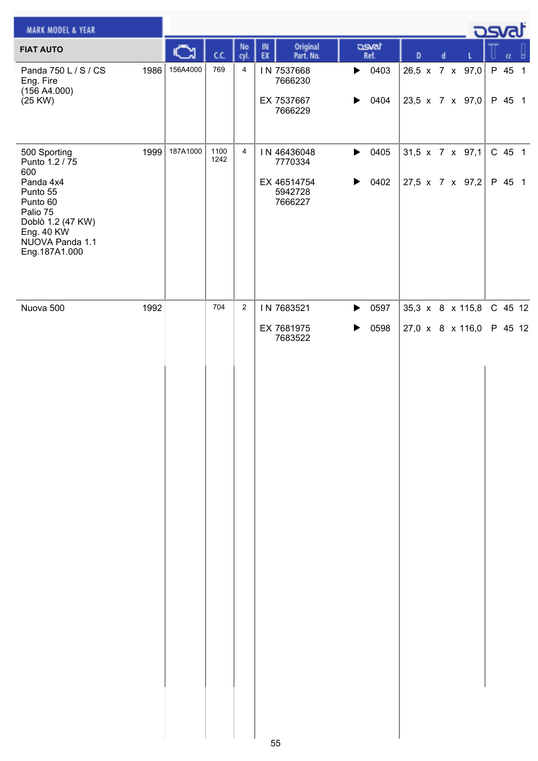| FIAT AUTO | | Engine | C.C. | No cyl. | IN EX | Original Part. No. | osvat Ref. | D | | d | | L | | α | |
|---|---|---|---|---|---|---|---|---|---|---|---|---|---|---|---|
| Panda 750 L / S / CS<br>Eng. Fire<br>(156 A4.000)<br>(25 KW) | 1986 | 156A4000 | 769 | 4 | IN | 7537668<br>7666230 | 0403 | 26,5 | x | 7 | x | 97,0 | P | 45 | 1 |
| | | | | | EX | 7537667<br>7666229 | 0404 | 23,5 | x | 7 | x | 97,0 | P | 45 | 1 |
| 500 Sporting<br>Punto 1.2 / 75<br>600<br>Panda 4x4<br>Punto 55<br>Punto 60<br>Palio 75<br>Doblò 1.2 (47 KW)<br>Eng. 40 KW<br>NUOVA Panda 1.1<br>Eng.187A1.000 | 1999 | 187A1000 | 1100<br>1242 | 4 | IN | 46436048<br>7770334 | 0405 | 31,5 | x | 7 | x | 97,1 | C | 45 | 1 |
| | | | | | EX | 46514754<br>5942728<br>7666227 | 0402 | 27,5 | x | 7 | x | 97,2 | P | 45 | 1 |
| Nuova 500 | 1992 | | 704 | 2 | IN | 7683521 | 0597 | 35,3 | x | 8 | x | 115,8 | C | 45 | 12 |
| | | | | | EX | 7681975<br>7683522 | 0598 | 27,0 | x | 8 | x | 116,0 | P | 45 | 12 |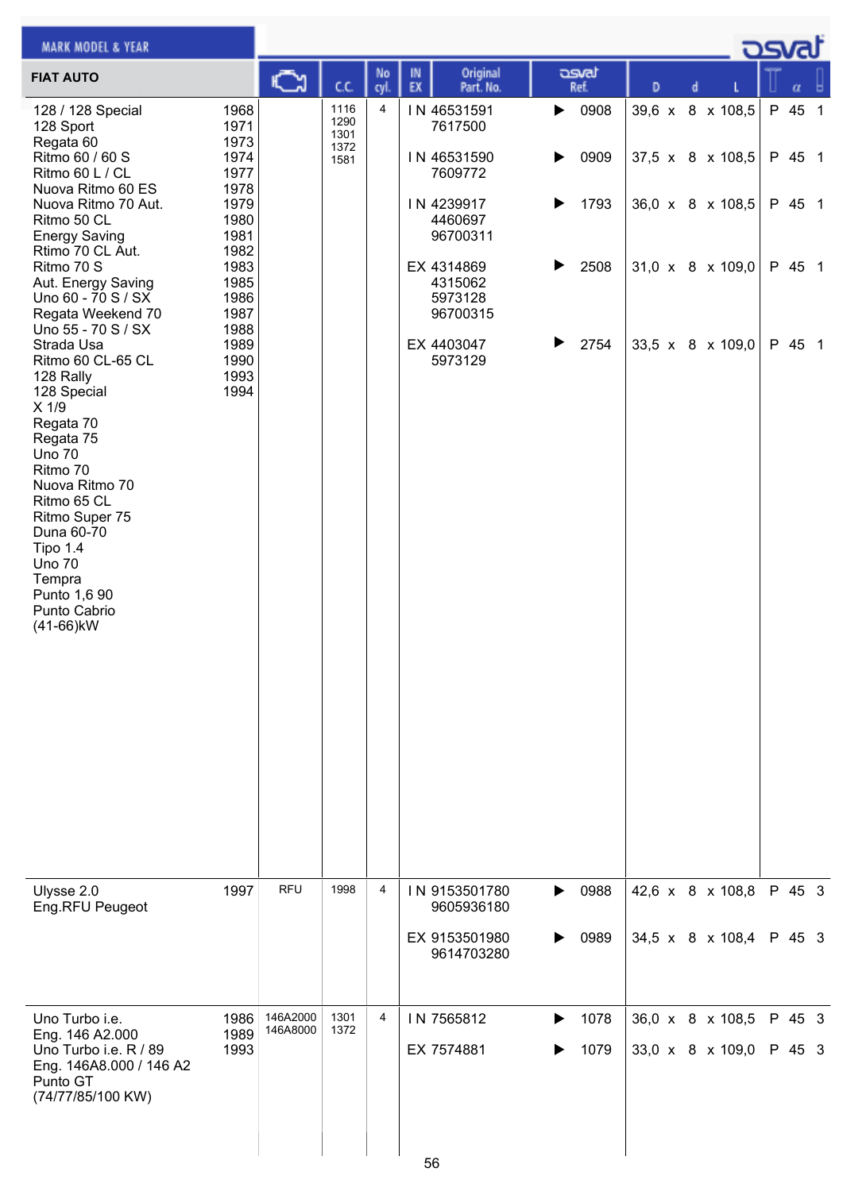| FIAT AUTO | | Engine | C.C. | No cyl. | IN EX | Original Part. No. | osvat Ref. | D x d x L | | α | |
|---|---|---|---|---|---|---|---|---|---|---|---|
| 128 / 128 Special<br>128 Sport<br>Regata 60<br>Ritmo 60 / 60 S<br>Ritmo 60 L / CL<br>Nuova Ritmo 60 ES<br>Nuova Ritmo 70 Aut.<br>Ritmo 50 CL<br>Energy Saving<br>Rtimo 70 CL Aut.<br>Ritmo 70 S<br>Aut. Energy Saving<br>Uno 60 - 70 S / SX<br>Regata Weekend 70<br>Uno 55 - 70 S / SX<br>Strada Usa<br>Ritmo 60 CL-65 CL<br>128 Rally<br>128 Special<br>X 1/9<br>Regata 70<br>Regata 75<br>Uno 70<br>Ritmo 70<br>Nuova Ritmo 70<br>Ritmo 65 CL<br>Ritmo Super 75<br>Duna 60-70<br>Tipo 1.4<br>Uno 70<br>Tempra<br>Punto 1,6 90<br>Punto Cabrio<br>(41-66)kW | 1968<br>1971<br>1973<br>1974<br>1977<br>1978<br>1979<br>1980<br>1981<br>1982<br>1983<br>1985<br>1986<br>1987<br>1988<br>1989<br>1990<br>1993<br>1994 | | 1116<br>1290<br>1301<br>1372<br>1581 | 4 | IN | 46531591<br>7617500 | 0908 | 39,6 x 8 x 108,5 | P | 45 | 1 |
| | | | | | IN | 46531590<br>7609772 | 0909 | 37,5 x 8 x 108,5 | P | 45 | 1 |
| | | | | | IN | 4239917<br>4460697<br>96700311 | 1793 | 36,0 x 8 x 108,5 | P | 45 | 1 |
| | | | | | EX | 4314869<br>4315062<br>5973128<br>96700315 | 2508 | 31,0 x 8 x 109,0 | P | 45 | 1 |
| | | | | | EX | 4403047<br>5973129 | 2754 | 33,5 x 8 x 109,0 | P | 45 | 1 |
| Ulysse 2.0<br>Eng.RFU Peugeot | 1997 | RFU | 1998 | 4 | IN | 9153501780<br>9605936180 | 0988 | 42,6 x 8 x 108,8 | P | 45 | 3 |
| | | | | | EX | 9153501980<br>9614703280 | 0989 | 34,5 x 8 x 108,4 | P | 45 | 3 |
| Uno Turbo i.e.<br>Eng. 146 A2.000<br>Uno Turbo i.e. R / 89<br>Eng. 146A8.000 / 146 A2<br>Punto GT<br>(74/77/85/100 KW) | 1986<br>1989<br>1993 | 146A2000<br>146A8000 | 1301<br>1372 | 4 | IN | 7565812 | 1078 | 36,0 x 8 x 108,5 | P | 45 | 3 |
| | | | | | EX | 7574881 | 1079 | 33,0 x 8 x 109,0 | P | 45 | 3 |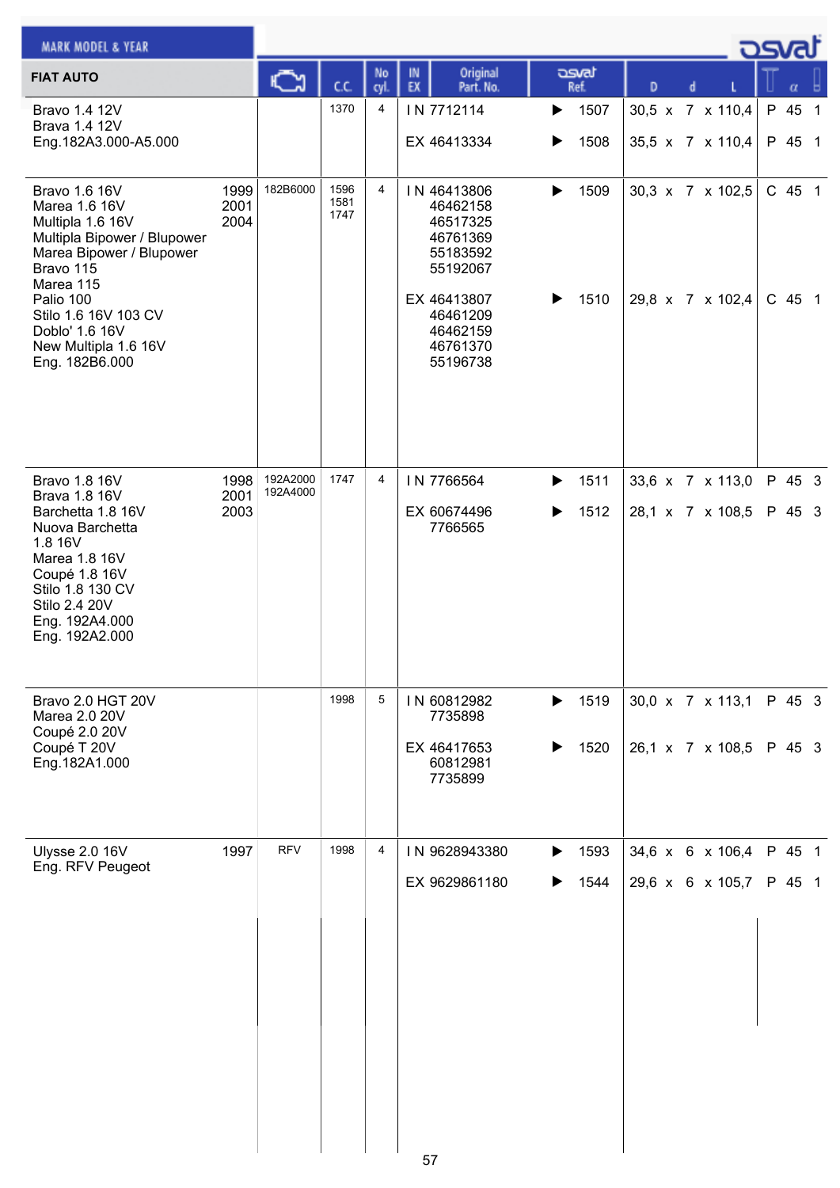## FIAT AUTO

| MARK MODEL & YEAR | | Engine | C.C. | No cyl. | IN EX | Original Part. No. | osvat Ref. | D | d | L | T | α | |
|---|---|---|---|---|---|---|---|---|---|---|---|---|---|
| Bravo 1.4 12V<br>Brava 1.4 12V<br>Eng.182A3.000-A5.000 | | | 1370 | 4 | IN | 7712114 | 1507 | 30,5 | 7 | 110,4 | P | 45 | 1 |
| | | | | | EX | 46413334 | 1508 | 35,5 | 7 | 110,4 | P | 45 | 1 |
| Bravo 1.6 16V<br>Marea 1.6 16V<br>Multipla 1.6 16V<br>Multipla Bipower / Blupower<br>Marea Bipower / Blupower<br>Bravo 115<br>Marea 115<br>Palio 100<br>Stilo 1.6 16V 103 CV<br>Doblo' 1.6 16V<br>New Multipla 1.6 16V<br>Eng. 182B6.000 | 1999<br>2001<br>2004 | 182B6000 | 1596<br>1581<br>1747 | 4 | IN | 46413806<br>46462158<br>46517325<br>46761369<br>55183592<br>55192067 | 1509 | 30,3 | 7 | 102,5 | C | 45 | 1 |
| | | | | | EX | 46413807<br>46461209<br>46462159<br>46761370<br>55196738 | 1510 | 29,8 | 7 | 102,4 | C | 45 | 1 |
| Bravo 1.8 16V<br>Brava 1.8 16V<br>Barchetta 1.8 16V<br>Nuova Barchetta<br>1.8 16V<br>Marea 1.8 16V<br>Coupé 1.8 16V<br>Stilo 1.8 130 CV<br>Stilo 2.4 20V<br>Eng. 192A4.000<br>Eng. 192A2.000 | 1998<br>2001<br>2003 | 192A2000<br>192A4000 | 1747 | 4 | IN | 7766564 | 1511 | 33,6 | 7 | 113,0 | P | 45 | 3 |
| | | | | | EX | 60674496<br>7766565 | 1512 | 28,1 | 7 | 108,5 | P | 45 | 3 |
| Bravo 2.0 HGT 20V<br>Marea 2.0 20V<br>Coupé 2.0 20V<br>Coupé T 20V<br>Eng.182A1.000 | | | 1998 | 5 | IN | 60812982<br>7735898 | 1519 | 30,0 | 7 | 113,1 | P | 45 | 3 |
| | | | | | EX | 46417653<br>60812981<br>7735899 | 1520 | 26,1 | 7 | 108,5 | P | 45 | 3 |
| Ulysse 2.0 16V<br>Eng. RFV Peugeot | 1997 | RFV | 1998 | 4 | IN | 9628943380 | 1593 | 34,6 | 6 | 106,4 | P | 45 | 1 |
| | | | | | EX | 9629861180 | 1544 | 29,6 | 6 | 105,7 | P | 45 | 1 |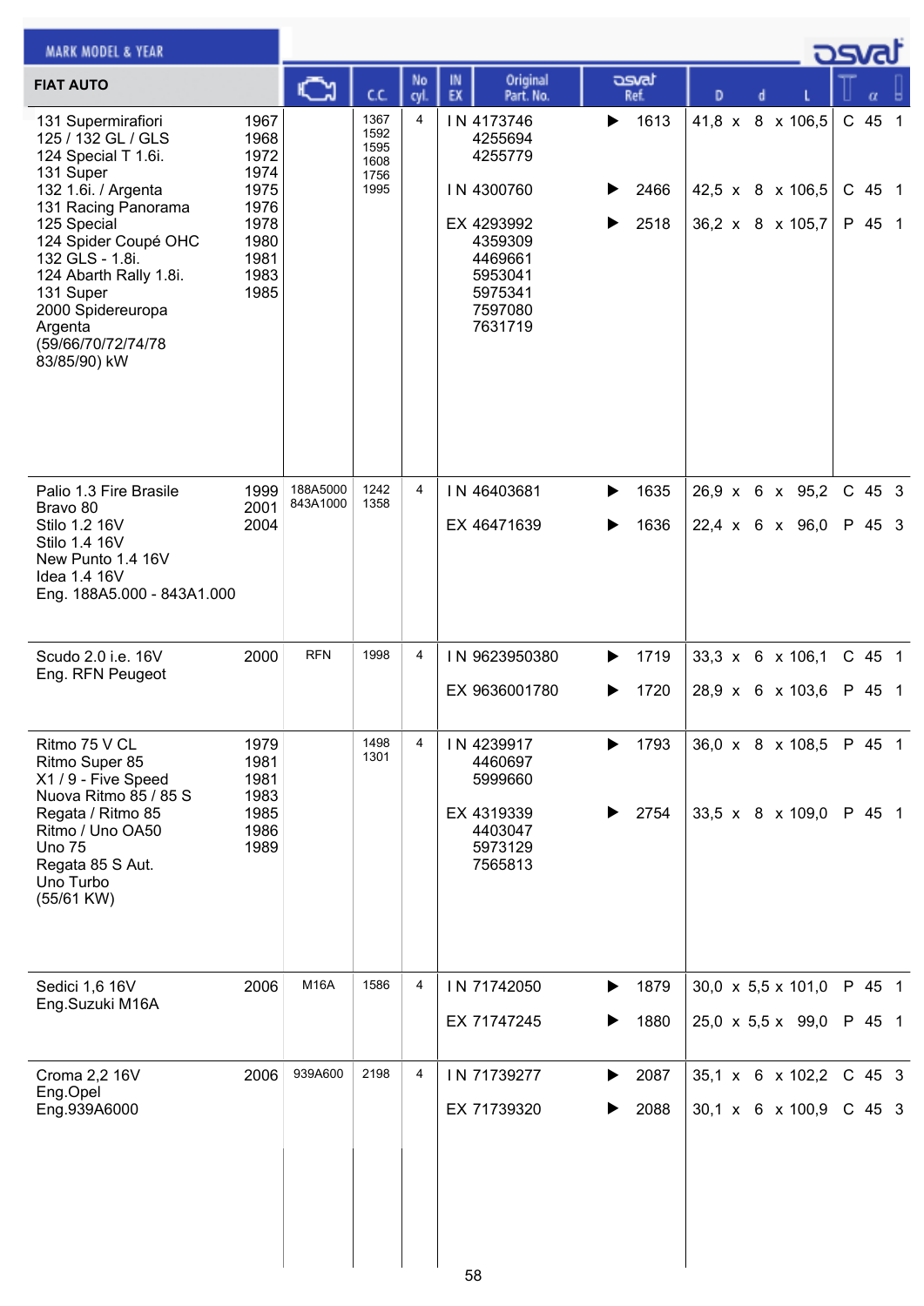| MARK MODEL & YEAR<br>FIAT AUTO | | Engine | C.C. | No cyl. | IN EX | Original Part. No. | osvat Ref. | D x d x L | T | α | |
|---|---|---|---|---|---|---|---|---|---|---|---|
| 131 Supermirafiori<br>125 / 132 GL / GLS<br>124 Special T 1.6i.<br>131 Super<br>132 1.6i. / Argenta<br>131 Racing Panorama<br>125 Special<br>124 Spider Coupé OHC<br>132 GLS - 1.8i.<br>124 Abarth Rally 1.8i.<br>131 Super<br>2000 Spidereuropa<br>Argenta<br>(59/66/70/72/74/78<br>83/85/90) kW | 1967<br>1968<br>1972<br>1974<br>1975<br>1976<br>1978<br>1980<br>1981<br>1983<br>1985 | | 1367<br>1592<br>1595<br>1608<br>1756<br>1995 | 4 | IN | 4173746<br>4255694<br>4255779 | 1613 | 41,8 x 8 x 106,5 | C | 45 | 1 |
| | | | | | IN | 4300760 | 2466 | 42,5 x 8 x 106,5 | C | 45 | 1 |
| | | | | | EX | 4293992<br>4359309<br>4469661<br>5953041<br>5975341<br>7597080<br>7631719 | 2518 | 36,2 x 8 x 105,7 | P | 45 | 1 |
| Palio 1.3 Fire Brasile<br>Bravo 80<br>Stilo 1.2 16V<br>Stilo 1.4 16V<br>New Punto 1.4 16V<br>Idea 1.4 16V<br>Eng. 188A5.000 - 843A1.000 | 1999<br>2001<br>2004 | 188A5000<br>843A1000 | 1242<br>1358 | 4 | IN | 46403681 | 1635 | 26,9 x 6 x 95,2 | C | 45 | 3 |
| | | | | | EX | 46471639 | 1636 | 22,4 x 6 x 96,0 | P | 45 | 3 |
| Scudo 2.0 i.e. 16V<br>Eng. RFN Peugeot | 2000 | RFN | 1998 | 4 | IN | 9623950380 | 1719 | 33,3 x 6 x 106,1 | C | 45 | 1 |
| | | | | | EX | 9636001780 | 1720 | 28,9 x 6 x 103,6 | P | 45 | 1 |
| Ritmo 75 V CL<br>Ritmo Super 85<br>X1 / 9 - Five Speed<br>Nuova Ritmo 85 / 85 S<br>Regata / Ritmo 85<br>Ritmo / Uno OA50<br>Uno 75<br>Regata 85 S Aut.<br>Uno Turbo<br>(55/61 KW) | 1979<br>1981<br>1981<br>1983<br>1985<br>1986<br>1989 | | 1498<br>1301 | 4 | IN | 4239917<br>4460697<br>5999660 | 1793 | 36,0 x 8 x 108,5 | P | 45 | 1 |
| | | | | | EX | 4319339<br>4403047<br>5973129<br>7565813 | 2754 | 33,5 x 8 x 109,0 | P | 45 | 1 |
| Sedici 1,6 16V<br>Eng.Suzuki M16A | 2006 | M16A | 1586 | 4 | IN | 71742050 | 1879 | 30,0 x 5,5 x 101,0 | P | 45 | 1 |
| | | | | | EX | 71747245 | 1880 | 25,0 x 5,5 x 99,0 | P | 45 | 1 |
| Croma 2,2 16V<br>Eng.Opel<br>Eng.939A6000 | 2006 | 939A600 | 2198 | 4 | IN | 71739277 | 2087 | 35,1 x 6 x 102,2 | C | 45 | 3 |
| | | | | | EX | 71739320 | 2088 | 30,1 x 6 x 100,9 | C | 45 | 3 |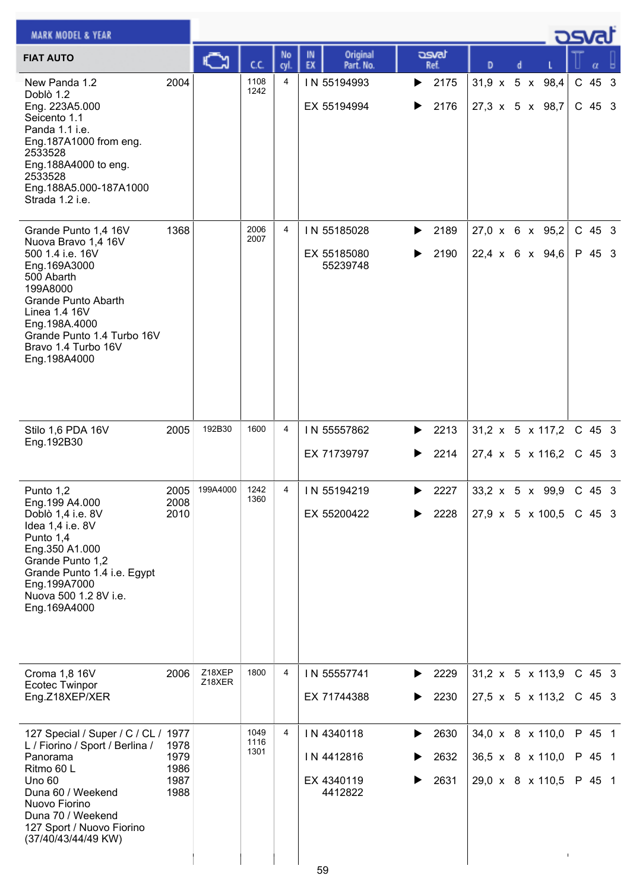## FIAT AUTO

| MARK MODEL & YEAR | | Engine | C.C. | No cyl. | IN EX | Original Part. No. | osvat Ref. | D | d | L | T | α | |
|---|---|---|---|---|---|---|---|---|---|---|---|---|---|
| New Panda 1.2<br>Doblò 1.2<br>Eng. 223A5.000<br>Seicento 1.1<br>Panda 1.1 i.e.<br>Eng.187A1000 from eng. 2533528<br>Eng.188A4000 to eng. 2533528<br>Eng.188A5.000-187A1000<br>Strada 1.2 i.e. | 2004 | | 1108<br>1242 | 4 | IN | 55194993 | 2175 | 31,9 | 5 | 98,4 | C | 45 | 3 |
| | | | | | EX | 55194994 | 2176 | 27,3 | 5 | 98,7 | C | 45 | 3 |
| Grande Punto 1,4 16V<br>Nuova Bravo 1,4 16V<br>500 1.4 i.e. 16V<br>Eng.169A3000<br>500 Abarth<br>199A8000<br>Grande Punto Abarth<br>Linea 1.4 16V<br>Eng.198A.4000<br>Grande Punto 1.4 Turbo 16V<br>Bravo 1.4 Turbo 16V<br>Eng.198A4000 | 1368 | | 2006<br>2007 | 4 | IN | 55185028 | 2189 | 27,0 | 6 | 95,2 | C | 45 | 3 |
| | | | | | EX | 55185080<br>55239748 | 2190 | 22,4 | 6 | 94,6 | P | 45 | 3 |
| Stilo 1,6 PDA 16V<br>Eng.192B30 | 2005 | 192B30 | 1600 | 4 | IN | 55557862 | 2213 | 31,2 | 5 | 117,2 | C | 45 | 3 |
| | | | | | EX | 71739797 | 2214 | 27,4 | 5 | 116,2 | C | 45 | 3 |
| Punto 1,2<br>Eng.199 A4.000<br>Doblò 1,4 i.e. 8V<br>Idea 1,4 i.e. 8V<br>Punto 1,4<br>Eng.350 A1.000<br>Grande Punto 1,2<br>Grande Punto 1.4 i.e. Egypt<br>Eng.199A7000<br>Nuova 500 1.2 8V i.e.<br>Eng.169A4000 | 2005<br>2008<br>2010 | 199A4000 | 1242<br>1360 | 4 | IN | 55194219 | 2227 | 33,2 | 5 | 99,9 | C | 45 | 3 |
| | | | | | EX | 55200422 | 2228 | 27,9 | 5 | 100,5 | C | 45 | 3 |
| Croma 1,8 16V<br>Ecotec Twinpor<br>Eng.Z18XEP/XER | 2006 | Z18XEP<br>Z18XER | 1800 | 4 | IN | 55557741 | 2229 | 31,2 | 5 | 113,9 | C | 45 | 3 |
| | | | | | EX | 71744388 | 2230 | 27,5 | 5 | 113,2 | C | 45 | 3 |
| 127 Special / Super / C / CL / L / Fiorino / Sport / Berlina / Panorama<br>Ritmo 60 L<br>Uno 60<br>Duna 60 / Weekend<br>Nuovo Fiorino<br>Duna 70 / Weekend<br>127 Sport / Nuovo Fiorino<br>(37/40/43/44/49 KW) | 1977<br>1978<br>1979<br>1986<br>1987<br>1988 | | 1049<br>1116<br>1301 | 4 | IN | 4340118 | 2630 | 34,0 | 8 | 110,0 | P | 45 | 1 |
| | | | | | IN | 4412816 | 2632 | 36,5 | 8 | 110,0 | P | 45 | 1 |
| | | | | | EX | 4340119<br>4412822 | 2631 | 29,0 | 8 | 110,5 | P | 45 | 1 |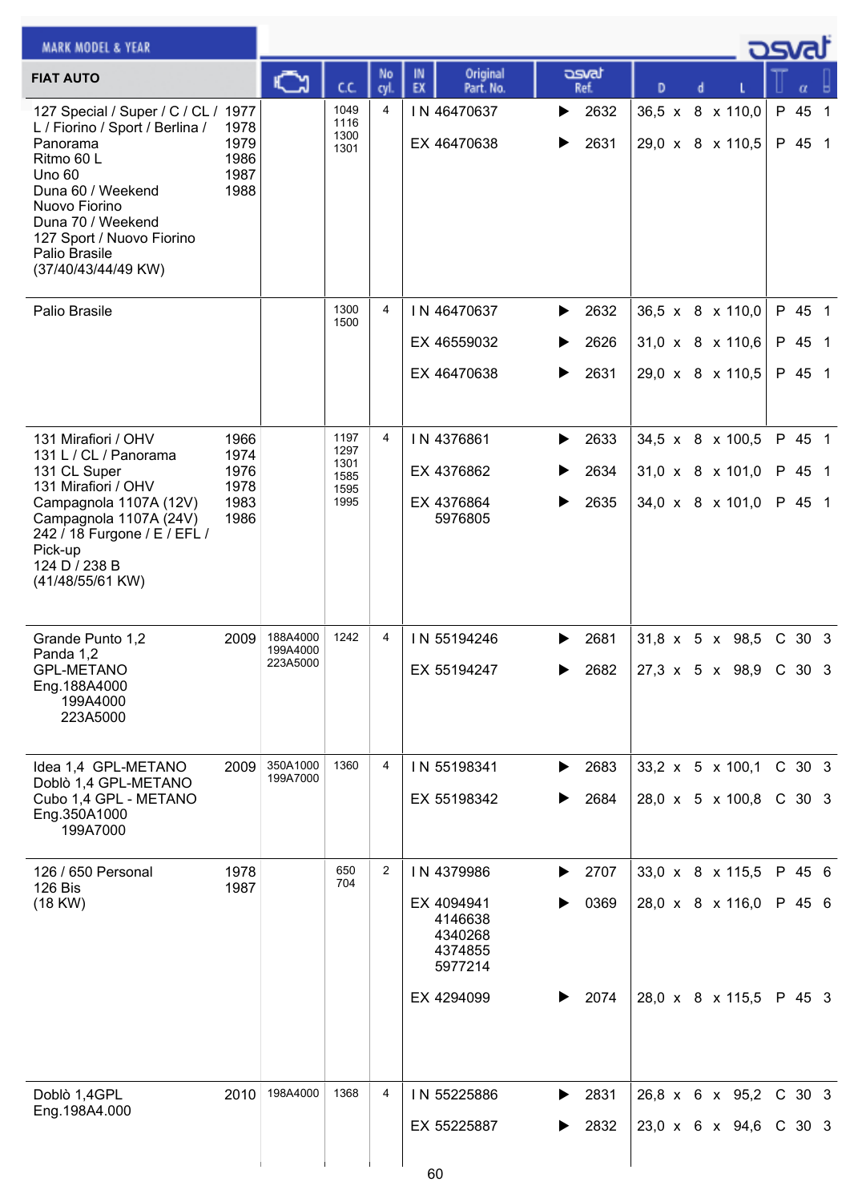| MARK MODEL & YEAR | | Engine | C.C. | No cyl. | IN EX | Original Part. No. | osvat Ref. | D | d | L | | α | |
|---|---|---|---|---|---|---|---|---|---|---|---|---|---|
| **FIAT AUTO** | | | | | | | | | | | | | |
| 127 Special / Super / C / CL / L / Fiorino / Sport / Berlina / Panorama<br>Ritmo 60 L<br>Uno 60<br>Duna 60 / Weekend<br>Nuovo Fiorino<br>Duna 70 / Weekend<br>127 Sport / Nuovo Fiorino<br>Palio Brasile<br>(37/40/43/44/49 KW) | 1977<br>1978<br>1979<br>1986<br>1987<br>1988 | | 1049<br>1116<br>1300<br>1301 | 4 | I N | 46470637 | ▶ 2632 | 36,5 | 8 | 110,0 | P | 45 | 1 |
| | | | | | EX | 46470638 | ▶ 2631 | 29,0 | 8 | 110,5 | P | 45 | 1 |
| Palio Brasile | | | 1300<br>1500 | 4 | I N | 46470637 | ▶ 2632 | 36,5 | 8 | 110,0 | P | 45 | 1 |
| | | | | | EX | 46559032 | ▶ 2626 | 31,0 | 8 | 110,6 | P | 45 | 1 |
| | | | | | EX | 46470638 | ▶ 2631 | 29,0 | 8 | 110,5 | P | 45 | 1 |
| 131 Mirafiori / OHV<br>131 L / CL / Panorama<br>131 CL Super<br>131 Mirafiori / OHV<br>Campagnola 1107A (12V)<br>Campagnola 1107A (24V)<br>242 / 18 Furgone / E / EFL / Pick-up<br>124 D / 238 B<br>(41/48/55/61 KW) | 1966<br>1974<br>1976<br>1978<br>1983<br>1986 | | 1197<br>1297<br>1301<br>1585<br>1595<br>1995 | 4 | I N | 4376861 | ▶ 2633 | 34,5 | 8 | 100,5 | P | 45 | 1 |
| | | | | | EX | 4376862 | ▶ 2634 | 31,0 | 8 | 101,0 | P | 45 | 1 |
| | | | | | EX | 4376864<br>5976805 | ▶ 2635 | 34,0 | 8 | 101,0 | P | 45 | 1 |
| Grande Punto 1,2<br>Panda 1,2<br>GPL-METANO<br>Eng.188A4000<br>199A4000<br>223A5000 | 2009 | 188A4000<br>199A4000<br>223A5000 | 1242 | 4 | I N | 55194246 | ▶ 2681 | 31,8 | 5 | 98,5 | C | 30 | 3 |
| | | | | | EX | 55194247 | ▶ 2682 | 27,3 | 5 | 98,9 | C | 30 | 3 |
| Idea 1,4 GPL-METANO<br>Doblò 1,4 GPL-METANO<br>Cubo 1,4 GPL - METANO<br>Eng.350A1000<br>199A7000 | 2009 | 350A1000<br>199A7000 | 1360 | 4 | I N | 55198341 | ▶ 2683 | 33,2 | 5 | 100,1 | C | 30 | 3 |
| | | | | | EX | 55198342 | ▶ 2684 | 28,0 | 5 | 100,8 | C | 30 | 3 |
| 126 / 650 Personal<br>126 Bis<br>(18 KW) | 1978<br>1987 | | 650<br>704 | 2 | I N | 4379986 | ▶ 2707 | 33,0 | 8 | 115,5 | P | 45 | 6 |
| | | | | | EX | 4094941<br>4146638<br>4340268<br>4374855<br>5977214 | ▶ 0369 | 28,0 | 8 | 116,0 | P | 45 | 6 |
| | | | | | EX | 4294099 | ▶ 2074 | 28,0 | 8 | 115,5 | P | 45 | 3 |
| Doblò 1,4GPL<br>Eng.198A4.000 | 2010 | 198A4000 | 1368 | 4 | I N | 55225886 | ▶ 2831 | 26,8 | 6 | 95,2 | C | 30 | 3 |
| | | | | | EX | 55225887 | ▶ 2832 | 23,0 | 6 | 94,6 | C | 30 | 3 |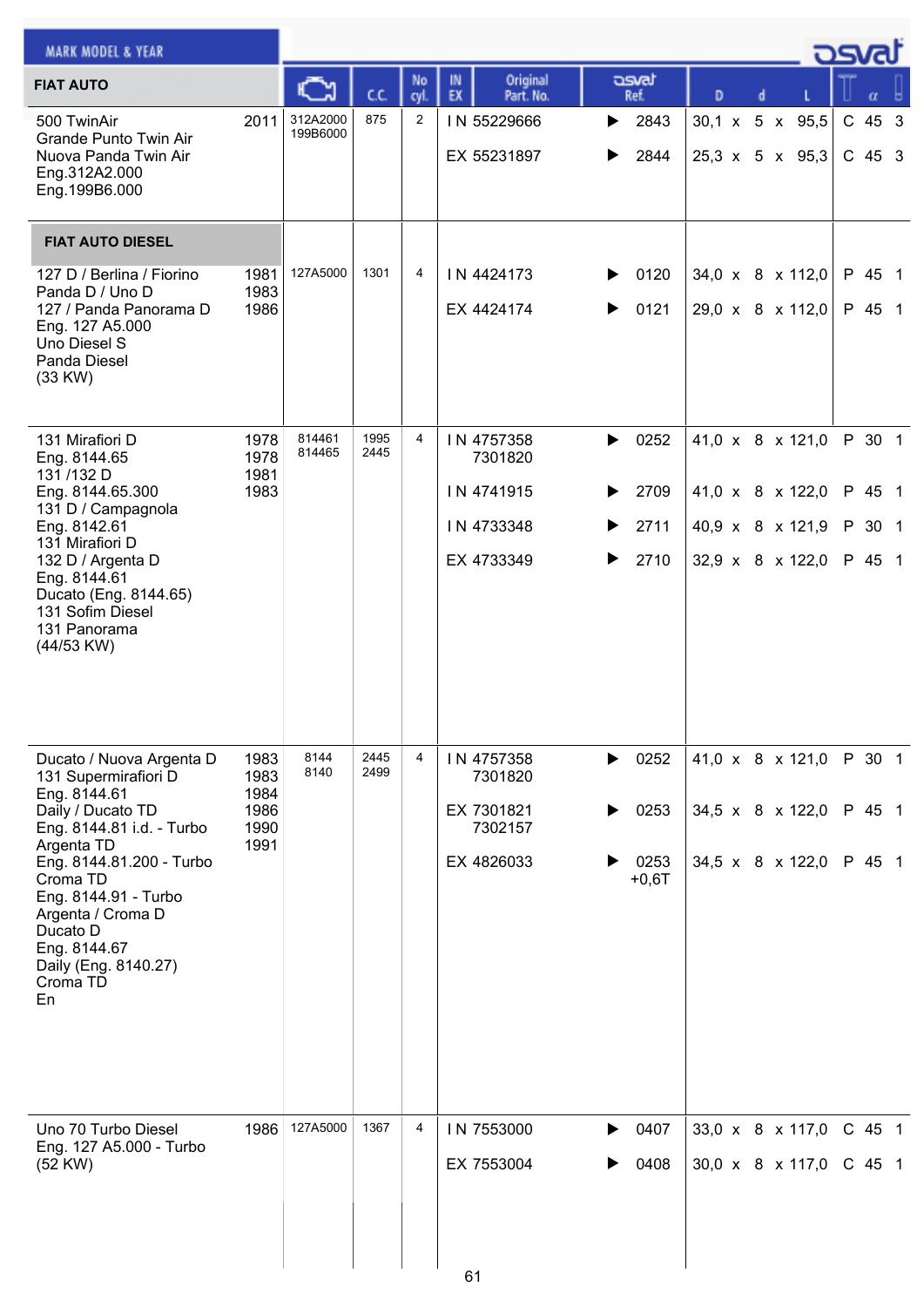| MARK MODEL & YEAR | | Engine | C.C. | No cyl. | IN EX | Original Part. No. | osvat Ref. | D | d | L | T | α | |
|---|---|---|---|---|---|---|---|---|---|---|---|---|---|
| **FIAT AUTO** | | | | | | | | | | | | | |
| 500 TwinAir<br>Grande Punto Twin Air<br>Nuova Panda Twin Air<br>Eng.312A2.000<br>Eng.199B6.000 | 2011 | 312A2000<br>199B6000 | 875 | 2 | IN | 55229666 | 2843 | 30,1 | 5 | 95,5 | C | 45 | 3 |
| | | | | | EX | 55231897 | 2844 | 25,3 | 5 | 95,3 | C | 45 | 3 |
| **FIAT AUTO DIESEL** | | | | | | | | | | | | | |
| 127 D / Berlina / Fiorino<br>Panda D / Uno D<br>127 / Panda Panorama D<br>Eng. 127 A5.000<br>Uno Diesel S<br>Panda Diesel<br>(33 KW) | 1981<br>1983<br>1986 | 127A5000 | 1301 | 4 | IN | 4424173 | 0120 | 34,0 | 8 | 112,0 | P | 45 | 1 |
| | | | | | EX | 4424174 | 0121 | 29,0 | 8 | 112,0 | P | 45 | 1 |
| 131 Mirafiori D<br>Eng. 8144.65<br>131 /132 D<br>Eng. 8144.65.300<br>131 D / Campagnola<br>Eng. 8142.61<br>131 Mirafiori D<br>132 D / Argenta D<br>Eng. 8144.61<br>Ducato (Eng. 8144.65)<br>131 Sofim Diesel<br>131 Panorama<br>(44/53 KW) | 1978<br>1978<br>1981<br>1983 | 814461<br>814465 | 1995<br>2445 | 4 | IN | 4757358<br>7301820 | 0252 | 41,0 | 8 | 121,0 | P | 30 | 1 |
| | | | | | IN | 4741915 | 2709 | 41,0 | 8 | 122,0 | P | 45 | 1 |
| | | | | | IN | 4733348 | 2711 | 40,9 | 8 | 121,9 | P | 30 | 1 |
| | | | | | EX | 4733349 | 2710 | 32,9 | 8 | 122,0 | P | 45 | 1 |
| Ducato / Nuova Argenta D<br>131 Supermirafiori D<br>Eng. 8144.61<br>Daily / Ducato TD<br>Eng. 8144.81 i.d. - Turbo<br>Argenta TD<br>Eng. 8144.81.200 - Turbo<br>Croma TD<br>Eng. 8144.91 - Turbo<br>Argenta / Croma D<br>Ducato D<br>Eng. 8144.67<br>Daily (Eng. 8140.27)<br>Croma TD<br>En | 1983<br>1983<br>1984<br>1986<br>1990<br>1991 | 8144<br>8140 | 2445<br>2499 | 4 | IN | 4757358<br>7301820 | 0252 | 41,0 | 8 | 121,0 | P | 30 | 1 |
| | | | | | EX | 7301821<br>7302157 | 0253 | 34,5 | 8 | 122,0 | P | 45 | 1 |
| | | | | | EX | 4826033 | 0253<br>+0,6T | 34,5 | 8 | 122,0 | P | 45 | 1 |
| Uno 70 Turbo Diesel<br>Eng. 127 A5.000 - Turbo<br>(52 KW) | 1986 | 127A5000 | 1367 | 4 | IN | 7553000 | 0407 | 33,0 | 8 | 117,0 | C | 45 | 1 |
| | | | | | EX | 7553004 | 0408 | 30,0 | 8 | 117,0 | C | 45 | 1 |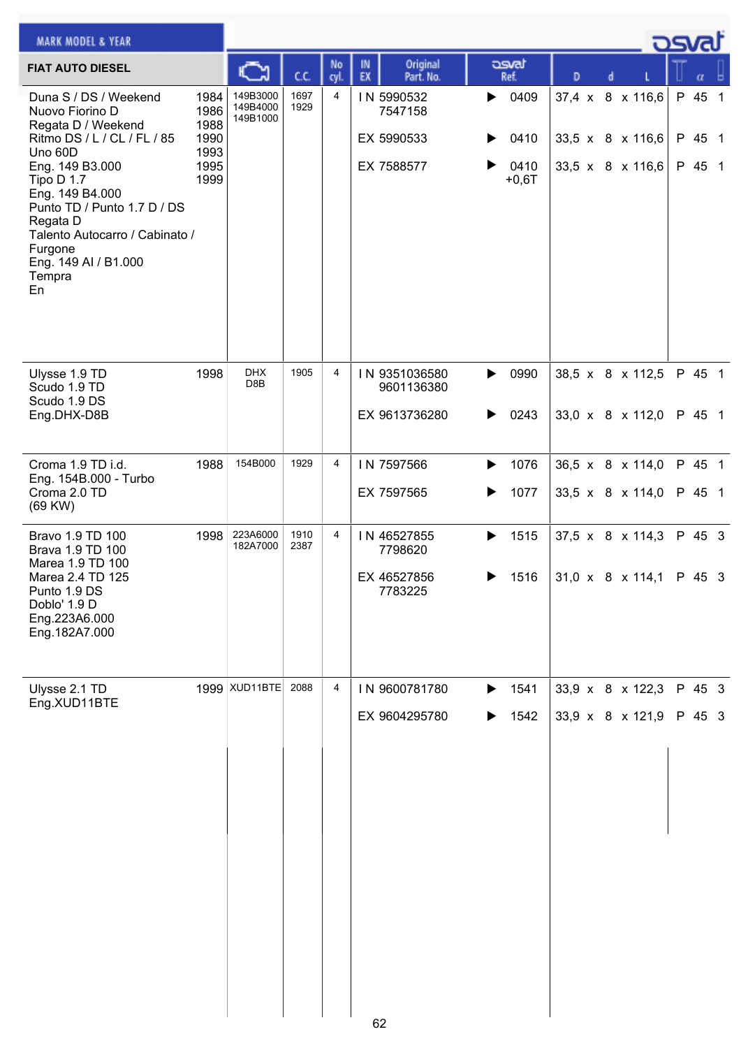**FIAT AUTO DIESEL**

| MARK MODEL & YEAR | | Engine | C.C. | No cyl. | IN EX | Original Part. No. | osvat Ref. | D | d | L | T | α | |
|---|---|---|---|---|---|---|---|---|---|---|---|---|---|
| Duna S / DS / Weekend<br>Nuovo Fiorino D<br>Regata D / Weekend<br>Ritmo DS / L / CL / FL / 85<br>Uno 60D<br>Eng. 149 B3.000<br>Tipo D 1.7<br>Eng. 149 B4.000<br>Punto TD / Punto 1.7 D / DS<br>Regata D<br>Talento Autocarro / Cabinato / Furgone<br>Eng. 149 AI / B1.000<br>Tempra<br>En | 1984<br>1986<br>1988<br>1990<br>1993<br>1995<br>1999 | 149B3000<br>149B4000<br>149B1000 | 1697<br>1929 | 4 | IN | 5990532<br>7547158 | 0409 | 37,4 | 8 | 116,6 | P | 45 | 1 |
| | | | | | EX | 5990533 | 0410 | 33,5 | 8 | 116,6 | P | 45 | 1 |
| | | | | | EX | 7588577 | 0410 +0,6T | 33,5 | 8 | 116,6 | P | 45 | 1 |
| Ulysse 1.9 TD<br>Scudo 1.9 TD<br>Scudo 1.9 DS<br>Eng.DHX-D8B | 1998 | DHX<br>D8B | 1905 | 4 | IN | 9351036580<br>9601136380 | 0990 | 38,5 | 8 | 112,5 | P | 45 | 1 |
| | | | | | EX | 9613736280 | 0243 | 33,0 | 8 | 112,0 | P | 45 | 1 |
| Croma 1.9 TD i.d.<br>Eng. 154B.000 - Turbo<br>Croma 2.0 TD<br>(69 KW) | 1988 | 154B000 | 1929 | 4 | IN | 7597566 | 1076 | 36,5 | 8 | 114,0 | P | 45 | 1 |
| | | | | | EX | 7597565 | 1077 | 33,5 | 8 | 114,0 | P | 45 | 1 |
| Bravo 1.9 TD 100<br>Brava 1.9 TD 100<br>Marea 1.9 TD 100<br>Marea 2.4 TD 125<br>Punto 1.9 DS<br>Doblo' 1.9 D<br>Eng.223A6.000<br>Eng.182A7.000 | 1998 | 223A6000<br>182A7000 | 1910<br>2387 | 4 | IN | 46527855<br>7798620 | 1515 | 37,5 | 8 | 114,3 | P | 45 | 3 |
| | | | | | EX | 46527856<br>7783225 | 1516 | 31,0 | 8 | 114,1 | P | 45 | 3 |
| Ulysse 2.1 TD<br>Eng.XUD11BTE | 1999 | XUD11BTE | 2088 | 4 | IN | 9600781780 | 1541 | 33,9 | 8 | 122,3 | P | 45 | 3 |
| | | | | | EX | 9604295780 | 1542 | 33,9 | 8 | 121,9 | P | 45 | 3 |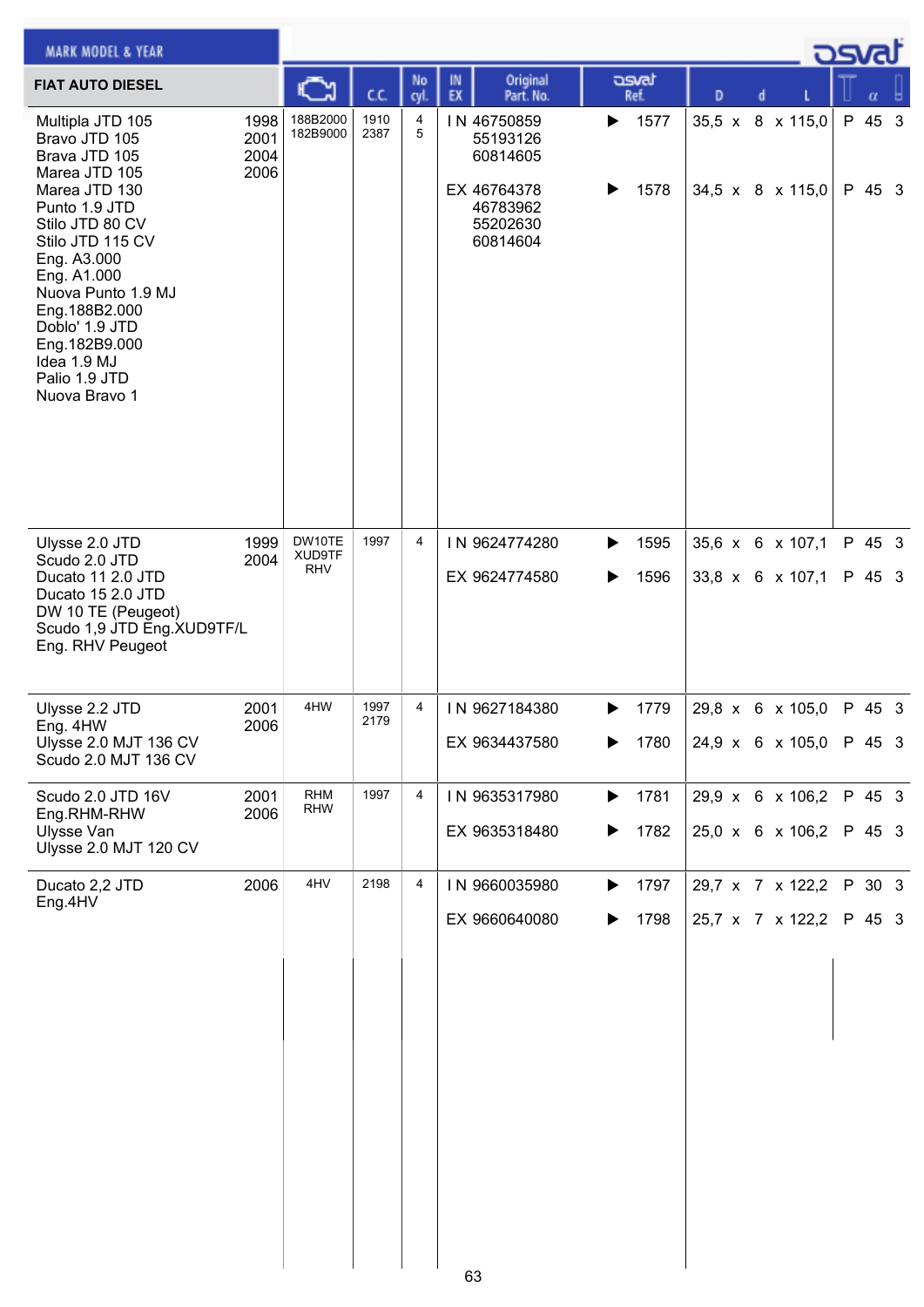| FIAT AUTO DIESEL | | Engine | C.C. | No cyl. | IN EX | Original Part. No. | osvat Ref. | D x d x L | | α | |
|---|---|---|---|---|---|---|---|---|---|---|---|
| Multipla JTD 105<br>Bravo JTD 105<br>Brava JTD 105<br>Marea JTD 105<br>Marea JTD 130<br>Punto 1.9 JTD<br>Stilo JTD 80 CV<br>Stilo JTD 115 CV<br>Eng. A3.000<br>Eng. A1.000<br>Nuova Punto 1.9 MJ<br>Eng.188B2.000<br>Doblo' 1.9 JTD<br>Eng.182B9.000<br>Idea 1.9 MJ<br>Palio 1.9 JTD<br>Nuova Bravo 1 | 1998<br>2001<br>2004<br>2006 | 188B2000<br>182B9000 | 1910<br>2387 | 4<br>5 | IN | 46750859<br>55193126<br>60814605 | ▶ 1577 | 35,5 x 8 x 115,0 | P | 45 | 3 |
| | | | | | EX | 46764378<br>46783962<br>55202630<br>60814604 | ▶ 1578 | 34,5 x 8 x 115,0 | P | 45 | 3 |
| Ulysse 2.0 JTD<br>Scudo 2.0 JTD<br>Ducato 11 2.0 JTD<br>Ducato 15 2.0 JTD<br>DW 10 TE (Peugeot)<br>Scudo 1,9 JTD Eng.XUD9TF/L<br>Eng. RHV Peugeot | 1999<br>2004 | DW10TE<br>XUD9TF<br>RHV | 1997 | 4 | IN | 9624774280 | ▶ 1595 | 35,6 x 6 x 107,1 | P | 45 | 3 |
| | | | | | EX | 9624774580 | ▶ 1596 | 33,8 x 6 x 107,1 | P | 45 | 3 |
| Ulysse 2.2 JTD<br>Eng. 4HW<br>Ulysse 2.0 MJT 136 CV<br>Scudo 2.0 MJT 136 CV | 2001<br>2006 | 4HW | 1997<br>2179 | 4 | IN | 9627184380 | ▶ 1779 | 29,8 x 6 x 105,0 | P | 45 | 3 |
| | | | | | EX | 9634437580 | ▶ 1780 | 24,9 x 6 x 105,0 | P | 45 | 3 |
| Scudo 2.0 JTD 16V<br>Eng.RHM-RHW<br>Ulysse Van<br>Ulysse 2.0 MJT 120 CV | 2001<br>2006 | RHM<br>RHW | 1997 | 4 | IN | 9635317980 | ▶ 1781 | 29,9 x 6 x 106,2 | P | 45 | 3 |
| | | | | | EX | 9635318480 | ▶ 1782 | 25,0 x 6 x 106,2 | P | 45 | 3 |
| Ducato 2,2 JTD<br>Eng.4HV | 2006 | 4HV | 2198 | 4 | IN | 9660035980 | ▶ 1797 | 29,7 x 7 x 122,2 | P | 30 | 3 |
| | | | | | EX | 9660640080 | ▶ 1798 | 25,7 x 7 x 122,2 | P | 45 | 3 |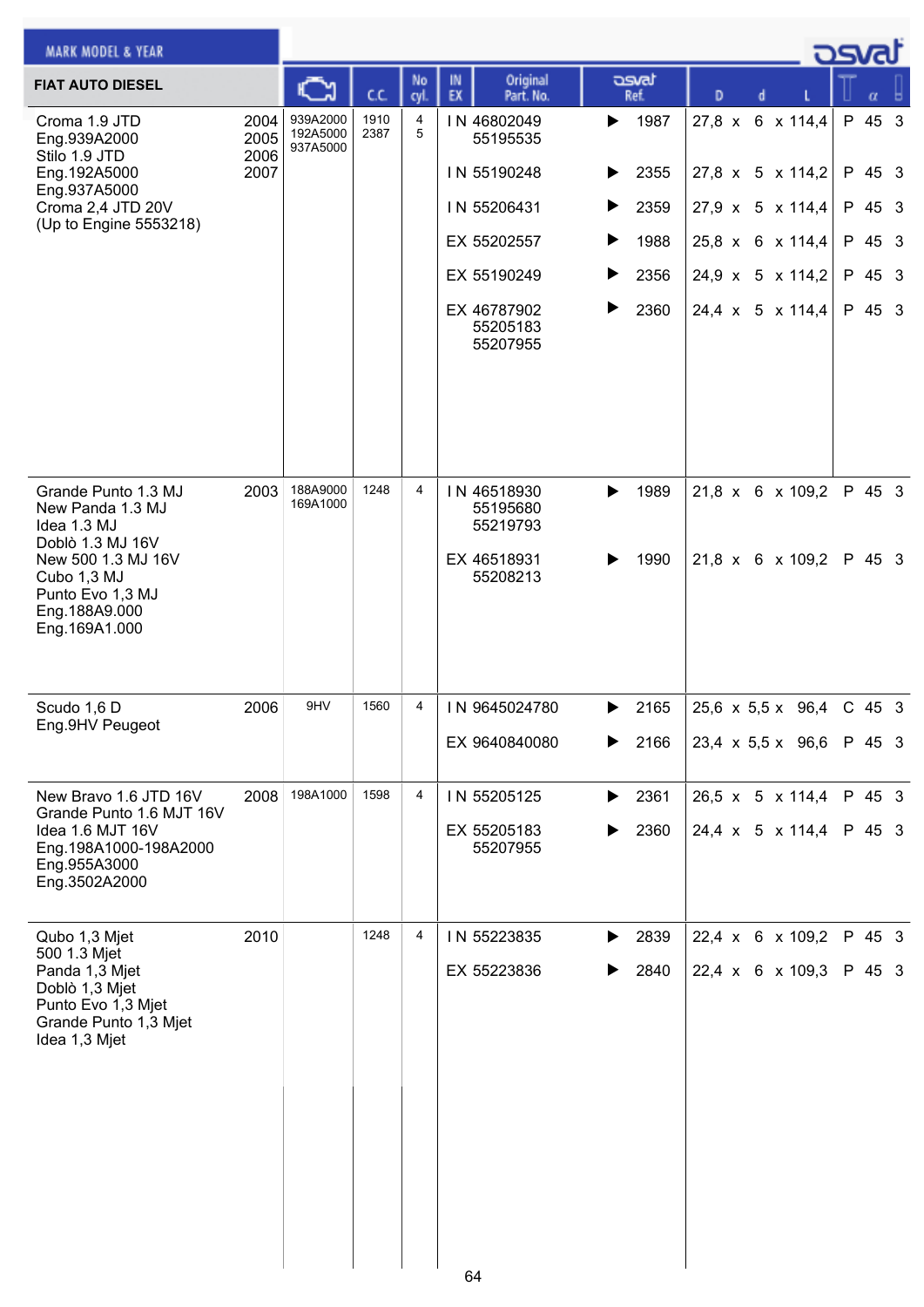## FIAT AUTO DIESEL

| MARK MODEL & YEAR | | Engine | C.C. | No cyl. | IN EX | Original Part. No. | osvat Ref. | D x d x L | Type | α | |
|---|---|---|---|---|---|---|---|---|---|---|---|
| Croma 1.9 JTD<br>Eng.939A2000<br>Stilo 1.9 JTD<br>Eng.192A5000<br>Eng.937A5000<br>Croma 2,4 JTD 20V<br>(Up to Engine 5553218) | 2004<br>2005<br>2006<br>2007 | 939A2000<br>192A5000<br>937A5000 | 1910<br>2387 | 4<br>5 | IN | 46802049<br>55195535 | ▶ 1987 | 27,8 x 6 x 114,4 | P | 45 | 3 |
| | | | | | IN | 55190248 | ▶ 2355 | 27,8 x 5 x 114,2 | P | 45 | 3 |
| | | | | | IN | 55206431 | ▶ 2359 | 27,9 x 5 x 114,4 | P | 45 | 3 |
| | | | | | EX | 55202557 | ▶ 1988 | 25,8 x 6 x 114,4 | P | 45 | 3 |
| | | | | | EX | 55190249 | ▶ 2356 | 24,9 x 5 x 114,2 | P | 45 | 3 |
| | | | | | EX | 46787902<br>55205183<br>55207955 | ▶ 2360 | 24,4 x 5 x 114,4 | P | 45 | 3 |
| Grande Punto 1.3 MJ<br>New Panda 1.3 MJ<br>Idea 1.3 MJ<br>Doblò 1.3 MJ 16V<br>New 500 1.3 MJ 16V<br>Cubo 1,3 MJ<br>Punto Evo 1,3 MJ<br>Eng.188A9.000<br>Eng.169A1.000 | 2003 | 188A9000<br>169A1000 | 1248 | 4 | IN | 46518930<br>55195680<br>55219793 | ▶ 1989 | 21,8 x 6 x 109,2 | P | 45 | 3 |
| | | | | | EX | 46518931<br>55208213 | ▶ 1990 | 21,8 x 6 x 109,2 | P | 45 | 3 |
| Scudo 1,6 D<br>Eng.9HV Peugeot | 2006 | 9HV | 1560 | 4 | IN | 9645024780 | ▶ 2165 | 25,6 x 5,5 x 96,4 | C | 45 | 3 |
| | | | | | EX | 9640840080 | ▶ 2166 | 23,4 x 5,5 x 96,6 | P | 45 | 3 |
| New Bravo 1.6 JTD 16V<br>Grande Punto 1.6 MJT 16V<br>Idea 1.6 MJT 16V<br>Eng.198A1000-198A2000<br>Eng.955A3000<br>Eng.3502A2000 | 2008 | 198A1000 | 1598 | 4 | IN | 55205125 | ▶ 2361 | 26,5 x 5 x 114,4 | P | 45 | 3 |
| | | | | | EX | 55205183<br>55207955 | ▶ 2360 | 24,4 x 5 x 114,4 | P | 45 | 3 |
| Qubo 1,3 Mjet<br>500 1.3 Mjet<br>Panda 1,3 Mjet<br>Doblò 1,3 Mjet<br>Punto Evo 1,3 Mjet<br>Grande Punto 1,3 Mjet<br>Idea 1,3 Mjet | 2010 | | 1248 | 4 | IN | 55223835 | ▶ 2839 | 22,4 x 6 x 109,2 | P | 45 | 3 |
| | | | | | EX | 55223836 | ▶ 2840 | 22,4 x 6 x 109,3 | P | 45 | 3 |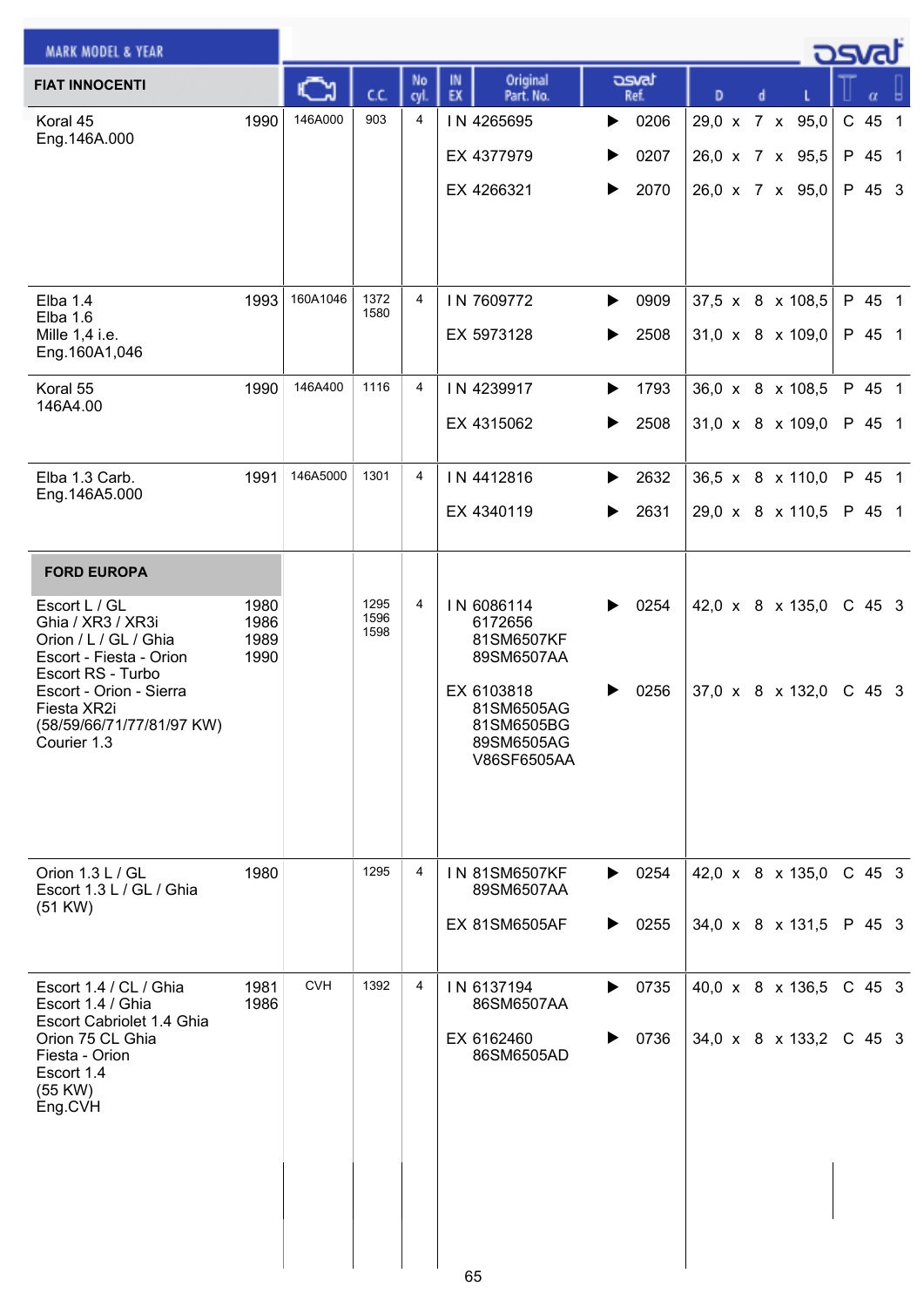| MARK MODEL & YEAR | | Engine | C.C. | No cyl. | IN EX | Original Part. No. | osvat Ref. | D | d | L | T | α | |
|---|---|---|---|---|---|---|---|---|---|---|---|---|---|
| **FIAT INNOCENTI** | | | | | | | | | | | | | |
| Koral 45<br>Eng.146A.000 | 1990 | 146A000 | 903 | 4 | IN | 4265695 | 0206 | 29,0 | 7 | 95,0 | C | 45 | 1 |
| | | | | | EX | 4377979 | 0207 | 26,0 | 7 | 95,5 | P | 45 | 1 |
| | | | | | EX | 4266321 | 2070 | 26,0 | 7 | 95,0 | P | 45 | 3 |
| Elba 1.4<br>Elba 1.6<br>Mille 1,4 i.e.<br>Eng.160A1,046 | 1993 | 160A1046 | 1372<br>1580 | 4 | IN | 7609772 | 0909 | 37,5 | 8 | 108,5 | P | 45 | 1 |
| | | | | | EX | 5973128 | 2508 | 31,0 | 8 | 109,0 | P | 45 | 1 |
| Koral 55<br>146A4.00 | 1990 | 146A400 | 1116 | 4 | IN | 4239917 | 1793 | 36,0 | 8 | 108,5 | P | 45 | 1 |
| | | | | | EX | 4315062 | 2508 | 31,0 | 8 | 109,0 | P | 45 | 1 |
| Elba 1.3 Carb.<br>Eng.146A5.000 | 1991 | 146A5000 | 1301 | 4 | IN | 4412816 | 2632 | 36,5 | 8 | 110,0 | P | 45 | 1 |
| | | | | | EX | 4340119 | 2631 | 29,0 | 8 | 110,5 | P | 45 | 1 |
| **FORD EUROPA** | | | | | | | | | | | | | |
| Escort L / GL<br>Ghia / XR3 / XR3i<br>Orion / L / GL / Ghia<br>Escort - Fiesta - Orion<br>Escort RS - Turbo<br>Escort - Orion - Sierra<br>Fiesta XR2i<br>(58/59/66/71/77/81/97 KW)<br>Courier 1.3 | 1980<br>1986<br>1989<br>1990 | | 1295<br>1596<br>1598 | 4 | IN | 6086114<br>6172656<br>81SM6507KF<br>89SM6507AA | 0254 | 42,0 | 8 | 135,0 | C | 45 | 3 |
| | | | | | EX | 6103818<br>81SM6505AG<br>81SM6505BG<br>89SM6505AG<br>V86SF6505AA | 0256 | 37,0 | 8 | 132,0 | C | 45 | 3 |
| Orion 1.3 L / GL<br>Escort 1.3 L / GL / Ghia<br>(51 KW) | 1980 | | 1295 | 4 | IN | 81SM6507KF<br>89SM6507AA | 0254 | 42,0 | 8 | 135,0 | C | 45 | 3 |
| | | | | | EX | 81SM6505AF | 0255 | 34,0 | 8 | 131,5 | P | 45 | 3 |
| Escort 1.4 / CL / Ghia<br>Escort 1.4 / Ghia<br>Escort Cabriolet 1.4 Ghia<br>Orion 75 CL Ghia<br>Fiesta - Orion<br>Escort 1.4<br>(55 KW)<br>Eng.CVH | 1981<br>1986 | CVH | 1392 | 4 | IN | 6137194<br>86SM6507AA | 0735 | 40,0 | 8 | 136,5 | C | 45 | 3 |
| | | | | | EX | 6162460<br>86SM6505AD | 0736 | 34,0 | 8 | 133,2 | C | 45 | 3 |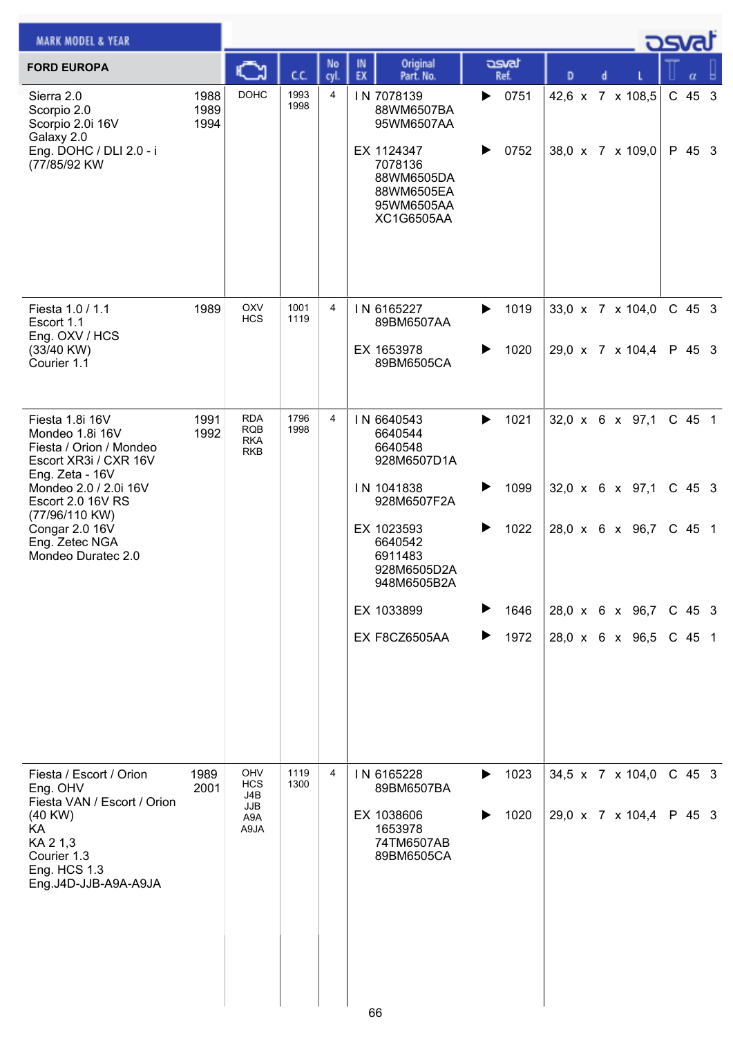MARK MODEL & YEAR

**FORD EUROPA**

| Model | Year | Engine | C.C. | No cyl. | IN EX | Original Part. No. | osvat Ref. | D | d | L | T | α | ! |
|---|---|---|---|---|---|---|---|---|---|---|---|---|---|
| Sierra 2.0<br>Scorpio 2.0<br>Scorpio 2.0i 16V<br>Galaxy 2.0<br>Eng. DOHC / DLI 2.0 - i<br>(77/85/92 KW | 1988<br>1989<br>1994 | DOHC | 1993<br>1998 | 4 | IN | 7078139<br>88WM6507BA<br>95WM6507AA | ▶ 0751 | 42,6 | 7 | 108,5 | C | 45 | 3 |
| | | | | | EX | 1124347<br>7078136<br>88WM6505DA<br>88WM6505EA<br>95WM6505AA<br>XC1G6505AA | ▶ 0752 | 38,0 | 7 | 109,0 | P | 45 | 3 |
| Fiesta 1.0 / 1.1<br>Escort 1.1<br>Eng. OXV / HCS<br>(33/40 KW)<br>Courier 1.1 | 1989 | OXV<br>HCS | 1001<br>1119 | 4 | IN | 6165227<br>89BM6507AA | ▶ 1019 | 33,0 | 7 | 104,0 | C | 45 | 3 |
| | | | | | EX | 1653978<br>89BM6505CA | ▶ 1020 | 29,0 | 7 | 104,4 | P | 45 | 3 |
| Fiesta 1.8i 16V<br>Mondeo 1.8i 16V<br>Fiesta / Orion / Mondeo<br>Escort XR3i / CXR 16V<br>Eng. Zeta - 16V<br>Mondeo 2.0 / 2.0i 16V<br>Escort 2.0 16V RS<br>(77/96/110 KW)<br>Congar 2.0 16V<br>Eng. Zetec NGA<br>Mondeo Duratec 2.0 | 1991<br>1992 | RDA<br>RQB<br>RKA<br>RKB | 1796<br>1998 | 4 | IN | 6640543<br>6640544<br>6640548<br>928M6507D1A | ▶ 1021 | 32,0 | 6 | 97,1 | C | 45 | 1 |
| | | | | | IN | 1041838<br>928M6507F2A | ▶ 1099 | 32,0 | 6 | 97,1 | C | 45 | 3 |
| | | | | | EX | 1023593<br>6640542<br>6911483<br>928M6505D2A<br>948M6505B2A | ▶ 1022 | 28,0 | 6 | 96,7 | C | 45 | 1 |
| | | | | | EX | 1033899 | ▶ 1646 | 28,0 | 6 | 96,7 | C | 45 | 3 |
| | | | | | EX | F8CZ6505AA | ▶ 1972 | 28,0 | 6 | 96,5 | C | 45 | 1 |
| Fiesta / Escort / Orion<br>Eng. OHV<br>Fiesta VAN / Escort / Orion<br>(40 KW)<br>KA<br>KA 2 1,3<br>Courier 1.3<br>Eng. HCS 1.3<br>Eng.J4D-JJB-A9A-A9JA | 1989<br>2001 | OHV<br>HCS<br>J4B<br>JJB<br>A9A<br>A9JA | 1119<br>1300 | 4 | IN | 6165228<br>89BM6507BA | ▶ 1023 | 34,5 | 7 | 104,0 | C | 45 | 3 |
| | | | | | EX | 1038606<br>1653978<br>74TM6507AB<br>89BM6505CA | ▶ 1020 | 29,0 | 7 | 104,4 | P | 45 | 3 |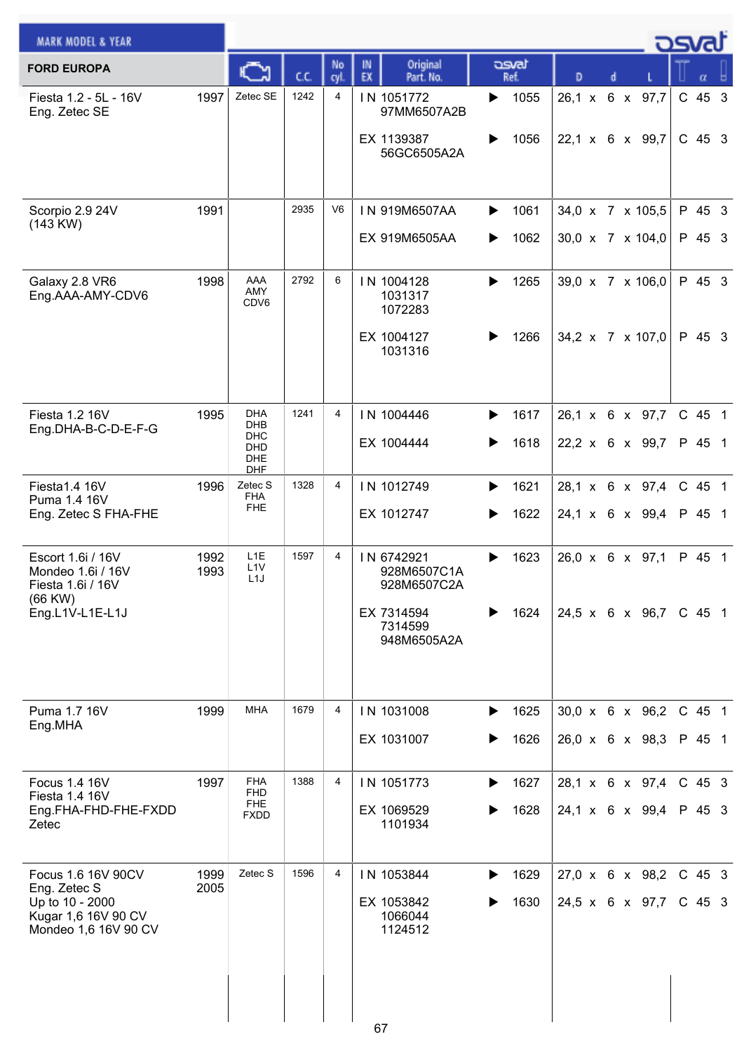| FORD EUROPA | | Engine | C.C. | No cyl. | IN EX | Original Part. No. | | osvat Ref. | D | | d | | L | Material | α | Grooves |
|---|---|---|---|---|---|---|---|---|---|---|---|---|---|---|---|---|
| Fiesta 1.2 - 5L - 16V<br>Eng. Zetec SE | 1997 | Zetec SE | 1242 | 4 | I N | 1051772<br>97MM6507A2B | ▶ | 1055 | 26,1 | x | 6 | x | 97,7 | C | 45 | 3 |
| | | | | | EX | 1139387<br>56GC6505A2A | ▶ | 1056 | 22,1 | x | 6 | x | 99,7 | C | 45 | 3 |
| Scorpio 2.9 24V<br>(143 KW) | 1991 | | 2935 | V6 | I N | 919M6507AA | ▶ | 1061 | 34,0 | x | 7 | x | 105,5 | P | 45 | 3 |
| | | | | | EX | 919M6505AA | ▶ | 1062 | 30,0 | x | 7 | x | 104,0 | P | 45 | 3 |
| Galaxy 2.8 VR6<br>Eng.AAA-AMY-CDV6 | 1998 | AAA<br>AMY<br>CDV6 | 2792 | 6 | I N | 1004128<br>1031317<br>1072283 | ▶ | 1265 | 39,0 | x | 7 | x | 106,0 | P | 45 | 3 |
| | | | | | EX | 1004127<br>1031316 | ▶ | 1266 | 34,2 | x | 7 | x | 107,0 | P | 45 | 3 |
| Fiesta 1.2 16V<br>Eng.DHA-B-C-D-E-F-G | 1995 | DHA<br>DHB<br>DHC<br>DHD<br>DHE<br>DHF | 1241 | 4 | I N | 1004446 | ▶ | 1617 | 26,1 | x | 6 | x | 97,7 | C | 45 | 1 |
| | | | | | EX | 1004444 | ▶ | 1618 | 22,2 | x | 6 | x | 99,7 | P | 45 | 1 |
| Fiesta1.4 16V<br>Puma 1.4 16V<br>Eng. Zetec S FHA-FHE | 1996 | Zetec S<br>FHA<br>FHE | 1328 | 4 | I N | 1012749 | ▶ | 1621 | 28,1 | x | 6 | x | 97,4 | C | 45 | 1 |
| | | | | | EX | 1012747 | ▶ | 1622 | 24,1 | x | 6 | x | 99,4 | P | 45 | 1 |
| Escort 1.6i / 16V<br>Mondeo 1.6i / 16V<br>Fiesta 1.6i / 16V<br>(66 KW)<br>Eng.L1V-L1E-L1J | 1992<br>1993 | L1E<br>L1V<br>L1J | 1597 | 4 | I N | 6742921<br>928M6507C1A<br>928M6507C2A | ▶ | 1623 | 26,0 | x | 6 | x | 97,1 | P | 45 | 1 |
| | | | | | EX | 7314594<br>7314599<br>948M6505A2A | ▶ | 1624 | 24,5 | x | 6 | x | 96,7 | C | 45 | 1 |
| Puma 1.7 16V<br>Eng.MHA | 1999 | MHA | 1679 | 4 | I N | 1031008 | ▶ | 1625 | 30,0 | x | 6 | x | 96,2 | C | 45 | 1 |
| | | | | | EX | 1031007 | ▶ | 1626 | 26,0 | x | 6 | x | 98,3 | P | 45 | 1 |
| Focus 1.4 16V<br>Fiesta 1.4 16V<br>Eng.FHA-FHD-FHE-FXDD<br>Zetec | 1997 | FHA<br>FHD<br>FHE<br>FXDD | 1388 | 4 | I N | 1051773 | ▶ | 1627 | 28,1 | x | 6 | x | 97,4 | C | 45 | 3 |
| | | | | | EX | 1069529<br>1101934 | ▶ | 1628 | 24,1 | x | 6 | x | 99,4 | P | 45 | 3 |
| Focus 1.6 16V 90CV<br>Eng. Zetec S<br>Up to 10 - 2000<br>Kugar 1,6 16V 90 CV<br>Mondeo 1,6 16V 90 CV | 1999<br>2005 | Zetec S | 1596 | 4 | I N | 1053844 | ▶ | 1629 | 27,0 | x | 6 | x | 98,2 | C | 45 | 3 |
| | | | | | EX | 1053842<br>1066044<br>1124512 | ▶ | 1630 | 24,5 | x | 6 | x | 97,7 | C | 45 | 3 |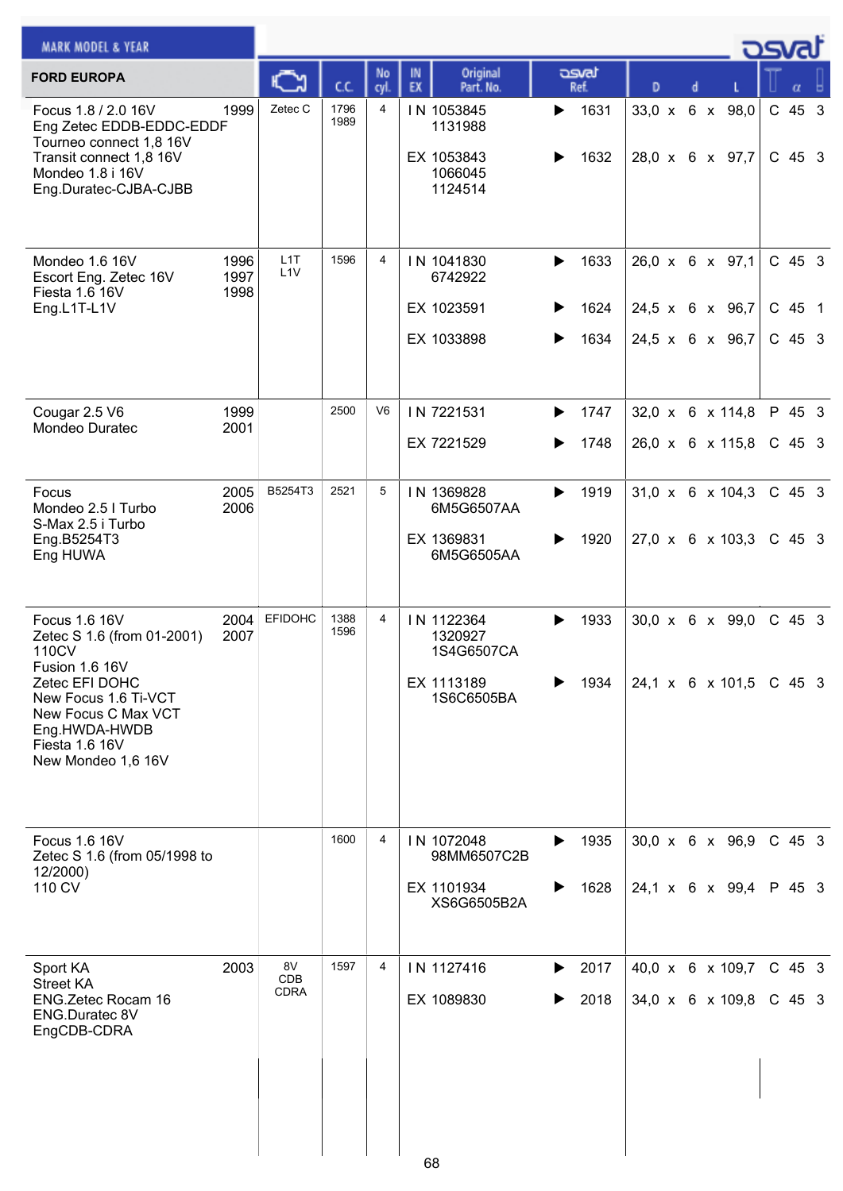| MARK MODEL & YEAR | | Engine | C.C. | No cyl. | IN EX | Original Part. No. | osvat Ref. | D | d | L | | α | |
|---|---|---|---|---|---|---|---|---|---|---|---|---|---|
| FORD EUROPA | | | | | | | | | | | | | |
| Focus 1.8 / 2.0 16V<br>Eng Zetec EDDB-EDDC-EDDF<br>Tourneo connect 1,8 16V<br>Transit connect 1,8 16V<br>Mondeo 1.8 i 16V<br>Eng.Duratec-CJBA-CJBB | 1999 | Zetec C | 1796<br>1989 | 4 | IN | 1053845<br>1131988 | 1631 | 33,0 | 6 | 98,0 | C | 45 | 3 |
| | | | | | EX | 1053843<br>1066045<br>1124514 | 1632 | 28,0 | 6 | 97,7 | C | 45 | 3 |
| Mondeo 1.6 16V<br>Escort Eng. Zetec 16V<br>Fiesta 1.6 16V<br>Eng.L1T-L1V | 1996<br>1997<br>1998 | L1T<br>L1V | 1596 | 4 | IN | 1041830<br>6742922 | 1633 | 26,0 | 6 | 97,1 | C | 45 | 3 |
| | | | | | EX | 1023591 | 1624 | 24,5 | 6 | 96,7 | C | 45 | 1 |
| | | | | | EX | 1033898 | 1634 | 24,5 | 6 | 96,7 | C | 45 | 3 |
| Cougar 2.5 V6<br>Mondeo Duratec | 1999<br>2001 | | 2500 | V6 | IN | 7221531 | 1747 | 32,0 | 6 | 114,8 | P | 45 | 3 |
| | | | | | EX | 7221529 | 1748 | 26,0 | 6 | 115,8 | C | 45 | 3 |
| Focus<br>Mondeo 2.5 I Turbo<br>S-Max 2.5 i Turbo<br>Eng.B5254T3<br>Eng HUWA | 2005<br>2006 | B5254T3 | 2521 | 5 | IN | 1369828<br>6M5G6507AA | 1919 | 31,0 | 6 | 104,3 | C | 45 | 3 |
| | | | | | EX | 1369831<br>6M5G6505AA | 1920 | 27,0 | 6 | 103,3 | C | 45 | 3 |
| Focus 1.6 16V<br>Zetec S 1.6 (from 01-2001) 110CV<br>Fusion 1.6 16V<br>Zetec EFI DOHC<br>New Focus 1.6 Ti-VCT<br>New Focus C Max VCT<br>Eng.HWDA-HWDB<br>Fiesta 1.6 16V<br>New Mondeo 1,6 16V | 2004<br>2007 | EFIDOHC | 1388<br>1596 | 4 | IN | 1122364<br>1320927<br>1S4G6507CA | 1933 | 30,0 | 6 | 99,0 | C | 45 | 3 |
| | | | | | EX | 1113189<br>1S6C6505BA | 1934 | 24,1 | 6 | 101,5 | C | 45 | 3 |
| Focus 1.6 16V<br>Zetec S 1.6 (from 05/1998 to 12/2000)<br>110 CV | | | 1600 | 4 | IN | 1072048<br>98MM6507C2B | 1935 | 30,0 | 6 | 96,9 | C | 45 | 3 |
| | | | | | EX | 1101934<br>XS6G6505B2A | 1628 | 24,1 | 6 | 99,4 | P | 45 | 3 |
| Sport KA<br>Street KA<br>ENG.Zetec Rocam 16<br>ENG.Duratec 8V<br>EngCDB-CDRA | 2003 | 8V<br>CDB<br>CDRA | 1597 | 4 | IN | 1127416 | 2017 | 40,0 | 6 | 109,7 | C | 45 | 3 |
| | | | | | EX | 1089830 | 2018 | 34,0 | 6 | 109,8 | C | 45 | 3 |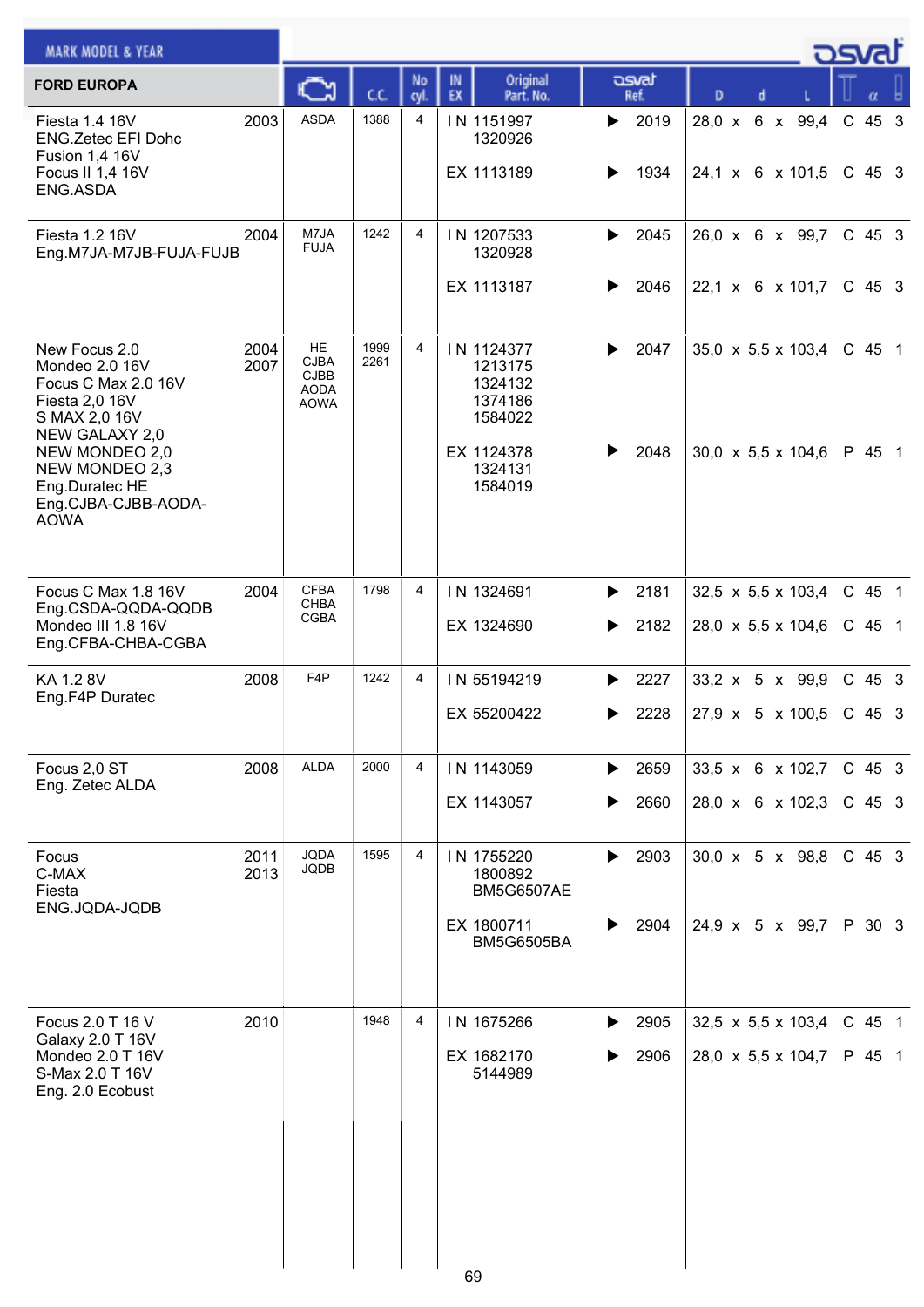MARK MODEL & YEAR

osvat

| FORD EUROPA | | Engine | C.C. | No cyl. | IN EX | Original Part. No. | osvat Ref. | D x d x L | T | α | |
|---|---|---|---|---|---|---|---|---|---|---|---|
| Fiesta 1.4 16V<br>ENG.Zetec EFI Dohc<br>Fusion 1,4 16V<br>Focus II 1,4 16V<br>ENG.ASDA | 2003 | ASDA | 1388 | 4 | IN | 1151997<br>1320926 | 2019 | 28,0 x 6 x 99,4 | C | 45 | 3 |
| | | | | | EX | 1113189 | 1934 | 24,1 x 6 x 101,5 | C | 45 | 3 |
| Fiesta 1.2 16V<br>Eng.M7JA-M7JB-FUJA-FUJB | 2004 | M7JA<br>FUJA | 1242 | 4 | IN | 1207533<br>1320928 | 2045 | 26,0 x 6 x 99,7 | C | 45 | 3 |
| | | | | | EX | 1113187 | 2046 | 22,1 x 6 x 101,7 | C | 45 | 3 |
| New Focus 2.0<br>Mondeo 2.0 16V<br>Focus C Max 2.0 16V<br>Fiesta 2,0 16V<br>S MAX 2,0 16V<br>NEW GALAXY 2,0<br>NEW MONDEO 2,0<br>NEW MONDEO 2,3<br>Eng.Duratec HE<br>Eng.CJBA-CJBB-AODA-AOWA | 2004<br>2007 | HE<br>CJBA<br>CJBB<br>AODA<br>AOWA | 1999<br>2261 | 4 | IN | 1124377<br>1213175<br>1324132<br>1374186<br>1584022 | 2047 | 35,0 x 5,5 x 103,4 | C | 45 | 1 |
| | | | | | EX | 1124378<br>1324131<br>1584019 | 2048 | 30,0 x 5,5 x 104,6 | P | 45 | 1 |
| Focus C Max 1.8 16V<br>Eng.CSDA-QQDA-QQDB<br>Mondeo III 1.8 16V<br>Eng.CFBA-CHBA-CGBA | 2004 | CFBA<br>CHBA<br>CGBA | 1798 | 4 | IN | 1324691 | 2181 | 32,5 x 5,5 x 103,4 | C | 45 | 1 |
| | | | | | EX | 1324690 | 2182 | 28,0 x 5,5 x 104,6 | C | 45 | 1 |
| KA 1.2 8V<br>Eng.F4P Duratec | 2008 | F4P | 1242 | 4 | IN | 55194219 | 2227 | 33,2 x 5 x 99,9 | C | 45 | 3 |
| | | | | | EX | 55200422 | 2228 | 27,9 x 5 x 100,5 | C | 45 | 3 |
| Focus 2,0 ST<br>Eng. Zetec ALDA | 2008 | ALDA | 2000 | 4 | IN | 1143059 | 2659 | 33,5 x 6 x 102,7 | C | 45 | 3 |
| | | | | | EX | 1143057 | 2660 | 28,0 x 6 x 102,3 | C | 45 | 3 |
| Focus<br>C-MAX<br>Fiesta<br>ENG.JQDA-JQDB | 2011<br>2013 | JQDA<br>JQDB | 1595 | 4 | IN | 1755220<br>1800892<br>BM5G6507AE | 2903 | 30,0 x 5 x 98,8 | C | 45 | 3 |
| | | | | | EX | 1800711<br>BM5G6505BA | 2904 | 24,9 x 5 x 99,7 | P | 30 | 3 |
| Focus 2.0 T 16 V<br>Galaxy 2.0 T 16V<br>Mondeo 2.0 T 16V<br>S-Max 2.0 T 16V<br>Eng. 2.0 Ecobust | 2010 | | 1948 | 4 | IN | 1675266 | 2905 | 32,5 x 5,5 x 103,4 | C | 45 | 1 |
| | | | | | EX | 1682170<br>5144989 | 2906 | 28,0 x 5,5 x 104,7 | P | 45 | 1 |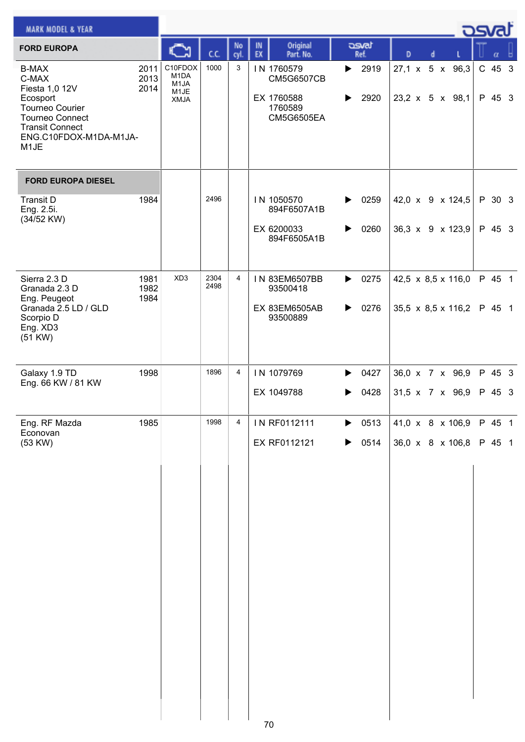| MARK MODEL & YEAR | | Engine | C.C. | No cyl. | IN EX | Original Part. No. | osvat Ref. | D | d | L | | α | |
|---|---|---|---|---|---|---|---|---|---|---|---|---|---|
| **FORD EUROPA** | | | | | | | | | | | | | |
| B-MAX<br>C-MAX<br>Fiesta 1,0 12V<br>Ecosport<br>Tourneo Courier<br>Tourneo Connect<br>Transit Connect<br>ENG.C10FDOX-M1DA-M1JA-M1JE | 2011<br>2013<br>2014 | C10FDOX<br>M1DA<br>M1JA<br>M1JE<br>XMJA | 1000 | 3 | IN | 1760579<br>CM5G6507CB | 2919 | 27,1 | 5 | 96,3 | C | 45 | 3 |
| | | | | | EX | 1760588<br>1760589<br>CM5G6505EA | 2920 | 23,2 | 5 | 98,1 | P | 45 | 3 |
| **FORD EUROPA DIESEL** | | | | | | | | | | | | | |
| Transit D<br>Eng. 2.5i.<br>(34/52 KW) | 1984 | | 2496 | | IN | 1050570<br>894F6507A1B | 0259 | 42,0 | 9 | 124,5 | P | 30 | 3 |
| | | | | | EX | 6200033<br>894F6505A1B | 0260 | 36,3 | 9 | 123,9 | P | 45 | 3 |
| Sierra 2.3 D<br>Granada 2.3 D<br>Eng. Peugeot<br>Granada 2.5 LD / GLD<br>Scorpio D<br>Eng. XD3<br>(51 KW) | 1981<br>1982<br>1984 | XD3 | 2304<br>2498 | 4 | IN | 83EM6507BB<br>93500418 | 0275 | 42,5 | 8,5 | 116,0 | P | 45 | 1 |
| | | | | | EX | 83EM6505AB<br>93500889 | 0276 | 35,5 | 8,5 | 116,2 | P | 45 | 1 |
| Galaxy 1.9 TD<br>Eng. 66 KW / 81 KW | 1998 | | 1896 | 4 | IN | 1079769 | 0427 | 36,0 | 7 | 96,9 | P | 45 | 3 |
| | | | | | EX | 1049788 | 0428 | 31,5 | 7 | 96,9 | P | 45 | 3 |
| Eng. RF Mazda<br>Econovan<br>(53 KW) | 1985 | | 1998 | 4 | IN | RF0112111 | 0513 | 41,0 | 8 | 106,9 | P | 45 | 1 |
| | | | | | EX | RF0112121 | 0514 | 36,0 | 8 | 106,8 | P | 45 | 1 |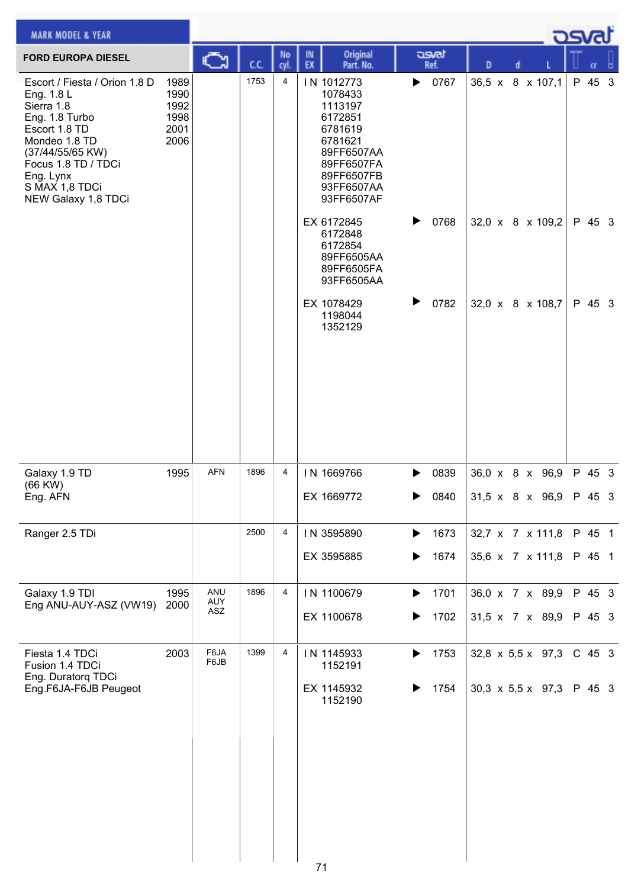| FORD EUROPA DIESEL | | Engine | C.C. | No cyl. | IN EX | Original Part. No. | osvat Ref. | D x d x L | | α | |
|---|---|---|---|---|---|---|---|---|---|---|---|
| Escort / Fiesta / Orion 1.8 D<br>Eng. 1.8 L<br>Sierra 1.8<br>Eng. 1.8 Turbo<br>Escort 1.8 TD<br>Mondeo 1.8 TD<br>(37/44/55/65 KW)<br>Focus 1.8 TD / TDCi<br>Eng. Lynx<br>S MAX 1,8 TDCi<br>NEW Galaxy 1,8 TDCi | 1989<br>1990<br>1992<br>1998<br>2001<br>2006 | | 1753 | 4 | IN | 1012773<br>1078433<br>1113197<br>6172851<br>6781619<br>6781621<br>89FF6507AA<br>89FF6507FA<br>89FF6507FB<br>93FF6507AA<br>93FF6507AF | ▶ 0767 | 36,5 x 8 x 107,1 | P | 45 | 3 |
| | | | | | EX | 6172845<br>6172848<br>6172854<br>89FF6505AA<br>89FF6505FA<br>93FF6505AA | ▶ 0768 | 32,0 x 8 x 109,2 | P | 45 | 3 |
| | | | | | EX | 1078429<br>1198044<br>1352129 | ▶ 0782 | 32,0 x 8 x 108,7 | P | 45 | 3 |
| Galaxy 1.9 TD<br>(66 KW)<br>Eng. AFN | 1995 | AFN | 1896 | 4 | IN | 1669766 | ▶ 0839 | 36,0 x 8 x 96,9 | P | 45 | 3 |
| | | | | | EX | 1669772 | ▶ 0840 | 31,5 x 8 x 96,9 | P | 45 | 3 |
| Ranger 2.5 TDi | | | 2500 | 4 | IN | 3595890 | ▶ 1673 | 32,7 x 7 x 111,8 | P | 45 | 1 |
| | | | | | EX | 3595885 | ▶ 1674 | 35,6 x 7 x 111,8 | P | 45 | 1 |
| Galaxy 1.9 TDI<br>Eng ANU-AUY-ASZ (VW19) | 1995<br>2000 | ANU<br>AUY<br>ASZ | 1896 | 4 | IN | 1100679 | ▶ 1701 | 36,0 x 7 x 89,9 | P | 45 | 3 |
| | | | | | EX | 1100678 | ▶ 1702 | 31,5 x 7 x 89,9 | P | 45 | 3 |
| Fiesta 1.4 TDCi<br>Fusion 1.4 TDCi<br>Eng. Duratorq TDCi<br>Eng.F6JA-F6JB Peugeot | 2003 | F6JA<br>F6JB | 1399 | 4 | IN | 1145933<br>1152191 | ▶ 1753 | 32,8 x 5,5 x 97,3 | C | 45 | 3 |
| | | | | | EX | 1145932<br>1152190 | ▶ 1754 | 30,3 x 5,5 x 97,3 | P | 45 | 3 |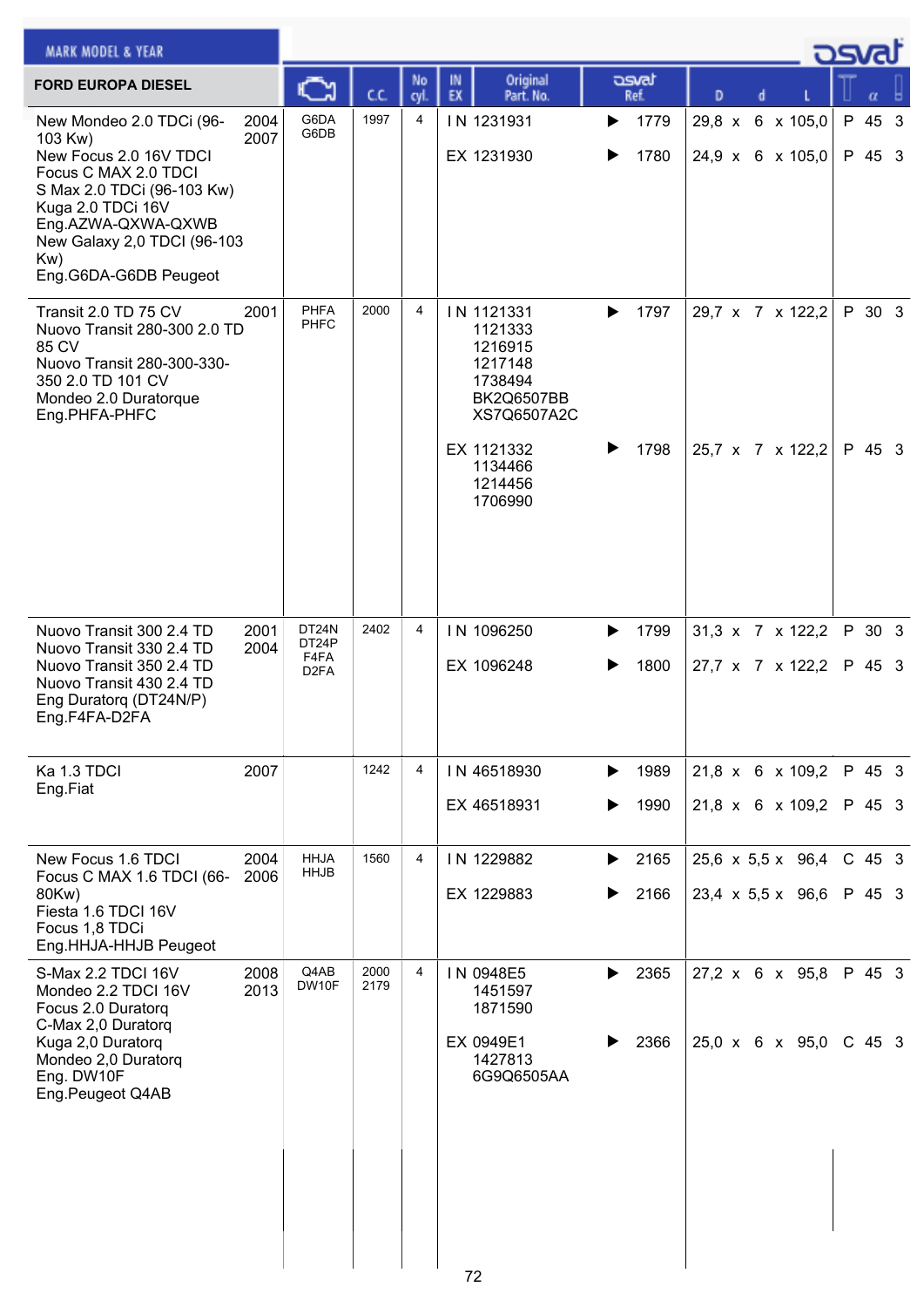MARK MODEL & YEAR

osvat

| FORD EUROPA DIESEL | | Engine | C.C. | No cyl. | IN EX | Original Part. No. | osvat Ref. | D x d x L | α |
|---|---|---|---|---|---|---|---|---|---|
| New Mondeo 2.0 TDCi (96-103 Kw)<br>New Focus 2.0 16V TDCI<br>Focus C MAX 2.0 TDCI<br>S Max 2.0 TDCi (96-103 Kw)<br>Kuga 2.0 TDCi 16V<br>Eng.AZWA-QXWA-QXWB<br>New Galaxy 2,0 TDCI (96-103 Kw)<br>Eng.G6DA-G6DB Peugeot | 2004<br>2007 | G6DA<br>G6DB | 1997 | 4 | IN | 1231931 | 1779 | 29,8 x 6 x 105,0 | P 45 3 |
| | | | | | EX | 1231930 | 1780 | 24,9 x 6 x 105,0 | P 45 3 |
| Transit 2.0 TD 75 CV<br>Nuovo Transit 280-300 2.0 TD 85 CV<br>Nuovo Transit 280-300-330-350 2.0 TD 101 CV<br>Mondeo 2.0 Duratorque<br>Eng.PHFA-PHFC | 2001 | PHFA<br>PHFC | 2000 | 4 | IN | 1121331<br>1121333<br>1216915<br>1217148<br>1738494<br>BK2Q6507BB<br>XS7Q6507A2C | 1797 | 29,7 x 7 x 122,2 | P 30 3 |
| | | | | | EX | 1121332<br>1134466<br>1214456<br>1706990 | 1798 | 25,7 x 7 x 122,2 | P 45 3 |
| Nuovo Transit 300 2.4 TD<br>Nuovo Transit 330 2.4 TD<br>Nuovo Transit 350 2.4 TD<br>Nuovo Transit 430 2.4 TD<br>Eng Duratorq (DT24N/P)<br>Eng.F4FA-D2FA | 2001<br>2004 | DT24N<br>DT24P<br>F4FA<br>D2FA | 2402 | 4 | IN | 1096250 | 1799 | 31,3 x 7 x 122,2 | P 30 3 |
| | | | | | EX | 1096248 | 1800 | 27,7 x 7 x 122,2 | P 45 3 |
| Ka 1.3 TDCI<br>Eng.Fiat | 2007 | | 1242 | 4 | IN | 46518930 | 1989 | 21,8 x 6 x 109,2 | P 45 3 |
| | | | | | EX | 46518931 | 1990 | 21,8 x 6 x 109,2 | P 45 3 |
| New Focus 1.6 TDCI<br>Focus C MAX 1.6 TDCI (66-80Kw)<br>Fiesta 1.6 TDCI 16V<br>Focus 1,8 TDCi<br>Eng.HHJA-HHJB Peugeot | 2004<br>2006 | HHJA<br>HHJB | 1560 | 4 | IN | 1229882 | 2165 | 25,6 x 5,5 x 96,4 | C 45 3 |
| | | | | | EX | 1229883 | 2166 | 23,4 x 5,5 x 96,6 | P 45 3 |
| S-Max 2.2 TDCI 16V<br>Mondeo 2.2 TDCI 16V<br>Focus 2.0 Duratorq<br>C-Max 2,0 Duratorq<br>Kuga 2,0 Duratorq<br>Mondeo 2,0 Duratorq<br>Eng. DW10F<br>Eng.Peugeot Q4AB | 2008<br>2013 | Q4AB<br>DW10F | 2000<br>2179 | 4 | IN | 0948E5<br>1451597<br>1871590 | 2365 | 27,2 x 6 x 95,8 | P 45 3 |
| | | | | | EX | 0949E1<br>1427813<br>6G9Q6505AA | 2366 | 25,0 x 6 x 95,0 | C 45 3 |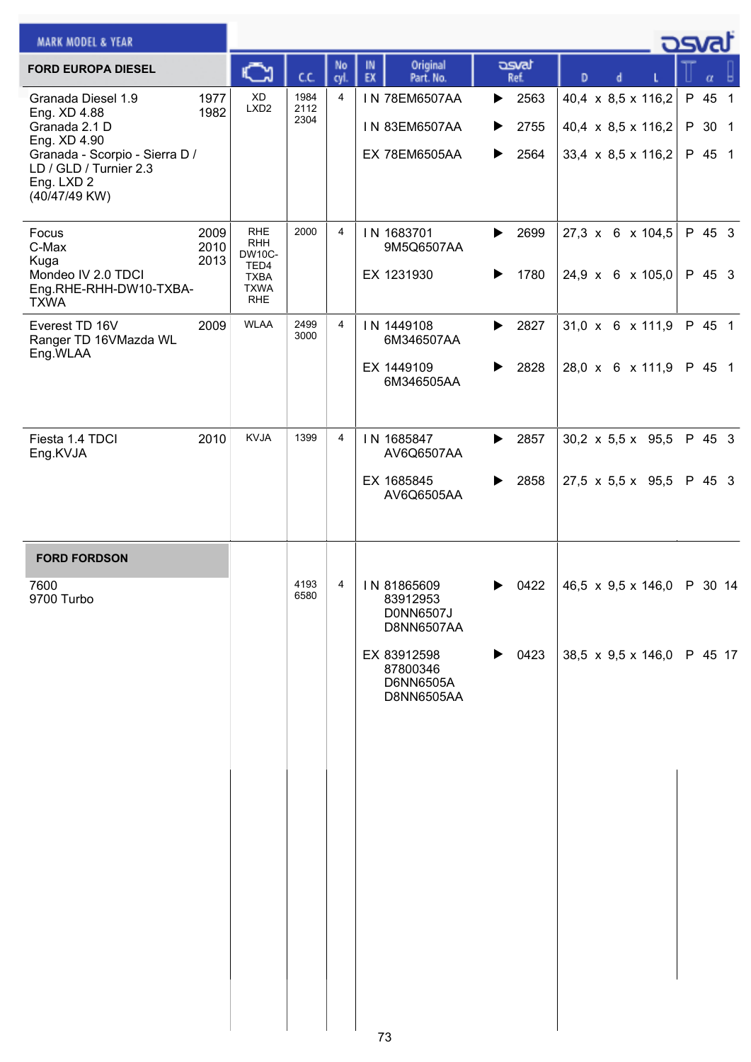**MARK MODEL & YEAR**

| FORD EUROPA DIESEL | Year | Engine | C.C. | No cyl. | IN EX | Original Part. No. | osvat Ref. | D x d x L | T | α | |
|---|---|---|---|---|---|---|---|---|---|---|---|
| Granada Diesel 1.9<br>Eng. XD 4.88<br>Granada 2.1 D<br>Eng. XD 4.90<br>Granada - Scorpio - Sierra D / LD / GLD / Turnier 2.3<br>Eng. LXD 2<br>(40/47/49 KW) | 1977<br>1982 | XD<br>LXD2 | 1984<br>2112<br>2304 | 4 | IN | 78EM6507AA | ▶ 2563 | 40,4 x 8,5 x 116,2 | P | 45 | 1 |
| | | | | | IN | 83EM6507AA | ▶ 2755 | 40,4 x 8,5 x 116,2 | P | 30 | 1 |
| | | | | | EX | 78EM6505AA | ▶ 2564 | 33,4 x 8,5 x 116,2 | P | 45 | 1 |
| Focus<br>C-Max<br>Kuga<br>Mondeo IV 2.0 TDCI<br>Eng.RHE-RHH-DW10-TXBA-TXWA | 2009<br>2010<br>2013 | RHE<br>RHH<br>DW10C-TED4<br>TXBA<br>TXWA<br>RHE | 2000 | 4 | IN | 1683701<br>9M5Q6507AA | ▶ 2699 | 27,3 x 6 x 104,5 | P | 45 | 3 |
| | | | | | EX | 1231930 | ▶ 1780 | 24,9 x 6 x 105,0 | P | 45 | 3 |
| Everest TD 16V<br>Ranger TD 16VMazda WL<br>Eng.WLAA | 2009 | WLAA | 2499<br>3000 | 4 | IN | 1449108<br>6M346507AA | ▶ 2827 | 31,0 x 6 x 111,9 | P | 45 | 1 |
| | | | | | EX | 1449109<br>6M346505AA | ▶ 2828 | 28,0 x 6 x 111,9 | P | 45 | 1 |
| Fiesta 1.4 TDCI<br>Eng.KVJA | 2010 | KVJA | 1399 | 4 | IN | 1685847<br>AV6Q6507AA | ▶ 2857 | 30,2 x 5,5 x 95,5 | P | 45 | 3 |
| | | | | | EX | 1685845<br>AV6Q6505AA | ▶ 2858 | 27,5 x 5,5 x 95,5 | P | 45 | 3 |
| **FORD FORDSON** | | | | | | | | | | | |
| 7600<br>9700 Turbo | | | 4193<br>6580 | 4 | IN | 81865609<br>83912953<br>D0NN6507J<br>D8NN6507AA | ▶ 0422 | 46,5 x 9,5 x 146,0 | P | 30 | 14 |
| | | | | | EX | 83912598<br>87800346<br>D6NN6505A<br>D8NN6505AA | ▶ 0423 | 38,5 x 9,5 x 146,0 | P | 45 | 17 |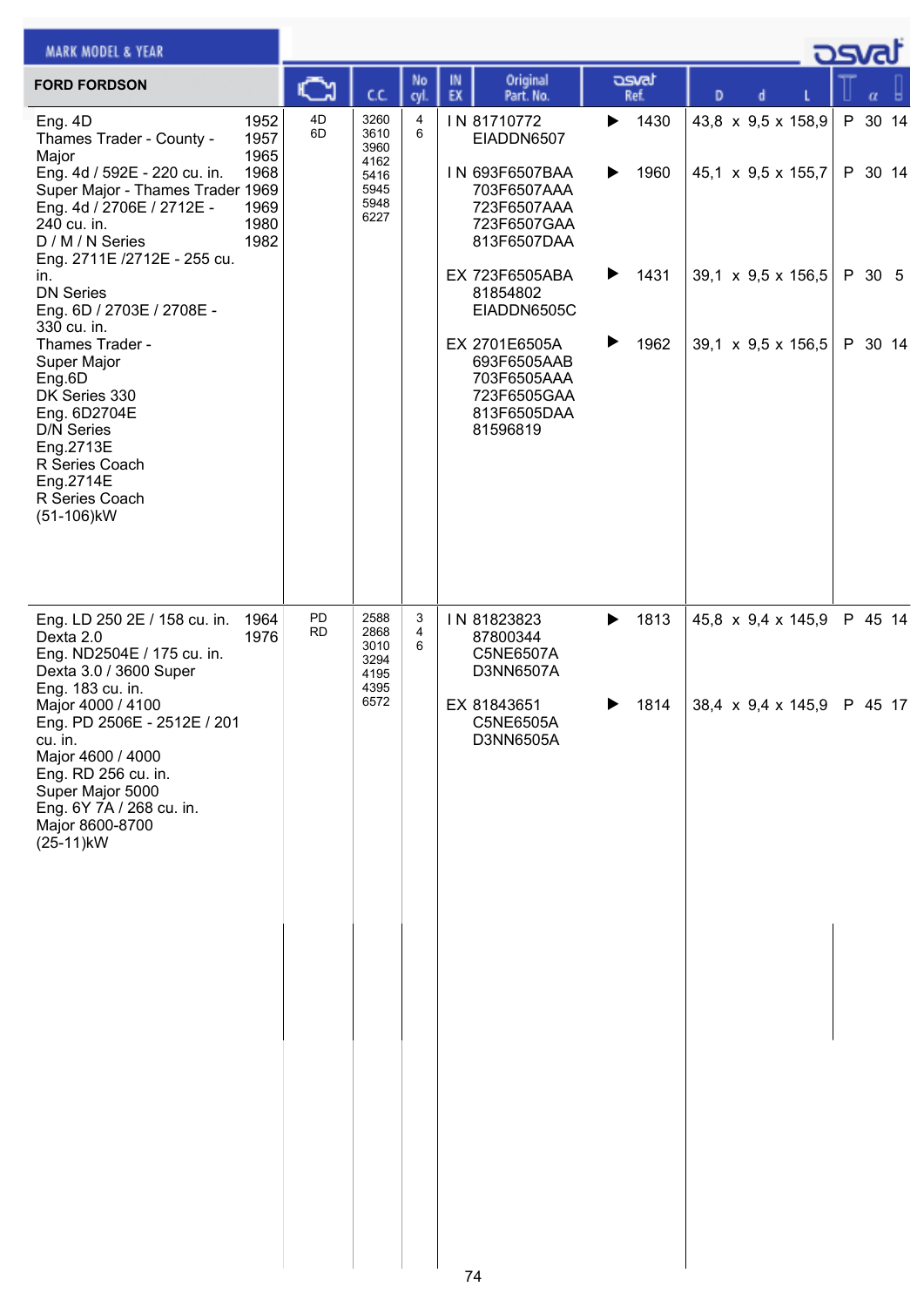| MARK MODEL & YEAR | Engine | C.C. | No cyl. | IN EX | Original Part. No. | osvat Ref. | D x d x L | α |
|---|---|---|---|---|---|---|---|---|
| **FORD FORDSON** | | | | | | | | |
| Eng. 4D 1952<br>Thames Trader - County - 1957<br>Major 1965<br>Eng. 4d / 592E - 220 cu. in. 1968<br>Super Major - Thames Trader 1969<br>Eng. 4d / 2706E / 2712E - 1969<br>240 cu. in. 1980<br>D / M / N Series 1982<br>Eng. 2711E /2712E - 255 cu. in.<br>DN Series<br>Eng. 6D / 2703E / 2708E - 330 cu. in.<br>Thames Trader - Super Major<br>Eng.6D<br>DK Series 330<br>Eng. 6D2704E<br>D/N Series<br>Eng.2713E<br>R Series Coach<br>Eng.2714E<br>R Series Coach<br>(51-106)kW | 4D<br>6D | 3260<br>3610<br>3960<br>4162<br>5416<br>5945<br>5948<br>6227 | 4<br>6 | IN | 81710772<br>EIADDN6507 | ▶ 1430 | 43,8 x 9,5 x 158,9 | P 30 14 |
| | | | | IN | 693F6507BAA<br>703F6507AAA<br>723F6507AAA<br>723F6507GAA<br>813F6507DAA | ▶ 1960 | 45,1 x 9,5 x 155,7 | P 30 14 |
| | | | | EX | 723F6505ABA<br>81854802<br>EIADDN6505C | ▶ 1431 | 39,1 x 9,5 x 156,5 | P 30 5 |
| | | | | EX | 2701E6505A<br>693F6505AAB<br>703F6505AAA<br>723F6505GAA<br>813F6505DAA<br>81596819 | ▶ 1962 | 39,1 x 9,5 x 156,5 | P 30 14 |
| Eng. LD 250 2E / 158 cu. in. 1964<br>Dexta 2.0 1976<br>Eng. ND2504E / 175 cu. in.<br>Dexta 3.0 / 3600 Super<br>Eng. 183 cu. in.<br>Major 4000 / 4100<br>Eng. PD 2506E - 2512E / 201 cu. in.<br>Major 4600 / 4000<br>Eng. RD 256 cu. in.<br>Super Major 5000<br>Eng. 6Y 7A / 268 cu. in.<br>Major 8600-8700<br>(25-11)kW | PD<br>RD | 2588<br>2868<br>3010<br>3294<br>4195<br>4395<br>6572 | 3<br>4<br>6 | IN | 81823823<br>87800344<br>C5NE6507A<br>D3NN6507A | ▶ 1813 | 45,8 x 9,4 x 145,9 | P 45 14 |
| | | | | EX | 81843651<br>C5NE6505A<br>D3NN6505A | ▶ 1814 | 38,4 x 9,4 x 145,9 | P 45 17 |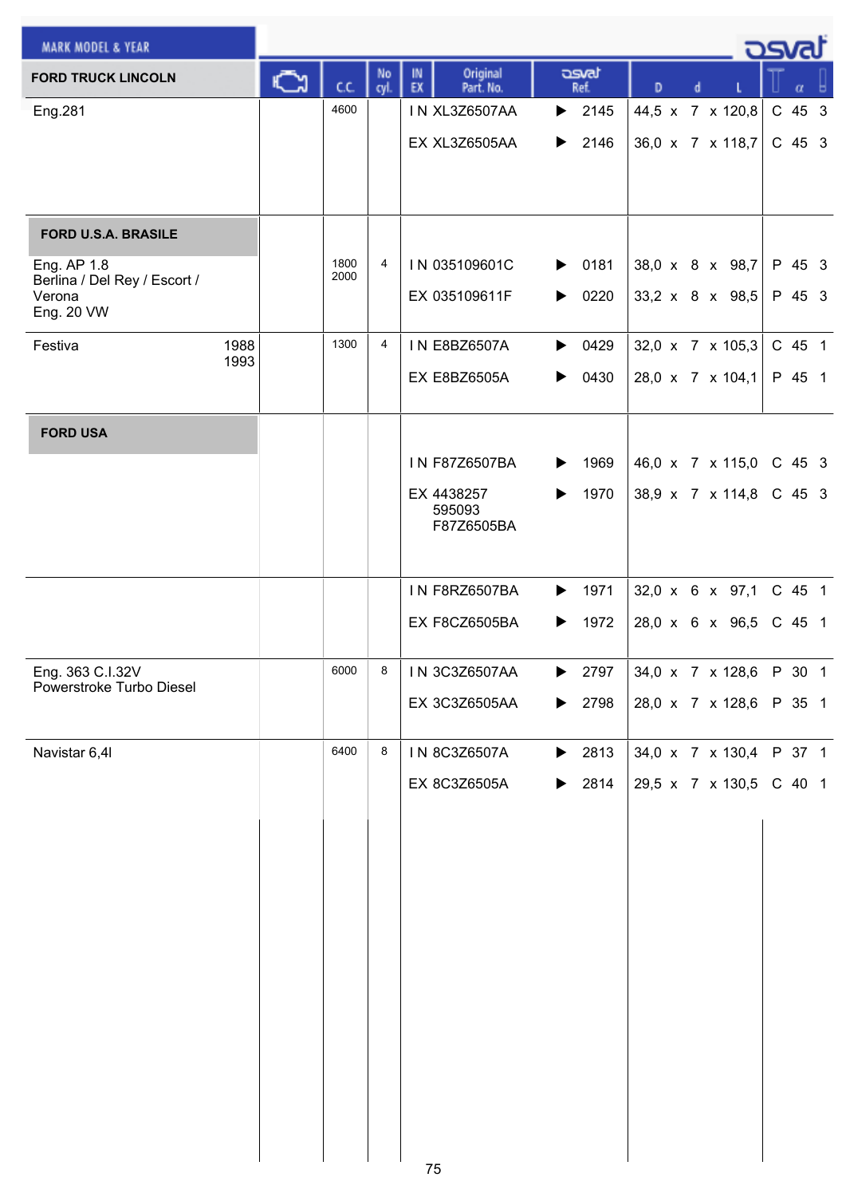| MARK MODEL & YEAR | | C.C. | No cyl. | IN EX | Original Part. No. | osvat Ref. | D | d | L | | α | |
|---|---|---|---|---|---|---|---|---|---|---|---|---|
| **FORD TRUCK LINCOLN** | | | | | | | | | | | | |
| Eng.281 | | 4600 | | IN | XL3Z6507AA | 2145 | 44,5 | 7 | 120,8 | C | 45 | 3 |
| | | | | EX | XL3Z6505AA | 2146 | 36,0 | 7 | 118,7 | C | 45 | 3 |
| **FORD U.S.A. BRASILE** | | | | | | | | | | | | |
| Eng. AP 1.8 Berlina / Del Rey / Escort / Verona Eng. 20 VW | | 1800 2000 | 4 | IN | 035109601C | 0181 | 38,0 | 8 | 98,7 | P | 45 | 3 |
| | | | | EX | 035109611F | 0220 | 33,2 | 8 | 98,5 | P | 45 | 3 |
| Festiva | 1988 1993 | 1300 | 4 | IN | E8BZ6507A | 0429 | 32,0 | 7 | 105,3 | C | 45 | 1 |
| | | | | EX | E8BZ6505A | 0430 | 28,0 | 7 | 104,1 | P | 45 | 1 |
| **FORD USA** | | | | | | | | | | | | |
| | | | | IN | F87Z6507BA | 1969 | 46,0 | 7 | 115,0 | C | 45 | 3 |
| | | | | EX | 4438257 595093 F87Z6505BA | 1970 | 38,9 | 7 | 114,8 | C | 45 | 3 |
| | | | | IN | F8RZ6507BA | 1971 | 32,0 | 6 | 97,1 | C | 45 | 1 |
| | | | | EX | F8CZ6505BA | 1972 | 28,0 | 6 | 96,5 | C | 45 | 1 |
| Eng. 363 C.I.32V Powerstroke Turbo Diesel | | 6000 | 8 | IN | 3C3Z6507AA | 2797 | 34,0 | 7 | 128,6 | P | 30 | 1 |
| | | | | EX | 3C3Z6505AA | 2798 | 28,0 | 7 | 128,6 | P | 35 | 1 |
| Navistar 6,4l | | 6400 | 8 | IN | 8C3Z6507A | 2813 | 34,0 | 7 | 130,4 | P | 37 | 1 |
| | | | | EX | 8C3Z6505A | 2814 | 29,5 | 7 | 130,5 | C | 40 | 1 |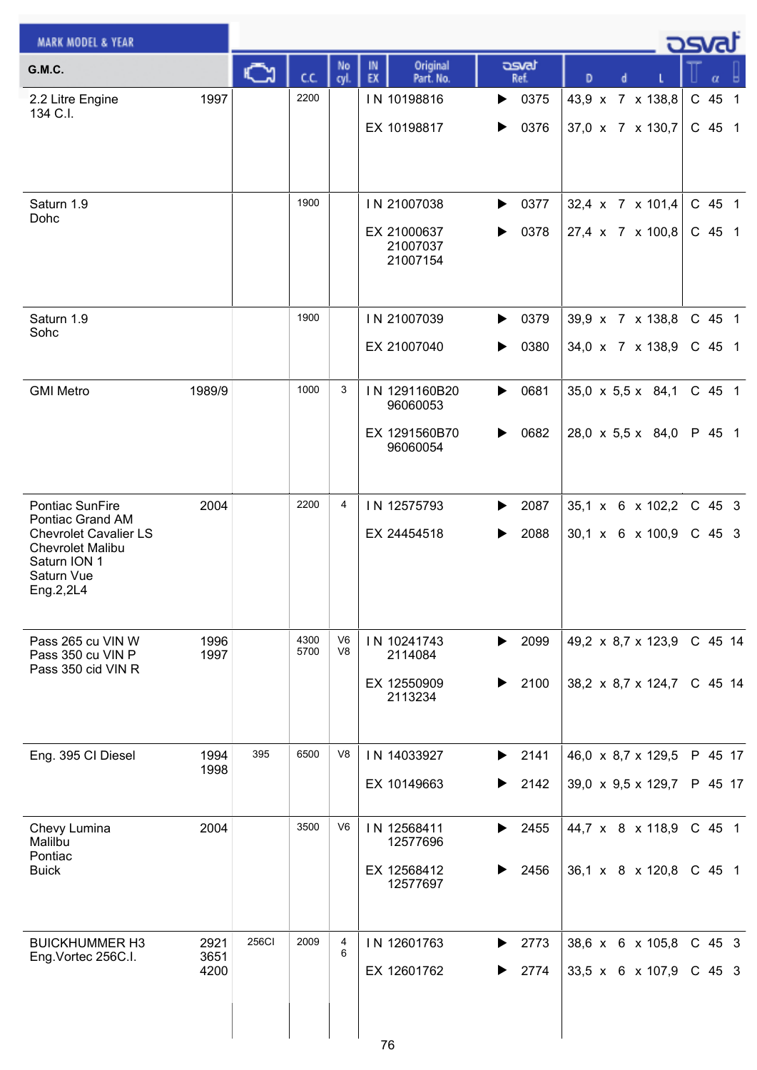| MARK MODEL & YEAR | | | | | | | | | | | | | | |
|---|---|---|---|---|---|---|---|---|---|---|---|---|---|---|
| G.M.C. | | (engine) | C.C. | No cyl. | IN EX | Original Part. No. | osvat Ref. | D | d | L | | α | |
| 2.2 Litre Engine 134 C.I. | 1997 | | 2200 | | IN | 10198816 | ▶ 0375 | 43,9 | 7 | 138,8 | C | 45 | 1 |
| | | | | | EX | 10198817 | ▶ 0376 | 37,0 | 7 | 130,7 | C | 45 | 1 |
| Saturn 1.9 Dohc | | | 1900 | | IN | 21007038 | ▶ 0377 | 32,4 | 7 | 101,4 | C | 45 | 1 |
| | | | | | EX | 21000637 21007037 21007154 | ▶ 0378 | 27,4 | 7 | 100,8 | C | 45 | 1 |
| Saturn 1.9 Sohc | | | 1900 | | IN | 21007039 | ▶ 0379 | 39,9 | 7 | 138,8 | C | 45 | 1 |
| | | | | | EX | 21007040 | ▶ 0380 | 34,0 | 7 | 138,9 | C | 45 | 1 |
| GMI Metro | 1989/9 | | 1000 | 3 | IN | 1291160B20 96060053 | ▶ 0681 | 35,0 | 5,5 | 84,1 | C | 45 | 1 |
| | | | | | EX | 1291560B70 96060054 | ▶ 0682 | 28,0 | 5,5 | 84,0 | P | 45 | 1 |
| Pontiac SunFire Pontiac Grand AM Chevrolet Cavalier LS Chevrolet Malibu Saturn ION 1 Saturn Vue Eng.2,2L4 | 2004 | | 2200 | 4 | IN | 12575793 | ▶ 2087 | 35,1 | 6 | 102,2 | C | 45 | 3 |
| | | | | | EX | 24454518 | ▶ 2088 | 30,1 | 6 | 100,9 | C | 45 | 3 |
| Pass 265 cu VIN W Pass 350 cu VIN P Pass 350 cid VIN R | 1996 1997 | | 4300 5700 | V6 V8 | IN | 10241743 2114084 | ▶ 2099 | 49,2 | 8,7 | 123,9 | C | 45 | 14 |
| | | | | | EX | 12550909 2113234 | ▶ 2100 | 38,2 | 8,7 | 124,7 | C | 45 | 14 |
| Eng. 395 CI Diesel | 1994 1998 | 395 | 6500 | V8 | IN | 14033927 | ▶ 2141 | 46,0 | 8,7 | 129,5 | P | 45 | 17 |
| | | | | | EX | 10149663 | ▶ 2142 | 39,0 | 9,5 | 129,7 | P | 45 | 17 |
| Chevy Lumina Malilbu Pontiac Buick | 2004 | | 3500 | V6 | IN | 12568411 12577696 | ▶ 2455 | 44,7 | 8 | 118,9 | C | 45 | 1 |
| | | | | | EX | 12568412 12577697 | ▶ 2456 | 36,1 | 8 | 120,8 | C | 45 | 1 |
| BUICKHUMMER H3 Eng.Vortec 256C.I. | 2921 3651 4200 | 256CI | 2009 | 4 6 | IN | 12601763 | ▶ 2773 | 38,6 | 6 | 105,8 | C | 45 | 3 |
| | | | | | EX | 12601762 | ▶ 2774 | 33,5 | 6 | 107,9 | C | 45 | 3 |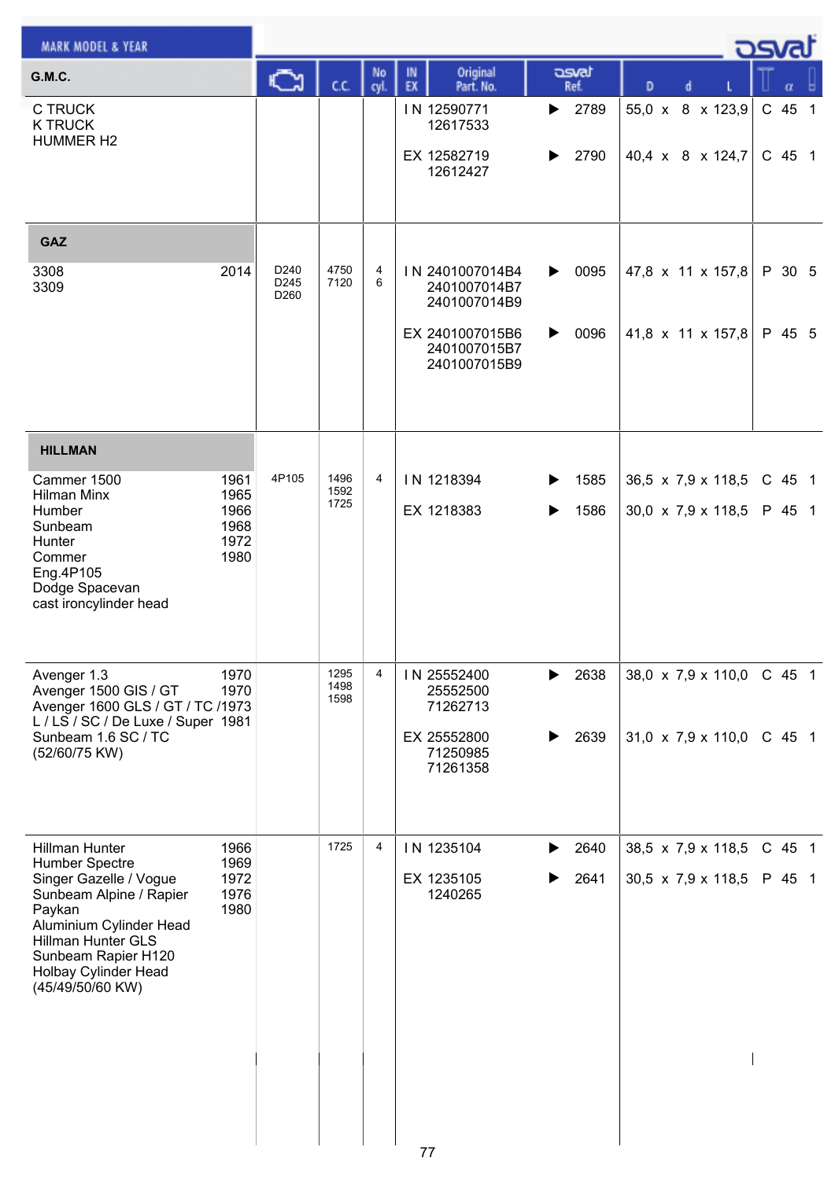| MARK MODEL & YEAR | | Engine | C.C. | No cyl. | IN EX | Original Part. No. | osvat Ref. | D x d x L | | α | |
|---|---|---|---|---|---|---|---|---|---|---|---|
| **G.M.C.** | | | | | | | | | | | |
| C TRUCK<br>K TRUCK<br>HUMMER H2 | | | | | IN | 12590771<br>12617533 | ▶ 2789 | 55,0 x 8 x 123,9 | C | 45 | 1 |
| | | | | | EX | 12582719<br>12612427 | ▶ 2790 | 40,4 x 8 x 124,7 | C | 45 | 1 |
| **GAZ** | | | | | | | | | | | |
| 3308<br>3309 | 2014 | D240<br>D245<br>D260 | 4750<br>7120 | 4<br>6 | IN | 2401007014B4<br>2401007014B7<br>2401007014B9 | ▶ 0095 | 47,8 x 11 x 157,8 | P | 30 | 5 |
| | | | | | EX | 2401007015B6<br>2401007015B7<br>2401007015B9 | ▶ 0096 | 41,8 x 11 x 157,8 | P | 45 | 5 |
| **HILLMAN** | | | | | | | | | | | |
| Cammer 1500<br>Hilman Minx<br>Humber<br>Sunbeam<br>Hunter<br>Commer<br>Eng.4P105<br>Dodge Spacevan<br>cast ironcylinder head | 1961<br>1965<br>1966<br>1968<br>1972<br>1980 | 4P105 | 1496<br>1592<br>1725 | 4 | IN | 1218394 | ▶ 1585 | 36,5 x 7,9 x 118,5 | C | 45 | 1 |
| | | | | | EX | 1218383 | ▶ 1586 | 30,0 x 7,9 x 118,5 | P | 45 | 1 |
| Avenger 1.3<br>Avenger 1500 GIS / GT<br>Avenger 1600 GLS / GT / TC /<br>L / LS / SC / De Luxe / Super<br>Sunbeam 1.6 SC / TC<br>(52/60/75 KW) | 1970<br>1970<br>1973<br>1981 | | 1295<br>1498<br>1598 | 4 | IN | 25552400<br>25552500<br>71262713 | ▶ 2638 | 38,0 x 7,9 x 110,0 | C | 45 | 1 |
| | | | | | EX | 25552800<br>71250985<br>71261358 | ▶ 2639 | 31,0 x 7,9 x 110,0 | C | 45 | 1 |
| Hillman Hunter<br>Humber Spectre<br>Singer Gazelle / Vogue<br>Sunbeam Alpine / Rapier<br>Paykan<br>Aluminium Cylinder Head<br>Hillman Hunter GLS<br>Sunbeam Rapier H120<br>Holbay Cylinder Head<br>(45/49/50/60 KW) | 1966<br>1969<br>1972<br>1976<br>1980 | | 1725 | 4 | IN | 1235104 | ▶ 2640 | 38,5 x 7,9 x 118,5 | C | 45 | 1 |
| | | | | | EX | 1235105<br>1240265 | ▶ 2641 | 30,5 x 7,9 x 118,5 | P | 45 | 1 |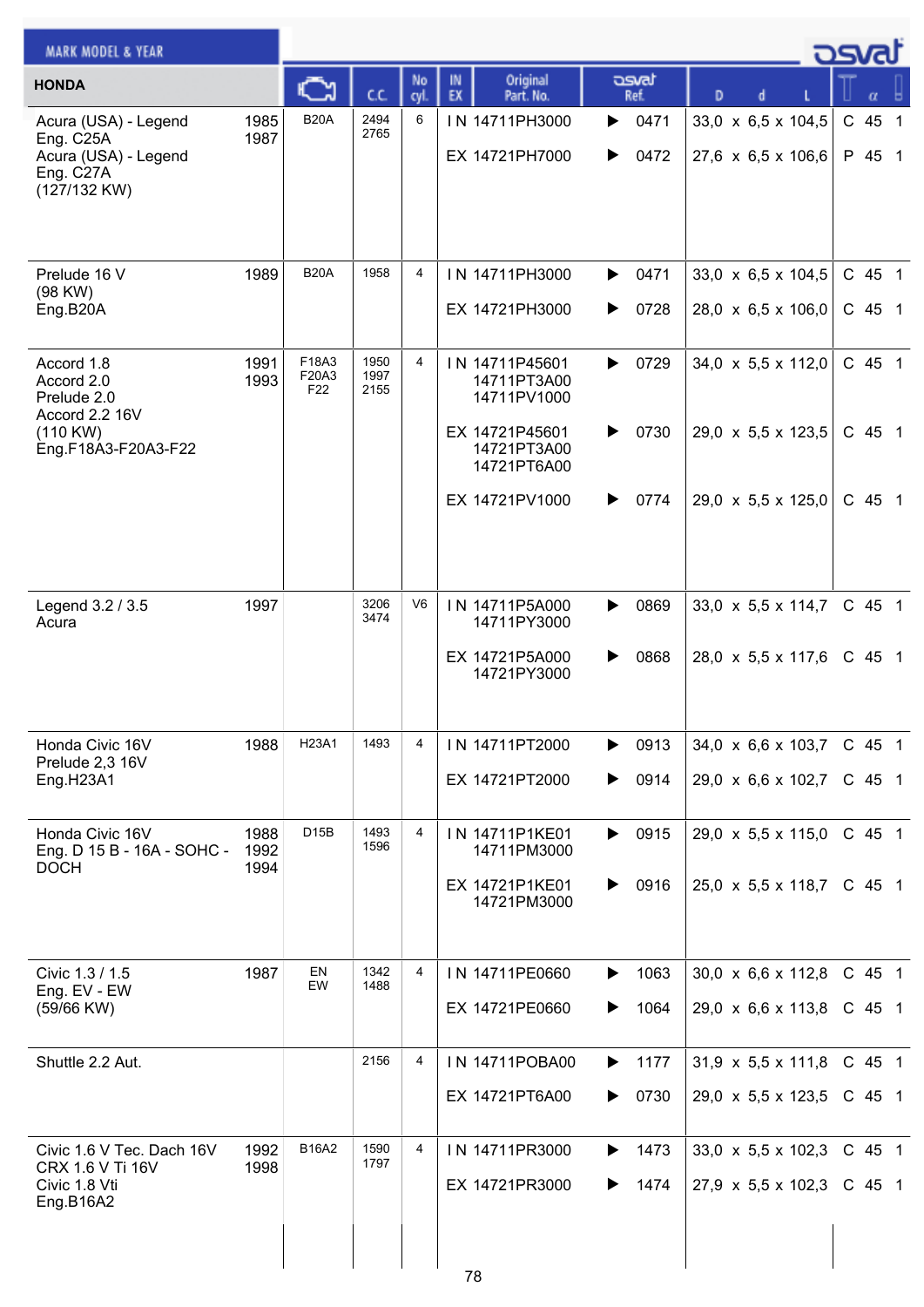| MARK MODEL & YEAR | | Engine | C.C. | No cyl. | IN EX | Original Part. No. | osvat Ref. | D x d x L | T | α | |
|---|---|---|---|---|---|---|---|---|---|---|---|
| **HONDA** | | | | | | | | | | | |
| Acura (USA) - Legend<br>Eng. C25A<br>Acura (USA) - Legend<br>Eng. C27A<br>(127/132 KW) | 1985<br>1987 | B20A | 2494<br>2765 | 6 | IN | 14711PH3000 | 0471 | 33,0 x 6,5 x 104,5 | C | 45 | 1 |
| | | | | | EX | 14721PH7000 | 0472 | 27,6 x 6,5 x 106,6 | P | 45 | 1 |
| Prelude 16 V<br>(98 KW)<br>Eng.B20A | 1989 | B20A | 1958 | 4 | IN | 14711PH3000 | 0471 | 33,0 x 6,5 x 104,5 | C | 45 | 1 |
| | | | | | EX | 14721PH3000 | 0728 | 28,0 x 6,5 x 106,0 | C | 45 | 1 |
| Accord 1.8<br>Accord 2.0<br>Prelude 2.0<br>Accord 2.2 16V<br>(110 KW)<br>Eng.F18A3-F20A3-F22 | 1991<br>1993 | F18A3<br>F20A3<br>F22 | 1950<br>1997<br>2155 | 4 | IN | 14711P45601<br>14711PT3A00<br>14711PV1000 | 0729 | 34,0 x 5,5 x 112,0 | C | 45 | 1 |
| | | | | | EX | 14721P45601<br>14721PT3A00<br>14721PT6A00 | 0730 | 29,0 x 5,5 x 123,5 | C | 45 | 1 |
| | | | | | EX | 14721PV1000 | 0774 | 29,0 x 5,5 x 125,0 | C | 45 | 1 |
| Legend 3.2 / 3.5<br>Acura | 1997 | | 3206<br>3474 | V6 | IN | 14711P5A000<br>14711PY3000 | 0869 | 33,0 x 5,5 x 114,7 | C | 45 | 1 |
| | | | | | EX | 14721P5A000<br>14721PY3000 | 0868 | 28,0 x 5,5 x 117,6 | C | 45 | 1 |
| Honda Civic 16V<br>Prelude 2,3 16V<br>Eng.H23A1 | 1988 | H23A1 | 1493 | 4 | IN | 14711PT2000 | 0913 | 34,0 x 6,6 x 103,7 | C | 45 | 1 |
| | | | | | EX | 14721PT2000 | 0914 | 29,0 x 6,6 x 102,7 | C | 45 | 1 |
| Honda Civic 16V<br>Eng. D 15 B - 16A - SOHC - DOCH | 1988<br>1992<br>1994 | D15B | 1493<br>1596 | 4 | IN | 14711P1KE01<br>14711PM3000 | 0915 | 29,0 x 5,5 x 115,0 | C | 45 | 1 |
| | | | | | EX | 14721P1KE01<br>14721PM3000 | 0916 | 25,0 x 5,5 x 118,7 | C | 45 | 1 |
| Civic 1.3 / 1.5<br>Eng. EV - EW<br>(59/66 KW) | 1987 | EN<br>EW | 1342<br>1488 | 4 | IN | 14711PE0660 | 1063 | 30,0 x 6,6 x 112,8 | C | 45 | 1 |
| | | | | | EX | 14721PE0660 | 1064 | 29,0 x 6,6 x 113,8 | C | 45 | 1 |
| Shuttle 2.2 Aut. | | | 2156 | 4 | IN | 14711POBA00 | 1177 | 31,9 x 5,5 x 111,8 | C | 45 | 1 |
| | | | | | EX | 14721PT6A00 | 0730 | 29,0 x 5,5 x 123,5 | C | 45 | 1 |
| Civic 1.6 V Tec. Dach 16V<br>CRX 1.6 V Ti 16V<br>Civic 1.8 Vti<br>Eng.B16A2 | 1992<br>1998 | B16A2 | 1590<br>1797 | 4 | IN | 14711PR3000 | 1473 | 33,0 x 5,5 x 102,3 | C | 45 | 1 |
| | | | | | EX | 14721PR3000 | 1474 | 27,9 x 5,5 x 102,3 | C | 45 | 1 |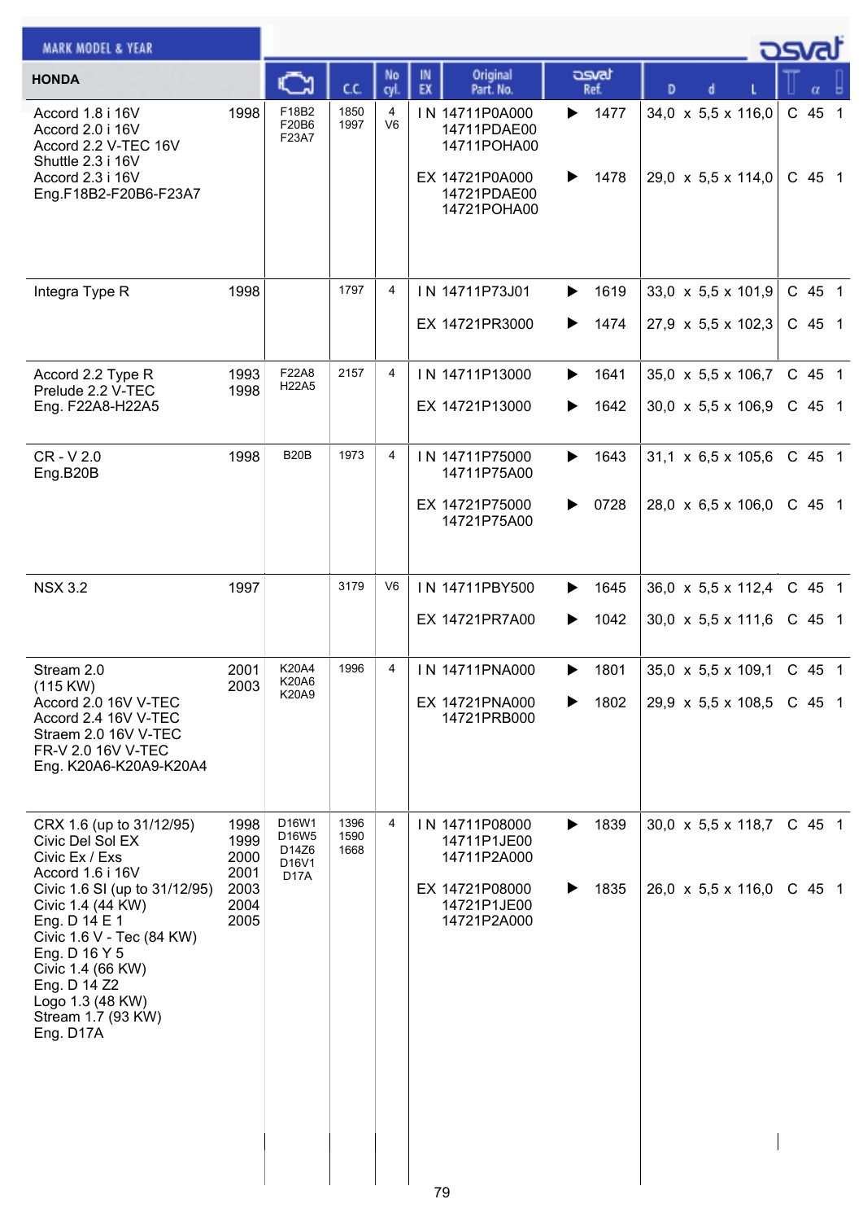| HONDA | Year | Engine | C.C. | No cyl. | IN EX | Original Part. No. | osvat Ref. | D x d x L | T | α | |
|---|---|---|---|---|---|---|---|---|---|---|---|
| Accord 1.8 i 16V<br>Accord 2.0 i 16V<br>Accord 2.2 V-TEC 16V<br>Shuttle 2.3 i 16V<br>Accord 2.3 i 16V<br>Eng.F18B2-F20B6-F23A7 | 1998 | F18B2<br>F20B6<br>F23A7 | 1850<br>1997 | 4<br>V6 | IN | 14711P0A000<br>14711PDAE00<br>14711POHA00 | ▶ 1477 | 34,0 x 5,5 x 116,0 | C | 45 | 1 |
| | | | | | EX | 14721P0A000<br>14721PDAE00<br>14721POHA00 | ▶ 1478 | 29,0 x 5,5 x 114,0 | C | 45 | 1 |
| Integra Type R | 1998 | | 1797 | 4 | IN | 14711P73J01 | ▶ 1619 | 33,0 x 5,5 x 101,9 | C | 45 | 1 |
| | | | | | EX | 14721PR3000 | ▶ 1474 | 27,9 x 5,5 x 102,3 | C | 45 | 1 |
| Accord 2.2 Type R<br>Prelude 2.2 V-TEC<br>Eng. F22A8-H22A5 | 1993<br>1998 | F22A8<br>H22A5 | 2157 | 4 | IN | 14711P13000 | ▶ 1641 | 35,0 x 5,5 x 106,7 | C | 45 | 1 |
| | | | | | EX | 14721P13000 | ▶ 1642 | 30,0 x 5,5 x 106,9 | C | 45 | 1 |
| CR - V 2.0<br>Eng.B20B | 1998 | B20B | 1973 | 4 | IN | 14711P75000<br>14711P75A00 | ▶ 1643 | 31,1 x 6,5 x 105,6 | C | 45 | 1 |
| | | | | | EX | 14721P75000<br>14721P75A00 | ▶ 0728 | 28,0 x 6,5 x 106,0 | C | 45 | 1 |
| NSX 3.2 | 1997 | | 3179 | V6 | IN | 14711PBY500 | ▶ 1645 | 36,0 x 5,5 x 112,4 | C | 45 | 1 |
| | | | | | EX | 14721PR7A00 | ▶ 1042 | 30,0 x 5,5 x 111,6 | C | 45 | 1 |
| Stream 2.0<br>(115 KW)<br>Accord 2.0 16V V-TEC<br>Accord 2.4 16V V-TEC<br>Straem 2.0 16V V-TEC<br>FR-V 2.0 16V V-TEC<br>Eng. K20A6-K20A9-K20A4 | 2001<br>2003 | K20A4<br>K20A6<br>K20A9 | 1996 | 4 | IN | 14711PNA000 | ▶ 1801 | 35,0 x 5,5 x 109,1 | C | 45 | 1 |
| | | | | | EX | 14721PNA000<br>14721PRB000 | ▶ 1802 | 29,9 x 5,5 x 108,5 | C | 45 | 1 |
| CRX 1.6 (up to 31/12/95)<br>Civic Del Sol EX<br>Civic Ex / Exs<br>Accord 1.6 i 16V<br>Civic 1.6 SI (up to 31/12/95)<br>Civic 1.4 (44 KW)<br>Eng. D 14 E 1<br>Civic 1.6 V - Tec (84 KW)<br>Eng. D 16 Y 5<br>Civic 1.4 (66 KW)<br>Eng. D 14 Z2<br>Logo 1.3 (48 KW)<br>Stream 1.7 (93 KW)<br>Eng. D17A | 1998<br>1999<br>2000<br>2001<br>2003<br>2004<br>2005 | D16W1<br>D16W5<br>D14Z6<br>D16V1<br>D17A | 1396<br>1590<br>1668 | 4 | IN | 14711P08000<br>14711P1JE00<br>14711P2A000 | ▶ 1839 | 30,0 x 5,5 x 118,7 | C | 45 | 1 |
| | | | | | EX | 14721P08000<br>14721P1JE00<br>14721P2A000 | ▶ 1835 | 26,0 x 5,5 x 116,0 | C | 45 | 1 |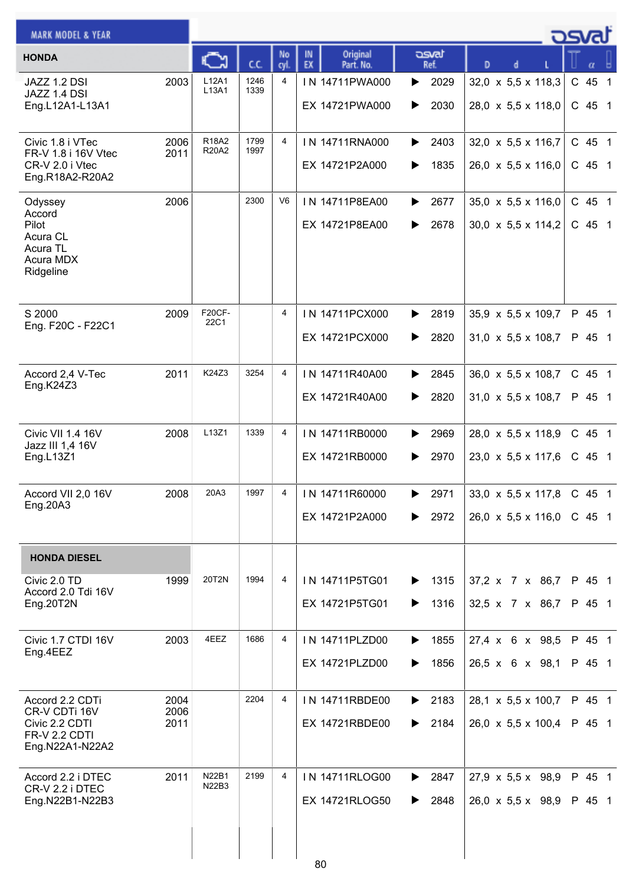| MARK MODEL & YEAR | | Engine | C.C. | No cyl. | IN EX | Original Part. No. | osvat Ref. | D x d x L | T | α | |
|---|---|---|---|---|---|---|---|---|---|---|---|
| **HONDA** | | | | | | | | | | | |
| JAZZ 1.2 DSI<br>JAZZ 1.4 DSI<br>Eng.L12A1-L13A1 | 2003 | L12A1<br>L13A1 | 1246<br>1339 | 4 | IN | 14711PWA000 | 2029 | 32,0 x 5,5 x 118,3 | C | 45 | 1 |
| | | | | | EX | 14721PWA000 | 2030 | 28,0 x 5,5 x 118,0 | C | 45 | 1 |
| Civic 1.8 i VTec<br>FR-V 1.8 i 16V Vtec<br>CR-V 2.0 i Vtec<br>Eng.R18A2-R20A2 | 2006<br>2011 | R18A2<br>R20A2 | 1799<br>1997 | 4 | IN | 14711RNA000 | 2403 | 32,0 x 5,5 x 116,7 | C | 45 | 1 |
| | | | | | EX | 14721P2A000 | 1835 | 26,0 x 5,5 x 116,0 | C | 45 | 1 |
| Odyssey<br>Accord<br>Pilot<br>Acura CL<br>Acura TL<br>Acura MDX<br>Ridgeline | 2006 | | 2300 | V6 | IN | 14711P8EA00 | 2677 | 35,0 x 5,5 x 116,0 | C | 45 | 1 |
| | | | | | EX | 14721P8EA00 | 2678 | 30,0 x 5,5 x 114,2 | C | 45 | 1 |
| S 2000<br>Eng. F20C - F22C1 | 2009 | F20CF-22C1 | | 4 | IN | 14711PCX000 | 2819 | 35,9 x 5,5 x 109,7 | P | 45 | 1 |
| | | | | | EX | 14721PCX000 | 2820 | 31,0 x 5,5 x 108,7 | P | 45 | 1 |
| Accord 2,4 V-Tec<br>Eng.K24Z3 | 2011 | K24Z3 | 3254 | 4 | IN | 14711R40A00 | 2845 | 36,0 x 5,5 x 108,7 | C | 45 | 1 |
| | | | | | EX | 14721R40A00 | 2820 | 31,0 x 5,5 x 108,7 | P | 45 | 1 |
| Civic VII 1.4 16V<br>Jazz III 1,4 16V<br>Eng.L13Z1 | 2008 | L13Z1 | 1339 | 4 | IN | 14711RB0000 | 2969 | 28,0 x 5,5 x 118,9 | C | 45 | 1 |
| | | | | | EX | 14721RB0000 | 2970 | 23,0 x 5,5 x 117,6 | C | 45 | 1 |
| Accord VII 2,0 16V<br>Eng.20A3 | 2008 | 20A3 | 1997 | 4 | IN | 14711R60000 | 2971 | 33,0 x 5,5 x 117,8 | C | 45 | 1 |
| | | | | | EX | 14721P2A000 | 2972 | 26,0 x 5,5 x 116,0 | C | 45 | 1 |
| **HONDA DIESEL** | | | | | | | | | | | |
| Civic 2.0 TD<br>Accord 2.0 Tdi 16V<br>Eng.20T2N | 1999 | 20T2N | 1994 | 4 | IN | 14711P5TG01 | 1315 | 37,2 x 7 x 86,7 | P | 45 | 1 |
| | | | | | EX | 14721P5TG01 | 1316 | 32,5 x 7 x 86,7 | P | 45 | 1 |
| Civic 1.7 CTDI 16V<br>Eng.4EEZ | 2003 | 4EEZ | 1686 | 4 | IN | 14711PLZD00 | 1855 | 27,4 x 6 x 98,5 | P | 45 | 1 |
| | | | | | EX | 14721PLZD00 | 1856 | 26,5 x 6 x 98,1 | P | 45 | 1 |
| Accord 2.2 CDTi<br>CR-V CDTi 16V<br>Civic 2.2 CDTI<br>FR-V 2.2 CDTI<br>Eng.N22A1-N22A2 | 2004<br>2006<br>2011 | | 2204 | 4 | IN | 14711RBDE00 | 2183 | 28,1 x 5,5 x 100,7 | P | 45 | 1 |
| | | | | | EX | 14721RBDE00 | 2184 | 26,0 x 5,5 x 100,4 | P | 45 | 1 |
| Accord 2.2 i DTEC<br>CR-V 2.2 i DTEC<br>Eng.N22B1-N22B3 | 2011 | N22B1<br>N22B3 | 2199 | 4 | IN | 14711RLOG00 | 2847 | 27,9 x 5,5 x 98,9 | P | 45 | 1 |
| | | | | | EX | 14721RLOG50 | 2848 | 26,0 x 5,5 x 98,9 | P | 45 | 1 |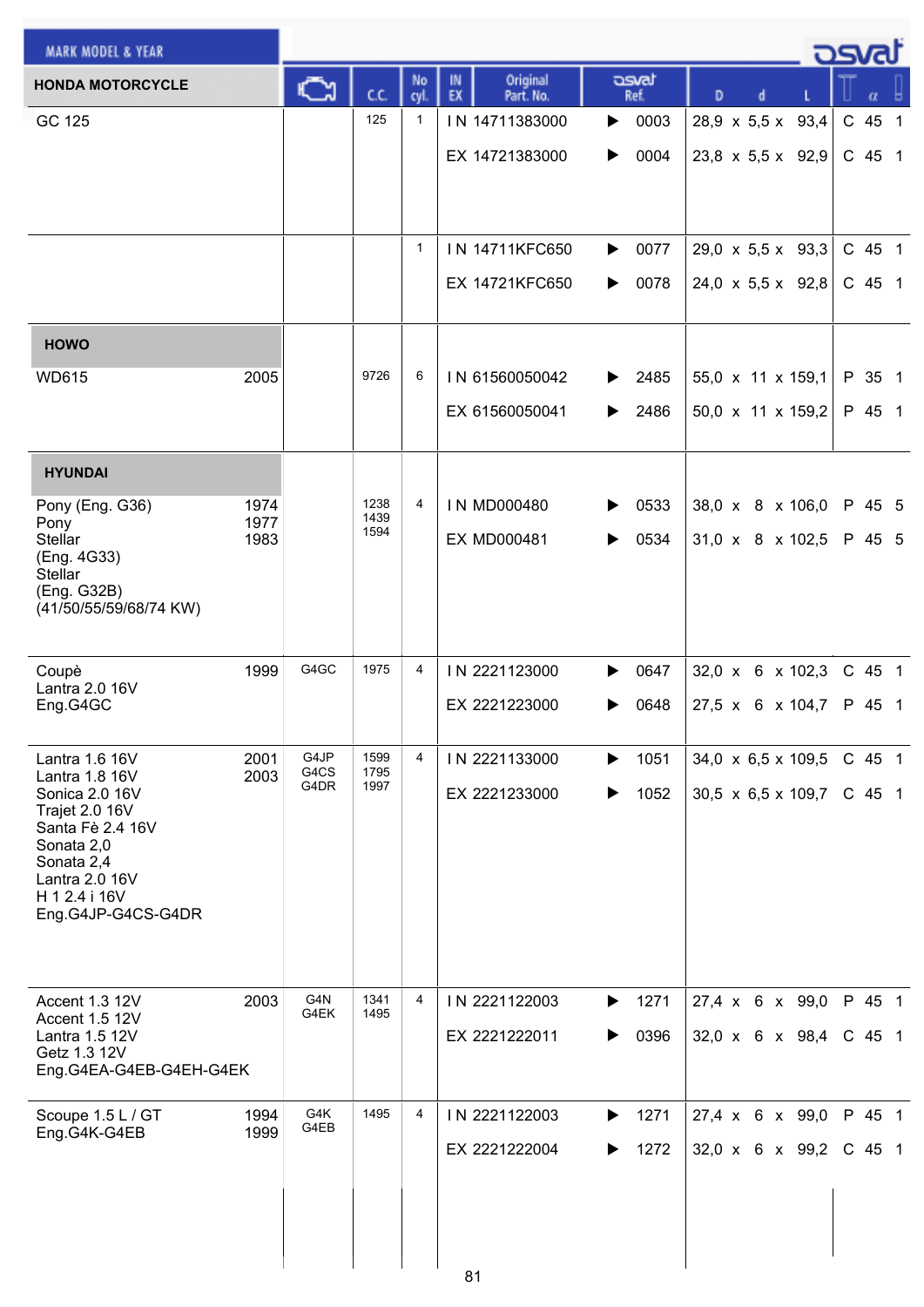| MARK MODEL & YEAR | | Engine | C.C. | No cyl. | IN EX | Original Part. No. | osvat Ref. | D x d x L | | α | |
|---|---|---|---|---|---|---|---|---|---|---|---|
| **HONDA MOTORCYCLE** | | | | | | | | | | | |
| GC 125 | | | 125 | 1 | IN | 14711383000 | 0003 | 28,9 x 5,5 x 93,4 | C | 45 | 1 |
| | | | | | EX | 14721383000 | 0004 | 23,8 x 5,5 x 92,9 | C | 45 | 1 |
| | | | | 1 | IN | 14711KFC650 | 0077 | 29,0 x 5,5 x 93,3 | C | 45 | 1 |
| | | | | | EX | 14721KFC650 | 0078 | 24,0 x 5,5 x 92,8 | C | 45 | 1 |
| **HOWO** | | | | | | | | | | | |
| WD615 | 2005 | | 9726 | 6 | IN | 61560050042 | 2485 | 55,0 x 11 x 159,1 | P | 35 | 1 |
| | | | | | EX | 61560050041 | 2486 | 50,0 x 11 x 159,2 | P | 45 | 1 |
| **HYUNDAI** | | | | | | | | | | | |
| Pony (Eng. G36)<br>Pony<br>Stellar<br>(Eng. 4G33)<br>Stellar<br>(Eng. G32B)<br>(41/50/55/59/68/74 KW) | 1974<br>1977<br>1983 | | 1238<br>1439<br>1594 | 4 | IN | MD000480 | 0533 | 38,0 x 8 x 106,0 | P | 45 | 5 |
| | | | | | EX | MD000481 | 0534 | 31,0 x 8 x 102,5 | P | 45 | 5 |
| Coupè<br>Lantra 2.0 16V<br>Eng.G4GC | 1999 | G4GC | 1975 | 4 | IN | 2221123000 | 0647 | 32,0 x 6 x 102,3 | C | 45 | 1 |
| | | | | | EX | 2221223000 | 0648 | 27,5 x 6 x 104,7 | P | 45 | 1 |
| Lantra 1.6 16V<br>Lantra 1.8 16V<br>Sonica 2.0 16V<br>Trajet 2.0 16V<br>Santa Fè 2.4 16V<br>Sonata 2,0<br>Sonata 2,4<br>Lantra 2.0 16V<br>H 1 2.4 i 16V<br>Eng.G4JP-G4CS-G4DR | 2001<br>2003 | G4JP<br>G4CS<br>G4DR | 1599<br>1795<br>1997 | 4 | IN | 2221133000 | 1051 | 34,0 x 6,5 x 109,5 | C | 45 | 1 |
| | | | | | EX | 2221233000 | 1052 | 30,5 x 6,5 x 109,7 | C | 45 | 1 |
| Accent 1.3 12V<br>Accent 1.5 12V<br>Lantra 1.5 12V<br>Getz 1.3 12V<br>Eng.G4EA-G4EB-G4EH-G4EK | 2003 | G4N<br>G4EK | 1341<br>1495 | 4 | IN | 2221122003 | 1271 | 27,4 x 6 x 99,0 | P | 45 | 1 |
| | | | | | EX | 2221222011 | 0396 | 32,0 x 6 x 98,4 | C | 45 | 1 |
| Scoupe 1.5 L / GT<br>Eng.G4K-G4EB | 1994<br>1999 | G4K<br>G4EB | 1495 | 4 | IN | 2221122003 | 1271 | 27,4 x 6 x 99,0 | P | 45 | 1 |
| | | | | | EX | 2221222004 | 1272 | 32,0 x 6 x 99,2 | C | 45 | 1 |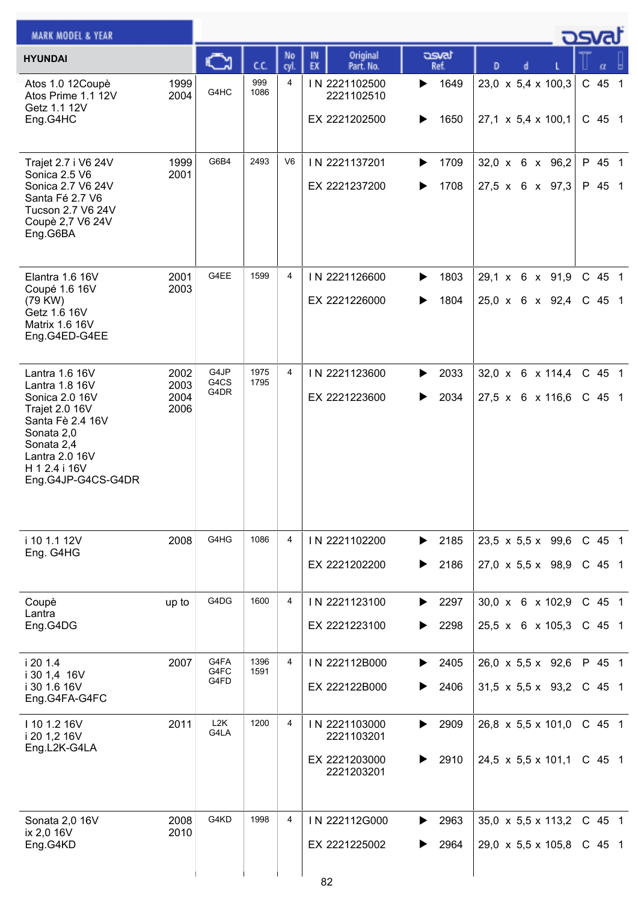| MARK MODEL & YEAR HYUNDAI | | Engine | C.C. | No cyl. | IN EX | Original Part. No. | osvat Ref. | D x d x L | T | α | |
|---|---|---|---|---|---|---|---|---|---|---|---|
| Atos 1.0 12Coupè<br>Atos Prime 1.1 12V<br>Getz 1.1 12V<br>Eng.G4HC | 1999<br>2004 | G4HC | 999<br>1086 | 4 | IN | 2221102500<br>2221102510 | 1649 | 23,0 x 5,4 x 100,3 | C | 45 | 1 |
| | | | | | EX | 2221202500 | 1650 | 27,1 x 5,4 x 100,1 | C | 45 | 1 |
| Trajet 2.7 i V6 24V<br>Sonica 2.5 V6<br>Sonica 2.7 V6 24V<br>Santa Fé 2.7 V6<br>Tucson 2.7 V6 24V<br>Coupè 2,7 V6 24V<br>Eng.G6BA | 1999<br>2001 | G6B4 | 2493 | V6 | IN | 2221137201 | 1709 | 32,0 x 6 x 96,2 | P | 45 | 1 |
| | | | | | EX | 2221237200 | 1708 | 27,5 x 6 x 97,3 | P | 45 | 1 |
| Elantra 1.6 16V<br>Coupé 1.6 16V<br>(79 KW)<br>Getz 1.6 16V<br>Matrix 1.6 16V<br>Eng.G4ED-G4EE | 2001<br>2003 | G4EE | 1599 | 4 | IN | 2221126600 | 1803 | 29,1 x 6 x 91,9 | C | 45 | 1 |
| | | | | | EX | 2221226000 | 1804 | 25,0 x 6 x 92,4 | C | 45 | 1 |
| Lantra 1.6 16V<br>Lantra 1.8 16V<br>Sonica 2.0 16V<br>Trajet 2.0 16V<br>Santa Fè 2.4 16V<br>Sonata 2,0<br>Sonata 2,4<br>Lantra 2.0 16V<br>H 1 2.4 i 16V<br>Eng.G4JP-G4CS-G4DR | 2002<br>2003<br>2004<br>2006 | G4JP<br>G4CS<br>G4DR | 1975<br>1795 | 4 | IN | 2221123600 | 2033 | 32,0 x 6 x 114,4 | C | 45 | 1 |
| | | | | | EX | 2221223600 | 2034 | 27,5 x 6 x 116,6 | C | 45 | 1 |
| i 10 1.1 12V<br>Eng. G4HG | 2008 | G4HG | 1086 | 4 | IN | 2221102200 | 2185 | 23,5 x 5,5 x 99,6 | C | 45 | 1 |
| | | | | | EX | 2221202200 | 2186 | 27,0 x 5,5 x 98,9 | C | 45 | 1 |
| Coupè<br>Lantra<br>Eng.G4DG | up to | G4DG | 1600 | 4 | IN | 2221123100 | 2297 | 30,0 x 6 x 102,9 | C | 45 | 1 |
| | | | | | EX | 2221223100 | 2298 | 25,5 x 6 x 105,3 | C | 45 | 1 |
| i 20 1.4<br>i 30 1,4 16V<br>i 30 1.6 16V<br>Eng.G4FA-G4FC | 2007 | G4FA<br>G4FC<br>G4FD | 1396<br>1591 | 4 | IN | 222112B000 | 2405 | 26,0 x 5,5 x 92,6 | P | 45 | 1 |
| | | | | | EX | 222122B000 | 2406 | 31,5 x 5,5 x 93,2 | C | 45 | 1 |
| I 10 1.2 16V<br>i 20 1,2 16V<br>Eng.L2K-G4LA | 2011 | L2K<br>G4LA | 1200 | 4 | IN | 2221103000<br>2221103201 | 2909 | 26,8 x 5,5 x 101,0 | C | 45 | 1 |
| | | | | | EX | 2221203000<br>2221203201 | 2910 | 24,5 x 5,5 x 101,1 | C | 45 | 1 |
| Sonata 2,0 16V<br>ix 2,0 16V<br>Eng.G4KD | 2008<br>2010 | G4KD | 1998 | 4 | IN | 222112G000 | 2963 | 35,0 x 5,5 x 113,2 | C | 45 | 1 |
| | | | | | EX | 2221225002 | 2964 | 29,0 x 5,5 x 105,8 | C | 45 | 1 |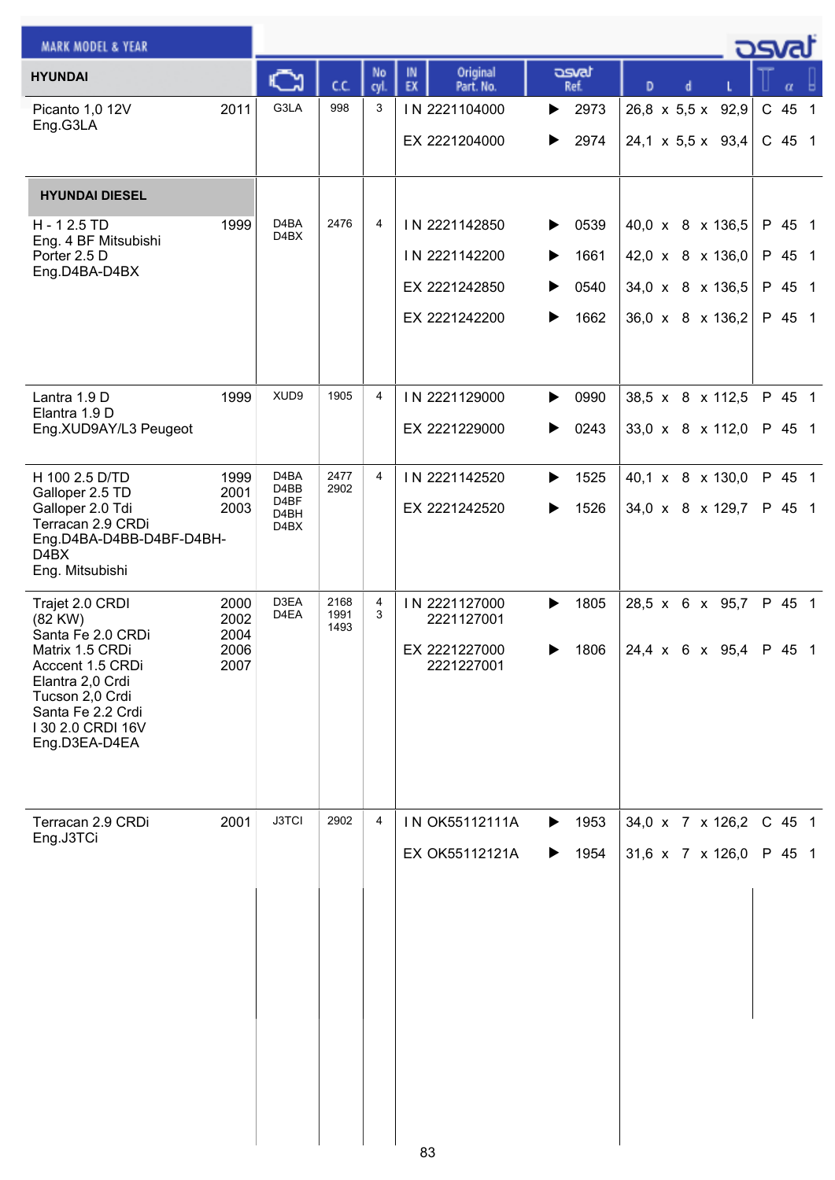| MARK MODEL & YEAR | | Engine | C.C. | No cyl. | IN EX | Original Part. No. | osvat Ref. | D | d | L | T | α | |
|---|---|---|---|---|---|---|---|---|---|---|---|---|---|
| **HYUNDAI** | | | | | | | | | | | | | |
| Picanto 1,0 12V<br>Eng.G3LA | 2011 | G3LA | 998 | 3 | IN | 2221104000 | 2973 | 26,8 | 5,5 | 92,9 | C | 45 | 1 |
| | | | | | EX | 2221204000 | 2974 | 24,1 | 5,5 | 93,4 | C | 45 | 1 |
| **HYUNDAI DIESEL** | | | | | | | | | | | | | |
| H - 1 2.5 TD<br>Eng. 4 BF Mitsubishi<br>Porter 2.5 D<br>Eng.D4BA-D4BX | 1999 | D4BA<br>D4BX | 2476 | 4 | IN | 2221142850 | 0539 | 40,0 | 8 | 136,5 | P | 45 | 1 |
| | | | | | IN | 2221142200 | 1661 | 42,0 | 8 | 136,0 | P | 45 | 1 |
| | | | | | EX | 2221242850 | 0540 | 34,0 | 8 | 136,5 | P | 45 | 1 |
| | | | | | EX | 2221242200 | 1662 | 36,0 | 8 | 136,2 | P | 45 | 1 |
| Lantra 1.9 D<br>Elantra 1.9 D<br>Eng.XUD9AY/L3 Peugeot | 1999 | XUD9 | 1905 | 4 | IN | 2221129000 | 0990 | 38,5 | 8 | 112,5 | P | 45 | 1 |
| | | | | | EX | 2221229000 | 0243 | 33,0 | 8 | 112,0 | P | 45 | 1 |
| H 100 2.5 D/TD<br>Galloper 2.5 TD<br>Galloper 2.0 Tdi<br>Terracan 2.9 CRDi<br>Eng.D4BA-D4BB-D4BF-D4BH-D4BX<br>Eng. Mitsubishi | 1999<br>2001<br>2003 | D4BA<br>D4BB<br>D4BF<br>D4BH<br>D4BX | 2477<br>2902 | 4 | IN | 2221142520 | 1525 | 40,1 | 8 | 130,0 | P | 45 | 1 |
| | | | | | EX | 2221242520 | 1526 | 34,0 | 8 | 129,7 | P | 45 | 1 |
| Trajet 2.0 CRDI<br>(82 KW)<br>Santa Fe 2.0 CRDi<br>Matrix 1.5 CRDi<br>Acccent 1.5 CRDi<br>Elantra 2,0 Crdi<br>Tucson 2,0 Crdi<br>Santa Fe 2.2 Crdi<br>I 30 2.0 CRDI 16V<br>Eng.D3EA-D4EA | 2000<br>2002<br>2004<br>2006<br>2007 | D3EA<br>D4EA | 2168<br>1991<br>1493 | 4<br>3 | IN | 2221127000<br>2221127001 | 1805 | 28,5 | 6 | 95,7 | P | 45 | 1 |
| | | | | | EX | 2221227000<br>2221227001 | 1806 | 24,4 | 6 | 95,4 | P | 45 | 1 |
| Terracan 2.9 CRDi<br>Eng.J3TCi | 2001 | J3TCI | 2902 | 4 | IN | OK55112111A | 1953 | 34,0 | 7 | 126,2 | C | 45 | 1 |
| | | | | | EX | OK55112121A | 1954 | 31,6 | 7 | 126,0 | P | 45 | 1 |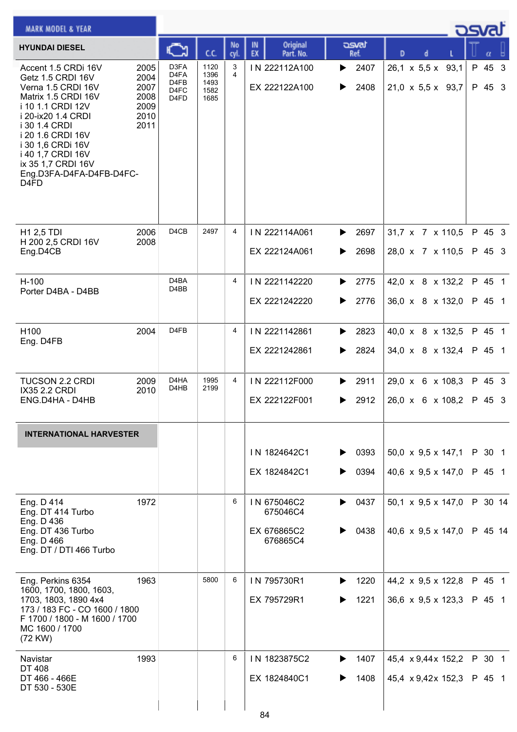| HYUNDAI DIESEL | | Engine | C.C. | No cyl. | IN EX | Original Part. No. | osvat Ref. | D x d x L | T | α | |
|---|---|---|---|---|---|---|---|---|---|---|---|
| Accent 1.5 CRDi 16V<br>Getz 1.5 CRDI 16V<br>Verna 1.5 CRDI 16V<br>Matrix 1.5 CRDI 16V<br>i 10 1.1 CRDI 12V<br>i 20-ix20 1.4 CRDI<br>i 30 1.4 CRDI<br>i 20 1.6 CRDI 16V<br>i 30 1,6 CRDi 16V<br>i 40 1,7 CRDI 16V<br>ix 35 1,7 CRDI 16V<br>Eng.D3FA-D4FA-D4FB-D4FC-D4FD | 2005<br>2004<br>2007<br>2008<br>2009<br>2010<br>2011 | D3FA<br>D4FA<br>D4FB<br>D4FC<br>D4FD | 1120<br>1396<br>1493<br>1582<br>1685 | 3<br>4 | IN | 222112A100 | ▶ 2407 | 26,1 x 5,5 x 93,1 | P | 45 | 3 |
| | | | | | EX | 222122A100 | ▶ 2408 | 21,0 x 5,5 x 93,7 | P | 45 | 3 |
| H1 2,5 TDI<br>H 200 2,5 CRDI 16V<br>Eng.D4CB | 2006<br>2008 | D4CB | 2497 | 4 | IN | 222114A061 | ▶ 2697 | 31,7 x 7 x 110,5 | P | 45 | 3 |
| | | | | | EX | 222124A061 | ▶ 2698 | 28,0 x 7 x 110,5 | P | 45 | 3 |
| H-100<br>Porter D4BA - D4BB | | D4BA<br>D4BB | | 4 | IN | 2221142220 | ▶ 2775 | 42,0 x 8 x 132,2 | P | 45 | 1 |
| | | | | | EX | 2221242220 | ▶ 2776 | 36,0 x 8 x 132,0 | P | 45 | 1 |
| H100<br>Eng. D4FB | 2004 | D4FB | | 4 | IN | 2221142861 | ▶ 2823 | 40,0 x 8 x 132,5 | P | 45 | 1 |
| | | | | | EX | 2221242861 | ▶ 2824 | 34,0 x 8 x 132,4 | P | 45 | 1 |
| TUCSON 2.2 CRDI<br>IX35 2.2 CRDI<br>ENG.D4HA - D4HB | 2009<br>2010 | D4HA<br>D4HB | 1995<br>2199 | 4 | IN | 222112F000 | ▶ 2911 | 29,0 x 6 x 108,3 | P | 45 | 3 |
| | | | | | EX | 222122F001 | ▶ 2912 | 26,0 x 6 x 108,2 | P | 45 | 3 |
| **INTERNATIONAL HARVESTER** | | | | | IN | 1824642C1 | ▶ 0393 | 50,0 x 9,5 x 147,1 | P | 30 | 1 |
| | | | | | EX | 1824842C1 | ▶ 0394 | 40,6 x 9,5 x 147,0 | P | 45 | 1 |
| Eng. D 414<br>Eng. DT 414 Turbo<br>Eng. D 436<br>Eng. DT 436 Turbo<br>Eng. D 466<br>Eng. DT / DTI 466 Turbo | 1972 | | | 6 | IN | 675046C2<br>675046C4 | ▶ 0437 | 50,1 x 9,5 x 147,0 | P | 30 | 14 |
| | | | | | EX | 676865C2<br>676865C4 | ▶ 0438 | 40,6 x 9,5 x 147,0 | P | 45 | 14 |
| Eng. Perkins 6354<br>1600, 1700, 1800, 1603,<br>1703, 1803, 1890 4x4<br>173 / 183 FC - CO 1600 / 1800<br>F 1700 / 1800 - M 1600 / 1700<br>MC 1600 / 1700<br>(72 KW) | 1963 | | 5800 | 6 | IN | 795730R1 | ▶ 1220 | 44,2 x 9,5 x 122,8 | P | 45 | 1 |
| | | | | | EX | 795729R1 | ▶ 1221 | 36,6 x 9,5 x 123,3 | P | 45 | 1 |
| Navistar<br>DT 408<br>DT 466 - 466E<br>DT 530 - 530E | 1993 | | | 6 | IN | 1823875C2 | ▶ 1407 | 45,4 x 9,44 x 152,2 | P | 30 | 1 |
| | | | | | EX | 1824840C1 | ▶ 1408 | 45,4 x 9,42 x 152,3 | P | 45 | 1 |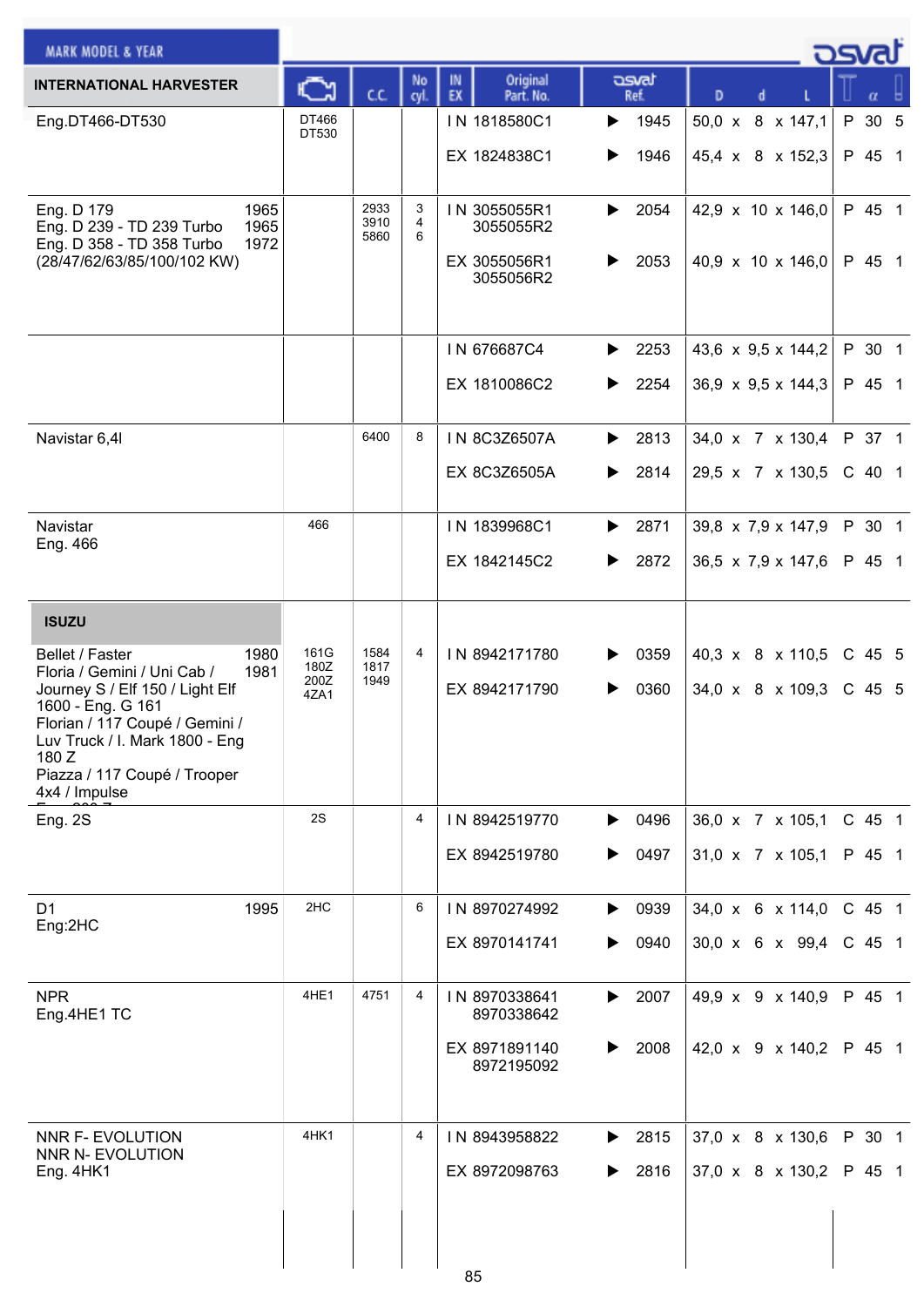| MARK MODEL & YEAR | Engine | C.C. | No cyl. | IN EX | Original Part. No. | osvat Ref. | D | d | L | | α | |
|---|---|---|---|---|---|---|---|---|---|---|---|---|
| **INTERNATIONAL HARVESTER** | | | | | | | | | | | | |
| Eng.DT466-DT530 | DT466 DT530 | | | IN | 1818580C1 | ▶ 1945 | 50,0 | 8 | 147,1 | P | 30 | 5 |
| | | | | EX | 1824838C1 | ▶ 1946 | 45,4 | 8 | 152,3 | P | 45 | 1 |
| Eng. D 179 1965<br>Eng. D 239 - TD 239 Turbo 1965<br>Eng. D 358 - TD 358 Turbo 1972<br>(28/47/62/63/85/100/102 KW) | | 2933<br>3910<br>5860 | 3<br>4<br>6 | IN | 3055055R1<br>3055055R2 | ▶ 2054 | 42,9 | 10 | 146,0 | P | 45 | 1 |
| | | | | EX | 3055056R1<br>3055056R2 | ▶ 2053 | 40,9 | 10 | 146,0 | P | 45 | 1 |
| | | | | IN | 676687C4 | ▶ 2253 | 43,6 | 9,5 | 144,2 | P | 30 | 1 |
| | | | | EX | 1810086C2 | ▶ 2254 | 36,9 | 9,5 | 144,3 | P | 45 | 1 |
| Navistar 6,4l | | 6400 | 8 | IN | 8C3Z6507A | ▶ 2813 | 34,0 | 7 | 130,4 | P | 37 | 1 |
| | | | | EX | 8C3Z6505A | ▶ 2814 | 29,5 | 7 | 130,5 | C | 40 | 1 |
| Navistar<br>Eng. 466 | 466 | | | IN | 1839968C1 | ▶ 2871 | 39,8 | 7,9 | 147,9 | P | 30 | 1 |
| | | | | EX | 1842145C2 | ▶ 2872 | 36,5 | 7,9 | 147,6 | P | 45 | 1 |
| **ISUZU** | | | | | | | | | | | | |
| Bellet / Faster 1980<br>Floria / Gemini / Uni Cab / 1981<br>Journey S / Elf 150 / Light Elf 1600 - Eng. G 161<br>Florian / 117 Coupé / Gemini / Luv Truck / I. Mark 1800 - Eng 180 Z<br>Piazza / 117 Coupé / Trooper 4x4 / Impulse | 161G<br>180Z<br>200Z<br>4ZA1 | 1584<br>1817<br>1949 | 4 | IN | 8942171780 | ▶ 0359 | 40,3 | 8 | 110,5 | C | 45 | 5 |
| | | | | EX | 8942171790 | ▶ 0360 | 34,0 | 8 | 109,3 | C | 45 | 5 |
| Eng. 2S | 2S | | 4 | IN | 8942519770 | ▶ 0496 | 36,0 | 7 | 105,1 | C | 45 | 1 |
| | | | | EX | 8942519780 | ▶ 0497 | 31,0 | 7 | 105,1 | P | 45 | 1 |
| D1 1995<br>Eng:2HC | 2HC | | 6 | IN | 8970274992 | ▶ 0939 | 34,0 | 6 | 114,0 | C | 45 | 1 |
| | | | | EX | 8970141741 | ▶ 0940 | 30,0 | 6 | 99,4 | C | 45 | 1 |
| NPR<br>Eng.4HE1 TC | 4HE1 | 4751 | 4 | IN | 8970338641<br>8970338642 | ▶ 2007 | 49,9 | 9 | 140,9 | P | 45 | 1 |
| | | | | EX | 8971891140<br>8972195092 | ▶ 2008 | 42,0 | 9 | 140,2 | P | 45 | 1 |
| NNR F- EVOLUTION<br>NNR N- EVOLUTION<br>Eng. 4HK1 | 4HK1 | | 4 | IN | 8943958822 | ▶ 2815 | 37,0 | 8 | 130,6 | P | 30 | 1 |
| | | | | EX | 8972098763 | ▶ 2816 | 37,0 | 8 | 130,2 | P | 45 | 1 |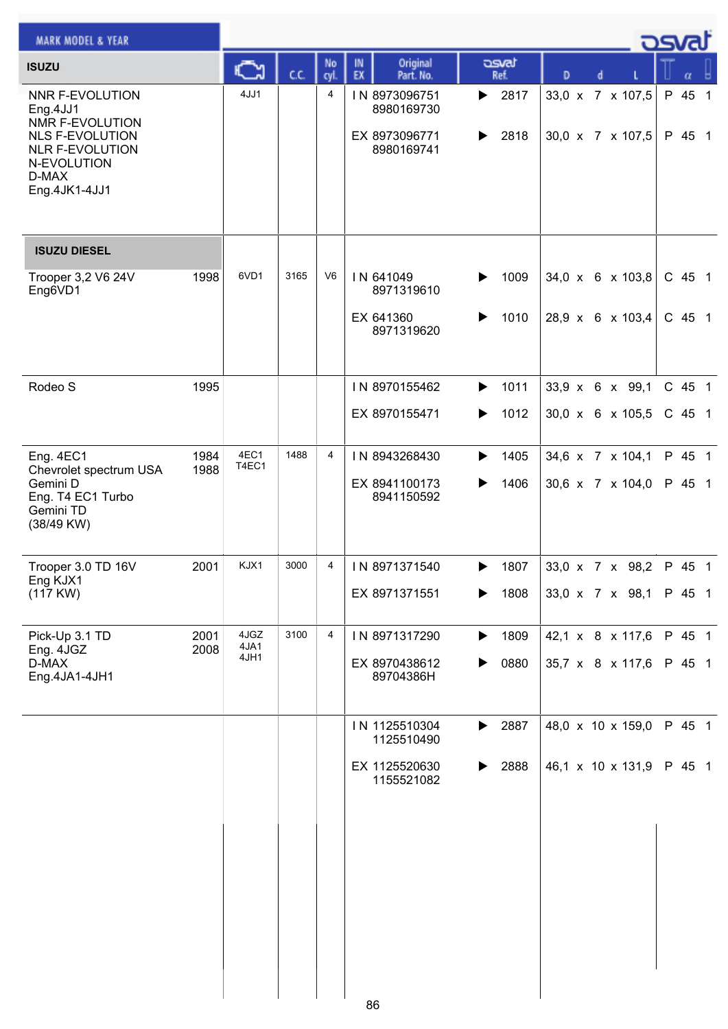| MARK MODEL & YEAR | | Engine | C.C. | No cyl. | IN EX | Original Part. No. | osvat Ref. | D | d | L | | α | |
|---|---|---|---|---|---|---|---|---|---|---|---|---|---|
| **ISUZU** | | | | | | | | | | | | | |
| NNR F-EVOLUTION Eng.4JJ1 NMR F-EVOLUTION NLS F-EVOLUTION NLR F-EVOLUTION N-EVOLUTION D-MAX Eng.4JK1-4JJ1 | | 4JJ1 | | 4 | IN | 8973096751 8980169730 | 2817 | 33,0 | 7 | 107,5 | P | 45 | 1 |
| | | | | | EX | 8973096771 8980169741 | 2818 | 30,0 | 7 | 107,5 | P | 45 | 1 |
| **ISUZU DIESEL** | | | | | | | | | | | | | |
| Trooper 3,2 V6 24V Eng6VD1 | 1998 | 6VD1 | 3165 | V6 | IN | 641049 8971319610 | 1009 | 34,0 | 6 | 103,8 | C | 45 | 1 |
| | | | | | EX | 641360 8971319620 | 1010 | 28,9 | 6 | 103,4 | C | 45 | 1 |
| Rodeo S | 1995 | | | | IN | 8970155462 | 1011 | 33,9 | 6 | 99,1 | C | 45 | 1 |
| | | | | | EX | 8970155471 | 1012 | 30,0 | 6 | 105,5 | C | 45 | 1 |
| Eng. 4EC1 Chevrolet spectrum USA Gemini D Eng. T4 EC1 Turbo Gemini TD (38/49 KW) | 1984 1988 | 4EC1 T4EC1 | 1488 | 4 | IN | 8943268430 | 1405 | 34,6 | 7 | 104,1 | P | 45 | 1 |
| | | | | | EX | 8941100173 8941150592 | 1406 | 30,6 | 7 | 104,0 | P | 45 | 1 |
| Trooper 3.0 TD 16V Eng KJX1 (117 KW) | 2001 | KJX1 | 3000 | 4 | IN | 8971371540 | 1807 | 33,0 | 7 | 98,2 | P | 45 | 1 |
| | | | | | EX | 8971371551 | 1808 | 33,0 | 7 | 98,1 | P | 45 | 1 |
| Pick-Up 3.1 TD Eng. 4JGZ D-MAX Eng.4JA1-4JH1 | 2001 2008 | 4JGZ 4JA1 4JH1 | 3100 | 4 | IN | 8971317290 | 1809 | 42,1 | 8 | 117,6 | P | 45 | 1 |
| | | | | | EX | 8970438612 89704386H | 0880 | 35,7 | 8 | 117,6 | P | 45 | 1 |
| | | | | | IN | 1125510304 1125510490 | 2887 | 48,0 | 10 | 159,0 | P | 45 | 1 |
| | | | | | EX | 1125520630 1155521082 | 2888 | 46,1 | 10 | 131,9 | P | 45 | 1 |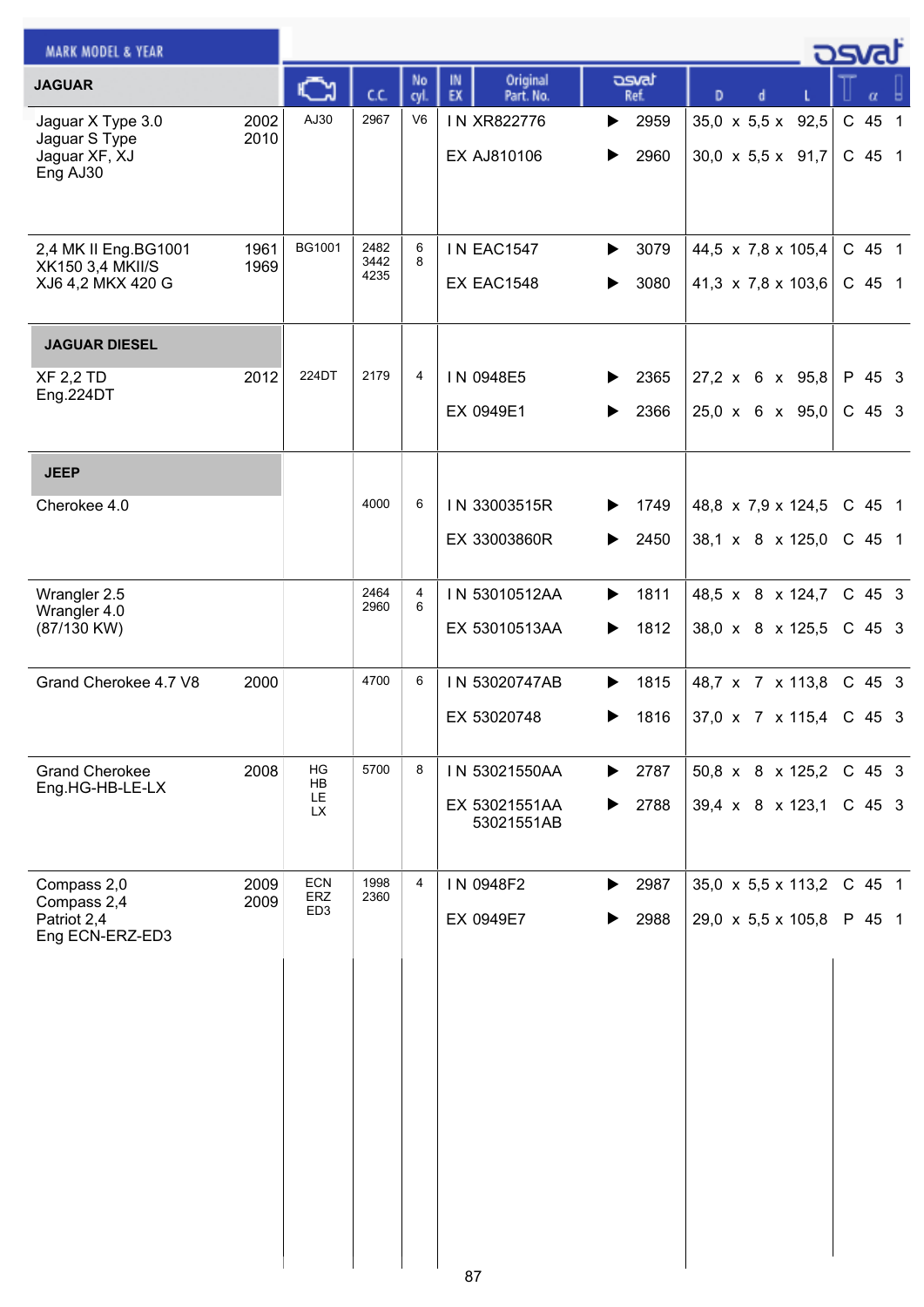| MARK MODEL & YEAR | | Engine | C.C. | No cyl. | IN EX | Original Part. No. | osvat Ref. | D x d x L | | α | |
|---|---|---|---|---|---|---|---|---|---|---|---|
| **JAGUAR** | | | | | | | | | | | |
| Jaguar X Type 3.0<br>Jaguar S Type<br>Jaguar XF, XJ<br>Eng AJ30 | 2002<br>2010 | AJ30 | 2967 | V6 | IN | XR822776 | 2959 | 35,0 x 5,5 x 92,5 | C | 45 | 1 |
| | | | | | EX | AJ810106 | 2960 | 30,0 x 5,5 x 91,7 | C | 45 | 1 |
| 2,4 MK II Eng.BG1001<br>XK150 3,4 MKII/S<br>XJ6 4,2 MKX 420 G | 1961<br>1969 | BG1001 | 2482<br>3442<br>4235 | 6<br>8 | IN | EAC1547 | 3079 | 44,5 x 7,8 x 105,4 | C | 45 | 1 |
| | | | | | EX | EAC1548 | 3080 | 41,3 x 7,8 x 103,6 | C | 45 | 1 |
| **JAGUAR DIESEL** | | | | | | | | | | | |
| XF 2,2 TD<br>Eng.224DT | 2012 | 224DT | 2179 | 4 | IN | 0948E5 | 2365 | 27,2 x 6 x 95,8 | P | 45 | 3 |
| | | | | | EX | 0949E1 | 2366 | 25,0 x 6 x 95,0 | C | 45 | 3 |
| **JEEP** | | | | | | | | | | | |
| Cherokee 4.0 | | | 4000 | 6 | IN | 33003515R | 1749 | 48,8 x 7,9 x 124,5 | C | 45 | 1 |
| | | | | | EX | 33003860R | 2450 | 38,1 x 8 x 125,0 | C | 45 | 1 |
| Wrangler 2.5<br>Wrangler 4.0<br>(87/130 KW) | | | 2464<br>2960 | 4<br>6 | IN | 53010512AA | 1811 | 48,5 x 8 x 124,7 | C | 45 | 3 |
| | | | | | EX | 53010513AA | 1812 | 38,0 x 8 x 125,5 | C | 45 | 3 |
| Grand Cherokee 4.7 V8 | 2000 | | 4700 | 6 | IN | 53020747AB | 1815 | 48,7 x 7 x 113,8 | C | 45 | 3 |
| | | | | | EX | 53020748 | 1816 | 37,0 x 7 x 115,4 | C | 45 | 3 |
| Grand Cherokee<br>Eng.HG-HB-LE-LX | 2008 | HG<br>HB<br>LE<br>LX | 5700 | 8 | IN | 53021550AA | 2787 | 50,8 x 8 x 125,2 | C | 45 | 3 |
| | | | | | EX | 53021551AA<br>53021551AB | 2788 | 39,4 x 8 x 123,1 | C | 45 | 3 |
| Compass 2,0<br>Compass 2,4<br>Patriot 2,4<br>Eng ECN-ERZ-ED3 | 2009<br>2009 | ECN<br>ERZ<br>ED3 | 1998<br>2360 | 4 | IN | 0948F2 | 2987 | 35,0 x 5,5 x 113,2 | C | 45 | 1 |
| | | | | | EX | 0949E7 | 2988 | 29,0 x 5,5 x 105,8 | P | 45 | 1 |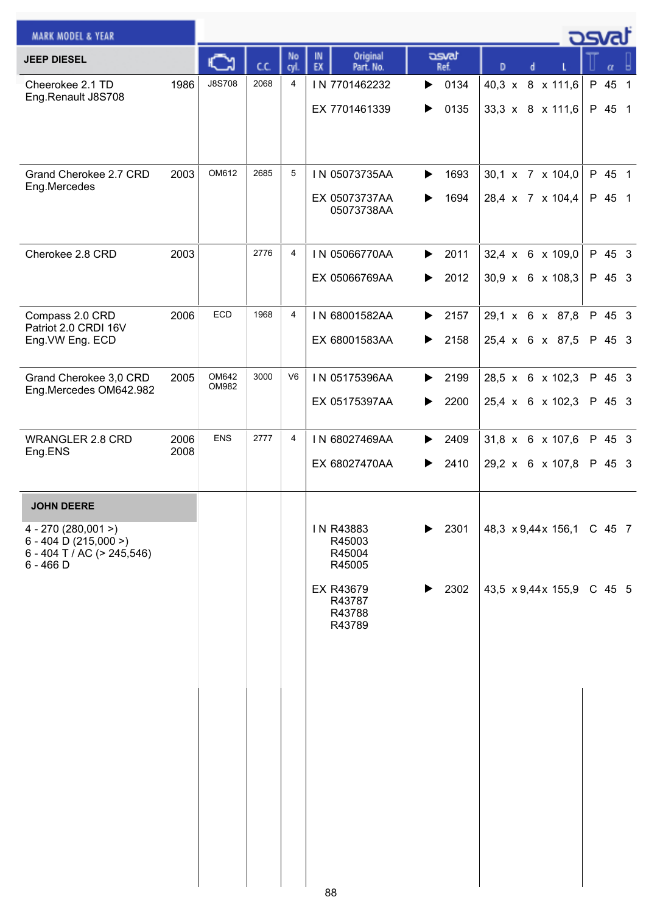| MARK MODEL & YEAR | | Engine | C.C. | No cyl. | IN EX | Original Part. No. | osvat Ref. | D x d x L | | α | |
|---|---|---|---|---|---|---|---|---|---|---|---|
| **JEEP DIESEL** | | | | | | | | | | | |
| Cheerokee 2.1 TD Eng.Renault J8S708 | 1986 | J8S708 | 2068 | 4 | IN | 7701462232 | 0134 | 40,3 x 8 x 111,6 | P | 45 | 1 |
| | | | | | EX | 7701461339 | 0135 | 33,3 x 8 x 111,6 | P | 45 | 1 |
| Grand Cherokee 2.7 CRD Eng.Mercedes | 2003 | OM612 | 2685 | 5 | IN | 05073735AA | 1693 | 30,1 x 7 x 104,0 | P | 45 | 1 |
| | | | | | EX | 05073737AA 05073738AA | 1694 | 28,4 x 7 x 104,4 | P | 45 | 1 |
| Cherokee 2.8 CRD | 2003 | | 2776 | 4 | IN | 05066770AA | 2011 | 32,4 x 6 x 109,0 | P | 45 | 3 |
| | | | | | EX | 05066769AA | 2012 | 30,9 x 6 x 108,3 | P | 45 | 3 |
| Compass 2.0 CRD Patriot 2.0 CRDI 16V Eng.VW Eng. ECD | 2006 | ECD | 1968 | 4 | IN | 68001582AA | 2157 | 29,1 x 6 x 87,8 | P | 45 | 3 |
| | | | | | EX | 68001583AA | 2158 | 25,4 x 6 x 87,5 | P | 45 | 3 |
| Grand Cherokee 3,0 CRD Eng.Mercedes OM642.982 | 2005 | OM642 OM982 | 3000 | V6 | IN | 05175396AA | 2199 | 28,5 x 6 x 102,3 | P | 45 | 3 |
| | | | | | EX | 05175397AA | 2200 | 25,4 x 6 x 102,3 | P | 45 | 3 |
| WRANGLER 2.8 CRD Eng.ENS | 2006 2008 | ENS | 2777 | 4 | IN | 68027469AA | 2409 | 31,8 x 6 x 107,6 | P | 45 | 3 |
| | | | | | EX | 68027470AA | 2410 | 29,2 x 6 x 107,8 | P | 45 | 3 |
| **JOHN DEERE** | | | | | | | | | | | |
| 4 - 270 (280,001 >) 6 - 404 D (215,000 >) 6 - 404 T / AC (> 245,546) 6 - 466 D | | | | | IN | R43883 R45003 R45004 R45005 | 2301 | 48,3 x 9,44 x 156,1 | C | 45 | 7 |
| | | | | | EX | R43679 R43787 R43788 R43789 | 2302 | 43,5 x 9,44 x 155,9 | C | 45 | 5 |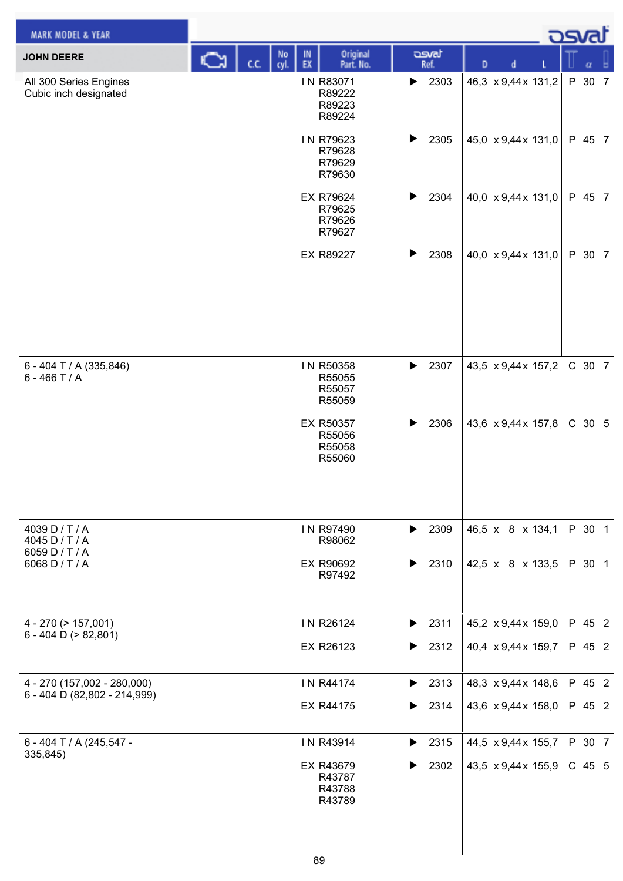| MARK MODEL & YEAR | | C.C. | No cyl. | IN EX | Original Part. No. | osvat Ref. | D x d x L | T | α | |
|---|---|---|---|---|---|---|---|---|---|---|
| **JOHN DEERE** | | | | | | | | | | |
| All 300 Series Engines Cubic inch designated | | | | IN | R83071 R89222 R89223 R89224 | ▶ 2303 | 46,3 x 9,44 x 131,2 | P | 30 | 7 |
| | | | | IN | R79623 R79628 R79629 R79630 | ▶ 2305 | 45,0 x 9,44 x 131,0 | P | 45 | 7 |
| | | | | EX | R79624 R79625 R79626 R79627 | ▶ 2304 | 40,0 x 9,44 x 131,0 | P | 45 | 7 |
| | | | | EX | R89227 | ▶ 2308 | 40,0 x 9,44 x 131,0 | P | 30 | 7 |
| 6 - 404 T / A (335,846) 6 - 466 T / A | | | | IN | R50358 R55055 R55057 R55059 | ▶ 2307 | 43,5 x 9,44 x 157,2 | C | 30 | 7 |
| | | | | EX | R50357 R55056 R55058 R55060 | ▶ 2306 | 43,6 x 9,44 x 157,8 | C | 30 | 5 |
| 4039 D / T / A 4045 D / T / A 6059 D / T / A 6068 D / T / A | | | | IN | R97490 R98062 | ▶ 2309 | 46,5 x 8 x 134,1 | P | 30 | 1 |
| | | | | EX | R90692 R97492 | ▶ 2310 | 42,5 x 8 x 133,5 | P | 30 | 1 |
| 4 - 270 (> 157,001) 6 - 404 D (> 82,801) | | | | IN | R26124 | ▶ 2311 | 45,2 x 9,44 x 159,0 | P | 45 | 2 |
| | | | | EX | R26123 | ▶ 2312 | 40,4 x 9,44 x 159,7 | P | 45 | 2 |
| 4 - 270 (157,002 - 280,000) 6 - 404 D (82,802 - 214,999) | | | | IN | R44174 | ▶ 2313 | 48,3 x 9,44 x 148,6 | P | 45 | 2 |
| | | | | EX | R44175 | ▶ 2314 | 43,6 x 9,44 x 158,0 | P | 45 | 2 |
| 6 - 404 T / A (245,547 - 335,845) | | | | IN | R43914 | ▶ 2315 | 44,5 x 9,44 x 155,7 | P | 30 | 7 |
| | | | | EX | R43679 R43787 R43788 R43789 | ▶ 2302 | 43,5 x 9,44 x 155,9 | C | 45 | 5 |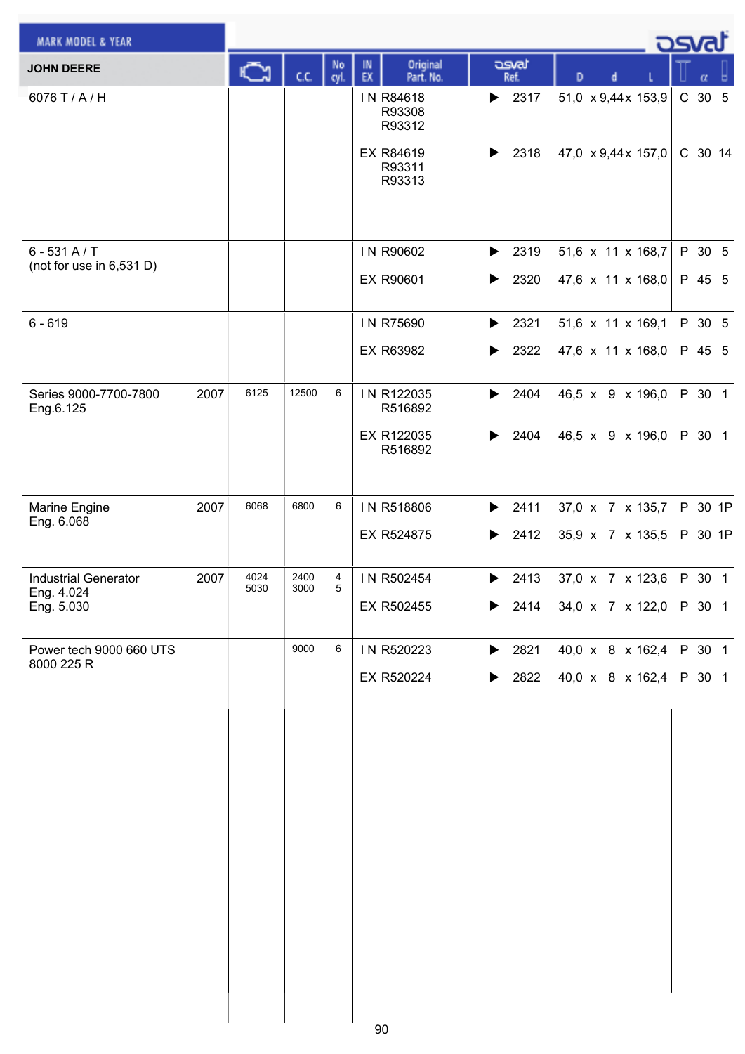| MARK MODEL & YEAR | | Engine | C.C. | No cyl. | IN EX | Original Part. No. | osvat Ref. | D x d x L | T | α | |
|---|---|---|---|---|---|---|---|---|---|---|---|
| **JOHN DEERE** | | | | | | | | | | | |
| 6076 T / A / H | | | | | IN | R84618<br>R93308<br>R93312 | ▶ 2317 | 51,0 x 9,44 x 153,9 | C | 30 | 5 |
| | | | | | EX | R84619<br>R93311<br>R93313 | ▶ 2318 | 47,0 x 9,44 x 157,0 | C | 30 | 14 |
| 6 - 531 A / T<br>(not for use in 6,531 D) | | | | | IN | R90602 | ▶ 2319 | 51,6 x 11 x 168,7 | P | 30 | 5 |
| | | | | | EX | R90601 | ▶ 2320 | 47,6 x 11 x 168,0 | P | 45 | 5 |
| 6 - 619 | | | | | IN | R75690 | ▶ 2321 | 51,6 x 11 x 169,1 | P | 30 | 5 |
| | | | | | EX | R63982 | ▶ 2322 | 47,6 x 11 x 168,0 | P | 45 | 5 |
| Series 9000-7700-7800<br>Eng.6.125 | 2007 | 6125 | 12500 | 6 | IN | R122035<br>R516892 | ▶ 2404 | 46,5 x 9 x 196,0 | P | 30 | 1 |
| | | | | | EX | R122035<br>R516892 | ▶ 2404 | 46,5 x 9 x 196,0 | P | 30 | 1 |
| Marine Engine<br>Eng. 6.068 | 2007 | 6068 | 6800 | 6 | IN | R518806 | ▶ 2411 | 37,0 x 7 x 135,7 | P | 30 | 1P |
| | | | | | EX | R524875 | ▶ 2412 | 35,9 x 7 x 135,5 | P | 30 | 1P |
| Industrial Generator<br>Eng. 4.024<br>Eng. 5.030 | 2007 | 4024<br>5030 | 2400<br>3000 | 4<br>5 | IN | R502454 | ▶ 2413 | 37,0 x 7 x 123,6 | P | 30 | 1 |
| | | | | | EX | R502455 | ▶ 2414 | 34,0 x 7 x 122,0 | P | 30 | 1 |
| Power tech 9000 660 UTS<br>8000 225 R | | | 9000 | 6 | IN | R520223 | ▶ 2821 | 40,0 x 8 x 162,4 | P | 30 | 1 |
| | | | | | EX | R520224 | ▶ 2822 | 40,0 x 8 x 162,4 | P | 30 | 1 |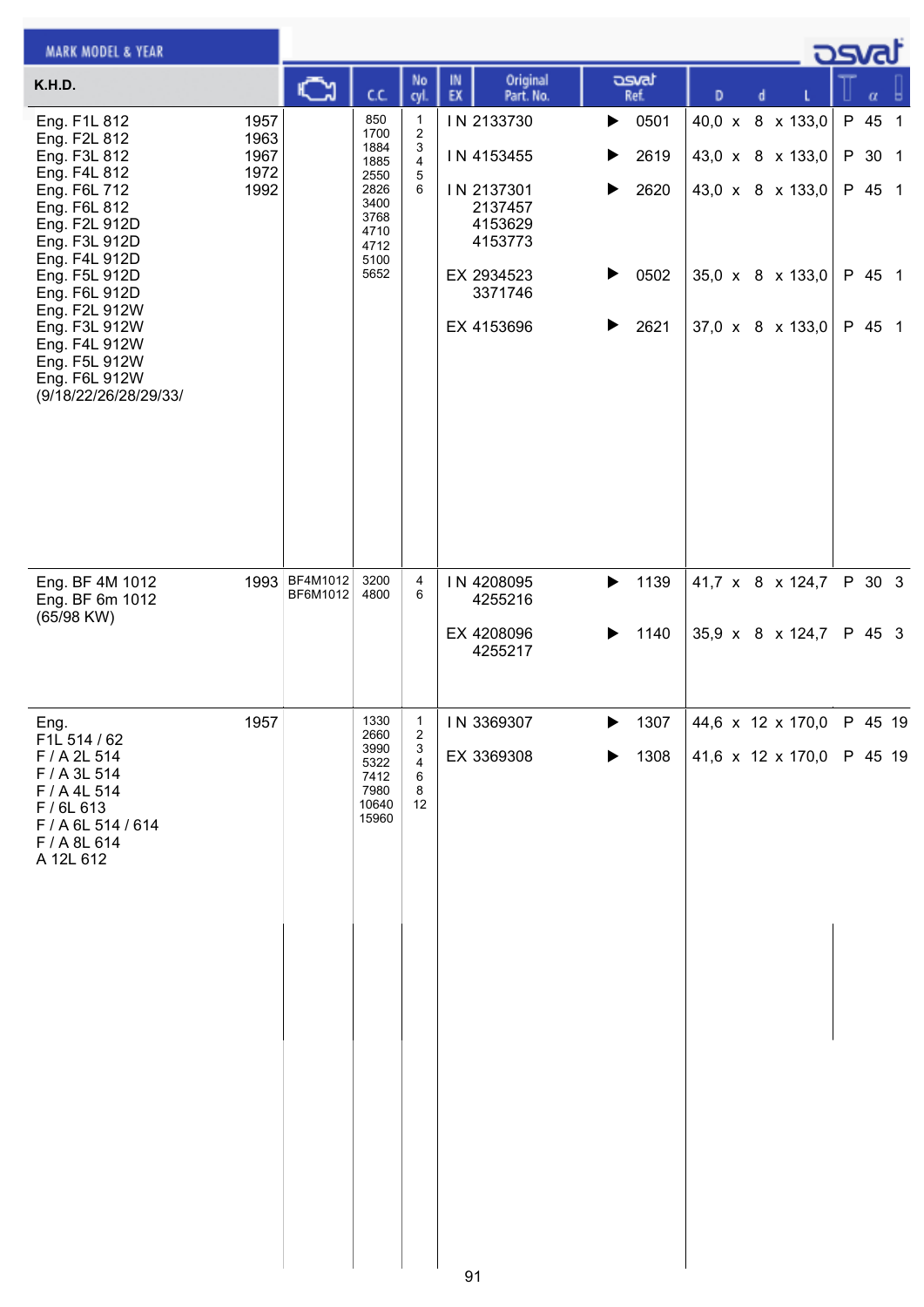| MARK MODEL & YEAR | | Engine code | C.C. | No cyl. | IN EX | Original Part. No. | osvat Ref. | D x d x L | | α | |
|---|---|---|---|---|---|---|---|---|---|---|---|
| **K.H.D.** | | | | | | | | | | | |
| Eng. F1L 812<br>Eng. F2L 812<br>Eng. F3L 812<br>Eng. F4L 812<br>Eng. F6L 712<br>Eng. F6L 812<br>Eng. F2L 912D<br>Eng. F3L 912D<br>Eng. F4L 912D<br>Eng. F5L 912D<br>Eng. F6L 912D<br>Eng. F2L 912W<br>Eng. F3L 912W<br>Eng. F4L 912W<br>Eng. F5L 912W<br>Eng. F6L 912W<br>(9/18/22/26/28/29/33/ | 1957<br>1963<br>1967<br>1972<br>1992 | | 850<br>1700<br>1884<br>1885<br>2550<br>2826<br>3400<br>3768<br>4710<br>4712<br>5100<br>5652 | 1<br>2<br>3<br>4<br>5<br>6 | IN | 2133730 | 0501 | 40,0 x 8 x 133,0 | P | 45 | 1 |
| | | | | | IN | 4153455 | 2619 | 43,0 x 8 x 133,0 | P | 30 | 1 |
| | | | | | IN | 2137301<br>2137457<br>4153629<br>4153773 | 2620 | 43,0 x 8 x 133,0 | P | 45 | 1 |
| | | | | | EX | 2934523<br>3371746 | 0502 | 35,0 x 8 x 133,0 | P | 45 | 1 |
| | | | | | EX | 4153696 | 2621 | 37,0 x 8 x 133,0 | P | 45 | 1 |
| Eng. BF 4M 1012<br>Eng. BF 6m 1012<br>(65/98 KW) | 1993 | BF4M1012<br>BF6M1012 | 3200<br>4800 | 4<br>6 | IN | 4208095<br>4255216 | 1139 | 41,7 x 8 x 124,7 | P | 30 | 3 |
| | | | | | EX | 4208096<br>4255217 | 1140 | 35,9 x 8 x 124,7 | P | 45 | 3 |
| Eng.<br>F1L 514 / 62<br>F / A 2L 514<br>F / A 3L 514<br>F / A 4L 514<br>F / 6L 613<br>F / A 6L 514 / 614<br>F / A 8L 614<br>A 12L 612 | 1957 | | 1330<br>2660<br>3990<br>5322<br>7412<br>7980<br>10640<br>15960 | 1<br>2<br>3<br>4<br>6<br>8<br>12 | IN | 3369307 | 1307 | 44,6 x 12 x 170,0 | P | 45 | 19 |
| | | | | | EX | 3369308 | 1308 | 41,6 x 12 x 170,0 | P | 45 | 19 |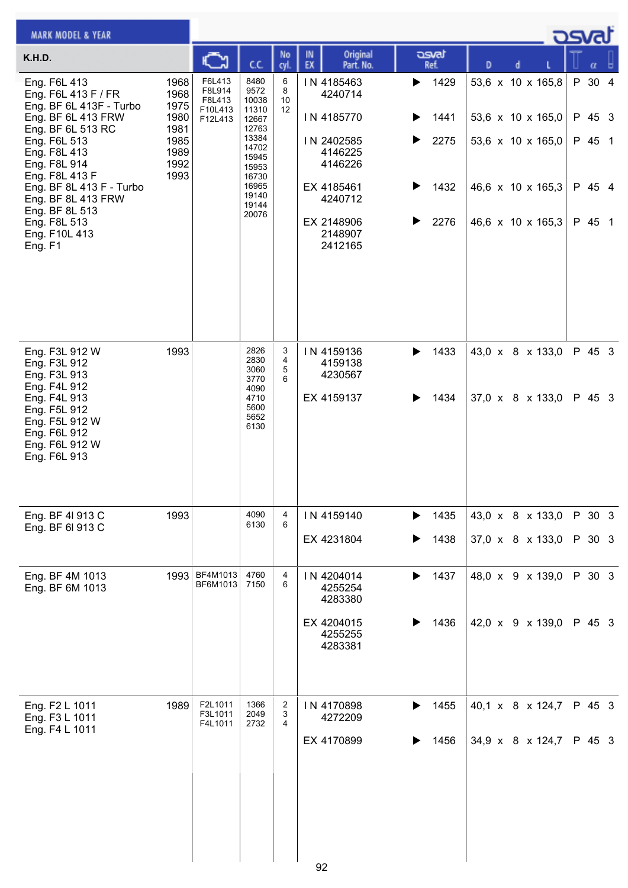## K.H.D.

| MARK MODEL & YEAR | | Engine | C.C. | No cyl. | IN EX | Original Part. No. | osvat Ref. | D x d x L | | α | |
|---|---|---|---|---|---|---|---|---|---|---|---|
| Eng. F6L 413<br>Eng. F6L 413 F / FR<br>Eng. BF 6L 413F - Turbo<br>Eng. BF 6L 413 FRW<br>Eng. BF 6L 513 RC<br>Eng. F6L 513<br>Eng. F8L 413<br>Eng. F8L 914<br>Eng. F8L 413 F<br>Eng. BF 8L 413 F - Turbo<br>Eng. BF 8L 413 FRW<br>Eng. BF 8L 513<br>Eng. F8L 513<br>Eng. F10L 413<br>Eng. F1 | 1968<br>1968<br>1975<br>1980<br>1981<br>1985<br>1989<br>1992<br>1993 | F6L413<br>F8L914<br>F8L413<br>F10L413<br>F12L413 | 8480<br>9572<br>10038<br>11310<br>12667<br>12763<br>13384<br>14702<br>15945<br>15953<br>16730<br>16965<br>19140<br>19144<br>20076 | 6<br>8<br>10<br>12 | IN | 4185463<br>4240714 | 1429 | 53,6 x 10 x 165,8 | P | 30 | 4 |
| | | | | | IN | 4185770 | 1441 | 53,6 x 10 x 165,0 | P | 45 | 3 |
| | | | | | IN | 2402585<br>4146225<br>4146226 | 2275 | 53,6 x 10 x 165,0 | P | 45 | 1 |
| | | | | | EX | 4185461<br>4240712 | 1432 | 46,6 x 10 x 165,3 | P | 45 | 4 |
| | | | | | EX | 2148906<br>2148907<br>2412165 | 2276 | 46,6 x 10 x 165,3 | P | 45 | 1 |
| Eng. F3L 912 W<br>Eng. F3L 912<br>Eng. F3L 913<br>Eng. F4L 912<br>Eng. F4L 913<br>Eng. F5L 912<br>Eng. F5L 912 W<br>Eng. F6L 912<br>Eng. F6L 912 W<br>Eng. F6L 913 | 1993 | | 2826<br>2830<br>3060<br>3770<br>4090<br>4710<br>5600<br>5652<br>6130 | 3<br>4<br>5<br>6 | IN | 4159136<br>4159138<br>4230567 | 1433 | 43,0 x 8 x 133,0 | P | 45 | 3 |
| | | | | | EX | 4159137 | 1434 | 37,0 x 8 x 133,0 | P | 45 | 3 |
| Eng. BF 4l 913 C<br>Eng. BF 6l 913 C | 1993 | | 4090<br>6130 | 4<br>6 | IN | 4159140 | 1435 | 43,0 x 8 x 133,0 | P | 30 | 3 |
| | | | | | EX | 4231804 | 1438 | 37,0 x 8 x 133,0 | P | 30 | 3 |
| Eng. BF 4M 1013<br>Eng. BF 6M 1013 | 1993 | BF4M1013<br>BF6M1013 | 4760<br>7150 | 4<br>6 | IN | 4204014<br>4255254<br>4283380 | 1437 | 48,0 x 9 x 139,0 | P | 30 | 3 |
| | | | | | EX | 4204015<br>4255255<br>4283381 | 1436 | 42,0 x 9 x 139,0 | P | 45 | 3 |
| Eng. F2 L 1011<br>Eng. F3 L 1011<br>Eng. F4 L 1011 | 1989 | F2L1011<br>F3L1011<br>F4L1011 | 1366<br>2049<br>2732 | 2<br>3<br>4 | IN | 4170898<br>4272209 | 1455 | 40,1 x 8 x 124,7 | P | 45 | 3 |
| | | | | | EX | 4170899 | 1456 | 34,9 x 8 x 124,7 | P | 45 | 3 |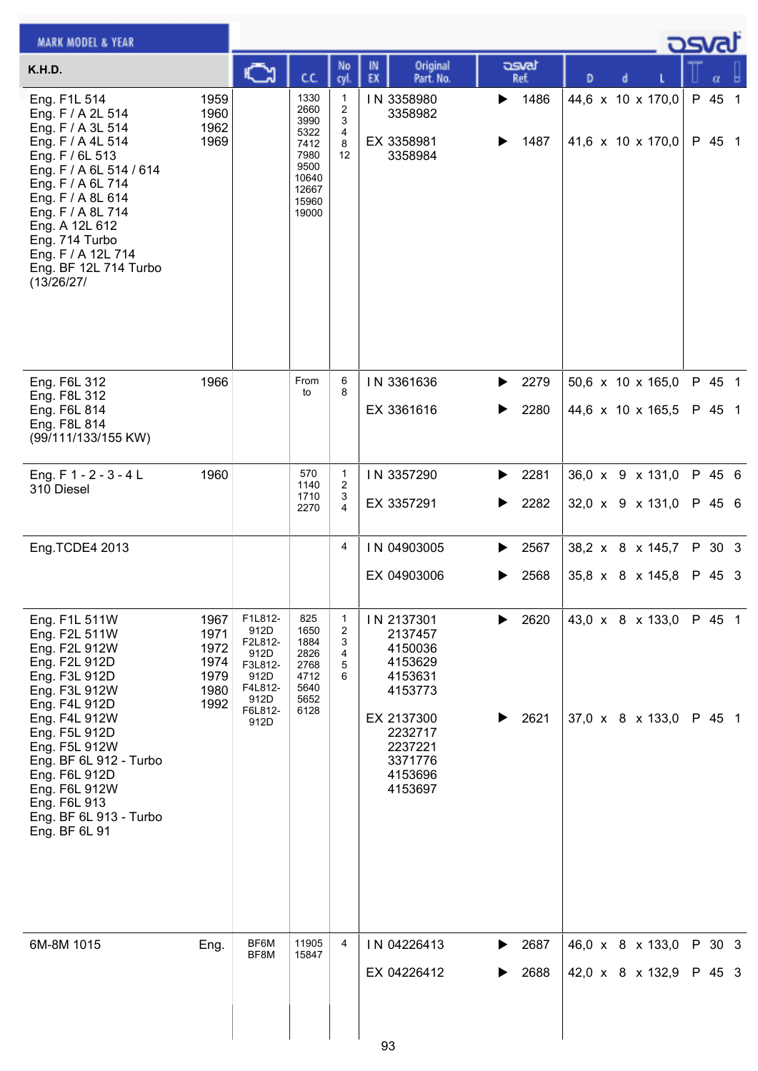| MARK MODEL & YEAR | | Engine | C.C. | No cyl. | IN EX | Original Part. No. | osvat Ref. | D x d x L | T α |
|---|---|---|---|---|---|---|---|---|---|
| **K.H.D.** | | | | | | | | | |
| Eng. F1L 514<br>Eng. F / A 2L 514<br>Eng. F / A 3L 514<br>Eng. F / A 4L 514<br>Eng. F / 6L 513<br>Eng. F / A 6L 514 / 614<br>Eng. F / A 6L 714<br>Eng. F / A 8L 614<br>Eng. F / A 8L 714<br>Eng. A 12L 612<br>Eng. 714 Turbo<br>Eng. F / A 12L 714<br>Eng. BF 12L 714 Turbo<br>(13/26/27/ | 1959<br>1960<br>1962<br>1969 | | 1330<br>2660<br>3990<br>5322<br>7412<br>7980<br>9500<br>10640<br>12667<br>15960<br>19000 | 1<br>2<br>3<br>4<br>8<br>12 | IN | 3358980<br>3358982 | 1486 | 44,6 x 10 x 170,0 | P 45 1 |
| | | | | | EX | 3358981<br>3358984 | 1487 | 41,6 x 10 x 170,0 | P 45 1 |
| Eng. F6L 312<br>Eng. F8L 312<br>Eng. F6L 814<br>Eng. F8L 814<br>(99/111/133/155 KW) | 1966 | | From<br>to | 6<br>8 | IN | 3361636 | 2279 | 50,6 x 10 x 165,0 | P 45 1 |
| | | | | | EX | 3361616 | 2280 | 44,6 x 10 x 165,5 | P 45 1 |
| Eng. F 1 - 2 - 3 - 4 L<br>310 Diesel | 1960 | | 570<br>1140<br>1710<br>2270 | 1<br>2<br>3<br>4 | IN | 3357290 | 2281 | 36,0 x 9 x 131,0 | P 45 6 |
| | | | | | EX | 3357291 | 2282 | 32,0 x 9 x 131,0 | P 45 6 |
| Eng.TCDE4 2013 | | | | 4 | IN | 04903005 | 2567 | 38,2 x 8 x 145,7 | P 30 3 |
| | | | | | EX | 04903006 | 2568 | 35,8 x 8 x 145,8 | P 45 3 |
| Eng. F1L 511W<br>Eng. F2L 511W<br>Eng. F2L 912W<br>Eng. F2L 912D<br>Eng. F3L 912D<br>Eng. F3L 912W<br>Eng. F4L 912D<br>Eng. F4L 912W<br>Eng. F5L 912D<br>Eng. F5L 912W<br>Eng. BF 6L 912 - Turbo<br>Eng. F6L 912D<br>Eng. F6L 912W<br>Eng. F6L 913<br>Eng. BF 6L 913 - Turbo<br>Eng. BF 6L 91 | 1967<br>1971<br>1972<br>1974<br>1979<br>1980<br>1992 | F1L812-912D<br>F2L812-912D<br>F3L812-912D<br>F4L812-912D<br>F6L812-912D | 825<br>1650<br>1884<br>2826<br>2768<br>4712<br>5640<br>5652<br>6128 | 1<br>2<br>3<br>4<br>5<br>6 | IN | 2137301<br>2137457<br>4150036<br>4153629<br>4153631<br>4153773 | 2620 | 43,0 x 8 x 133,0 | P 45 1 |
| | | | | | EX | 2137300<br>2232717<br>2237221<br>3371776<br>4153696<br>4153697 | 2621 | 37,0 x 8 x 133,0 | P 45 1 |
| 6M-8M 1015 | Eng. | BF6M<br>BF8M | 11905<br>15847 | 4 | IN | 04226413 | 2687 | 46,0 x 8 x 133,0 | P 30 3 |
| | | | | | EX | 04226412 | 2688 | 42,0 x 8 x 132,9 | P 45 3 |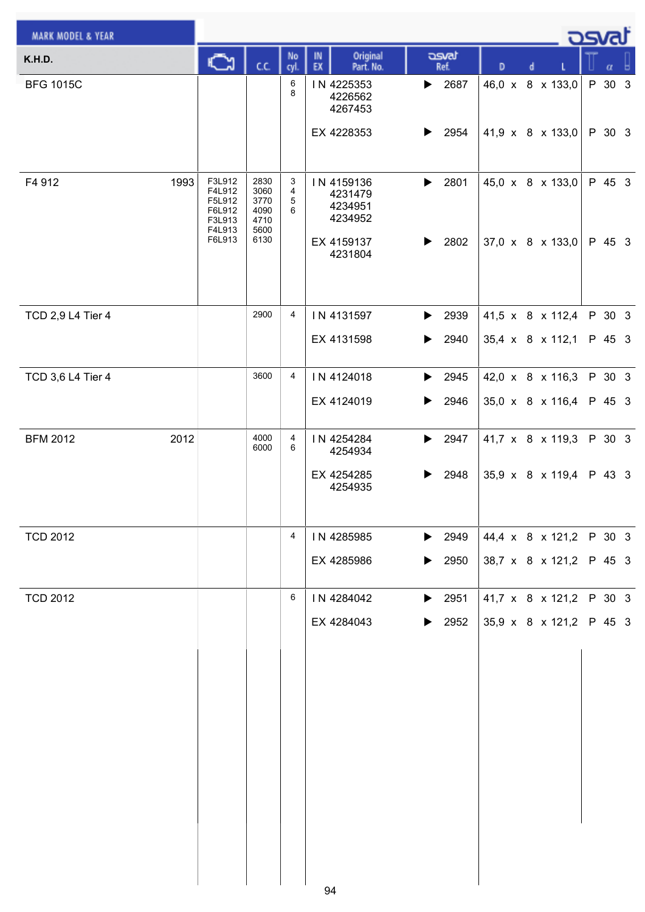| MARK MODEL & YEAR | | Engine | C.C. | No cyl. | IN EX | Original Part. No. | osvat Ref. | D x d x L | | α | |
|---|---|---|---|---|---|---|---|---|---|---|---|
| **K.H.D.** | | | | | | | | | | | |
| BFG 1015C | | | | 6<br>8 | IN | 4225353<br>4226562<br>4267453 | 2687 | 46,0 x 8 x 133,0 | P | 30 | 3 |
| | | | | | EX | 4228353 | 2954 | 41,9 x 8 x 133,0 | P | 30 | 3 |
| F4 912 | 1993 | F3L912<br>F4L912<br>F5L912<br>F6L912<br>F3L913<br>F4L913<br>F6L913 | 2830<br>3060<br>3770<br>4090<br>4710<br>5600<br>6130 | 3<br>4<br>5<br>6 | IN | 4159136<br>4231479<br>4234951<br>4234952 | 2801 | 45,0 x 8 x 133,0 | P | 45 | 3 |
| | | | | | EX | 4159137<br>4231804 | 2802 | 37,0 x 8 x 133,0 | P | 45 | 3 |
| TCD 2,9 L4 Tier 4 | | | 2900 | 4 | IN | 4131597 | 2939 | 41,5 x 8 x 112,4 | P | 30 | 3 |
| | | | | | EX | 4131598 | 2940 | 35,4 x 8 x 112,1 | P | 45 | 3 |
| TCD 3,6 L4 Tier 4 | | | 3600 | 4 | IN | 4124018 | 2945 | 42,0 x 8 x 116,3 | P | 30 | 3 |
| | | | | | EX | 4124019 | 2946 | 35,0 x 8 x 116,4 | P | 45 | 3 |
| BFM 2012 | 2012 | | 4000<br>6000 | 4<br>6 | IN | 4254284<br>4254934 | 2947 | 41,7 x 8 x 119,3 | P | 30 | 3 |
| | | | | | EX | 4254285<br>4254935 | 2948 | 35,9 x 8 x 119,4 | P | 43 | 3 |
| TCD 2012 | | | | 4 | IN | 4285985 | 2949 | 44,4 x 8 x 121,2 | P | 30 | 3 |
| | | | | | EX | 4285986 | 2950 | 38,7 x 8 x 121,2 | P | 45 | 3 |
| TCD 2012 | | | | 6 | IN | 4284042 | 2951 | 41,7 x 8 x 121,2 | P | 30 | 3 |
| | | | | | EX | 4284043 | 2952 | 35,9 x 8 x 121,2 | P | 45 | 3 |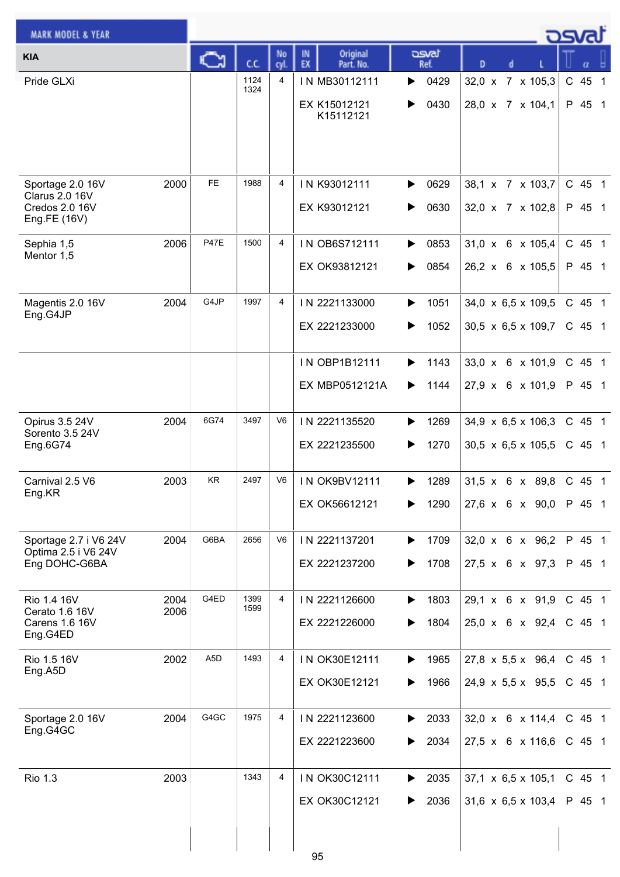| KIA | | Engine | C.C. | No cyl. | IN EX | Original Part. No. | osvat Ref. | D x d x L | Type | α | Qty |
|---|---|---|---|---|---|---|---|---|---|---|---|
| Pride GLXi | | | 1124 1324 | 4 | IN | MB30112111 | 0429 | 32,0 x 7 x 105,3 | C | 45 | 1 |
| | | | | | EX | K15012121 K15112121 | 0430 | 28,0 x 7 x 104,1 | P | 45 | 1 |
| Sportage 2.0 16V Clarus 2.0 16V Credos 2.0 16V Eng.FE (16V) | 2000 | FE | 1988 | 4 | IN | K93012111 | 0629 | 38,1 x 7 x 103,7 | C | 45 | 1 |
| | | | | | EX | K93012121 | 0630 | 32,0 x 7 x 102,8 | P | 45 | 1 |
| Sephia 1,5 Mentor 1,5 | 2006 | P47E | 1500 | 4 | IN | OB6S712111 | 0853 | 31,0 x 6 x 105,4 | C | 45 | 1 |
| | | | | | EX | OK93812121 | 0854 | 26,2 x 6 x 105,5 | P | 45 | 1 |
| Magentis 2.0 16V Eng.G4JP | 2004 | G4JP | 1997 | 4 | IN | 2221133000 | 1051 | 34,0 x 6,5 x 109,5 | C | 45 | 1 |
| | | | | | EX | 2221233000 | 1052 | 30,5 x 6,5 x 109,7 | C | 45 | 1 |
| | | | | | IN | OBP1B12111 | 1143 | 33,0 x 6 x 101,9 | C | 45 | 1 |
| | | | | | EX | MBP0512121A | 1144 | 27,9 x 6 x 101,9 | P | 45 | 1 |
| Opirus 3.5 24V Sorento 3.5 24V Eng.6G74 | 2004 | 6G74 | 3497 | V6 | IN | 2221135520 | 1269 | 34,9 x 6,5 x 106,3 | C | 45 | 1 |
| | | | | | EX | 2221235500 | 1270 | 30,5 x 6,5 x 105,5 | C | 45 | 1 |
| Carnival 2.5 V6 Eng.KR | 2003 | KR | 2497 | V6 | IN | OK9BV12111 | 1289 | 31,5 x 6 x 89,8 | C | 45 | 1 |
| | | | | | EX | OK56612121 | 1290 | 27,6 x 6 x 90,0 | P | 45 | 1 |
| Sportage 2.7 i V6 24V Optima 2.5 i V6 24V Eng DOHC-G6BA | 2004 | G6BA | 2656 | V6 | IN | 2221137201 | 1709 | 32,0 x 6 x 96,2 | P | 45 | 1 |
| | | | | | EX | 2221237200 | 1708 | 27,5 x 6 x 97,3 | P | 45 | 1 |
| Rio 1.4 16V Cerato 1.6 16V Carens 1.6 16V Eng.G4ED | 2004 2006 | G4ED | 1399 1599 | 4 | IN | 2221126600 | 1803 | 29,1 x 6 x 91,9 | C | 45 | 1 |
| | | | | | EX | 2221226000 | 1804 | 25,0 x 6 x 92,4 | C | 45 | 1 |
| Rio 1.5 16V Eng.A5D | 2002 | A5D | 1493 | 4 | IN | OK30E12111 | 1965 | 27,8 x 5,5 x 96,4 | C | 45 | 1 |
| | | | | | EX | OK30E12121 | 1966 | 24,9 x 5,5 x 95,5 | C | 45 | 1 |
| Sportage 2.0 16V Eng.G4GC | 2004 | G4GC | 1975 | 4 | IN | 2221123600 | 2033 | 32,0 x 6 x 114,4 | C | 45 | 1 |
| | | | | | EX | 2221223600 | 2034 | 27,5 x 6 x 116,6 | C | 45 | 1 |
| Rio 1.3 | 2003 | | 1343 | 4 | IN | OK30C12111 | 2035 | 37,1 x 6,5 x 105,1 | C | 45 | 1 |
| | | | | | EX | OK30C12121 | 2036 | 31,6 x 6,5 x 103,4 | P | 45 | 1 |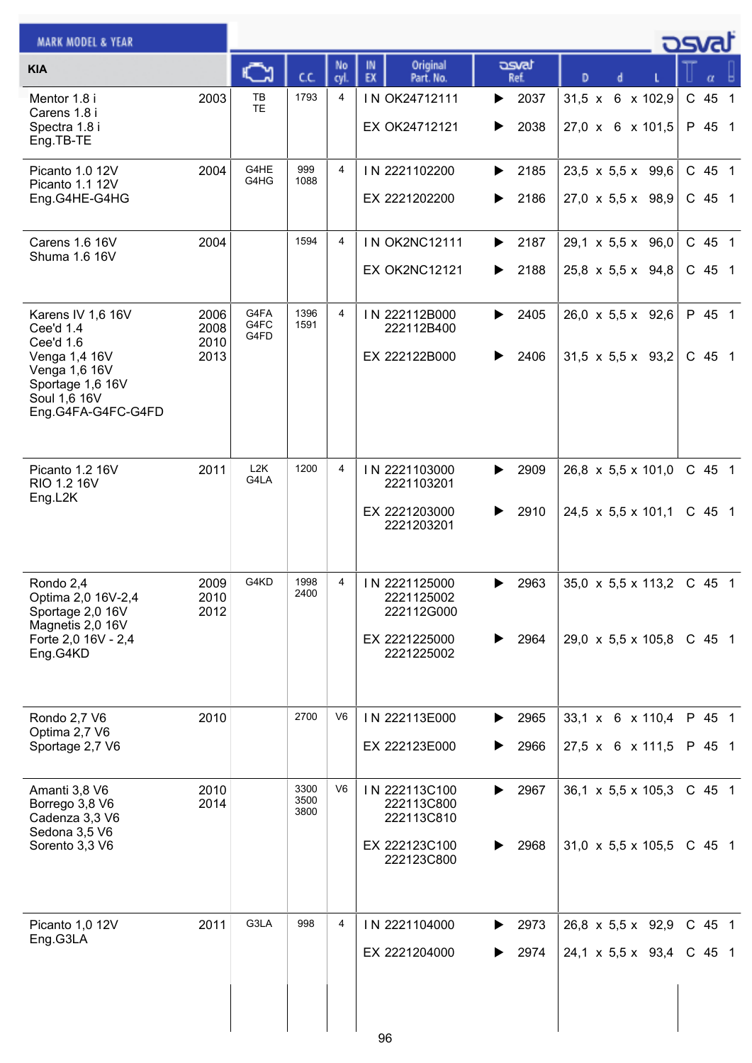| KIA | | Engine | C.C. | No cyl. | IN EX | Original Part. No. | osvat Ref. | D | d | L | | α | |
|---|---|---|---|---|---|---|---|---|---|---|---|---|---|
| Mentor 1.8 i<br>Carens 1.8 i<br>Spectra 1.8 i<br>Eng.TB-TE | 2003 | TB<br>TE | 1793 | 4 | IN | OK24712111 | 2037 | 31,5 | 6 | 102,9 | C | 45 | 1 |
| | | | | | EX | OK24712121 | 2038 | 27,0 | 6 | 101,5 | P | 45 | 1 |
| Picanto 1.0 12V<br>Picanto 1.1 12V<br>Eng.G4HE-G4HG | 2004 | G4HE<br>G4HG | 999<br>1088 | 4 | IN | 2221102200 | 2185 | 23,5 | 5,5 | 99,6 | C | 45 | 1 |
| | | | | | EX | 2221202200 | 2186 | 27,0 | 5,5 | 98,9 | C | 45 | 1 |
| Carens 1.6 16V<br>Shuma 1.6 16V | 2004 | | 1594 | 4 | IN | OK2NC12111 | 2187 | 29,1 | 5,5 | 96,0 | C | 45 | 1 |
| | | | | | EX | OK2NC12121 | 2188 | 25,8 | 5,5 | 94,8 | C | 45 | 1 |
| Karens IV 1,6 16V<br>Cee'd 1.4<br>Cee'd 1.6<br>Venga 1,4 16V<br>Venga 1,6 16V<br>Sportage 1,6 16V<br>Soul 1,6 16V<br>Eng.G4FA-G4FC-G4FD | 2006<br>2008<br>2010<br>2013 | G4FA<br>G4FC<br>G4FD | 1396<br>1591 | 4 | IN | 222112B000<br>222112B400 | 2405 | 26,0 | 5,5 | 92,6 | P | 45 | 1 |
| | | | | | EX | 222122B000 | 2406 | 31,5 | 5,5 | 93,2 | C | 45 | 1 |
| Picanto 1.2 16V<br>RIO 1.2 16V<br>Eng.L2K | 2011 | L2K<br>G4LA | 1200 | 4 | IN | 2221103000<br>2221103201 | 2909 | 26,8 | 5,5 | 101,0 | C | 45 | 1 |
| | | | | | EX | 2221203000<br>2221203201 | 2910 | 24,5 | 5,5 | 101,1 | C | 45 | 1 |
| Rondo 2,4<br>Optima 2,0 16V-2,4<br>Sportage 2,0 16V<br>Magnetis 2,0 16V<br>Forte 2,0 16V - 2,4<br>Eng.G4KD | 2009<br>2010<br>2012 | G4KD | 1998<br>2400 | 4 | IN | 2221125000<br>2221125002<br>222112G000 | 2963 | 35,0 | 5,5 | 113,2 | C | 45 | 1 |
| | | | | | EX | 2221225000<br>2221225002 | 2964 | 29,0 | 5,5 | 105,8 | C | 45 | 1 |
| Rondo 2,7 V6<br>Optima 2,7 V6<br>Sportage 2,7 V6 | 2010 | | 2700 | V6 | IN | 222113E000 | 2965 | 33,1 | 6 | 110,4 | P | 45 | 1 |
| | | | | | EX | 222123E000 | 2966 | 27,5 | 6 | 111,5 | P | 45 | 1 |
| Amanti 3,8 V6<br>Borrego 3,8 V6<br>Cadenza 3,3 V6<br>Sedona 3,5 V6<br>Sorento 3,3 V6 | 2010<br>2014 | | 3300<br>3500<br>3800 | V6 | IN | 222113C100<br>222113C800<br>222113C810 | 2967 | 36,1 | 5,5 | 105,3 | C | 45 | 1 |
| | | | | | EX | 222123C100<br>222123C800 | 2968 | 31,0 | 5,5 | 105,5 | C | 45 | 1 |
| Picanto 1,0 12V<br>Eng.G3LA | 2011 | G3LA | 998 | 4 | IN | 2221104000 | 2973 | 26,8 | 5,5 | 92,9 | C | 45 | 1 |
| | | | | | EX | 2221204000 | 2974 | 24,1 | 5,5 | 93,4 | C | 45 | 1 |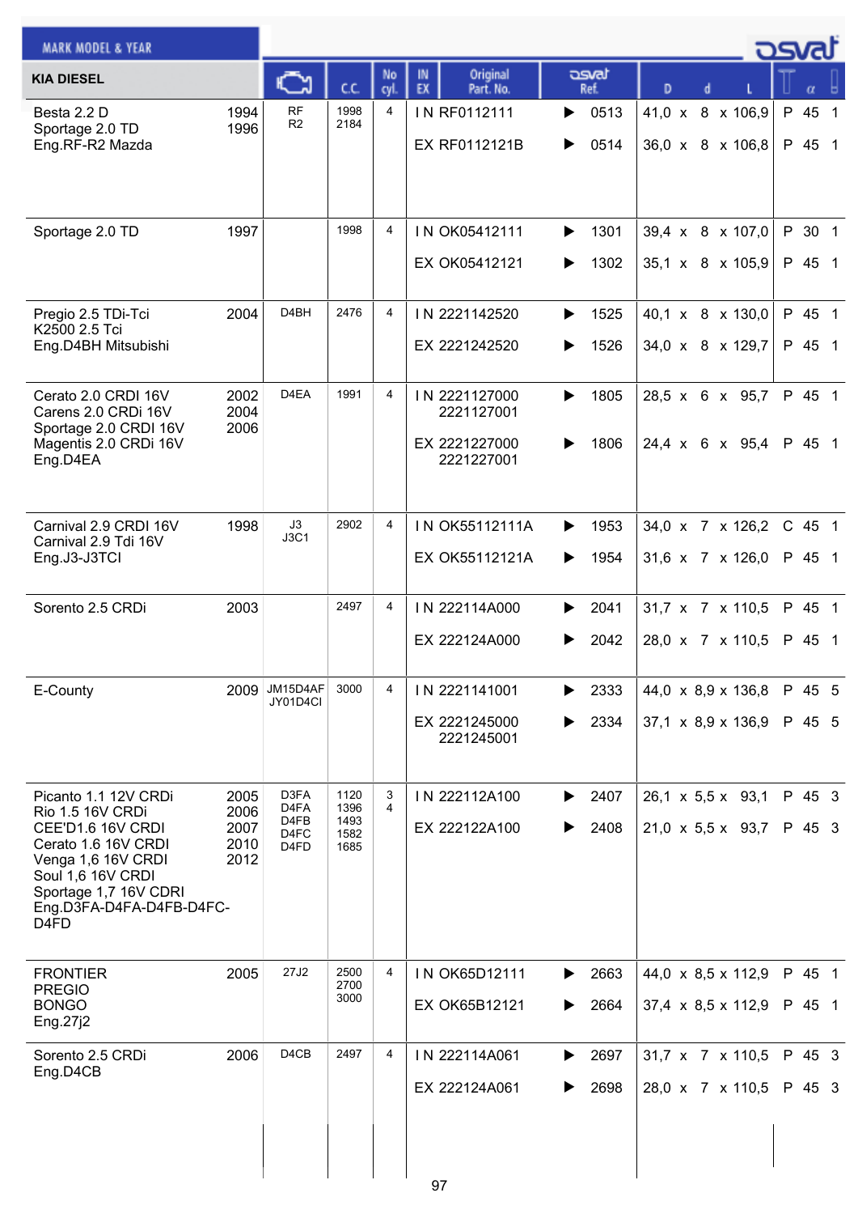| KIA DIESEL | | Engine | C.C. | No cyl. | IN EX | Original Part. No. | osvat Ref. | D | d | L | | α | |
|---|---|---|---|---|---|---|---|---|---|---|---|---|---|
| Besta 2.2 D<br>Sportage 2.0 TD<br>Eng.RF-R2 Mazda | 1994<br>1996 | RF<br>R2 | 1998<br>2184 | 4 | IN | RF0112111 | 0513 | 41,0 | 8 | 106,9 | P | 45 | 1 |
| | | | | | EX | RF0112121B | 0514 | 36,0 | 8 | 106,8 | P | 45 | 1 |
| Sportage 2.0 TD | 1997 | | 1998 | 4 | IN | OK05412111 | 1301 | 39,4 | 8 | 107,0 | P | 30 | 1 |
| | | | | | EX | OK05412121 | 1302 | 35,1 | 8 | 105,9 | P | 45 | 1 |
| Pregio 2.5 TDi-Tci<br>K2500 2.5 Tci<br>Eng.D4BH Mitsubishi | 2004 | D4BH | 2476 | 4 | IN | 2221142520 | 1525 | 40,1 | 8 | 130,0 | P | 45 | 1 |
| | | | | | EX | 2221242520 | 1526 | 34,0 | 8 | 129,7 | P | 45 | 1 |
| Cerato 2.0 CRDI 16V<br>Carens 2.0 CRDi 16V<br>Sportage 2.0 CRDI 16V<br>Magentis 2.0 CRDi 16V<br>Eng.D4EA | 2002<br>2004<br>2006 | D4EA | 1991 | 4 | IN | 2221127000<br>2221127001 | 1805 | 28,5 | 6 | 95,7 | P | 45 | 1 |
| | | | | | EX | 2221227000<br>2221227001 | 1806 | 24,4 | 6 | 95,4 | P | 45 | 1 |
| Carnival 2.9 CRDI 16V<br>Carnival 2.9 Tdi 16V<br>Eng.J3-J3TCI | 1998 | J3<br>J3C1 | 2902 | 4 | IN | OK55112111A | 1953 | 34,0 | 7 | 126,2 | C | 45 | 1 |
| | | | | | EX | OK55112121A | 1954 | 31,6 | 7 | 126,0 | P | 45 | 1 |
| Sorento 2.5 CRDi | 2003 | | 2497 | 4 | IN | 222114A000 | 2041 | 31,7 | 7 | 110,5 | P | 45 | 1 |
| | | | | | EX | 222124A000 | 2042 | 28,0 | 7 | 110,5 | P | 45 | 1 |
| E-County | 2009 | JM15D4AF<br>JY01D4CI | 3000 | 4 | IN | 2221141001 | 2333 | 44,0 | 8,9 | 136,8 | P | 45 | 5 |
| | | | | | EX | 2221245000<br>2221245001 | 2334 | 37,1 | 8,9 | 136,9 | P | 45 | 5 |
| Picanto 1.1 12V CRDi<br>Rio 1.5 16V CRDi<br>CEE'D1.6 16V CRDI<br>Cerato 1.6 16V CRDI<br>Venga 1,6 16V CRDI<br>Soul 1,6 16V CRDI<br>Sportage 1,7 16V CDRI<br>Eng.D3FA-D4FA-D4FB-D4FC-D4FD | 2005<br>2006<br>2007<br>2010<br>2012 | D3FA<br>D4FA<br>D4FB<br>D4FC<br>D4FD | 1120<br>1396<br>1493<br>1582<br>1685 | 3<br>4 | IN | 222112A100 | 2407 | 26,1 | 5,5 | 93,1 | P | 45 | 3 |
| | | | | | EX | 222122A100 | 2408 | 21,0 | 5,5 | 93,7 | P | 45 | 3 |
| FRONTIER<br>PREGIO<br>BONGO<br>Eng.27j2 | 2005 | 27J2 | 2500<br>2700<br>3000 | 4 | IN | OK65D12111 | 2663 | 44,0 | 8,5 | 112,9 | P | 45 | 1 |
| | | | | | EX | OK65B12121 | 2664 | 37,4 | 8,5 | 112,9 | P | 45 | 1 |
| Sorento 2.5 CRDi<br>Eng.D4CB | 2006 | D4CB | 2497 | 4 | IN | 222114A061 | 2697 | 31,7 | 7 | 110,5 | P | 45 | 3 |
| | | | | | EX | 222124A061 | 2698 | 28,0 | 7 | 110,5 | P | 45 | 3 |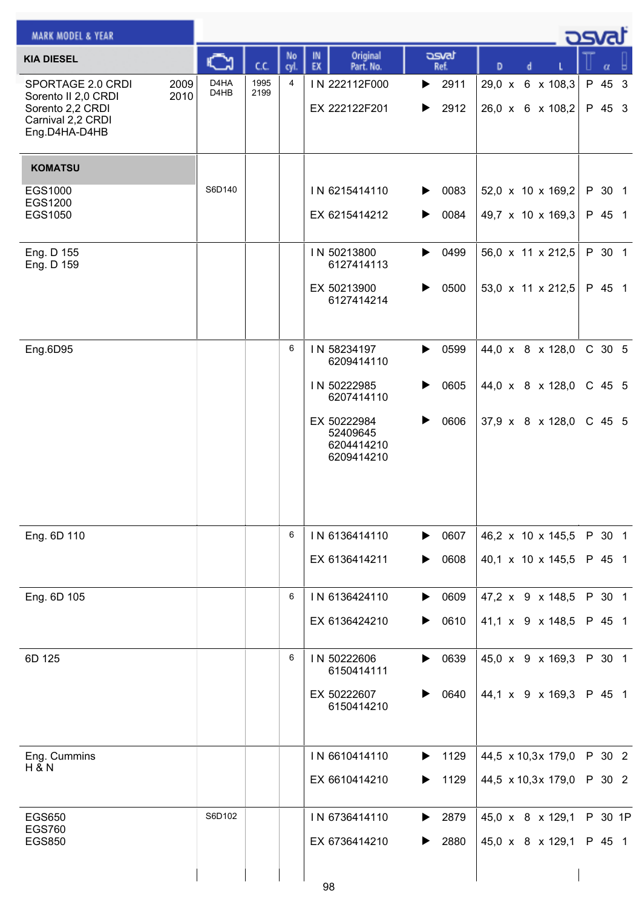| MARK MODEL & YEAR | Engine | C.C. | No cyl. | IN EX | Original Part. No. | osvat Ref. | D x d x L | T | α | |
|---|---|---|---|---|---|---|---|---|---|---|
| **KIA DIESEL** | | | | | | | | | | |
| SPORTAGE 2.0 CRDI 2009<br>Sorento II 2,0 CRDI 2010<br>Sorento 2,2 CRDI<br>Carnival 2,2 CRDI<br>Eng.D4HA-D4HB | D4HA<br>D4HB | 1995<br>2199 | 4 | IN | 222112F000 | ▶ 2911 | 29,0 x 6 x 108,3 | P | 45 | 3 |
| | | | | EX | 222122F201 | ▶ 2912 | 26,0 x 6 x 108,2 | P | 45 | 3 |
| **KOMATSU** | | | | | | | | | | |
| EGS1000<br>EGS1200<br>EGS1050 | S6D140 | | | IN | 6215414110 | ▶ 0083 | 52,0 x 10 x 169,2 | P | 30 | 1 |
| | | | | EX | 6215414212 | ▶ 0084 | 49,7 x 10 x 169,3 | P | 45 | 1 |
| Eng. D 155<br>Eng. D 159 | | | | IN | 50213800<br>6127414113 | ▶ 0499 | 56,0 x 11 x 212,5 | P | 30 | 1 |
| | | | | EX | 50213900<br>6127414214 | ▶ 0500 | 53,0 x 11 x 212,5 | P | 45 | 1 |
| Eng.6D95 | | | 6 | IN | 58234197<br>6209414110 | ▶ 0599 | 44,0 x 8 x 128,0 | C | 30 | 5 |
| | | | | IN | 50222985<br>6207414110 | ▶ 0605 | 44,0 x 8 x 128,0 | C | 45 | 5 |
| | | | | EX | 50222984<br>52409645<br>6204414210<br>6209414210 | ▶ 0606 | 37,9 x 8 x 128,0 | C | 45 | 5 |
| Eng. 6D 110 | | | 6 | IN | 6136414110 | ▶ 0607 | 46,2 x 10 x 145,5 | P | 30 | 1 |
| | | | | EX | 6136414211 | ▶ 0608 | 40,1 x 10 x 145,5 | P | 45 | 1 |
| Eng. 6D 105 | | | 6 | IN | 6136424110 | ▶ 0609 | 47,2 x 9 x 148,5 | P | 30 | 1 |
| | | | | EX | 6136424210 | ▶ 0610 | 41,1 x 9 x 148,5 | P | 45 | 1 |
| 6D 125 | | | 6 | IN | 50222606<br>6150414111 | ▶ 0639 | 45,0 x 9 x 169,3 | P | 30 | 1 |
| | | | | EX | 50222607<br>6150414210 | ▶ 0640 | 44,1 x 9 x 169,3 | P | 45 | 1 |
| Eng. Cummins<br>H & N | | | | IN | 6610414110 | ▶ 1129 | 44,5 x 10,3 x 179,0 | P | 30 | 2 |
| | | | | EX | 6610414210 | ▶ 1129 | 44,5 x 10,3 x 179,0 | P | 30 | 2 |
| EGS650<br>EGS760<br>EGS850 | S6D102 | | | IN | 6736414110 | ▶ 2879 | 45,0 x 8 x 129,1 | P | 30 | 1P |
| | | | | EX | 6736414210 | ▶ 2880 | 45,0 x 8 x 129,1 | P | 45 | 1 |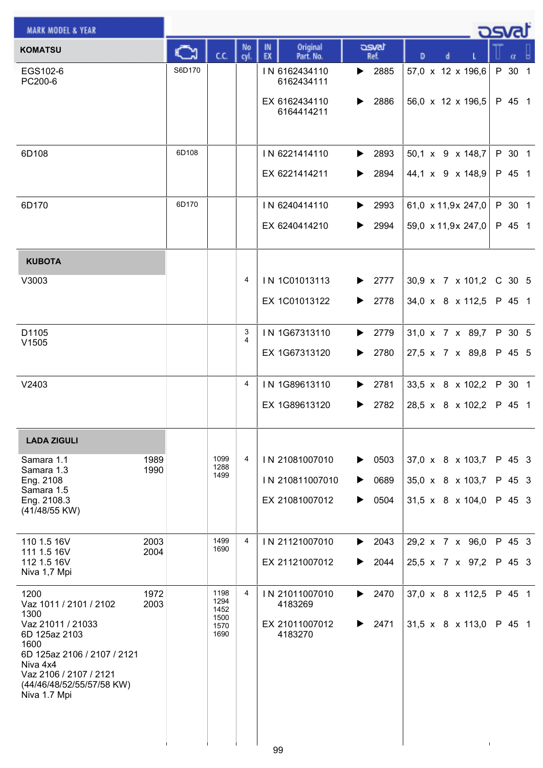| MARK MODEL & YEAR | Engine | C.C. | No cyl. | IN EX | Original Part. No. | osvat Ref. | D x d x L | T α |
|---|---|---|---|---|---|---|---|---|
| **KOMATSU** | | | | | | | | |
| EGS102-6<br>PC200-6 | S6D170 | | | IN<br>EX | 6162434110<br>6162434111<br>6162434110<br>6164414211 | ▶ 2885<br>▶ 2886 | 57,0 x 12 x 196,6<br>56,0 x 12 x 196,5 | P 30 1<br>P 45 1 |
| 6D108 | 6D108 | | | IN<br>EX | 6221414110<br>6221414211 | ▶ 2893<br>▶ 2894 | 50,1 x 9 x 148,7<br>44,1 x 9 x 148,9 | P 30 1<br>P 45 1 |
| 6D170 | 6D170 | | | IN<br>EX | 6240414110<br>6240414210 | ▶ 2993<br>▶ 2994 | 61,0 x 11,9x 247,0<br>59,0 x 11,9x 247,0 | P 30 1<br>P 45 1 |
| **KUBOTA** | | | | | | | | |
| V3003 | | | 4 | IN<br>EX | 1C01013113<br>1C01013122 | ▶ 2777<br>▶ 2778 | 30,9 x 7 x 101,2<br>34,0 x 8 x 112,5 | C 30 5<br>P 45 1 |
| D1105<br>V1505 | | | 3<br>4 | IN<br>EX | 1G67313110<br>1G67313120 | ▶ 2779<br>▶ 2780 | 31,0 x 7 x 89,7<br>27,5 x 7 x 89,8 | P 30 5<br>P 45 5 |
| V2403 | | | 4 | IN<br>EX | 1G89613110<br>1G89613120 | ▶ 2781<br>▶ 2782 | 33,5 x 8 x 102,2<br>28,5 x 8 x 102,2 | P 30 1<br>P 45 1 |
| **LADA ZIGULI** | | | | | | | | |
| Samara 1.1 1989<br>Samara 1.3 1990<br>Eng. 2108<br>Samara 1.5<br>Eng. 2108.3<br>(41/48/55 KW) | | 1099<br>1288<br>1499 | 4 | IN<br>IN<br>EX | 21081007010<br>210811007010<br>21081007012 | ▶ 0503<br>▶ 0689<br>▶ 0504 | 37,0 x 8 x 103,7<br>35,0 x 8 x 103,7<br>31,5 x 8 x 104,0 | P 45 3<br>P 45 3<br>P 45 3 |
| 110 1.5 16V 2003<br>111 1.5 16V 2004<br>112 1.5 16V<br>Niva 1,7 Mpi | | 1499<br>1690 | 4 | IN<br>EX | 21121007010<br>21121007012 | ▶ 2043<br>▶ 2044 | 29,2 x 7 x 96,0<br>25,5 x 7 x 97,2 | P 45 3<br>P 45 3 |
| 1200 1972<br>Vaz 1011 / 2101 / 2102 2003<br>1300<br>Vaz 21011 / 21033<br>6D 125az 2103<br>1600<br>6D 125az 2106 / 2107 / 2121<br>Niva 4x4<br>Vaz 2106 / 2107 / 2121<br>(44/46/48/52/55/57/58 KW)<br>Niva 1.7 Mpi | | 1198<br>1294<br>1452<br>1500<br>1570<br>1690 | 4 | IN<br>EX | 21011007010<br>4183269<br>21011007012<br>4183270 | ▶ 2470<br>▶ 2471 | 37,0 x 8 x 112,5<br>31,5 x 8 x 113,0 | P 45 1<br>P 45 1 |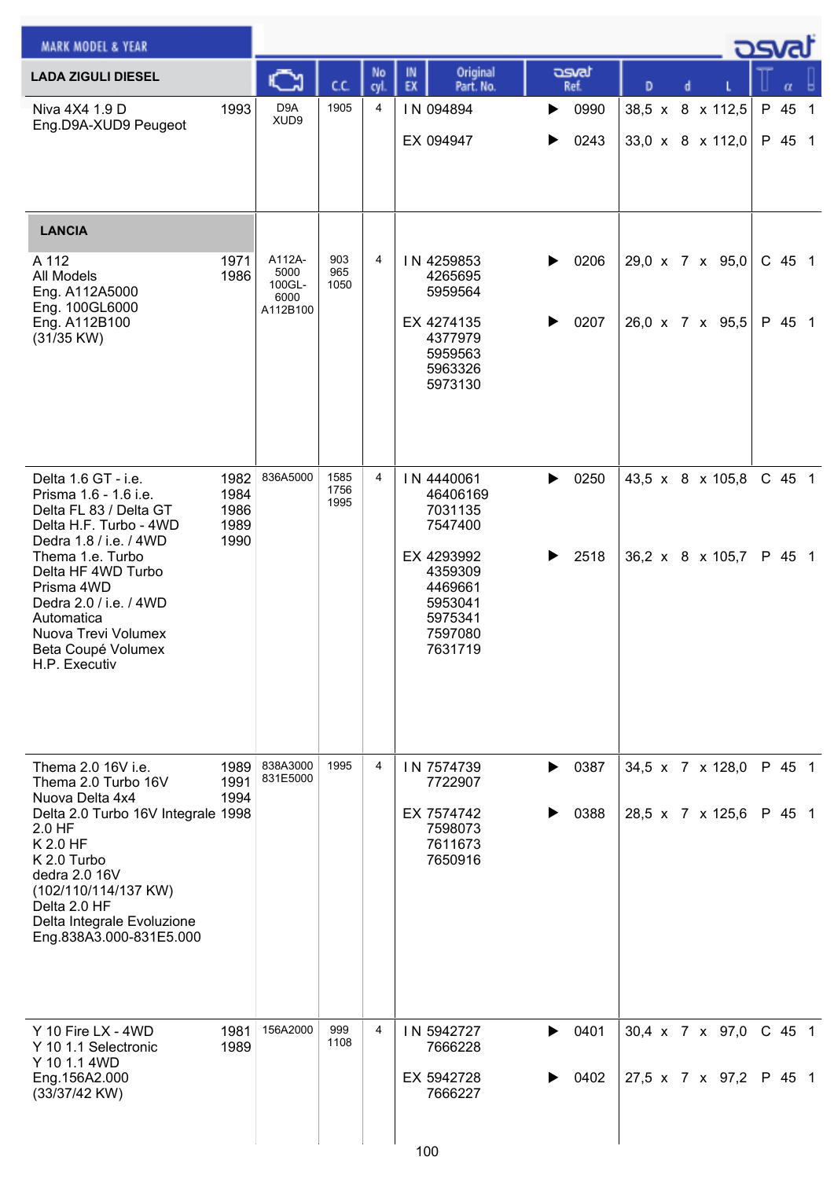| MARK MODEL & YEAR | | Engine | C.C. | No cyl. | IN EX | Original Part. No. | osvat Ref. | D x d x L | T α |
|---|---|---|---|---|---|---|---|---|---|
| **LADA ZIGULI DIESEL** | | | | | | | | | |
| Niva 4X4 1.9 D<br>Eng.D9A-XUD9 Peugeot | 1993 | D9A<br>XUD9 | 1905 | 4 | IN | 094894 | 0990 | 38,5 x 8 x 112,5 | P 45 1 |
| | | | | | EX | 094947 | 0243 | 33,0 x 8 x 112,0 | P 45 1 |
| **LANCIA** | | | | | | | | | |
| A 112<br>All Models<br>Eng. A112A5000<br>Eng. 100GL6000<br>Eng. A112B100<br>(31/35 KW) | 1971<br>1986 | A112A-5000<br>100GL-6000<br>A112B100 | 903<br>965<br>1050 | 4 | IN | 4259853<br>4265695<br>5959564 | 0206 | 29,0 x 7 x 95,0 | C 45 1 |
| | | | | | EX | 4274135<br>4377979<br>5959563<br>5963326<br>5973130 | 0207 | 26,0 x 7 x 95,5 | P 45 1 |
| Delta 1.6 GT - i.e.<br>Prisma 1.6 - 1.6 i.e.<br>Delta FL 83 / Delta GT<br>Delta H.F. Turbo - 4WD<br>Dedra 1.8 / i.e. / 4WD<br>Thema 1.e. Turbo<br>Delta HF 4WD Turbo<br>Prisma 4WD<br>Dedra 2.0 / i.e. / 4WD<br>Automatica<br>Nuova Trevi Volumex<br>Beta Coupé Volumex<br>H.P. Executiv | 1982<br>1984<br>1986<br>1989<br>1990 | 836A5000 | 1585<br>1756<br>1995 | 4 | IN | 4440061<br>46406169<br>7031135<br>7547400 | 0250 | 43,5 x 8 x 105,8 | C 45 1 |
| | | | | | EX | 4293992<br>4359309<br>4469661<br>5953041<br>5975341<br>7597080<br>7631719 | 2518 | 36,2 x 8 x 105,7 | P 45 1 |
| Thema 2.0 16V i.e.<br>Thema 2.0 Turbo 16V<br>Nuova Delta 4x4<br>Delta 2.0 Turbo 16V Integrale<br>2.0 HF<br>K 2.0 HF<br>K 2.0 Turbo<br>dedra 2.0 16V<br>(102/110/114/137 KW)<br>Delta 2.0 HF<br>Delta Integrale Evoluzione<br>Eng.838A3.000-831E5.000 | 1989<br>1991<br>1994<br>1998 | 838A3000<br>831E5000 | 1995 | 4 | IN | 7574739<br>7722907 | 0387 | 34,5 x 7 x 128,0 | P 45 1 |
| | | | | | EX | 7574742<br>7598073<br>7611673<br>7650916 | 0388 | 28,5 x 7 x 125,6 | P 45 1 |
| Y 10 Fire LX - 4WD<br>Y 10 1.1 Selectronic<br>Y 10 1.1 4WD<br>Eng.156A2.000<br>(33/37/42 KW) | 1981<br>1989 | 156A2000 | 999<br>1108 | 4 | IN | 5942727<br>7666228 | 0401 | 30,4 x 7 x 97,0 | C 45 1 |
| | | | | | EX | 5942728<br>7666227 | 0402 | 27,5 x 7 x 97,2 | P 45 1 |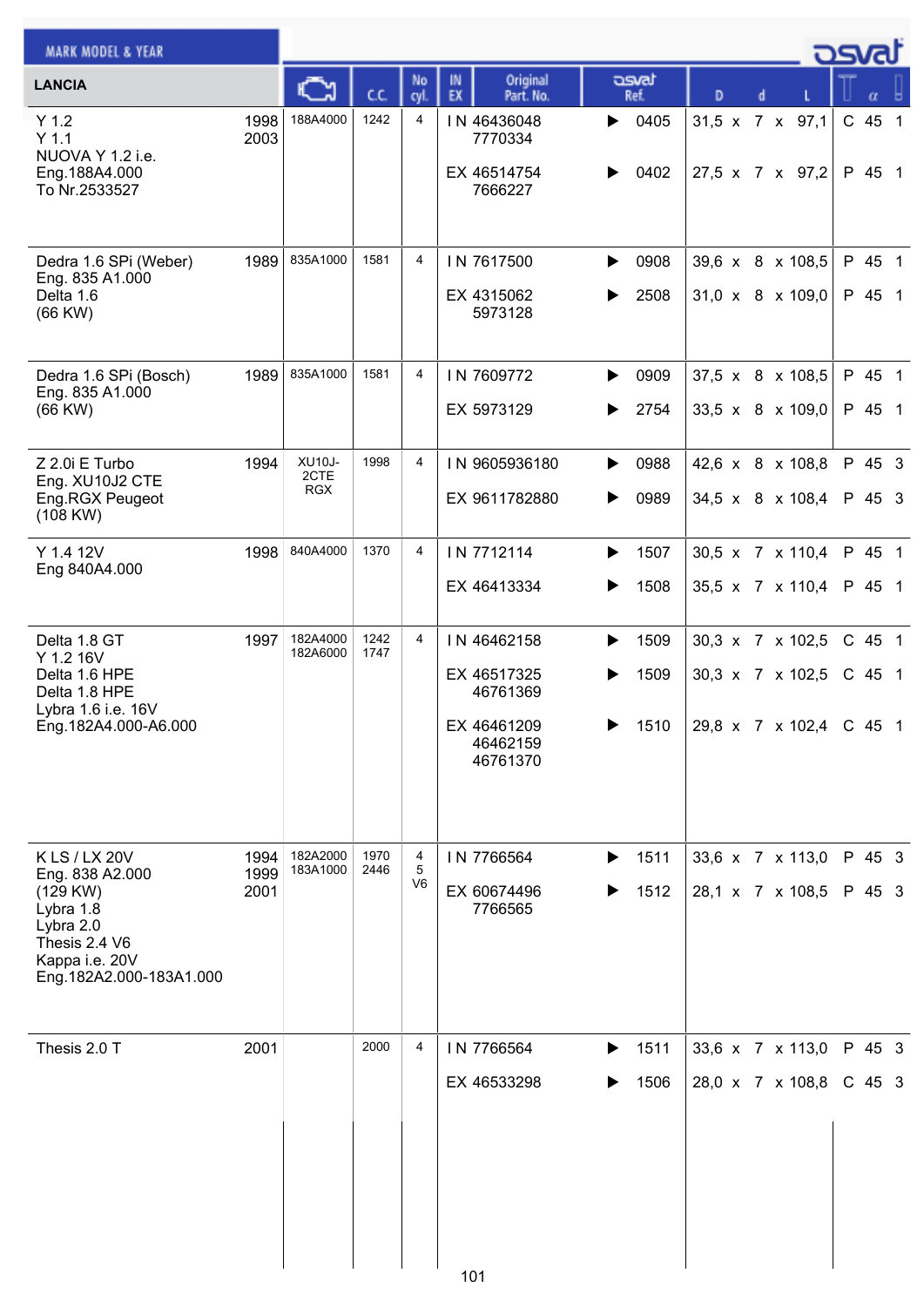| MARK MODEL & YEAR | | Engine | C.C. | No cyl. | IN EX | Original Part. No. | osvat Ref. | D x d x L | T α |
|---|---|---|---|---|---|---|---|---|---|
| **LANCIA** | | | | | | | | | |
| Y 1.2<br>Y 1.1<br>NUOVA Y 1.2 i.e.<br>Eng.188A4.000<br>To Nr.2533527 | 1998<br>2003 | 188A4000 | 1242 | 4 | IN<br><br>EX | 46436048<br>7770334<br>46514754<br>7666227 | 0405<br><br>0402 | 31,5 x 7 x 97,1<br><br>27,5 x 7 x 97,2 | C 45 1<br><br>P 45 1 |
| Dedra 1.6 SPi (Weber)<br>Eng. 835 A1.000<br>Delta 1.6<br>(66 KW) | 1989 | 835A1000 | 1581 | 4 | IN<br>EX | 7617500<br>4315062<br>5973128 | 0908<br>2508 | 39,6 x 8 x 108,5<br>31,0 x 8 x 109,0 | P 45 1<br>P 45 1 |
| Dedra 1.6 SPi (Bosch)<br>Eng. 835 A1.000<br>(66 KW) | 1989 | 835A1000 | 1581 | 4 | IN<br>EX | 7609772<br>5973129 | 0909<br>2754 | 37,5 x 8 x 108,5<br>33,5 x 8 x 109,0 | P 45 1<br>P 45 1 |
| Z 2.0i E Turbo<br>Eng. XU10J2 CTE<br>Eng.RGX Peugeot<br>(108 KW) | 1994 | XU10J-2CTE<br>RGX | 1998 | 4 | IN<br>EX | 9605936180<br>9611782880 | 0988<br>0989 | 42,6 x 8 x 108,8<br>34,5 x 8 x 108,4 | P 45 3<br>P 45 3 |
| Y 1.4 12V<br>Eng 840A4.000 | 1998 | 840A4000 | 1370 | 4 | IN<br>EX | 7712114<br>46413334 | 1507<br>1508 | 30,5 x 7 x 110,4<br>35,5 x 7 x 110,4 | P 45 1<br>P 45 1 |
| Delta 1.8 GT<br>Y 1.2 16V<br>Delta 1.6 HPE<br>Delta 1.8 HPE<br>Lybra 1.6 i.e. 16V<br>Eng.182A4.000-A6.000 | 1997 | 182A4000<br>182A6000 | 1242<br>1747 | 4 | IN<br>EX<br><br>EX | 46462158<br>46517325<br>46761369<br>46461209<br>46462159<br>46761370 | 1509<br>1509<br><br>1510 | 30,3 x 7 x 102,5<br>30,3 x 7 x 102,5<br><br>29,8 x 7 x 102,4 | C 45 1<br>C 45 1<br><br>C 45 1 |
| K LS / LX 20V<br>Eng. 838 A2.000<br>(129 KW)<br>Lybra 1.8<br>Lybra 2.0<br>Thesis 2.4 V6<br>Kappa i.e. 20V<br>Eng.182A2.000-183A1.000 | 1994<br>1999<br>2001 | 182A2000<br>183A1000 | 1970<br>2446 | 4<br>5<br>V6 | IN<br>EX | 7766564<br>60674496<br>7766565 | 1511<br>1512 | 33,6 x 7 x 113,0<br>28,1 x 7 x 108,5 | P 45 3<br>P 45 3 |
| Thesis 2.0 T | 2001 | | 2000 | 4 | IN<br>EX | 7766564<br>46533298 | 1511<br>1506 | 33,6 x 7 x 113,0<br>28,0 x 7 x 108,8 | P 45 3<br>C 45 3 |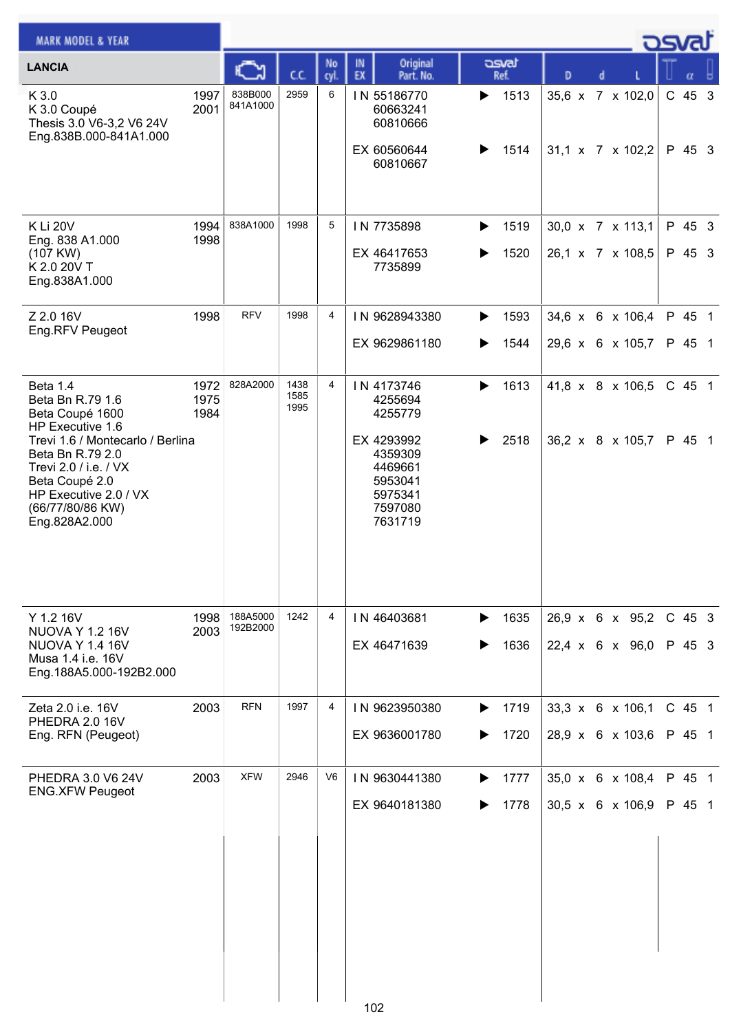| MARK MODEL & YEAR | | Engine | C.C. | No cyl. | IN EX | Original Part. No. | osvat Ref. | D x d x L | | α | |
|---|---|---|---|---|---|---|---|---|---|---|---|
| **LANCIA** | | | | | | | | | | | |
| K 3.0<br>K 3.0 Coupé<br>Thesis 3.0 V6-3,2 V6 24V<br>Eng.838B.000-841A1.000 | 1997<br>2001 | 838B000<br>841A1000 | 2959 | 6 | IN | 55186770<br>60663241<br>60810666 | ▶ 1513 | 35,6 x 7 x 102,0 | C | 45 | 3 |
| | | | | | EX | 60560644<br>60810667 | ▶ 1514 | 31,1 x 7 x 102,2 | P | 45 | 3 |
| K Li 20V<br>Eng. 838 A1.000<br>(107 KW)<br>K 2.0 20V T<br>Eng.838A1.000 | 1994<br>1998 | 838A1000 | 1998 | 5 | IN | 7735898 | ▶ 1519 | 30,0 x 7 x 113,1 | P | 45 | 3 |
| | | | | | EX | 46417653<br>7735899 | ▶ 1520 | 26,1 x 7 x 108,5 | P | 45 | 3 |
| Z 2.0 16V<br>Eng.RFV Peugeot | 1998 | RFV | 1998 | 4 | IN | 9628943380 | ▶ 1593 | 34,6 x 6 x 106,4 | P | 45 | 1 |
| | | | | | EX | 9629861180 | ▶ 1544 | 29,6 x 6 x 105,7 | P | 45 | 1 |
| Beta 1.4<br>Beta Bn R.79 1.6<br>Beta Coupé 1600<br>HP Executive 1.6<br>Trevi 1.6 / Montecarlo / Berlina<br>Beta Bn R.79 2.0<br>Trevi 2.0 / i.e. / VX<br>Beta Coupé 2.0<br>HP Executive 2.0 / VX<br>(66/77/80/86 KW)<br>Eng.828A2.000 | 1972<br>1975<br>1984 | 828A2000 | 1438<br>1585<br>1995 | 4 | IN | 4173746<br>4255694<br>4255779 | ▶ 1613 | 41,8 x 8 x 106,5 | C | 45 | 1 |
| | | | | | EX | 4293992<br>4359309<br>4469661<br>5953041<br>5975341<br>7597080<br>7631719 | ▶ 2518 | 36,2 x 8 x 105,7 | P | 45 | 1 |
| Y 1.2 16V<br>NUOVA Y 1.2 16V<br>NUOVA Y 1.4 16V<br>Musa 1.4 i.e. 16V<br>Eng.188A5.000-192B2.000 | 1998<br>2003 | 188A5000<br>192B2000 | 1242 | 4 | IN | 46403681 | ▶ 1635 | 26,9 x 6 x 95,2 | C | 45 | 3 |
| | | | | | EX | 46471639 | ▶ 1636 | 22,4 x 6 x 96,0 | P | 45 | 3 |
| Zeta 2.0 i.e. 16V<br>PHEDRA 2.0 16V<br>Eng. RFN (Peugeot) | 2003 | RFN | 1997 | 4 | IN | 9623950380 | ▶ 1719 | 33,3 x 6 x 106,1 | C | 45 | 1 |
| | | | | | EX | 9636001780 | ▶ 1720 | 28,9 x 6 x 103,6 | P | 45 | 1 |
| PHEDRA 3.0 V6 24V<br>ENG.XFW Peugeot | 2003 | XFW | 2946 | V6 | IN | 9630441380 | ▶ 1777 | 35,0 x 6 x 108,4 | P | 45 | 1 |
| | | | | | EX | 9640181380 | ▶ 1778 | 30,5 x 6 x 106,9 | P | 45 | 1 |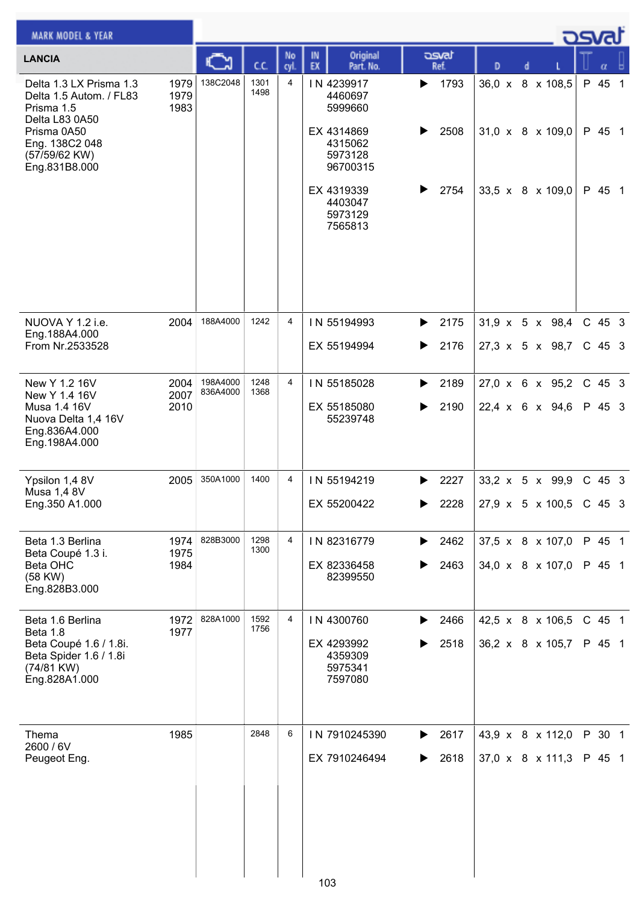MARK MODEL & YEAR

osvat

| LANCIA | | Engine | C.C. | No cyl. | IN EX | Original Part. No. | osvat Ref. | D x d x L | T | α | |
|---|---|---|---|---|---|---|---|---|---|---|---|
| Delta 1.3 LX Prisma 1.3<br>Delta 1.5 Autom. / FL83<br>Prisma 1.5<br>Delta L83 0A50<br>Prisma 0A50<br>Eng. 138C2 048<br>(57/59/62 KW)<br>Eng.831B8.000 | 1979<br>1979<br>1983 | 138C2048 | 1301<br>1498 | 4 | I N | 4239917<br>4460697<br>5999660 | ▶ 1793 | 36,0 x 8 x 108,5 | P | 45 | 1 |
| | | | | | EX | 4314869<br>4315062<br>5973128<br>96700315 | ▶ 2508 | 31,0 x 8 x 109,0 | P | 45 | 1 |
| | | | | | EX | 4319339<br>4403047<br>5973129<br>7565813 | ▶ 2754 | 33,5 x 8 x 109,0 | P | 45 | 1 |
| NUOVA Y 1.2 i.e.<br>Eng.188A4.000<br>From Nr.2533528 | 2004 | 188A4000 | 1242 | 4 | I N | 55194993 | ▶ 2175 | 31,9 x 5 x 98,4 | C | 45 | 3 |
| | | | | | EX | 55194994 | ▶ 2176 | 27,3 x 5 x 98,7 | C | 45 | 3 |
| New Y 1.2 16V<br>New Y 1.4 16V<br>Musa 1.4 16V<br>Nuova Delta 1,4 16V<br>Eng.836A4.000<br>Eng.198A4.000 | 2004<br>2007<br>2010 | 198A4000<br>836A4000 | 1248<br>1368 | 4 | I N | 55185028 | ▶ 2189 | 27,0 x 6 x 95,2 | C | 45 | 3 |
| | | | | | EX | 55185080<br>55239748 | ▶ 2190 | 22,4 x 6 x 94,6 | P | 45 | 3 |
| Ypsilon 1,4 8V<br>Musa 1,4 8V<br>Eng.350 A1.000 | 2005 | 350A1000 | 1400 | 4 | I N | 55194219 | ▶ 2227 | 33,2 x 5 x 99,9 | C | 45 | 3 |
| | | | | | EX | 55200422 | ▶ 2228 | 27,9 x 5 x 100,5 | C | 45 | 3 |
| Beta 1.3 Berlina<br>Beta Coupé 1.3 i.<br>Beta OHC<br>(58 KW)<br>Eng.828B3.000 | 1974<br>1975<br>1984 | 828B3000 | 1298<br>1300 | 4 | I N | 82316779 | ▶ 2462 | 37,5 x 8 x 107,0 | P | 45 | 1 |
| | | | | | EX | 82336458<br>82399550 | ▶ 2463 | 34,0 x 8 x 107,0 | P | 45 | 1 |
| Beta 1.6 Berlina<br>Beta 1.8<br>Beta Coupé 1.6 / 1.8i.<br>Beta Spider 1.6 / 1.8i<br>(74/81 KW)<br>Eng.828A1.000 | 1972<br>1977 | 828A1000 | 1592<br>1756 | 4 | I N | 4300760 | ▶ 2466 | 42,5 x 8 x 106,5 | C | 45 | 1 |
| | | | | | EX | 4293992<br>4359309<br>5975341<br>7597080 | ▶ 2518 | 36,2 x 8 x 105,7 | P | 45 | 1 |
| Thema<br>2600 / 6V<br>Peugeot Eng. | 1985 | | 2848 | 6 | I N | 7910245390 | ▶ 2617 | 43,9 x 8 x 112,0 | P | 30 | 1 |
| | | | | | EX | 7910246494 | ▶ 2618 | 37,0 x 8 x 111,3 | P | 45 | 1 |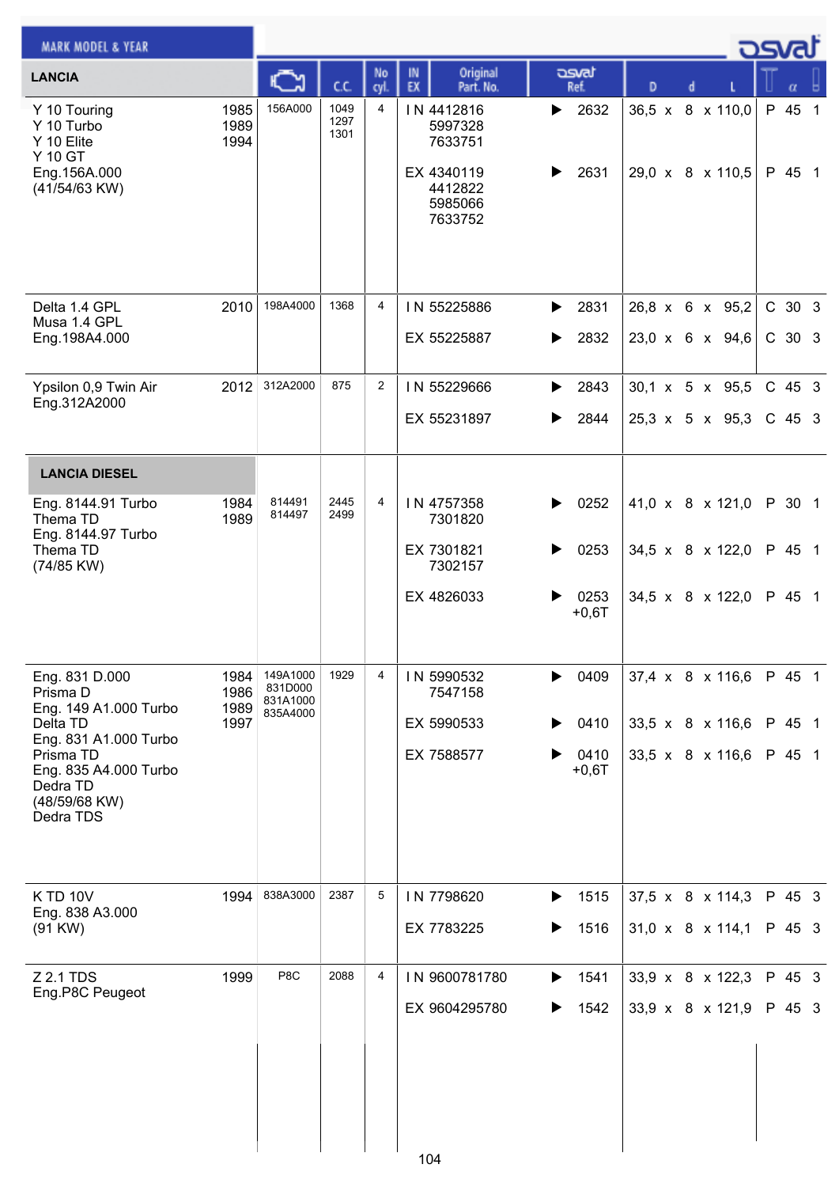| LANCIA | | Engine | C.C. | No cyl. | IN EX | Original Part. No. | osvat Ref. | D x d x L | T | α | |
|---|---|---|---|---|---|---|---|---|---|---|---|
| Y 10 Touring<br>Y 10 Turbo<br>Y 10 Elite<br>Y 10 GT<br>Eng.156A.000<br>(41/54/63 KW) | 1985<br>1989<br>1994 | 156A000 | 1049<br>1297<br>1301 | 4 | IN | 4412816<br>5997328<br>7633751 | ▶ 2632 | 36,5 x 8 x 110,0 | P | 45 | 1 |
| | | | | | EX | 4340119<br>4412822<br>5985066<br>7633752 | ▶ 2631 | 29,0 x 8 x 110,5 | P | 45 | 1 |
| Delta 1.4 GPL<br>Musa 1.4 GPL<br>Eng.198A4.000 | 2010 | 198A4000 | 1368 | 4 | IN | 55225886 | ▶ 2831 | 26,8 x 6 x 95,2 | C | 30 | 3 |
| | | | | | EX | 55225887 | ▶ 2832 | 23,0 x 6 x 94,6 | C | 30 | 3 |
| Ypsilon 0,9 Twin Air<br>Eng.312A2000 | 2012 | 312A2000 | 875 | 2 | IN | 55229666 | ▶ 2843 | 30,1 x 5 x 95,5 | C | 45 | 3 |
| | | | | | EX | 55231897 | ▶ 2844 | 25,3 x 5 x 95,3 | C | 45 | 3 |
| **LANCIA DIESEL** | | | | | | | | | | | |
| Eng. 8144.91 Turbo<br>Thema TD<br>Eng. 8144.97 Turbo<br>Thema TD<br>(74/85 KW) | 1984<br>1989 | 814491<br>814497 | 2445<br>2499 | 4 | IN | 4757358<br>7301820 | ▶ 0252 | 41,0 x 8 x 121,0 | P | 30 | 1 |
| | | | | | EX | 7301821<br>7302157 | ▶ 0253 | 34,5 x 8 x 122,0 | P | 45 | 1 |
| | | | | | EX | 4826033 | ▶ 0253 +0,6T | 34,5 x 8 x 122,0 | P | 45 | 1 |
| Eng. 831 D.000<br>Prisma D<br>Eng. 149 A1.000 Turbo<br>Delta TD<br>Eng. 831 A1.000 Turbo<br>Prisma TD<br>Eng. 835 A4.000 Turbo<br>Dedra TD<br>(48/59/68 KW)<br>Dedra TDS | 1984<br>1986<br>1989<br>1997 | 149A1000<br>831D000<br>831A1000<br>835A4000 | 1929 | 4 | IN | 5990532<br>7547158 | ▶ 0409 | 37,4 x 8 x 116,6 | P | 45 | 1 |
| | | | | | EX | 5990533 | ▶ 0410 | 33,5 x 8 x 116,6 | P | 45 | 1 |
| | | | | | EX | 7588577 | ▶ 0410 +0,6T | 33,5 x 8 x 116,6 | P | 45 | 1 |
| K TD 10V<br>Eng. 838 A3.000<br>(91 KW) | 1994 | 838A3000 | 2387 | 5 | IN | 7798620 | ▶ 1515 | 37,5 x 8 x 114,3 | P | 45 | 3 |
| | | | | | EX | 7783225 | ▶ 1516 | 31,0 x 8 x 114,1 | P | 45 | 3 |
| Z 2.1 TDS<br>Eng.P8C Peugeot | 1999 | P8C | 2088 | 4 | IN | 9600781780 | ▶ 1541 | 33,9 x 8 x 122,3 | P | 45 | 3 |
| | | | | | EX | 9604295780 | ▶ 1542 | 33,9 x 8 x 121,9 | P | 45 | 3 |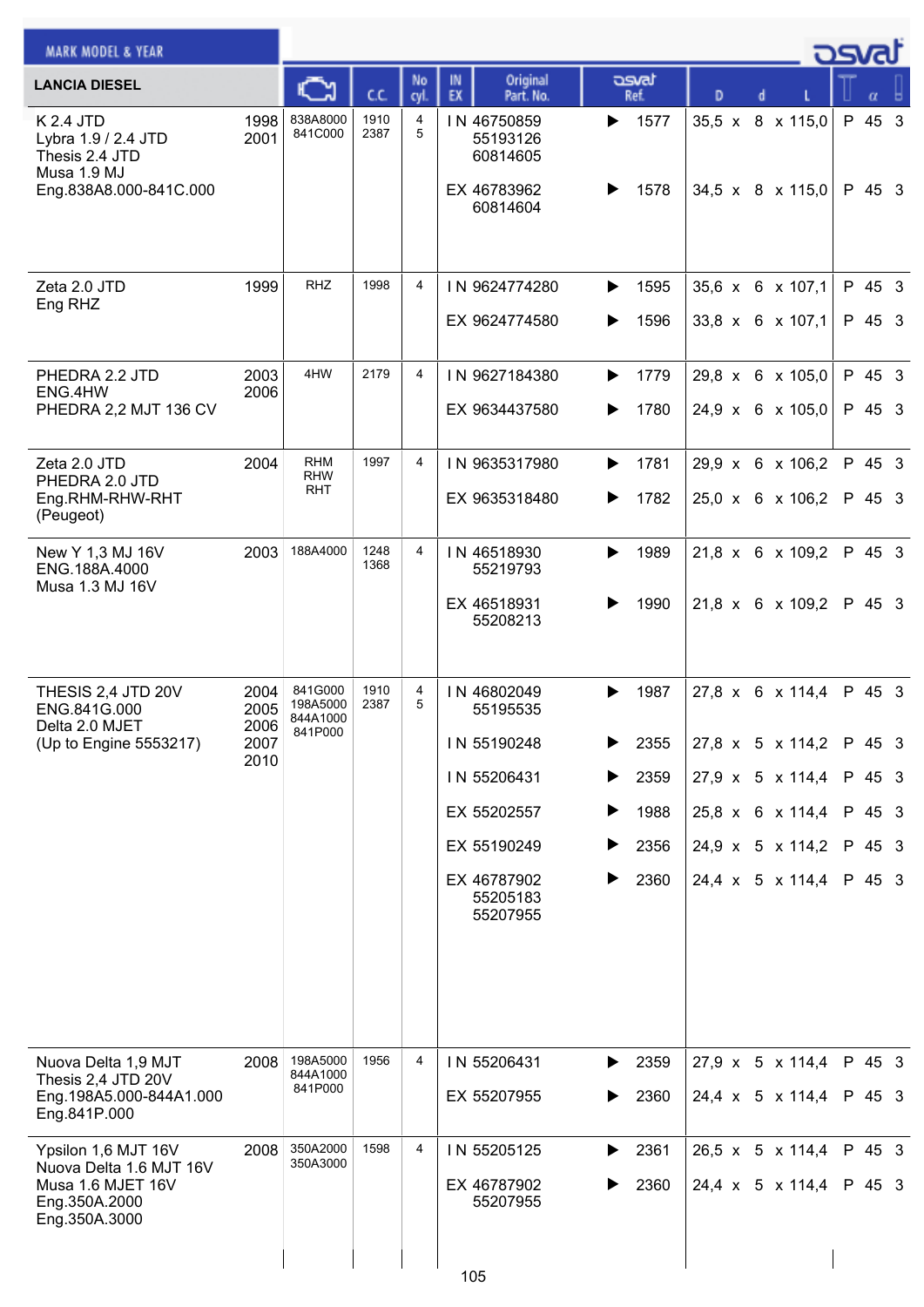| MARK MODEL & YEAR | | Engine | C.C. | No cyl. | IN EX | Original Part. No. | osvat Ref. | D x d x L | T α |
|---|---|---|---|---|---|---|---|---|---|
| **LANCIA DIESEL** | | | | | | | | | |
| K 2.4 JTD<br>Lybra 1.9 / 2.4 JTD<br>Thesis 2.4 JTD<br>Musa 1.9 MJ<br>Eng.838A8.000-841C.000 | 1998<br>2001 | 838A8000<br>841C000 | 1910<br>2387 | 4<br>5 | IN | 46750859<br>55193126<br>60814605 | 1577 | 35,5 x 8 x 115,0 | P 45 3 |
| | | | | | EX | 46783962<br>60814604 | 1578 | 34,5 x 8 x 115,0 | P 45 3 |
| Zeta 2.0 JTD<br>Eng RHZ | 1999 | RHZ | 1998 | 4 | IN | 9624774280 | 1595 | 35,6 x 6 x 107,1 | P 45 3 |
| | | | | | EX | 9624774580 | 1596 | 33,8 x 6 x 107,1 | P 45 3 |
| PHEDRA 2.2 JTD<br>ENG.4HW<br>PHEDRA 2,2 MJT 136 CV | 2003<br>2006 | 4HW | 2179 | 4 | IN | 9627184380 | 1779 | 29,8 x 6 x 105,0 | P 45 3 |
| | | | | | EX | 9634437580 | 1780 | 24,9 x 6 x 105,0 | P 45 3 |
| Zeta 2.0 JTD<br>PHEDRA 2.0 JTD<br>Eng.RHM-RHW-RHT<br>(Peugeot) | 2004 | RHM<br>RHW<br>RHT | 1997 | 4 | IN | 9635317980 | 1781 | 29,9 x 6 x 106,2 | P 45 3 |
| | | | | | EX | 9635318480 | 1782 | 25,0 x 6 x 106,2 | P 45 3 |
| New Y 1,3 MJ 16V<br>ENG.188A.4000<br>Musa 1.3 MJ 16V | 2003 | 188A4000 | 1248<br>1368 | 4 | IN | 46518930<br>55219793 | 1989 | 21,8 x 6 x 109,2 | P 45 3 |
| | | | | | EX | 46518931<br>55208213 | 1990 | 21,8 x 6 x 109,2 | P 45 3 |
| THESIS 2,4 JTD 20V<br>ENG.841G.000<br>Delta 2.0 MJET<br>(Up to Engine 5553217) | 2004<br>2005<br>2006<br>2007<br>2010 | 841G000<br>198A5000<br>844A1000<br>841P000 | 1910<br>2387 | 4<br>5 | IN | 46802049<br>55195535 | 1987 | 27,8 x 6 x 114,4 | P 45 3 |
| | | | | | IN | 55190248 | 2355 | 27,8 x 5 x 114,2 | P 45 3 |
| | | | | | IN | 55206431 | 2359 | 27,9 x 5 x 114,4 | P 45 3 |
| | | | | | EX | 55202557 | 1988 | 25,8 x 6 x 114,4 | P 45 3 |
| | | | | | EX | 55190249 | 2356 | 24,9 x 5 x 114,2 | P 45 3 |
| | | | | | EX | 46787902<br>55205183<br>55207955 | 2360 | 24,4 x 5 x 114,4 | P 45 3 |
| Nuova Delta 1,9 MJT<br>Thesis 2,4 JTD 20V<br>Eng.198A5.000-844A1.000<br>Eng.841P.000 | 2008 | 198A5000<br>844A1000<br>841P000 | 1956 | 4 | IN | 55206431 | 2359 | 27,9 x 5 x 114,4 | P 45 3 |
| | | | | | EX | 55207955 | 2360 | 24,4 x 5 x 114,4 | P 45 3 |
| Ypsilon 1,6 MJT 16V<br>Nuova Delta 1.6 MJT 16V<br>Musa 1.6 MJET 16V<br>Eng.350A.2000<br>Eng.350A.3000 | 2008 | 350A2000<br>350A3000 | 1598 | 4 | IN | 55205125 | 2361 | 26,5 x 5 x 114,4 | P 45 3 |
| | | | | | EX | 46787902<br>55207955 | 2360 | 24,4 x 5 x 114,4 | P 45 3 |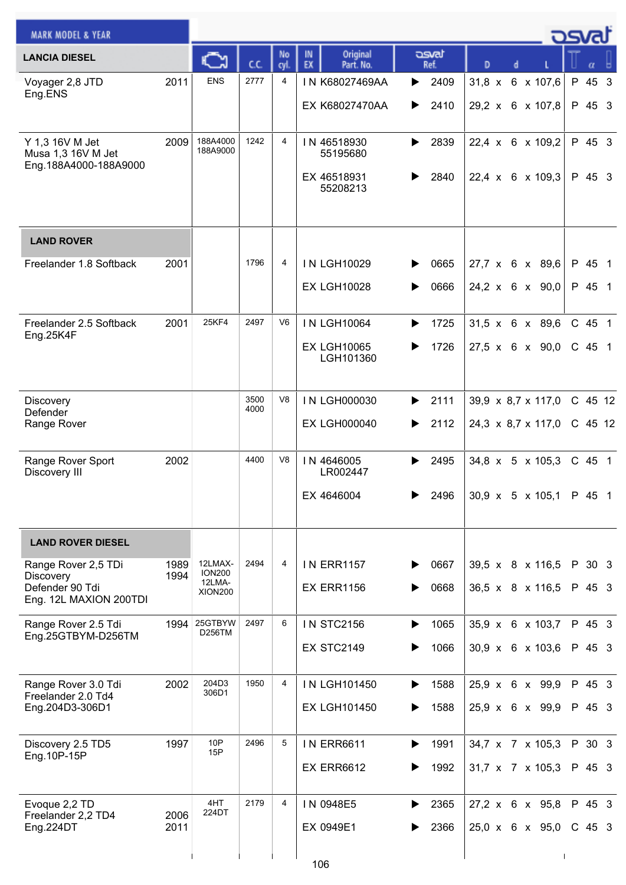| MARK MODEL & YEAR | | Engine | C.C. | No cyl. | IN EX | Original Part. No. | osvat Ref. | D x d x L | Seat | α | |
|---|---|---|---|---|---|---|---|---|---|---|---|
| **LANCIA DIESEL** | | | | | | | | | | | |
| Voyager 2,8 JTD Eng.ENS | 2011 | ENS | 2777 | 4 | IN | K68027469AA | 2409 | 31,8 x 6 x 107,6 | P | 45 | 3 |
| | | | | | EX | K68027470AA | 2410 | 29,2 x 6 x 107,8 | P | 45 | 3 |
| Y 1,3 16V M Jet Musa 1,3 16V M Jet Eng.188A4000-188A9000 | 2009 | 188A4000 188A9000 | 1242 | 4 | IN | 46518930 55195680 | 2839 | 22,4 x 6 x 109,2 | P | 45 | 3 |
| | | | | | EX | 46518931 55208213 | 2840 | 22,4 x 6 x 109,3 | P | 45 | 3 |
| **LAND ROVER** | | | | | | | | | | | |
| Freelander 1.8 Softback | 2001 | | 1796 | 4 | IN | LGH10029 | 0665 | 27,7 x 6 x 89,6 | P | 45 | 1 |
| | | | | | EX | LGH10028 | 0666 | 24,2 x 6 x 90,0 | P | 45 | 1 |
| Freelander 2.5 Softback Eng.25K4F | 2001 | 25KF4 | 2497 | V6 | IN | LGH10064 | 1725 | 31,5 x 6 x 89,6 | C | 45 | 1 |
| | | | | | EX | LGH10065 LGH101360 | 1726 | 27,5 x 6 x 90,0 | C | 45 | 1 |
| Discovery Defender Range Rover | | | 3500 4000 | V8 | IN | LGH000030 | 2111 | 39,9 x 8,7 x 117,0 | C | 45 | 12 |
| | | | | | EX | LGH000040 | 2112 | 24,3 x 8,7 x 117,0 | C | 45 | 12 |
| Range Rover Sport Discovery III | 2002 | | 4400 | V8 | IN | 4646005 LR002447 | 2495 | 34,8 x 5 x 105,3 | C | 45 | 1 |
| | | | | | EX | 4646004 | 2496 | 30,9 x 5 x 105,1 | P | 45 | 1 |
| **LAND ROVER DIESEL** | | | | | | | | | | | |
| Range Rover 2,5 TDi Discovery Defender 90 Tdi Eng. 12L MAXION 200TDI | 1989 1994 | 12LMAX-ION200 12LMA-XION200 | 2494 | 4 | IN | ERR1157 | 0667 | 39,5 x 8 x 116,5 | P | 30 | 3 |
| | | | | | EX | ERR1156 | 0668 | 36,5 x 8 x 116,5 | P | 45 | 3 |
| Range Rover 2.5 Tdi Eng.25GTBYM-D256TM | 1994 | 25GTBYW D256TM | 2497 | 6 | IN | STC2156 | 1065 | 35,9 x 6 x 103,7 | P | 45 | 3 |
| | | | | | EX | STC2149 | 1066 | 30,9 x 6 x 103,6 | P | 45 | 3 |
| Range Rover 3.0 Tdi Freelander 2.0 Td4 Eng.204D3-306D1 | 2002 | 204D3 306D1 | 1950 | 4 | IN | LGH101450 | 1588 | 25,9 x 6 x 99,9 | P | 45 | 3 |
| | | | | | EX | LGH101450 | 1588 | 25,9 x 6 x 99,9 | P | 45 | 3 |
| Discovery 2.5 TD5 Eng.10P-15P | 1997 | 10P 15P | 2496 | 5 | IN | ERR6611 | 1991 | 34,7 x 7 x 105,3 | P | 30 | 3 |
| | | | | | EX | ERR6612 | 1992 | 31,7 x 7 x 105,3 | P | 45 | 3 |
| Evoque 2,2 TD Freelander 2,2 TD4 Eng.224DT | 2006 2011 | 4HT 224DT | 2179 | 4 | IN | 0948E5 | 2365 | 27,2 x 6 x 95,8 | P | 45 | 3 |
| | | | | | EX | 0949E1 | 2366 | 25,0 x 6 x 95,0 | C | 45 | 3 |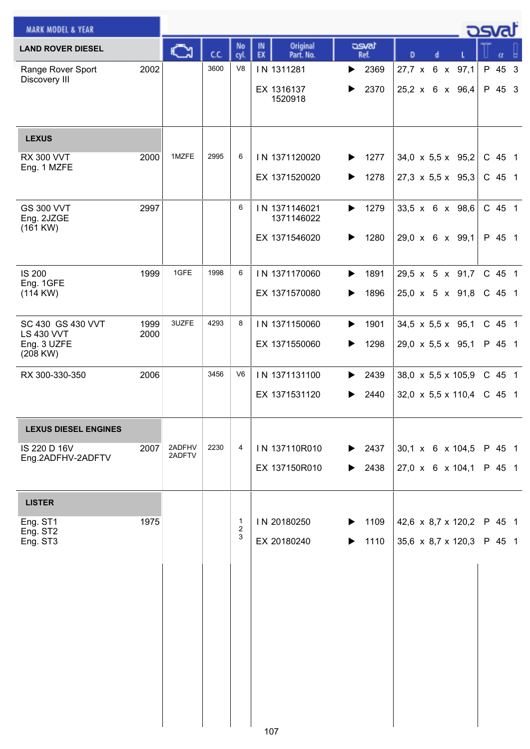| MARK MODEL & YEAR | | Engine | C.C. | No cyl. | IN EX | Original Part. No. | osvat Ref. | D x d x L | T α |
|---|---|---|---|---|---|---|---|---|---|
| **LAND ROVER DIESEL** | | | | | | | | | |
| Range Rover Sport Discovery III | 2002 | | 3600 | V8 | IN | 1311281 | 2369 | 27,7 x 6 x 97,1 | P 45 3 |
| | | | | | EX | 1316137 1520918 | 2370 | 25,2 x 6 x 96,4 | P 45 3 |
| **LEXUS** | | | | | | | | | |
| RX 300 VVT Eng. 1 MZFE | 2000 | 1MZFE | 2995 | 6 | IN | 1371120020 | 1277 | 34,0 x 5,5 x 95,2 | C 45 1 |
| | | | | | EX | 1371520020 | 1278 | 27,3 x 5,5 x 95,3 | C 45 1 |
| GS 300 VVT Eng. 2JZGE (161 KW) | 2997 | | | 6 | IN | 1371146021 1371146022 | 1279 | 33,5 x 6 x 98,6 | C 45 1 |
| | | | | | EX | 1371546020 | 1280 | 29,0 x 6 x 99,1 | P 45 1 |
| IS 200 Eng. 1GFE (114 KW) | 1999 | 1GFE | 1998 | 6 | IN | 1371170060 | 1891 | 29,5 x 5 x 91,7 | C 45 1 |
| | | | | | EX | 1371570080 | 1896 | 25,0 x 5 x 91,8 | C 45 1 |
| SC 430 GS 430 VVT LS 430 VVT Eng. 3 UZFE (208 KW) | 1999 2000 | 3UZFE | 4293 | 8 | IN | 1371150060 | 1901 | 34,5 x 5,5 x 95,1 | C 45 1 |
| | | | | | EX | 1371550060 | 1298 | 29,0 x 5,5 x 95,1 | P 45 1 |
| RX 300-330-350 | 2006 | | 3456 | V6 | IN | 1371131100 | 2439 | 38,0 x 5,5 x 105,9 | C 45 1 |
| | | | | | EX | 1371531120 | 2440 | 32,0 x 5,5 x 110,4 | C 45 1 |
| **LEXUS DIESEL ENGINES** | | | | | | | | | |
| IS 220 D 16V Eng.2ADFHV-2ADFTV | 2007 | 2ADFHV 2ADFTV | 2230 | 4 | IN | 137110R010 | 2437 | 30,1 x 6 x 104,5 | P 45 1 |
| | | | | | EX | 137150R010 | 2438 | 27,0 x 6 x 104,1 | P 45 1 |
| **LISTER** | | | | | | | | | |
| Eng. ST1 Eng. ST2 Eng. ST3 | 1975 | | | 1 2 3 | IN | 20180250 | 1109 | 42,6 x 8,7 x 120,2 | P 45 1 |
| | | | | | EX | 20180240 | 1110 | 35,6 x 8,7 x 120,3 | P 45 1 |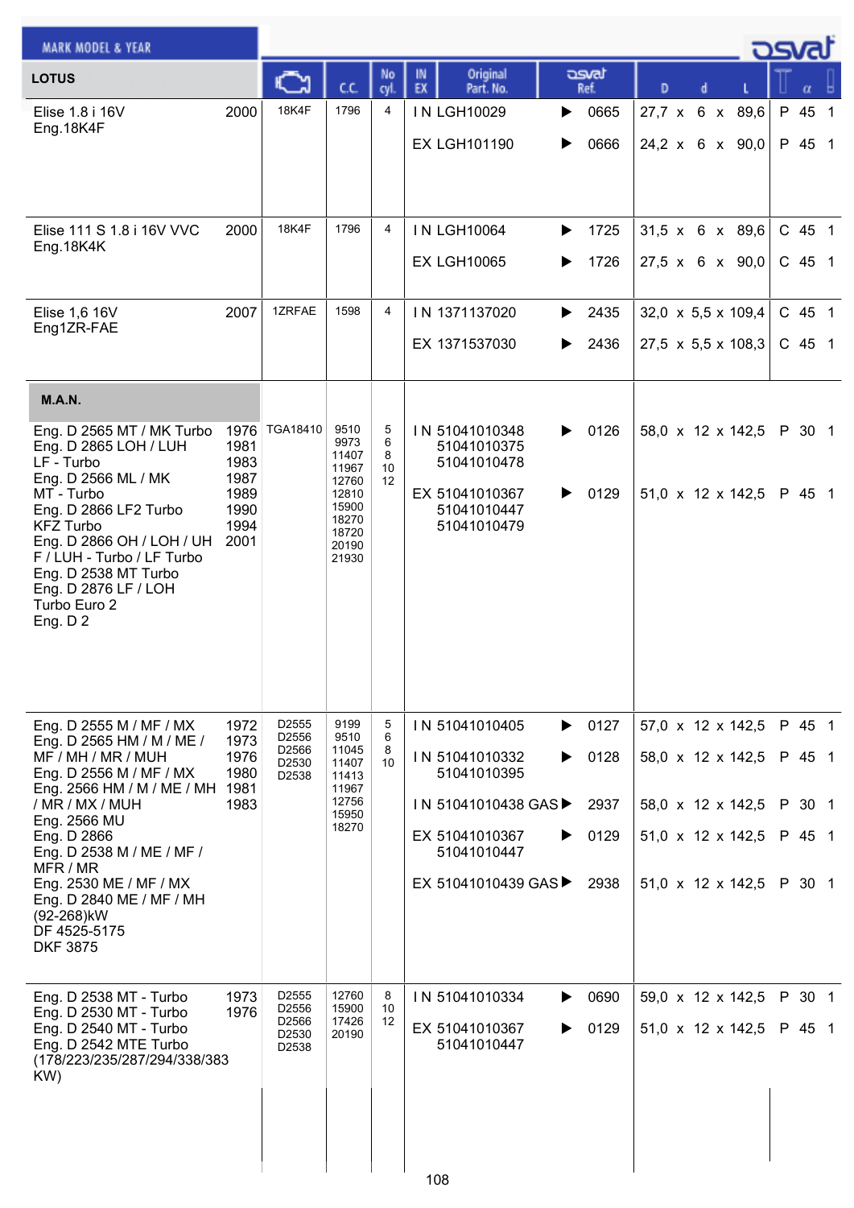| MARK MODEL & YEAR | | Engine | C.C. | No cyl. | IN EX | Original Part. No. | osvat Ref. | D x d x L | | α | |
|---|---|---|---|---|---|---|---|---|---|---|---|
| **LOTUS** | | | | | | | | | | | |
| Elise 1.8 i 16V Eng.18K4F | 2000 | 18K4F | 1796 | 4 | IN | LGH10029 | 0665 | 27,7 x 6 x 89,6 | P | 45 | 1 |
| | | | | | EX | LGH101190 | 0666 | 24,2 x 6 x 90,0 | P | 45 | 1 |
| Elise 111 S 1.8 i 16V VVC Eng.18K4K | 2000 | 18K4F | 1796 | 4 | IN | LGH10064 | 1725 | 31,5 x 6 x 89,6 | C | 45 | 1 |
| | | | | | EX | LGH10065 | 1726 | 27,5 x 6 x 90,0 | C | 45 | 1 |
| Elise 1,6 16V Eng1ZR-FAE | 2007 | 1ZRFAE | 1598 | 4 | IN | 1371137020 | 2435 | 32,0 x 5,5 x 109,4 | C | 45 | 1 |
| | | | | | EX | 1371537030 | 2436 | 27,5 x 5,5 x 108,3 | C | 45 | 1 |
| **M.A.N.** | | | | | | | | | | | |
| Eng. D 2565 MT / MK Turbo<br>Eng. D 2865 LOH / LUH<br>LF - Turbo<br>Eng. D 2566 ML / MK<br>MT - Turbo<br>Eng. D 2866 LF2 Turbo<br>KFZ Turbo<br>Eng. D 2866 OH / LOH / UH<br>F / LUH - Turbo / LF Turbo<br>Eng. D 2538 MT Turbo<br>Eng. D 2876 LF / LOH<br>Turbo Euro 2<br>Eng. D 2 | 1976<br>1981<br>1983<br>1987<br>1989<br>1990<br>1994<br>2001 | TGA18410 | 9510<br>9973<br>11407<br>11967<br>12760<br>12810<br>15900<br>18270<br>18720<br>20190<br>21930 | 5<br>6<br>8<br>10<br>12 | IN | 51041010348<br>51041010375<br>51041010478 | 0126 | 58,0 x 12 x 142,5 | P | 30 | 1 |
| | | | | | EX | 51041010367<br>51041010447<br>51041010479 | 0129 | 51,0 x 12 x 142,5 | P | 45 | 1 |
| Eng. D 2555 M / MF / MX<br>Eng. D 2565 HM / M / ME / MF / MH / MR / MUH<br>Eng. D 2556 M / MF / MX<br>Eng. 2566 HM / M / ME / MH / MR / MX / MUH<br>Eng. 2566 MU<br>Eng. D 2866<br>Eng. D 2538 M / ME / MF / MFR / MR<br>Eng. 2530 ME / MF / MX<br>Eng. D 2840 ME / MF / MH (92-268)kW<br>DF 4525-5175<br>DKF 3875 | 1972<br>1973<br>1976<br>1980<br>1981<br>1983 | D2555<br>D2556<br>D2566<br>D2530<br>D2538 | 9199<br>9510<br>11045<br>11407<br>11413<br>11967<br>12756<br>15950<br>18270 | 5<br>6<br>8<br>10 | IN | 51041010405 | 0127 | 57,0 x 12 x 142,5 | P | 45 | 1 |
| | | | | | IN | 51041010332<br>51041010395 | 0128 | 58,0 x 12 x 142,5 | P | 45 | 1 |
| | | | | | IN | 51041010438 GAS | 2937 | 58,0 x 12 x 142,5 | P | 30 | 1 |
| | | | | | EX | 51041010367<br>51041010447 | 0129 | 51,0 x 12 x 142,5 | P | 45 | 1 |
| | | | | | EX | 51041010439 GAS | 2938 | 51,0 x 12 x 142,5 | P | 30 | 1 |
| Eng. D 2538 MT - Turbo<br>Eng. D 2530 MT - Turbo<br>Eng. D 2540 MT - Turbo<br>Eng. D 2542 MTE Turbo<br>(178/223/235/287/294/338/383 KW) | 1973<br>1976 | D2555<br>D2556<br>D2566<br>D2530<br>D2538 | 12760<br>15900<br>17426<br>20190 | 8<br>10<br>12 | IN | 51041010334 | 0690 | 59,0 x 12 x 142,5 | P | 30 | 1 |
| | | | | | EX | 51041010367<br>51041010447 | 0129 | 51,0 x 12 x 142,5 | P | 45 | 1 |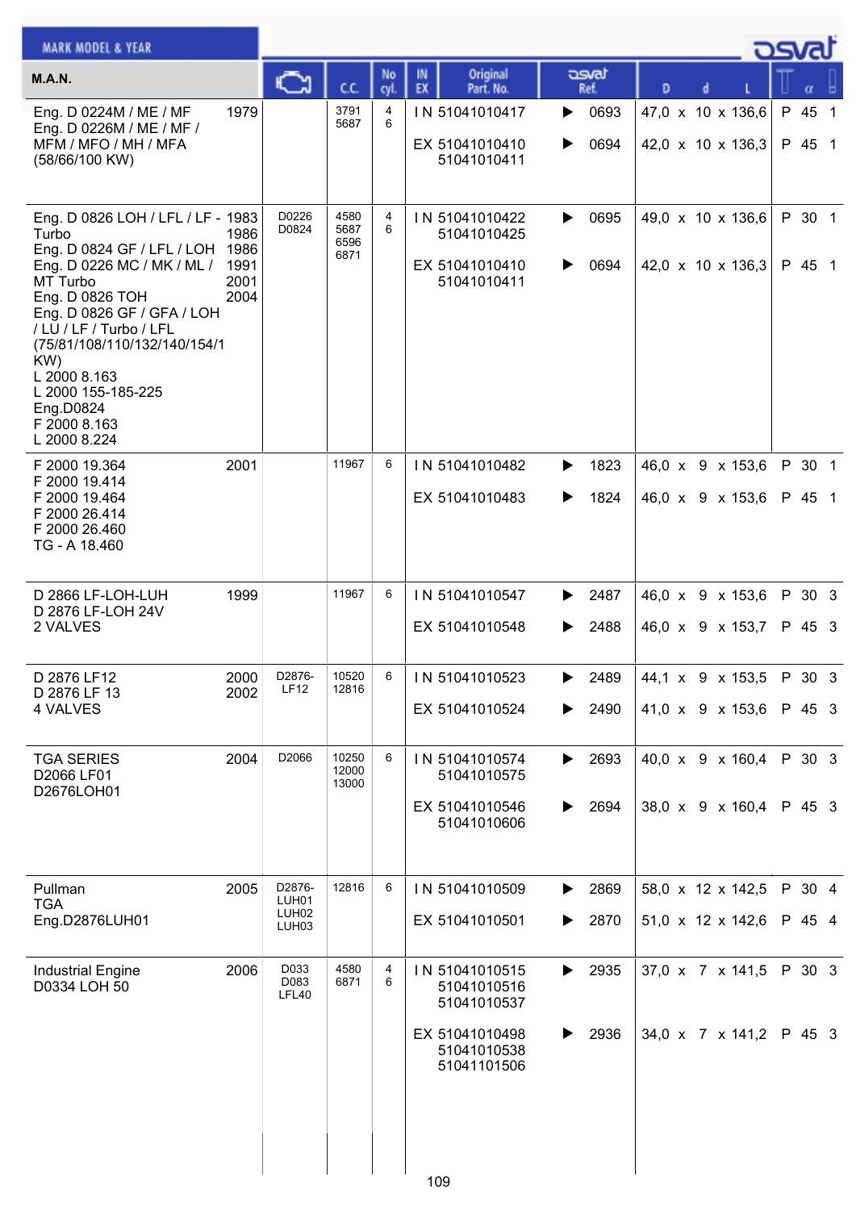| M.A.N. | | Engine | C.C. | No cyl. | IN EX | Original Part. No. | osvat Ref. | D x d x L | α | |
|---|---|---|---|---|---|---|---|---|---|---|
| Eng. D 0224M / ME / MF<br>Eng. D 0226M / ME / MF / MFM / MFO / MH / MFA<br>(58/66/100 KW) | 1979 | | 3791<br>5687 | 4<br>6 | IN | 51041010417 | 0693 | 47,0 x 10 x 136,6 | P 45 | 1 |
| | | | | | EX | 51041010410<br>51041010411 | 0694 | 42,0 x 10 x 136,3 | P 45 | 1 |
| Eng. D 0826 LOH / LFL / LF - Turbo<br>Eng. D 0824 GF / LFL / LOH<br>Eng. D 0226 MC / MK / ML / MT Turbo<br>Eng. D 0826 TOH<br>Eng. D 0826 GF / GFA / LOH / LU / LF / Turbo / LFL<br>(75/81/108/110/132/140/154/1 KW)<br>L 2000 8.163<br>L 2000 155-185-225<br>Eng.D0824<br>F 2000 8.163<br>L 2000 8.224 | 1983<br>1986<br>1986<br>1991<br>2001<br>2004 | D0226<br>D0824 | 4580<br>5687<br>6596<br>6871 | 4<br>6 | IN | 51041010422<br>51041010425 | 0695 | 49,0 x 10 x 136,6 | P 30 | 1 |
| | | | | | EX | 51041010410<br>51041010411 | 0694 | 42,0 x 10 x 136,3 | P 45 | 1 |
| F 2000 19.364<br>F 2000 19.414<br>F 2000 19.464<br>F 2000 26.414<br>F 2000 26.460<br>TG - A 18.460 | 2001 | | 11967 | 6 | IN | 51041010482 | 1823 | 46,0 x 9 x 153,6 | P 30 | 1 |
| | | | | | EX | 51041010483 | 1824 | 46,0 x 9 x 153,6 | P 45 | 1 |
| D 2866 LF-LOH-LUH<br>D 2876 LF-LOH 24V<br>2 VALVES | 1999 | | 11967 | 6 | IN | 51041010547 | 2487 | 46,0 x 9 x 153,6 | P 30 | 3 |
| | | | | | EX | 51041010548 | 2488 | 46,0 x 9 x 153,7 | P 45 | 3 |
| D 2876 LF12<br>D 2876 LF 13<br>4 VALVES | 2000<br>2002 | D2876-LF12 | 10520<br>12816 | 6 | IN | 51041010523 | 2489 | 44,1 x 9 x 153,5 | P 30 | 3 |
| | | | | | EX | 51041010524 | 2490 | 41,0 x 9 x 153,6 | P 45 | 3 |
| TGA SERIES<br>D2066 LF01<br>D2676LOH01 | 2004 | D2066 | 10250<br>12000<br>13000 | 6 | IN | 51041010574<br>51041010575 | 2693 | 40,0 x 9 x 160,4 | P 30 | 3 |
| | | | | | EX | 51041010546<br>51041010606 | 2694 | 38,0 x 9 x 160,4 | P 45 | 3 |
| Pullman<br>TGA<br>Eng.D2876LUH01 | 2005 | D2876-LUH01<br>LUH02<br>LUH03 | 12816 | 6 | IN | 51041010509 | 2869 | 58,0 x 12 x 142,5 | P 30 | 4 |
| | | | | | EX | 51041010501 | 2870 | 51,0 x 12 x 142,6 | P 45 | 4 |
| Industrial Engine<br>D0334 LOH 50 | 2006 | D033<br>D083<br>LFL40 | 4580<br>6871 | 4<br>6 | IN | 51041010515<br>51041010516<br>51041010537 | 2935 | 37,0 x 7 x 141,5 | P 30 | 3 |
| | | | | | EX | 51041010498<br>51041010538<br>51041101506 | 2936 | 34,0 x 7 x 141,2 | P 45 | 3 |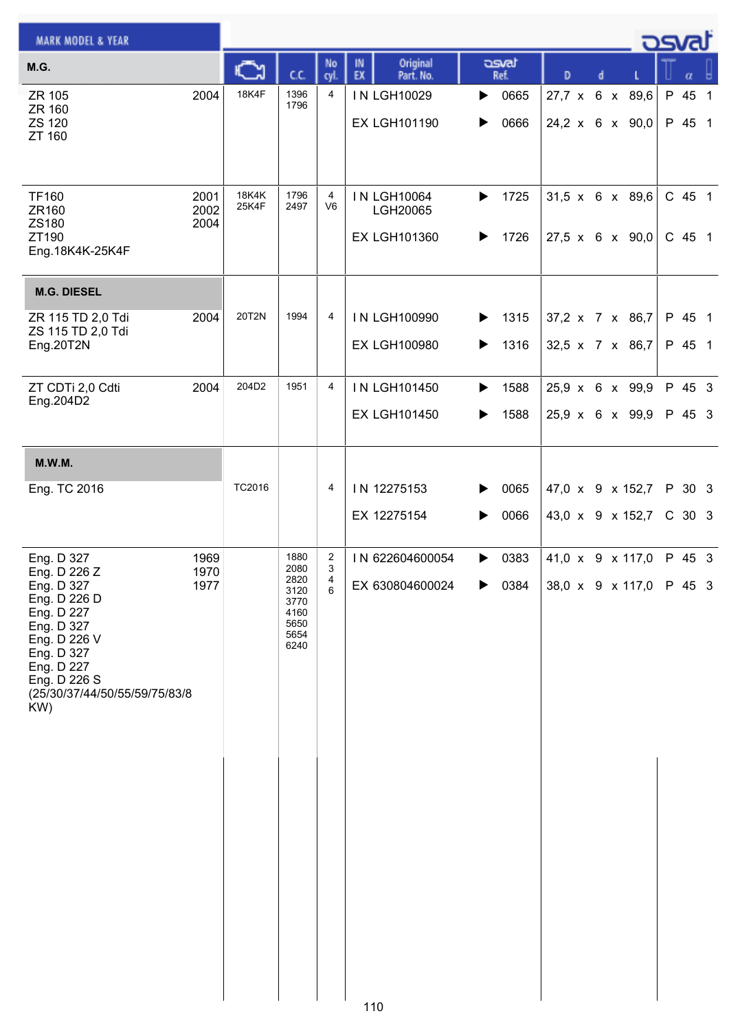| MARK MODEL & YEAR | | Engine | C.C. | No cyl. | IN EX | Original Part. No. | osvat Ref. | D x d x L | T | α | |
|---|---|---|---|---|---|---|---|---|---|---|---|
| **M.G.** | | | | | | | | | | | |
| ZR 105<br>ZR 160<br>ZS 120<br>ZT 160 | 2004 | 18K4F | 1396<br>1796 | 4 | IN | LGH10029 | 0665 | 27,7 x 6 x 89,6 | P | 45 | 1 |
| | | | | | EX | LGH101190 | 0666 | 24,2 x 6 x 90,0 | P | 45 | 1 |
| TF160<br>ZR160<br>ZS180<br>ZT190<br>Eng.18K4K-25K4F | 2001<br>2002<br>2004 | 18K4K<br>25K4F | 1796<br>2497 | 4<br>V6 | IN | LGH10064<br>LGH20065 | 1725 | 31,5 x 6 x 89,6 | C | 45 | 1 |
| | | | | | EX | LGH101360 | 1726 | 27,5 x 6 x 90,0 | C | 45 | 1 |
| **M.G. DIESEL** | | | | | | | | | | | |
| ZR 115 TD 2,0 Tdi<br>ZS 115 TD 2,0 Tdi<br>Eng.20T2N | 2004 | 20T2N | 1994 | 4 | IN | LGH100990 | 1315 | 37,2 x 7 x 86,7 | P | 45 | 1 |
| | | | | | EX | LGH100980 | 1316 | 32,5 x 7 x 86,7 | P | 45 | 1 |
| ZT CDTi 2,0 Cdti<br>Eng.204D2 | 2004 | 204D2 | 1951 | 4 | IN | LGH101450 | 1588 | 25,9 x 6 x 99,9 | P | 45 | 3 |
| | | | | | EX | LGH101450 | 1588 | 25,9 x 6 x 99,9 | P | 45 | 3 |
| **M.W.M.** | | | | | | | | | | | |
| Eng. TC 2016 | | TC2016 | | 4 | IN | 12275153 | 0065 | 47,0 x 9 x 152,7 | P | 30 | 3 |
| | | | | | EX | 12275154 | 0066 | 43,0 x 9 x 152,7 | C | 30 | 3 |
| Eng. D 327<br>Eng. D 226 Z<br>Eng. D 327<br>Eng. D 226 D<br>Eng. D 227<br>Eng. D 327<br>Eng. D 226 V<br>Eng. D 327<br>Eng. D 227<br>Eng. D 226 S<br>(25/30/37/44/50/55/59/75/83/8 KW) | 1969<br>1970<br>1977 | | 1880<br>2080<br>2820<br>3120<br>3770<br>4160<br>5650<br>5654<br>6240 | 2<br>3<br>4<br>6 | IN | 622604600054 | 0383 | 41,0 x 9 x 117,0 | P | 45 | 3 |
| | | | | | EX | 630804600024 | 0384 | 38,0 x 9 x 117,0 | P | 45 | 3 |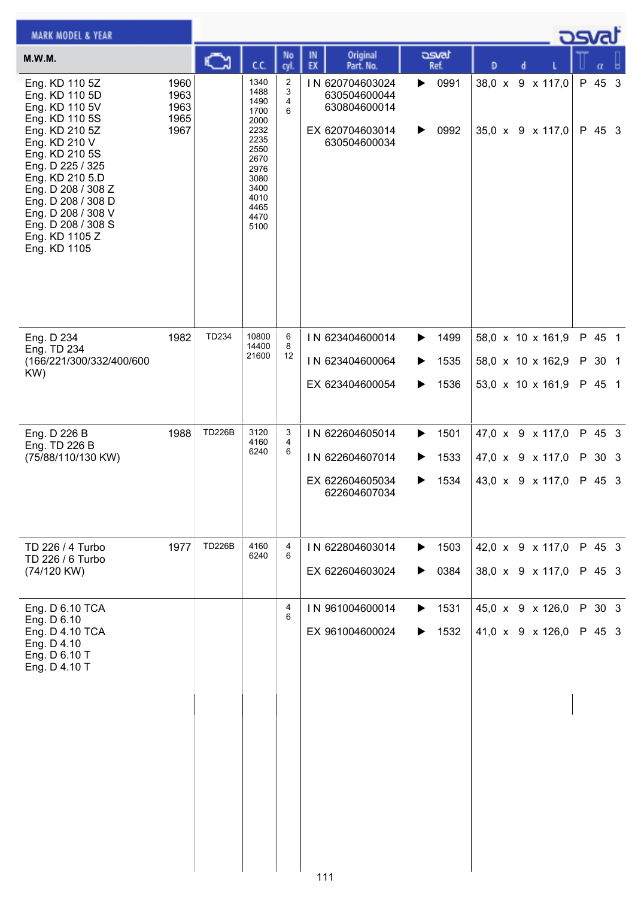| M.W.M. | | Engine | C.C. | No cyl. | IN EX | Original Part. No. | osvat Ref. | D x d x L | T | α | |
|---|---|---|---|---|---|---|---|---|---|---|---|
| Eng. KD 110 5Z<br>Eng. KD 110 5D<br>Eng. KD 110 5V<br>Eng. KD 110 5S<br>Eng. KD 210 5Z<br>Eng. KD 210 V<br>Eng. KD 210 5S<br>Eng. D 225 / 325<br>Eng. KD 210 5.D<br>Eng. D 208 / 308 Z<br>Eng. D 208 / 308 D<br>Eng. D 208 / 308 V<br>Eng. D 208 / 308 S<br>Eng. KD 1105 Z<br>Eng. KD 1105 | 1960<br>1963<br>1963<br>1965<br>1967 | | 1340<br>1488<br>1490<br>1700<br>2000<br>2232<br>2235<br>2550<br>2670<br>2976<br>3080<br>3400<br>4010<br>4465<br>4470<br>5100 | 2<br>3<br>4<br>6 | IN | 620704603024<br>630504600044<br>630804600014 | 0991 | 38,0 x 9 x 117,0 | P | 45 | 3 |
| | | | | | EX | 620704603014<br>630504600034 | 0992 | 35,0 x 9 x 117,0 | P | 45 | 3 |
| Eng. D 234<br>Eng. TD 234<br>(166/221/300/332/400/600 KW) | 1982 | TD234 | 10800<br>14400<br>21600 | 6<br>8<br>12 | IN | 623404600014 | 1499 | 58,0 x 10 x 161,9 | P | 45 | 1 |
| | | | | | IN | 623404600064 | 1535 | 58,0 x 10 x 162,9 | P | 30 | 1 |
| | | | | | EX | 623404600054 | 1536 | 53,0 x 10 x 161,9 | P | 45 | 1 |
| Eng. D 226 B<br>Eng. TD 226 B<br>(75/88/110/130 KW) | 1988 | TD226B | 3120<br>4160<br>6240 | 3<br>4<br>6 | IN | 622604605014 | 1501 | 47,0 x 9 x 117,0 | P | 45 | 3 |
| | | | | | IN | 622604607014 | 1533 | 47,0 x 9 x 117,0 | P | 30 | 3 |
| | | | | | EX | 622604605034<br>622604607034 | 1534 | 43,0 x 9 x 117,0 | P | 45 | 3 |
| TD 226 / 4 Turbo<br>TD 226 / 6 Turbo<br>(74/120 KW) | 1977 | TD226B | 4160<br>6240 | 4<br>6 | IN | 622804603014 | 1503 | 42,0 x 9 x 117,0 | P | 45 | 3 |
| | | | | | EX | 622604603024 | 0384 | 38,0 x 9 x 117,0 | P | 45 | 3 |
| Eng. D 6.10 TCA<br>Eng. D 6.10<br>Eng. D 4.10 TCA<br>Eng. D 4.10<br>Eng. D 6.10 T<br>Eng. D 4.10 T | | | | 4<br>6 | IN | 961004600014 | 1531 | 45,0 x 9 x 126,0 | P | 30 | 3 |
| | | | | | EX | 961004600024 | 1532 | 41,0 x 9 x 126,0 | P | 45 | 3 |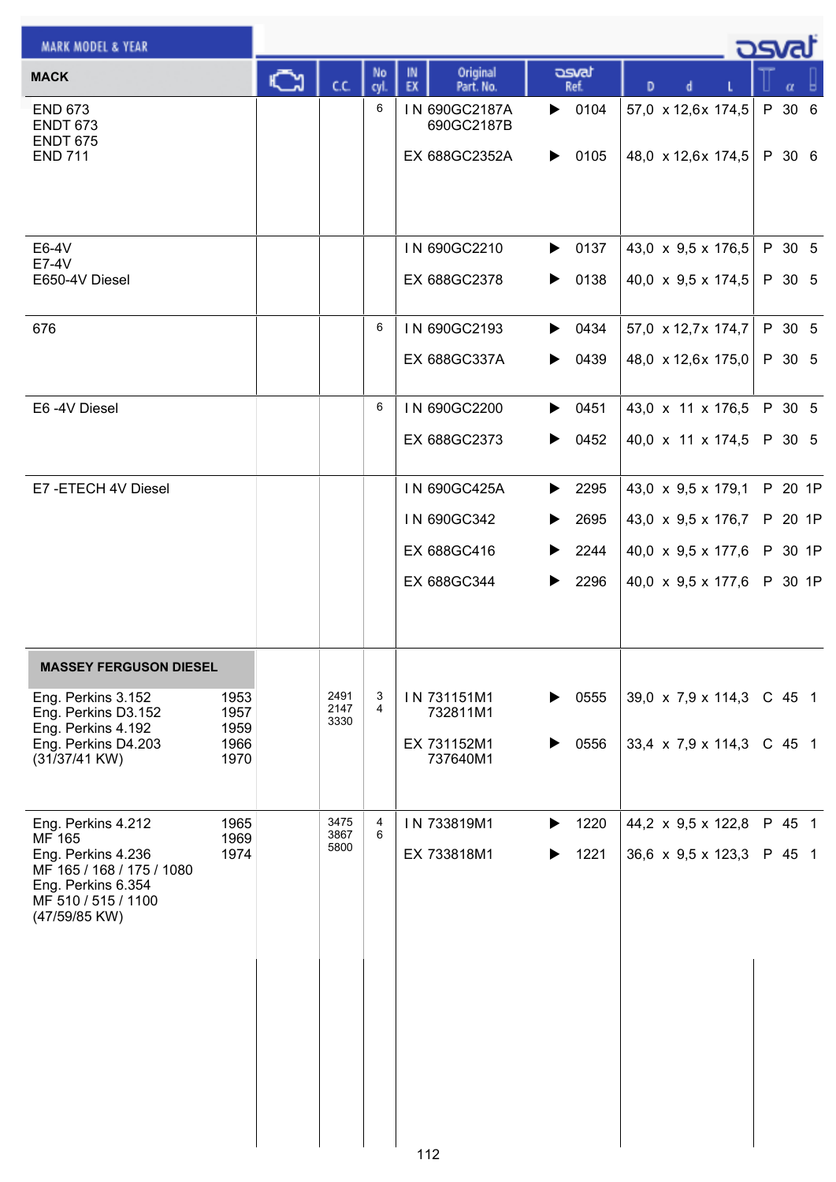| MARK MODEL & YEAR | | | | | | | | | | | |
|---|---|---|---|---|---|---|---|---|---|---|---|
| **MACK** | | C.C. | No cyl. | IN EX | Original Part. No. | osvat Ref. | D | d | L | α | |
| END 673<br>ENDT 673<br>ENDT 675<br>END 711 | | | 6 | IN | 690GC2187A<br>690GC2187B | ▶ 0104 | 57,0 | 12,6 | 174,5 | P 30 | 6 |
| | | | | EX | 688GC2352A | ▶ 0105 | 48,0 | 12,6 | 174,5 | P 30 | 6 |
| E6-4V<br>E7-4V<br>E650-4V Diesel | | | | IN | 690GC2210 | ▶ 0137 | 43,0 | 9,5 | 176,5 | P 30 | 5 |
| | | | | EX | 688GC2378 | ▶ 0138 | 40,0 | 9,5 | 174,5 | P 30 | 5 |
| 676 | | | 6 | IN | 690GC2193 | ▶ 0434 | 57,0 | 12,7 | 174,7 | P 30 | 5 |
| | | | | EX | 688GC337A | ▶ 0439 | 48,0 | 12,6 | 175,0 | P 30 | 5 |
| E6 -4V Diesel | | | 6 | IN | 690GC2200 | ▶ 0451 | 43,0 | 11 | 176,5 | P 30 | 5 |
| | | | | EX | 688GC2373 | ▶ 0452 | 40,0 | 11 | 174,5 | P 30 | 5 |
| E7 -ETECH 4V Diesel | | | | IN | 690GC425A | ▶ 2295 | 43,0 | 9,5 | 179,1 | P 20 | 1P |
| | | | | IN | 690GC342 | ▶ 2695 | 43,0 | 9,5 | 176,7 | P 20 | 1P |
| | | | | EX | 688GC416 | ▶ 2244 | 40,0 | 9,5 | 177,6 | P 30 | 1P |
| | | | | EX | 688GC344 | ▶ 2296 | 40,0 | 9,5 | 177,6 | P 30 | 1P |
| **MASSEY FERGUSON DIESEL** | | | | | | | | | | | |
| Eng. Perkins 3.152<br>Eng. Perkins D3.152<br>Eng. Perkins 4.192<br>Eng. Perkins D4.203<br>(31/37/41 KW) | 1953<br>1957<br>1959<br>1966<br>1970 | 2491<br>2147<br>3330 | 3<br>4 | IN | 731151M1<br>732811M1 | ▶ 0555 | 39,0 | 7,9 | 114,3 | C 45 | 1 |
| | | | | EX | 731152M1<br>737640M1 | ▶ 0556 | 33,4 | 7,9 | 114,3 | C 45 | 1 |
| Eng. Perkins 4.212<br>MF 165<br>Eng. Perkins 4.236<br>MF 165 / 168 / 175 / 1080<br>Eng. Perkins 6.354<br>MF 510 / 515 / 1100<br>(47/59/85 KW) | 1965<br>1969<br>1974 | 3475<br>3867<br>5800 | 4<br>6 | IN | 733819M1 | ▶ 1220 | 44,2 | 9,5 | 122,8 | P 45 | 1 |
| | | | | EX | 733818M1 | ▶ 1221 | 36,6 | 9,5 | 123,3 | P 45 | 1 |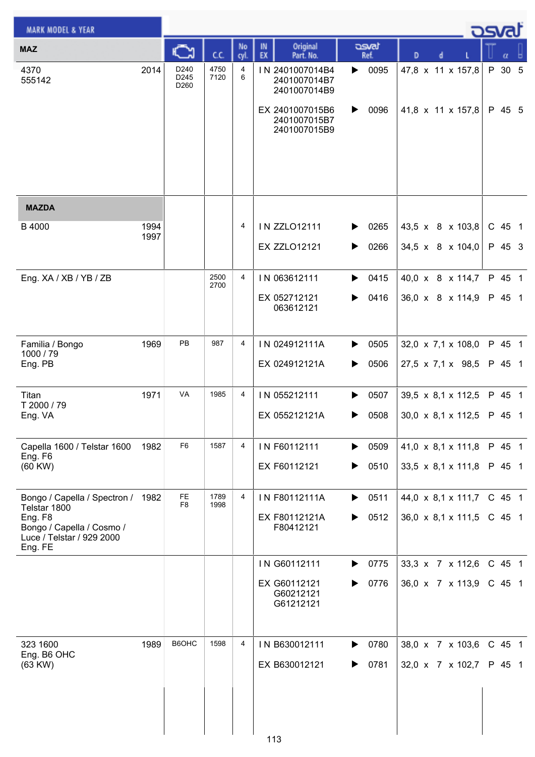| MARK MODEL & YEAR | | Engine | C.C. | No cyl. | IN EX | Original Part. No. | osvat Ref. | D x d x L | T | α | |
|---|---|---|---|---|---|---|---|---|---|---|---|
| **MAZ** | | | | | | | | | | | |
| 4370<br>555142 | 2014 | D240<br>D245<br>D260 | 4750<br>7120 | 4<br>6 | IN | 2401007014B4<br>2401007014B7<br>2401007014B9 | ▶ 0095 | 47,8 x 11 x 157,8 | P | 30 | 5 |
| | | | | | EX | 2401007015B6<br>2401007015B7<br>2401007015B9 | ▶ 0096 | 41,8 x 11 x 157,8 | P | 45 | 5 |
| **MAZDA** | | | | | | | | | | | |
| B 4000 | 1994<br>1997 | | | 4 | IN | ZZLO12111 | ▶ 0265 | 43,5 x 8 x 103,8 | C | 45 | 1 |
| | | | | | EX | ZZLO12121 | ▶ 0266 | 34,5 x 8 x 104,0 | P | 45 | 3 |
| Eng. XA / XB / YB / ZB | | | 2500<br>2700 | 4 | IN | 063612111 | ▶ 0415 | 40,0 x 8 x 114,7 | P | 45 | 1 |
| | | | | | EX | 052712121<br>063612121 | ▶ 0416 | 36,0 x 8 x 114,9 | P | 45 | 1 |
| Familia / Bongo<br>1000 / 79<br>Eng. PB | 1969 | PB | 987 | 4 | IN | 024912111A | ▶ 0505 | 32,0 x 7,1 x 108,0 | P | 45 | 1 |
| | | | | | EX | 024912121A | ▶ 0506 | 27,5 x 7,1 x 98,5 | P | 45 | 1 |
| Titan<br>T 2000 / 79<br>Eng. VA | 1971 | VA | 1985 | 4 | IN | 055212111 | ▶ 0507 | 39,5 x 8,1 x 112,5 | P | 45 | 1 |
| | | | | | EX | 055212121A | ▶ 0508 | 30,0 x 8,1 x 112,5 | P | 45 | 1 |
| Capella 1600 / Telstar 1600<br>Eng. F6<br>(60 KW) | 1982 | F6 | 1587 | 4 | IN | F60112111 | ▶ 0509 | 41,0 x 8,1 x 111,8 | P | 45 | 1 |
| | | | | | EX | F60112121 | ▶ 0510 | 33,5 x 8,1 x 111,8 | P | 45 | 1 |
| Bongo / Capella / Spectron / Telstar 1800<br>Eng. F8<br>Bongo / Capella / Cosmo / Luce / Telstar / 929 2000<br>Eng. FE | 1982 | FE<br>F8 | 1789<br>1998 | 4 | IN | F80112111A | ▶ 0511 | 44,0 x 8,1 x 111,7 | C | 45 | 1 |
| | | | | | EX | F80112121A<br>F80412121 | ▶ 0512 | 36,0 x 8,1 x 111,5 | C | 45 | 1 |
| | | | | | IN | G60112111 | ▶ 0775 | 33,3 x 7 x 112,6 | C | 45 | 1 |
| | | | | | EX | G60112121<br>G60212121<br>G61212121 | ▶ 0776 | 36,0 x 7 x 113,9 | C | 45 | 1 |
| 323 1600<br>Eng. B6 OHC<br>(63 KW) | 1989 | B6OHC | 1598 | 4 | IN | B630012111 | ▶ 0780 | 38,0 x 7 x 103,6 | C | 45 | 1 |
| | | | | | EX | B630012121 | ▶ 0781 | 32,0 x 7 x 102,7 | P | 45 | 1 |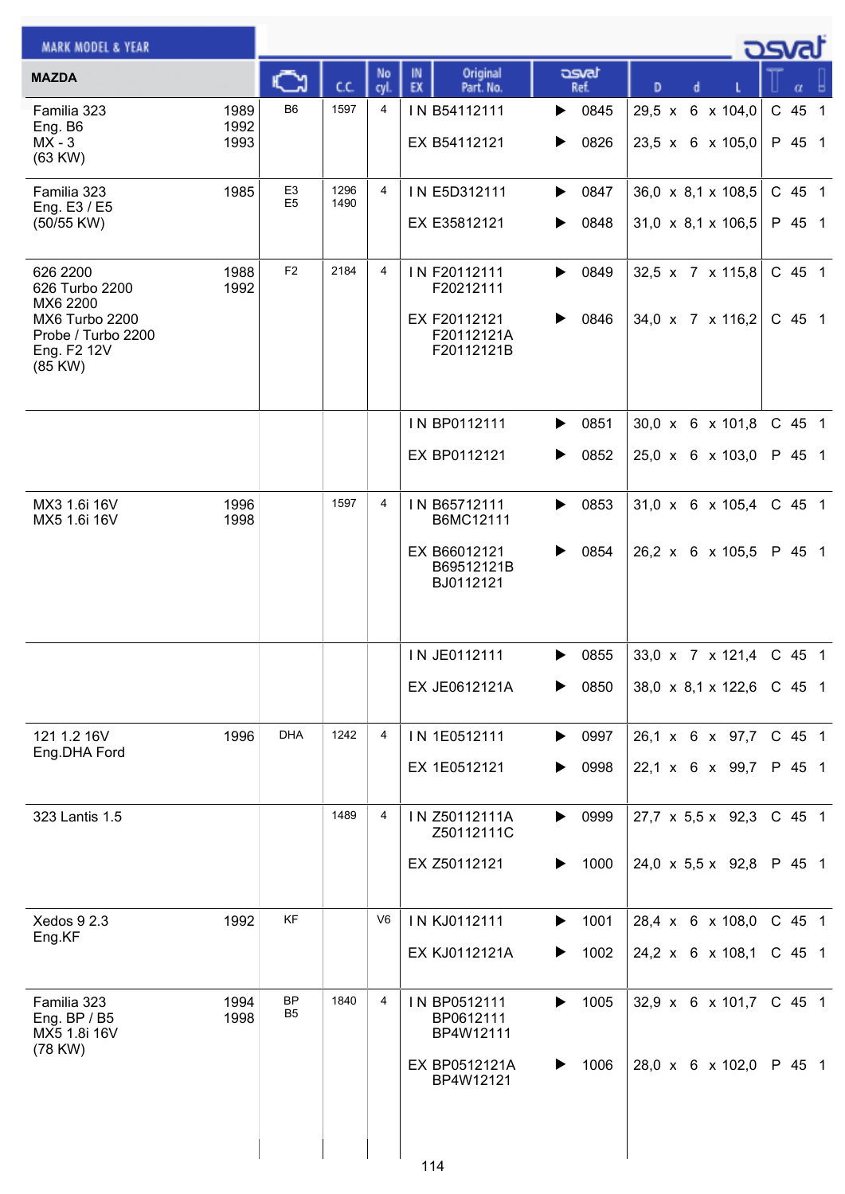| MARK MODEL & YEAR | | Engine | C.C. | No cyl. | IN EX | Original Part. No. | osvat Ref. | D x d x L | | α | |
|---|---|---|---|---|---|---|---|---|---|---|---|
| **MAZDA** | | | | | | | | | | | |
| Familia 323<br>Eng. B6<br>MX - 3<br>(63 KW) | 1989<br>1992<br>1993 | B6 | 1597 | 4 | IN | B54112111 | ▶ 0845 | 29,5 x 6 x 104,0 | C | 45 | 1 |
| | | | | | EX | B54112121 | ▶ 0826 | 23,5 x 6 x 105,0 | P | 45 | 1 |
| Familia 323<br>Eng. E3 / E5<br>(50/55 KW) | 1985 | E3<br>E5 | 1296<br>1490 | 4 | IN | E5D312111 | ▶ 0847 | 36,0 x 8,1 x 108,5 | C | 45 | 1 |
| | | | | | EX | E35812121 | ▶ 0848 | 31,0 x 8,1 x 106,5 | P | 45 | 1 |
| 626 2200<br>626 Turbo 2200<br>MX6 2200<br>MX6 Turbo 2200<br>Probe / Turbo 2200<br>Eng. F2 12V<br>(85 KW) | 1988<br>1992 | F2 | 2184 | 4 | IN | F20112111<br>F20212111 | ▶ 0849 | 32,5 x 7 x 115,8 | C | 45 | 1 |
| | | | | | EX | F20112121<br>F20112121A<br>F20112121B | ▶ 0846 | 34,0 x 7 x 116,2 | C | 45 | 1 |
| | | | | | IN | BP0112111 | ▶ 0851 | 30,0 x 6 x 101,8 | C | 45 | 1 |
| | | | | | EX | BP0112121 | ▶ 0852 | 25,0 x 6 x 103,0 | P | 45 | 1 |
| MX3 1.6i 16V<br>MX5 1.6i 16V | 1996<br>1998 | | 1597 | 4 | IN | B65712111<br>B6MC12111 | ▶ 0853 | 31,0 x 6 x 105,4 | C | 45 | 1 |
| | | | | | EX | B66012121<br>B69512121B<br>BJ0112121 | ▶ 0854 | 26,2 x 6 x 105,5 | P | 45 | 1 |
| | | | | | IN | JE0112111 | ▶ 0855 | 33,0 x 7 x 121,4 | C | 45 | 1 |
| | | | | | EX | JE0612121A | ▶ 0850 | 38,0 x 8,1 x 122,6 | C | 45 | 1 |
| 121 1.2 16V<br>Eng.DHA Ford | 1996 | DHA | 1242 | 4 | IN | 1E0512111 | ▶ 0997 | 26,1 x 6 x 97,7 | C | 45 | 1 |
| | | | | | EX | 1E0512121 | ▶ 0998 | 22,1 x 6 x 99,7 | P | 45 | 1 |
| 323 Lantis 1.5 | | | 1489 | 4 | IN | Z50112111A<br>Z50112111C | ▶ 0999 | 27,7 x 5,5 x 92,3 | C | 45 | 1 |
| | | | | | EX | Z50112121 | ▶ 1000 | 24,0 x 5,5 x 92,8 | P | 45 | 1 |
| Xedos 9 2.3<br>Eng.KF | 1992 | KF | | V6 | IN | KJ0112111 | ▶ 1001 | 28,4 x 6 x 108,0 | C | 45 | 1 |
| | | | | | EX | KJ0112121A | ▶ 1002 | 24,2 x 6 x 108,1 | C | 45 | 1 |
| Familia 323<br>Eng. BP / B5<br>MX5 1.8i 16V<br>(78 KW) | 1994<br>1998 | BP<br>B5 | 1840 | 4 | IN | BP0512111<br>BP0612111<br>BP4W12111 | ▶ 1005 | 32,9 x 6 x 101,7 | C | 45 | 1 |
| | | | | | EX | BP0512121A<br>BP4W12121 | ▶ 1006 | 28,0 x 6 x 102,0 | P | 45 | 1 |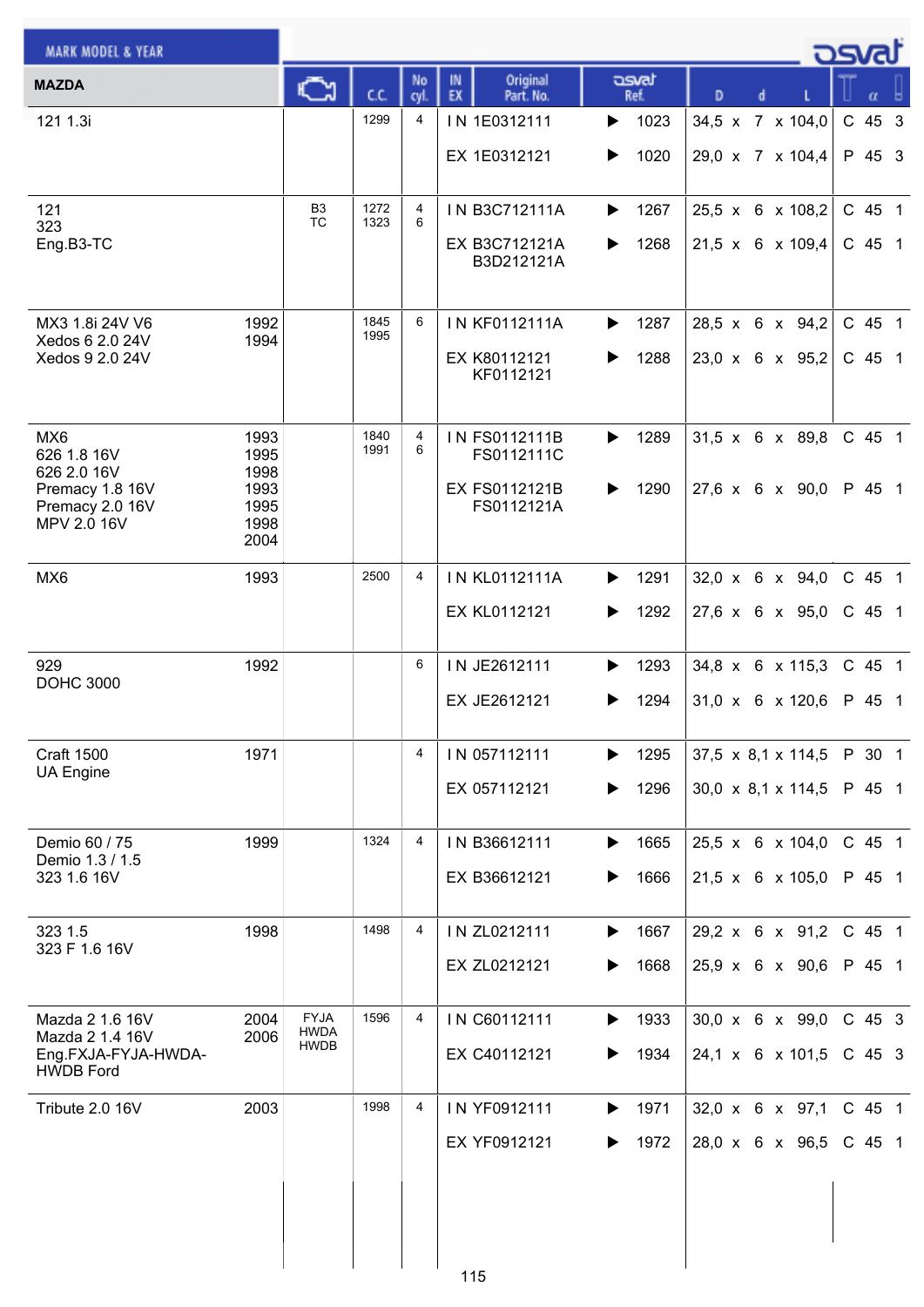| MAZDA | Year | Engine | C.C. | No cyl. | IN EX | Original Part. No. | osvat Ref. | D x d x L | | α | |
|---|---|---|---|---|---|---|---|---|---|---|---|
| 121 1.3i | | | 1299 | 4 | IN | 1E0312111 | 1023 | 34,5 x 7 x 104,0 | C | 45 | 3 |
| | | | | | EX | 1E0312121 | 1020 | 29,0 x 7 x 104,4 | P | 45 | 3 |
| 121<br>323<br>Eng.B3-TC | | B3<br>TC | 1272<br>1323 | 4<br>6 | IN | B3C712111A | 1267 | 25,5 x 6 x 108,2 | C | 45 | 1 |
| | | | | | EX | B3C712121A<br>B3D212121A | 1268 | 21,5 x 6 x 109,4 | C | 45 | 1 |
| MX3 1.8i 24V V6<br>Xedos 6 2.0 24V<br>Xedos 9 2.0 24V | 1992<br>1994 | | 1845<br>1995 | 6 | IN | KF0112111A | 1287 | 28,5 x 6 x 94,2 | C | 45 | 1 |
| | | | | | EX | K80112121<br>KF0112121 | 1288 | 23,0 x 6 x 95,2 | C | 45 | 1 |
| MX6<br>626 1.8 16V<br>626 2.0 16V<br>Premacy 1.8 16V<br>Premacy 2.0 16V<br>MPV 2.0 16V | 1993<br>1995<br>1998<br>1993<br>1995<br>1998<br>2004 | | 1840<br>1991 | 4<br>6 | IN | FS0112111B<br>FS0112111C | 1289 | 31,5 x 6 x 89,8 | C | 45 | 1 |
| | | | | | EX | FS0112121B<br>FS0112121A | 1290 | 27,6 x 6 x 90,0 | P | 45 | 1 |
| MX6 | 1993 | | 2500 | 4 | IN | KL0112111A | 1291 | 32,0 x 6 x 94,0 | C | 45 | 1 |
| | | | | | EX | KL0112121 | 1292 | 27,6 x 6 x 95,0 | C | 45 | 1 |
| 929<br>DOHC 3000 | 1992 | | | 6 | IN | JE2612111 | 1293 | 34,8 x 6 x 115,3 | C | 45 | 1 |
| | | | | | EX | JE2612121 | 1294 | 31,0 x 6 x 120,6 | P | 45 | 1 |
| Craft 1500<br>UA Engine | 1971 | | | 4 | IN | 057112111 | 1295 | 37,5 x 8,1 x 114,5 | P | 30 | 1 |
| | | | | | EX | 057112121 | 1296 | 30,0 x 8,1 x 114,5 | P | 45 | 1 |
| Demio 60 / 75<br>Demio 1.3 / 1.5<br>323 1.6 16V | 1999 | | 1324 | 4 | IN | B36612111 | 1665 | 25,5 x 6 x 104,0 | C | 45 | 1 |
| | | | | | EX | B36612121 | 1666 | 21,5 x 6 x 105,0 | P | 45 | 1 |
| 323 1.5<br>323 F 1.6 16V | 1998 | | 1498 | 4 | IN | ZL0212111 | 1667 | 29,2 x 6 x 91,2 | C | 45 | 1 |
| | | | | | EX | ZL0212121 | 1668 | 25,9 x 6 x 90,6 | P | 45 | 1 |
| Mazda 2 1.6 16V<br>Mazda 2 1.4 16V<br>Eng.FXJA-FYJA-HWDA-HWDB Ford | 2004<br>2006 | FYJA<br>HWDA<br>HWDB | 1596 | 4 | IN | C60112111 | 1933 | 30,0 x 6 x 99,0 | C | 45 | 3 |
| | | | | | EX | C40112121 | 1934 | 24,1 x 6 x 101,5 | C | 45 | 3 |
| Tribute 2.0 16V | 2003 | | 1998 | 4 | IN | YF0912111 | 1971 | 32,0 x 6 x 97,1 | C | 45 | 1 |
| | | | | | EX | YF0912121 | 1972 | 28,0 x 6 x 96,5 | C | 45 | 1 |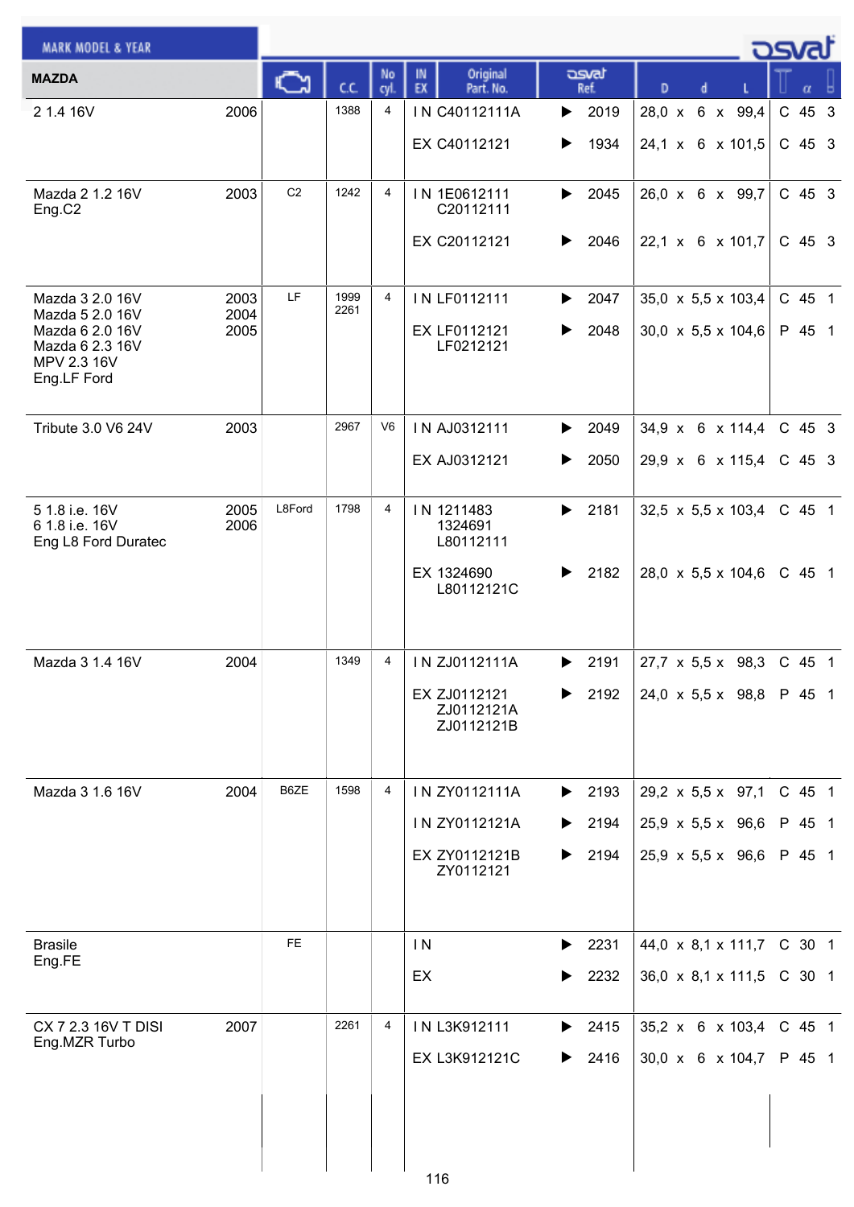| MARK MODEL & YEAR | | Engine | C.C. | No cyl. | IN EX | Original Part. No. | osvat Ref. | D x d x L | | α | |
|---|---|---|---|---|---|---|---|---|---|---|---|
| **MAZDA** | | | | | | | | | | | |
| 2 1.4 16V | 2006 | | 1388 | 4 | IN | C40112111A | ▶ 2019 | 28,0 x 6 x 99,4 | C | 45 | 3 |
| | | | | | EX | C40112121 | ▶ 1934 | 24,1 x 6 x 101,5 | C | 45 | 3 |
| Mazda 2 1.2 16V Eng.C2 | 2003 | C2 | 1242 | 4 | IN | 1E0612111 C20112111 | ▶ 2045 | 26,0 x 6 x 99,7 | C | 45 | 3 |
| | | | | | EX | C20112121 | ▶ 2046 | 22,1 x 6 x 101,7 | C | 45 | 3 |
| Mazda 3 2.0 16V<br>Mazda 5 2.0 16V<br>Mazda 6 2.0 16V<br>Mazda 6 2.3 16V<br>MPV 2.3 16V<br>Eng.LF Ford | 2003<br>2004<br>2005 | LF | 1999<br>2261 | 4 | IN | LF0112111 | ▶ 2047 | 35,0 x 5,5 x 103,4 | C | 45 | 1 |
| | | | | | EX | LF0112121 LF0212121 | ▶ 2048 | 30,0 x 5,5 x 104,6 | P | 45 | 1 |
| Tribute 3.0 V6 24V | 2003 | | 2967 | V6 | IN | AJ0312111 | ▶ 2049 | 34,9 x 6 x 114,4 | C | 45 | 3 |
| | | | | | EX | AJ0312121 | ▶ 2050 | 29,9 x 6 x 115,4 | C | 45 | 3 |
| 5 1.8 i.e. 16V<br>6 1.8 i.e. 16V<br>Eng L8 Ford Duratec | 2005<br>2006 | L8Ford | 1798 | 4 | IN | 1211483 1324691 L80112111 | ▶ 2181 | 32,5 x 5,5 x 103,4 | C | 45 | 1 |
| | | | | | EX | 1324690 L80112121C | ▶ 2182 | 28,0 x 5,5 x 104,6 | C | 45 | 1 |
| Mazda 3 1.4 16V | 2004 | | 1349 | 4 | IN | ZJ0112111A | ▶ 2191 | 27,7 x 5,5 x 98,3 | C | 45 | 1 |
| | | | | | EX | ZJ0112121 ZJ0112121A ZJ0112121B | ▶ 2192 | 24,0 x 5,5 x 98,8 | P | 45 | 1 |
| Mazda 3 1.6 16V | 2004 | B6ZE | 1598 | 4 | IN | ZY0112111A | ▶ 2193 | 29,2 x 5,5 x 97,1 | C | 45 | 1 |
| | | | | | IN | ZY0112121A | ▶ 2194 | 25,9 x 5,5 x 96,6 | P | 45 | 1 |
| | | | | | EX | ZY0112121B ZY0112121 | ▶ 2194 | 25,9 x 5,5 x 96,6 | P | 45 | 1 |
| Brasile Eng.FE | | FE | | | IN | | ▶ 2231 | 44,0 x 8,1 x 111,7 | C | 30 | 1 |
| | | | | | EX | | ▶ 2232 | 36,0 x 8,1 x 111,5 | C | 30 | 1 |
| CX 7 2.3 16V T DISI Eng.MZR Turbo | 2007 | | 2261 | 4 | IN | L3K912111 | ▶ 2415 | 35,2 x 6 x 103,4 | C | 45 | 1 |
| | | | | | EX | L3K912121C | ▶ 2416 | 30,0 x 6 x 104,7 | P | 45 | 1 |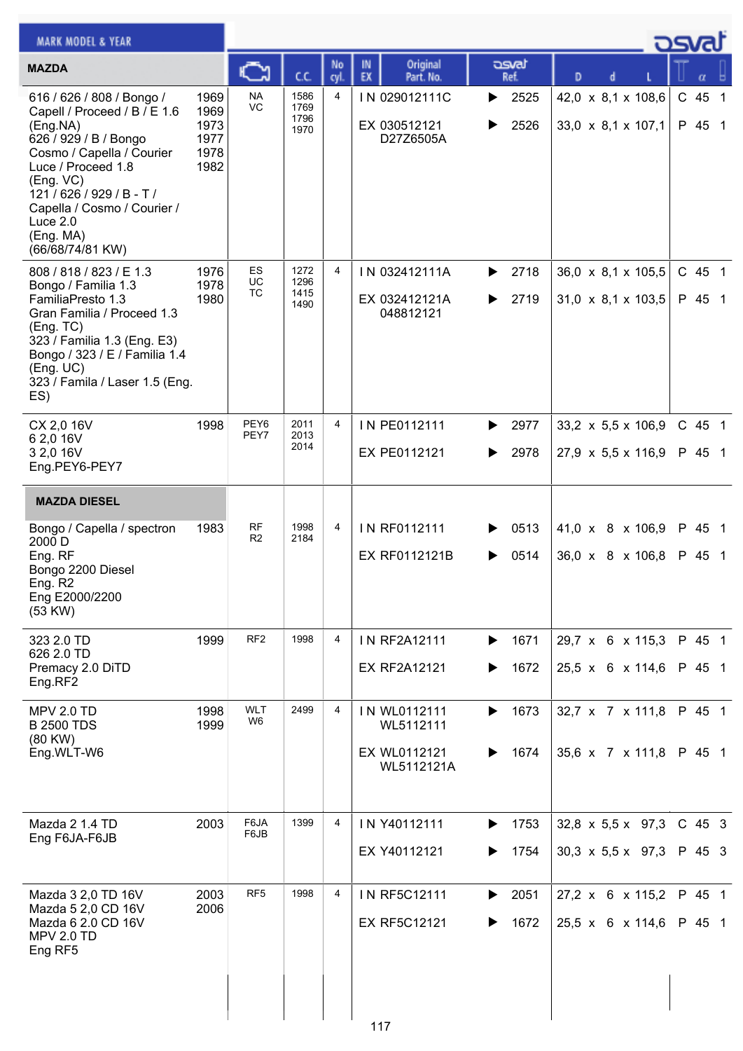| MARK MODEL & YEAR | | Engine | C.C. | No cyl. | IN EX | Original Part. No. | osvat Ref. | D x d x L | | α | |
|---|---|---|---|---|---|---|---|---|---|---|---|
| **MAZDA** | | | | | | | | | | | |
| 616 / 626 / 808 / Bongo / Capell / Proceed / B / E 1.6 (Eng.NA) 626 / 929 / B / Bongo Cosmo / Capella / Courier Luce / Proceed 1.8 (Eng. VC) 121 / 626 / 929 / B - T / Capella / Cosmo / Courier / Luce 2.0 (Eng. MA) (66/68/74/81 KW) | 1969 1969 1973 1977 1978 1982 | NA VC | 1586 1769 1796 1970 | 4 | IN | 029012111C | 2525 | 42,0 x 8,1 x 108,6 | C | 45 | 1 |
| | | | | | EX | 030512121 D27Z6505A | 2526 | 33,0 x 8,1 x 107,1 | P | 45 | 1 |
| 808 / 818 / 823 / E 1.3 Bongo / Familia 1.3 FamiliaPresto 1.3 Gran Familia / Proceed 1.3 (Eng. TC) 323 / Familia 1.3 (Eng. E3) Bongo / 323 / E / Familia 1.4 (Eng. UC) 323 / Famila / Laser 1.5 (Eng. ES) | 1976 1978 1980 | ES UC TC | 1272 1296 1415 1490 | 4 | IN | 032412111A | 2718 | 36,0 x 8,1 x 105,5 | C | 45 | 1 |
| | | | | | EX | 032412121A 048812121 | 2719 | 31,0 x 8,1 x 103,5 | P | 45 | 1 |
| CX 2,0 16V 6 2,0 16V 3 2,0 16V Eng.PEY6-PEY7 | 1998 | PEY6 PEY7 | 2011 2013 2014 | 4 | IN | PE0112111 | 2977 | 33,2 x 5,5 x 106,9 | C | 45 | 1 |
| | | | | | EX | PE0112121 | 2978 | 27,9 x 5,5 x 116,9 | P | 45 | 1 |
| **MAZDA DIESEL** | | | | | | | | | | | |
| Bongo / Capella / spectron 2000 D Eng. RF Bongo 2200 Diesel Eng. R2 Eng E2000/2200 (53 KW) | 1983 | RF R2 | 1998 2184 | 4 | IN | RF0112111 | 0513 | 41,0 x 8 x 106,9 | P | 45 | 1 |
| | | | | | EX | RF0112121B | 0514 | 36,0 x 8 x 106,8 | P | 45 | 1 |
| 323 2.0 TD 626 2.0 TD Premacy 2.0 DiTD Eng.RF2 | 1999 | RF2 | 1998 | 4 | IN | RF2A12111 | 1671 | 29,7 x 6 x 115,3 | P | 45 | 1 |
| | | | | | EX | RF2A12121 | 1672 | 25,5 x 6 x 114,6 | P | 45 | 1 |
| MPV 2.0 TD B 2500 TDS (80 KW) Eng.WLT-W6 | 1998 1999 | WLT W6 | 2499 | 4 | IN | WL0112111 WL5112111 | 1673 | 32,7 x 7 x 111,8 | P | 45 | 1 |
| | | | | | EX | WL0112121 WL5112121A | 1674 | 35,6 x 7 x 111,8 | P | 45 | 1 |
| Mazda 2 1.4 TD Eng F6JA-F6JB | 2003 | F6JA F6JB | 1399 | 4 | IN | Y40112111 | 1753 | 32,8 x 5,5 x 97,3 | C | 45 | 3 |
| | | | | | EX | Y40112121 | 1754 | 30,3 x 5,5 x 97,3 | P | 45 | 3 |
| Mazda 3 2,0 TD 16V Mazda 5 2,0 CD 16V Mazda 6 2.0 CD 16V MPV 2.0 TD Eng RF5 | 2003 2006 | RF5 | 1998 | 4 | IN | RF5C12111 | 2051 | 27,2 x 6 x 115,2 | P | 45 | 1 |
| | | | | | EX | RF5C12121 | 1672 | 25,5 x 6 x 114,6 | P | 45 | 1 |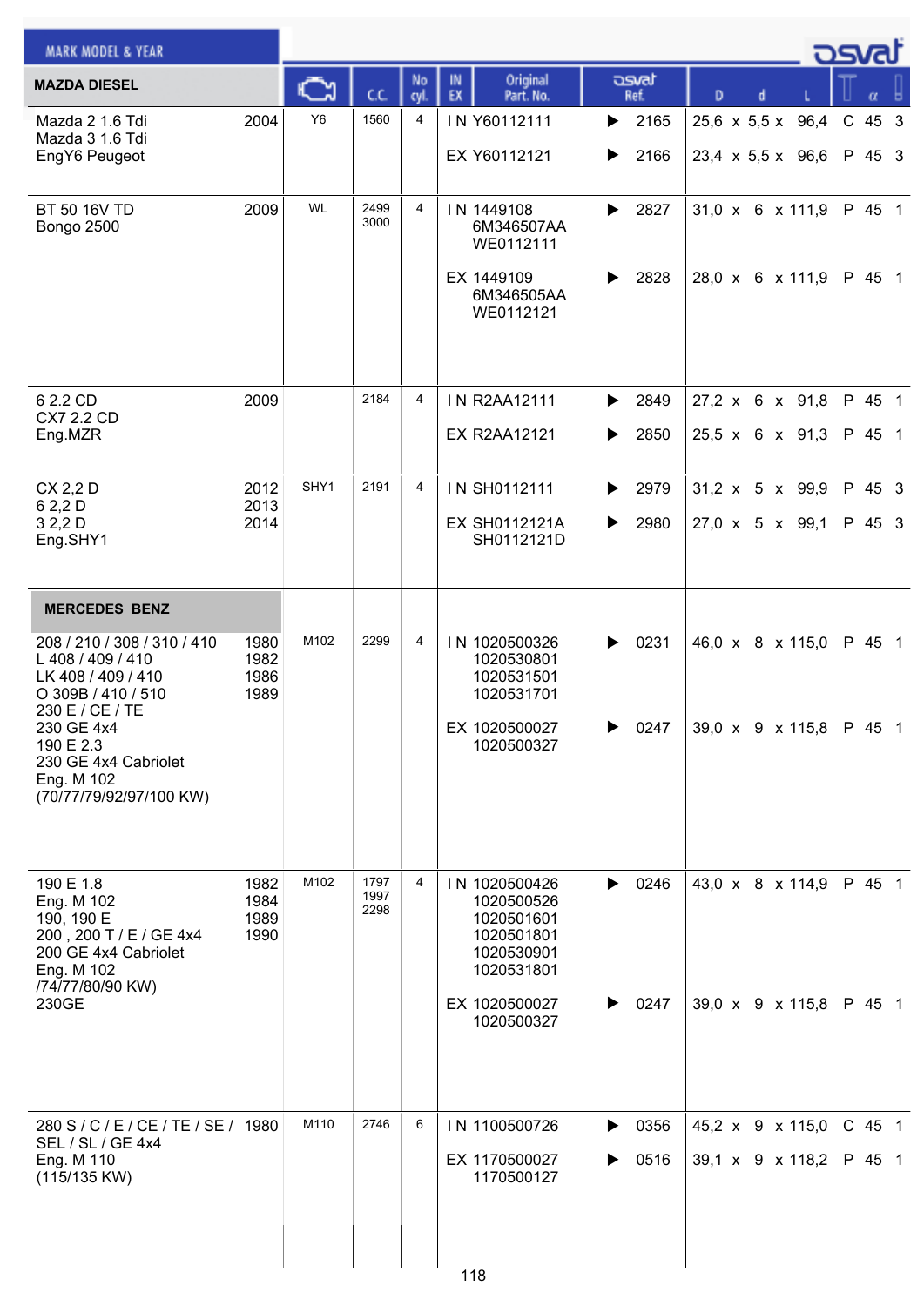| MARK MODEL & YEAR | | Engine | C.C. | No cyl. | IN EX | Original Part. No. | osvat Ref. | D | d | L | T | α | |
|---|---|---|---|---|---|---|---|---|---|---|---|---|---|
| **MAZDA DIESEL** | | | | | | | | | | | | | |
| Mazda 2 1.6 Tdi<br>Mazda 3 1.6 Tdi<br>EngY6 Peugeot | 2004 | Y6 | 1560 | 4 | IN | Y60112111 | 2165 | 25,6 | 5,5 | 96,4 | C | 45 | 3 |
| | | | | | EX | Y60112121 | 2166 | 23,4 | 5,5 | 96,6 | P | 45 | 3 |
| BT 50 16V TD<br>Bongo 2500 | 2009 | WL | 2499<br>3000 | 4 | IN | 1449108<br>6M346507AA<br>WE0112111 | 2827 | 31,0 | 6 | 111,9 | P | 45 | 1 |
| | | | | | EX | 1449109<br>6M346505AA<br>WE0112121 | 2828 | 28,0 | 6 | 111,9 | P | 45 | 1 |
| 6 2.2 CD<br>CX7 2.2 CD<br>Eng.MZR | 2009 | | 2184 | 4 | IN | R2AA12111 | 2849 | 27,2 | 6 | 91,8 | P | 45 | 1 |
| | | | | | EX | R2AA12121 | 2850 | 25,5 | 6 | 91,3 | P | 45 | 1 |
| CX 2,2 D<br>6 2,2 D<br>3 2,2 D<br>Eng.SHY1 | 2012<br>2013<br>2014 | SHY1 | 2191 | 4 | IN | SH0112111 | 2979 | 31,2 | 5 | 99,9 | P | 45 | 3 |
| | | | | | EX | SH0112121A<br>SH0112121D | 2980 | 27,0 | 5 | 99,1 | P | 45 | 3 |
| **MERCEDES BENZ** | | | | | | | | | | | | | |
| 208 / 210 / 308 / 310 / 410<br>L 408 / 409 / 410<br>LK 408 / 409 / 410<br>O 309B / 410 / 510<br>230 E / CE / TE<br>230 GE 4x4<br>190 E 2.3<br>230 GE 4x4 Cabriolet<br>Eng. M 102<br>(70/77/79/92/97/100 KW) | 1980<br>1982<br>1986<br>1989 | M102 | 2299 | 4 | IN | 1020500326<br>1020530801<br>1020531501<br>1020531701 | 0231 | 46,0 | 8 | 115,0 | P | 45 | 1 |
| | | | | | EX | 1020500027<br>1020500327 | 0247 | 39,0 | 9 | 115,8 | P | 45 | 1 |
| 190 E 1.8<br>Eng. M 102<br>190, 190 E<br>200 , 200 T / E / GE 4x4<br>200 GE 4x4 Cabriolet<br>Eng. M 102<br>/74/77/80/90 KW)<br>230GE | 1982<br>1984<br>1989<br>1990 | M102 | 1797<br>1997<br>2298 | 4 | IN | 1020500426<br>1020500526<br>1020501601<br>1020501801<br>1020530901<br>1020531801 | 0246 | 43,0 | 8 | 114,9 | P | 45 | 1 |
| | | | | | EX | 1020500027<br>1020500327 | 0247 | 39,0 | 9 | 115,8 | P | 45 | 1 |
| 280 S / C / E / CE / TE / SE /<br>SEL / SL / GE 4x4<br>Eng. M 110<br>(115/135 KW) | 1980 | M110 | 2746 | 6 | IN | 1100500726 | 0356 | 45,2 | 9 | 115,0 | C | 45 | 1 |
| | | | | | EX | 1170500027<br>1170500127 | 0516 | 39,1 | 9 | 118,2 | P | 45 | 1 |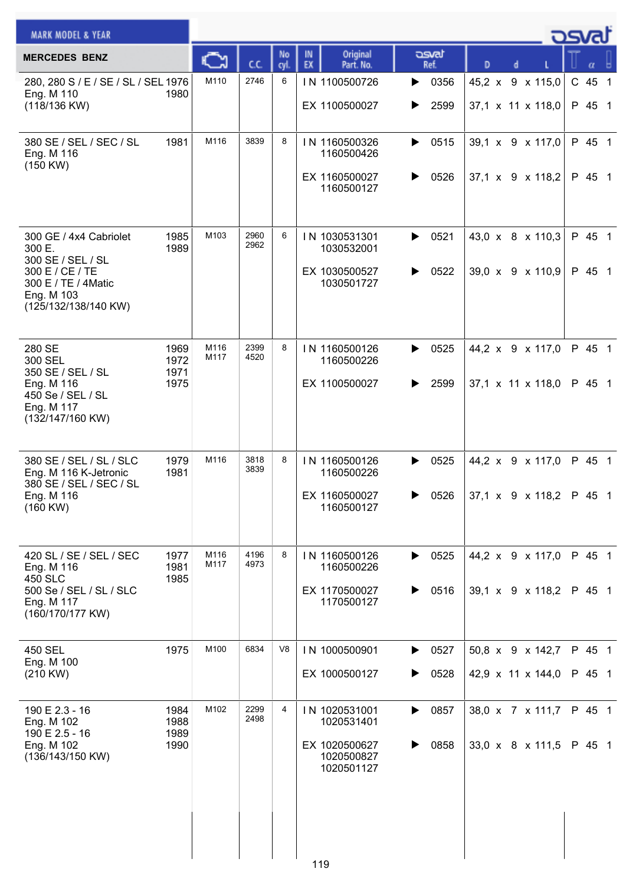| MARK MODEL & YEAR | | Engine | C.C. | No cyl. | IN EX | Original Part. No. | osvat Ref. | D x d x L | T α |
|---|---|---|---|---|---|---|---|---|---|
| **MERCEDES BENZ** | | | | | | | | | |
| 280, 280 S / E / SE / SL / SEL<br>Eng. M 110<br>(118/136 KW) | 1976<br>1980 | M110 | 2746 | 6 | I N | 1100500726 | ▶ 0356 | 45,2 x 9 x 115,0 | C 45 1 |
| | | | | | EX | 1100500027 | ▶ 2599 | 37,1 x 11 x 118,0 | P 45 1 |
| 380 SE / SEL / SEC / SL<br>Eng. M 116<br>(150 KW) | 1981 | M116 | 3839 | 8 | I N | 1160500326<br>1160500426 | ▶ 0515 | 39,1 x 9 x 117,0 | P 45 1 |
| | | | | | EX | 1160500027<br>1160500127 | ▶ 0526 | 37,1 x 9 x 118,2 | P 45 1 |
| 300 GE / 4x4 Cabriolet<br>300 E.<br>300 SE / SEL / SL<br>300 E / CE / TE<br>300 E / TE / 4Matic<br>Eng. M 103<br>(125/132/138/140 KW) | 1985<br>1989 | M103 | 2960<br>2962 | 6 | I N | 1030531301<br>1030532001 | ▶ 0521 | 43,0 x 8 x 110,3 | P 45 1 |
| | | | | | EX | 1030500527<br>1030501727 | ▶ 0522 | 39,0 x 9 x 110,9 | P 45 1 |
| 280 SE<br>300 SEL<br>350 SE / SEL / SL<br>Eng. M 116<br>450 Se / SEL / SL<br>Eng. M 117<br>(132/147/160 KW) | 1969<br>1972<br>1971<br>1975 | M116<br>M117 | 2399<br>4520 | 8 | I N | 1160500126<br>1160500226 | ▶ 0525 | 44,2 x 9 x 117,0 | P 45 1 |
| | | | | | EX | 1100500027 | ▶ 2599 | 37,1 x 11 x 118,0 | P 45 1 |
| 380 SE / SEL / SL / SLC<br>Eng. M 116 K-Jetronic<br>380 SE / SEL / SEC / SL<br>Eng. M 116<br>(160 KW) | 1979<br>1981 | M116 | 3818<br>3839 | 8 | I N | 1160500126<br>1160500226 | ▶ 0525 | 44,2 x 9 x 117,0 | P 45 1 |
| | | | | | EX | 1160500027<br>1160500127 | ▶ 0526 | 37,1 x 9 x 118,2 | P 45 1 |
| 420 SL / SE / SEL / SEC<br>Eng. M 116<br>450 SLC<br>500 Se / SEL / SL / SLC<br>Eng. M 117<br>(160/170/177 KW) | 1977<br>1981<br>1985 | M116<br>M117 | 4196<br>4973 | 8 | I N | 1160500126<br>1160500226 | ▶ 0525 | 44,2 x 9 x 117,0 | P 45 1 |
| | | | | | EX | 1170500027<br>1170500127 | ▶ 0516 | 39,1 x 9 x 118,2 | P 45 1 |
| 450 SEL<br>Eng. M 100<br>(210 KW) | 1975 | M100 | 6834 | V8 | I N | 1000500901 | ▶ 0527 | 50,8 x 9 x 142,7 | P 45 1 |
| | | | | | EX | 1000500127 | ▶ 0528 | 42,9 x 11 x 144,0 | P 45 1 |
| 190 E 2.3 - 16<br>Eng. M 102<br>190 E 2.5 - 16<br>Eng. M 102<br>(136/143/150 KW) | 1984<br>1988<br>1989<br>1990 | M102 | 2299<br>2498 | 4 | I N | 1020531001<br>1020531401 | ▶ 0857 | 38,0 x 7 x 111,7 | P 45 1 |
| | | | | | EX | 1020500627<br>1020500827<br>1020501127 | ▶ 0858 | 33,0 x 8 x 111,5 | P 45 1 |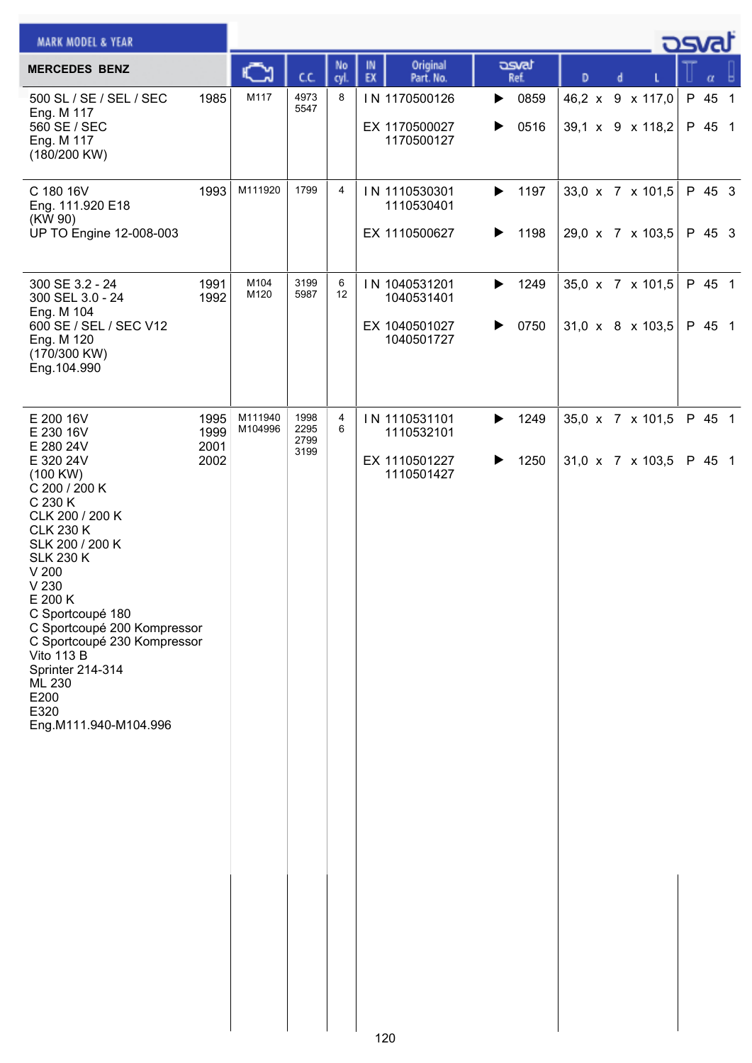| MERCEDES BENZ | | Engine | C.C. | No cyl. | IN EX | Original Part. No. | osvat Ref. | D | d | L | | α | |
|---|---|---|---|---|---|---|---|---|---|---|---|---|---|
| 500 SL / SE / SEL / SEC<br>Eng. M 117<br>560 SE / SEC<br>Eng. M 117<br>(180/200 KW) | 1985 | M117 | 4973<br>5547 | 8 | IN | 1170500126 | ▶ 0859 | 46,2 | x 9 | x 117,0 | P | 45 | 1 |
| | | | | | EX | 1170500027<br>1170500127 | ▶ 0516 | 39,1 | x 9 | x 118,2 | P | 45 | 1 |
| C 180 16V<br>Eng. 111.920 E18<br>(KW 90)<br>UP TO Engine 12-008-003 | 1993 | M111920 | 1799 | 4 | IN | 1110530301<br>1110530401 | ▶ 1197 | 33,0 | x 7 | x 101,5 | P | 45 | 3 |
| | | | | | EX | 1110500627 | ▶ 1198 | 29,0 | x 7 | x 103,5 | P | 45 | 3 |
| 300 SE 3.2 - 24<br>300 SEL 3.0 - 24<br>Eng. M 104<br>600 SE / SEL / SEC V12<br>Eng. M 120<br>(170/300 KW)<br>Eng.104.990 | 1991<br>1992 | M104<br>M120 | 3199<br>5987 | 6<br>12 | IN | 1040531201<br>1040531401 | ▶ 1249 | 35,0 | x 7 | x 101,5 | P | 45 | 1 |
| | | | | | EX | 1040501027<br>1040501727 | ▶ 0750 | 31,0 | x 8 | x 103,5 | P | 45 | 1 |
| E 200 16V<br>E 230 16V<br>E 280 24V<br>E 320 24V<br>(100 KW)<br>C 200 / 200 K<br>C 230 K<br>CLK 200 / 200 K<br>CLK 230 K<br>SLK 200 / 200 K<br>SLK 230 K<br>V 200<br>V 230<br>E 200 K<br>C Sportcoupé 180<br>C Sportcoupé 200 Kompressor<br>C Sportcoupé 230 Kompressor<br>Vito 113 B<br>Sprinter 214-314<br>ML 230<br>E200<br>E320<br>Eng.M111.940-M104.996 | 1995<br>1999<br>2001<br>2002 | M111940<br>M104996 | 1998<br>2295<br>2799<br>3199 | 4<br>6 | IN | 1110531101<br>1110532101 | ▶ 1249 | 35,0 | x 7 | x 101,5 | P | 45 | 1 |
| | | | | | EX | 1110501227<br>1110501427 | ▶ 1250 | 31,0 | x 7 | x 103,5 | P | 45 | 1 |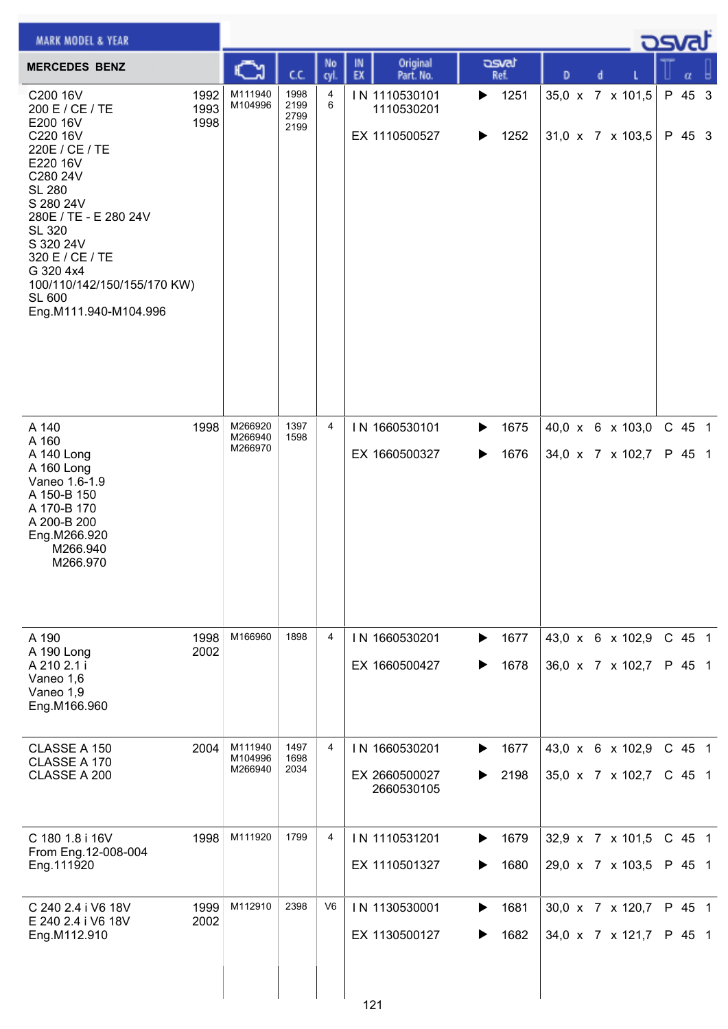| MARK MODEL & YEAR | | Engine | C.C. | No cyl. | IN EX | Original Part. No. | osvat Ref. | D | d | L | | α | |
|---|---|---|---|---|---|---|---|---|---|---|---|---|---|
| **MERCEDES BENZ** | | | | | | | | | | | | | |
| C200 16V<br>200 E / CE / TE<br>E200 16V<br>C220 16V<br>220E / CE / TE<br>E220 16V<br>C280 24V<br>SL 280<br>S 280 24V<br>280E / TE - E 280 24V<br>SL 320<br>S 320 24V<br>320 E / CE / TE<br>G 320 4x4<br>100/110/142/150/155/170 KW)<br>SL 600<br>Eng.M111.940-M104.996 | 1992<br>1993<br>1998 | M111940<br>M104996 | 1998<br>2199<br>2799<br>2199 | 4<br>6 | IN | 1110530101<br>1110530201 | 1251 | 35,0 | 7 | 101,5 | P | 45 | 3 |
| | | | | | EX | 1110500527 | 1252 | 31,0 | 7 | 103,5 | P | 45 | 3 |
| A 140<br>A 160<br>A 140 Long<br>A 160 Long<br>Vaneo 1.6-1.9<br>A 150-B 150<br>A 170-B 170<br>A 200-B 200<br>Eng.M266.920<br>M266.940<br>M266.970 | 1998 | M266920<br>M266940<br>M266970 | 1397<br>1598 | 4 | IN | 1660530101 | 1675 | 40,0 | 6 | 103,0 | C | 45 | 1 |
| | | | | | EX | 1660500327 | 1676 | 34,0 | 7 | 102,7 | P | 45 | 1 |
| A 190<br>A 190 Long<br>A 210 2.1 i<br>Vaneo 1,6<br>Vaneo 1,9<br>Eng.M166.960 | 1998<br>2002 | M166960 | 1898 | 4 | IN | 1660530201 | 1677 | 43,0 | 6 | 102,9 | C | 45 | 1 |
| | | | | | EX | 1660500427 | 1678 | 36,0 | 7 | 102,7 | P | 45 | 1 |
| CLASSE A 150<br>CLASSE A 170<br>CLASSE A 200 | 2004 | M111940<br>M104996<br>M266940 | 1497<br>1698<br>2034 | 4 | IN | 1660530201 | 1677 | 43,0 | 6 | 102,9 | C | 45 | 1 |
| | | | | | EX | 2660500027<br>2660530105 | 2198 | 35,0 | 7 | 102,7 | C | 45 | 1 |
| C 180 1.8 i 16V<br>From Eng.12-008-004<br>Eng.111920 | 1998 | M111920 | 1799 | 4 | IN | 1110531201 | 1679 | 32,9 | 7 | 101,5 | C | 45 | 1 |
| | | | | | EX | 1110501327 | 1680 | 29,0 | 7 | 103,5 | P | 45 | 1 |
| C 240 2.4 i V6 18V<br>E 240 2.4 i V6 18V<br>Eng.M112.910 | 1999<br>2002 | M112910 | 2398 | V6 | IN | 1130530001 | 1681 | 30,0 | 7 | 120,7 | P | 45 | 1 |
| | | | | | EX | 1130500127 | 1682 | 34,0 | 7 | 121,7 | P | 45 | 1 |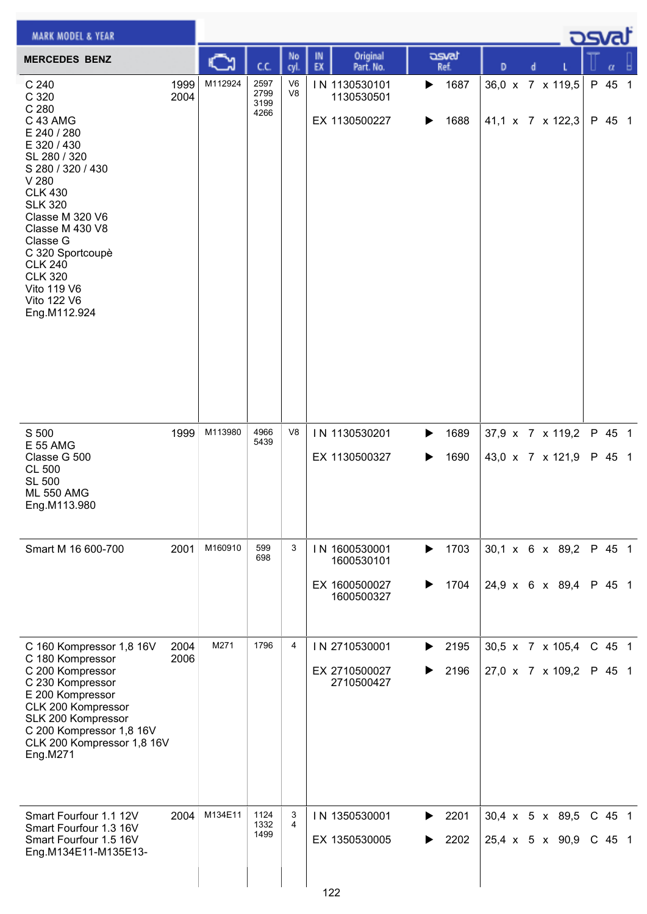| MARK MODEL & YEAR | | | | | | | | | | |
|---|---|---|---|---|---|---|---|---|---|---|
| **MERCEDES BENZ** | | Engine | C.C. | No cyl. | IN EX | Original Part. No. | osvat Ref. | D x d x L | | α |
| C 240<br>C 320<br>C 280<br>C 43 AMG<br>E 240 / 280<br>E 320 / 430<br>SL 280 / 320<br>S 280 / 320 / 430<br>V 280<br>CLK 430<br>SLK 320<br>Classe M 320 V6<br>Classe M 430 V8<br>Classe G<br>C 320 Sportcoupè<br>CLK 240<br>CLK 320<br>Vito 119 V6<br>Vito 122 V6<br>Eng.M112.924 | 1999<br>2004 | M112924 | 2597<br>2799<br>3199<br>4266 | V6<br>V8 | IN | 1130530101<br>1130530501 | ▶ 1687 | 36,0 x 7 x 119,5 | P | 45 1 |
| | | | | | EX | 1130500227 | ▶ 1688 | 41,1 x 7 x 122,3 | P | 45 1 |
| S 500<br>E 55 AMG<br>Classe G 500<br>CL 500<br>SL 500<br>ML 550 AMG<br>Eng.M113.980 | 1999 | M113980 | 4966<br>5439 | V8 | IN | 1130530201 | ▶ 1689 | 37,9 x 7 x 119,2 | P | 45 1 |
| | | | | | EX | 1130500327 | ▶ 1690 | 43,0 x 7 x 121,9 | P | 45 1 |
| Smart M 16 600-700 | 2001 | M160910 | 599<br>698 | 3 | IN | 1600530001<br>1600530101 | ▶ 1703 | 30,1 x 6 x 89,2 | P | 45 1 |
| | | | | | EX | 1600500027<br>1600500327 | ▶ 1704 | 24,9 x 6 x 89,4 | P | 45 1 |
| C 160 Kompressor 1,8 16V<br>C 180 Kompressor<br>C 200 Kompressor<br>C 230 Kompressor<br>E 200 Kompressor<br>CLK 200 Kompressor<br>SLK 200 Kompressor<br>C 200 Kompressor 1,8 16V<br>CLK 200 Kompressor 1,8 16V<br>Eng.M271 | 2004<br>2006 | M271 | 1796 | 4 | IN | 2710530001 | ▶ 2195 | 30,5 x 7 x 105,4 | C | 45 1 |
| | | | | | EX | 2710500027<br>2710500427 | ▶ 2196 | 27,0 x 7 x 109,2 | P | 45 1 |
| Smart Fourfour 1.1 12V<br>Smart Fourfour 1.3 16V<br>Smart Fourfour 1.5 16V<br>Eng.M134E11-M135E13- | 2004 | M134E11 | 1124<br>1332<br>1499 | 3<br>4 | IN | 1350530001 | ▶ 2201 | 30,4 x 5 x 89,5 | C | 45 1 |
| | | | | | EX | 1350530005 | ▶ 2202 | 25,4 x 5 x 90,9 | C | 45 1 |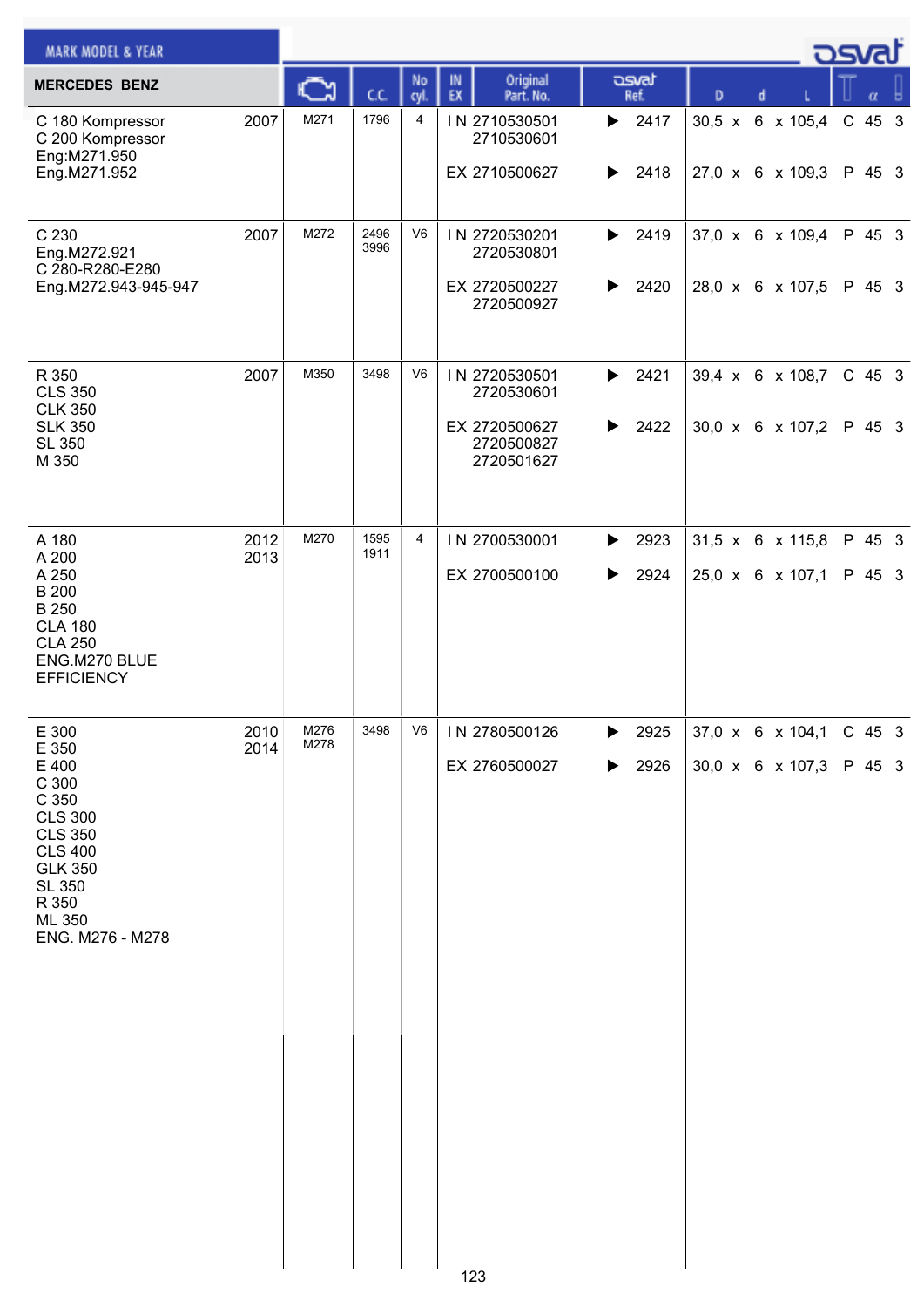| MARK MODEL & YEAR | | Engine | C.C. | No cyl. | IN EX | Original Part. No. | osvat Ref. | D x d x L | T | α | |
|---|---|---|---|---|---|---|---|---|---|---|---|
| **MERCEDES BENZ** | | | | | | | | | | | |
| C 180 Kompressor<br>C 200 Kompressor<br>Eng:M271.950<br>Eng.M271.952 | 2007 | M271 | 1796 | 4 | IN | 2710530501<br>2710530601 | 2417 | 30,5 x 6 x 105,4 | C | 45 | 3 |
| | | | | | EX | 2710500627 | 2418 | 27,0 x 6 x 109,3 | P | 45 | 3 |
| C 230<br>Eng.M272.921<br>C 280-R280-E280<br>Eng.M272.943-945-947 | 2007 | M272 | 2496<br>3996 | V6 | IN | 2720530201<br>2720530801 | 2419 | 37,0 x 6 x 109,4 | P | 45 | 3 |
| | | | | | EX | 2720500227<br>2720500927 | 2420 | 28,0 x 6 x 107,5 | P | 45 | 3 |
| R 350<br>CLS 350<br>CLK 350<br>SLK 350<br>SL 350<br>M 350 | 2007 | M350 | 3498 | V6 | IN | 2720530501<br>2720530601 | 2421 | 39,4 x 6 x 108,7 | C | 45 | 3 |
| | | | | | EX | 2720500627<br>2720500827<br>2720501627 | 2422 | 30,0 x 6 x 107,2 | P | 45 | 3 |
| A 180<br>A 200<br>A 250<br>B 200<br>B 250<br>CLA 180<br>CLA 250<br>ENG.M270 BLUE EFFICIENCY | 2012<br>2013 | M270 | 1595<br>1911 | 4 | IN | 2700530001 | 2923 | 31,5 x 6 x 115,8 | P | 45 | 3 |
| | | | | | EX | 2700500100 | 2924 | 25,0 x 6 x 107,1 | P | 45 | 3 |
| E 300<br>E 350<br>E 400<br>C 300<br>C 350<br>CLS 300<br>CLS 350<br>CLS 400<br>GLK 350<br>SL 350<br>R 350<br>ML 350<br>ENG. M276 - M278 | 2010<br>2014 | M276<br>M278 | 3498 | V6 | IN | 2780500126 | 2925 | 37,0 x 6 x 104,1 | C | 45 | 3 |
| | | | | | EX | 2760500027 | 2926 | 30,0 x 6 x 107,3 | P | 45 | 3 |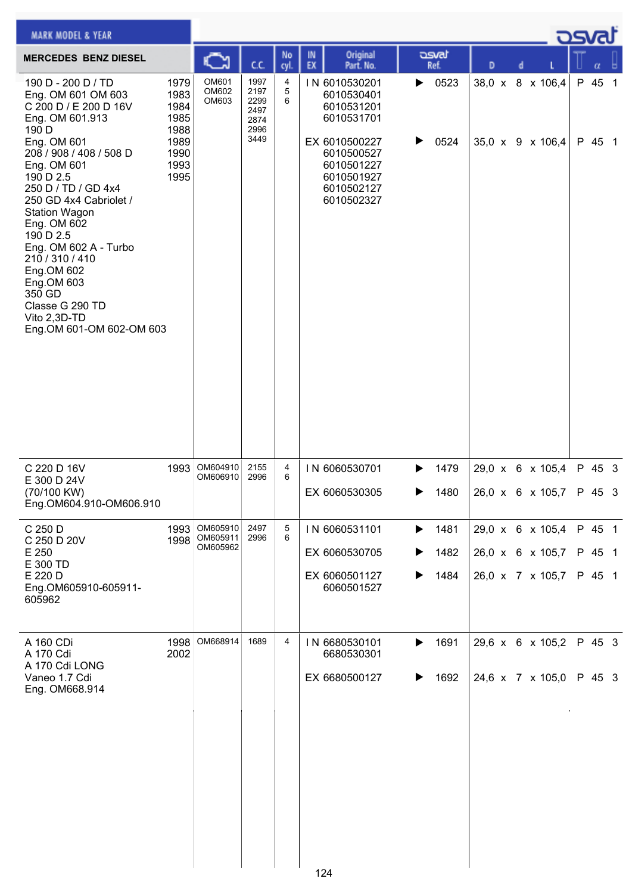MARK MODEL & YEAR

osvat

| MERCEDES BENZ DIESEL | | Engine | C.C. | No cyl. | IN EX | Original Part. No. | osvat Ref. | D x d x L | | α |
|---|---|---|---|---|---|---|---|---|---|---|
| 190 D - 200 D / TD<br>Eng. OM 601 OM 603<br>C 200 D / E 200 D 16V<br>Eng. OM 601.913<br>190 D<br>Eng. OM 601<br>208 / 908 / 408 / 508 D<br>Eng. OM 601<br>190 D 2.5<br>250 D / TD / GD 4x4<br>250 GD 4x4 Cabriolet / Station Wagon<br>Eng. OM 602<br>190 D 2.5<br>Eng. OM 602 A - Turbo<br>210 / 310 / 410<br>Eng.OM 602<br>Eng.OM 603<br>350 GD<br>Classe G 290 TD<br>Vito 2,3D-TD<br>Eng.OM 601-OM 602-OM 603 | 1979<br>1983<br>1984<br>1985<br>1988<br>1989<br>1990<br>1993<br>1995 | OM601<br>OM602<br>OM603 | 1997<br>2197<br>2299<br>2497<br>2874<br>2996<br>3449 | 4<br>5<br>6 | IN | 6010530201<br>6010530401<br>6010531201<br>6010531701 | ▶ 0523 | 38,0 x 8 x 106,4 | P | 45 1 |
| | | | | | EX | 6010500227<br>6010500527<br>6010501227<br>6010501927<br>6010502127<br>6010502327 | ▶ 0524 | 35,0 x 9 x 106,4 | P | 45 1 |
| C 220 D 16V<br>E 300 D 24V<br>(70/100 KW)<br>Eng.OM604.910-OM606.910 | 1993 | OM604910<br>OM606910 | 2155<br>2996 | 4<br>6 | IN | 6060530701 | ▶ 1479 | 29,0 x 6 x 105,4 | P | 45 3 |
| | | | | | EX | 6060530305 | ▶ 1480 | 26,0 x 6 x 105,7 | P | 45 3 |
| C 250 D<br>C 250 D 20V<br>E 250<br>E 300 TD<br>E 220 D<br>Eng.OM605910-605911-605962 | 1993<br>1998 | OM605910<br>OM605911<br>OM605962 | 2497<br>2996 | 5<br>6 | IN | 6060531101 | ▶ 1481 | 29,0 x 6 x 105,4 | P | 45 1 |
| | | | | | EX | 6060530705 | ▶ 1482 | 26,0 x 6 x 105,7 | P | 45 1 |
| | | | | | EX | 6060501127<br>6060501527 | ▶ 1484 | 26,0 x 7 x 105,7 | P | 45 1 |
| A 160 CDi<br>A 170 Cdi<br>A 170 Cdi LONG<br>Vaneo 1.7 Cdi<br>Eng. OM668.914 | 1998<br>2002 | OM668914 | 1689 | 4 | IN | 6680530101<br>6680530301 | ▶ 1691 | 29,6 x 6 x 105,2 | P | 45 3 |
| | | | | | EX | 6680500127 | ▶ 1692 | 24,6 x 7 x 105,0 | P | 45 3 |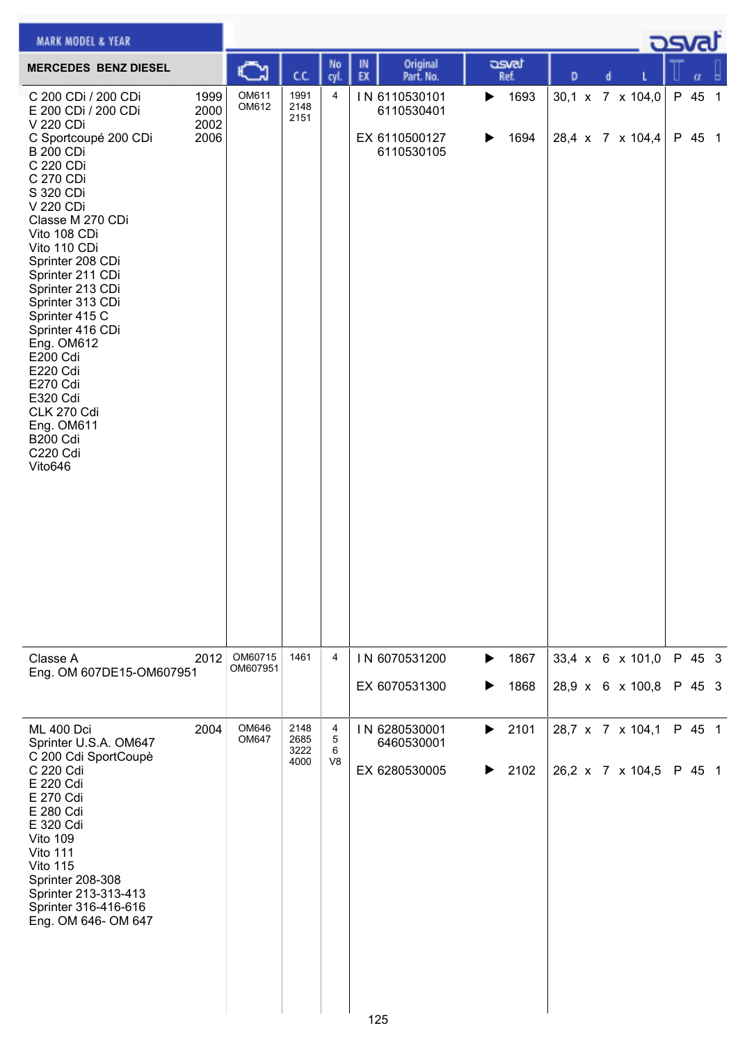| MARK MODEL & YEAR | | Engine | C.C. | No cyl. | IN EX | Original Part. No. | osvat Ref. | D x d x L | α |
|---|---|---|---|---|---|---|---|---|---|
| **MERCEDES BENZ DIESEL** | | | | | | | | | |
| C 200 CDi / 200 CDi<br>E 200 CDi / 200 CDi<br>V 220 CDi<br>C Sportcoupé 200 CDi<br>B 200 CDi<br>C 220 CDi<br>C 270 CDi<br>S 320 CDi<br>V 220 CDi<br>Classe M 270 CDi<br>Vito 108 CDi<br>Vito 110 CDi<br>Sprinter 208 CDi<br>Sprinter 211 CDi<br>Sprinter 213 CDi<br>Sprinter 313 CDi<br>Sprinter 415 C<br>Sprinter 416 CDi<br>Eng. OM612<br>E200 Cdi<br>E220 Cdi<br>E270 Cdi<br>E320 Cdi<br>CLK 270 Cdi<br>Eng. OM611<br>B200 Cdi<br>C220 Cdi<br>Vito646 | 1999<br>2000<br>2002<br>2006 | OM611<br>OM612 | 1991<br>2148<br>2151 | 4 | IN<br><br><br>EX | 6110530101<br>6110530401<br><br>6110500127<br>6110530105 | ▶ 1693<br><br><br>▶ 1694 | 30,1 x 7 x 104,0<br><br><br>28,4 x 7 x 104,4 | P 45 1<br><br><br>P 45 1 |
| Classe A<br>Eng. OM 607DE15-OM607951 | 2012 | OM60715<br>OM607951 | 1461 | 4 | IN<br><br>EX | 6070531200<br><br>6070531300 | ▶ 1867<br><br>▶ 1868 | 33,4 x 6 x 101,0<br><br>28,9 x 6 x 100,8 | P 45 3<br><br>P 45 3 |
| ML 400 Dci<br>Sprinter U.S.A. OM647<br>C 200 Cdi SportCoupè<br>C 220 Cdi<br>E 220 Cdi<br>E 270 Cdi<br>E 280 Cdi<br>E 320 Cdi<br>Vito 109<br>Vito 111<br>Vito 115<br>Sprinter 208-308<br>Sprinter 213-313-413<br>Sprinter 316-416-616<br>Eng. OM 646- OM 647 | 2004 | OM646<br>OM647 | 2148<br>2685<br>3222<br>4000 | 4<br>5<br>6<br>V8 | IN<br><br><br>EX | 6280530001<br>6460530001<br><br>6280530005 | ▶ 2101<br><br><br>▶ 2102 | 28,7 x 7 x 104,1<br><br><br>26,2 x 7 x 104,5 | P 45 1<br><br><br>P 45 1 |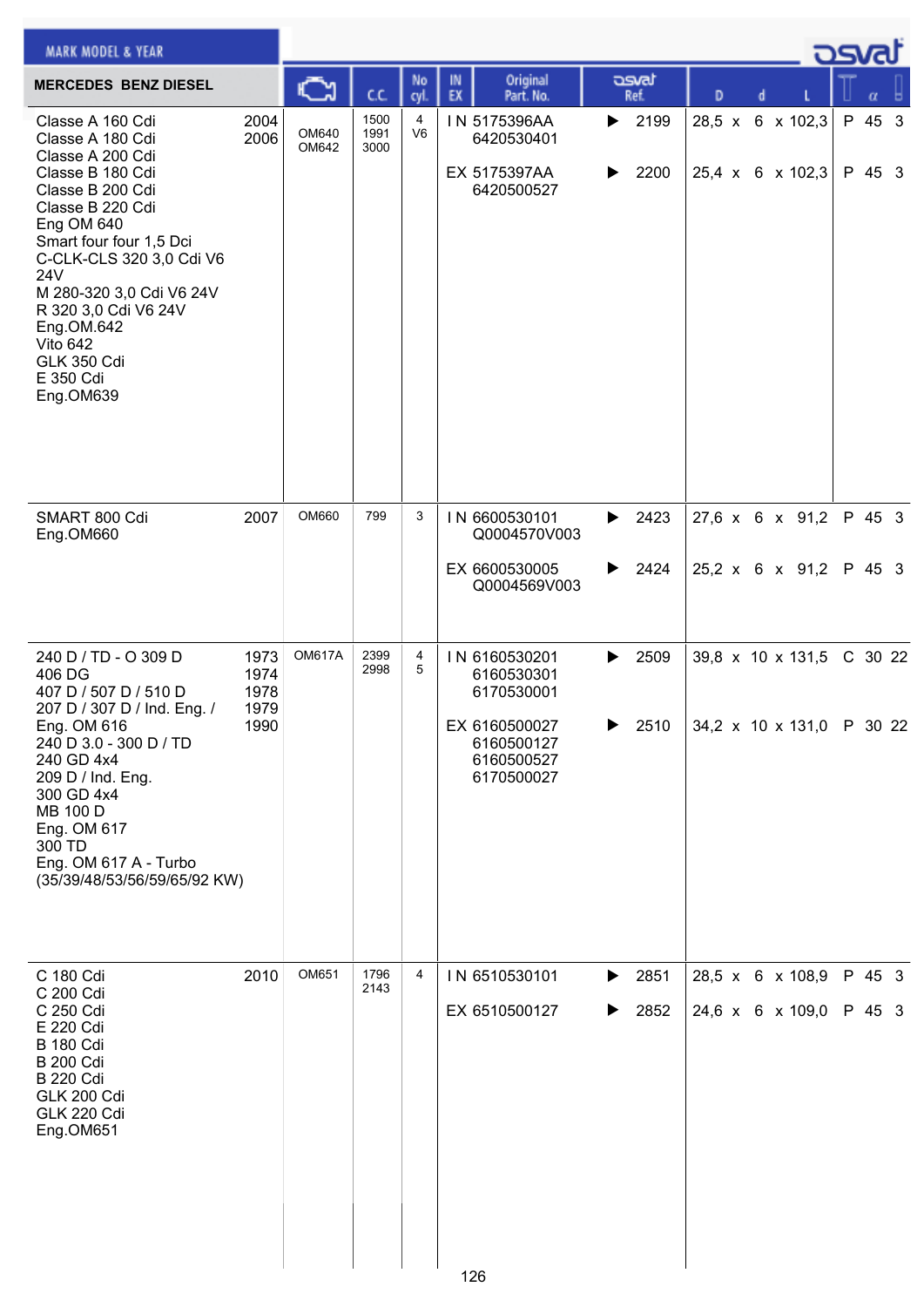| MERCEDES BENZ DIESEL | | Engine | C.C. | No cyl. | IN EX | Original Part. No. | osvat Ref. | D x d x L | T α |
|---|---|---|---|---|---|---|---|---|---|
| Classe A 160 Cdi<br>Classe A 180 Cdi<br>Classe A 200 Cdi<br>Classe B 180 Cdi<br>Classe B 200 Cdi<br>Classe B 220 Cdi<br>Eng OM 640<br>Smart four four 1,5 Dci<br>C-CLK-CLS 320 3,0 Cdi V6 24V<br>M 280-320 3,0 Cdi V6 24V<br>R 320 3,0 Cdi V6 24V<br>Eng.OM.642<br>Vito 642<br>GLK 350 Cdi<br>E 350 Cdi<br>Eng.OM639 | 2004<br>2006 | OM640<br>OM642 | 1500<br>1991<br>3000 | 4<br>V6 | IN<br><br>EX | 5175396AA<br>6420530401<br><br>5175397AA<br>6420500527 | ▶ 2199<br><br>▶ 2200 | 28,5 x 6 x 102,3<br><br>25,4 x 6 x 102,3 | P 45 3<br><br>P 45 3 |
| SMART 800 Cdi<br>Eng.OM660 | 2007 | OM660 | 799 | 3 | IN<br><br>EX | 6600530101<br>Q0004570V003<br><br>6600530005<br>Q0004569V003 | ▶ 2423<br><br>▶ 2424 | 27,6 x 6 x 91,2<br><br>25,2 x 6 x 91,2 | P 45 3<br><br>P 45 3 |
| 240 D / TD - O 309 D<br>406 DG<br>407 D / 507 D / 510 D<br>207 D / 307 D / Ind. Eng. /<br>Eng. OM 616<br>240 D 3.0 - 300 D / TD<br>240 GD 4x4<br>209 D / Ind. Eng.<br>300 GD 4x4<br>MB 100 D<br>Eng. OM 617<br>300 TD<br>Eng. OM 617 A - Turbo<br>(35/39/48/53/56/59/65/92 KW) | 1973<br>1974<br>1978<br>1979<br>1990 | OM617A | 2399<br>2998 | 4<br>5 | IN<br><br><br>EX | 6160530201<br>6160530301<br>6170530001<br><br>6160500027<br>6160500127<br>6160500527<br>6170500027 | ▶ 2509<br><br><br>▶ 2510 | 39,8 x 10 x 131,5<br><br><br>34,2 x 10 x 131,0 | C 30 22<br><br><br>P 30 22 |
| C 180 Cdi<br>C 200 Cdi<br>C 250 Cdi<br>E 220 Cdi<br>B 180 Cdi<br>B 200 Cdi<br>B 220 Cdi<br>GLK 200 Cdi<br>GLK 220 Cdi<br>Eng.OM651 | 2010 | OM651 | 1796<br>2143 | 4 | IN<br>EX | 6510530101<br>6510500127 | ▶ 2851<br>▶ 2852 | 28,5 x 6 x 108,9<br>24,6 x 6 x 109,0 | P 45 3<br>P 45 3 |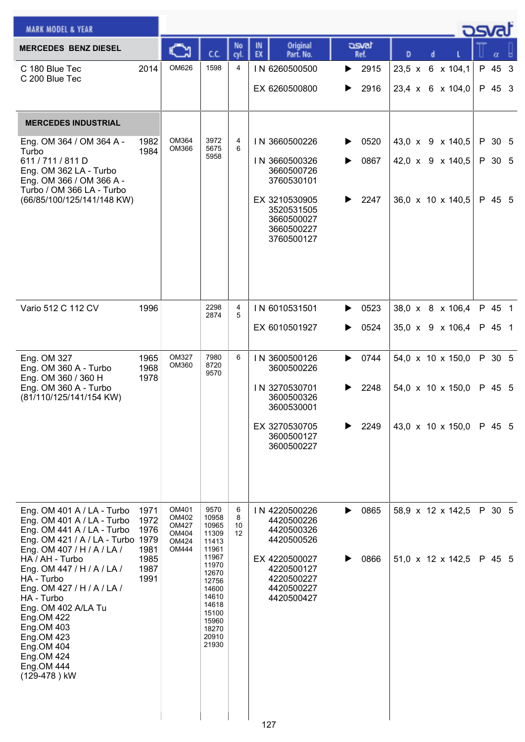| MARK MODEL & YEAR | | Engine | C.C. | No cyl. | IN EX | Original Part. No. | osvat Ref. | D x d x L | T α |
|---|---|---|---|---|---|---|---|---|---|
| **MERCEDES BENZ DIESEL** | | | | | | | | | |
| C 180 Blue Tec<br>C 200 Blue Tec | 2014 | OM626 | 1598 | 4 | IN | 6260500500 | ▶ 2915 | 23,5 x 6 x 104,1 | P 45 3 |
| | | | | | EX | 6260500800 | ▶ 2916 | 23,4 x 6 x 104,0 | P 45 3 |
| **MERCEDES INDUSTRIAL** | | | | | | | | | |
| Eng. OM 364 / OM 364 A - Turbo<br>611 / 711 / 811 D<br>Eng. OM 362 LA - Turbo<br>Eng. OM 366 / OM 366 A - Turbo / OM 366 LA - Turbo<br>(66/85/100/125/141/148 KW) | 1982<br>1984 | OM364<br>OM366 | 3972<br>5675<br>5958 | 4<br>6 | IN | 3660500226 | ▶ 0520 | 43,0 x 9 x 140,5 | P 30 5 |
| | | | | | IN | 3660500326<br>3660500726<br>3760530101 | ▶ 0867 | 42,0 x 9 x 140,5 | P 30 5 |
| | | | | | EX | 3210530905<br>3520531505<br>3660500027<br>3660500227<br>3760500127 | ▶ 2247 | 36,0 x 10 x 140,5 | P 45 5 |
| Vario 512 C 112 CV | 1996 | | 2298<br>2874 | 4<br>5 | IN | 6010531501 | ▶ 0523 | 38,0 x 8 x 106,4 | P 45 1 |
| | | | | | EX | 6010501927 | ▶ 0524 | 35,0 x 9 x 106,4 | P 45 1 |
| Eng. OM 327<br>Eng. OM 360 A - Turbo<br>Eng. OM 360 / 360 H<br>Eng. OM 360 A - Turbo<br>(81/110/125/141/154 KW) | 1965<br>1968<br>1978 | OM327<br>OM360 | 7980<br>8720<br>9570 | 6 | IN | 3600500126<br>3600500226 | ▶ 0744 | 54,0 x 10 x 150,0 | P 30 5 |
| | | | | | IN | 3270530701<br>3600500326<br>3600530001 | ▶ 2248 | 54,0 x 10 x 150,0 | P 45 5 |
| | | | | | EX | 3270530705<br>3600500127<br>3600500227 | ▶ 2249 | 43,0 x 10 x 150,0 | P 45 5 |
| Eng. OM 401 A / LA - Turbo<br>Eng. OM 401 A / LA - Turbo<br>Eng. OM 441 A / LA - Turbo<br>Eng. OM 421 / A / LA - Turbo<br>Eng. OM 407 / H / A / LA / HA / AH - Turbo<br>Eng. OM 447 / H / A / LA / HA - Turbo<br>Eng. OM 427 / H / A / LA / HA - Turbo<br>Eng. OM 402 A/LA Tu<br>Eng.OM 422<br>Eng.OM 403<br>Eng.OM 423<br>Eng.OM 404<br>Eng.OM 424<br>Eng.OM 444<br>(129-478 ) kW | 1971<br>1972<br>1976<br>1979<br>1981<br>1985<br>1987<br>1991 | OM401<br>OM402<br>OM427<br>OM404<br>OM424<br>OM444 | 9570<br>10958<br>10965<br>11309<br>11413<br>11961<br>11967<br>11970<br>12670<br>12756<br>14600<br>14610<br>14618<br>15100<br>15960<br>18270<br>20910<br>21930 | 6<br>8<br>10<br>12 | IN | 4220500226<br>4420500226<br>4420500326<br>4420500526 | ▶ 0865 | 58,9 x 12 x 142,5 | P 30 5 |
| | | | | | EX | 4220500027<br>4220500127<br>4220500227<br>4420500227<br>4420500427 | ▶ 0866 | 51,0 x 12 x 142,5 | P 45 5 |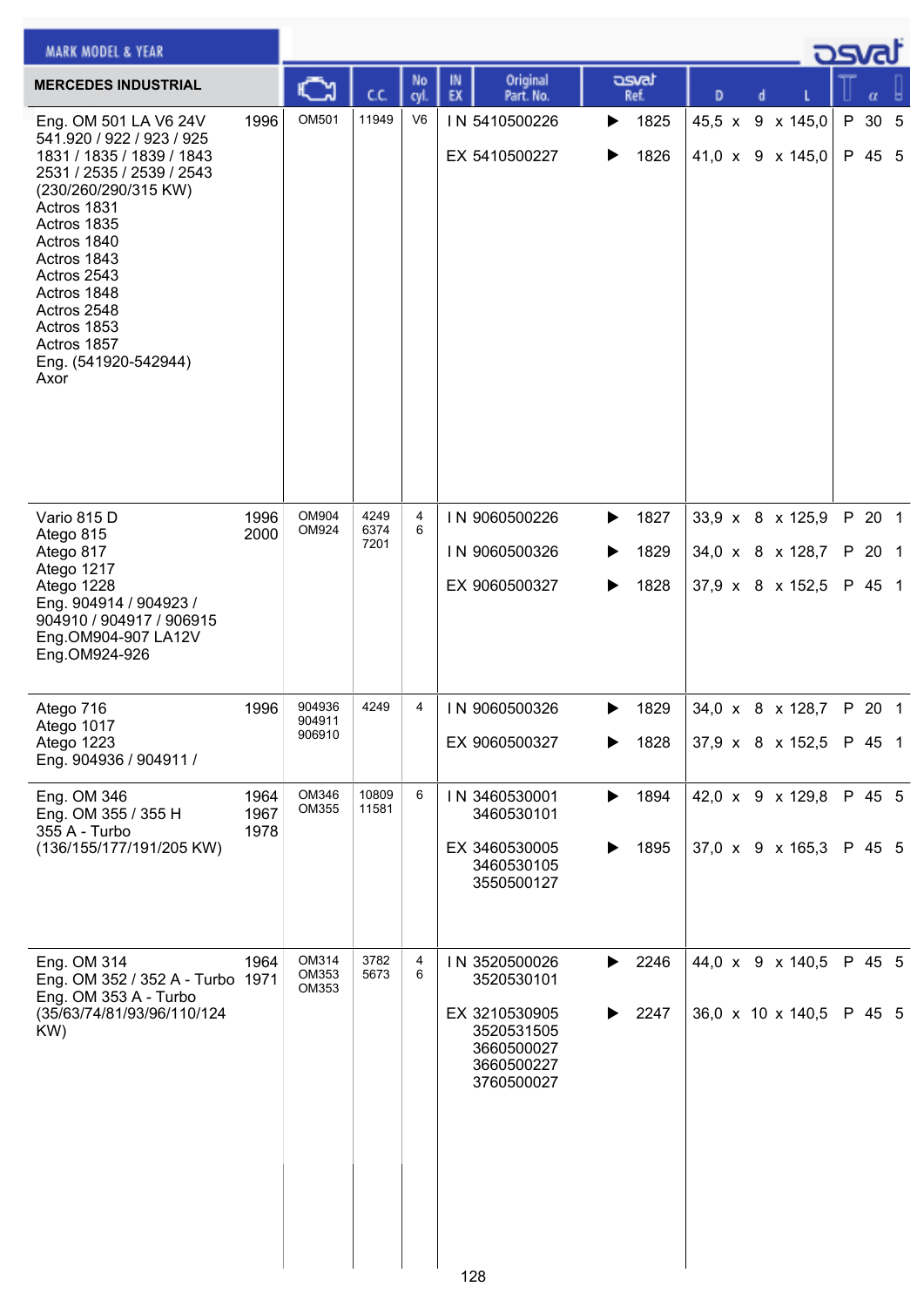| MERCEDES INDUSTRIAL | | Engine | C.C. | No cyl. | IN EX | Original Part. No. | Osvat Ref. | D | d | L | | α | |
|---|---|---|---|---|---|---|---|---|---|---|---|---|---|
| Eng. OM 501 LA V6 24V<br>541.920 / 922 / 923 / 925<br>1831 / 1835 / 1839 / 1843<br>2531 / 2535 / 2539 / 2543<br>(230/260/290/315 KW)<br>Actros 1831<br>Actros 1835<br>Actros 1840<br>Actros 1843<br>Actros 2543<br>Actros 1848<br>Actros 2548<br>Actros 1853<br>Actros 1857<br>Eng. (541920-542944)<br>Axor | 1996 | OM501 | 11949 | V6 | IN | 5410500226 | ▶ 1825 | 45,5 x | 9 x | 145,0 | P | 30 | 5 |
| | | | | | EX | 5410500227 | ▶ 1826 | 41,0 x | 9 x | 145,0 | P | 45 | 5 |
| Vario 815 D<br>Atego 815<br>Atego 817<br>Atego 1217<br>Atego 1228<br>Eng. 904914 / 904923 /<br>904910 / 904917 / 906915<br>Eng.OM904-907 LA12V<br>Eng.OM924-926 | 1996<br>2000 | OM904<br>OM924 | 4249<br>6374<br>7201 | 4<br>6 | IN | 9060500226 | ▶ 1827 | 33,9 x | 8 x | 125,9 | P | 20 | 1 |
| | | | | | IN | 9060500326 | ▶ 1829 | 34,0 x | 8 x | 128,7 | P | 20 | 1 |
| | | | | | EX | 9060500327 | ▶ 1828 | 37,9 x | 8 x | 152,5 | P | 45 | 1 |
| Atego 716<br>Atego 1017<br>Atego 1223<br>Eng. 904936 / 904911 / | 1996 | 904936<br>904911<br>906910 | 4249 | 4 | IN | 9060500326 | ▶ 1829 | 34,0 x | 8 x | 128,7 | P | 20 | 1 |
| | | | | | EX | 9060500327 | ▶ 1828 | 37,9 x | 8 x | 152,5 | P | 45 | 1 |
| Eng. OM 346<br>Eng. OM 355 / 355 H<br>355 A - Turbo<br>(136/155/177/191/205 KW) | 1964<br>1967<br>1978 | OM346<br>OM355 | 10809<br>11581 | 6 | IN | 3460530001<br>3460530101 | ▶ 1894 | 42,0 x | 9 x | 129,8 | P | 45 | 5 |
| | | | | | EX | 3460530005<br>3460530105<br>3550500127 | ▶ 1895 | 37,0 x | 9 x | 165,3 | P | 45 | 5 |
| Eng. OM 314<br>Eng. OM 352 / 352 A - Turbo<br>Eng. OM 353 A - Turbo<br>(35/63/74/81/93/96/110/124 KW) | 1964<br>1971 | OM314<br>OM353<br>OM353 | 3782<br>5673 | 4<br>6 | IN | 3520500026<br>3520530101 | ▶ 2246 | 44,0 x | 9 x | 140,5 | P | 45 | 5 |
| | | | | | EX | 3210530905<br>3520531505<br>3660500027<br>3660500227<br>3760500027 | ▶ 2247 | 36,0 x | 10 x | 140,5 | P | 45 | 5 |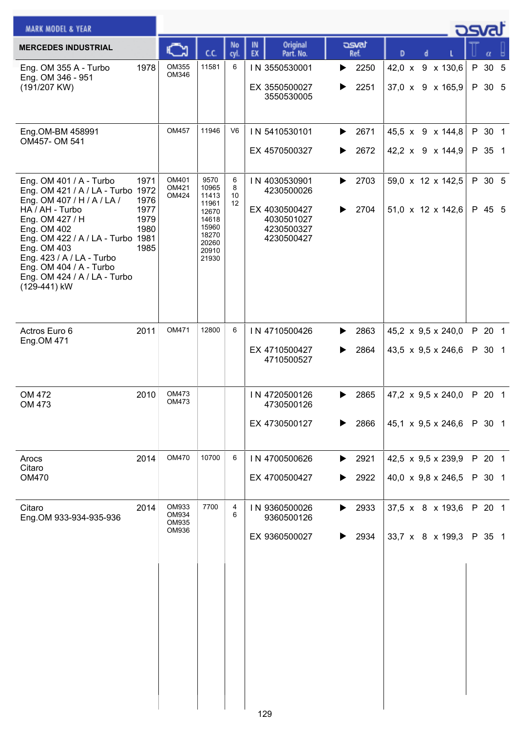| MARK MODEL & YEAR | | Engine | C.C. | No cyl. | IN EX | Original Part. No. | osvat Ref. | D x d x L | | α | |
|---|---|---|---|---|---|---|---|---|---|---|---|
| **MERCEDES INDUSTRIAL** | | | | | | | | | | | |
| Eng. OM 355 A - Turbo<br>Eng. OM 346 - 951<br>(191/207 KW) | 1978 | OM355<br>OM346 | 11581 | 6 | IN | 3550530001 | ▶ 2250 | 42,0 x 9 x 130,6 | P | 30 | 5 |
| | | | | | EX | 3550500027<br>3550530005 | ▶ 2251 | 37,0 x 9 x 165,9 | P | 30 | 5 |
| Eng.OM-BM 458991<br>OM457- OM 541 | | OM457 | 11946 | V6 | IN | 5410530101 | ▶ 2671 | 45,5 x 9 x 144,8 | P | 30 | 1 |
| | | | | | EX | 4570500327 | ▶ 2672 | 42,2 x 9 x 144,9 | P | 35 | 1 |
| Eng. OM 401 / A - Turbo<br>Eng. OM 421 / A / LA - Turbo<br>Eng. OM 407 / H / A / LA / HA / AH - Turbo<br>Eng. OM 427 / H<br>Eng. OM 402<br>Eng. OM 422 / A / LA - Turbo<br>Eng. OM 403<br>Eng. 423 / A / LA - Turbo<br>Eng. OM 404 / A - Turbo<br>Eng. OM 424 / A / LA - Turbo<br>(129-441) kW | 1971<br>1972<br>1976<br>1977<br>1979<br>1980<br>1981<br>1985 | OM401<br>OM421<br>OM424 | 9570<br>10965<br>11413<br>11961<br>12670<br>14618<br>15960<br>18270<br>20260<br>20910<br>21930 | 6<br>8<br>10<br>12 | IN | 4030530901<br>4230500026 | ▶ 2703 | 59,0 x 12 x 142,5 | P | 30 | 5 |
| | | | | | EX | 4030500427<br>4030501027<br>4230500327<br>4230500427 | ▶ 2704 | 51,0 x 12 x 142,6 | P | 45 | 5 |
| Actros Euro 6<br>Eng.OM 471 | 2011 | OM471 | 12800 | 6 | IN | 4710500426 | ▶ 2863 | 45,2 x 9,5 x 240,0 | P | 20 | 1 |
| | | | | | EX | 4710500427<br>4710500527 | ▶ 2864 | 43,5 x 9,5 x 246,6 | P | 30 | 1 |
| OM 472<br>OM 473 | 2010 | OM473<br>OM473 | | | IN | 4720500126<br>4730500126 | ▶ 2865 | 47,2 x 9,5 x 240,0 | P | 20 | 1 |
| | | | | | EX | 4730500127 | ▶ 2866 | 45,1 x 9,5 x 246,6 | P | 30 | 1 |
| Arocs<br>Citaro<br>OM470 | 2014 | OM470 | 10700 | 6 | IN | 4700500626 | ▶ 2921 | 42,5 x 9,5 x 239,9 | P | 20 | 1 |
| | | | | | EX | 4700500427 | ▶ 2922 | 40,0 x 9,8 x 246,5 | P | 30 | 1 |
| Citaro<br>Eng.OM 933-934-935-936 | 2014 | OM933<br>OM934<br>OM935<br>OM936 | 7700 | 4<br>6 | IN | 9360500026<br>9360500126 | ▶ 2933 | 37,5 x 8 x 193,6 | P | 20 | 1 |
| | | | | | EX | 9360500027 | ▶ 2934 | 33,7 x 8 x 199,3 | P | 35 | 1 |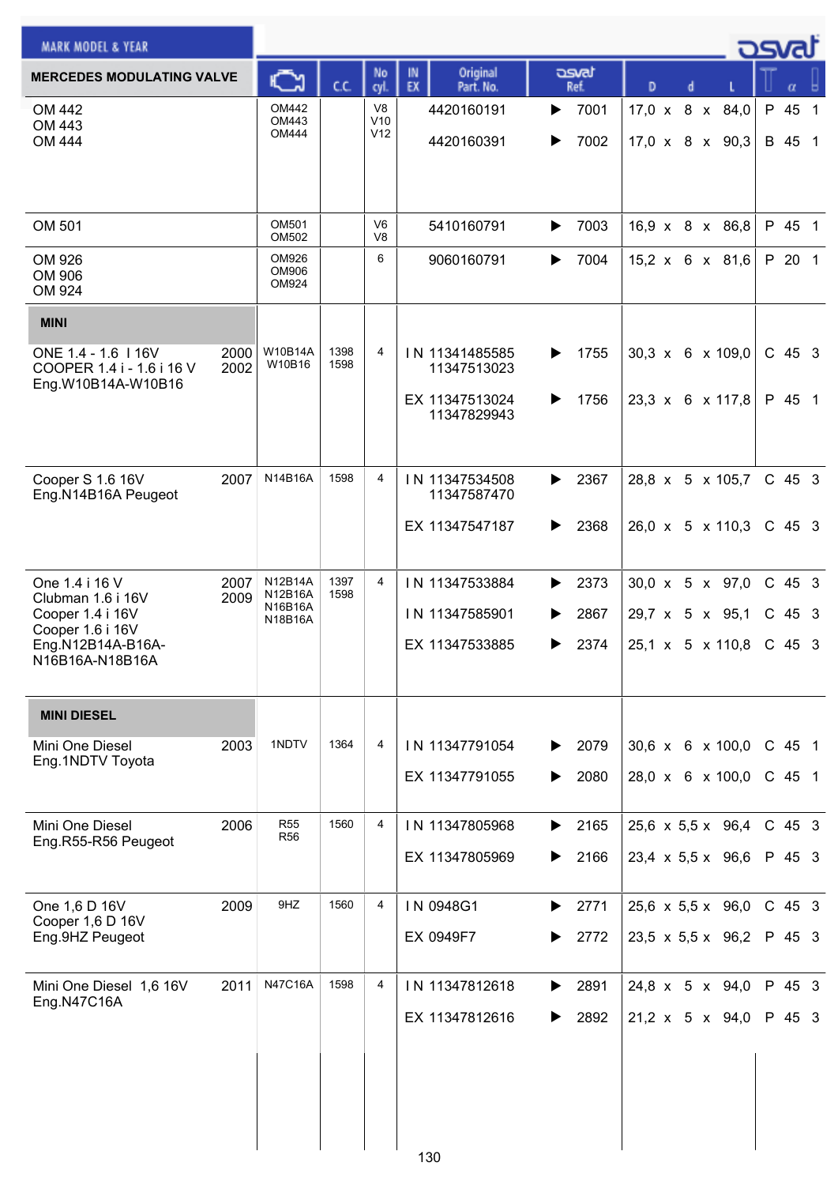| MARK MODEL & YEAR | | Engine | C.C. | No cyl. | IN EX | Original Part. No. | osvat Ref. | D x d x L | Type | α | |
|---|---|---|---|---|---|---|---|---|---|---|---|
| **MERCEDES MODULATING VALVE** | | | | | | | | | | | |
| OM 442<br>OM 443<br>OM 444 | | OM442<br>OM443<br>OM444 | | V8<br>V10<br>V12 | | 4420160191 | ▶ 7001 | 17,0 x 8 x 84,0 | P | 45 | 1 |
| | | | | | | 4420160391 | ▶ 7002 | 17,0 x 8 x 90,3 | B | 45 | 1 |
| OM 501 | | OM501<br>OM502 | | V6<br>V8 | | 5410160791 | ▶ 7003 | 16,9 x 8 x 86,8 | P | 45 | 1 |
| OM 926<br>OM 906<br>OM 924 | | OM926<br>OM906<br>OM924 | | 6 | | 9060160791 | ▶ 7004 | 15,2 x 6 x 81,6 | P | 20 | 1 |
| **MINI** | | | | | | | | | | | |
| ONE 1.4 - 1.6 I 16V<br>COOPER 1.4 i - 1.6 i 16 V<br>Eng.W10B14A-W10B16 | 2000<br>2002 | W10B14A<br>W10B16 | 1398<br>1598 | 4 | IN | 11341485585<br>11347513023 | ▶ 1755 | 30,3 x 6 x 109,0 | C | 45 | 3 |
| | | | | | EX | 11347513024<br>11347829943 | ▶ 1756 | 23,3 x 6 x 117,8 | P | 45 | 1 |
| Cooper S 1.6 16V<br>Eng.N14B16A Peugeot | 2007 | N14B16A | 1598 | 4 | IN | 11347534508<br>11347587470 | ▶ 2367 | 28,8 x 5 x 105,7 | C | 45 | 3 |
| | | | | | EX | 11347547187 | ▶ 2368 | 26,0 x 5 x 110,3 | C | 45 | 3 |
| One 1.4 i 16 V<br>Clubman 1.6 i 16V<br>Cooper 1.4 i 16V<br>Cooper 1.6 i 16V<br>Eng.N12B14A-B16A-N16B16A-N18B16A | 2007<br>2009 | N12B14A<br>N12B16A<br>N16B16A<br>N18B16A | 1397<br>1598 | 4 | IN | 11347533884 | ▶ 2373 | 30,0 x 5 x 97,0 | C | 45 | 3 |
| | | | | | IN | 11347585901 | ▶ 2867 | 29,7 x 5 x 95,1 | C | 45 | 3 |
| | | | | | EX | 11347533885 | ▶ 2374 | 25,1 x 5 x 110,8 | C | 45 | 3 |
| **MINI DIESEL** | | | | | | | | | | | |
| Mini One Diesel<br>Eng.1NDTV Toyota | 2003 | 1NDTV | 1364 | 4 | IN | 11347791054 | ▶ 2079 | 30,6 x 6 x 100,0 | C | 45 | 1 |
| | | | | | EX | 11347791055 | ▶ 2080 | 28,0 x 6 x 100,0 | C | 45 | 1 |
| Mini One Diesel<br>Eng.R55-R56 Peugeot | 2006 | R55<br>R56 | 1560 | 4 | IN | 11347805968 | ▶ 2165 | 25,6 x 5,5 x 96,4 | C | 45 | 3 |
| | | | | | EX | 11347805969 | ▶ 2166 | 23,4 x 5,5 x 96,6 | P | 45 | 3 |
| One 1,6 D 16V<br>Cooper 1,6 D 16V<br>Eng.9HZ Peugeot | 2009 | 9HZ | 1560 | 4 | IN | 0948G1 | ▶ 2771 | 25,6 x 5,5 x 96,0 | C | 45 | 3 |
| | | | | | EX | 0949F7 | ▶ 2772 | 23,5 x 5,5 x 96,2 | P | 45 | 3 |
| Mini One Diesel 1,6 16V<br>Eng.N47C16A | 2011 | N47C16A | 1598 | 4 | IN | 11347812618 | ▶ 2891 | 24,8 x 5 x 94,0 | P | 45 | 3 |
| | | | | | EX | 11347812616 | ▶ 2892 | 21,2 x 5 x 94,0 | P | 45 | 3 |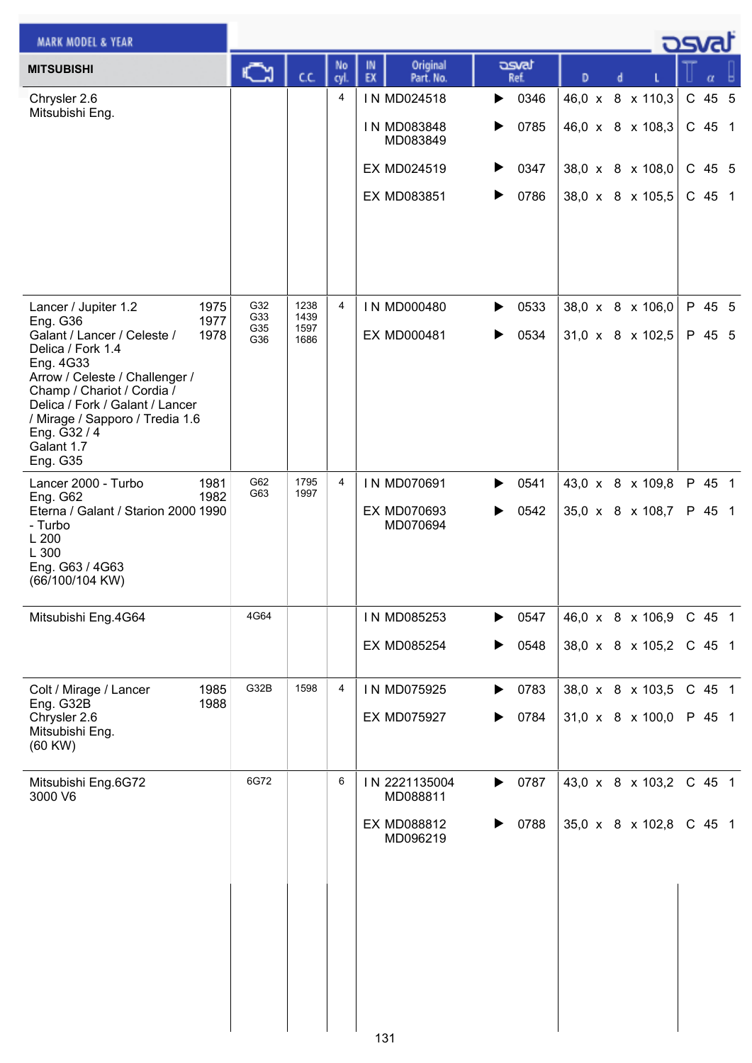## MITSUBISHI

| Mark Model & Year | | Engine | C.C. | No cyl. | IN EX | Original Part. No. | Osvat Ref. | D x d x L | Material | α | Groove |
|---|---|---|---|---|---|---|---|---|---|---|---|
| Chrysler 2.6 Mitsubishi Eng. | | | | 4 | IN | MD024518 | 0346 | 46,0 x 8 x 110,3 | C | 45 | 5 |
| | | | | | IN | MD083848 MD083849 | 0785 | 46,0 x 8 x 108,3 | C | 45 | 1 |
| | | | | | EX | MD024519 | 0347 | 38,0 x 8 x 108,0 | C | 45 | 5 |
| | | | | | EX | MD083851 | 0786 | 38,0 x 8 x 105,5 | C | 45 | 1 |
| Lancer / Jupiter 1.2 Eng. G36 Galant / Lancer / Celeste / Delica / Fork 1.4 Eng. 4G33 Arrow / Celeste / Challenger / Champ / Chariot / Cordia / Delica / Fork / Galant / Lancer / Mirage / Sapporo / Tredia 1.6 Eng. G32 / 4 Galant 1.7 Eng. G35 | 1975 1977 1978 | G32 G33 G35 G36 | 1238 1439 1597 1686 | 4 | IN | MD000480 | 0533 | 38,0 x 8 x 106,0 | P | 45 | 5 |
| | | | | | EX | MD000481 | 0534 | 31,0 x 8 x 102,5 | P | 45 | 5 |
| Lancer 2000 - Turbo Eng. G62 Eterna / Galant / Starion 2000 - Turbo L 200 L 300 Eng. G63 / 4G63 (66/100/104 KW) | 1981 1982 1990 | G62 G63 | 1795 1997 | 4 | IN | MD070691 | 0541 | 43,0 x 8 x 109,8 | P | 45 | 1 |
| | | | | | EX | MD070693 MD070694 | 0542 | 35,0 x 8 x 108,7 | P | 45 | 1 |
| Mitsubishi Eng.4G64 | | 4G64 | | | IN | MD085253 | 0547 | 46,0 x 8 x 106,9 | C | 45 | 1 |
| | | | | | EX | MD085254 | 0548 | 38,0 x 8 x 105,2 | C | 45 | 1 |
| Colt / Mirage / Lancer Eng. G32B Chrysler 2.6 Mitsubishi Eng. (60 KW) | 1985 1988 | G32B | 1598 | 4 | IN | MD075925 | 0783 | 38,0 x 8 x 103,5 | C | 45 | 1 |
| | | | | | EX | MD075927 | 0784 | 31,0 x 8 x 100,0 | P | 45 | 1 |
| Mitsubishi Eng.6G72 3000 V6 | | 6G72 | | 6 | IN | 2221135004 MD088811 | 0787 | 43,0 x 8 x 103,2 | C | 45 | 1 |
| | | | | | EX | MD088812 MD096219 | 0788 | 35,0 x 8 x 102,8 | C | 45 | 1 |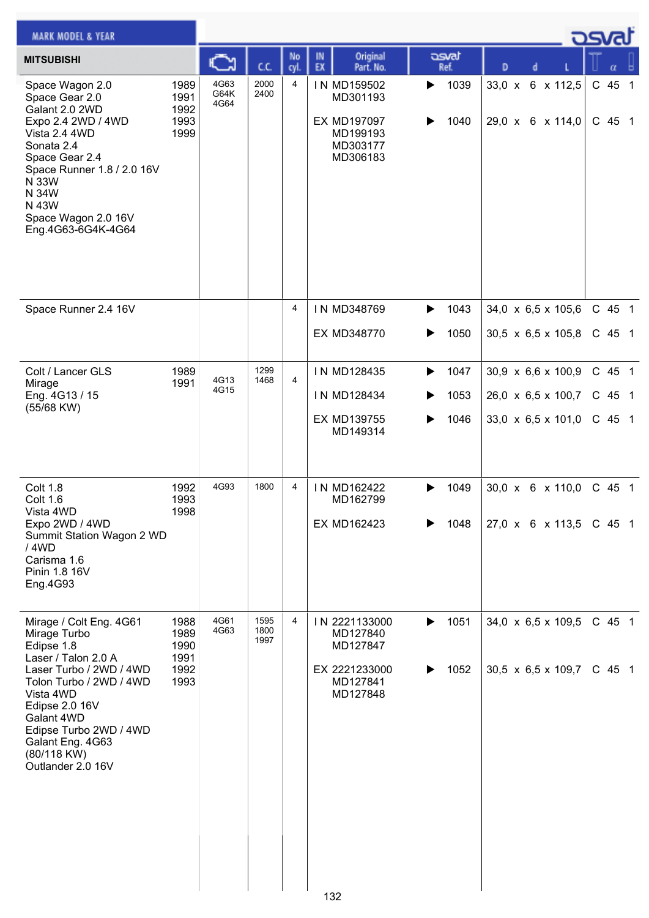| MARK MODEL & YEAR | | | | | | | | |
|---|---|---|---|---|---|---|---|---|
| MITSUBISHI | | Engine | C.C. | No cyl. | IN EX | Original Part. No. | osvat Ref. | D d L | α |
| Space Wagon 2.0<br>Space Gear 2.0<br>Galant 2.0 2WD<br>Expo 2.4 2WD / 4WD<br>Vista 2.4 4WD<br>Sonata 2.4<br>Space Gear 2.4<br>Space Runner 1.8 / 2.0 16V<br>N 33W<br>N 34W<br>N 43W<br>Space Wagon 2.0 16V<br>Eng.4G63-6G4K-4G64 | 1989<br>1991<br>1992<br>1993<br>1999 | 4G63<br>G64K<br>4G64 | 2000<br>2400 | 4 | I N<br><br>EX | MD159502<br>MD301193<br>MD197097<br>MD199193<br>MD303177<br>MD306183 | ▶ 1039<br><br>▶ 1040 | 33,0 x 6 x 112,5<br><br>29,0 x 6 x 114,0 | C 45 1<br><br>C 45 1 |
| Space Runner 2.4 16V | | | | 4 | I N<br>EX | MD348769<br>MD348770 | ▶ 1043<br>▶ 1050 | 34,0 x 6,5 x 105,6<br>30,5 x 6,5 x 105,8 | C 45 1<br>C 45 1 |
| Colt / Lancer GLS<br>Mirage<br>Eng. 4G13 / 15<br>(55/68 KW) | 1989<br>1991 | 4G13<br>4G15 | 1299<br>1468 | 4 | I N<br>I N<br>EX | MD128435<br>MD128434<br>MD139755<br>MD149314 | ▶ 1047<br>▶ 1053<br>▶ 1046 | 30,9 x 6,6 x 100,9<br>26,0 x 6,5 x 100,7<br>33,0 x 6,5 x 101,0 | C 45 1<br>C 45 1<br>C 45 1 |
| Colt 1.8<br>Colt 1.6<br>Vista 4WD<br>Expo 2WD / 4WD<br>Summit Station Wagon 2 WD / 4WD<br>Carisma 1.6<br>Pinin 1.8 16V<br>Eng.4G93 | 1992<br>1993<br>1998 | 4G93 | 1800 | 4 | I N<br><br>EX | MD162422<br>MD162799<br>MD162423 | ▶ 1049<br><br>▶ 1048 | 30,0 x 6 x 110,0<br><br>27,0 x 6 x 113,5 | C 45 1<br><br>C 45 1 |
| Mirage / Colt Eng. 4G61<br>Mirage Turbo<br>Edipse 1.8<br>Laser / Talon 2.0 A<br>Laser Turbo / 2WD / 4WD<br>Tolon Turbo / 2WD / 4WD<br>Vista 4WD<br>Edipse 2.0 16V<br>Galant 4WD<br>Edipse Turbo 2WD / 4WD<br>Galant Eng. 4G63<br>(80/118 KW)<br>Outlander 2.0 16V | 1988<br>1989<br>1990<br>1991<br>1992<br>1993 | 4G61<br>4G63 | 1595<br>1800<br>1997 | 4 | I N<br><br>EX | 2221133000<br>MD127840<br>MD127847<br>2221233000<br>MD127841<br>MD127848 | ▶ 1051<br><br>▶ 1052 | 34,0 x 6,5 x 109,5<br><br>30,5 x 6,5 x 109,7 | C 45 1<br><br>C 45 1 |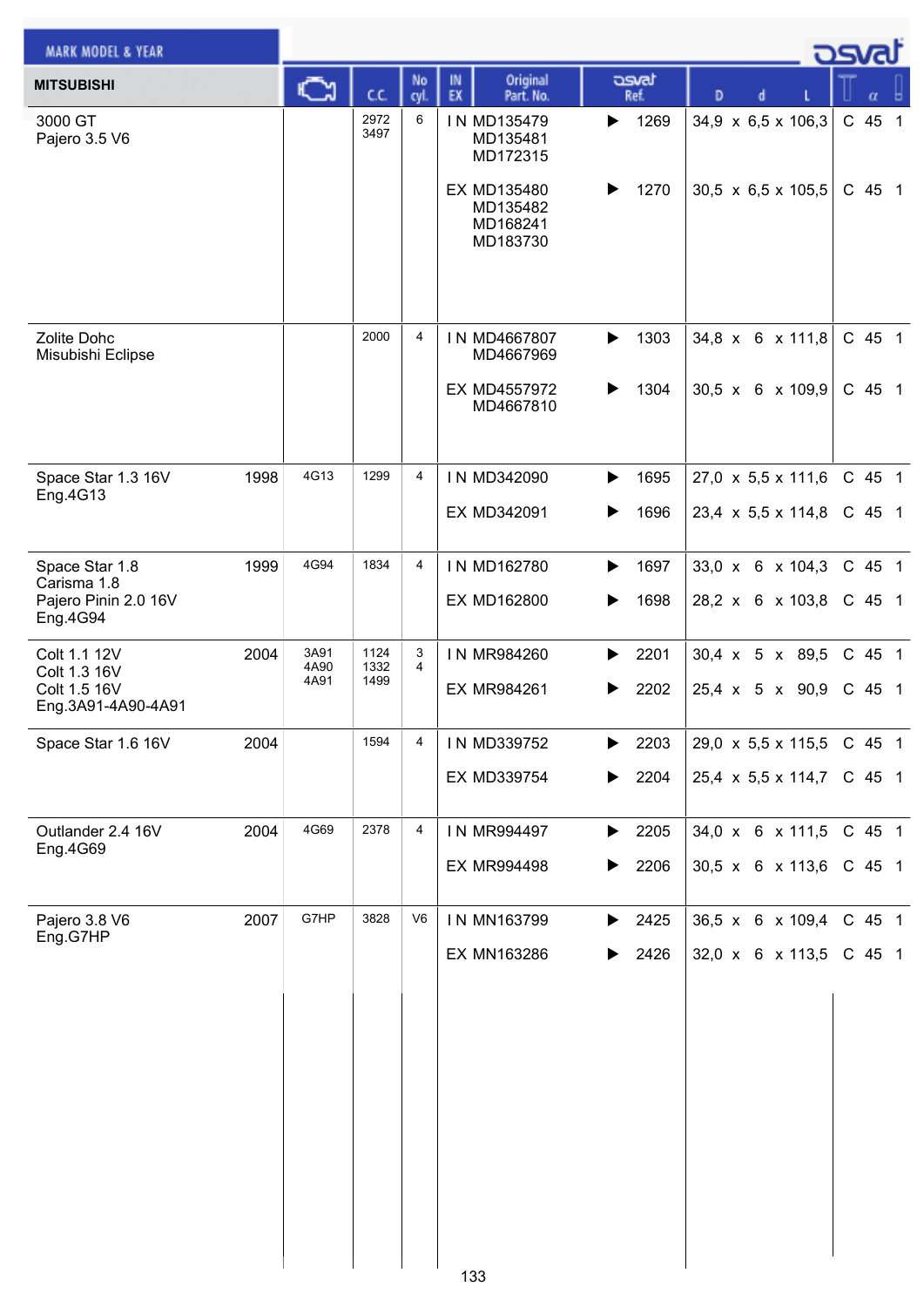| MARK MODEL & YEAR | | Engine | C.C. | No cyl. | IN EX | Original Part. No. | osvat Ref. | D x d x L | T | α | |
|---|---|---|---|---|---|---|---|---|---|---|---|
| **MITSUBISHI** | | | | | | | | | | | |
| 3000 GT<br>Pajero 3.5 V6 | | | 2972<br>3497 | 6 | IN | MD135479<br>MD135481<br>MD172315 | ▶ 1269 | 34,9 x 6,5 x 106,3 | C | 45 | 1 |
| | | | | | EX | MD135480<br>MD135482<br>MD168241<br>MD183730 | ▶ 1270 | 30,5 x 6,5 x 105,5 | C | 45 | 1 |
| Zolite Dohc<br>Misubishi Eclipse | | | 2000 | 4 | IN | MD4667807<br>MD4667969 | ▶ 1303 | 34,8 x 6 x 111,8 | C | 45 | 1 |
| | | | | | EX | MD4557972<br>MD4667810 | ▶ 1304 | 30,5 x 6 x 109,9 | C | 45 | 1 |
| Space Star 1.3 16V<br>Eng.4G13 | 1998 | 4G13 | 1299 | 4 | IN | MD342090 | ▶ 1695 | 27,0 x 5,5 x 111,6 | C | 45 | 1 |
| | | | | | EX | MD342091 | ▶ 1696 | 23,4 x 5,5 x 114,8 | C | 45 | 1 |
| Space Star 1.8<br>Carisma 1.8<br>Pajero Pinin 2.0 16V<br>Eng.4G94 | 1999 | 4G94 | 1834 | 4 | IN | MD162780 | ▶ 1697 | 33,0 x 6 x 104,3 | C | 45 | 1 |
| | | | | | EX | MD162800 | ▶ 1698 | 28,2 x 6 x 103,8 | C | 45 | 1 |
| Colt 1.1 12V<br>Colt 1.3 16V<br>Colt 1.5 16V<br>Eng.3A91-4A90-4A91 | 2004 | 3A91<br>4A90<br>4A91 | 1124<br>1332<br>1499 | 3<br>4 | IN | MR984260 | ▶ 2201 | 30,4 x 5 x 89,5 | C | 45 | 1 |
| | | | | | EX | MR984261 | ▶ 2202 | 25,4 x 5 x 90,9 | C | 45 | 1 |
| Space Star 1.6 16V | 2004 | | 1594 | 4 | IN | MD339752 | ▶ 2203 | 29,0 x 5,5 x 115,5 | C | 45 | 1 |
| | | | | | EX | MD339754 | ▶ 2204 | 25,4 x 5,5 x 114,7 | C | 45 | 1 |
| Outlander 2.4 16V<br>Eng.4G69 | 2004 | 4G69 | 2378 | 4 | IN | MR994497 | ▶ 2205 | 34,0 x 6 x 111,5 | C | 45 | 1 |
| | | | | | EX | MR994498 | ▶ 2206 | 30,5 x 6 x 113,6 | C | 45 | 1 |
| Pajero 3.8 V6<br>Eng.G7HP | 2007 | G7HP | 3828 | V6 | IN | MN163799 | ▶ 2425 | 36,5 x 6 x 109,4 | C | 45 | 1 |
| | | | | | EX | MN163286 | ▶ 2426 | 32,0 x 6 x 113,5 | C | 45 | 1 |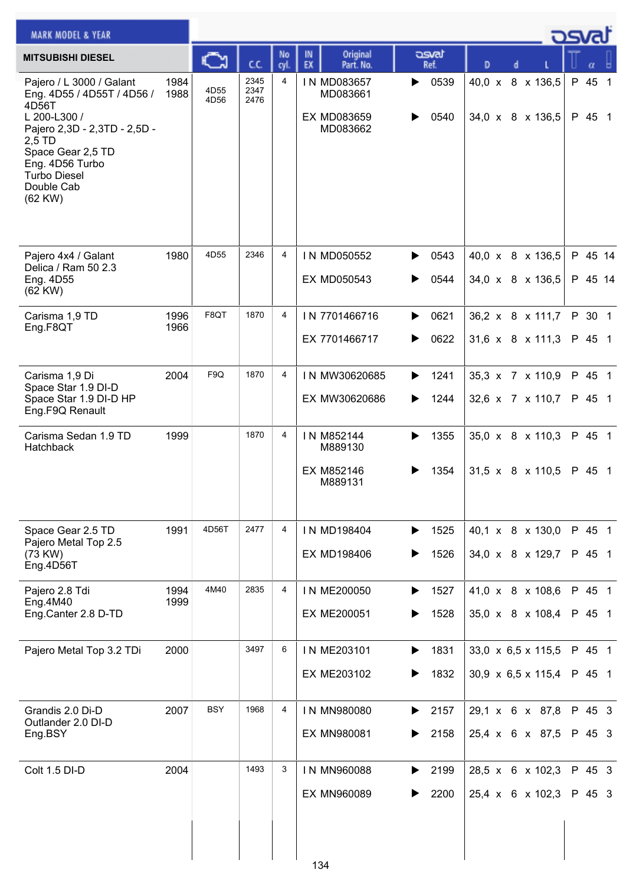| MARK MODEL & YEAR | | | | | | | | | |
|---|---|---|---|---|---|---|---|---|---|
| **MITSUBISHI DIESEL** | | Engine | C.C. | No cyl. | IN EX | Original Part. No. | osvat Ref. | D x d x L | α |
| Pajero / L 3000 / Galant Eng. 4D55 / 4D55T / 4D56 / 4D56T L 200-L300 / Pajero 2,3D - 2,3TD - 2,5D - 2,5 TD Space Gear 2,5 TD Eng. 4D56 Turbo Turbo Diesel Double Cab (62 KW) | 1984 1988 | 4D55 4D56 | 2345 2347 2476 | 4 | I N | MD083657 MD083661 | ▶ 0539 | 40,0 x 8 x 136,5 | P 45 1 |
| | | | | | EX | MD083659 MD083662 | ▶ 0540 | 34,0 x 8 x 136,5 | P 45 1 |
| Pajero 4x4 / Galant Delica / Ram 50 2.3 Eng. 4D55 (62 KW) | 1980 | 4D55 | 2346 | 4 | I N | MD050552 | ▶ 0543 | 40,0 x 8 x 136,5 | P 45 14 |
| | | | | | EX | MD050543 | ▶ 0544 | 34,0 x 8 x 136,5 | P 45 14 |
| Carisma 1,9 TD Eng.F8QT | 1996 1966 | F8QT | 1870 | 4 | I N | 7701466716 | ▶ 0621 | 36,2 x 8 x 111,7 | P 30 1 |
| | | | | | EX | 7701466717 | ▶ 0622 | 31,6 x 8 x 111,3 | P 45 1 |
| Carisma 1,9 Di Space Star 1.9 DI-D Space Star 1.9 DI-D HP Eng.F9Q Renault | 2004 | F9Q | 1870 | 4 | I N | MW30620685 | ▶ 1241 | 35,3 x 7 x 110,9 | P 45 1 |
| | | | | | EX | MW30620686 | ▶ 1244 | 32,6 x 7 x 110,7 | P 45 1 |
| Carisma Sedan 1.9 TD Hatchback | 1999 | | 1870 | 4 | I N | M852144 M889130 | ▶ 1355 | 35,0 x 8 x 110,3 | P 45 1 |
| | | | | | EX | M852146 M889131 | ▶ 1354 | 31,5 x 8 x 110,5 | P 45 1 |
| Space Gear 2.5 TD Pajero Metal Top 2.5 (73 KW) Eng.4D56T | 1991 | 4D56T | 2477 | 4 | I N | MD198404 | ▶ 1525 | 40,1 x 8 x 130,0 | P 45 1 |
| | | | | | EX | MD198406 | ▶ 1526 | 34,0 x 8 x 129,7 | P 45 1 |
| Pajero 2.8 Tdi Eng.4M40 Eng.Canter 2.8 D-TD | 1994 1999 | 4M40 | 2835 | 4 | I N | ME200050 | ▶ 1527 | 41,0 x 8 x 108,6 | P 45 1 |
| | | | | | EX | ME200051 | ▶ 1528 | 35,0 x 8 x 108,4 | P 45 1 |
| Pajero Metal Top 3.2 TDi | 2000 | | 3497 | 6 | I N | ME203101 | ▶ 1831 | 33,0 x 6,5 x 115,5 | P 45 1 |
| | | | | | EX | ME203102 | ▶ 1832 | 30,9 x 6,5 x 115,4 | P 45 1 |
| Grandis 2.0 Di-D Outlander 2.0 DI-D Eng.BSY | 2007 | BSY | 1968 | 4 | I N | MN980080 | ▶ 2157 | 29,1 x 6 x 87,8 | P 45 3 |
| | | | | | EX | MN980081 | ▶ 2158 | 25,4 x 6 x 87,5 | P 45 3 |
| Colt 1.5 DI-D | 2004 | | 1493 | 3 | I N | MN960088 | ▶ 2199 | 28,5 x 6 x 102,3 | P 45 3 |
| | | | | | EX | MN960089 | ▶ 2200 | 25,4 x 6 x 102,3 | P 45 3 |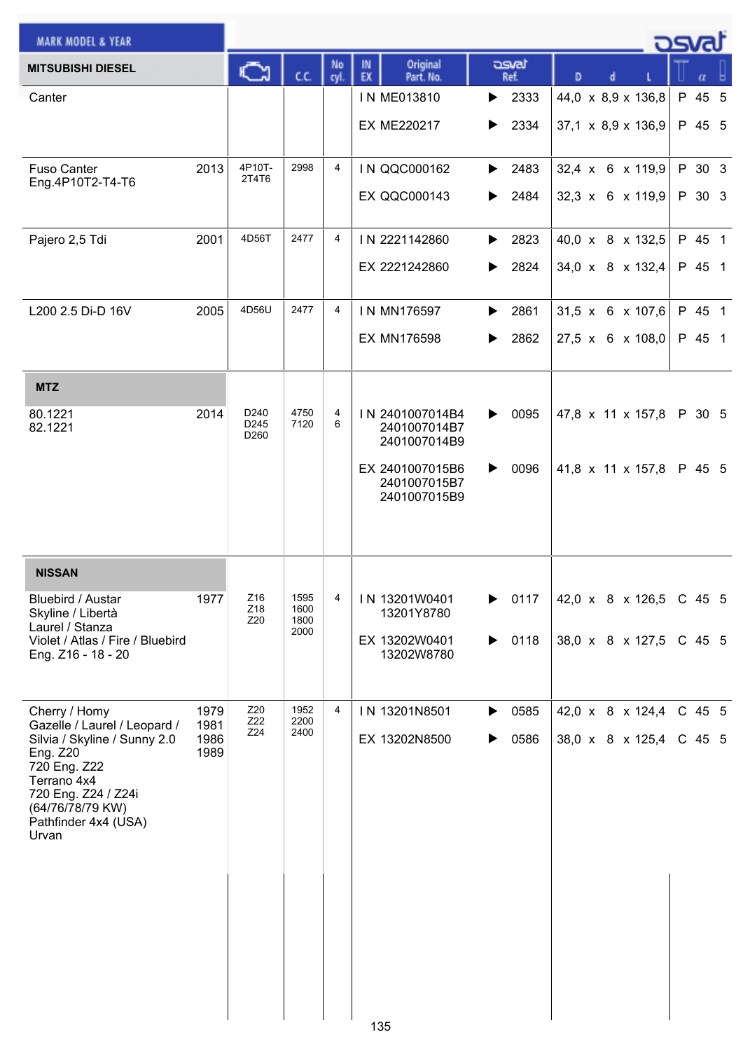| MITSUBISHI DIESEL | | Engine | C.C. | No cyl. | IN EX | Original Part. No. | osvat Ref. | D x d x L | Type | α | |
|---|---|---|---|---|---|---|---|---|---|---|---|
| Canter | | | | | IN | ME013810 | 2333 | 44,0 x 8,9 x 136,8 | P | 45 | 5 |
| | | | | | EX | ME220217 | 2334 | 37,1 x 8,9 x 136,9 | P | 45 | 5 |
| Fuso Canter Eng.4P10T2-T4-T6 | 2013 | 4P10T-2T4T6 | 2998 | 4 | IN | QQC000162 | 2483 | 32,4 x 6 x 119,9 | P | 30 | 3 |
| | | | | | EX | QQC000143 | 2484 | 32,3 x 6 x 119,9 | P | 30 | 3 |
| Pajero 2,5 Tdi | 2001 | 4D56T | 2477 | 4 | IN | 2221142860 | 2823 | 40,0 x 8 x 132,5 | P | 45 | 1 |
| | | | | | EX | 2221242860 | 2824 | 34,0 x 8 x 132,4 | P | 45 | 1 |
| L200 2.5 Di-D 16V | 2005 | 4D56U | 2477 | 4 | IN | MN176597 | 2861 | 31,5 x 6 x 107,6 | P | 45 | 1 |
| | | | | | EX | MN176598 | 2862 | 27,5 x 6 x 108,0 | P | 45 | 1 |
| **MTZ** | | | | | | | | | | | |
| 80.1221 82.1221 | 2014 | D240 D245 D260 | 4750 7120 | 4 6 | IN | 2401007014B4 2401007014B7 2401007014B9 | 0095 | 47,8 x 11 x 157,8 | P | 30 | 5 |
| | | | | | EX | 2401007015B6 2401007015B7 2401007015B9 | 0096 | 41,8 x 11 x 157,8 | P | 45 | 5 |
| **NISSAN** | | | | | | | | | | | |
| Bluebird / Austar Skyline / Libertà Laurel / Stanza Violet / Atlas / Fire / Bluebird Eng. Z16 - 18 - 20 | 1977 | Z16 Z18 Z20 | 1595 1600 1800 2000 | 4 | IN | 13201W0401 13201Y8780 | 0117 | 42,0 x 8 x 126,5 | C | 45 | 5 |
| | | | | | EX | 13202W0401 13202W8780 | 0118 | 38,0 x 8 x 127,5 | C | 45 | 5 |
| Cherry / Homy Gazelle / Laurel / Leopard / Silvia / Skyline / Sunny 2.0 Eng. Z20 720 Eng. Z22 Terrano 4x4 720 Eng. Z24 / Z24i (64/76/78/79 KW) Pathfinder 4x4 (USA) Urvan | 1979 1981 1986 1989 | Z20 Z22 Z24 | 1952 2200 2400 | 4 | IN | 13201N8501 | 0585 | 42,0 x 8 x 124,4 | C | 45 | 5 |
| | | | | | EX | 13202N8500 | 0586 | 38,0 x 8 x 125,4 | C | 45 | 5 |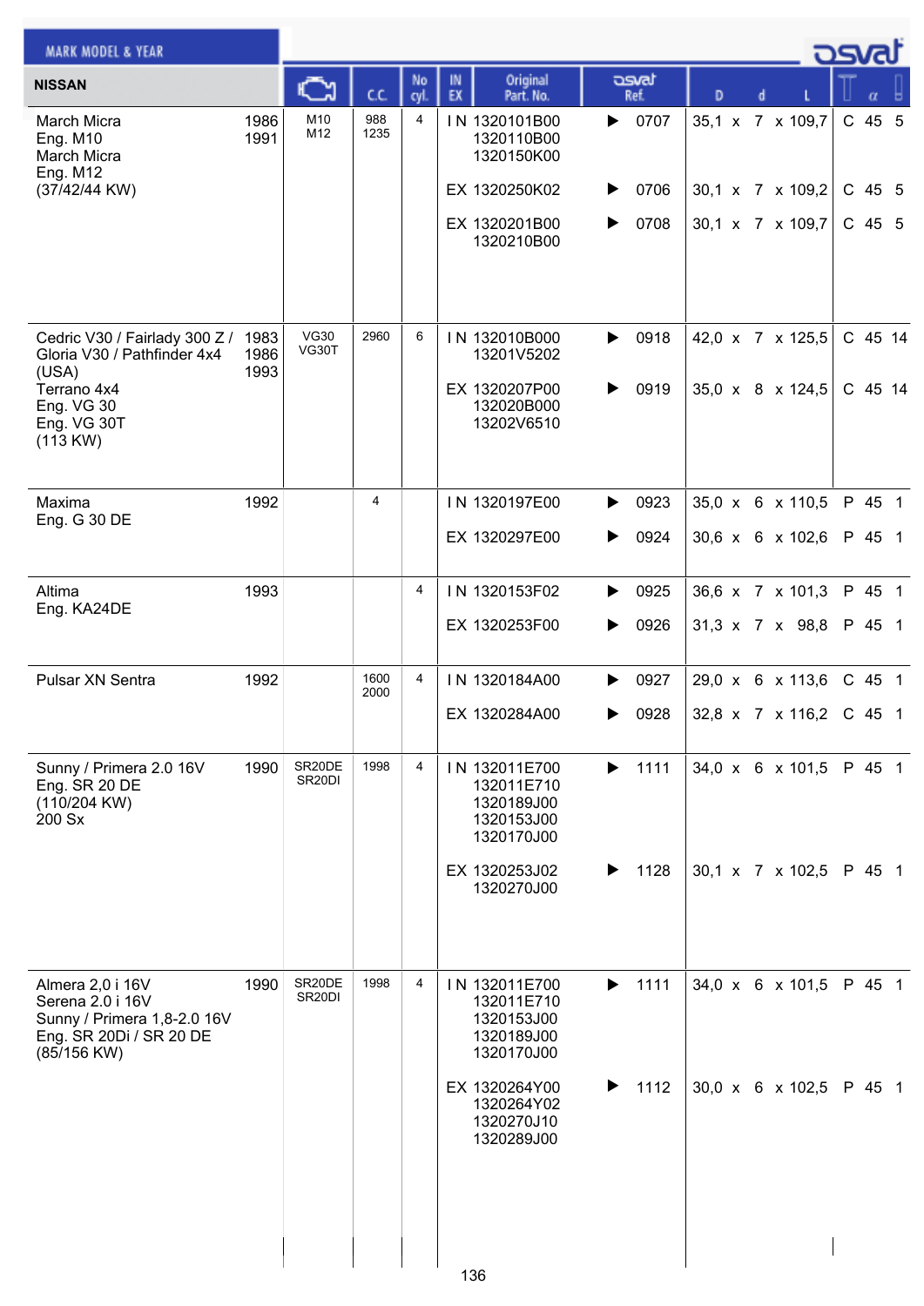| MARK MODEL & YEAR | | Engine | C.C. | No cyl. | IN EX | Original Part. No. | osvat Ref. | D x d x L | T | α | |
|---|---|---|---|---|---|---|---|---|---|---|---|
| **NISSAN** | | | | | | | | | | | |
| March Micra<br>Eng. M10<br>March Micra<br>Eng. M12<br>(37/42/44 KW) | 1986<br>1991 | M10<br>M12 | 988<br>1235 | 4 | IN | 1320101B00<br>1320110B00<br>1320150K00 | ▶ 0707 | 35,1 x 7 x 109,7 | C | 45 | 5 |
| | | | | | EX | 1320250K02 | ▶ 0706 | 30,1 x 7 x 109,2 | C | 45 | 5 |
| | | | | | EX | 1320201B00<br>1320210B00 | ▶ 0708 | 30,1 x 7 x 109,7 | C | 45 | 5 |
| Cedric V30 / Fairlady 300 Z /<br>Gloria V30 / Pathfinder 4x4<br>(USA)<br>Terrano 4x4<br>Eng. VG 30<br>Eng. VG 30T<br>(113 KW) | 1983<br>1986<br>1993 | VG30<br>VG30T | 2960 | 6 | IN | 132010B000<br>13201V5202 | ▶ 0918 | 42,0 x 7 x 125,5 | C | 45 | 14 |
| | | | | | EX | 1320207P00<br>132020B000<br>13202V6510 | ▶ 0919 | 35,0 x 8 x 124,5 | C | 45 | 14 |
| Maxima<br>Eng. G 30 DE | 1992 | | 4 | | IN | 1320197E00 | ▶ 0923 | 35,0 x 6 x 110,5 | P | 45 | 1 |
| | | | | | EX | 1320297E00 | ▶ 0924 | 30,6 x 6 x 102,6 | P | 45 | 1 |
| Altima<br>Eng. KA24DE | 1993 | | | 4 | IN | 1320153F02 | ▶ 0925 | 36,6 x 7 x 101,3 | P | 45 | 1 |
| | | | | | EX | 1320253F00 | ▶ 0926 | 31,3 x 7 x 98,8 | P | 45 | 1 |
| Pulsar XN Sentra | 1992 | | 1600<br>2000 | 4 | IN | 1320184A00 | ▶ 0927 | 29,0 x 6 x 113,6 | C | 45 | 1 |
| | | | | | EX | 1320284A00 | ▶ 0928 | 32,8 x 7 x 116,2 | C | 45 | 1 |
| Sunny / Primera 2.0 16V<br>Eng. SR 20 DE<br>(110/204 KW)<br>200 Sx | 1990 | SR20DE<br>SR20DI | 1998 | 4 | IN | 132011E700<br>132011E710<br>1320189J00<br>1320153J00<br>1320170J00 | ▶ 1111 | 34,0 x 6 x 101,5 | P | 45 | 1 |
| | | | | | EX | 1320253J02<br>1320270J00 | ▶ 1128 | 30,1 x 7 x 102,5 | P | 45 | 1 |
| Almera 2,0 i 16V<br>Serena 2.0 i 16V<br>Sunny / Primera 1,8-2.0 16V<br>Eng. SR 20Di / SR 20 DE<br>(85/156 KW) | 1990 | SR20DE<br>SR20DI | 1998 | 4 | IN | 132011E700<br>132011E710<br>1320153J00<br>1320189J00<br>1320170J00 | ▶ 1111 | 34,0 x 6 x 101,5 | P | 45 | 1 |
| | | | | | EX | 1320264Y00<br>1320264Y02<br>1320270J10<br>1320289J00 | ▶ 1112 | 30,0 x 6 x 102,5 | P | 45 | 1 |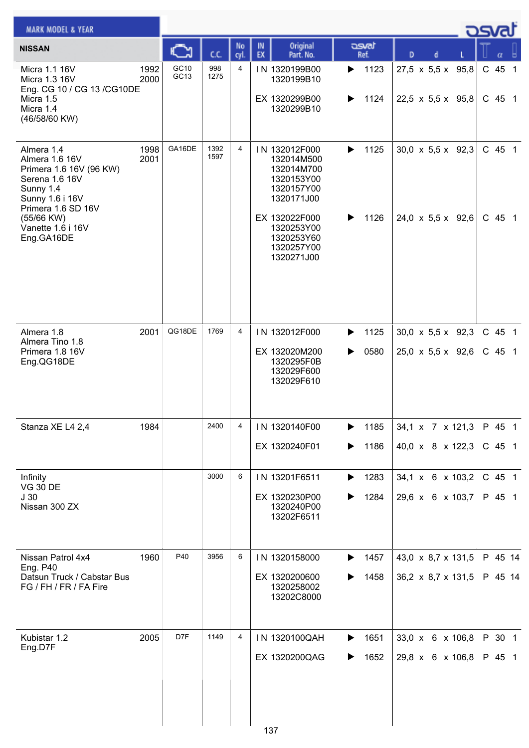| MARK MODEL & YEAR | | Engine | C.C. | No cyl. | IN EX | Original Part. No. | osvat Ref. | D x d x L | | α | |
|---|---|---|---|---|---|---|---|---|---|---|---|
| **NISSAN** | | | | | | | | | | | |
| Micra 1.1 16V<br>Micra 1.3 16V<br>Eng. CG 10 / CG 13 /CG10DE<br>Micra 1.5<br>Micra 1.4<br>(46/58/60 KW) | 1992<br>2000 | GC10<br>GC13 | 998<br>1275 | 4 | IN | 1320199B00<br>1320199B10 | ▶ 1123 | 27,5 x 5,5 x 95,8 | C | 45 | 1 |
| | | | | | EX | 1320299B00<br>1320299B10 | ▶ 1124 | 22,5 x 5,5 x 95,8 | C | 45 | 1 |
| Almera 1.4<br>Almera 1.6 16V<br>Primera 1.6 16V (96 KW)<br>Serena 1.6 16V<br>Sunny 1.4<br>Sunny 1.6 i 16V<br>Primera 1.6 SD 16V<br>(55/66 KW)<br>Vanette 1.6 i 16V<br>Eng.GA16DE | 1998<br>2001 | GA16DE | 1392<br>1597 | 4 | IN | 132012F000<br>132014M500<br>132014M700<br>1320153Y00<br>1320157Y00<br>1320171J00 | ▶ 1125 | 30,0 x 5,5 x 92,3 | C | 45 | 1 |
| | | | | | EX | 132022F000<br>1320253Y00<br>1320253Y60<br>1320257Y00<br>1320271J00 | ▶ 1126 | 24,0 x 5,5 x 92,6 | C | 45 | 1 |
| Almera 1.8<br>Almera Tino 1.8<br>Primera 1.8 16V<br>Eng.QG18DE | 2001 | QG18DE | 1769 | 4 | IN | 132012F000 | ▶ 1125 | 30,0 x 5,5 x 92,3 | C | 45 | 1 |
| | | | | | EX | 132020M200<br>1320295F0B<br>132029F600<br>132029F610 | ▶ 0580 | 25,0 x 5,5 x 92,6 | C | 45 | 1 |
| Stanza XE L4 2,4 | 1984 | | 2400 | 4 | IN | 1320140F00 | ▶ 1185 | 34,1 x 7 x 121,3 | P | 45 | 1 |
| | | | | | EX | 1320240F01 | ▶ 1186 | 40,0 x 8 x 122,3 | C | 45 | 1 |
| Infinity<br>VG 30 DE<br>J 30<br>Nissan 300 ZX | | | 3000 | 6 | IN | 13201F6511 | ▶ 1283 | 34,1 x 6 x 103,2 | C | 45 | 1 |
| | | | | | EX | 1320230P00<br>1320240P00<br>13202F6511 | ▶ 1284 | 29,6 x 6 x 103,7 | P | 45 | 1 |
| Nissan Patrol 4x4<br>Eng. P40<br>Datsun Truck / Cabstar Bus<br>FG / FH / FR / FA Fire | 1960 | P40 | 3956 | 6 | IN | 1320158000 | ▶ 1457 | 43,0 x 8,7 x 131,5 | P | 45 | 14 |
| | | | | | EX | 1320200600<br>1320258002<br>13202C8000 | ▶ 1458 | 36,2 x 8,7 x 131,5 | P | 45 | 14 |
| Kubistar 1.2<br>Eng.D7F | 2005 | D7F | 1149 | 4 | IN | 1320100QAH | ▶ 1651 | 33,0 x 6 x 106,8 | P | 30 | 1 |
| | | | | | EX | 1320200QAG | ▶ 1652 | 29,8 x 6 x 106,8 | P | 45 | 1 |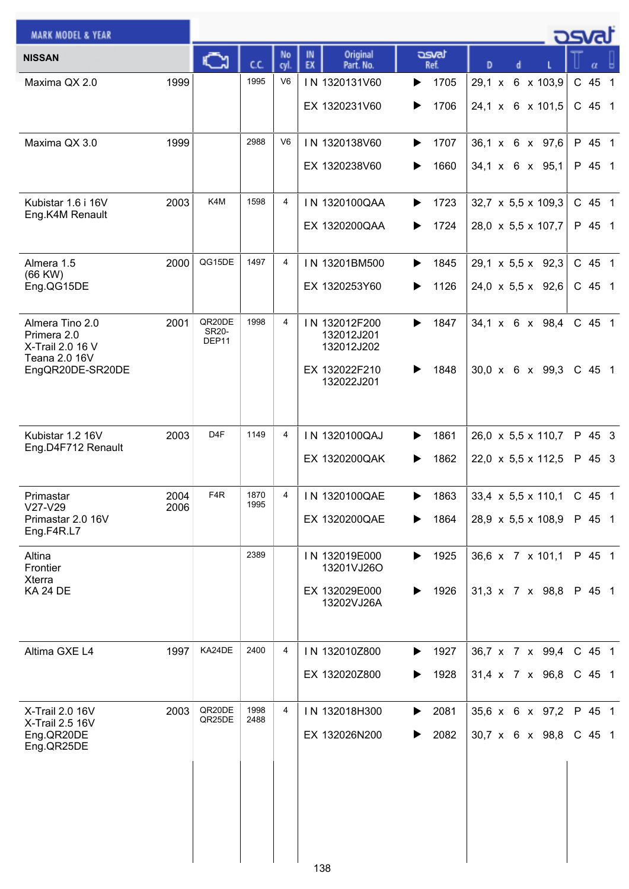| NISSAN | | Engine | C.C. | No cyl. | IN EX | Original Part. No. | osvat Ref. | D x d x L | | α | |
|---|---|---|---|---|---|---|---|---|---|---|---|
| Maxima QX 2.0 | 1999 | | 1995 | V6 | IN | 1320131V60 | ▶ 1705 | 29,1 x 6 x 103,9 | C | 45 | 1 |
| | | | | | EX | 1320231V60 | ▶ 1706 | 24,1 x 6 x 101,5 | C | 45 | 1 |
| Maxima QX 3.0 | 1999 | | 2988 | V6 | IN | 1320138V60 | ▶ 1707 | 36,1 x 6 x 97,6 | P | 45 | 1 |
| | | | | | EX | 1320238V60 | ▶ 1660 | 34,1 x 6 x 95,1 | P | 45 | 1 |
| Kubistar 1.6 i 16V Eng.K4M Renault | 2003 | K4M | 1598 | 4 | IN | 1320100QAA | ▶ 1723 | 32,7 x 5,5 x 109,3 | C | 45 | 1 |
| | | | | | EX | 1320200QAA | ▶ 1724 | 28,0 x 5,5 x 107,7 | P | 45 | 1 |
| Almera 1.5 (66 KW) Eng.QG15DE | 2000 | QG15DE | 1497 | 4 | IN | 13201BM500 | ▶ 1845 | 29,1 x 5,5 x 92,3 | C | 45 | 1 |
| | | | | | EX | 1320253Y60 | ▶ 1126 | 24,0 x 5,5 x 92,6 | C | 45 | 1 |
| Almera Tino 2.0 Primera 2.0 X-Trail 2.0 16 V Teana 2.0 16V EngQR20DE-SR20DE | 2001 | QR20DE SR20-DEP11 | 1998 | 4 | IN | 132012F200 132012J201 132012J202 | ▶ 1847 | 34,1 x 6 x 98,4 | C | 45 | 1 |
| | | | | | EX | 132022F210 132022J201 | ▶ 1848 | 30,0 x 6 x 99,3 | C | 45 | 1 |
| Kubistar 1.2 16V Eng.D4F712 Renault | 2003 | D4F | 1149 | 4 | IN | 1320100QAJ | ▶ 1861 | 26,0 x 5,5 x 110,7 | P | 45 | 3 |
| | | | | | EX | 1320200QAK | ▶ 1862 | 22,0 x 5,5 x 112,5 | P | 45 | 3 |
| Primastar V27-V29 Primastar 2.0 16V Eng.F4R.L7 | 2004 2006 | F4R | 1870 1995 | 4 | IN | 1320100QAE | ▶ 1863 | 33,4 x 5,5 x 110,1 | C | 45 | 1 |
| | | | | | EX | 1320200QAE | ▶ 1864 | 28,9 x 5,5 x 108,9 | P | 45 | 1 |
| Altina Frontier Xterra KA 24 DE | | | 2389 | | IN | 132019E000 13201VJ26O | ▶ 1925 | 36,6 x 7 x 101,1 | P | 45 | 1 |
| | | | | | EX | 132029E000 13202VJ26A | ▶ 1926 | 31,3 x 7 x 98,8 | P | 45 | 1 |
| Altima GXE L4 | 1997 | KA24DE | 2400 | 4 | IN | 132010Z800 | ▶ 1927 | 36,7 x 7 x 99,4 | C | 45 | 1 |
| | | | | | EX | 132020Z800 | ▶ 1928 | 31,4 x 7 x 96,8 | C | 45 | 1 |
| X-Trail 2.0 16V X-Trail 2.5 16V Eng.QR20DE Eng.QR25DE | 2003 | QR20DE QR25DE | 1998 2488 | 4 | IN | 132018H300 | ▶ 2081 | 35,6 x 6 x 97,2 | P | 45 | 1 |
| | | | | | EX | 132026N200 | ▶ 2082 | 30,7 x 6 x 98,8 | C | 45 | 1 |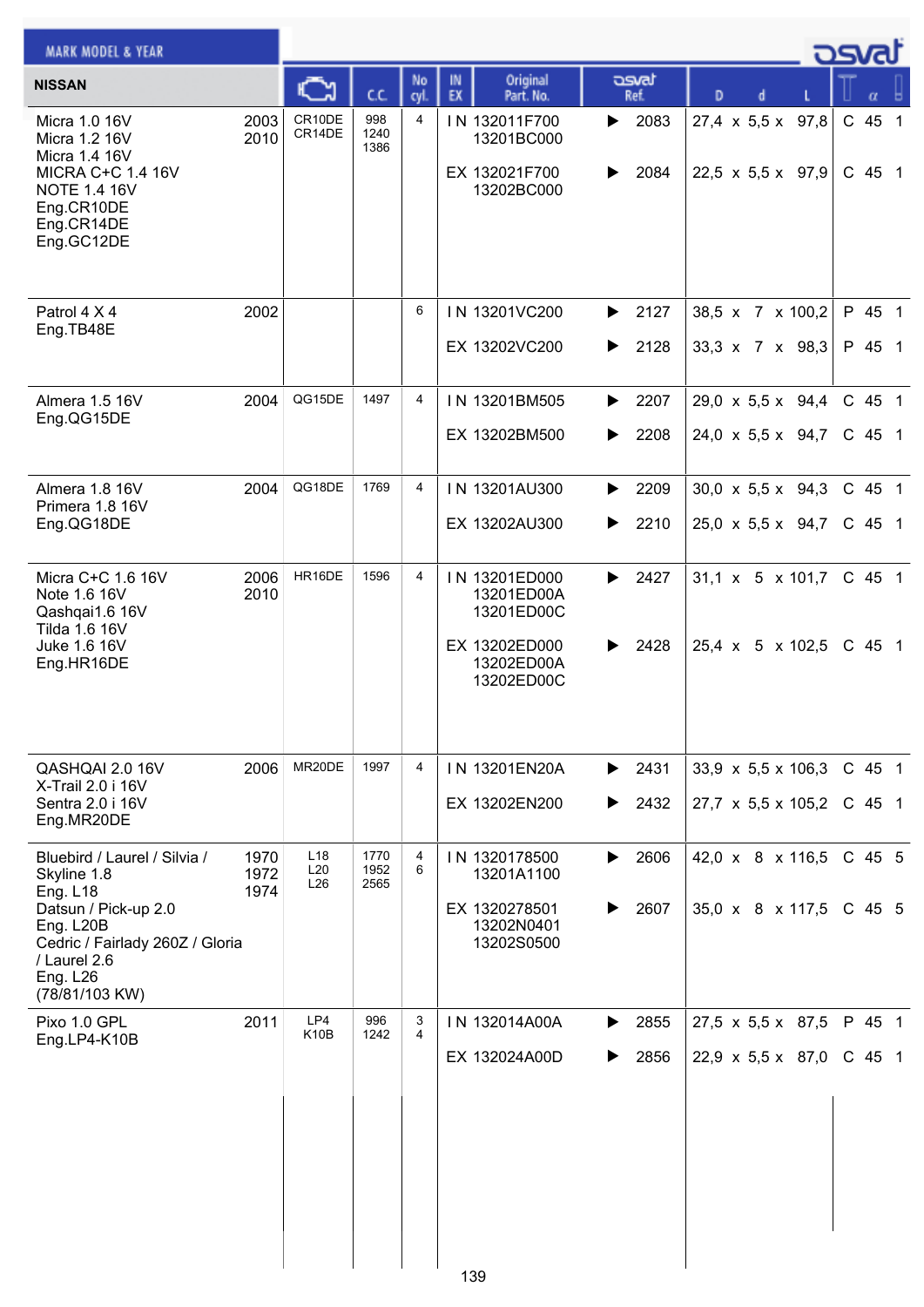| NISSAN | | Engine | C.C. | No cyl. | IN EX | Original Part. No. | osvat Ref. | D | d | L | | α | |
|---|---|---|---|---|---|---|---|---|---|---|---|---|---|
| Micra 1.0 16V<br>Micra 1.2 16V<br>Micra 1.4 16V<br>MICRA C+C 1.4 16V<br>NOTE 1.4 16V<br>Eng.CR10DE<br>Eng.CR14DE<br>Eng.GC12DE | 2003<br>2010 | CR10DE<br>CR14DE | 998<br>1240<br>1386 | 4 | IN | 132011F700<br>13201BC000 | 2083 | 27,4 | 5,5 | 97,8 | C | 45 | 1 |
| | | | | | EX | 132021F700<br>13202BC000 | 2084 | 22,5 | 5,5 | 97,9 | C | 45 | 1 |
| Patrol 4 X 4<br>Eng.TB48E | 2002 | | | 6 | IN | 13201VC200 | 2127 | 38,5 | 7 | 100,2 | P | 45 | 1 |
| | | | | | EX | 13202VC200 | 2128 | 33,3 | 7 | 98,3 | P | 45 | 1 |
| Almera 1.5 16V<br>Eng.QG15DE | 2004 | QG15DE | 1497 | 4 | IN | 13201BM505 | 2207 | 29,0 | 5,5 | 94,4 | C | 45 | 1 |
| | | | | | EX | 13202BM500 | 2208 | 24,0 | 5,5 | 94,7 | C | 45 | 1 |
| Almera 1.8 16V<br>Primera 1.8 16V<br>Eng.QG18DE | 2004 | QG18DE | 1769 | 4 | IN | 13201AU300 | 2209 | 30,0 | 5,5 | 94,3 | C | 45 | 1 |
| | | | | | EX | 13202AU300 | 2210 | 25,0 | 5,5 | 94,7 | C | 45 | 1 |
| Micra C+C 1.6 16V<br>Note 1.6 16V<br>Qashqai1.6 16V<br>Tilda 1.6 16V<br>Juke 1.6 16V<br>Eng.HR16DE | 2006<br>2010 | HR16DE | 1596 | 4 | IN | 13201ED000<br>13201ED00A<br>13201ED00C | 2427 | 31,1 | 5 | 101,7 | C | 45 | 1 |
| | | | | | EX | 13202ED000<br>13202ED00A<br>13202ED00C | 2428 | 25,4 | 5 | 102,5 | C | 45 | 1 |
| QASHQAI 2.0 16V<br>X-Trail 2.0 i 16V<br>Sentra 2.0 i 16V<br>Eng.MR20DE | 2006 | MR20DE | 1997 | 4 | IN | 13201EN20A | 2431 | 33,9 | 5,5 | 106,3 | C | 45 | 1 |
| | | | | | EX | 13202EN200 | 2432 | 27,7 | 5,5 | 105,2 | C | 45 | 1 |
| Bluebird / Laurel / Silvia / Skyline 1.8<br>Eng. L18<br>Datsun / Pick-up 2.0<br>Eng. L20B<br>Cedric / Fairlady 260Z / Gloria / Laurel 2.6<br>Eng. L26<br>(78/81/103 KW) | 1970<br>1972<br>1974 | L18<br>L20<br>L26 | 1770<br>1952<br>2565 | 4<br>6 | IN | 1320178500<br>13201A1100 | 2606 | 42,0 | 8 | 116,5 | C | 45 | 5 |
| | | | | | EX | 1320278501<br>13202N0401<br>13202S0500 | 2607 | 35,0 | 8 | 117,5 | C | 45 | 5 |
| Pixo 1.0 GPL<br>Eng.LP4-K10B | 2011 | LP4<br>K10B | 996<br>1242 | 3<br>4 | IN | 132014A00A | 2855 | 27,5 | 5,5 | 87,5 | P | 45 | 1 |
| | | | | | EX | 132024A00D | 2856 | 22,9 | 5,5 | 87,0 | C | 45 | 1 |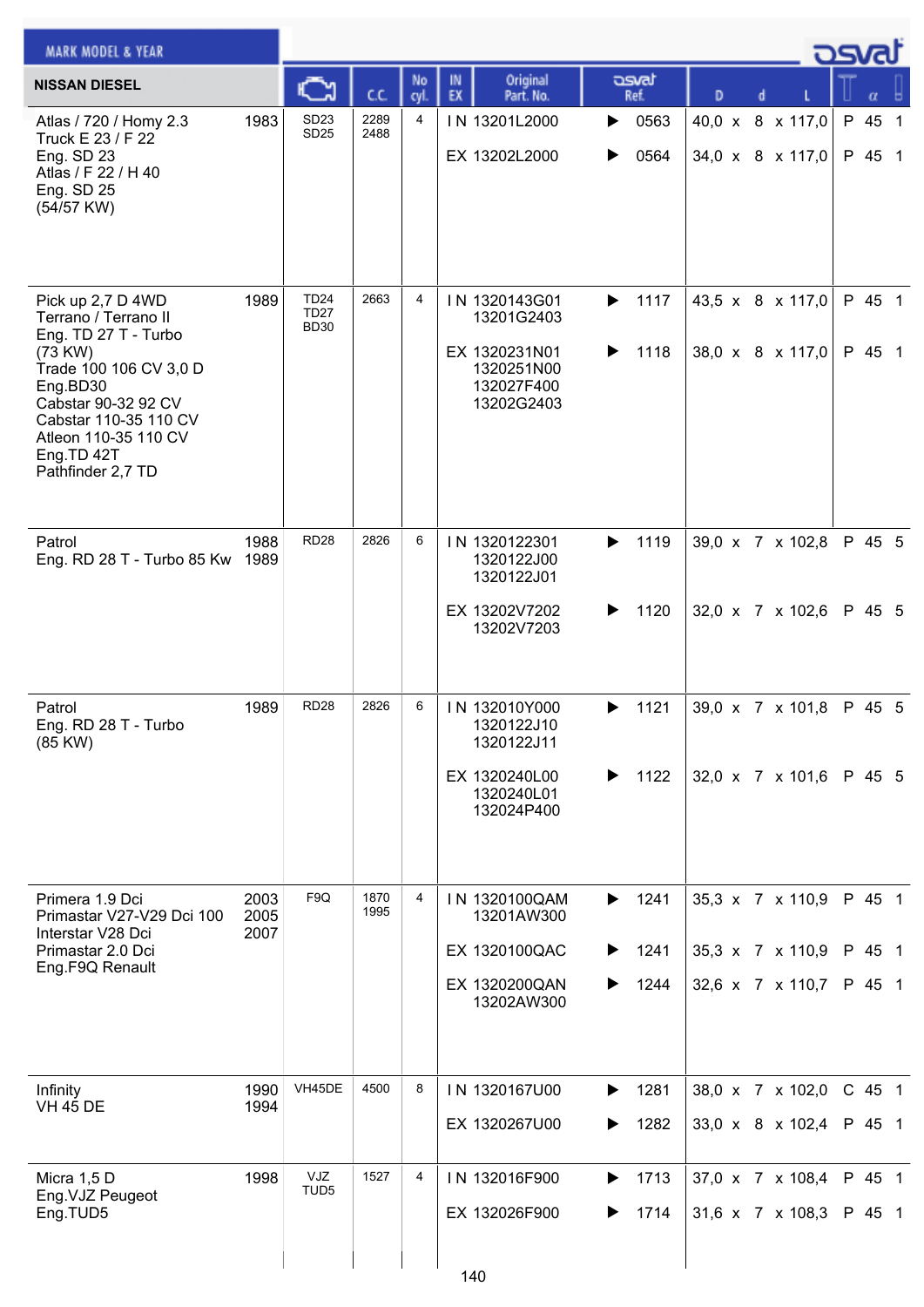| MARK MODEL & YEAR | | Engine | C.C. | No cyl. | IN EX | Original Part. No. | osvat Ref. | D | d | L | | α | |
|---|---|---|---|---|---|---|---|---|---|---|---|---|---|
| **NISSAN DIESEL** | | | | | | | | | | | | | |
| Atlas / 720 / Homy 2.3<br>Truck E 23 / F 22<br>Eng. SD 23<br>Atlas / F 22 / H 40<br>Eng. SD 25<br>(54/57 KW) | 1983 | SD23<br>SD25 | 2289<br>2488 | 4 | IN | 13201L2000 | 0563 | 40,0 | 8 | 117,0 | P | 45 | 1 |
| | | | | | EX | 13202L2000 | 0564 | 34,0 | 8 | 117,0 | P | 45 | 1 |
| Pick up 2,7 D 4WD<br>Terrano / Terrano II<br>Eng. TD 27 T - Turbo<br>(73 KW)<br>Trade 100 106 CV 3,0 D<br>Eng.BD30<br>Cabstar 90-32 92 CV<br>Cabstar 110-35 110 CV<br>Atleon 110-35 110 CV<br>Eng.TD 42T<br>Pathfinder 2,7 TD | 1989 | TD24<br>TD27<br>BD30 | 2663 | 4 | IN | 1320143G01<br>13201G2403 | 1117 | 43,5 | 8 | 117,0 | P | 45 | 1 |
| | | | | | EX | 1320231N01<br>1320251N00<br>132027F400<br>13202G2403 | 1118 | 38,0 | 8 | 117,0 | P | 45 | 1 |
| Patrol<br>Eng. RD 28 T - Turbo 85 Kw | 1988<br>1989 | RD28 | 2826 | 6 | IN | 1320122301<br>1320122J00<br>1320122J01 | 1119 | 39,0 | 7 | 102,8 | P | 45 | 5 |
| | | | | | EX | 13202V7202<br>13202V7203 | 1120 | 32,0 | 7 | 102,6 | P | 45 | 5 |
| Patrol<br>Eng. RD 28 T - Turbo<br>(85 KW) | 1989 | RD28 | 2826 | 6 | IN | 132010Y000<br>1320122J10<br>1320122J11 | 1121 | 39,0 | 7 | 101,8 | P | 45 | 5 |
| | | | | | EX | 1320240L00<br>1320240L01<br>132024P400 | 1122 | 32,0 | 7 | 101,6 | P | 45 | 5 |
| Primera 1.9 Dci<br>Primastar V27-V29 Dci 100<br>Interstar V28 Dci<br>Primastar 2.0 Dci<br>Eng.F9Q Renault | 2003<br>2005<br>2007 | F9Q | 1870<br>1995 | 4 | IN | 1320100QAM<br>13201AW300 | 1241 | 35,3 | 7 | 110,9 | P | 45 | 1 |
| | | | | | EX | 1320100QAC | 1241 | 35,3 | 7 | 110,9 | P | 45 | 1 |
| | | | | | EX | 1320200QAN<br>13202AW300 | 1244 | 32,6 | 7 | 110,7 | P | 45 | 1 |
| Infinity<br>VH 45 DE | 1990<br>1994 | VH45DE | 4500 | 8 | IN | 1320167U00 | 1281 | 38,0 | 7 | 102,0 | C | 45 | 1 |
| | | | | | EX | 1320267U00 | 1282 | 33,0 | 8 | 102,4 | P | 45 | 1 |
| Micra 1,5 D<br>Eng.VJZ Peugeot<br>Eng.TUD5 | 1998 | VJZ<br>TUD5 | 1527 | 4 | IN | 132016F900 | 1713 | 37,0 | 7 | 108,4 | P | 45 | 1 |
| | | | | | EX | 132026F900 | 1714 | 31,6 | 7 | 108,3 | P | 45 | 1 |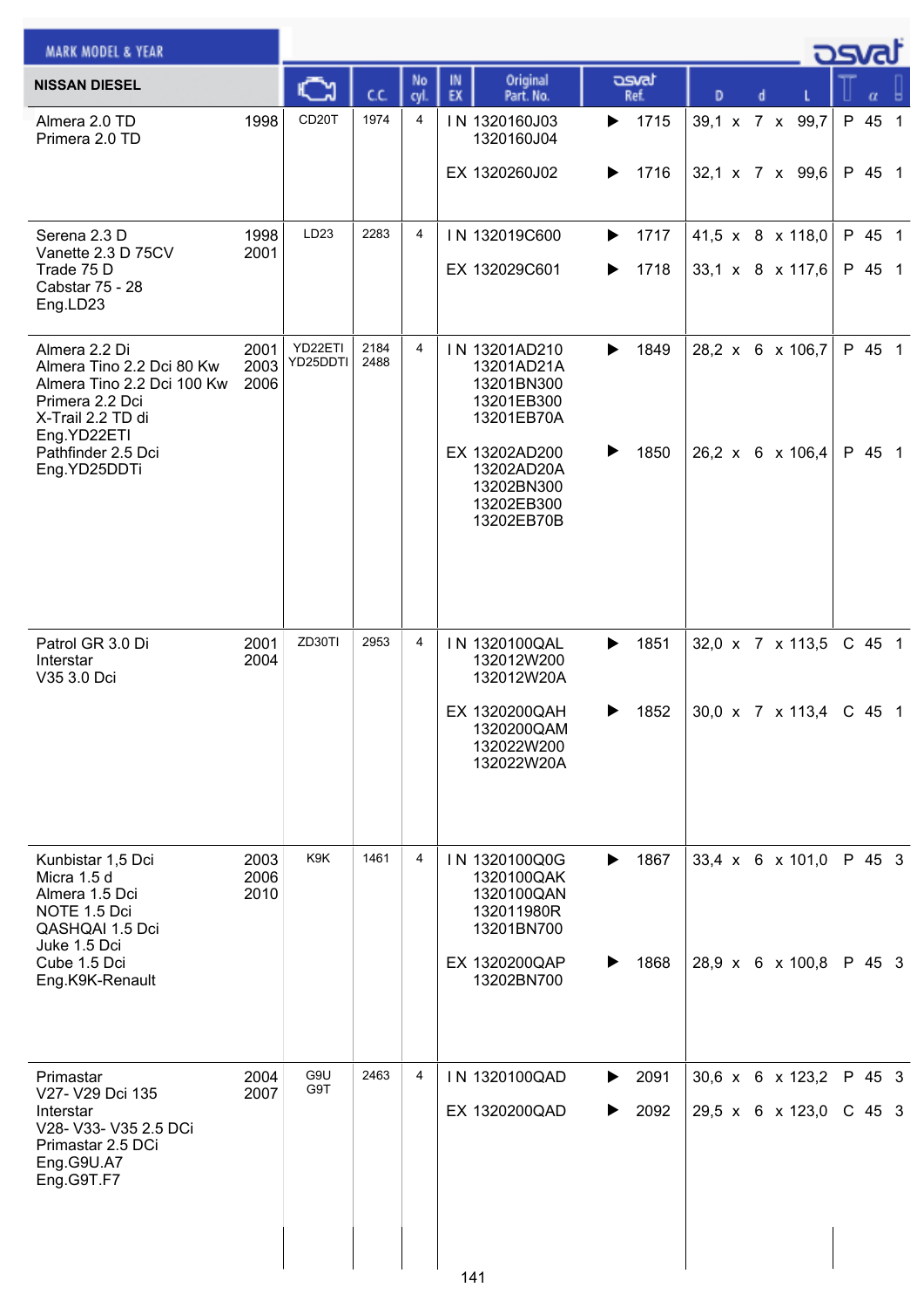| MARK MODEL & YEAR | | Engine | C.C. | No cyl. | IN EX | Original Part. No. | osvat Ref. | D | d | L | Type | α | |
|---|---|---|---|---|---|---|---|---|---|---|---|---|---|
| **NISSAN DIESEL** | | | | | | | | | | | | | |
| Almera 2.0 TD<br>Primera 2.0 TD | 1998 | CD20T | 1974 | 4 | IN | 1320160J03<br>1320160J04 | 1715 | 39,1 | 7 | 99,7 | P | 45 | 1 |
| | | | | | EX | 1320260J02 | 1716 | 32,1 | 7 | 99,6 | P | 45 | 1 |
| Serena 2.3 D<br>Vanette 2.3 D 75CV<br>Trade 75 D<br>Cabstar 75 - 28<br>Eng.LD23 | 1998<br>2001 | LD23 | 2283 | 4 | IN | 132019C600 | 1717 | 41,5 | 8 | 118,0 | P | 45 | 1 |
| | | | | | EX | 132029C601 | 1718 | 33,1 | 8 | 117,6 | P | 45 | 1 |
| Almera 2.2 Di<br>Almera Tino 2.2 Dci 80 Kw<br>Almera Tino 2.2 Dci 100 Kw<br>Primera 2.2 Dci<br>X-Trail 2.2 TD di<br>Eng.YD22ETI<br>Pathfinder 2.5 Dci<br>Eng.YD25DDTi | 2001<br>2003<br>2006 | YD22ETI<br>YD25DDTI | 2184<br>2488 | 4 | IN | 13201AD210<br>13201AD21A<br>13201BN300<br>13201EB300<br>13201EB70A | 1849 | 28,2 | 6 | 106,7 | P | 45 | 1 |
| | | | | | EX | 13202AD200<br>13202AD20A<br>13202BN300<br>13202EB300<br>13202EB70B | 1850 | 26,2 | 6 | 106,4 | P | 45 | 1 |
| Patrol GR 3.0 Di<br>Interstar<br>V35 3.0 Dci | 2001<br>2004 | ZD30TI | 2953 | 4 | IN | 1320100QAL<br>132012W200<br>132012W20A | 1851 | 32,0 | 7 | 113,5 | C | 45 | 1 |
| | | | | | EX | 1320200QAH<br>1320200QAM<br>132022W200<br>132022W20A | 1852 | 30,0 | 7 | 113,4 | C | 45 | 1 |
| Kunbistar 1,5 Dci<br>Micra 1.5 d<br>Almera 1.5 Dci<br>NOTE 1.5 Dci<br>QASHQAI 1.5 Dci<br>Juke 1.5 Dci<br>Cube 1.5 Dci<br>Eng.K9K-Renault | 2003<br>2006<br>2010 | K9K | 1461 | 4 | IN | 1320100Q0G<br>1320100QAK<br>1320100QAN<br>132011980R<br>13201BN700 | 1867 | 33,4 | 6 | 101,0 | P | 45 | 3 |
| | | | | | EX | 1320200QAP<br>13202BN700 | 1868 | 28,9 | 6 | 100,8 | P | 45 | 3 |
| Primastar<br>V27- V29 Dci 135<br>Interstar<br>V28- V33- V35 2.5 DCi<br>Primastar 2.5 DCi<br>Eng.G9U.A7<br>Eng.G9T.F7 | 2004<br>2007 | G9U<br>G9T | 2463 | 4 | IN | 1320100QAD | 2091 | 30,6 | 6 | 123,2 | P | 45 | 3 |
| | | | | | EX | 1320200QAD | 2092 | 29,5 | 6 | 123,0 | C | 45 | 3 |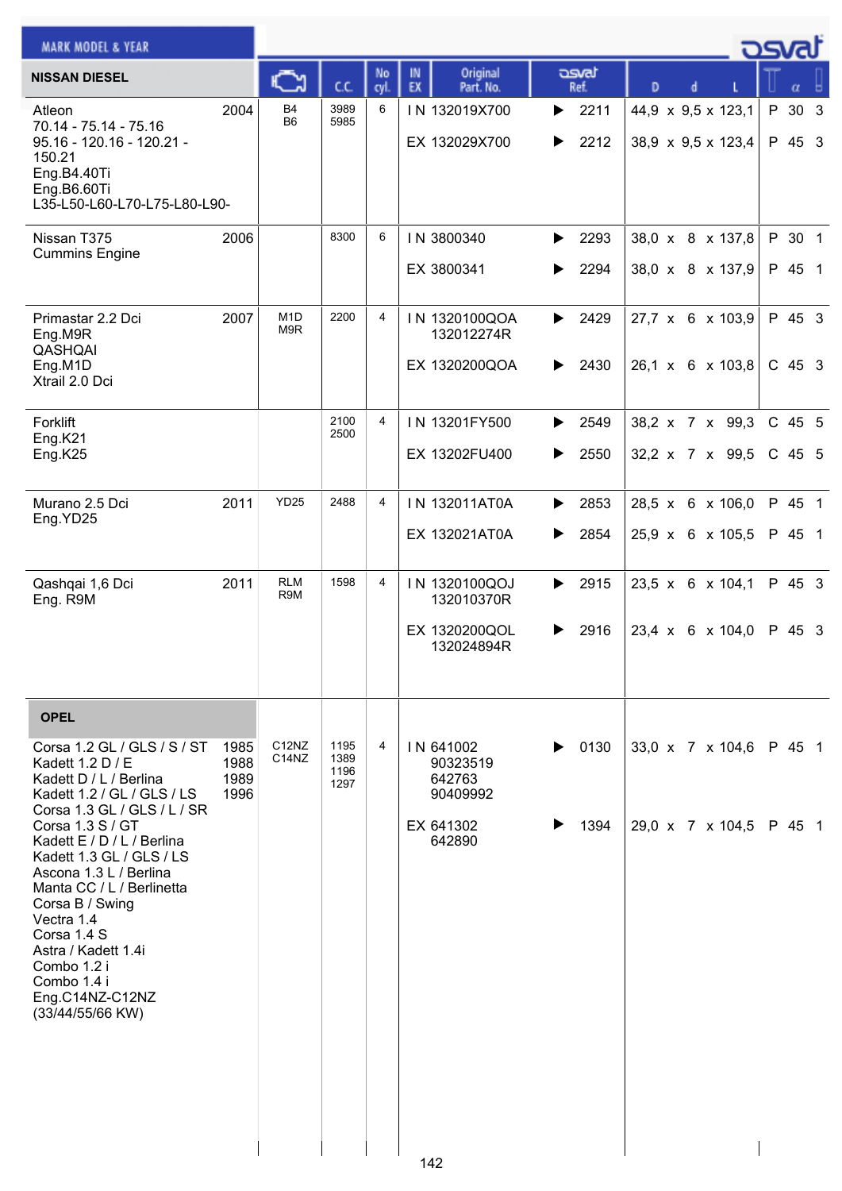| MARK MODEL & YEAR | | Engine | C.C. | No cyl. | IN EX | Original Part. No. | osvat Ref. | D x d x L | T | α | |
|---|---|---|---|---|---|---|---|---|---|---|---|
| **NISSAN DIESEL** | | | | | | | | | | | |
| Atleon<br>70.14 - 75.14 - 75.16<br>95.16 - 120.16 - 120.21 - 150.21<br>Eng.B4.40Ti<br>Eng.B6.60Ti<br>L35-L50-L60-L70-L75-L80-L90- | 2004 | B4<br>B6 | 3989<br>5985 | 6 | IN | 132019X700 | 2211 | 44,9 x 9,5 x 123,1 | P | 30 | 3 |
| | | | | | EX | 132029X700 | 2212 | 38,9 x 9,5 x 123,4 | P | 45 | 3 |
| Nissan T375<br>Cummins Engine | 2006 | | 8300 | 6 | IN | 3800340 | 2293 | 38,0 x 8 x 137,8 | P | 30 | 1 |
| | | | | | EX | 3800341 | 2294 | 38,0 x 8 x 137,9 | P | 45 | 1 |
| Primastar 2.2 Dci<br>Eng.M9R<br>QASHQAI<br>Eng.M1D<br>Xtrail 2.0 Dci | 2007 | M1D<br>M9R | 2200 | 4 | IN | 1320100QOA<br>132012274R | 2429 | 27,7 x 6 x 103,9 | P | 45 | 3 |
| | | | | | EX | 1320200QOA | 2430 | 26,1 x 6 x 103,8 | C | 45 | 3 |
| Forklift<br>Eng.K21<br>Eng.K25 | | | 2100<br>2500 | 4 | IN | 13201FY500 | 2549 | 38,2 x 7 x 99,3 | C | 45 | 5 |
| | | | | | EX | 13202FU400 | 2550 | 32,2 x 7 x 99,5 | C | 45 | 5 |
| Murano 2.5 Dci<br>Eng.YD25 | 2011 | YD25 | 2488 | 4 | IN | 132011AT0A | 2853 | 28,5 x 6 x 106,0 | P | 45 | 1 |
| | | | | | EX | 132021AT0A | 2854 | 25,9 x 6 x 105,5 | P | 45 | 1 |
| Qashqai 1,6 Dci<br>Eng. R9M | 2011 | RLM<br>R9M | 1598 | 4 | IN | 1320100QOJ<br>132010370R | 2915 | 23,5 x 6 x 104,1 | P | 45 | 3 |
| | | | | | EX | 1320200QOL<br>132024894R | 2916 | 23,4 x 6 x 104,0 | P | 45 | 3 |
| **OPEL** | | | | | | | | | | | |
| Corsa 1.2 GL / GLS / S / ST<br>Kadett 1.2 D / E<br>Kadett D / L / Berlina<br>Kadett 1.2 / GL / GLS / LS<br>Corsa 1.3 GL / GLS / L / SR<br>Corsa 1.3 S / GT<br>Kadett E / D / L / Berlina<br>Kadett 1.3 GL / GLS / LS<br>Ascona 1.3 L / Berlina<br>Manta CC / L / Berlinetta<br>Corsa B / Swing<br>Vectra 1.4<br>Corsa 1.4 S<br>Astra / Kadett 1.4i<br>Combo 1.2 i<br>Combo 1.4 i<br>Eng.C14NZ-C12NZ<br>(33/44/55/66 KW) | 1985<br>1988<br>1989<br>1996 | C12NZ<br>C14NZ | 1195<br>1389<br>1196<br>1297 | 4 | IN | 641002<br>90323519<br>642763<br>90409992 | 0130 | 33,0 x 7 x 104,6 | P | 45 | 1 |
| | | | | | EX | 641302<br>642890 | 1394 | 29,0 x 7 x 104,5 | P | 45 | 1 |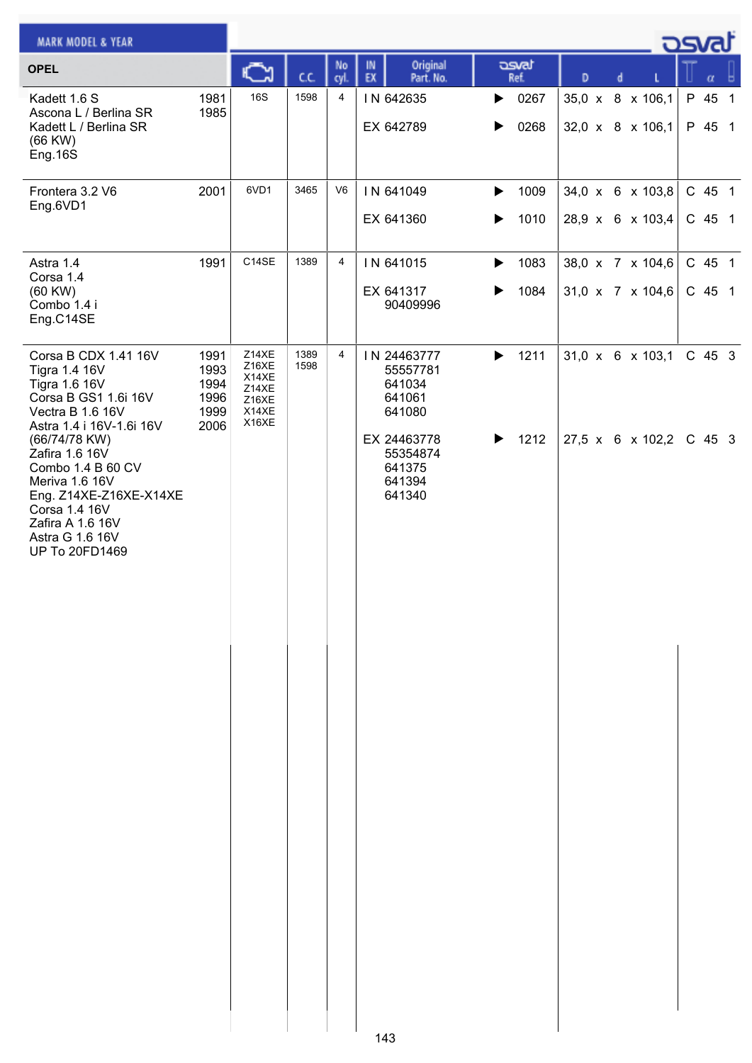| MARK MODEL & YEAR | | Engine | C.C. | No cyl. | IN EX | Original Part. No. | osvat Ref. | D | d | L | T | α | |
|---|---|---|---|---|---|---|---|---|---|---|---|---|---|
| **OPEL** | | | | | | | | | | | | | |
| Kadett 1.6 S<br>Ascona L / Berlina SR<br>Kadett L / Berlina SR<br>(66 KW)<br>Eng.16S | 1981<br>1985 | 16S | 1598 | 4 | IN | 642635 | 0267 | 35,0 | 8 | 106,1 | P | 45 | 1 |
| | | | | | EX | 642789 | 0268 | 32,0 | 8 | 106,1 | P | 45 | 1 |
| Frontera 3.2 V6<br>Eng.6VD1 | 2001 | 6VD1 | 3465 | V6 | IN | 641049 | 1009 | 34,0 | 6 | 103,8 | C | 45 | 1 |
| | | | | | EX | 641360 | 1010 | 28,9 | 6 | 103,4 | C | 45 | 1 |
| Astra 1.4<br>Corsa 1.4<br>(60 KW)<br>Combo 1.4 i<br>Eng.C14SE | 1991 | C14SE | 1389 | 4 | IN | 641015 | 1083 | 38,0 | 7 | 104,6 | C | 45 | 1 |
| | | | | | EX | 641317<br>90409996 | 1084 | 31,0 | 7 | 104,6 | C | 45 | 1 |
| Corsa B CDX 1.41 16V<br>Tigra 1.4 16V<br>Tigra 1.6 16V<br>Corsa B GS1 1.6i 16V<br>Vectra B 1.6 16V<br>Astra 1.4 i 16V-1.6i 16V<br>(66/74/78 KW)<br>Zafira 1.6 16V<br>Combo 1.4 B 60 CV<br>Meriva 1.6 16V<br>Eng. Z14XE-Z16XE-X14XE<br>Corsa 1.4 16V<br>Zafira A 1.6 16V<br>Astra G 1.6 16V<br>UP To 20FD1469 | 1991<br>1993<br>1994<br>1996<br>1999<br>2006 | Z14XE<br>Z16XE<br>X14XE<br>Z14XE<br>Z16XE<br>X14XE<br>X16XE | 1389<br>1598 | 4 | IN | 24463777<br>55557781<br>641034<br>641061<br>641080 | 1211 | 31,0 | 6 | 103,1 | C | 45 | 3 |
| | | | | | EX | 24463778<br>55354874<br>641375<br>641394<br>641340 | 1212 | 27,5 | 6 | 102,2 | C | 45 | 3 |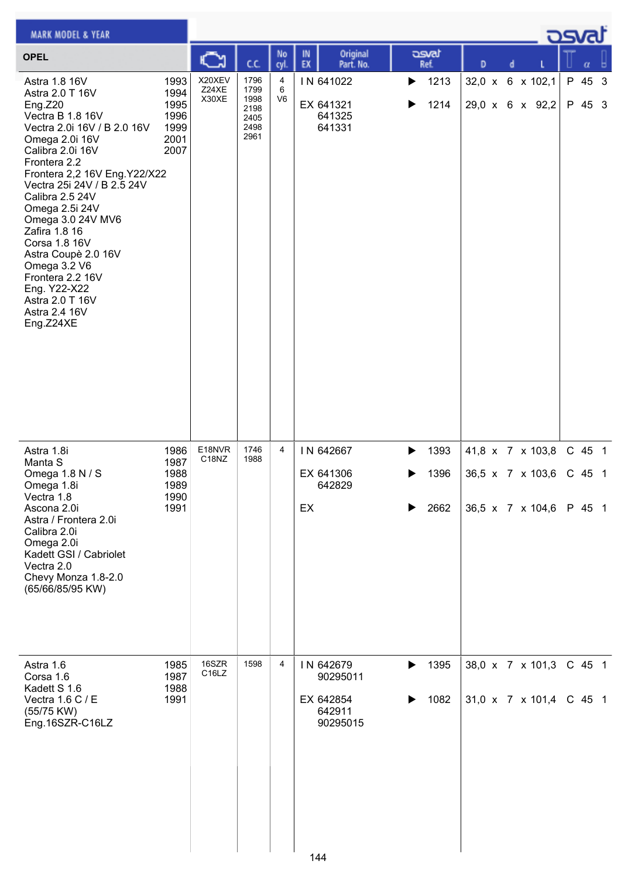| OPEL | | Engine | C.C. | No cyl. | IN EX | Original Part. No. | osvat Ref. | D | d | L | | α | |
|---|---|---|---|---|---|---|---|---|---|---|---|---|---|
| Astra 1.8 16V | 1993 | X20XEV | 1796 | 4 | IN | 641022 | 1213 | 32,0 | 6 | 102,1 | P | 45 | 3 |
| Astra 2.0 T 16V | 1994 | Z24XE | 1799 | 6 | | | | | | | | | |
| Eng.Z20 | 1995 | X30XE | 1998 | V6 | EX | 641321 | 1214 | 29,0 | 6 | 92,2 | P | 45 | 3 |
| Vectra B 1.8 16V | 1996 | | 2198 | | | 641325 | | | | | | | |
| Vectra 2.0i 16V / B 2.0 16V | 1999 | | 2405 | | | 641331 | | | | | | | |
| Omega 2.0i 16V | 2001 | | 2498 | | | | | | | | | | |
| Calibra 2.0i 16V | 2007 | | 2961 | | | | | | | | | | |
| Frontera 2.2 | | | | | | | | | | | | | |
| Frontera 2,2 16V Eng.Y22/X22 | | | | | | | | | | | | | |
| Vectra 25i 24V / B 2.5 24V | | | | | | | | | | | | | |
| Calibra 2.5 24V | | | | | | | | | | | | | |
| Omega 2.5i 24V | | | | | | | | | | | | | |
| Omega 3.0 24V MV6 | | | | | | | | | | | | | |
| Zafira 1.8 16 | | | | | | | | | | | | | |
| Corsa 1.8 16V | | | | | | | | | | | | | |
| Astra Coupè 2.0 16V | | | | | | | | | | | | | |
| Omega 3.2 V6 | | | | | | | | | | | | | |
| Frontera 2.2 16V | | | | | | | | | | | | | |
| Eng. Y22-X22 | | | | | | | | | | | | | |
| Astra 2.0 T 16V | | | | | | | | | | | | | |
| Astra 2.4 16V | | | | | | | | | | | | | |
| Eng.Z24XE | | | | | | | | | | | | | |
| Astra 1.8i | 1986 | E18NVR | 1746 | 4 | IN | 642667 | 1393 | 41,8 | 7 | 103,8 | C | 45 | 1 |
| Manta S | 1987 | C18NZ | 1988 | | | | | | | | | | |
| Omega 1.8 N / S | 1988 | | | | EX | 641306 | 1396 | 36,5 | 7 | 103,6 | C | 45 | 1 |
| Omega 1.8i | 1989 | | | | | 642829 | | | | | | | |
| Vectra 1.8 | 1990 | | | | | | | | | | | | |
| Ascona 2.0i | 1991 | | | | EX | | 2662 | 36,5 | 7 | 104,6 | P | 45 | 1 |
| Astra / Frontera 2.0i | | | | | | | | | | | | | |
| Calibra 2.0i | | | | | | | | | | | | | |
| Omega 2.0i | | | | | | | | | | | | | |
| Kadett GSI / Cabriolet | | | | | | | | | | | | | |
| Vectra 2.0 | | | | | | | | | | | | | |
| Chevy Monza 1.8-2.0 | | | | | | | | | | | | | |
| (65/66/85/95 KW) | | | | | | | | | | | | | |
| Astra 1.6 | 1985 | 16SZR | 1598 | 4 | IN | 642679 | 1395 | 38,0 | 7 | 101,3 | C | 45 | 1 |
| Corsa 1.6 | 1987 | C16LZ | | | | 90295011 | | | | | | | |
| Kadett S 1.6 | 1988 | | | | | | | | | | | | |
| Vectra 1.6 C / E | 1991 | | | | EX | 642854 | 1082 | 31,0 | 7 | 101,4 | C | 45 | 1 |
| (55/75 KW) | | | | | | 642911 | | | | | | | |
| Eng.16SZR-C16LZ | | | | | | 90295015 | | | | | | | |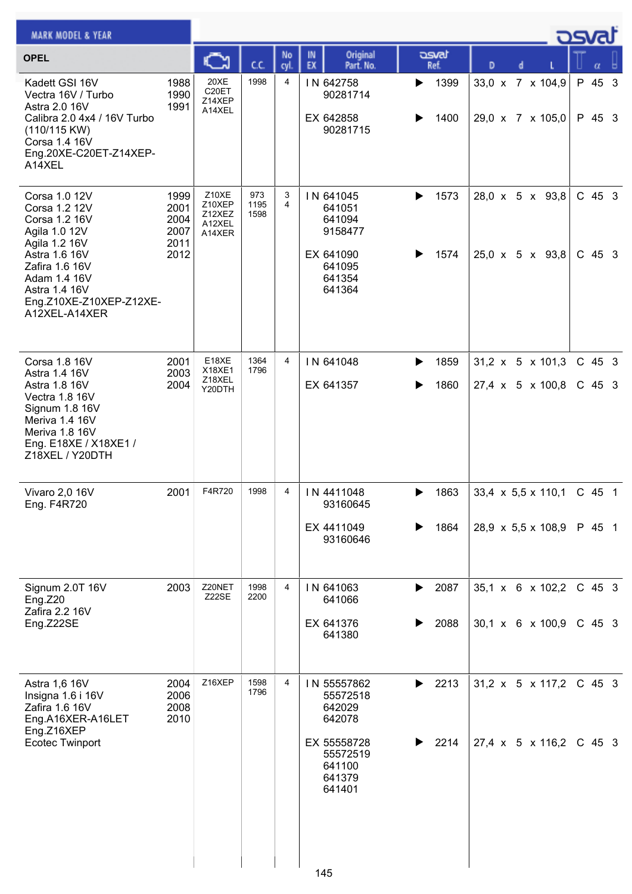| MARK MODEL & YEAR | | Engine | C.C. | No cyl. | IN EX | Original Part. No. | osvat Ref. | D x d x L | T | α | |
|---|---|---|---|---|---|---|---|---|---|---|---|
| **OPEL** | | | | | | | | | | | |
| Kadett GSI 16V<br>Vectra 16V / Turbo<br>Astra 2.0 16V<br>Calibra 2.0 4x4 / 16V Turbo (110/115 KW)<br>Corsa 1.4 16V<br>Eng.20XE-C20ET-Z14XEP-A14XEL | 1988<br>1990<br>1991 | 20XE<br>C20ET<br>Z14XEP<br>A14XEL | 1998 | 4 | IN | 642758<br>90281714 | 1399 | 33,0 x 7 x 104,9 | P | 45 | 3 |
| | | | | | EX | 642858<br>90281715 | 1400 | 29,0 x 7 x 105,0 | P | 45 | 3 |
| Corsa 1.0 12V<br>Corsa 1.2 12V<br>Corsa 1.2 16V<br>Agila 1.0 12V<br>Agila 1.2 16V<br>Astra 1.6 16V<br>Zafira 1.6 16V<br>Adam 1.4 16V<br>Astra 1.4 16V<br>Eng.Z10XE-Z10XEP-Z12XE-A12XEL-A14XER | 1999<br>2001<br>2004<br>2007<br>2011<br>2012 | Z10XE<br>Z10XEP<br>Z12XEZ<br>A12XEL<br>A14XER | 973<br>1195<br>1598 | 3<br>4 | IN | 641045<br>641051<br>641094<br>9158477 | 1573 | 28,0 x 5 x 93,8 | C | 45 | 3 |
| | | | | | EX | 641090<br>641095<br>641354<br>641364 | 1574 | 25,0 x 5 x 93,8 | C | 45 | 3 |
| Corsa 1.8 16V<br>Astra 1.4 16V<br>Astra 1.8 16V<br>Vectra 1.8 16V<br>Signum 1.8 16V<br>Meriva 1.4 16V<br>Meriva 1.8 16V<br>Eng. E18XE / X18XE1 / Z18XEL / Y20DTH | 2001<br>2003<br>2004 | E18XE<br>X18XE1<br>Z18XEL<br>Y20DTH | 1364<br>1796 | 4 | IN | 641048 | 1859 | 31,2 x 5 x 101,3 | C | 45 | 3 |
| | | | | | EX | 641357 | 1860 | 27,4 x 5 x 100,8 | C | 45 | 3 |
| Vivaro 2,0 16V<br>Eng. F4R720 | 2001 | F4R720 | 1998 | 4 | IN | 4411048<br>93160645 | 1863 | 33,4 x 5,5 x 110,1 | C | 45 | 1 |
| | | | | | EX | 4411049<br>93160646 | 1864 | 28,9 x 5,5 x 108,9 | P | 45 | 1 |
| Signum 2.0T 16V<br>Eng.Z20<br>Zafira 2.2 16V<br>Eng.Z22SE | 2003 | Z20NET<br>Z22SE | 1998<br>2200 | 4 | IN | 641063<br>641066 | 2087 | 35,1 x 6 x 102,2 | C | 45 | 3 |
| | | | | | EX | 641376<br>641380 | 2088 | 30,1 x 6 x 100,9 | C | 45 | 3 |
| Astra 1,6 16V<br>Insigna 1.6 i 16V<br>Zafira 1.6 16V<br>Eng.A16XER-A16LET<br>Eng.Z16XEP<br>Ecotec Twinport | 2004<br>2006<br>2008<br>2010 | Z16XEP | 1598<br>1796 | 4 | IN | 55557862<br>55572518<br>642029<br>642078 | 2213 | 31,2 x 5 x 117,2 | C | 45 | 3 |
| | | | | | EX | 55558728<br>55572519<br>641100<br>641379<br>641401 | 2214 | 27,4 x 5 x 116,2 | C | 45 | 3 |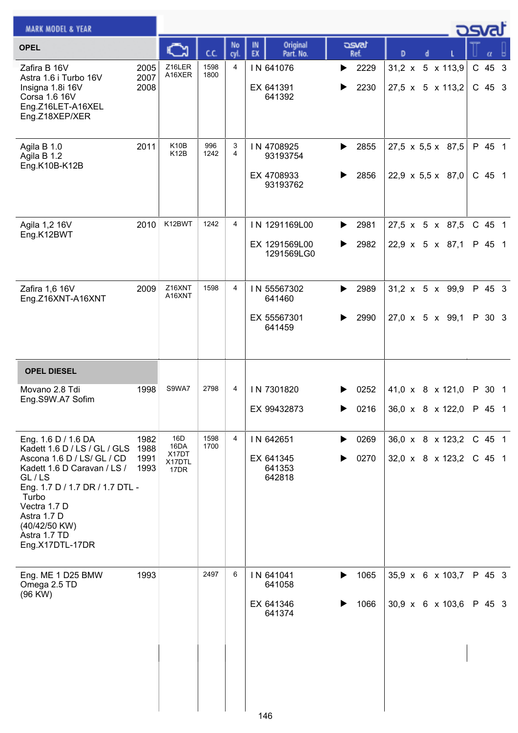| OPEL | | Engine | C.C. | No cyl. | IN EX | Original Part. No. | osvat Ref. | D | d | L | | α | |
|---|---|---|---|---|---|---|---|---|---|---|---|---|---|
| Zafira B 16V<br>Astra 1.6 i Turbo 16V<br>Insigna 1.8i 16V<br>Corsa 1.6 16V<br>Eng.Z16LET-A16XEL<br>Eng.Z18XEP/XER | 2005<br>2007<br>2008 | Z16LER<br>A16XER | 1598<br>1800 | 4 | IN | 641076 | 2229 | 31,2 | 5 | 113,9 | C | 45 | 3 |
| | | | | | EX | 641391<br>641392 | 2230 | 27,5 | 5 | 113,2 | C | 45 | 3 |
| Agila B 1.0<br>Agila B 1.2<br>Eng.K10B-K12B | 2011 | K10B<br>K12B | 996<br>1242 | 3<br>4 | IN | 4708925<br>93193754 | 2855 | 27,5 | 5,5 | 87,5 | P | 45 | 1 |
| | | | | | EX | 4708933<br>93193762 | 2856 | 22,9 | 5,5 | 87,0 | C | 45 | 1 |
| Agila 1,2 16V<br>Eng.K12BWT | 2010 | K12BWT | 1242 | 4 | IN | 1291169L00 | 2981 | 27,5 | 5 | 87,5 | C | 45 | 1 |
| | | | | | EX | 1291569L00<br>1291569LG0 | 2982 | 22,9 | 5 | 87,1 | P | 45 | 1 |
| Zafira 1,6 16V<br>Eng.Z16XNT-A16XNT | 2009 | Z16XNT<br>A16XNT | 1598 | 4 | IN | 55567302<br>641460 | 2989 | 31,2 | 5 | 99,9 | P | 45 | 3 |
| | | | | | EX | 55567301<br>641459 | 2990 | 27,0 | 5 | 99,1 | P | 30 | 3 |
| **OPEL DIESEL** | | | | | | | | | | | | | |
| Movano 2.8 Tdi<br>Eng.S9W.A7 Sofim | 1998 | S9WA7 | 2798 | 4 | IN | 7301820 | 0252 | 41,0 | 8 | 121,0 | P | 30 | 1 |
| | | | | | EX | 99432873 | 0216 | 36,0 | 8 | 122,0 | P | 45 | 1 |
| Eng. 1.6 D / 1.6 DA<br>Kadett 1.6 D / LS / GL / GLS<br>Ascona 1.6 D / LS/ GL / CD<br>Kadett 1.6 D Caravan / LS / GL / LS<br>Eng. 1.7 D / 1.7 DR / 1.7 DTL - Turbo<br>Vectra 1.7 D<br>Astra 1.7 D<br>(40/42/50 KW)<br>Astra 1.7 TD<br>Eng.X17DTL-17DR | 1982<br>1988<br>1991<br>1993 | 16D<br>16DA<br>X17DT<br>X17DTL<br>17DR | 1598<br>1700 | 4 | IN | 642651 | 0269 | 36,0 | 8 | 123,2 | C | 45 | 1 |
| | | | | | EX | 641345<br>641353<br>642818 | 0270 | 32,0 | 8 | 123,2 | C | 45 | 1 |
| Eng. ME 1 D25 BMW<br>Omega 2.5 TD<br>(96 KW) | 1993 | | 2497 | 6 | IN | 641041<br>641058 | 1065 | 35,9 | 6 | 103,7 | P | 45 | 3 |
| | | | | | EX | 641346<br>641374 | 1066 | 30,9 | 6 | 103,6 | P | 45 | 3 |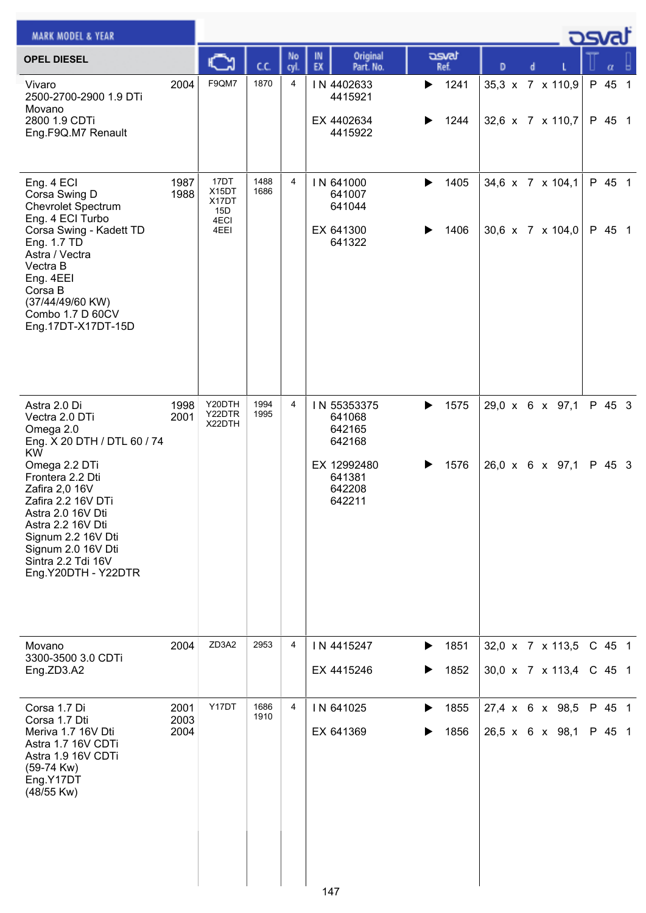## OPEL DIESEL

| MARK MODEL & YEAR | | Engine | C.C. | No cyl. | IN EX | Original Part. No. | osvat Ref. | D x d x L | | α | |
|---|---|---|---|---|---|---|---|---|---|---|---|
| Vivaro<br>2500-2700-2900 1.9 DTi<br>Movano<br>2800 1.9 CDTi<br>Eng.F9Q.M7 Renault | 2004 | F9QM7 | 1870 | 4 | IN | 4402633<br>4415921 | 1241 | 35,3 x 7 x 110,9 | P | 45 | 1 |
| | | | | | EX | 4402634<br>4415922 | 1244 | 32,6 x 7 x 110,7 | P | 45 | 1 |
| Eng. 4 ECI<br>Corsa Swing D<br>Chevrolet Spectrum<br>Eng. 4 ECI Turbo<br>Corsa Swing - Kadett TD<br>Eng. 1.7 TD<br>Astra / Vectra<br>Vectra B<br>Eng. 4EEI<br>Corsa B<br>(37/44/49/60 KW)<br>Combo 1.7 D 60CV<br>Eng.17DT-X17DT-15D | 1987<br>1988 | 17DT<br>X15DT<br>X17DT<br>15D<br>4ECI<br>4EEI | 1488<br>1686 | 4 | IN | 641000<br>641007<br>641044 | 1405 | 34,6 x 7 x 104,1 | P | 45 | 1 |
| | | | | | EX | 641300<br>641322 | 1406 | 30,6 x 7 x 104,0 | P | 45 | 1 |
| Astra 2.0 Di<br>Vectra 2.0 DTi<br>Omega 2.0<br>Eng. X 20 DTH / DTL 60 / 74 KW<br>Omega 2.2 DTi<br>Frontera 2.2 Dti<br>Zafira 2,0 16V<br>Zafira 2.2 16V DTi<br>Astra 2.0 16V Dti<br>Astra 2.2 16V Dti<br>Signum 2.2 16V Dti<br>Signum 2.0 16V Dti<br>Sintra 2.2 Tdi 16V<br>Eng.Y20DTH - Y22DTR | 1998<br>2001 | Y20DTH<br>Y22DTR<br>X22DTH | 1994<br>1995 | 4 | IN | 55353375<br>641068<br>642165<br>642168 | 1575 | 29,0 x 6 x 97,1 | P | 45 | 3 |
| | | | | | EX | 12992480<br>641381<br>642208<br>642211 | 1576 | 26,0 x 6 x 97,1 | P | 45 | 3 |
| Movano<br>3300-3500 3.0 CDTi<br>Eng.ZD3.A2 | 2004 | ZD3A2 | 2953 | 4 | IN | 4415247 | 1851 | 32,0 x 7 x 113,5 | C | 45 | 1 |
| | | | | | EX | 4415246 | 1852 | 30,0 x 7 x 113,4 | C | 45 | 1 |
| Corsa 1.7 Di<br>Corsa 1.7 Dti<br>Meriva 1.7 16V Dti<br>Astra 1.7 16V CDTi<br>Astra 1.9 16V CDTi<br>(59-74 Kw)<br>Eng.Y17DT<br>(48/55 Kw) | 2001<br>2003<br>2004 | Y17DT | 1686<br>1910 | 4 | IN | 641025 | 1855 | 27,4 x 6 x 98,5 | P | 45 | 1 |
| | | | | | EX | 641369 | 1856 | 26,5 x 6 x 98,1 | P | 45 | 1 |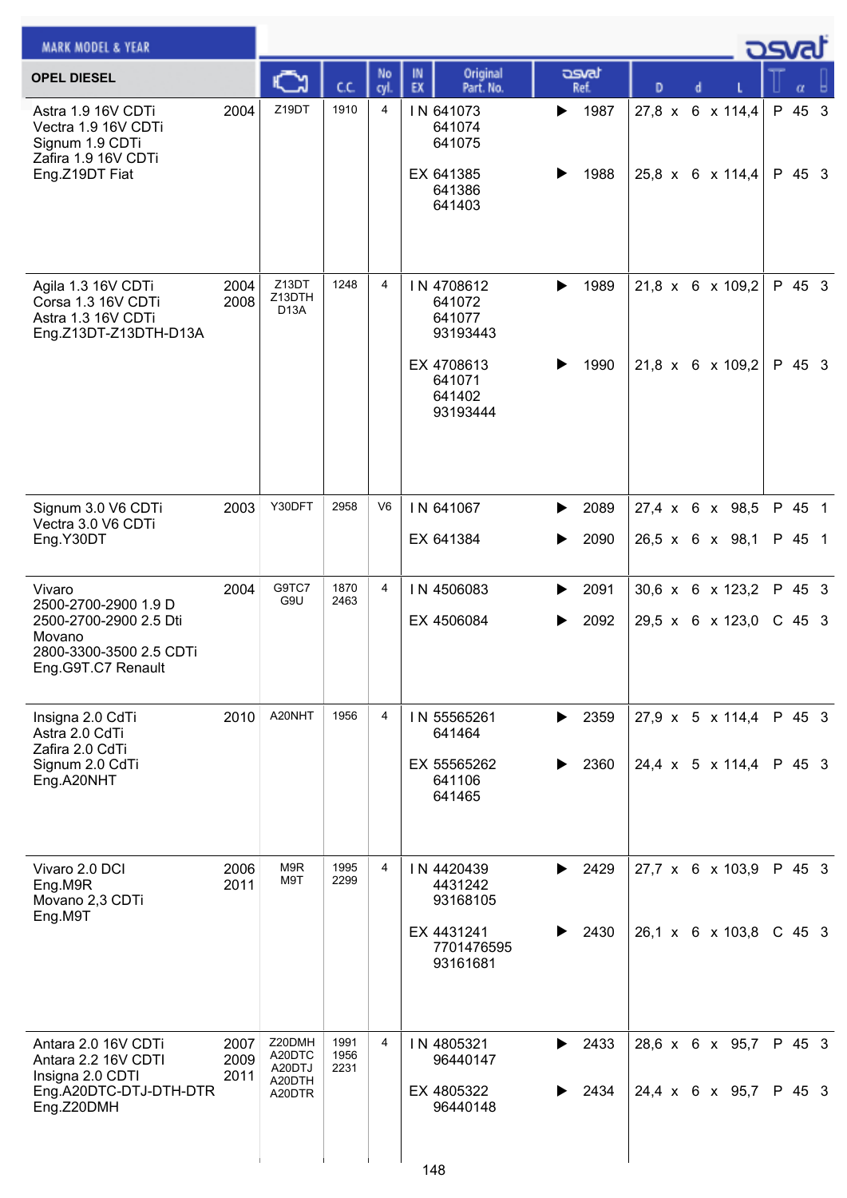| MARK MODEL & YEAR | | | C.C. | No cyl. | IN EX | Original Part. No. | osvat Ref. | D | d | L | | α | |
|---|---|---|---|---|---|---|---|---|---|---|---|---|---|
| **OPEL DIESEL** | | | | | | | | | | | | | |
| Astra 1.9 16V CDTi<br>Vectra 1.9 16V CDTi<br>Signum 1.9 CDTi<br>Zafira 1.9 16V CDTi<br>Eng.Z19DT Fiat | 2004 | Z19DT | 1910 | 4 | IN | 641073<br>641074<br>641075 | 1987 | 27,8 | 6 | 114,4 | P | 45 | 3 |
| | | | | | EX | 641385<br>641386<br>641403 | 1988 | 25,8 | 6 | 114,4 | P | 45 | 3 |
| Agila 1.3 16V CDTi<br>Corsa 1.3 16V CDTi<br>Astra 1.3 16V CDTi<br>Eng.Z13DT-Z13DTH-D13A | 2004<br>2008 | Z13DT<br>Z13DTH<br>D13A | 1248 | 4 | IN | 4708612<br>641072<br>641077<br>93193443 | 1989 | 21,8 | 6 | 109,2 | P | 45 | 3 |
| | | | | | EX | 4708613<br>641071<br>641402<br>93193444 | 1990 | 21,8 | 6 | 109,2 | P | 45 | 3 |
| Signum 3.0 V6 CDTi<br>Vectra 3.0 V6 CDTi<br>Eng.Y30DT | 2003 | Y30DFT | 2958 | V6 | IN | 641067 | 2089 | 27,4 | 6 | 98,5 | P | 45 | 1 |
| | | | | | EX | 641384 | 2090 | 26,5 | 6 | 98,1 | P | 45 | 1 |
| Vivaro<br>2500-2700-2900 1.9 D<br>2500-2700-2900 2.5 Dti<br>Movano<br>2800-3300-3500 2.5 CDTi<br>Eng.G9T.C7 Renault | 2004 | G9TC7<br>G9U | 1870<br>2463 | 4 | IN | 4506083 | 2091 | 30,6 | 6 | 123,2 | P | 45 | 3 |
| | | | | | EX | 4506084 | 2092 | 29,5 | 6 | 123,0 | C | 45 | 3 |
| Insigna 2.0 CdTi<br>Astra 2.0 CdTi<br>Zafira 2.0 CdTi<br>Signum 2.0 CdTi<br>Eng.A20NHT | 2010 | A20NHT | 1956 | 4 | IN | 55565261<br>641464 | 2359 | 27,9 | 5 | 114,4 | P | 45 | 3 |
| | | | | | EX | 55565262<br>641106<br>641465 | 2360 | 24,4 | 5 | 114,4 | P | 45 | 3 |
| Vivaro 2.0 DCI<br>Eng.M9R<br>Movano 2,3 CDTi<br>Eng.M9T | 2006<br>2011 | M9R<br>M9T | 1995<br>2299 | 4 | IN | 4420439<br>4431242<br>93168105 | 2429 | 27,7 | 6 | 103,9 | P | 45 | 3 |
| | | | | | EX | 4431241<br>7701476595<br>93161681 | 2430 | 26,1 | 6 | 103,8 | C | 45 | 3 |
| Antara 2.0 16V CDTi<br>Antara 2.2 16V CDTI<br>Insigna 2.0 CDTI<br>Eng.A20DTC-DTJ-DTH-DTR<br>Eng.Z20DMH | 2007<br>2009<br>2011 | Z20DMH<br>A20DTC<br>A20DTJ<br>A20DTH<br>A20DTR | 1991<br>1956<br>2231 | 4 | IN | 4805321<br>96440147 | 2433 | 28,6 | 6 | 95,7 | P | 45 | 3 |
| | | | | | EX | 4805322<br>96440148 | 2434 | 24,4 | 6 | 95,7 | P | 45 | 3 |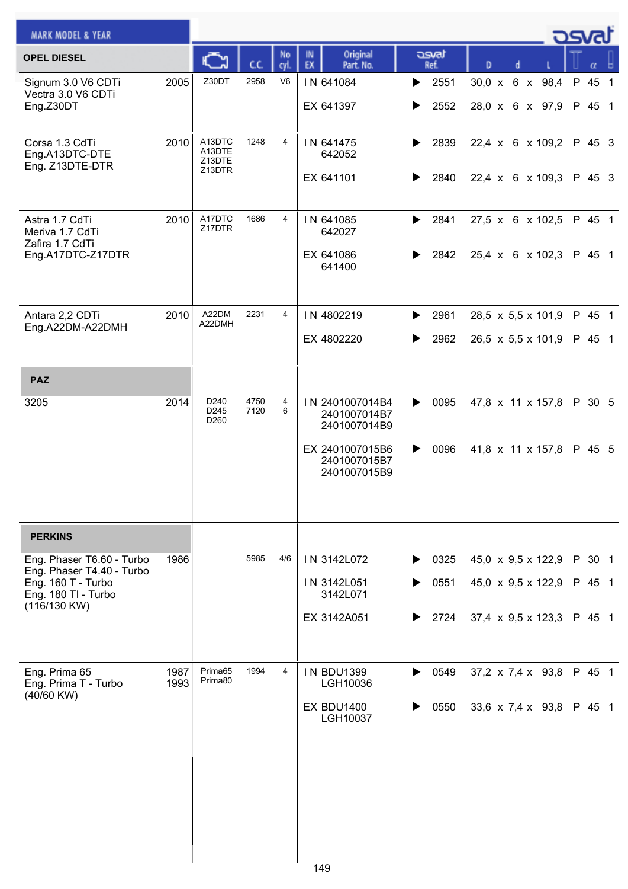| MARK MODEL & YEAR | | Engine | C.C. | No cyl. | IN EX | Original Part. No. | osvat Ref. | D x d x L | T | α | |
|---|---|---|---|---|---|---|---|---|---|---|---|
| **OPEL DIESEL** | | | | | | | | | | | |
| Signum 3.0 V6 CDTi<br>Vectra 3.0 V6 CDTi<br>Eng.Z30DT | 2005 | Z30DT | 2958 | V6 | IN | 641084 | 2551 | 30,0 x 6 x 98,4 | P | 45 | 1 |
| | | | | | EX | 641397 | 2552 | 28,0 x 6 x 97,9 | P | 45 | 1 |
| Corsa 1.3 CdTi<br>Eng.A13DTC-DTE<br>Eng. Z13DTE-DTR | 2010 | A13DTC<br>A13DTE<br>Z13DTE<br>Z13DTR | 1248 | 4 | IN | 641475<br>642052 | 2839 | 22,4 x 6 x 109,2 | P | 45 | 3 |
| | | | | | EX | 641101 | 2840 | 22,4 x 6 x 109,3 | P | 45 | 3 |
| Astra 1.7 CdTi<br>Meriva 1.7 CdTi<br>Zafira 1.7 CdTi<br>Eng.A17DTC-Z17DTR | 2010 | A17DTC<br>Z17DTR | 1686 | 4 | IN | 641085<br>642027 | 2841 | 27,5 x 6 x 102,5 | P | 45 | 1 |
| | | | | | EX | 641086<br>641400 | 2842 | 25,4 x 6 x 102,3 | P | 45 | 1 |
| Antara 2,2 CDTi<br>Eng.A22DM-A22DMH | 2010 | A22DM<br>A22DMH | 2231 | 4 | IN | 4802219 | 2961 | 28,5 x 5,5 x 101,9 | P | 45 | 1 |
| | | | | | EX | 4802220 | 2962 | 26,5 x 5,5 x 101,9 | P | 45 | 1 |
| **PAZ** | | | | | | | | | | | |
| 3205 | 2014 | D240<br>D245<br>D260 | 4750<br>7120 | 4<br>6 | IN | 2401007014B4<br>2401007014B7<br>2401007014B9 | 0095 | 47,8 x 11 x 157,8 | P | 30 | 5 |
| | | | | | EX | 2401007015B6<br>2401007015B7<br>2401007015B9 | 0096 | 41,8 x 11 x 157,8 | P | 45 | 5 |
| **PERKINS** | | | | | | | | | | | |
| Eng. Phaser T6.60 - Turbo<br>Eng. Phaser T4.40 - Turbo<br>Eng. 160 T - Turbo<br>Eng. 180 TI - Turbo<br>(116/130 KW) | 1986 | | 5985 | 4/6 | IN | 3142L072 | 0325 | 45,0 x 9,5 x 122,9 | P | 30 | 1 |
| | | | | | IN | 3142L051<br>3142L071 | 0551 | 45,0 x 9,5 x 122,9 | P | 45 | 1 |
| | | | | | EX | 3142A051 | 2724 | 37,4 x 9,5 x 123,3 | P | 45 | 1 |
| Eng. Prima 65<br>Eng. Prima T - Turbo<br>(40/60 KW) | 1987<br>1993 | Prima65<br>Prima80 | 1994 | 4 | IN | BDU1399<br>LGH10036 | 0549 | 37,2 x 7,4 x 93,8 | P | 45 | 1 |
| | | | | | EX | BDU1400<br>LGH10037 | 0550 | 33,6 x 7,4 x 93,8 | P | 45 | 1 |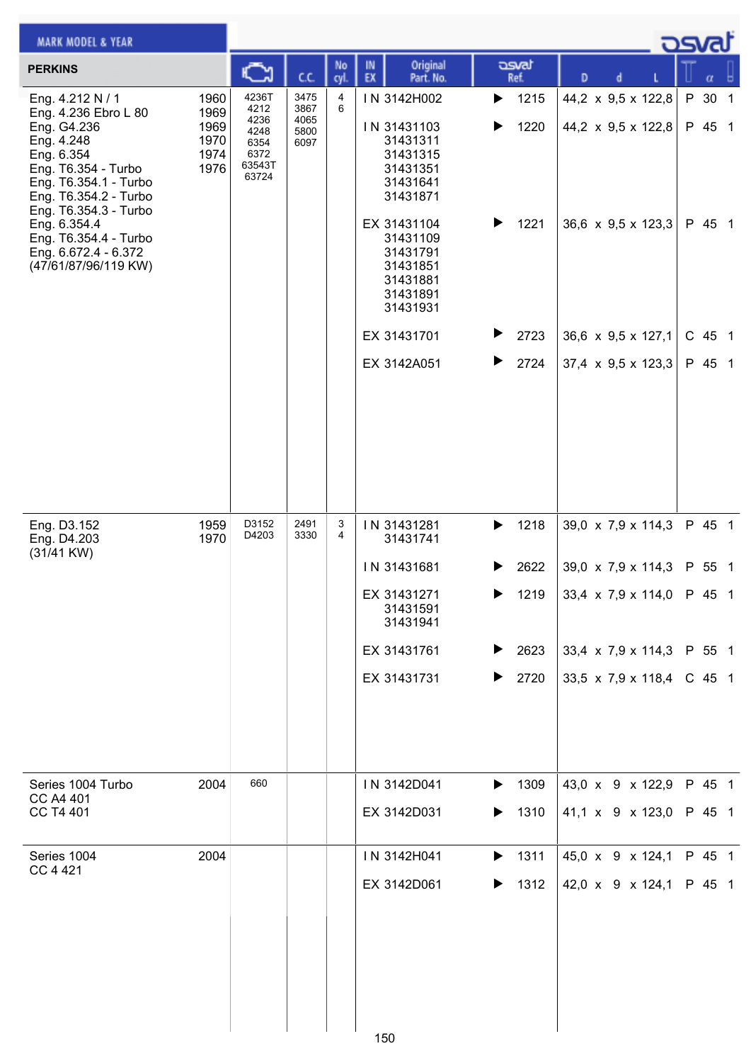| PERKINS | | Engine code | C.C. | No cyl. | IN EX | Original Part. No. | osvat Ref. | D x d x L | | α | |
|---|---|---|---|---|---|---|---|---|---|---|---|
| Eng. 4.212 N / 1<br>Eng. 4.236 Ebro L 80<br>Eng. G4.236<br>Eng. 4.248<br>Eng. 6.354<br>Eng. T6.354 - Turbo<br>Eng. T6.354.1 - Turbo<br>Eng. T6.354.2 - Turbo<br>Eng. T6.354.3 - Turbo<br>Eng. 6.354.4<br>Eng. T6.354.4 - Turbo<br>Eng. 6.672.4 - 6.372<br>(47/61/87/96/119 KW) | 1960<br>1969<br>1969<br>1970<br>1974<br>1976 | 4236T<br>4212<br>4236<br>4248<br>6354<br>6372<br>63543T<br>63724 | 3475<br>3867<br>4065<br>5800<br>6097 | 4<br>6 | IN | 3142H002 | 1215 | 44,2 x 9,5 x 122,8 | P | 30 | 1 |
| | | | | | IN | 31431103<br>31431311<br>31431315<br>31431351<br>31431641<br>31431871 | 1220 | 44,2 x 9,5 x 122,8 | P | 45 | 1 |
| | | | | | EX | 31431104<br>31431109<br>31431791<br>31431851<br>31431881<br>31431891<br>31431931 | 1221 | 36,6 x 9,5 x 123,3 | P | 45 | 1 |
| | | | | | EX | 31431701 | 2723 | 36,6 x 9,5 x 127,1 | C | 45 | 1 |
| | | | | | EX | 3142A051 | 2724 | 37,4 x 9,5 x 123,3 | P | 45 | 1 |
| Eng. D3.152<br>Eng. D4.203<br>(31/41 KW) | 1959<br>1970 | D3152<br>D4203 | 2491<br>3330 | 3<br>4 | IN | 31431281<br>31431741 | 1218 | 39,0 x 7,9 x 114,3 | P | 45 | 1 |
| | | | | | IN | 31431681 | 2622 | 39,0 x 7,9 x 114,3 | P | 55 | 1 |
| | | | | | EX | 31431271<br>31431591<br>31431941 | 1219 | 33,4 x 7,9 x 114,0 | P | 45 | 1 |
| | | | | | EX | 31431761 | 2623 | 33,4 x 7,9 x 114,3 | P | 55 | 1 |
| | | | | | EX | 31431731 | 2720 | 33,5 x 7,9 x 118,4 | C | 45 | 1 |
| Series 1004 Turbo<br>CC A4 401<br>CC T4 401 | 2004 | 660 | | | IN | 3142D041 | 1309 | 43,0 x 9 x 122,9 | P | 45 | 1 |
| | | | | | EX | 3142D031 | 1310 | 41,1 x 9 x 123,0 | P | 45 | 1 |
| Series 1004<br>CC 4 421 | 2004 | | | | IN | 3142H041 | 1311 | 45,0 x 9 x 124,1 | P | 45 | 1 |
| | | | | | EX | 3142D061 | 1312 | 42,0 x 9 x 124,1 | P | 45 | 1 |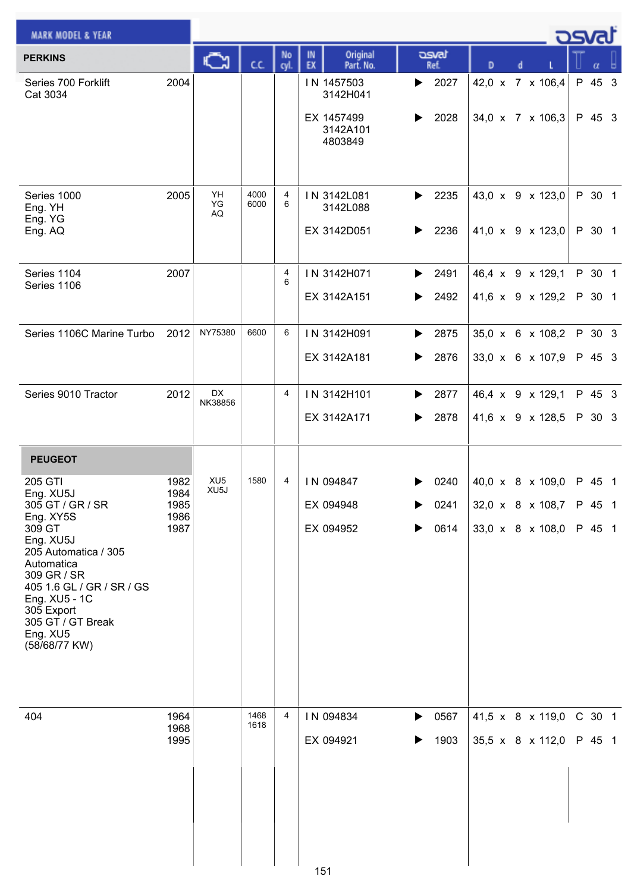| MARK MODEL & YEAR | | Engine | C.C. | No cyl. | IN EX | Original Part. No. | osvat Ref. | D | d | L | Type | α | |
|---|---|---|---|---|---|---|---|---|---|---|---|---|---|
| **PERKINS** | | | | | | | | | | | | | |
| Series 700 Forklift Cat 3034 | 2004 | | | | IN | 1457503 3142H041 | 2027 | 42,0 | 7 | 106,4 | P | 45 | 3 |
| | | | | | EX | 1457499 3142A101 4803849 | 2028 | 34,0 | 7 | 106,3 | P | 45 | 3 |
| Series 1000 Eng. YH Eng. YG Eng. AQ | 2005 | YH YG AQ | 4000 6000 | 4 6 | IN | 3142L081 3142L088 | 2235 | 43,0 | 9 | 123,0 | P | 30 | 1 |
| | | | | | EX | 3142D051 | 2236 | 41,0 | 9 | 123,0 | P | 30 | 1 |
| Series 1104 Series 1106 | 2007 | | | 4 6 | IN | 3142H071 | 2491 | 46,4 | 9 | 129,1 | P | 30 | 1 |
| | | | | | EX | 3142A151 | 2492 | 41,6 | 9 | 129,2 | P | 30 | 1 |
| Series 1106C Marine Turbo | 2012 | NY75380 | 6600 | 6 | IN | 3142H091 | 2875 | 35,0 | 6 | 108,2 | P | 30 | 3 |
| | | | | | EX | 3142A181 | 2876 | 33,0 | 6 | 107,9 | P | 45 | 3 |
| Series 9010 Tractor | 2012 | DX NK38856 | | 4 | IN | 3142H101 | 2877 | 46,4 | 9 | 129,1 | P | 45 | 3 |
| | | | | | EX | 3142A171 | 2878 | 41,6 | 9 | 128,5 | P | 30 | 3 |
| **PEUGEOT** | | | | | | | | | | | | | |
| 205 GTI Eng. XU5J 305 GT / GR / SR Eng. XY5S 309 GT Eng. XU5J 205 Automatica / 305 Automatica 309 GR / SR 405 1.6 GL / GR / SR / GS Eng. XU5 - 1C 305 Export 305 GT / GT Break Eng. XU5 (58/68/77 KW) | 1982 1984 1985 1986 1987 | XU5 XU5J | 1580 | 4 | IN | 094847 | 0240 | 40,0 | 8 | 109,0 | P | 45 | 1 |
| | | | | | EX | 094948 | 0241 | 32,0 | 8 | 108,7 | P | 45 | 1 |
| | | | | | EX | 094952 | 0614 | 33,0 | 8 | 108,0 | P | 45 | 1 |
| 404 | 1964 1968 1995 | | 1468 1618 | 4 | IN | 094834 | 0567 | 41,5 | 8 | 119,0 | C | 30 | 1 |
| | | | | | EX | 094921 | 1903 | 35,5 | 8 | 112,0 | P | 45 | 1 |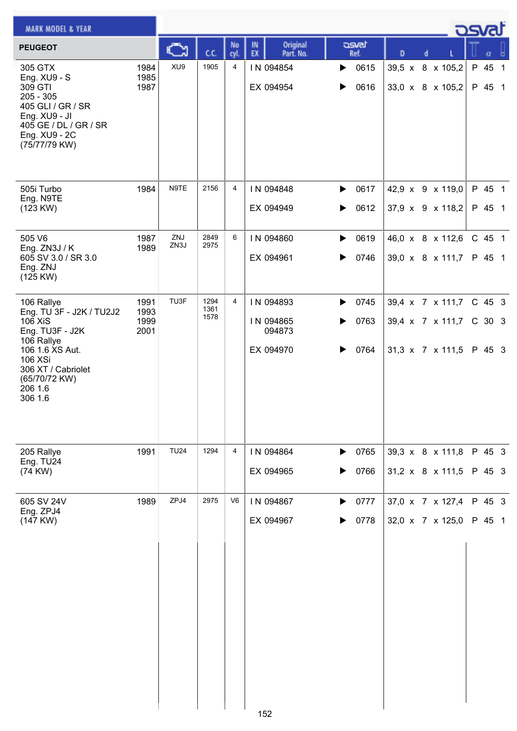| PEUGEOT | | Engine | C.C. | No cyl. | IN EX | Original Part. No. | osvat Ref. | D x d x L | | α | |
|---|---|---|---|---|---|---|---|---|---|---|---|
| 305 GTX<br>Eng. XU9 - S<br>309 GTI<br>205 - 305<br>405 GLI / GR / SR<br>Eng. XU9 - JI<br>405 GE / DL / GR / SR<br>Eng. XU9 - 2C<br>(75/77/79 KW) | 1984<br>1985<br>1987 | XU9 | 1905 | 4 | IN | 094854 | 0615 | 39,5 x 8 x 105,2 | P | 45 | 1 |
| | | | | | EX | 094954 | 0616 | 33,0 x 8 x 105,2 | P | 45 | 1 |
| 505i Turbo<br>Eng. N9TE<br>(123 KW) | 1984 | N9TE | 2156 | 4 | IN | 094848 | 0617 | 42,9 x 9 x 119,0 | P | 45 | 1 |
| | | | | | EX | 094949 | 0612 | 37,9 x 9 x 118,2 | P | 45 | 1 |
| 505 V6<br>Eng. ZN3J / K<br>605 SV 3.0 / SR 3.0<br>Eng. ZNJ<br>(125 KW) | 1987<br>1989 | ZNJ<br>ZN3J | 2849<br>2975 | 6 | IN | 094860 | 0619 | 46,0 x 8 x 112,6 | C | 45 | 1 |
| | | | | | EX | 094961 | 0746 | 39,0 x 8 x 111,7 | P | 45 | 1 |
| 106 Rallye<br>Eng. TU 3F - J2K / TU2J2<br>106 XiS<br>Eng. TU3F - J2K<br>106 Rallye<br>106 1.6 XS Aut.<br>106 XSi<br>306 XT / Cabriolet<br>(65/70/72 KW)<br>206 1.6<br>306 1.6 | 1991<br>1993<br>1999<br>2001 | TU3F | 1294<br>1361<br>1578 | 4 | IN | 094893 | 0745 | 39,4 x 7 x 111,7 | C | 45 | 3 |
| | | | | | IN | 094865<br>094873 | 0763 | 39,4 x 7 x 111,7 | C | 30 | 3 |
| | | | | | EX | 094970 | 0764 | 31,3 x 7 x 111,5 | P | 45 | 3 |
| 205 Rallye<br>Eng. TU24<br>(74 KW) | 1991 | TU24 | 1294 | 4 | IN | 094864 | 0765 | 39,3 x 8 x 111,8 | P | 45 | 3 |
| | | | | | EX | 094965 | 0766 | 31,2 x 8 x 111,5 | P | 45 | 3 |
| 605 SV 24V<br>Eng. ZPJ4<br>(147 KW) | 1989 | ZPJ4 | 2975 | V6 | IN | 094867 | 0777 | 37,0 x 7 x 127,4 | P | 45 | 3 |
| | | | | | EX | 094967 | 0778 | 32,0 x 7 x 125,0 | P | 45 | 1 |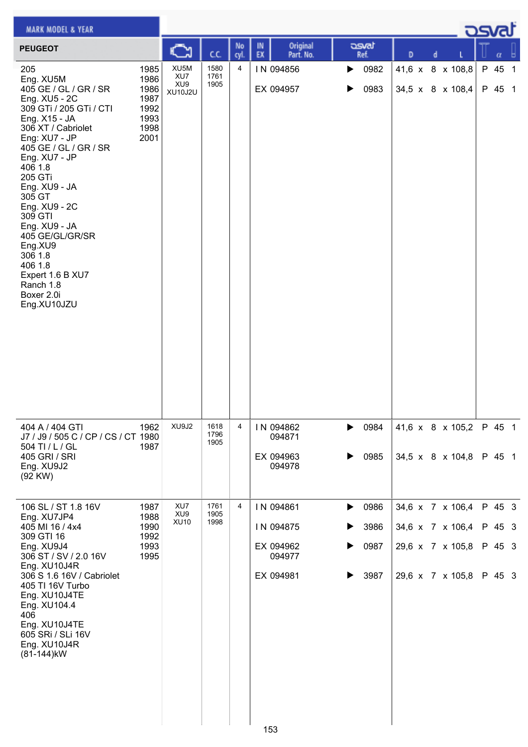| PEUGEOT | | Engine | C.C. | No cyl. | IN EX | Original Part. No. | osvat Ref. | D | d | L | | α | |
|---|---|---|---|---|---|---|---|---|---|---|---|---|---|
| 205<br>Eng. XU5M<br>405 GE / GL / GR / SR<br>Eng. XU5 - 2C<br>309 GTi / 205 GTi / CTI<br>Eng. X15 - JA<br>306 XT / Cabriolet<br>Eng: XU7 - JP<br>405 GE / GL / GR / SR<br>Eng. XU7 - JP<br>406 1.8<br>205 GTi<br>Eng. XU9 - JA<br>305 GT<br>Eng. XU9 - 2C<br>309 GTI<br>Eng. XU9 - JA<br>405 GE/GL/GR/SR<br>Eng.XU9<br>306 1.8<br>406 1.8<br>Expert 1.6 B XU7<br>Ranch 1.8<br>Boxer 2.0i<br>Eng.XU10JZU | 1985<br>1986<br>1986<br>1987<br>1992<br>1993<br>1998<br>2001 | XU5M<br>XU7<br>XU9<br>XU10J2U | 1580<br>1761<br>1905 | 4 | IN | 094856 | 0982 | 41,6 | 8 | 108,8 | P | 45 | 1 |
| | | | | | EX | 094957 | 0983 | 34,5 | 8 | 108,4 | P | 45 | 1 |
| 404 A / 404 GTI<br>J7 / J9 / 505 C / CP / CS / CT<br>504 TI / L / GL<br>405 GRI / SRI<br>Eng. XU9J2<br>(92 KW) | 1962<br>1980<br>1987 | XU9J2 | 1618<br>1796<br>1905 | 4 | IN | 094862<br>094871 | 0984 | 41,6 | 8 | 105,2 | P | 45 | 1 |
| | | | | | EX | 094963<br>094978 | 0985 | 34,5 | 8 | 104,8 | P | 45 | 1 |
| 106 SL / ST 1.8 16V<br>Eng. XU7JP4<br>405 MI 16 / 4x4<br>309 GTI 16<br>Eng. XU9J4<br>306 ST / SV / 2.0 16V<br>Eng. XU10J4R<br>306 S 1.6 16V / Cabriolet<br>405 TI 16V Turbo<br>Eng. XU10J4TE<br>Eng. XU104.4<br>406<br>Eng. XU10J4TE<br>605 SRi / SLi 16V<br>Eng. XU10J4R<br>(81-144)kW | 1987<br>1988<br>1990<br>1992<br>1993<br>1995 | XU7<br>XU9<br>XU10 | 1761<br>1905<br>1998 | 4 | IN | 094861 | 0986 | 34,6 | 7 | 106,4 | P | 45 | 3 |
| | | | | | IN | 094875 | 3986 | 34,6 | 7 | 106,4 | P | 45 | 3 |
| | | | | | EX | 094962<br>094977 | 0987 | 29,6 | 7 | 105,8 | P | 45 | 3 |
| | | | | | EX | 094981 | 3987 | 29,6 | 7 | 105,8 | P | 45 | 3 |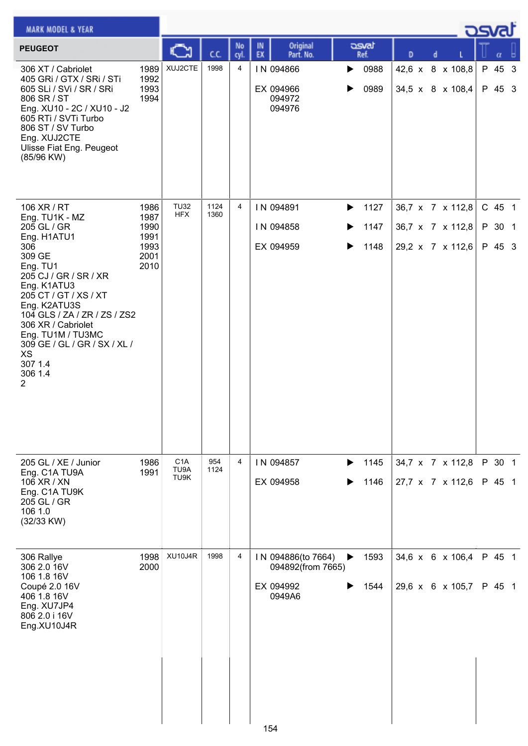| PEUGEOT | | Engine | C.C. | No cyl. | IN EX | Original Part. No. | osvat Ref. | D | d | L | Type | α | |
|---|---|---|---|---|---|---|---|---|---|---|---|---|---|
| 306 XT / Cabriolet<br>405 GRi / GTX / SRi / STi<br>605 SLi / SVi / SR / SRi<br>806 SR / ST<br>Eng. XU10 - 2C / XU10 - J2<br>605 RTi / SVTi Turbo<br>806 ST / SV Turbo<br>Eng. XUJ2CTE<br>Ulisse Fiat Eng. Peugeot<br>(85/96 KW) | 1989<br>1992<br>1993<br>1994 | XUJ2CTE | 1998 | 4 | IN | 094866 | 0988 | 42,6 | 8 | 108,8 | P | 45 | 3 |
| | | | | | EX | 094966<br>094972<br>094976 | 0989 | 34,5 | 8 | 108,4 | P | 45 | 3 |
| 106 XR / RT<br>Eng. TU1K - MZ<br>205 GL / GR<br>Eng. H1ATU1<br>306<br>309 GE<br>Eng. TU1<br>205 CJ / GR / SR / XR<br>Eng. K1ATU3<br>205 CT / GT / XS / XT<br>Eng. K2ATU3S<br>104 GLS / ZA / ZR / ZS / ZS2<br>306 XR / Cabriolet<br>Eng. TU1M / TU3MC<br>309 GE / GL / GR / SX / XL / XS<br>307 1.4<br>306 1.4<br>2 | 1986<br>1987<br>1990<br>1991<br>1993<br>2001<br>2010 | TU32<br>HFX | 1124<br>1360 | 4 | IN | 094891 | 1127 | 36,7 | 7 | 112,8 | C | 45 | 1 |
| | | | | | IN | 094858 | 1147 | 36,7 | 7 | 112,8 | P | 30 | 1 |
| | | | | | EX | 094959 | 1148 | 29,2 | 7 | 112,6 | P | 45 | 3 |
| 205 GL / XE / Junior<br>Eng. C1A TU9A<br>106 XR / XN<br>Eng. C1A TU9K<br>205 GL / GR<br>106 1.0<br>(32/33 KW) | 1986<br>1991 | C1A<br>TU9A<br>TU9K | 954<br>1124 | 4 | IN | 094857 | 1145 | 34,7 | 7 | 112,8 | P | 30 | 1 |
| | | | | | EX | 094958 | 1146 | 27,7 | 7 | 112,6 | P | 45 | 1 |
| 306 Rallye<br>306 2.0 16V<br>106 1.8 16V<br>Coupé 2.0 16V<br>406 1.8 16V<br>Eng. XU7JP4<br>806 2.0 i 16V<br>Eng.XU10J4R | 1998<br>2000 | XU10J4R | 1998 | 4 | IN | 094886(to 7664)<br>094892(from 7665) | 1593 | 34,6 | 6 | 106,4 | P | 45 | 1 |
| | | | | | EX | 094992<br>0949A6 | 1544 | 29,6 | 6 | 105,7 | P | 45 | 1 |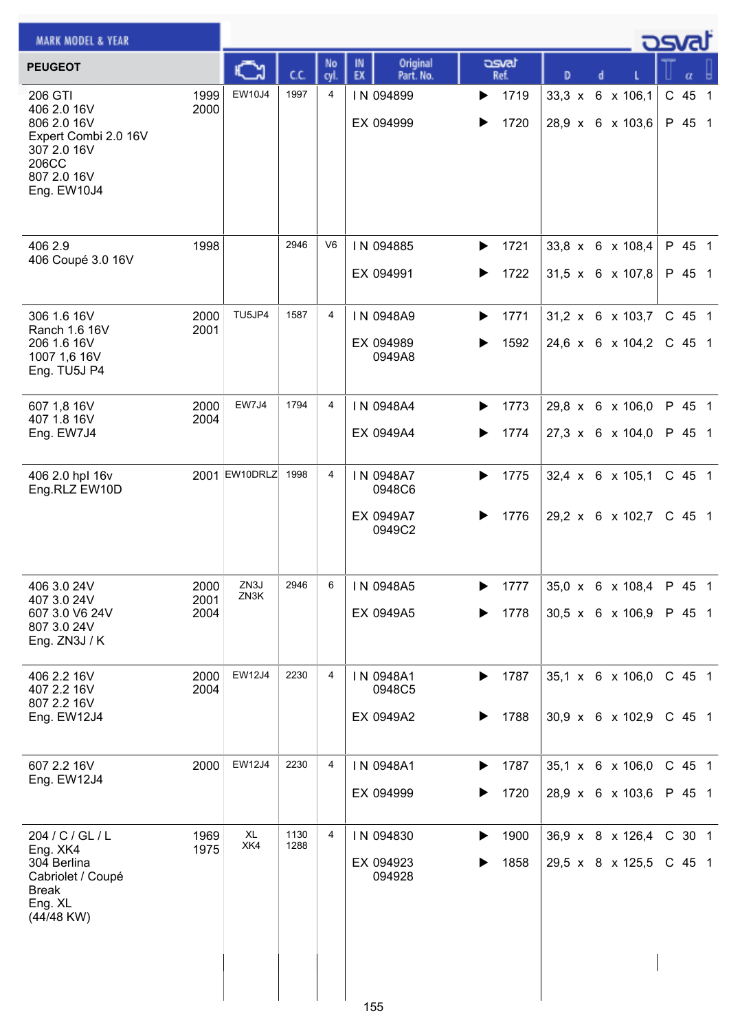| PEUGEOT | | Engine | C.C. | No cyl. | IN EX | Original Part. No. | osvat Ref. | D | d | L | T | α | |
|---|---|---|---|---|---|---|---|---|---|---|---|---|---|
| 206 GTI<br>406 2.0 16V<br>806 2.0 16V<br>Expert Combi 2.0 16V<br>307 2.0 16V<br>206CC<br>807 2.0 16V<br>Eng. EW10J4 | 1999<br>2000 | EW10J4 | 1997 | 4 | IN | 094899 | 1719 | 33,3 | 6 | 106,1 | C | 45 | 1 |
| | | | | | EX | 094999 | 1720 | 28,9 | 6 | 103,6 | P | 45 | 1 |
| 406 2.9<br>406 Coupé 3.0 16V | 1998 | | 2946 | V6 | IN | 094885 | 1721 | 33,8 | 6 | 108,4 | P | 45 | 1 |
| | | | | | EX | 094991 | 1722 | 31,5 | 6 | 107,8 | P | 45 | 1 |
| 306 1.6 16V<br>Ranch 1.6 16V<br>206 1.6 16V<br>1007 1,6 16V<br>Eng. TU5J P4 | 2000<br>2001 | TU5JP4 | 1587 | 4 | IN | 0948A9 | 1771 | 31,2 | 6 | 103,7 | C | 45 | 1 |
| | | | | | EX | 094989<br>0949A8 | 1592 | 24,6 | 6 | 104,2 | C | 45 | 1 |
| 607 1,8 16V<br>407 1.8 16V<br>Eng. EW7J4 | 2000<br>2004 | EW7J4 | 1794 | 4 | IN | 0948A4 | 1773 | 29,8 | 6 | 106,0 | P | 45 | 1 |
| | | | | | EX | 0949A4 | 1774 | 27,3 | 6 | 104,0 | P | 45 | 1 |
| 406 2.0 hpl 16v<br>Eng.RLZ EW10D | 2001 | EW10DRLZ | 1998 | 4 | IN | 0948A7<br>0948C6 | 1775 | 32,4 | 6 | 105,1 | C | 45 | 1 |
| | | | | | EX | 0949A7<br>0949C2 | 1776 | 29,2 | 6 | 102,7 | C | 45 | 1 |
| 406 3.0 24V<br>407 3.0 24V<br>607 3.0 V6 24V<br>807 3.0 24V<br>Eng. ZN3J / K | 2000<br>2001<br>2004 | ZN3J<br>ZN3K | 2946 | 6 | IN | 0948A5 | 1777 | 35,0 | 6 | 108,4 | P | 45 | 1 |
| | | | | | EX | 0949A5 | 1778 | 30,5 | 6 | 106,9 | P | 45 | 1 |
| 406 2.2 16V<br>407 2.2 16V<br>807 2.2 16V<br>Eng. EW12J4 | 2000<br>2004 | EW12J4 | 2230 | 4 | IN | 0948A1<br>0948C5 | 1787 | 35,1 | 6 | 106,0 | C | 45 | 1 |
| | | | | | EX | 0949A2 | 1788 | 30,9 | 6 | 102,9 | C | 45 | 1 |
| 607 2.2 16V<br>Eng. EW12J4 | 2000 | EW12J4 | 2230 | 4 | IN | 0948A1 | 1787 | 35,1 | 6 | 106,0 | C | 45 | 1 |
| | | | | | EX | 094999 | 1720 | 28,9 | 6 | 103,6 | P | 45 | 1 |
| 204 / C / GL / L<br>Eng. XK4<br>304 Berlina<br>Cabriolet / Coupé<br>Break<br>Eng. XL<br>(44/48 KW) | 1969<br>1975 | XL<br>XK4 | 1130<br>1288 | 4 | IN | 094830 | 1900 | 36,9 | 8 | 126,4 | C | 30 | 1 |
| | | | | | EX | 094923<br>094928 | 1858 | 29,5 | 8 | 125,5 | C | 45 | 1 |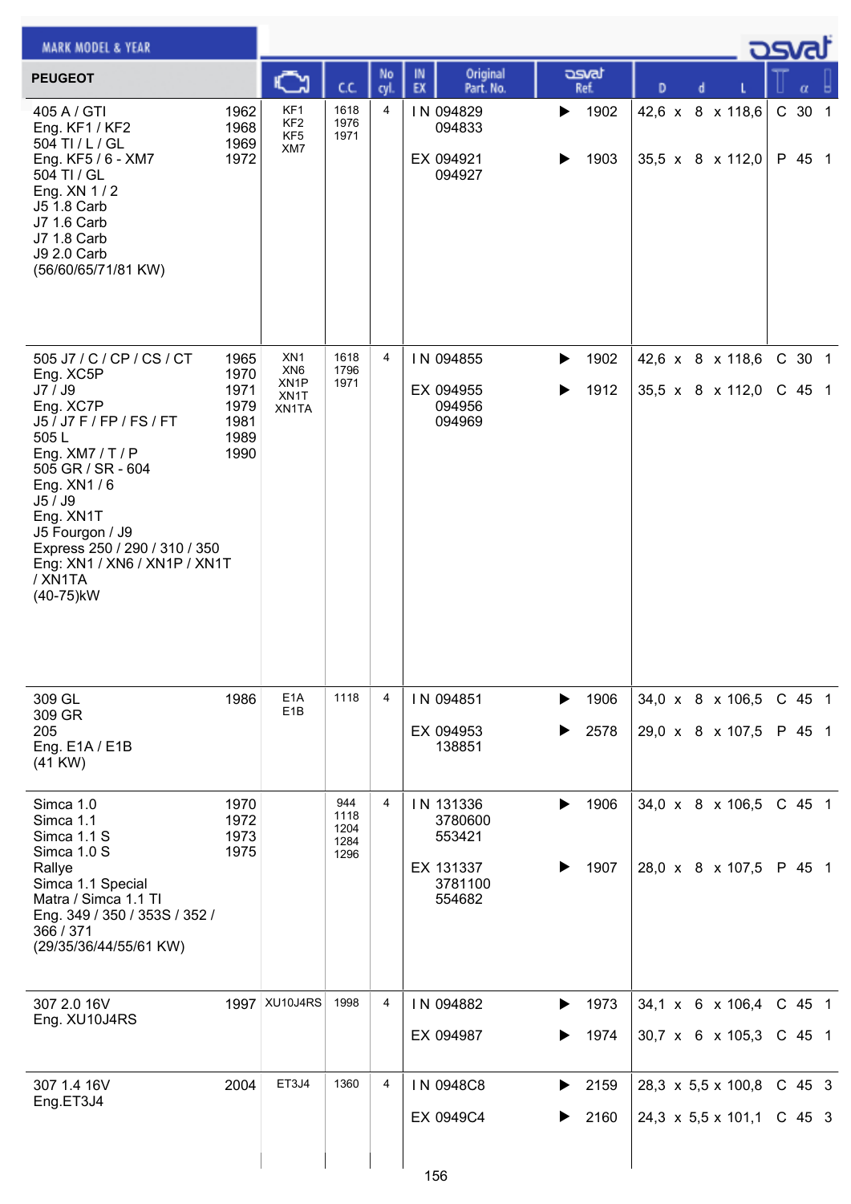MARK MODEL & YEAR

| PEUGEOT | | Engine | C.C. | No cyl. | IN EX | Original Part. No. | osvat Ref. | D x d x L | Type | α | |
|---|---|---|---|---|---|---|---|---|---|---|---|
| 405 A / GTI<br>Eng. KF1 / KF2<br>504 TI / L / GL<br>Eng. KF5 / 6 - XM7<br>504 TI / GL<br>Eng. XN 1 / 2<br>J5 1.8 Carb<br>J7 1.6 Carb<br>J7 1.8 Carb<br>J9 2.0 Carb<br>(56/60/65/71/81 KW) | 1962<br>1968<br>1969<br>1972 | KF1<br>KF2<br>KF5<br>XM7 | 1618<br>1976<br>1971 | 4 | IN | 094829<br>094833 | 1902 | 42,6 x 8 x 118,6 | C | 30 | 1 |
| | | | | | EX | 094921<br>094927 | 1903 | 35,5 x 8 x 112,0 | P | 45 | 1 |
| 505 J7 / C / CP / CS / CT<br>Eng. XC5P<br>J7 / J9<br>Eng. XC7P<br>J5 / J7 F / FP / FS / FT<br>505 L<br>Eng. XM7 / T / P<br>505 GR / SR - 604<br>Eng. XN1 / 6<br>J5 / J9<br>Eng. XN1T<br>J5 Fourgon / J9<br>Express 250 / 290 / 310 / 350<br>Eng: XN1 / XN6 / XN1P / XN1T / XN1TA<br>(40-75)kW | 1965<br>1970<br>1971<br>1979<br>1981<br>1989<br>1990 | XN1<br>XN6<br>XN1P<br>XN1T<br>XN1TA | 1618<br>1796<br>1971 | 4 | IN | 094855 | 1902 | 42,6 x 8 x 118,6 | C | 30 | 1 |
| | | | | | EX | 094955<br>094956<br>094969 | 1912 | 35,5 x 8 x 112,0 | C | 45 | 1 |
| 309 GL<br>309 GR<br>205<br>Eng. E1A / E1B<br>(41 KW) | 1986 | E1A<br>E1B | 1118 | 4 | IN | 094851 | 1906 | 34,0 x 8 x 106,5 | C | 45 | 1 |
| | | | | | EX | 094953<br>138851 | 2578 | 29,0 x 8 x 107,5 | P | 45 | 1 |
| Simca 1.0<br>Simca 1.1<br>Simca 1.1 S<br>Simca 1.0 S<br>Rallye<br>Simca 1.1 Special<br>Matra / Simca 1.1 TI<br>Eng. 349 / 350 / 353S / 352 / 366 / 371<br>(29/35/36/44/55/61 KW) | 1970<br>1972<br>1973<br>1975 | | 944<br>1118<br>1204<br>1284<br>1296 | 4 | IN | 131336<br>3780600<br>553421 | 1906 | 34,0 x 8 x 106,5 | C | 45 | 1 |
| | | | | | EX | 131337<br>3781100<br>554682 | 1907 | 28,0 x 8 x 107,5 | P | 45 | 1 |
| 307 2.0 16V<br>Eng. XU10J4RS | 1997 | XU10J4RS | 1998 | 4 | IN | 094882 | 1973 | 34,1 x 6 x 106,4 | C | 45 | 1 |
| | | | | | EX | 094987 | 1974 | 30,7 x 6 x 105,3 | C | 45 | 1 |
| 307 1.4 16V<br>Eng.ET3J4 | 2004 | ET3J4 | 1360 | 4 | IN | 0948C8 | 2159 | 28,3 x 5,5 x 100,8 | C | 45 | 3 |
| | | | | | EX | 0949C4 | 2160 | 24,3 x 5,5 x 101,1 | C | 45 | 3 |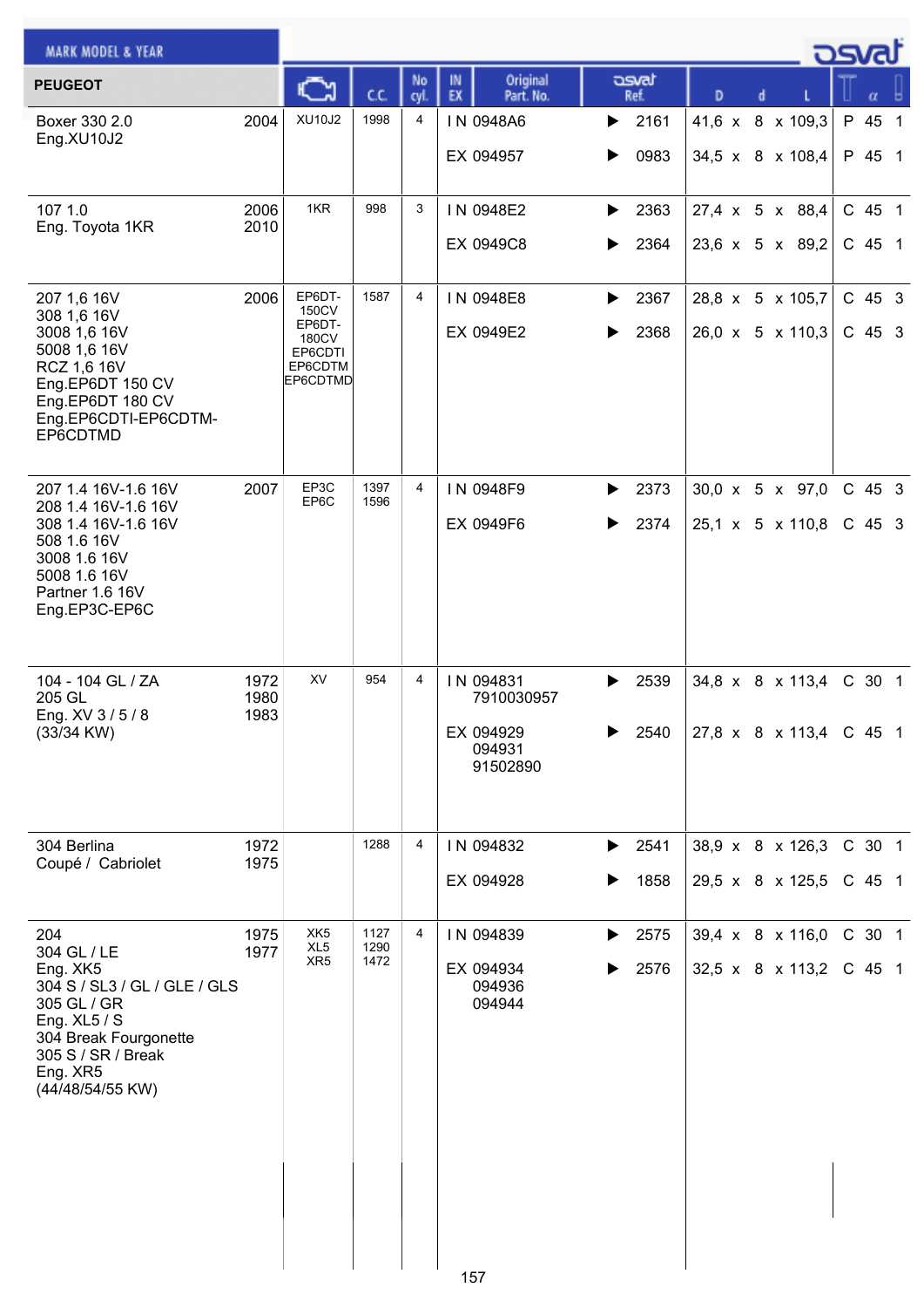| PEUGEOT MARK MODEL & YEAR | | Engine | C.C. | No cyl. | IN EX | Original Part. No. | osvat Ref. | D x d x L | | α | |
|---|---|---|---|---|---|---|---|---|---|---|---|
| Boxer 330 2.0<br>Eng.XU10J2 | 2004 | XU10J2 | 1998 | 4 | IN | 0948A6 | ▶ 2161 | 41,6 x 8 x 109,3 | P | 45 | 1 |
| | | | | | EX | 094957 | ▶ 0983 | 34,5 x 8 x 108,4 | P | 45 | 1 |
| 107 1.0<br>Eng. Toyota 1KR | 2006<br>2010 | 1KR | 998 | 3 | IN | 0948E2 | ▶ 2363 | 27,4 x 5 x 88,4 | C | 45 | 1 |
| | | | | | EX | 0949C8 | ▶ 2364 | 23,6 x 5 x 89,2 | C | 45 | 1 |
| 207 1,6 16V<br>308 1,6 16V<br>3008 1,6 16V<br>5008 1,6 16V<br>RCZ 1,6 16V<br>Eng.EP6DT 150 CV<br>Eng.EP6DT 180 CV<br>Eng.EP6CDTI-EP6CDTM-EP6CDTMD | 2006 | EP6DT-150CV<br>EP6DT-180CV<br>EP6CDTI<br>EP6CDTM<br>EP6CDTMD | 1587 | 4 | IN | 0948E8 | ▶ 2367 | 28,8 x 5 x 105,7 | C | 45 | 3 |
| | | | | | EX | 0949E2 | ▶ 2368 | 26,0 x 5 x 110,3 | C | 45 | 3 |
| 207 1.4 16V-1.6 16V<br>208 1.4 16V-1.6 16V<br>308 1.4 16V-1.6 16V<br>508 1.6 16V<br>3008 1.6 16V<br>5008 1.6 16V<br>Partner 1.6 16V<br>Eng.EP3C-EP6C | 2007 | EP3C<br>EP6C | 1397<br>1596 | 4 | IN | 0948F9 | ▶ 2373 | 30,0 x 5 x 97,0 | C | 45 | 3 |
| | | | | | EX | 0949F6 | ▶ 2374 | 25,1 x 5 x 110,8 | C | 45 | 3 |
| 104 - 104 GL / ZA<br>205 GL<br>Eng. XV 3 / 5 / 8<br>(33/34 KW) | 1972<br>1980<br>1983 | XV | 954 | 4 | IN | 094831<br>7910030957 | ▶ 2539 | 34,8 x 8 x 113,4 | C | 30 | 1 |
| | | | | | EX | 094929<br>094931<br>91502890 | ▶ 2540 | 27,8 x 8 x 113,4 | C | 45 | 1 |
| 304 Berlina<br>Coupé / Cabriolet | 1972<br>1975 | | 1288 | 4 | IN | 094832 | ▶ 2541 | 38,9 x 8 x 126,3 | C | 30 | 1 |
| | | | | | EX | 094928 | ▶ 1858 | 29,5 x 8 x 125,5 | C | 45 | 1 |
| 204<br>304 GL / LE<br>Eng. XK5<br>304 S / SL3 / GL / GLE / GLS<br>305 GL / GR<br>Eng. XL5 / S<br>304 Break Fourgonette<br>305 S / SR / Break<br>Eng. XR5<br>(44/48/54/55 KW) | 1975<br>1977 | XK5<br>XL5<br>XR5 | 1127<br>1290<br>1472 | 4 | IN | 094839 | ▶ 2575 | 39,4 x 8 x 116,0 | C | 30 | 1 |
| | | | | | EX | 094934<br>094936<br>094944 | ▶ 2576 | 32,5 x 8 x 113,2 | C | 45 | 1 |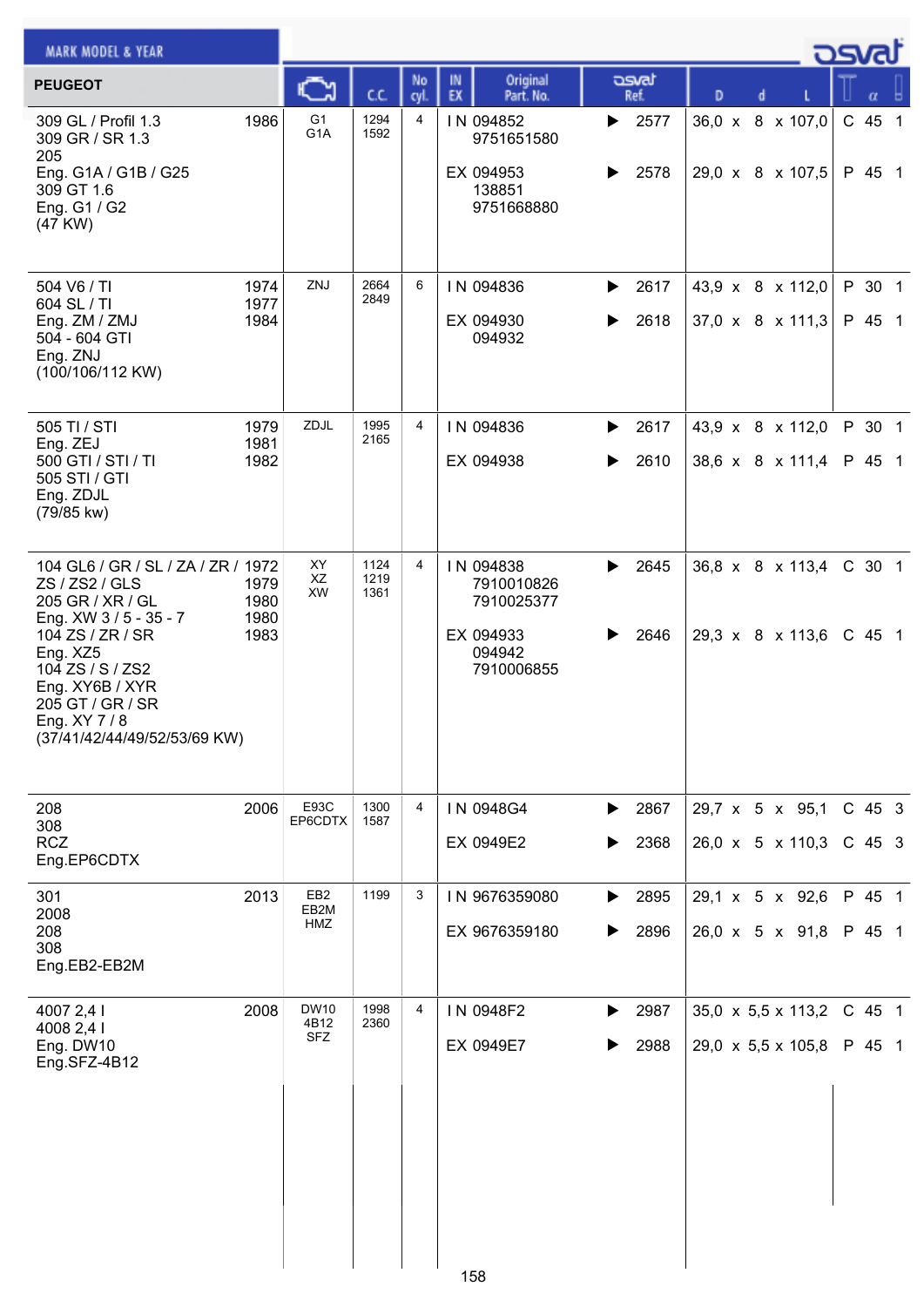| PEUGEOT | | Engine | C.C. | No cyl. | IN EX | Original Part. No. | osvat Ref. | D x d x L | T | α | |
|---|---|---|---|---|---|---|---|---|---|---|---|
| 309 GL / Profil 1.3<br>309 GR / SR 1.3<br>205<br>Eng. G1A / G1B / G25<br>309 GT 1.6<br>Eng. G1 / G2<br>(47 KW) | 1986 | G1<br>G1A | 1294<br>1592 | 4 | IN | 094852<br>9751651580 | 2577 | 36,0 x 8 x 107,0 | C | 45 | 1 |
| | | | | | EX | 094953<br>138851<br>9751668880 | 2578 | 29,0 x 8 x 107,5 | P | 45 | 1 |
| 504 V6 / TI<br>604 SL / TI<br>Eng. ZM / ZMJ<br>504 - 604 GTI<br>Eng. ZNJ<br>(100/106/112 KW) | 1974<br>1977<br>1984 | ZNJ | 2664<br>2849 | 6 | IN | 094836 | 2617 | 43,9 x 8 x 112,0 | P | 30 | 1 |
| | | | | | EX | 094930<br>094932 | 2618 | 37,0 x 8 x 111,3 | P | 45 | 1 |
| 505 TI / STI<br>Eng. ZEJ<br>500 GTI / STI / TI<br>505 STI / GTI<br>Eng. ZDJL<br>(79/85 kw) | 1979<br>1981<br>1982 | ZDJL | 1995<br>2165 | 4 | IN | 094836 | 2617 | 43,9 x 8 x 112,0 | P | 30 | 1 |
| | | | | | EX | 094938 | 2610 | 38,6 x 8 x 111,4 | P | 45 | 1 |
| 104 GL6 / GR / SL / ZA / ZR / ZS / ZS2 / GLS<br>205 GR / XR / GL<br>Eng. XW 3 / 5 - 35 - 7<br>104 ZS / ZR / SR<br>Eng. XZ5<br>104 ZS / S / ZS2<br>Eng. XY6B / XYR<br>205 GT / GR / SR<br>Eng. XY 7 / 8<br>(37/41/42/44/49/52/53/69 KW) | 1972<br>1979<br>1980<br>1980<br>1983 | XY<br>XZ<br>XW | 1124<br>1219<br>1361 | 4 | IN | 094838<br>7910010826<br>7910025377 | 2645 | 36,8 x 8 x 113,4 | C | 30 | 1 |
| | | | | | EX | 094933<br>094942<br>7910006855 | 2646 | 29,3 x 8 x 113,6 | C | 45 | 1 |
| 208<br>308<br>RCZ<br>Eng.EP6CDTX | 2006 | E93C<br>EP6CDTX | 1300<br>1587 | 4 | IN | 0948G4 | 2867 | 29,7 x 5 x 95,1 | C | 45 | 3 |
| | | | | | EX | 0949E2 | 2368 | 26,0 x 5 x 110,3 | C | 45 | 3 |
| 301<br>2008<br>208<br>308<br>Eng.EB2-EB2M | 2013 | EB2<br>EB2M<br>HMZ | 1199 | 3 | IN | 9676359080 | 2895 | 29,1 x 5 x 92,6 | P | 45 | 1 |
| | | | | | EX | 9676359180 | 2896 | 26,0 x 5 x 91,8 | P | 45 | 1 |
| 4007 2,4 l<br>4008 2,4 l<br>Eng. DW10<br>Eng.SFZ-4B12 | 2008 | DW10<br>4B12<br>SFZ | 1998<br>2360 | 4 | IN | 0948F2 | 2987 | 35,0 x 5,5 x 113,2 | C | 45 | 1 |
| | | | | | EX | 0949E7 | 2988 | 29,0 x 5,5 x 105,8 | P | 45 | 1 |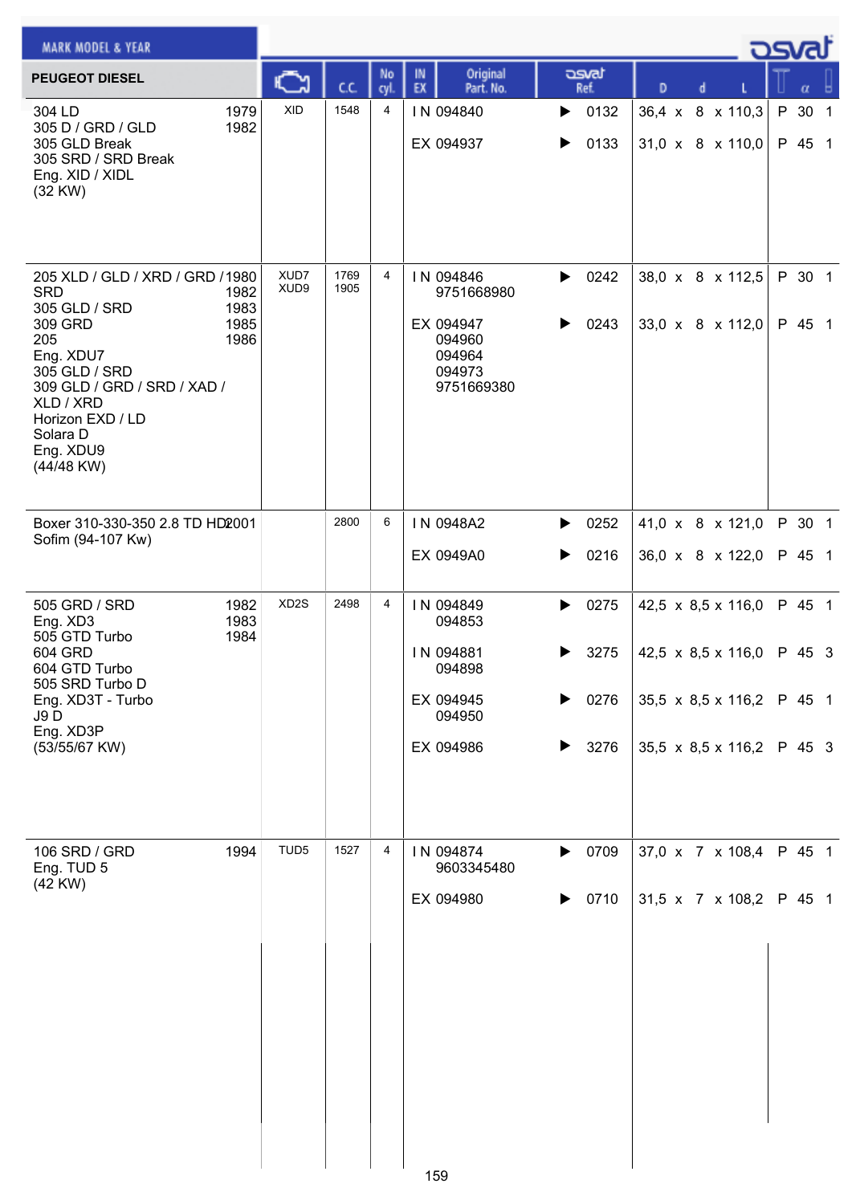| MARK MODEL & YEAR | | Engine | C.C. | No cyl. | IN EX | Original Part. No. | osvat Ref. | D x d x L | | α | |
|---|---|---|---|---|---|---|---|---|---|---|---|
| **PEUGEOT DIESEL** | | | | | | | | | | | |
| 304 LD<br>305 D / GRD / GLD<br>305 GLD Break<br>305 SRD / SRD Break<br>Eng. XID / XIDL<br>(32 KW) | 1979<br>1982 | XID | 1548 | 4 | IN | 094840 | 0132 | 36,4 x 8 x 110,3 | P | 30 | 1 |
| | | | | | EX | 094937 | 0133 | 31,0 x 8 x 110,0 | P | 45 | 1 |
| 205 XLD / GLD / XRD / GRD / SRD<br>305 GLD / SRD<br>309 GRD<br>205<br>Eng. XDU7<br>305 GLD / SRD<br>309 GLD / GRD / SRD / XAD / XLD / XRD<br>Horizon EXD / LD<br>Solara D<br>Eng. XDU9<br>(44/48 KW) | 1980<br>1982<br>1983<br>1985<br>1986 | XUD7<br>XUD9 | 1769<br>1905 | 4 | IN | 094846<br>9751668980 | 0242 | 38,0 x 8 x 112,5 | P | 30 | 1 |
| | | | | | EX | 094947<br>094960<br>094964<br>094973<br>9751669380 | 0243 | 33,0 x 8 x 112,0 | P | 45 | 1 |
| Boxer 310-330-350 2.8 TD HDi<br>Sofim (94-107 Kw) | 2001 | | 2800 | 6 | IN | 0948A2 | 0252 | 41,0 x 8 x 121,0 | P | 30 | 1 |
| | | | | | EX | 0949A0 | 0216 | 36,0 x 8 x 122,0 | P | 45 | 1 |
| 505 GRD / SRD<br>Eng. XD3<br>505 GTD Turbo<br>604 GRD<br>604 GTD Turbo<br>505 SRD Turbo D<br>Eng. XD3T - Turbo<br>J9 D<br>Eng. XD3P<br>(53/55/67 KW) | 1982<br>1983<br>1984 | XD2S | 2498 | 4 | IN | 094849<br>094853 | 0275 | 42,5 x 8,5 x 116,0 | P | 45 | 1 |
| | | | | | IN | 094881<br>094898 | 3275 | 42,5 x 8,5 x 116,0 | P | 45 | 3 |
| | | | | | EX | 094945<br>094950 | 0276 | 35,5 x 8,5 x 116,2 | P | 45 | 1 |
| | | | | | EX | 094986 | 3276 | 35,5 x 8,5 x 116,2 | P | 45 | 3 |
| 106 SRD / GRD<br>Eng. TUD 5<br>(42 KW) | 1994 | TUD5 | 1527 | 4 | IN | 094874<br>9603345480 | 0709 | 37,0 x 7 x 108,4 | P | 45 | 1 |
| | | | | | EX | 094980 | 0710 | 31,5 x 7 x 108,2 | P | 45 | 1 |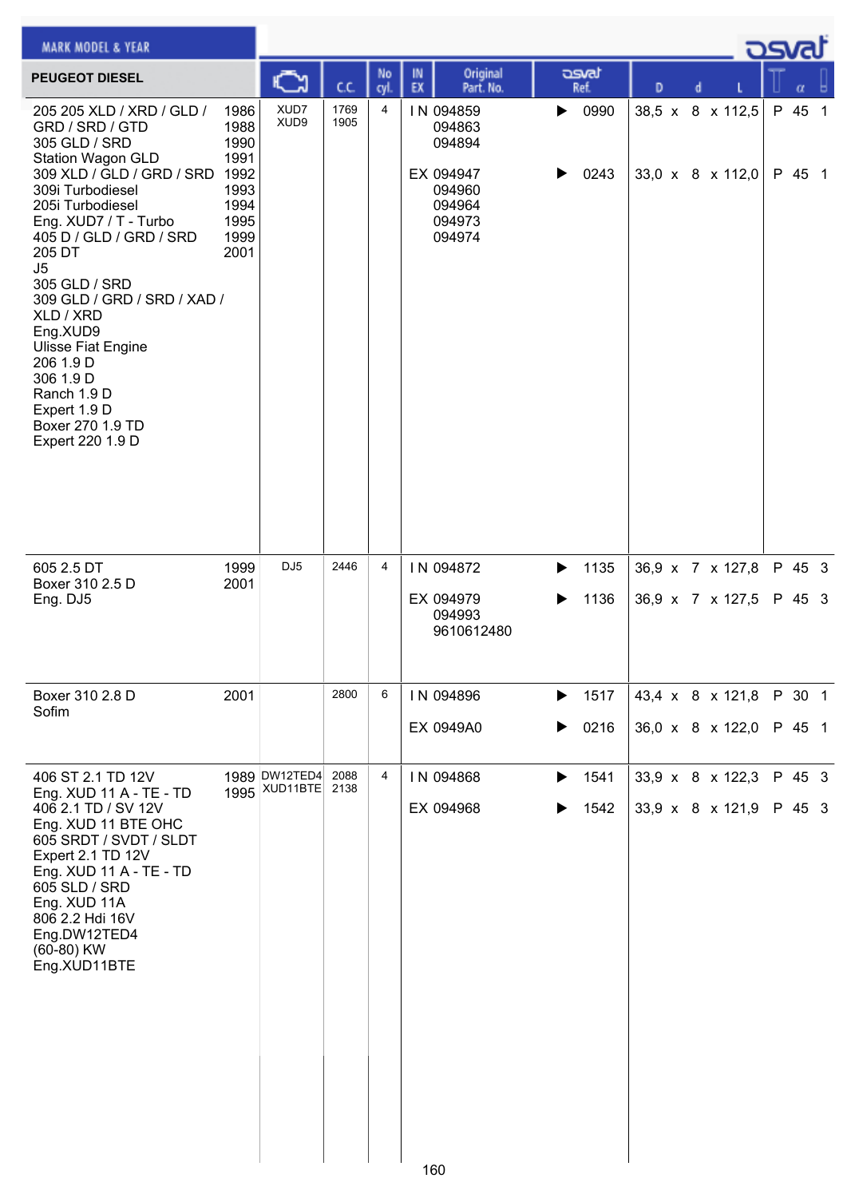| MARK MODEL & YEAR | | Engine | C.C. | No cyl. | IN EX | Original Part. No. | osvat Ref. | D x d x L | T α |
|---|---|---|---|---|---|---|---|---|---|
| **PEUGEOT DIESEL** | | | | | | | | | |
| 205 205 XLD / XRD / GLD / GRD / SRD / GTD<br>305 GLD / SRD<br>Station Wagon GLD<br>309 XLD / GLD / GRD / SRD<br>309i Turbodiesel<br>205i Turbodiesel<br>Eng. XUD7 / T - Turbo<br>405 D / GLD / GRD / SRD<br>205 DT<br>J5<br>305 GLD / SRD<br>309 GLD / GRD / SRD / XAD / XLD / XRD<br>Eng.XUD9<br>Ulisse Fiat Engine<br>206 1.9 D<br>306 1.9 D<br>Ranch 1.9 D<br>Expert 1.9 D<br>Boxer 270 1.9 TD<br>Expert 220 1.9 D | 1986<br>1988<br>1990<br>1991<br>1992<br>1993<br>1994<br>1995<br>1999<br>2001 | XUD7<br>XUD9 | 1769<br>1905 | 4 | IN | 094859<br>094863<br>094894 | 0990 | 38,5 x 8 x 112,5 | P 45 1 |
| | | | | | EX | 094947<br>094960<br>094964<br>094973<br>094974 | 0243 | 33,0 x 8 x 112,0 | P 45 1 |
| 605 2.5 DT<br>Boxer 310 2.5 D<br>Eng. DJ5 | 1999<br>2001 | DJ5 | 2446 | 4 | IN | 094872 | 1135 | 36,9 x 7 x 127,8 | P 45 3 |
| | | | | | EX | 094979<br>094993<br>9610612480 | 1136 | 36,9 x 7 x 127,5 | P 45 3 |
| Boxer 310 2.8 D<br>Sofim | 2001 | | 2800 | 6 | IN | 094896 | 1517 | 43,4 x 8 x 121,8 | P 30 1 |
| | | | | | EX | 0949A0 | 0216 | 36,0 x 8 x 122,0 | P 45 1 |
| 406 ST 2.1 TD 12V<br>Eng. XUD 11 A - TE - TD<br>406 2.1 TD / SV 12V<br>Eng. XUD 11 BTE OHC<br>605 SRDT / SVDT / SLDT<br>Expert 2.1 TD 12V<br>Eng. XUD 11 A - TE - TD<br>605 SLD / SRD<br>Eng. XUD 11A<br>806 2.2 Hdi 16V<br>Eng.DW12TED4<br>(60-80) KW<br>Eng.XUD11BTE | 1989<br>1995 | DW12TED4<br>XUD11BTE | 2088<br>2138 | 4 | IN | 094868 | 1541 | 33,9 x 8 x 122,3 | P 45 3 |
| | | | | | EX | 094968 | 1542 | 33,9 x 8 x 121,9 | P 45 3 |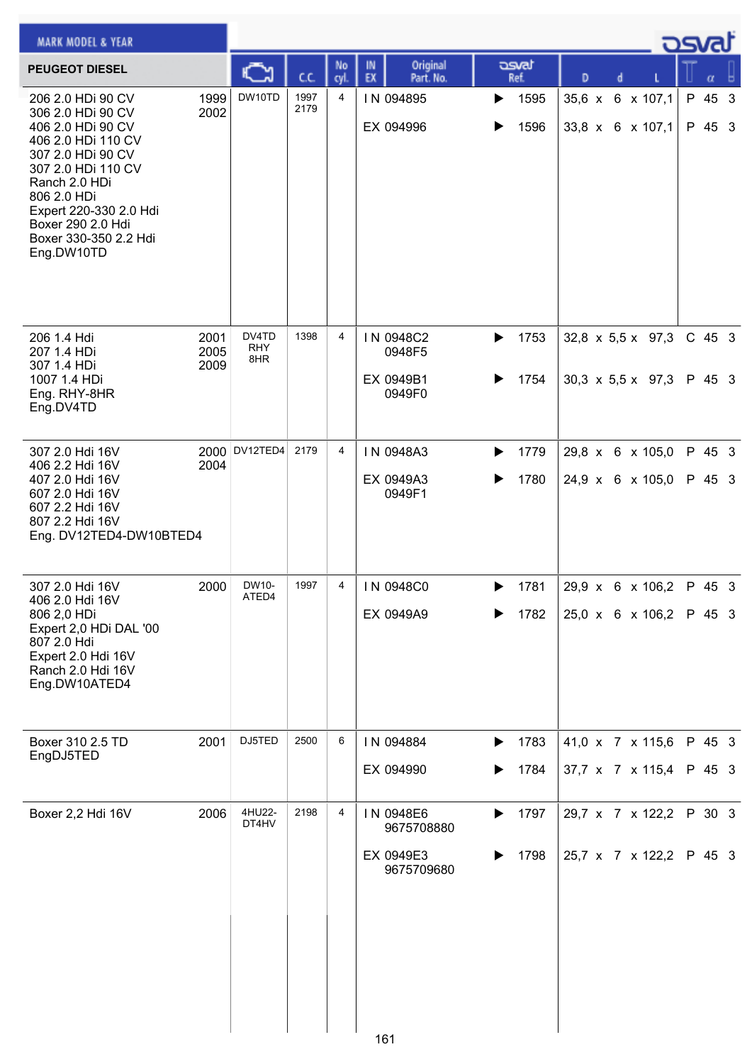| MARK MODEL & YEAR | | Engine | C.C. | No cyl. | IN EX | Original Part. No. | osvat Ref. | D | d | L | | α | |
|---|---|---|---|---|---|---|---|---|---|---|---|---|---|
| **PEUGEOT DIESEL** | | | | | | | | | | | | | |
| 206 2.0 HDi 90 CV<br>306 2.0 HDi 90 CV<br>406 2.0 HDi 90 CV<br>406 2.0 HDi 110 CV<br>307 2.0 HDi 90 CV<br>307 2.0 HDi 110 CV<br>Ranch 2.0 HDi<br>806 2.0 HDi<br>Expert 220-330 2.0 Hdi<br>Boxer 290 2.0 Hdi<br>Boxer 330-350 2.2 Hdi<br>Eng.DW10TD | 1999<br>2002 | DW10TD | 1997<br>2179 | 4 | IN | 094895 | ▶ 1595 | 35,6 x | 6 x | 107,1 | P | 45 | 3 |
| | | | | | EX | 094996 | ▶ 1596 | 33,8 x | 6 x | 107,1 | P | 45 | 3 |
| 206 1.4 Hdi<br>207 1.4 HDi<br>307 1.4 HDi<br>1007 1.4 HDi<br>Eng. RHY-8HR<br>Eng.DV4TD | 2001<br>2005<br>2009 | DV4TD<br>RHY<br>8HR | 1398 | 4 | IN | 0948C2<br>0948F5 | ▶ 1753 | 32,8 x | 5,5 x | 97,3 | C | 45 | 3 |
| | | | | | EX | 0949B1<br>0949F0 | ▶ 1754 | 30,3 x | 5,5 x | 97,3 | P | 45 | 3 |
| 307 2.0 Hdi 16V<br>406 2.2 Hdi 16V<br>407 2.0 Hdi 16V<br>607 2.0 Hdi 16V<br>607 2.2 Hdi 16V<br>807 2.2 Hdi 16V<br>Eng. DV12TED4-DW10BTED4 | 2000<br>2004 | DV12TED4 | 2179 | 4 | IN | 0948A3 | ▶ 1779 | 29,8 x | 6 x | 105,0 | P | 45 | 3 |
| | | | | | EX | 0949A3<br>0949F1 | ▶ 1780 | 24,9 x | 6 x | 105,0 | P | 45 | 3 |
| 307 2.0 Hdi 16V<br>406 2.0 Hdi 16V<br>806 2,0 HDi<br>Expert 2,0 HDi DAL '00<br>807 2.0 Hdi<br>Expert 2.0 Hdi 16V<br>Ranch 2.0 Hdi 16V<br>Eng.DW10ATED4 | 2000 | DW10-<br>ATED4 | 1997 | 4 | IN | 0948C0 | ▶ 1781 | 29,9 x | 6 x | 106,2 | P | 45 | 3 |
| | | | | | EX | 0949A9 | ▶ 1782 | 25,0 x | 6 x | 106,2 | P | 45 | 3 |
| Boxer 310 2.5 TD<br>EngDJ5TED | 2001 | DJ5TED | 2500 | 6 | IN | 094884 | ▶ 1783 | 41,0 x | 7 x | 115,6 | P | 45 | 3 |
| | | | | | EX | 094990 | ▶ 1784 | 37,7 x | 7 x | 115,4 | P | 45 | 3 |
| Boxer 2,2 Hdi 16V | 2006 | 4HU22-<br>DT4HV | 2198 | 4 | IN | 0948E6<br>9675708880 | ▶ 1797 | 29,7 x | 7 x | 122,2 | P | 30 | 3 |
| | | | | | EX | 0949E3<br>9675709680 | ▶ 1798 | 25,7 x | 7 x | 122,2 | P | 45 | 3 |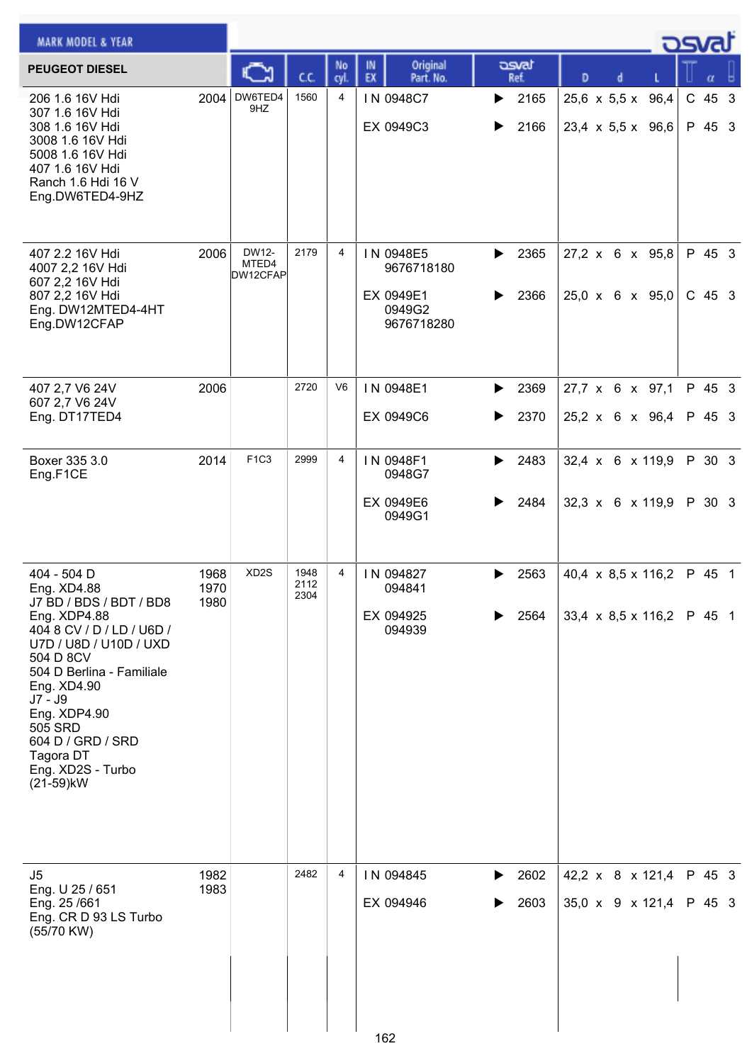**MARK MODEL & YEAR**

| PEUGEOT DIESEL | | Engine | C.C. | No cyl. | IN EX | Original Part. No. | osvat Ref. | D x d x L | | α | |
|---|---|---|---|---|---|---|---|---|---|---|---|
| 206 1.6 16V Hdi<br>307 1.6 16V Hdi<br>308 1.6 16V Hdi<br>3008 1.6 16V Hdi<br>5008 1.6 16V Hdi<br>407 1.6 16V Hdi<br>Ranch 1.6 Hdi 16 V<br>Eng.DW6TED4-9HZ | 2004 | DW6TED4 9HZ | 1560 | 4 | IN | 0948C7 | 2165 | 25,6 x 5,5 x 96,4 | C | 45 | 3 |
| | | | | | EX | 0949C3 | 2166 | 23,4 x 5,5 x 96,6 | P | 45 | 3 |
| 407 2.2 16V Hdi<br>4007 2,2 16V Hdi<br>607 2,2 16V Hdi<br>807 2,2 16V Hdi<br>Eng. DW12MTED4-4HT<br>Eng.DW12CFAP | 2006 | DW12-MTED4 DW12CFAP | 2179 | 4 | IN | 0948E5<br>9676718180 | 2365 | 27,2 x 6 x 95,8 | P | 45 | 3 |
| | | | | | EX | 0949E1<br>0949G2<br>9676718280 | 2366 | 25,0 x 6 x 95,0 | C | 45 | 3 |
| 407 2,7 V6 24V<br>607 2,7 V6 24V<br>Eng. DT17TED4 | 2006 | | 2720 | V6 | IN | 0948E1 | 2369 | 27,7 x 6 x 97,1 | P | 45 | 3 |
| | | | | | EX | 0949C6 | 2370 | 25,2 x 6 x 96,4 | P | 45 | 3 |
| Boxer 335 3.0<br>Eng.F1CE | 2014 | F1C3 | 2999 | 4 | IN | 0948F1<br>0948G7 | 2483 | 32,4 x 6 x 119,9 | P | 30 | 3 |
| | | | | | EX | 0949E6<br>0949G1 | 2484 | 32,3 x 6 x 119,9 | P | 30 | 3 |
| 404 - 504 D<br>Eng. XD4.88<br>J7 BD / BDS / BDT / BD8<br>Eng. XDP4.88<br>404 8 CV / D / LD / U6D /<br>U7D / U8D / U10D / UXD<br>504 D 8CV<br>504 D Berlina - Familiale<br>Eng. XD4.90<br>J7 - J9<br>Eng. XDP4.90<br>505 SRD<br>604 D / GRD / SRD<br>Tagora DT<br>Eng. XD2S - Turbo<br>(21-59)kW | 1968<br>1970<br>1980 | XD2S | 1948<br>2112<br>2304 | 4 | IN | 094827<br>094841 | 2563 | 40,4 x 8,5 x 116,2 | P | 45 | 1 |
| | | | | | EX | 094925<br>094939 | 2564 | 33,4 x 8,5 x 116,2 | P | 45 | 1 |
| J5<br>Eng. U 25 / 651<br>Eng. 25 /661<br>Eng. CR D 93 LS Turbo<br>(55/70 KW) | 1982<br>1983 | | 2482 | 4 | IN | 094845 | 2602 | 42,2 x 8 x 121,4 | P | 45 | 3 |
| | | | | | EX | 094946 | 2603 | 35,0 x 9 x 121,4 | P | 45 | 3 |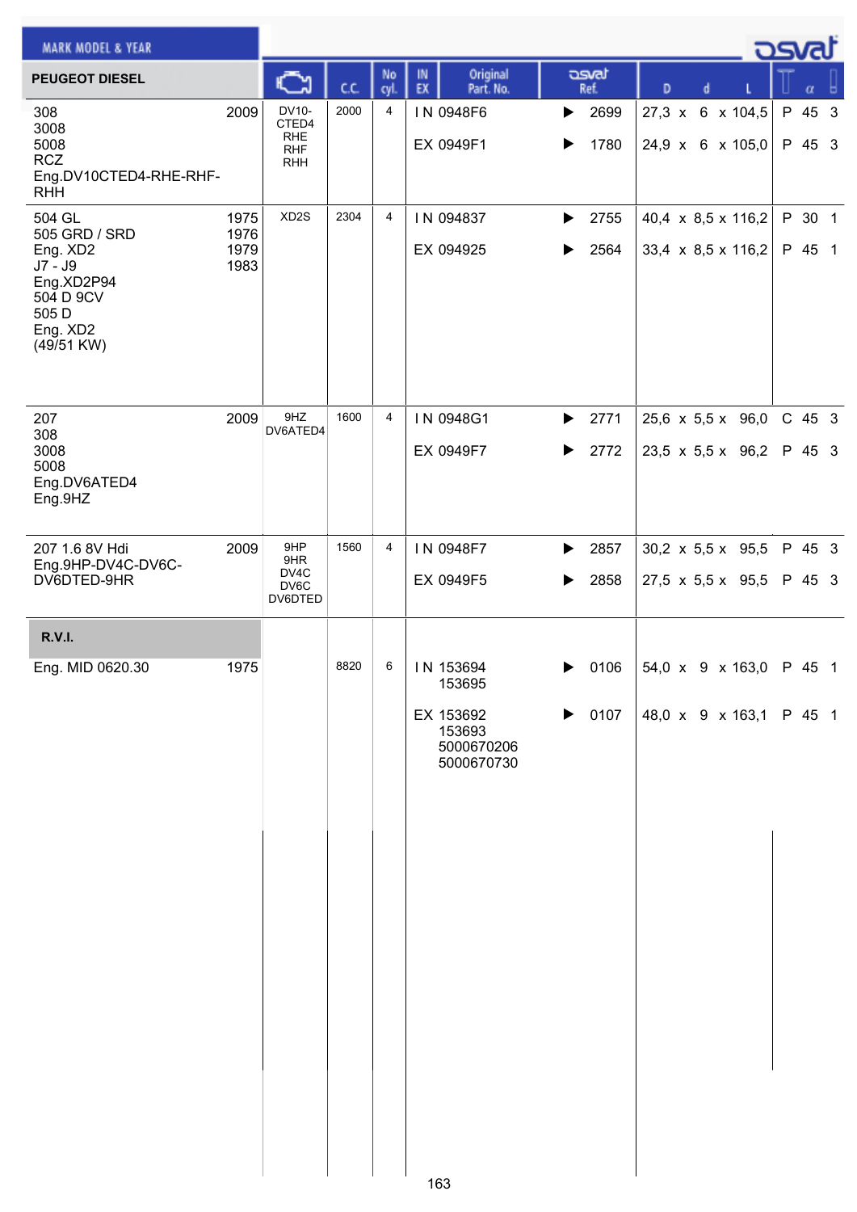| MARK MODEL & YEAR | | Engine | C.C. | No cyl. | IN EX | Original Part. No. | osvat Ref. | D | d | L | Type | α | |
|---|---|---|---|---|---|---|---|---|---|---|---|---|---|
| **PEUGEOT DIESEL** | | | | | | | | | | | | | |
| 308<br>3008<br>5008<br>RCZ<br>Eng.DV10CTED4-RHE-RHF-RHH | 2009 | DV10-CTED4<br>RHE<br>RHF<br>RHH | 2000 | 4 | IN | 0948F6 | ▶ 2699 | 27,3 | 6 | 104,5 | P | 45 | 3 |
| | | | | | EX | 0949F1 | ▶ 1780 | 24,9 | 6 | 105,0 | P | 45 | 3 |
| 504 GL<br>505 GRD / SRD<br>Eng. XD2<br>J7 - J9<br>Eng.XD2P94<br>504 D 9CV<br>505 D<br>Eng. XD2<br>(49/51 KW) | 1975<br>1976<br>1979<br>1983 | XD2S | 2304 | 4 | IN | 094837 | ▶ 2755 | 40,4 | 8,5 | 116,2 | P | 30 | 1 |
| | | | | | EX | 094925 | ▶ 2564 | 33,4 | 8,5 | 116,2 | P | 45 | 1 |
| 207<br>308<br>3008<br>5008<br>Eng.DV6ATED4<br>Eng.9HZ | 2009 | 9HZ<br>DV6ATED4 | 1600 | 4 | IN | 0948G1 | ▶ 2771 | 25,6 | 5,5 | 96,0 | C | 45 | 3 |
| | | | | | EX | 0949F7 | ▶ 2772 | 23,5 | 5,5 | 96,2 | P | 45 | 3 |
| 207 1.6 8V Hdi<br>Eng.9HP-DV4C-DV6C-DV6DTED-9HR | 2009 | 9HP<br>9HR<br>DV4C<br>DV6C<br>DV6DTED | 1560 | 4 | IN | 0948F7 | ▶ 2857 | 30,2 | 5,5 | 95,5 | P | 45 | 3 |
| | | | | | EX | 0949F5 | ▶ 2858 | 27,5 | 5,5 | 95,5 | P | 45 | 3 |
| **R.V.I.** | | | | | | | | | | | | | |
| Eng. MID 0620.30 | 1975 | | 8820 | 6 | IN | 153694<br>153695 | ▶ 0106 | 54,0 | 9 | 163,0 | P | 45 | 1 |
| | | | | | EX | 153692<br>153693<br>5000670206<br>5000670730 | ▶ 0107 | 48,0 | 9 | 163,1 | P | 45 | 1 |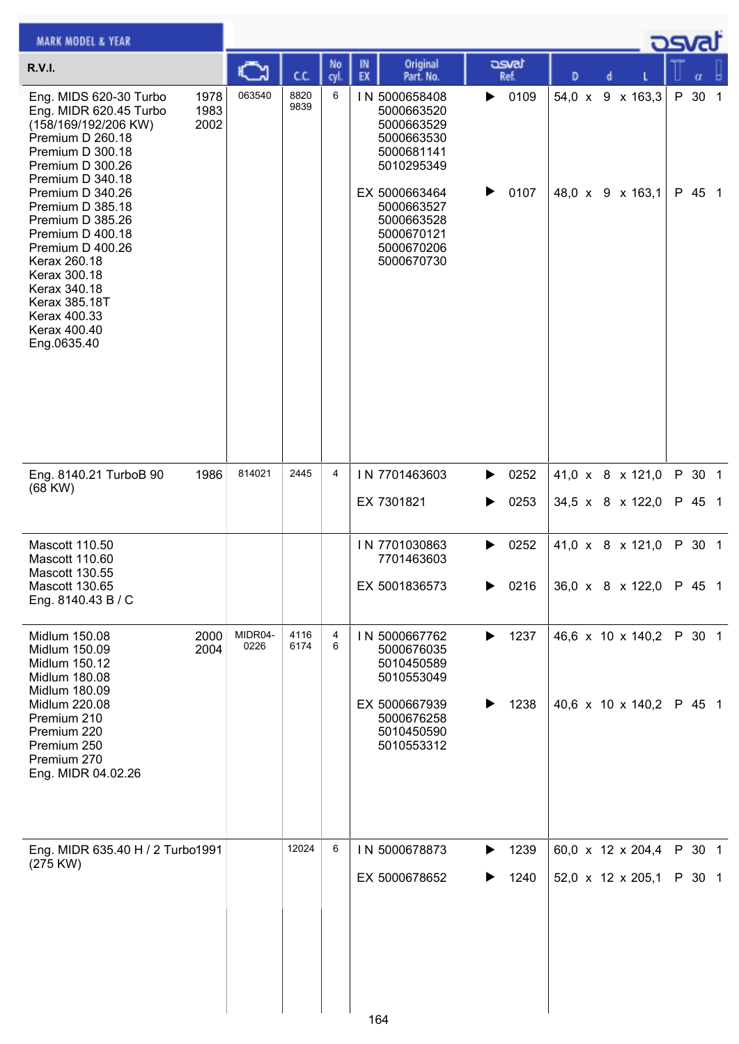MARK MODEL & YEAR

osvat

| R.V.I. | | (engine code) | C.C. | No cyl. | IN EX | Original Part. No. | osvat Ref. | D | d | L | | α | |
|---|---|---|---|---|---|---|---|---|---|---|---|---|---|
| Eng. MIDS 620-30 Turbo<br>Eng. MIDR 620.45 Turbo<br>(158/169/192/206 KW)<br>Premium D 260.18<br>Premium D 300.18<br>Premium D 300.26<br>Premium D 340.18<br>Premium D 340.26<br>Premium D 385.18<br>Premium D 385.26<br>Premium D 400.18<br>Premium D 400.26<br>Kerax 260.18<br>Kerax 300.18<br>Kerax 340.18<br>Kerax 385.18T<br>Kerax 400.33<br>Kerax 400.40<br>Eng.0635.40 | 1978<br>1983<br>2002 | 063540 | 8820<br>9839 | 6 | I N | 5000658408<br>5000663520<br>5000663529<br>5000663530<br>5000681141<br>5010295349 | ▶ 0109 | 54,0 | x 9 | x 163,3 | P | 30 | 1 |
| | | | | | EX | 5000663464<br>5000663527<br>5000663528<br>5000670121<br>5000670206<br>5000670730 | ▶ 0107 | 48,0 | x 9 | x 163,1 | P | 45 | 1 |
| Eng. 8140.21 TurboB 90<br>(68 KW) | 1986 | 814021 | 2445 | 4 | I N | 7701463603 | ▶ 0252 | 41,0 | x 8 | x 121,0 | P | 30 | 1 |
| | | | | | EX | 7301821 | ▶ 0253 | 34,5 | x 8 | x 122,0 | P | 45 | 1 |
| Mascott 110.50<br>Mascott 110.60<br>Mascott 130.55<br>Mascott 130.65<br>Eng. 8140.43 B / C | | | | | I N | 7701030863<br>7701463603 | ▶ 0252 | 41,0 | x 8 | x 121,0 | P | 30 | 1 |
| | | | | | EX | 5001836573 | ▶ 0216 | 36,0 | x 8 | x 122,0 | P | 45 | 1 |
| Midlum 150.08<br>Midlum 150.09<br>Midlum 150.12<br>Midlum 180.08<br>Midlum 180.09<br>Midlum 220.08<br>Premium 210<br>Premium 220<br>Premium 250<br>Premium 270<br>Eng. MIDR 04.02.26 | 2000<br>2004 | MIDR04-<br>0226 | 4116<br>6174 | 4<br>6 | I N | 5000667762<br>5000676035<br>5010450589<br>5010553049 | ▶ 1237 | 46,6 | x 10 | x 140,2 | P | 30 | 1 |
| | | | | | EX | 5000667939<br>5000676258<br>5010450590<br>5010553312 | ▶ 1238 | 40,6 | x 10 | x 140,2 | P | 45 | 1 |
| Eng. MIDR 635.40 H / 2 Turbo<br>(275 KW) | 1991 | | 12024 | 6 | I N | 5000678873 | ▶ 1239 | 60,0 | x 12 | x 204,4 | P | 30 | 1 |
| | | | | | EX | 5000678652 | ▶ 1240 | 52,0 | x 12 | x 205,1 | P | 30 | 1 |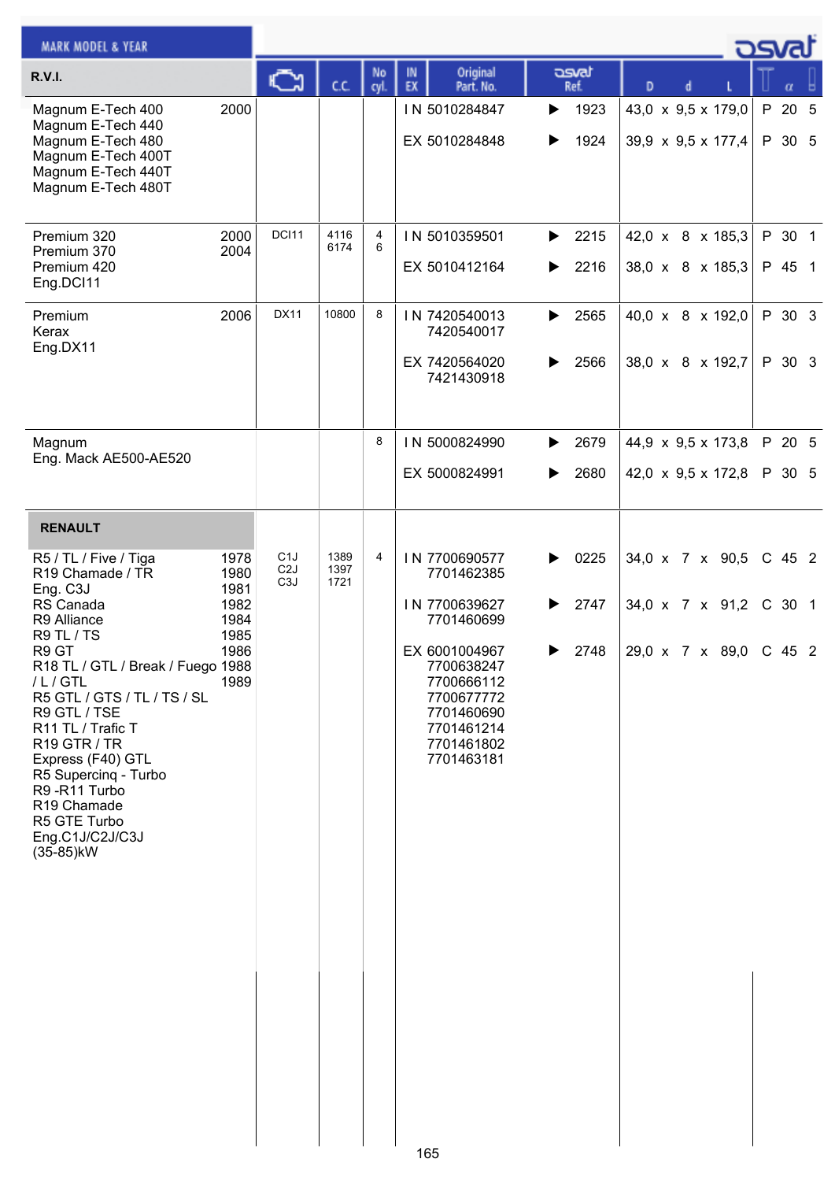| MARK MODEL & YEAR | | Engine | C.C. | No cyl. | IN EX | Original Part. No. | osvat Ref. | D x d x L | | α | |
|---|---|---|---|---|---|---|---|---|---|---|---|
| **R.V.I.** | | | | | | | | | | | |
| Magnum E-Tech 400<br>Magnum E-Tech 440<br>Magnum E-Tech 480<br>Magnum E-Tech 400T<br>Magnum E-Tech 440T<br>Magnum E-Tech 480T | 2000 | | | | IN | 5010284847 | ▶ 1923 | 43,0 x 9,5 x 179,0 | P | 20 | 5 |
| | | | | | EX | 5010284848 | ▶ 1924 | 39,9 x 9,5 x 177,4 | P | 30 | 5 |
| Premium 320<br>Premium 370<br>Premium 420<br>Eng.DCI11 | 2000<br>2004 | DCI11 | 4116<br>6174 | 4<br>6 | IN | 5010359501 | ▶ 2215 | 42,0 x 8 x 185,3 | P | 30 | 1 |
| | | | | | EX | 5010412164 | ▶ 2216 | 38,0 x 8 x 185,3 | P | 45 | 1 |
| Premium<br>Kerax<br>Eng.DX11 | 2006 | DX11 | 10800 | 8 | IN | 7420540013<br>7420540017 | ▶ 2565 | 40,0 x 8 x 192,0 | P | 30 | 3 |
| | | | | | EX | 7420564020<br>7421430918 | ▶ 2566 | 38,0 x 8 x 192,7 | P | 30 | 3 |
| Magnum<br>Eng. Mack AE500-AE520 | | | | 8 | IN | 5000824990 | ▶ 2679 | 44,9 x 9,5 x 173,8 | P | 20 | 5 |
| | | | | | EX | 5000824991 | ▶ 2680 | 42,0 x 9,5 x 172,8 | P | 30 | 5 |
| **RENAULT** | | | | | | | | | | | |
| R5 / TL / Five / Tiga<br>R19 Chamade / TR<br>Eng. C3J<br>RS Canada<br>R9 Alliance<br>R9 TL / TS<br>R9 GT<br>R18 TL / GTL / Break / Fuego<br>/ L / GTL<br>R5 GTL / GTS / TL / TS / SL<br>R9 GTL / TSE<br>R11 TL / Trafic T<br>R19 GTR / TR<br>Express (F40) GTL<br>R5 Supercinq - Turbo<br>R9 -R11 Turbo<br>R19 Chamade<br>R5 GTE Turbo<br>Eng.C1J/C2J/C3J<br>(35-85)kW | 1978<br>1980<br>1981<br>1982<br>1984<br>1985<br>1986<br>1988<br>1989 | C1J<br>C2J<br>C3J | 1389<br>1397<br>1721 | 4 | IN | 7700690577<br>7701462385 | ▶ 0225 | 34,0 x 7 x 90,5 | C | 45 | 2 |
| | | | | | IN | 7700639627<br>7701460699 | ▶ 2747 | 34,0 x 7 x 91,2 | C | 30 | 1 |
| | | | | | EX | 6001004967<br>7700638247<br>7700666112<br>7700677772<br>7701460690<br>7701461214<br>7701461802<br>7701463181 | ▶ 2748 | 29,0 x 7 x 89,0 | C | 45 | 2 |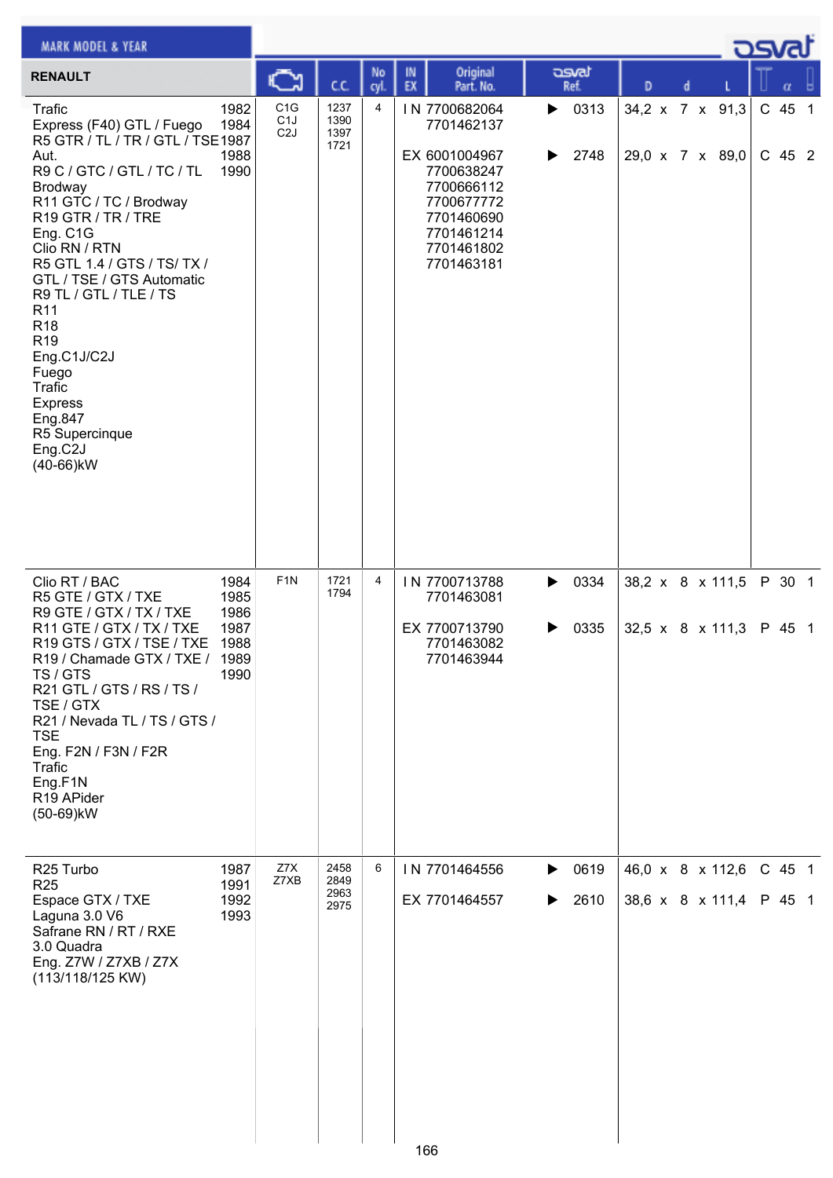# RENAULT

| Mark Model & Year | | Engine | C.C. | No cyl. | IN EX | Original Part. No. | osvat Ref. | D x d x L | Type | α | Groove |
|---|---|---|---|---|---|---|---|---|---|---|---|
| Trafic<br>Express (F40) GTL / Fuego<br>R5 GTR / TL / TR / GTL / TSE Aut.<br>R9 C / GTC / GTL / TC / TL Brodway<br>R11 GTC / TC / Brodway<br>R19 GTR / TR / TRE<br>Eng. C1G<br>Clio RN / RTN<br>R5 GTL 1.4 / GTS / TS/ TX / GTL / TSE / GTS Automatic<br>R9 TL / GTL / TLE / TS<br>R11<br>R18<br>R19<br>Eng.C1J/C2J<br>Fuego<br>Trafic<br>Express<br>Eng.847<br>R5 Supercinque<br>Eng.C2J<br>(40-66)kW | 1982<br>1984<br>1987<br>1988<br>1990 | C1G<br>C1J<br>C2J | 1237<br>1390<br>1397<br>1721 | 4 | IN | 7700682064<br>7701462137 | ▶ 0313 | 34,2 x 7 x 91,3 | C | 45 | 1 |
| | | | | | EX | 6001004967<br>7700638247<br>7700666112<br>7700677772<br>7701460690<br>7701461214<br>7701461802<br>7701463181 | ▶ 2748 | 29,0 x 7 x 89,0 | C | 45 | 2 |
| Clio RT / BAC<br>R5 GTE / GTX / TXE<br>R9 GTE / GTX / TX / TXE<br>R11 GTE / GTX / TX / TXE<br>R19 GTS / GTX / TSE / TXE<br>R19 / Chamade GTX / TXE / TS / GTS<br>R21 GTL / GTS / RS / TS / TSE / GTX<br>R21 / Nevada TL / TS / GTS / TSE<br>Eng. F2N / F3N / F2R<br>Trafic<br>Eng.F1N<br>R19 APider<br>(50-69)kW | 1984<br>1985<br>1986<br>1987<br>1988<br>1989<br>1990 | F1N | 1721<br>1794 | 4 | IN | 7700713788<br>7701463081 | ▶ 0334 | 38,2 x 8 x 111,5 | P | 30 | 1 |
| | | | | | EX | 7700713790<br>7701463082<br>7701463944 | ▶ 0335 | 32,5 x 8 x 111,3 | P | 45 | 1 |
| R25 Turbo<br>R25<br>Espace GTX / TXE<br>Laguna 3.0 V6<br>Safrane RN / RT / RXE<br>3.0 Quadra<br>Eng. Z7W / Z7XB / Z7X<br>(113/118/125 KW) | 1987<br>1991<br>1992<br>1993 | Z7X<br>Z7XB | 2458<br>2849<br>2963<br>2975 | 6 | IN | 7701464556 | ▶ 0619 | 46,0 x 8 x 112,6 | C | 45 | 1 |
| | | | | | EX | 7701464557 | ▶ 2610 | 38,6 x 8 x 111,4 | P | 45 | 1 |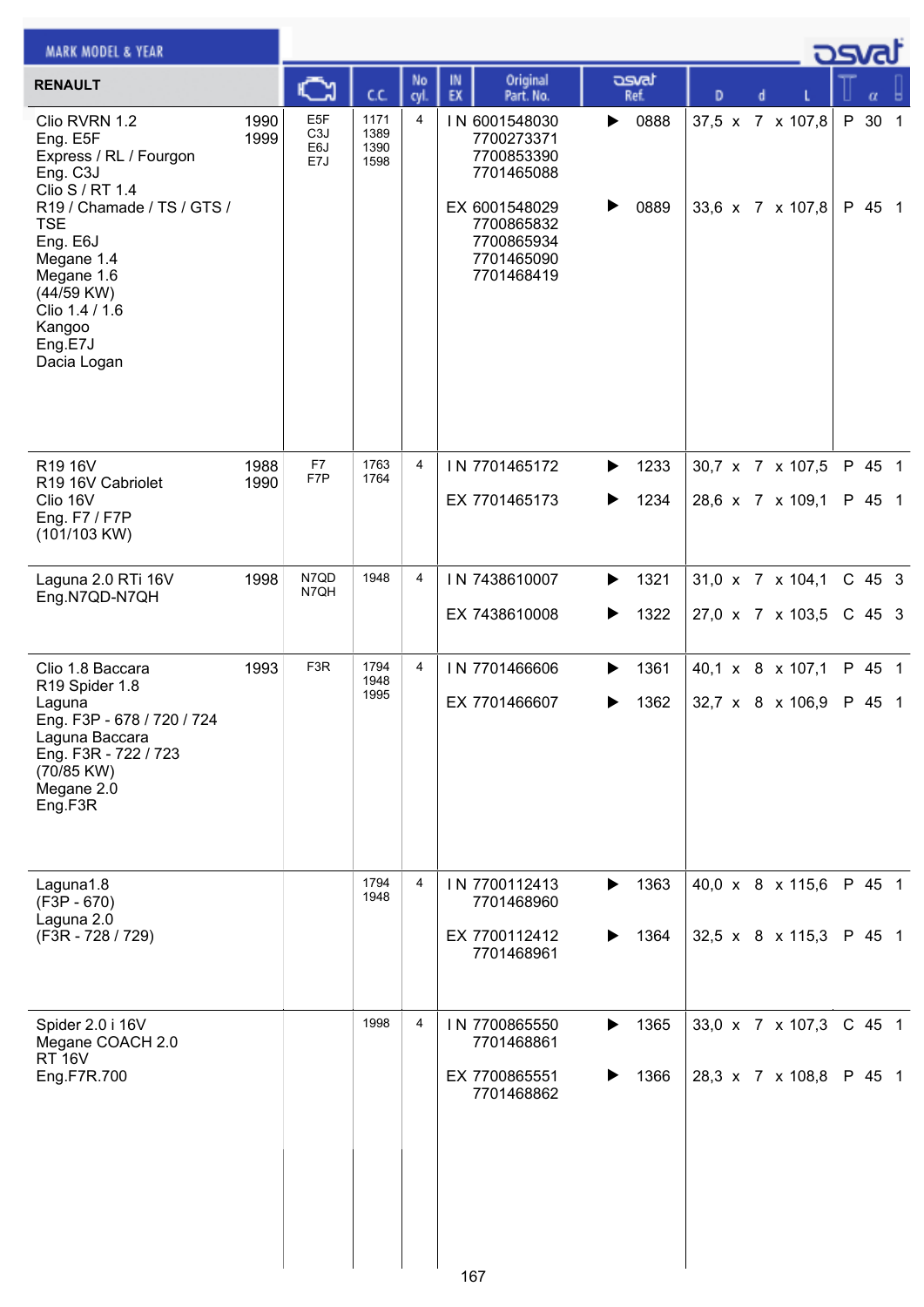| RENAULT | | Engine | C.C. | No cyl. | IN EX | Original Part. No. | osvat Ref. | D x d x L | T | α | |
|---|---|---|---|---|---|---|---|---|---|---|---|
| Clio RVRN 1.2<br>Eng. E5F<br>Express / RL / Fourgon<br>Eng. C3J<br>Clio S / RT 1.4<br>R19 / Chamade / TS / GTS / TSE<br>Eng. E6J<br>Megane 1.4<br>Megane 1.6<br>(44/59 KW)<br>Clio 1.4 / 1.6<br>Kangoo<br>Eng.E7J<br>Dacia Logan | 1990<br>1999 | E5F<br>C3J<br>E6J<br>E7J | 1171<br>1389<br>1390<br>1598 | 4 | IN | 6001548030<br>7700273371<br>7700853390<br>7701465088 | ▶ 0888 | 37,5 x 7 x 107,8 | P | 30 | 1 |
| | | | | | EX | 6001548029<br>7700865832<br>7700865934<br>7701465090<br>7701468419 | ▶ 0889 | 33,6 x 7 x 107,8 | P | 45 | 1 |
| R19 16V<br>R19 16V Cabriolet<br>Clio 16V<br>Eng. F7 / F7P<br>(101/103 KW) | 1988<br>1990 | F7<br>F7P | 1763<br>1764 | 4 | IN | 7701465172 | ▶ 1233 | 30,7 x 7 x 107,5 | P | 45 | 1 |
| | | | | | EX | 7701465173 | ▶ 1234 | 28,6 x 7 x 109,1 | P | 45 | 1 |
| Laguna 2.0 RTi 16V<br>Eng.N7QD-N7QH | 1998 | N7QD<br>N7QH | 1948 | 4 | IN | 7438610007 | ▶ 1321 | 31,0 x 7 x 104,1 | C | 45 | 3 |
| | | | | | EX | 7438610008 | ▶ 1322 | 27,0 x 7 x 103,5 | C | 45 | 3 |
| Clio 1.8 Baccara<br>R19 Spider 1.8<br>Laguna<br>Eng. F3P - 678 / 720 / 724<br>Laguna Baccara<br>Eng. F3R - 722 / 723<br>(70/85 KW)<br>Megane 2.0<br>Eng.F3R | 1993 | F3R | 1794<br>1948<br>1995 | 4 | IN | 7701466606 | ▶ 1361 | 40,1 x 8 x 107,1 | P | 45 | 1 |
| | | | | | EX | 7701466607 | ▶ 1362 | 32,7 x 8 x 106,9 | P | 45 | 1 |
| Laguna1.8<br>(F3P - 670)<br>Laguna 2.0<br>(F3R - 728 / 729) | | | 1794<br>1948 | 4 | IN | 7700112413<br>7701468960 | ▶ 1363 | 40,0 x 8 x 115,6 | P | 45 | 1 |
| | | | | | EX | 7700112412<br>7701468961 | ▶ 1364 | 32,5 x 8 x 115,3 | P | 45 | 1 |
| Spider 2.0 i 16V<br>Megane COACH 2.0<br>RT 16V<br>Eng.F7R.700 | | | 1998 | 4 | IN | 7700865550<br>7701468861 | ▶ 1365 | 33,0 x 7 x 107,3 | C | 45 | 1 |
| | | | | | EX | 7700865551<br>7701468862 | ▶ 1366 | 28,3 x 7 x 108,8 | P | 45 | 1 |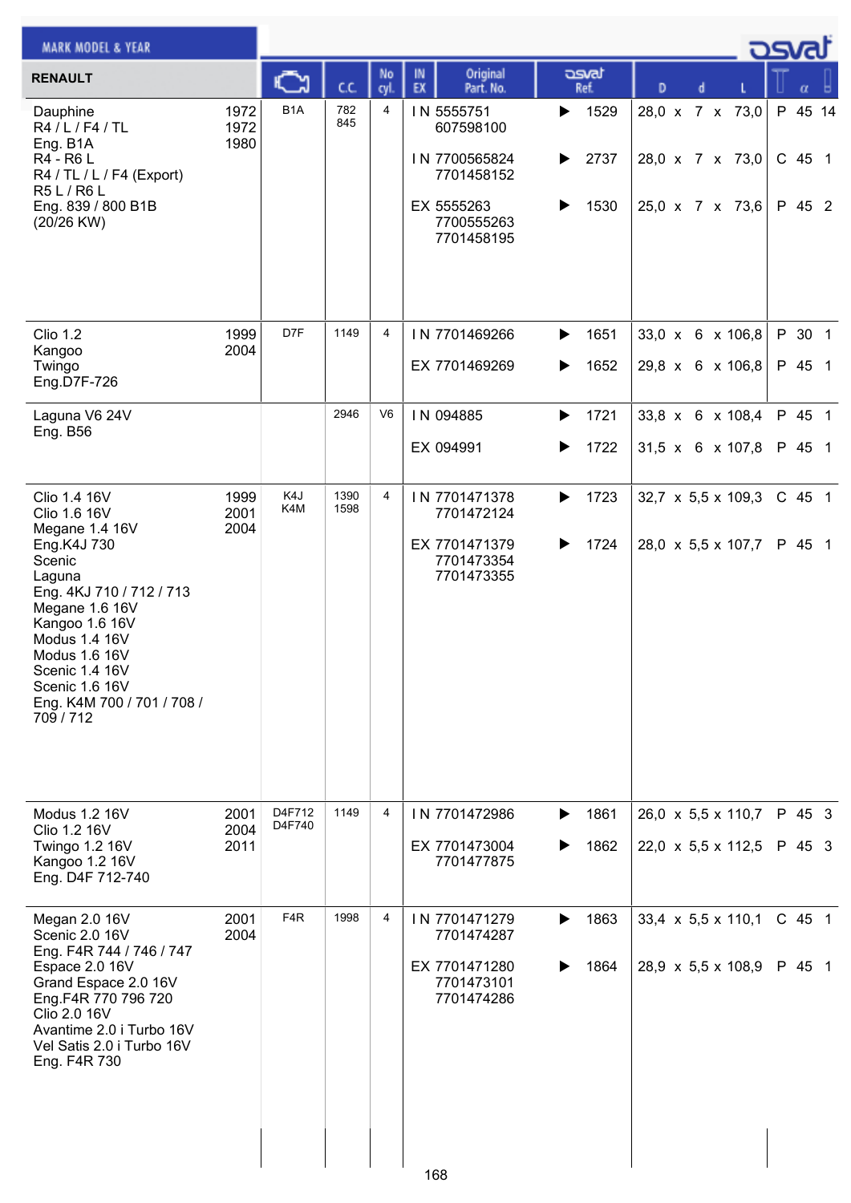| RENAULT | Year | Engine | C.C. | No cyl. | IN EX | Original Part. No. | osvat Ref. | D x d x L | Material | α | |
|---|---|---|---|---|---|---|---|---|---|---|---|
| Dauphine<br>R4 / L / F4 / TL<br>Eng. B1A<br>R4 - R6 L<br>R4 / TL / L / F4 (Export)<br>R5 L / R6 L<br>Eng. 839 / 800 B1B<br>(20/26 KW) | 1972<br>1972<br>1980 | B1A | 782<br>845 | 4 | IN | 5555751<br>607598100 | 1529 | 28,0 x 7 x 73,0 | P | 45 | 14 |
| | | | | | IN | 7700565824<br>7701458152 | 2737 | 28,0 x 7 x 73,0 | C | 45 | 1 |
| | | | | | EX | 5555263<br>7700555263<br>7701458195 | 1530 | 25,0 x 7 x 73,6 | P | 45 | 2 |
| Clio 1.2<br>Kangoo<br>Twingo<br>Eng.D7F-726 | 1999<br>2004 | D7F | 1149 | 4 | IN | 7701469266 | 1651 | 33,0 x 6 x 106,8 | P | 30 | 1 |
| | | | | | EX | 7701469269 | 1652 | 29,8 x 6 x 106,8 | P | 45 | 1 |
| Laguna V6 24V<br>Eng. B56 | | | 2946 | V6 | IN | 094885 | 1721 | 33,8 x 6 x 108,4 | P | 45 | 1 |
| | | | | | EX | 094991 | 1722 | 31,5 x 6 x 107,8 | P | 45 | 1 |
| Clio 1.4 16V<br>Clio 1.6 16V<br>Megane 1.4 16V<br>Eng.K4J 730<br>Scenic<br>Laguna<br>Eng. 4KJ 710 / 712 / 713<br>Megane 1.6 16V<br>Kangoo 1.6 16V<br>Modus 1.4 16V<br>Modus 1.6 16V<br>Scenic 1.4 16V<br>Scenic 1.6 16V<br>Eng. K4M 700 / 701 / 708 / 709 / 712 | 1999<br>2001<br>2004 | K4J<br>K4M | 1390<br>1598 | 4 | IN | 7701471378<br>7701472124 | 1723 | 32,7 x 5,5 x 109,3 | C | 45 | 1 |
| | | | | | EX | 7701471379<br>7701473354<br>7701473355 | 1724 | 28,0 x 5,5 x 107,7 | P | 45 | 1 |
| Modus 1.2 16V<br>Clio 1.2 16V<br>Twingo 1.2 16V<br>Kangoo 1.2 16V<br>Eng. D4F 712-740 | 2001<br>2004<br>2011 | D4F712<br>D4F740 | 1149 | 4 | IN | 7701472986 | 1861 | 26,0 x 5,5 x 110,7 | P | 45 | 3 |
| | | | | | EX | 7701473004<br>7701477875 | 1862 | 22,0 x 5,5 x 112,5 | P | 45 | 3 |
| Megan 2.0 16V<br>Scenic 2.0 16V<br>Eng. F4R 744 / 746 / 747<br>Espace 2.0 16V<br>Grand Espace 2.0 16V<br>Eng.F4R 770 796 720<br>Clio 2.0 16V<br>Avantime 2.0 i Turbo 16V<br>Vel Satis 2.0 i Turbo 16V<br>Eng. F4R 730 | 2001<br>2004 | F4R | 1998 | 4 | IN | 7701471279<br>7701474287 | 1863 | 33,4 x 5,5 x 110,1 | C | 45 | 1 |
| | | | | | EX | 7701471280<br>7701473101<br>7701474286 | 1864 | 28,9 x 5,5 x 108,9 | P | 45 | 1 |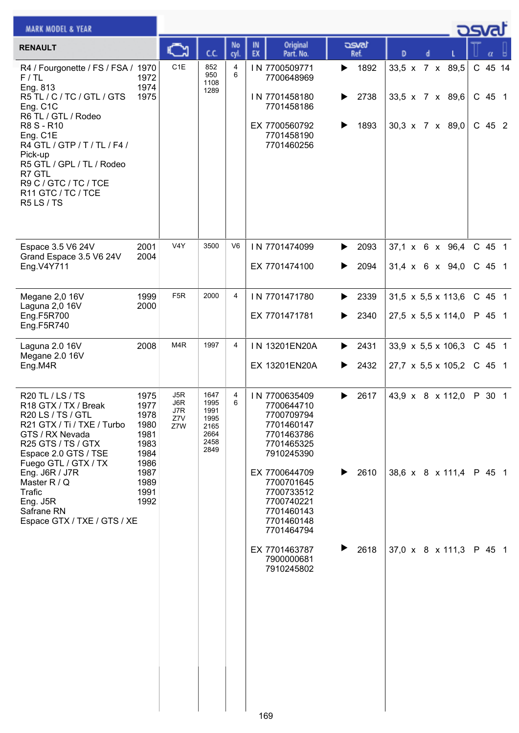| RENAULT | | Engine | C.C. | No cyl. | IN EX | Original Part. No. | osvat Ref. | D x d x L | | α | |
|---|---|---|---|---|---|---|---|---|---|---|---|
| R4 / Fourgonette / FS / FSA / F / TL<br>Eng. 813<br>R5 TL / C / TC / GTL / GTS<br>Eng. C1C<br>R6 TL / GTL / Rodeo<br>R8 S - R10<br>Eng. C1E<br>R4 GTL / GTP / T / TL / F4 / Pick-up<br>R5 GTL / GPL / TL / Rodeo<br>R7 GTL<br>R9 C / GTC / TC / TCE<br>R11 GTC / TC / TCE<br>R5 LS / TS | 1970<br>1972<br>1974<br>1975 | C1E | 852<br>950<br>1108<br>1289 | 4<br>6 | IN | 7700509771<br>7700648969 | 1892 | 33,5 x 7 x 89,5 | C | 45 | 14 |
| | | | | | IN | 7701458180<br>7701458186 | 2738 | 33,5 x 7 x 89,6 | C | 45 | 1 |
| | | | | | EX | 7700560792<br>7701458190<br>7701460256 | 1893 | 30,3 x 7 x 89,0 | C | 45 | 2 |
| Espace 3.5 V6 24V<br>Grand Espace 3.5 V6 24V<br>Eng.V4Y711 | 2001<br>2004 | V4Y | 3500 | V6 | IN | 7701474099 | 2093 | 37,1 x 6 x 96,4 | C | 45 | 1 |
| | | | | | EX | 7701474100 | 2094 | 31,4 x 6 x 94,0 | C | 45 | 1 |
| Megane 2,0 16V<br>Laguna 2,0 16V<br>Eng.F5R700<br>Eng.F5R740 | 1999<br>2000 | F5R | 2000 | 4 | IN | 7701471780 | 2339 | 31,5 x 5,5 x 113,6 | C | 45 | 1 |
| | | | | | EX | 7701471781 | 2340 | 27,5 x 5,5 x 114,0 | P | 45 | 1 |
| Laguna 2.0 16V<br>Megane 2.0 16V<br>Eng.M4R | 2008 | M4R | 1997 | 4 | IN | 13201EN20A | 2431 | 33,9 x 5,5 x 106,3 | C | 45 | 1 |
| | | | | | EX | 13201EN20A | 2432 | 27,7 x 5,5 x 105,2 | C | 45 | 1 |
| R20 TL / LS / TS<br>R18 GTX / TX / Break<br>R20 LS / TS / GTL<br>R21 GTX / Ti / TXE / Turbo<br>GTS / RX Nevada<br>R25 GTS / TS / GTX<br>Espace 2.0 GTS / TSE<br>Fuego GTL / GTX / TX<br>Eng. J6R / J7R<br>Master R / Q<br>Trafic<br>Eng. J5R<br>Safrane RN<br>Espace GTX / TXE / GTS / XE | 1975<br>1977<br>1978<br>1980<br>1981<br>1983<br>1984<br>1986<br>1987<br>1989<br>1991<br>1992 | J5R<br>J6R<br>J7R<br>Z7V<br>Z7W | 1647<br>1995<br>1991<br>1995<br>2165<br>2664<br>2458<br>2849 | 4<br>6 | IN | 7700635409<br>7700644710<br>7700709794<br>7701460147<br>7701463786<br>7701465325<br>7910245390 | 2617 | 43,9 x 8 x 112,0 | P | 30 | 1 |
| | | | | | EX | 7700644709<br>7700701645<br>7700733512<br>7700740221<br>7701460143<br>7701460148<br>7701464794 | 2610 | 38,6 x 8 x 111,4 | P | 45 | 1 |
| | | | | | EX | 7701463787<br>7900000681<br>7910245802 | 2618 | 37,0 x 8 x 111,3 | P | 45 | 1 |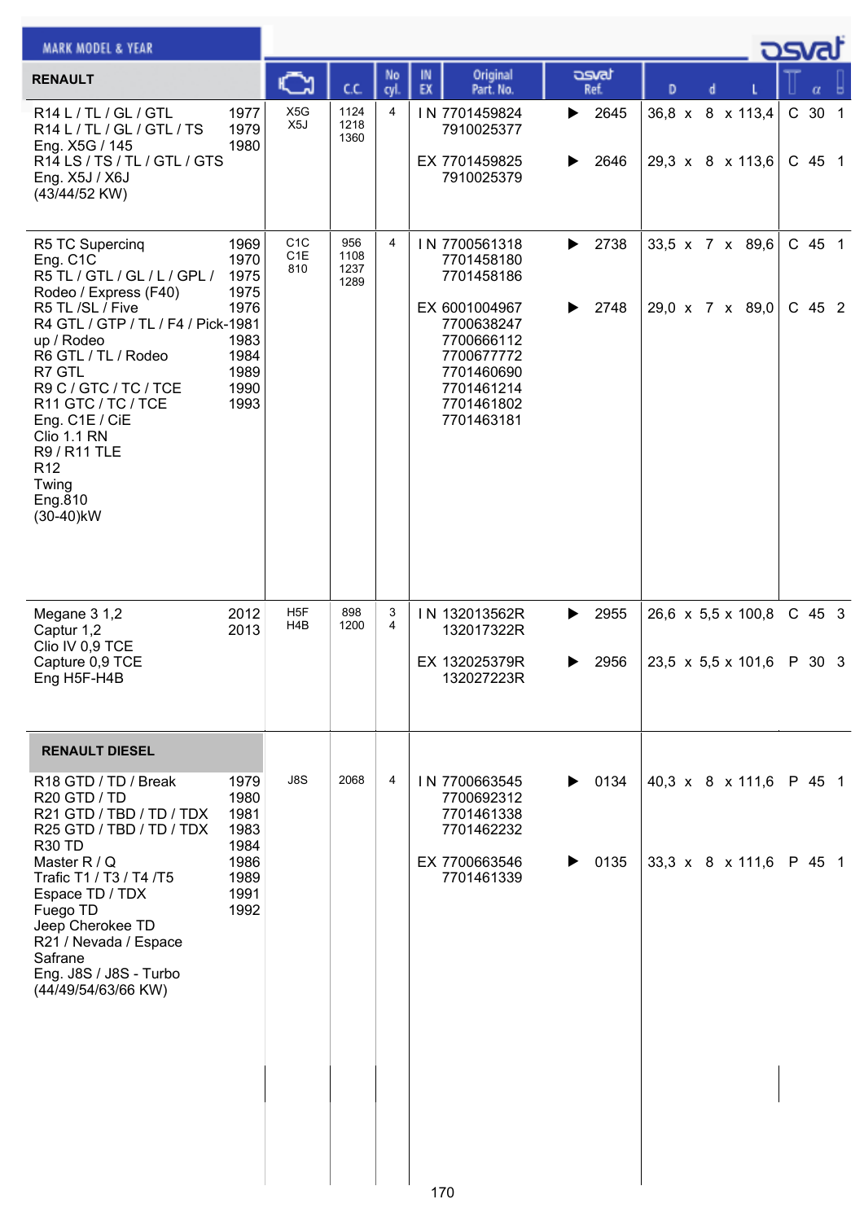| MARK MODEL & YEAR | | Engine | C.C. | No cyl. | IN EX | Original Part. No. | osvat Ref. | D x d x L | T α |
|---|---|---|---|---|---|---|---|---|---|
| **RENAULT** | | | | | | | | | |
| R14 L / TL / GL / GTL<br>R14 L / TL / GL / GTL / TS<br>Eng. X5G / 145<br>R14 LS / TS / TL / GTL / GTS<br>Eng. X5J / X6J<br>(43/44/52 KW) | 1977<br>1979<br>1980 | X5G<br>X5J | 1124<br>1218<br>1360 | 4 | IN | 7701459824<br>7910025377 | 2645 | 36,8 x 8 x 113,4 | C 30 1 |
| | | | | | EX | 7701459825<br>7910025379 | 2646 | 29,3 x 8 x 113,6 | C 45 1 |
| R5 TC Supercinq<br>Eng. C1C<br>R5 TL / GTL / GL / L / GPL /<br>Rodeo / Express (F40)<br>R5 TL /SL / Five<br>R4 GTL / GTP / TL / F4 / Pick-<br>up / Rodeo<br>R6 GTL / TL / Rodeo<br>R7 GTL<br>R9 C / GTC / TC / TCE<br>R11 GTC / TC / TCE<br>Eng. C1E / CiE<br>Clio 1.1 RN<br>R9 / R11 TLE<br>R12<br>Twing<br>Eng.810<br>(30-40)kW | 1969<br>1970<br>1975<br>1975<br>1976<br>1981<br>1983<br>1984<br>1989<br>1990<br>1993 | C1C<br>C1E<br>810 | 956<br>1108<br>1237<br>1289 | 4 | IN | 7700561318<br>7701458180<br>7701458186 | 2738 | 33,5 x 7 x 89,6 | C 45 1 |
| | | | | | EX | 6001004967<br>7700638247<br>7700666112<br>7700677772<br>7701460690<br>7701461214<br>7701461802<br>7701463181 | 2748 | 29,0 x 7 x 89,0 | C 45 2 |
| Megane 3 1,2<br>Captur 1,2<br>Clio IV 0,9 TCE<br>Capture 0,9 TCE<br>Eng H5F-H4B | 2012<br>2013 | H5F<br>H4B | 898<br>1200 | 3<br>4 | IN | 132013562R<br>132017322R | 2955 | 26,6 x 5,5 x 100,8 | C 45 3 |
| | | | | | EX | 132025379R<br>132027223R | 2956 | 23,5 x 5,5 x 101,6 | P 30 3 |
| **RENAULT DIESEL** | | | | | | | | | |
| R18 GTD / TD / Break<br>R20 GTD / TD<br>R21 GTD / TBD / TD / TDX<br>R25 GTD / TBD / TD / TDX<br>R30 TD<br>Master R / Q<br>Trafic T1 / T3 / T4 /T5<br>Espace TD / TDX<br>Fuego TD<br>Jeep Cherokee TD<br>R21 / Nevada / Espace<br>Safrane<br>Eng. J8S / J8S - Turbo<br>(44/49/54/63/66 KW) | 1979<br>1980<br>1981<br>1983<br>1984<br>1986<br>1989<br>1991<br>1992 | J8S | 2068 | 4 | IN | 7700663545<br>7700692312<br>7701461338<br>7701462232 | 0134 | 40,3 x 8 x 111,6 | P 45 1 |
| | | | | | EX | 7700663546<br>7701461339 | 0135 | 33,3 x 8 x 111,6 | P 45 1 |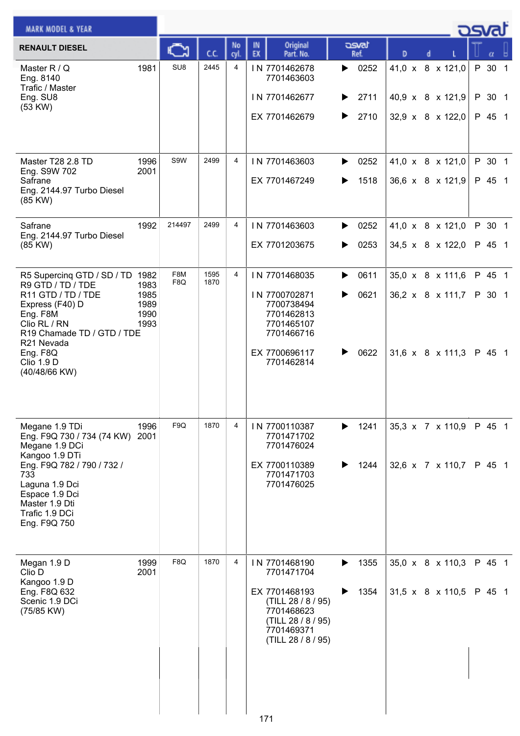MARK MODEL & YEAR

osvat

| RENAULT DIESEL | | Engine | C.C. | No cyl. | IN EX | Original Part. No. | osvat Ref. | D x d x L | | α | |
|---|---|---|---|---|---|---|---|---|---|---|---|
| Master R / Q<br>Eng. 8140<br>Trafic / Master<br>Eng. SU8<br>(53 KW) | 1981 | SU8 | 2445 | 4 | IN | 7701462678<br>7701463603 | 0252 | 41,0 x 8 x 121,0 | P | 30 | 1 |
| | | | | | IN | 7701462677 | 2711 | 40,9 x 8 x 121,9 | P | 30 | 1 |
| | | | | | EX | 7701462679 | 2710 | 32,9 x 8 x 122,0 | P | 45 | 1 |
| Master T28 2.8 TD<br>Eng. S9W 702<br>Safrane<br>Eng. 2144.97 Turbo Diesel<br>(85 KW) | 1996<br>2001 | S9W | 2499 | 4 | IN | 7701463603 | 0252 | 41,0 x 8 x 121,0 | P | 30 | 1 |
| | | | | | EX | 7701467249 | 1518 | 36,6 x 8 x 121,9 | P | 45 | 1 |
| Safrane<br>Eng. 2144.97 Turbo Diesel<br>(85 KW) | 1992 | 214497 | 2499 | 4 | IN | 7701463603 | 0252 | 41,0 x 8 x 121,0 | P | 30 | 1 |
| | | | | | EX | 7701203675 | 0253 | 34,5 x 8 x 122,0 | P | 45 | 1 |
| R5 Supercinq GTD / SD / TD<br>R9 GTD / TD / TDE<br>R11 GTD / TD / TDE<br>Express (F40) D<br>Eng. F8M<br>Clio RL / RN<br>R19 Chamade TD / GTD / TDE<br>R21 Nevada<br>Eng. F8Q<br>Clio 1.9 D<br>(40/48/66 KW) | 1982<br>1983<br>1985<br>1989<br>1990<br>1993 | F8M<br>F8Q | 1595<br>1870 | 4 | IN | 7701468035 | 0611 | 35,0 x 8 x 111,6 | P | 45 | 1 |
| | | | | | IN | 7700702871<br>7700738494<br>7701462813<br>7701465107<br>7701466716 | 0621 | 36,2 x 8 x 111,7 | P | 30 | 1 |
| | | | | | EX | 7700696117<br>7701462814 | 0622 | 31,6 x 8 x 111,3 | P | 45 | 1 |
| Megane 1.9 TDi<br>Eng. F9Q 730 / 734 (74 KW)<br>Megane 1.9 DCi<br>Kangoo 1.9 DTi<br>Eng. F9Q 782 / 790 / 732 / 733<br>Laguna 1.9 Dci<br>Espace 1.9 Dci<br>Master 1.9 Dti<br>Trafic 1.9 DCi<br>Eng. F9Q 750 | 1996<br>2001 | F9Q | 1870 | 4 | IN | 7700110387<br>7701471702<br>7701476024 | 1241 | 35,3 x 7 x 110,9 | P | 45 | 1 |
| | | | | | EX | 7700110389<br>7701471703<br>7701476025 | 1244 | 32,6 x 7 x 110,7 | P | 45 | 1 |
| Megan 1.9 D<br>Clio D<br>Kangoo 1.9 D<br>Eng. F8Q 632<br>Scenic 1.9 DCi<br>(75/85 KW) | 1999<br>2001 | F8Q | 1870 | 4 | IN | 7701468190<br>7701471704 | 1355 | 35,0 x 8 x 110,3 | P | 45 | 1 |
| | | | | | EX | 7701468193<br>(TILL 28 / 8 / 95)<br>7701468623<br>(TILL 28 / 8 / 95)<br>7701469371<br>(TILL 28 / 8 / 95) | 1354 | 31,5 x 8 x 110,5 | P | 45 | 1 |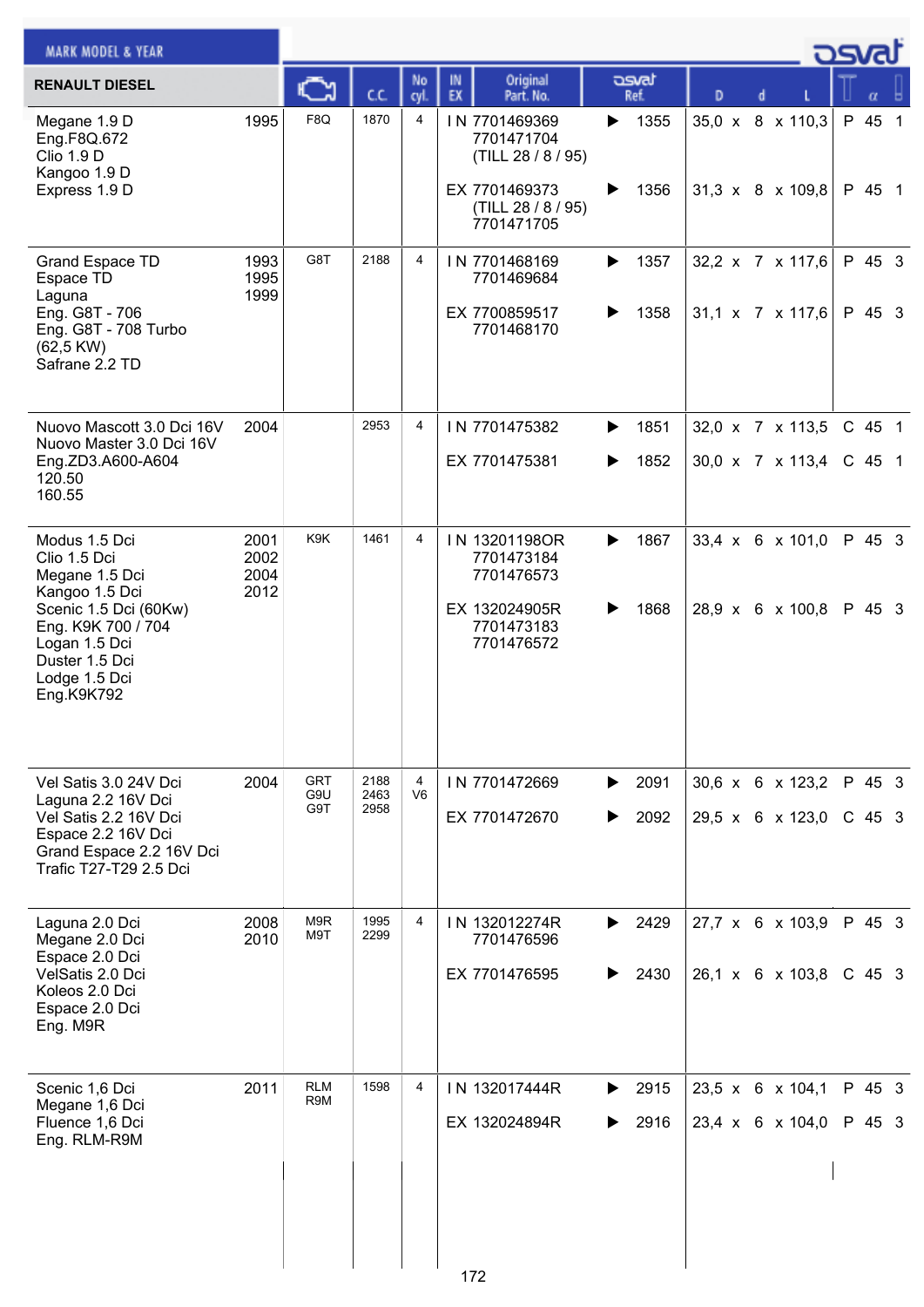| RENAULT DIESEL | | | C.C. | No cyl. | IN EX | Original Part. No. | osvat Ref. | D x d x L | T | α | |
|---|---|---|---|---|---|---|---|---|---|---|---|
| Megane 1.9 D<br>Eng.F8Q.672<br>Clio 1.9 D<br>Kangoo 1.9 D<br>Express 1.9 D | 1995 | F8Q | 1870 | 4 | IN | 7701469369<br>7701471704<br>(TILL 28 / 8 / 95) | ▶ 1355 | 35,0 x 8 x 110,3 | P | 45 | 1 |
| | | | | | EX | 7701469373<br>(TILL 28 / 8 / 95)<br>7701471705 | ▶ 1356 | 31,3 x 8 x 109,8 | P | 45 | 1 |
| Grand Espace TD<br>Espace TD<br>Laguna<br>Eng. G8T - 706<br>Eng. G8T - 708 Turbo<br>(62,5 KW)<br>Safrane 2.2 TD | 1993<br>1995<br>1999 | G8T | 2188 | 4 | IN | 7701468169<br>7701469684 | ▶ 1357 | 32,2 x 7 x 117,6 | P | 45 | 3 |
| | | | | | EX | 7700859517<br>7701468170 | ▶ 1358 | 31,1 x 7 x 117,6 | P | 45 | 3 |
| Nuovo Mascott 3.0 Dci 16V<br>Nuovo Master 3.0 Dci 16V<br>Eng.ZD3.A600-A604<br>120.50<br>160.55 | 2004 | | 2953 | 4 | IN | 7701475382 | ▶ 1851 | 32,0 x 7 x 113,5 | C | 45 | 1 |
| | | | | | EX | 7701475381 | ▶ 1852 | 30,0 x 7 x 113,4 | C | 45 | 1 |
| Modus 1.5 Dci<br>Clio 1.5 Dci<br>Megane 1.5 Dci<br>Kangoo 1.5 Dci<br>Scenic 1.5 Dci (60Kw)<br>Eng. K9K 700 / 704<br>Logan 1.5 Dci<br>Duster 1.5 Dci<br>Lodge 1.5 Dci<br>Eng.K9K792 | 2001<br>2002<br>2004<br>2012 | K9K | 1461 | 4 | IN | 13201198OR<br>7701473184<br>7701476573 | ▶ 1867 | 33,4 x 6 x 101,0 | P | 45 | 3 |
| | | | | | EX | 132024905R<br>7701473183<br>7701476572 | ▶ 1868 | 28,9 x 6 x 100,8 | P | 45 | 3 |
| Vel Satis 3.0 24V Dci<br>Laguna 2.2 16V Dci<br>Vel Satis 2.2 16V Dci<br>Espace 2.2 16V Dci<br>Grand Espace 2.2 16V Dci<br>Trafic T27-T29 2.5 Dci | 2004 | GRT<br>G9U<br>G9T | 2188<br>2463<br>2958 | 4<br>V6 | IN | 7701472669 | ▶ 2091 | 30,6 x 6 x 123,2 | P | 45 | 3 |
| | | | | | EX | 7701472670 | ▶ 2092 | 29,5 x 6 x 123,0 | C | 45 | 3 |
| Laguna 2.0 Dci<br>Megane 2.0 Dci<br>Espace 2.0 Dci<br>VelSatis 2.0 Dci<br>Koleos 2.0 Dci<br>Espace 2.0 Dci<br>Eng. M9R | 2008<br>2010 | M9R<br>M9T | 1995<br>2299 | 4 | IN | 132012274R<br>7701476596 | ▶ 2429 | 27,7 x 6 x 103,9 | P | 45 | 3 |
| | | | | | EX | 7701476595 | ▶ 2430 | 26,1 x 6 x 103,8 | C | 45 | 3 |
| Scenic 1,6 Dci<br>Megane 1,6 Dci<br>Fluence 1,6 Dci<br>Eng. RLM-R9M | 2011 | RLM<br>R9M | 1598 | 4 | IN | 132017444R | ▶ 2915 | 23,5 x 6 x 104,1 | P | 45 | 3 |
| | | | | | EX | 132024894R | ▶ 2916 | 23,4 x 6 x 104,0 | P | 45 | 3 |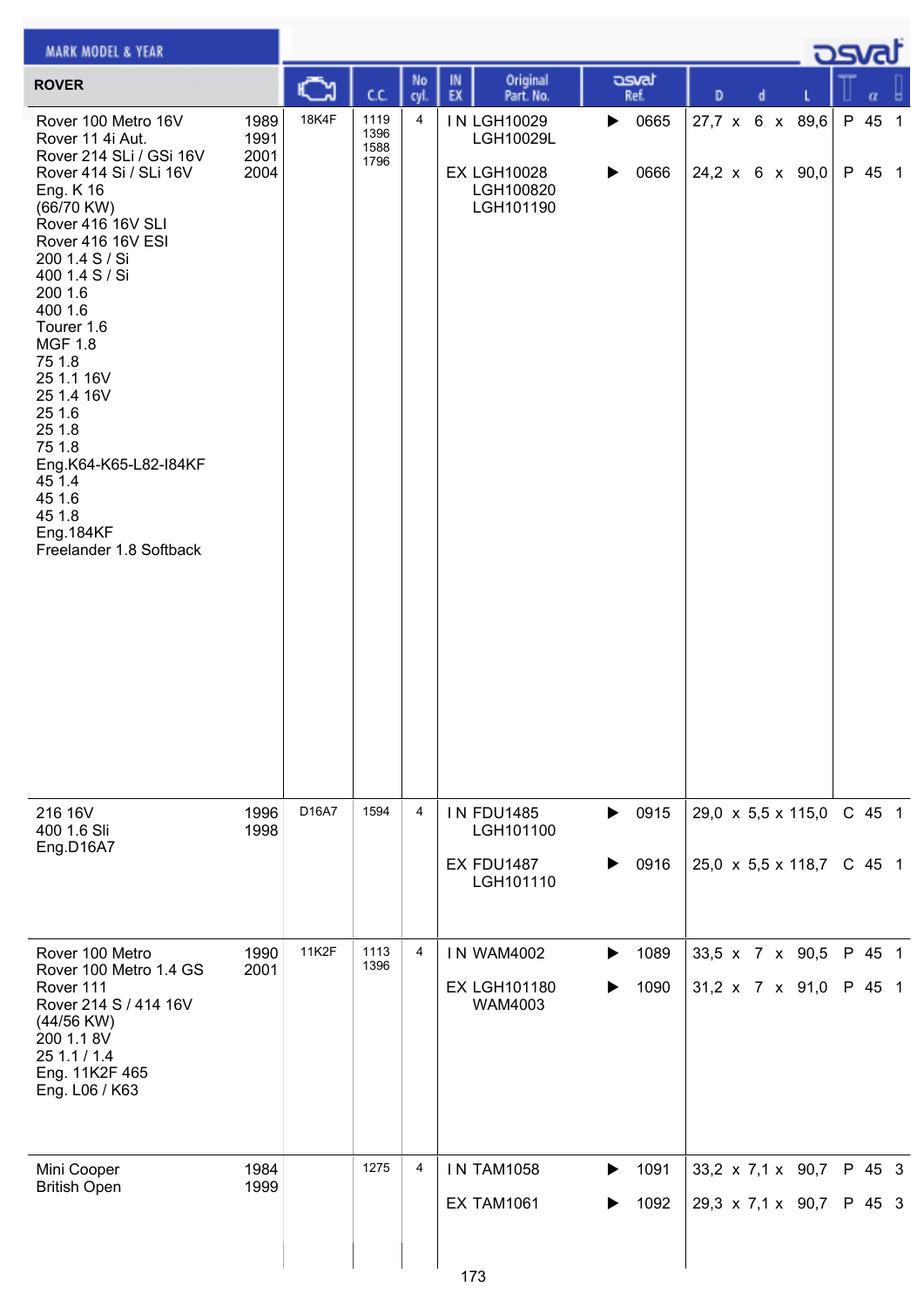| MARK MODEL & YEAR | | Engine | C.C. | No cyl. | IN EX | Original Part. No. | osvat Ref. | D x d x L | | α | |
|---|---|---|---|---|---|---|---|---|---|---|---|
| **ROVER** | | | | | | | | | | | |
| Rover 100 Metro 16V<br>Rover 11 4i Aut.<br>Rover 214 SLi / GSi 16V<br>Rover 414 Si / SLi 16V<br>Eng. K 16<br>(66/70 KW)<br>Rover 416 16V SLI<br>Rover 416 16V ESI<br>200 1.4 S / Si<br>400 1.4 S / Si<br>200 1.6<br>400 1.6<br>Tourer 1.6<br>MGF 1.8<br>75 1.8<br>25 1.1 16V<br>25 1.4 16V<br>25 1.6<br>25 1.8<br>75 1.8<br>Eng.K64-K65-L82-I84KF<br>45 1.4<br>45 1.6<br>45 1.8<br>Eng.184KF<br>Freelander 1.8 Softback | 1989<br>1991<br>2001<br>2004 | 18K4F | 1119<br>1396<br>1588<br>1796 | 4 | IN<br><br><br>EX | LGH10029<br>LGH10029L<br><br>LGH10028<br>LGH100820<br>LGH101190 | 0665<br><br><br>0666 | 27,7 x 6 x 89,6<br><br><br>24,2 x 6 x 90,0 | P<br><br><br>P | 45<br><br><br>45 | 1<br><br><br>1 |
| 216 16V<br>400 1.6 Sli<br>Eng.D16A7 | 1996<br>1998 | D16A7 | 1594 | 4 | IN<br><br><br>EX | FDU1485<br>LGH101100<br><br>FDU1487<br>LGH101110 | 0915<br><br><br>0916 | 29,0 x 5,5 x 115,0<br><br><br>25,0 x 5,5 x 118,7 | C<br><br><br>C | 45<br><br><br>45 | 1<br><br><br>1 |
| Rover 100 Metro<br>Rover 100 Metro 1.4 GS<br>Rover 111<br>Rover 214 S / 414 16V<br>(44/56 KW)<br>200 1.1 8V<br>25 1.1 / 1.4<br>Eng. 11K2F 465<br>Eng. L06 / K63 | 1990<br>2001 | 11K2F | 1113<br>1396 | 4 | IN<br><br>EX | WAM4002<br><br>LGH101180<br>WAM4003 | 1089<br><br>1090 | 33,5 x 7 x 90,5<br><br>31,2 x 7 x 91,0 | P<br><br>P | 45<br><br>45 | 1<br><br>1 |
| Mini Cooper<br>British Open | 1984<br>1999 | | 1275 | 4 | IN<br><br>EX | TAM1058<br><br>TAM1061 | 1091<br><br>1092 | 33,2 x 7,1 x 90,7<br><br>29,3 x 7,1 x 90,7 | P<br><br>P | 45<br><br>45 | 3<br><br>3 |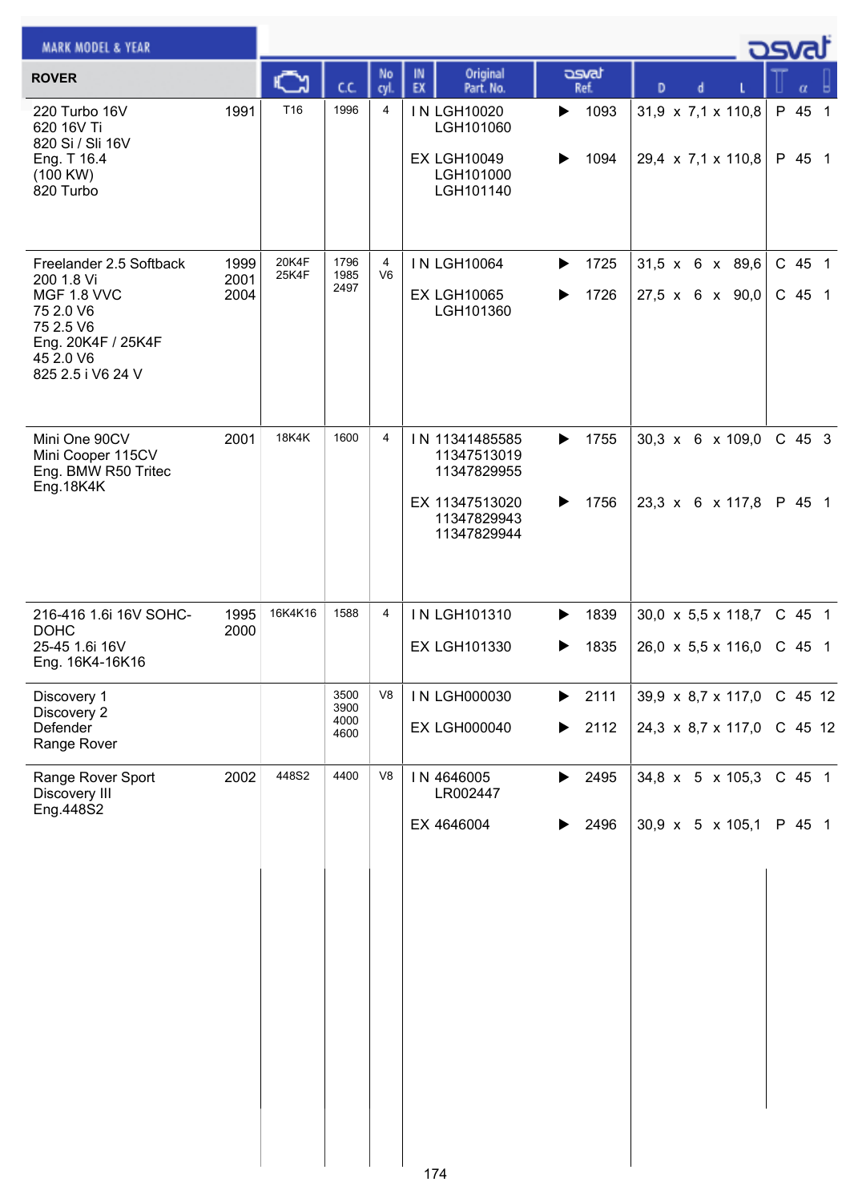| MARK MODEL & YEAR | | Engine | C.C. | No cyl. | IN EX | Original Part. No. | osvat Ref. | D x d x L | T | α | |
|---|---|---|---|---|---|---|---|---|---|---|---|
| **ROVER** | | | | | | | | | | | |
| 220 Turbo 16V<br>620 16V Ti<br>820 Si / Sli 16V<br>Eng. T 16.4<br>(100 KW)<br>820 Turbo | 1991 | T16 | 1996 | 4 | IN | LGH10020<br>LGH101060 | 1093 | 31,9 x 7,1 x 110,8 | P | 45 | 1 |
| | | | | | EX | LGH10049<br>LGH101000<br>LGH101140 | 1094 | 29,4 x 7,1 x 110,8 | P | 45 | 1 |
| Freelander 2.5 Softback<br>200 1.8 Vi<br>MGF 1.8 VVC<br>75 2.0 V6<br>75 2.5 V6<br>Eng. 20K4F / 25K4F<br>45 2.0 V6<br>825 2.5 i V6 24 V | 1999<br>2001<br>2004 | 20K4F<br>25K4F | 1796<br>1985<br>2497 | 4<br>V6 | IN | LGH10064 | 1725 | 31,5 x 6 x 89,6 | C | 45 | 1 |
| | | | | | EX | LGH10065<br>LGH101360 | 1726 | 27,5 x 6 x 90,0 | C | 45 | 1 |
| Mini One 90CV<br>Mini Cooper 115CV<br>Eng. BMW R50 Tritec<br>Eng.18K4K | 2001 | 18K4K | 1600 | 4 | IN | 11341485585<br>11347513019<br>11347829955 | 1755 | 30,3 x 6 x 109,0 | C | 45 | 3 |
| | | | | | EX | 11347513020<br>11347829943<br>11347829944 | 1756 | 23,3 x 6 x 117,8 | P | 45 | 1 |
| 216-416 1.6i 16V SOHC-DOHC<br>25-45 1.6i 16V<br>Eng. 16K4-16K16 | 1995<br>2000 | 16K4K16 | 1588 | 4 | IN | LGH101310 | 1839 | 30,0 x 5,5 x 118,7 | C | 45 | 1 |
| | | | | | EX | LGH101330 | 1835 | 26,0 x 5,5 x 116,0 | C | 45 | 1 |
| Discovery 1<br>Discovery 2<br>Defender<br>Range Rover | | | 3500<br>3900<br>4000<br>4600 | V8 | IN | LGH000030 | 2111 | 39,9 x 8,7 x 117,0 | C | 45 | 12 |
| | | | | | EX | LGH000040 | 2112 | 24,3 x 8,7 x 117,0 | C | 45 | 12 |
| Range Rover Sport<br>Discovery III<br>Eng.448S2 | 2002 | 448S2 | 4400 | V8 | IN | 4646005<br>LR002447 | 2495 | 34,8 x 5 x 105,3 | C | 45 | 1 |
| | | | | | EX | 4646004 | 2496 | 30,9 x 5 x 105,1 | P | 45 | 1 |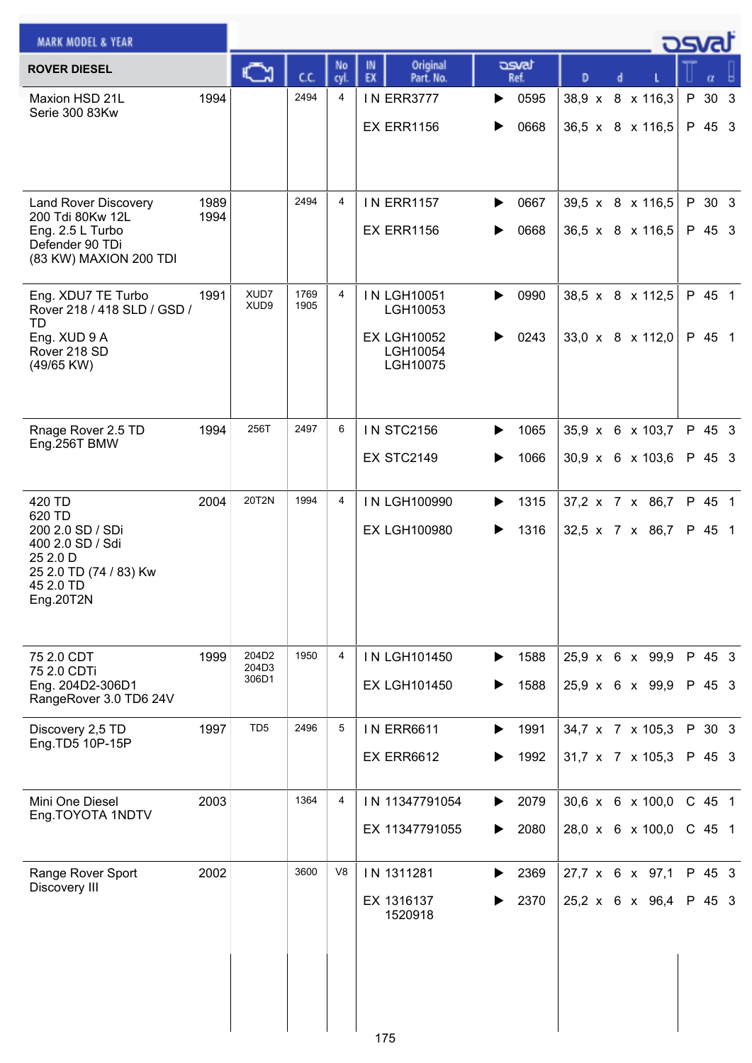| ROVER DIESEL | Year | Engine | C.C. | No cyl. | IN EX | Original Part. No. | osvat Ref. | D x d x L | T | α | |
|---|---|---|---|---|---|---|---|---|---|---|---|
| Maxion HSD 21L Serie 300 83Kw | 1994 | | 2494 | 4 | IN | ERR3777 | 0595 | 38,9 x 8 x 116,3 | P | 30 | 3 |
| | | | | | EX | ERR1156 | 0668 | 36,5 x 8 x 116,5 | P | 45 | 3 |
| Land Rover Discovery 200 Tdi 80Kw 12L Eng. 2.5 L Turbo Defender 90 TDi (83 KW) MAXION 200 TDI | 1989 1994 | | 2494 | 4 | IN | ERR1157 | 0667 | 39,5 x 8 x 116,5 | P | 30 | 3 |
| | | | | | EX | ERR1156 | 0668 | 36,5 x 8 x 116,5 | P | 45 | 3 |
| Eng. XDU7 TE Turbo Rover 218 / 418 SLD / GSD / TD Eng. XUD 9 A Rover 218 SD (49/65 KW) | 1991 | XUD7 XUD9 | 1769 1905 | 4 | IN | LGH10051 LGH10053 | 0990 | 38,5 x 8 x 112,5 | P | 45 | 1 |
| | | | | | EX | LGH10052 LGH10054 LGH10075 | 0243 | 33,0 x 8 x 112,0 | P | 45 | 1 |
| Rnage Rover 2.5 TD Eng.256T BMW | 1994 | 256T | 2497 | 6 | IN | STC2156 | 1065 | 35,9 x 6 x 103,7 | P | 45 | 3 |
| | | | | | EX | STC2149 | 1066 | 30,9 x 6 x 103,6 | P | 45 | 3 |
| 420 TD 620 TD 200 2.0 SD / SDi 400 2.0 SD / Sdi 25 2.0 D 25 2.0 TD (74 / 83) Kw 45 2.0 TD Eng.20T2N | 2004 | 20T2N | 1994 | 4 | IN | LGH100990 | 1315 | 37,2 x 7 x 86,7 | P | 45 | 1 |
| | | | | | EX | LGH100980 | 1316 | 32,5 x 7 x 86,7 | P | 45 | 1 |
| 75 2.0 CDT 75 2.0 CDTi Eng. 204D2-306D1 RangeRover 3.0 TD6 24V | 1999 | 204D2 204D3 306D1 | 1950 | 4 | IN | LGH101450 | 1588 | 25,9 x 6 x 99,9 | P | 45 | 3 |
| | | | | | EX | LGH101450 | 1588 | 25,9 x 6 x 99,9 | P | 45 | 3 |
| Discovery 2,5 TD Eng.TD5 10P-15P | 1997 | TD5 | 2496 | 5 | IN | ERR6611 | 1991 | 34,7 x 7 x 105,3 | P | 30 | 3 |
| | | | | | EX | ERR6612 | 1992 | 31,7 x 7 x 105,3 | P | 45 | 3 |
| Mini One Diesel Eng.TOYOTA 1NDTV | 2003 | | 1364 | 4 | IN | 11347791054 | 2079 | 30,6 x 6 x 100,0 | C | 45 | 1 |
| | | | | | EX | 11347791055 | 2080 | 28,0 x 6 x 100,0 | C | 45 | 1 |
| Range Rover Sport Discovery III | 2002 | | 3600 | V8 | IN | 1311281 | 2369 | 27,7 x 6 x 97,1 | P | 45 | 3 |
| | | | | | EX | 1316137 1520918 | 2370 | 25,2 x 6 x 96,4 | P | 45 | 3 |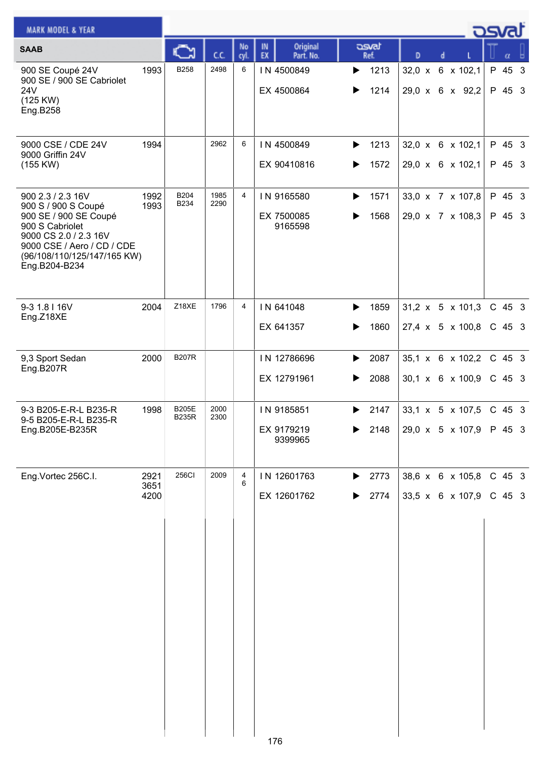| SAAB | | Engine | C.C. | No cyl. | IN EX | Original Part. No. | osvat Ref. | D | d | L | | α | |
|---|---|---|---|---|---|---|---|---|---|---|---|---|---|
| 900 SE Coupé 24V<br>900 SE / 900 SE Cabriolet 24V<br>(125 KW)<br>Eng.B258 | 1993 | B258 | 2498 | 6 | IN | 4500849 | ▶ 1213 | 32,0 | 6 | 102,1 | P | 45 | 3 |
| | | | | | EX | 4500864 | ▶ 1214 | 29,0 | 6 | 92,2 | P | 45 | 3 |
| 9000 CSE / CDE 24V<br>9000 Griffin 24V<br>(155 KW) | 1994 | | 2962 | 6 | IN | 4500849 | ▶ 1213 | 32,0 | 6 | 102,1 | P | 45 | 3 |
| | | | | | EX | 90410816 | ▶ 1572 | 29,0 | 6 | 102,1 | P | 45 | 3 |
| 900 2.3 / 2.3 16V<br>900 S / 900 S Coupé<br>900 SE / 900 SE Coupé<br>900 S Cabriolet<br>9000 CS 2.0 / 2.3 16V<br>9000 CSE / Aero / CD / CDE<br>(96/108/110/125/147/165 KW)<br>Eng.B204-B234 | 1992<br>1993 | B204<br>B234 | 1985<br>2290 | 4 | IN | 9165580 | ▶ 1571 | 33,0 | 7 | 107,8 | P | 45 | 3 |
| | | | | | EX | 7500085<br>9165598 | ▶ 1568 | 29,0 | 7 | 108,3 | P | 45 | 3 |
| 9-3 1.8 I 16V<br>Eng.Z18XE | 2004 | Z18XE | 1796 | 4 | IN | 641048 | ▶ 1859 | 31,2 | 5 | 101,3 | C | 45 | 3 |
| | | | | | EX | 641357 | ▶ 1860 | 27,4 | 5 | 100,8 | C | 45 | 3 |
| 9,3 Sport Sedan<br>Eng.B207R | 2000 | B207R | | | IN | 12786696 | ▶ 2087 | 35,1 | 6 | 102,2 | C | 45 | 3 |
| | | | | | EX | 12791961 | ▶ 2088 | 30,1 | 6 | 100,9 | C | 45 | 3 |
| 9-3 B205-E-R-L B235-R<br>9-5 B205-E-R-L B235-R<br>Eng.B205E-B235R | 1998 | B205E<br>B235R | 2000<br>2300 | | IN | 9185851 | ▶ 2147 | 33,1 | 5 | 107,5 | C | 45 | 3 |
| | | | | | EX | 9179219<br>9399965 | ▶ 2148 | 29,0 | 5 | 107,9 | P | 45 | 3 |
| Eng.Vortec 256C.I. | 2921<br>3651<br>4200 | 256CI | 2009 | 4<br>6 | IN | 12601763 | ▶ 2773 | 38,6 | 6 | 105,8 | C | 45 | 3 |
| | | | | | EX | 12601762 | ▶ 2774 | 33,5 | 6 | 107,9 | C | 45 | 3 |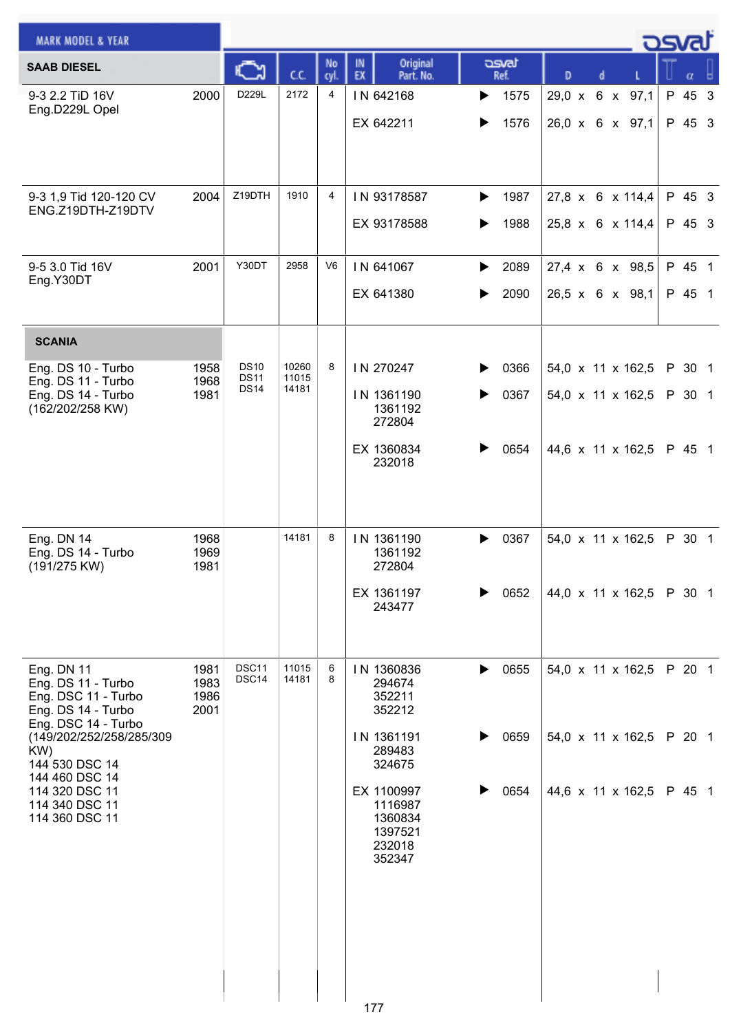| MARK MODEL & YEAR | | Engine | C.C. | No cyl. | IN EX | Original Part. No. | osvat Ref. | D x d x L | | α | |
|---|---|---|---|---|---|---|---|---|---|---|---|
| **SAAB DIESEL** | | | | | | | | | | | |
| 9-3 2.2 TiD 16V<br>Eng.D229L Opel | 2000 | D229L | 2172 | 4 | IN | 642168 | 1575 | 29,0 x 6 x 97,1 | P | 45 | 3 |
| | | | | | EX | 642211 | 1576 | 26,0 x 6 x 97,1 | P | 45 | 3 |
| 9-3 1,9 Tid 120-120 CV<br>ENG.Z19DTH-Z19DTV | 2004 | Z19DTH | 1910 | 4 | IN | 93178587 | 1987 | 27,8 x 6 x 114,4 | P | 45 | 3 |
| | | | | | EX | 93178588 | 1988 | 25,8 x 6 x 114,4 | P | 45 | 3 |
| 9-5 3.0 Tid 16V<br>Eng.Y30DT | 2001 | Y30DT | 2958 | V6 | IN | 641067 | 2089 | 27,4 x 6 x 98,5 | P | 45 | 1 |
| | | | | | EX | 641380 | 2090 | 26,5 x 6 x 98,1 | P | 45 | 1 |
| **SCANIA** | | | | | | | | | | | |
| Eng. DS 10 - Turbo<br>Eng. DS 11 - Turbo<br>Eng. DS 14 - Turbo<br>(162/202/258 KW) | 1958<br>1968<br>1981 | DS10<br>DS11<br>DS14 | 10260<br>11015<br>14181 | 8 | IN | 270247 | 0366 | 54,0 x 11 x 162,5 | P | 30 | 1 |
| | | | | | IN | 1361190<br>1361192<br>272804 | 0367 | 54,0 x 11 x 162,5 | P | 30 | 1 |
| | | | | | EX | 1360834<br>232018 | 0654 | 44,6 x 11 x 162,5 | P | 45 | 1 |
| Eng. DN 14<br>Eng. DS 14 - Turbo<br>(191/275 KW) | 1968<br>1969<br>1981 | | 14181 | 8 | IN | 1361190<br>1361192<br>272804 | 0367 | 54,0 x 11 x 162,5 | P | 30 | 1 |
| | | | | | EX | 1361197<br>243477 | 0652 | 44,0 x 11 x 162,5 | P | 30 | 1 |
| Eng. DN 11<br>Eng. DS 11 - Turbo<br>Eng. DSC 11 - Turbo<br>Eng. DS 14 - Turbo<br>Eng. DSC 14 - Turbo<br>(149/202/252/258/285/309 KW)<br>144 530 DSC 14<br>144 460 DSC 14<br>114 320 DSC 11<br>114 340 DSC 11<br>114 360 DSC 11 | 1981<br>1983<br>1986<br>2001 | DSC11<br>DSC14 | 11015<br>14181 | 6<br>8 | IN | 1360836<br>294674<br>352211<br>352212 | 0655 | 54,0 x 11 x 162,5 | P | 20 | 1 |
| | | | | | IN | 1361191<br>289483<br>324675 | 0659 | 54,0 x 11 x 162,5 | P | 20 | 1 |
| | | | | | EX | 1100997<br>1116987<br>1360834<br>1397521<br>232018<br>352347 | 0654 | 44,6 x 11 x 162,5 | P | 45 | 1 |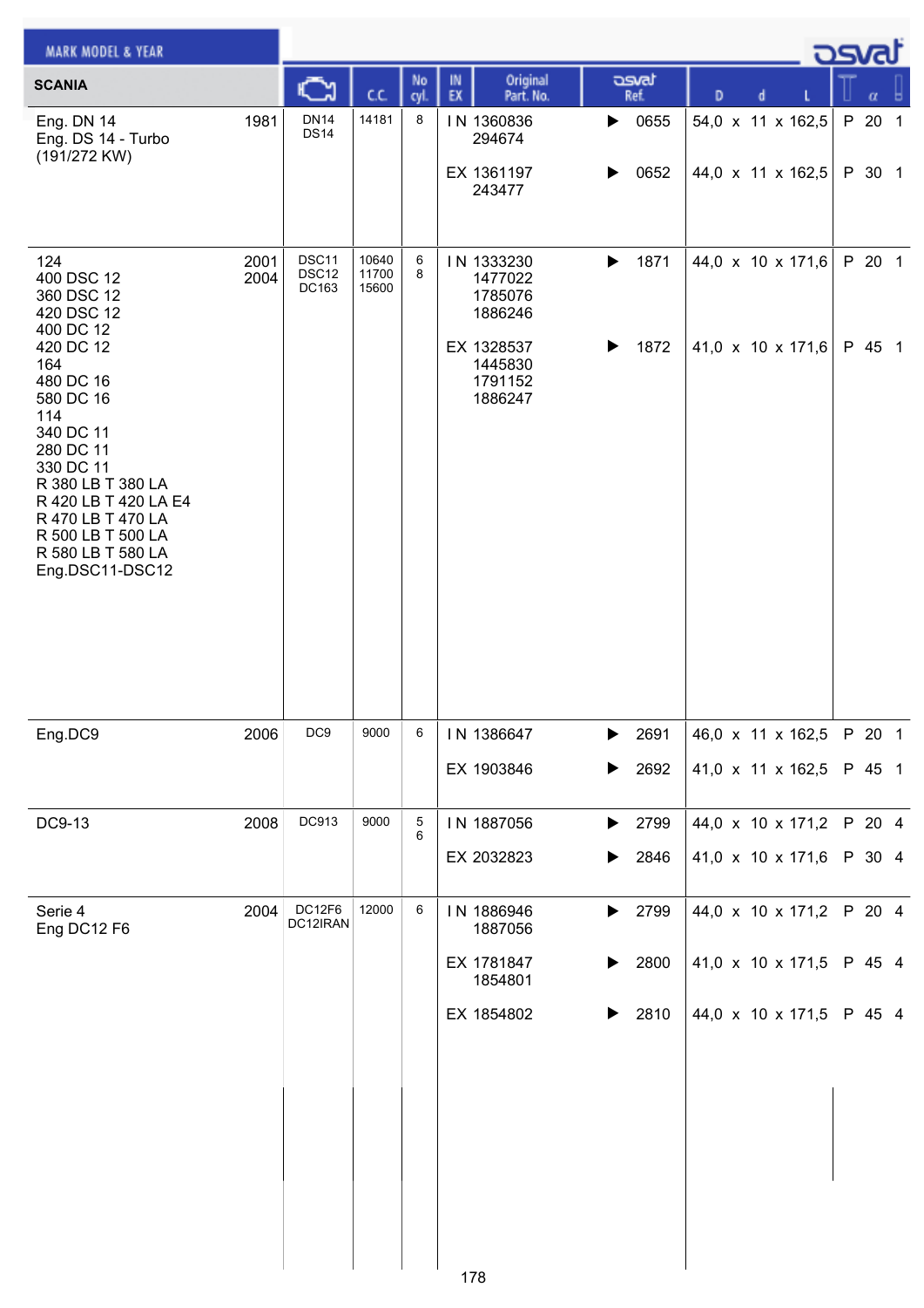| MARK MODEL & YEAR | | Engine | C.C. | No cyl. | IN EX | Original Part. No. | osvat Ref. | D x d x L | Type | α | |
|---|---|---|---|---|---|---|---|---|---|---|---|
| **SCANIA** | | | | | | | | | | | |
| Eng. DN 14<br>Eng. DS 14 - Turbo<br>(191/272 KW) | 1981 | DN14<br>DS14 | 14181 | 8 | IN | 1360836<br>294674 | 0655 | 54,0 x 11 x 162,5 | P | 20 | 1 |
| | | | | | EX | 1361197<br>243477 | 0652 | 44,0 x 11 x 162,5 | P | 30 | 1 |
| 124<br>400 DSC 12<br>360 DSC 12<br>420 DSC 12<br>400 DC 12<br>420 DC 12<br>164<br>480 DC 16<br>580 DC 16<br>114<br>340 DC 11<br>280 DC 11<br>330 DC 11<br>R 380 LB T 380 LA<br>R 420 LB T 420 LA E4<br>R 470 LB T 470 LA<br>R 500 LB T 500 LA<br>R 580 LB T 580 LA<br>Eng.DSC11-DSC12 | 2001<br>2004 | DSC11<br>DSC12<br>DC163 | 10640<br>11700<br>15600 | 6<br>8 | IN | 1333230<br>1477022<br>1785076<br>1886246 | 1871 | 44,0 x 10 x 171,6 | P | 20 | 1 |
| | | | | | EX | 1328537<br>1445830<br>1791152<br>1886247 | 1872 | 41,0 x 10 x 171,6 | P | 45 | 1 |
| Eng.DC9 | 2006 | DC9 | 9000 | 6 | IN | 1386647 | 2691 | 46,0 x 11 x 162,5 | P | 20 | 1 |
| | | | | | EX | 1903846 | 2692 | 41,0 x 11 x 162,5 | P | 45 | 1 |
| DC9-13 | 2008 | DC913 | 9000 | 5<br>6 | IN | 1887056 | 2799 | 44,0 x 10 x 171,2 | P | 20 | 4 |
| | | | | | EX | 2032823 | 2846 | 41,0 x 10 x 171,6 | P | 30 | 4 |
| Serie 4<br>Eng DC12 F6 | 2004 | DC12F6<br>DC12IRAN | 12000 | 6 | IN | 1886946<br>1887056 | 2799 | 44,0 x 10 x 171,2 | P | 20 | 4 |
| | | | | | EX | 1781847<br>1854801 | 2800 | 41,0 x 10 x 171,5 | P | 45 | 4 |
| | | | | | EX | 1854802 | 2810 | 44,0 x 10 x 171,5 | P | 45 | 4 |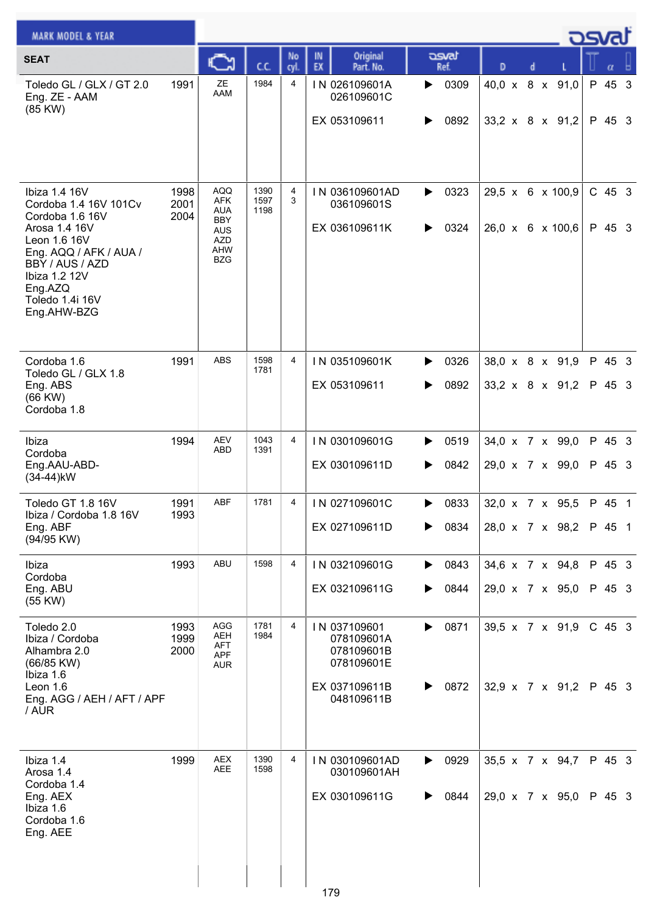**MARK MODEL & YEAR**

**SEAT**

| Model | Year | Engine | C.C. | No cyl. | IN EX | Original Part. No. | osvat Ref. | D x d x L | Material | α | |
|---|---|---|---|---|---|---|---|---|---|---|---|
| Toledo GL / GLX / GT 2.0<br>Eng. ZE - AAM<br>(85 KW) | 1991 | ZE<br>AAM | 1984 | 4 | IN | 026109601A<br>026109601C | 0309 | 40,0 x 8 x 91,0 | P | 45 | 3 |
| | | | | | EX | 053109611 | 0892 | 33,2 x 8 x 91,2 | P | 45 | 3 |
| Ibiza 1.4 16V<br>Cordoba 1.4 16V 101Cv<br>Cordoba 1.6 16V<br>Arosa 1.4 16V<br>Leon 1.6 16V<br>Eng. AQQ / AFK / AUA / BBY / AUS / AZD<br>Ibiza 1.2 12V<br>Eng.AZQ<br>Toledo 1.4i 16V<br>Eng.AHW-BZG | 1998<br>2001<br>2004 | AQQ<br>AFK<br>AUA<br>BBY<br>AUS<br>AZD<br>AHW<br>BZG | 1390<br>1597<br>1198 | 4<br>3 | IN | 036109601AD<br>036109601S | 0323 | 29,5 x 6 x 100,9 | C | 45 | 3 |
| | | | | | EX | 036109611K | 0324 | 26,0 x 6 x 100,6 | P | 45 | 3 |
| Cordoba 1.6<br>Toledo GL / GLX 1.8<br>Eng. ABS<br>(66 KW)<br>Cordoba 1.8 | 1991 | ABS | 1598<br>1781 | 4 | IN | 035109601K | 0326 | 38,0 x 8 x 91,9 | P | 45 | 3 |
| | | | | | EX | 053109611 | 0892 | 33,2 x 8 x 91,2 | P | 45 | 3 |
| Ibiza<br>Cordoba<br>Eng.AAU-ABD-<br>(34-44)kW | 1994 | AEV<br>ABD | 1043<br>1391 | 4 | IN | 030109601G | 0519 | 34,0 x 7 x 99,0 | P | 45 | 3 |
| | | | | | EX | 030109611D | 0842 | 29,0 x 7 x 99,0 | P | 45 | 3 |
| Toledo GT 1.8 16V<br>Ibiza / Cordoba 1.8 16V<br>Eng. ABF<br>(94/95 KW) | 1991<br>1993 | ABF | 1781 | 4 | IN | 027109601C | 0833 | 32,0 x 7 x 95,5 | P | 45 | 1 |
| | | | | | EX | 027109611D | 0834 | 28,0 x 7 x 98,2 | P | 45 | 1 |
| Ibiza<br>Cordoba<br>Eng. ABU<br>(55 KW) | 1993 | ABU | 1598 | 4 | IN | 032109601G | 0843 | 34,6 x 7 x 94,8 | P | 45 | 3 |
| | | | | | EX | 032109611G | 0844 | 29,0 x 7 x 95,0 | P | 45 | 3 |
| Toledo 2.0<br>Ibiza / Cordoba<br>Alhambra 2.0<br>(66/85 KW)<br>Ibiza 1.6<br>Leon 1.6<br>Eng. AGG / AEH / AFT / APF / AUR | 1993<br>1999<br>2000 | AGG<br>AEH<br>AFT<br>APF<br>AUR | 1781<br>1984 | 4 | IN | 037109601<br>078109601A<br>078109601B<br>078109601E | 0871 | 39,5 x 7 x 91,9 | C | 45 | 3 |
| | | | | | EX | 037109611B<br>048109611B | 0872 | 32,9 x 7 x 91,2 | P | 45 | 3 |
| Ibiza 1.4<br>Arosa 1.4<br>Cordoba 1.4<br>Eng. AEX<br>Ibiza 1.6<br>Cordoba 1.6<br>Eng. AEE | 1999 | AEX<br>AEE | 1390<br>1598 | 4 | IN | 030109601AD<br>030109601AH | 0929 | 35,5 x 7 x 94,7 | P | 45 | 3 |
| | | | | | EX | 030109611G | 0844 | 29,0 x 7 x 95,0 | P | 45 | 3 |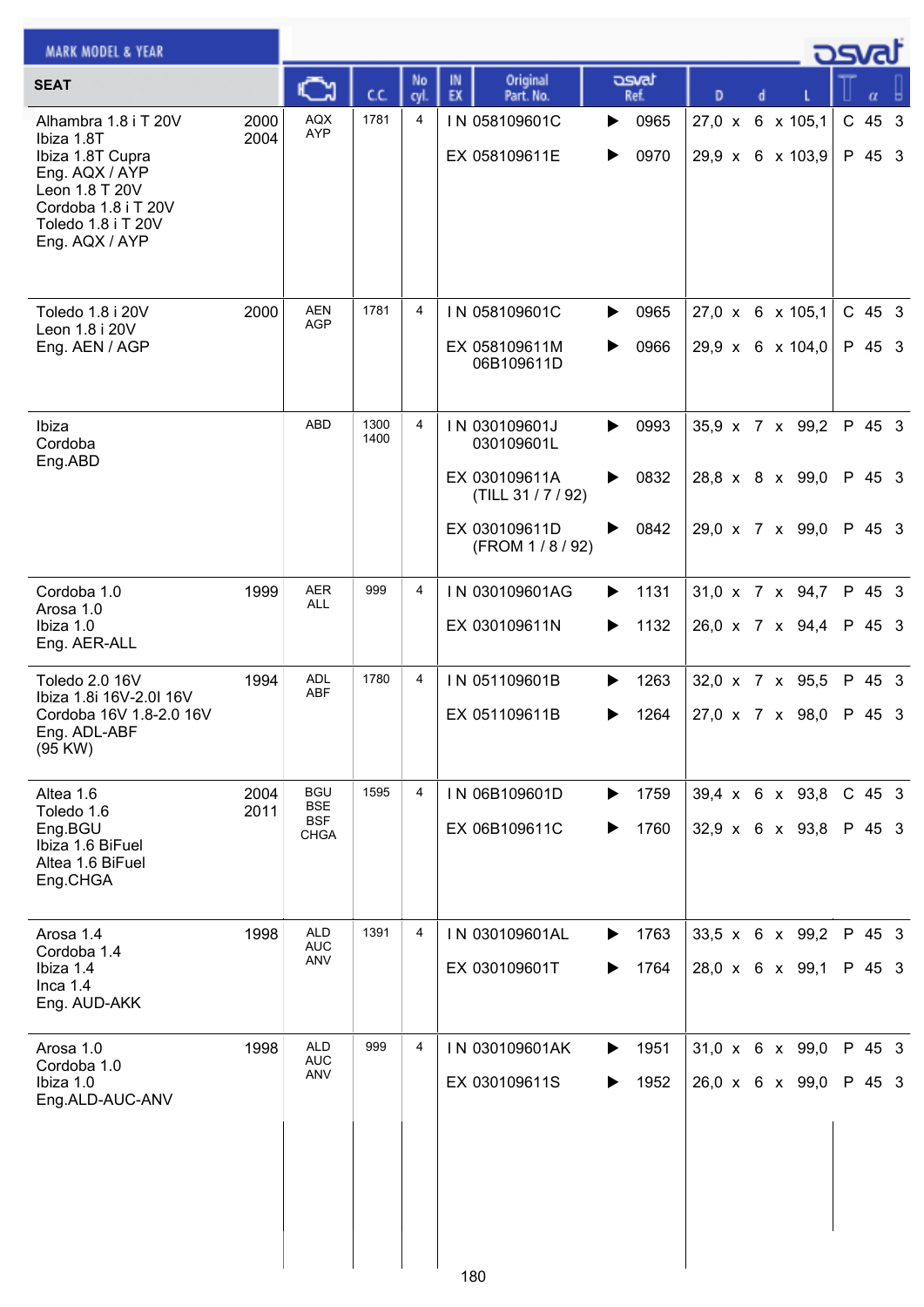# SEAT

| MARK MODEL & YEAR | | Engine | C.C. | No cyl. | IN EX | Original Part. No. | osvat Ref. | D | d | L | Seat | α | |
|---|---|---|---|---|---|---|---|---|---|---|---|---|---|
| Alhambra 1.8 i T 20V<br>Ibiza 1.8T<br>Ibiza 1.8T Cupra<br>Eng. AQX / AYP<br>Leon 1.8 T 20V<br>Cordoba 1.8 i T 20V<br>Toledo 1.8 i T 20V<br>Eng. AQX / AYP | 2000<br>2004 | AQX<br>AYP | 1781 | 4 | IN | 058109601C | 0965 | 27,0 | 6 | 105,1 | C | 45 | 3 |
| | | | | | EX | 058109611E | 0970 | 29,9 | 6 | 103,9 | P | 45 | 3 |
| Toledo 1.8 i 20V<br>Leon 1.8 i 20V<br>Eng. AEN / AGP | 2000 | AEN<br>AGP | 1781 | 4 | IN | 058109601C | 0965 | 27,0 | 6 | 105,1 | C | 45 | 3 |
| | | | | | EX | 058109611M<br>06B109611D | 0966 | 29,9 | 6 | 104,0 | P | 45 | 3 |
| Ibiza<br>Cordoba<br>Eng.ABD | | ABD | 1300<br>1400 | 4 | IN | 030109601J<br>030109601L | 0993 | 35,9 | 7 | 99,2 | P | 45 | 3 |
| | | | | | EX | 030109611A<br>(TILL 31 / 7 / 92) | 0832 | 28,8 | 8 | 99,0 | P | 45 | 3 |
| | | | | | EX | 030109611D<br>(FROM 1 / 8 / 92) | 0842 | 29,0 | 7 | 99,0 | P | 45 | 3 |
| Cordoba 1.0<br>Arosa 1.0<br>Ibiza 1.0<br>Eng. AER-ALL | 1999 | AER<br>ALL | 999 | 4 | IN | 030109601AG | 1131 | 31,0 | 7 | 94,7 | P | 45 | 3 |
| | | | | | EX | 030109611N | 1132 | 26,0 | 7 | 94,4 | P | 45 | 3 |
| Toledo 2.0 16V<br>Ibiza 1.8i 16V-2.0l 16V<br>Cordoba 16V 1.8-2.0 16V<br>Eng. ADL-ABF<br>(95 KW) | 1994 | ADL<br>ABF | 1780 | 4 | IN | 051109601B | 1263 | 32,0 | 7 | 95,5 | P | 45 | 3 |
| | | | | | EX | 051109611B | 1264 | 27,0 | 7 | 98,0 | P | 45 | 3 |
| Altea 1.6<br>Toledo 1.6<br>Eng.BGU<br>Ibiza 1.6 BiFuel<br>Altea 1.6 BiFuel<br>Eng.CHGA | 2004<br>2011 | BGU<br>BSE<br>BSF<br>CHGA | 1595 | 4 | IN | 06B109601D | 1759 | 39,4 | 6 | 93,8 | C | 45 | 3 |
| | | | | | EX | 06B109611C | 1760 | 32,9 | 6 | 93,8 | P | 45 | 3 |
| Arosa 1.4<br>Cordoba 1.4<br>Ibiza 1.4<br>Inca 1.4<br>Eng. AUD-AKK | 1998 | ALD<br>AUC<br>ANV | 1391 | 4 | IN | 030109601AL | 1763 | 33,5 | 6 | 99,2 | P | 45 | 3 |
| | | | | | EX | 030109601T | 1764 | 28,0 | 6 | 99,1 | P | 45 | 3 |
| Arosa 1.0<br>Cordoba 1.0<br>Ibiza 1.0<br>Eng.ALD-AUC-ANV | 1998 | ALD<br>AUC<br>ANV | 999 | 4 | IN | 030109601AK | 1951 | 31,0 | 6 | 99,0 | P | 45 | 3 |
| | | | | | EX | 030109611S | 1952 | 26,0 | 6 | 99,0 | P | 45 | 3 |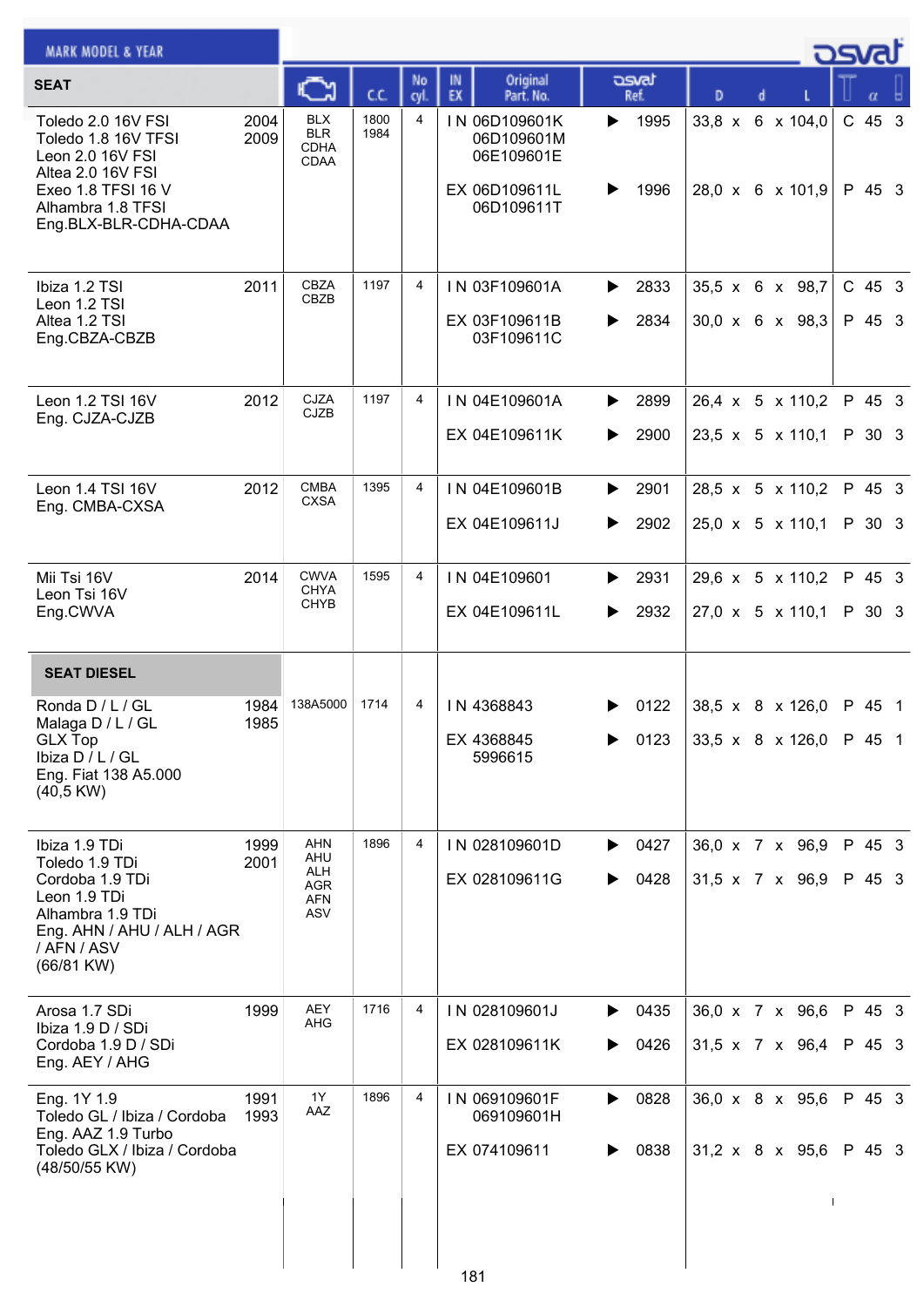| MARK MODEL & YEAR | | Engine | C.C. | No cyl. | IN EX | Original Part. No. | osvat Ref. | D x d x L | α | |
|---|---|---|---|---|---|---|---|---|---|---|
| **SEAT** | | | | | | | | | | |
| Toledo 2.0 16V FSI<br>Toledo 1.8 16V TFSI<br>Leon 2.0 16V FSI<br>Altea 2.0 16V FSI<br>Exeo 1.8 TFSI 16 V<br>Alhambra 1.8 TFSI<br>Eng.BLX-BLR-CDHA-CDAA | 2004<br>2009 | BLX<br>BLR<br>CDHA<br>CDAA | 1800<br>1984 | 4 | IN | 06D109601K<br>06D109601M<br>06E109601E | 1995 | 33,8 x 6 x 104,0 | C 45 | 3 |
| | | | | | EX | 06D109611L<br>06D109611T | 1996 | 28,0 x 6 x 101,9 | P 45 | 3 |
| Ibiza 1.2 TSI<br>Leon 1.2 TSI<br>Altea 1.2 TSI<br>Eng.CBZA-CBZB | 2011 | CBZA<br>CBZB | 1197 | 4 | IN | 03F109601A | 2833 | 35,5 x 6 x 98,7 | C 45 | 3 |
| | | | | | EX | 03F109611B<br>03F109611C | 2834 | 30,0 x 6 x 98,3 | P 45 | 3 |
| Leon 1.2 TSI 16V<br>Eng. CJZA-CJZB | 2012 | CJZA<br>CJZB | 1197 | 4 | IN | 04E109601A | 2899 | 26,4 x 5 x 110,2 | P 45 | 3 |
| | | | | | EX | 04E109611K | 2900 | 23,5 x 5 x 110,1 | P 30 | 3 |
| Leon 1.4 TSI 16V<br>Eng. CMBA-CXSA | 2012 | CMBA<br>CXSA | 1395 | 4 | IN | 04E109601B | 2901 | 28,5 x 5 x 110,2 | P 45 | 3 |
| | | | | | EX | 04E109611J | 2902 | 25,0 x 5 x 110,1 | P 30 | 3 |
| Mii Tsi 16V<br>Leon Tsi 16V<br>Eng.CWVA | 2014 | CWVA<br>CHYA<br>CHYB | 1595 | 4 | IN | 04E109601 | 2931 | 29,6 x 5 x 110,2 | P 45 | 3 |
| | | | | | EX | 04E109611L | 2932 | 27,0 x 5 x 110,1 | P 30 | 3 |
| **SEAT DIESEL** | | | | | | | | | | |
| Ronda D / L / GL<br>Malaga D / L / GL<br>GLX Top<br>Ibiza D / L / GL<br>Eng. Fiat 138 A5.000<br>(40,5 KW) | 1984<br>1985 | 138A5000 | 1714 | 4 | IN | 4368843 | 0122 | 38,5 x 8 x 126,0 | P 45 | 1 |
| | | | | | EX | 4368845<br>5996615 | 0123 | 33,5 x 8 x 126,0 | P 45 | 1 |
| Ibiza 1.9 TDi<br>Toledo 1.9 TDi<br>Cordoba 1.9 TDi<br>Leon 1.9 TDi<br>Alhambra 1.9 TDi<br>Eng. AHN / AHU / ALH / AGR / AFN / ASV<br>(66/81 KW) | 1999<br>2001 | AHN<br>AHU<br>ALH<br>AGR<br>AFN<br>ASV | 1896 | 4 | IN | 028109601D | 0427 | 36,0 x 7 x 96,9 | P 45 | 3 |
| | | | | | EX | 028109611G | 0428 | 31,5 x 7 x 96,9 | P 45 | 3 |
| Arosa 1.7 SDi<br>Ibiza 1.9 D / SDi<br>Cordoba 1.9 D / SDi<br>Eng. AEY / AHG | 1999 | AEY<br>AHG | 1716 | 4 | IN | 028109601J | 0435 | 36,0 x 7 x 96,6 | P 45 | 3 |
| | | | | | EX | 028109611K | 0426 | 31,5 x 7 x 96,4 | P 45 | 3 |
| Eng. 1Y 1.9<br>Toledo GL / Ibiza / Cordoba<br>Eng. AAZ 1.9 Turbo<br>Toledo GLX / Ibiza / Cordoba<br>(48/50/55 KW) | 1991<br>1993 | 1Y<br>AAZ | 1896 | 4 | IN | 069109601F<br>069109601H | 0828 | 36,0 x 8 x 95,6 | P 45 | 3 |
| | | | | | EX | 074109611 | 0838 | 31,2 x 8 x 95,6 | P 45 | 3 |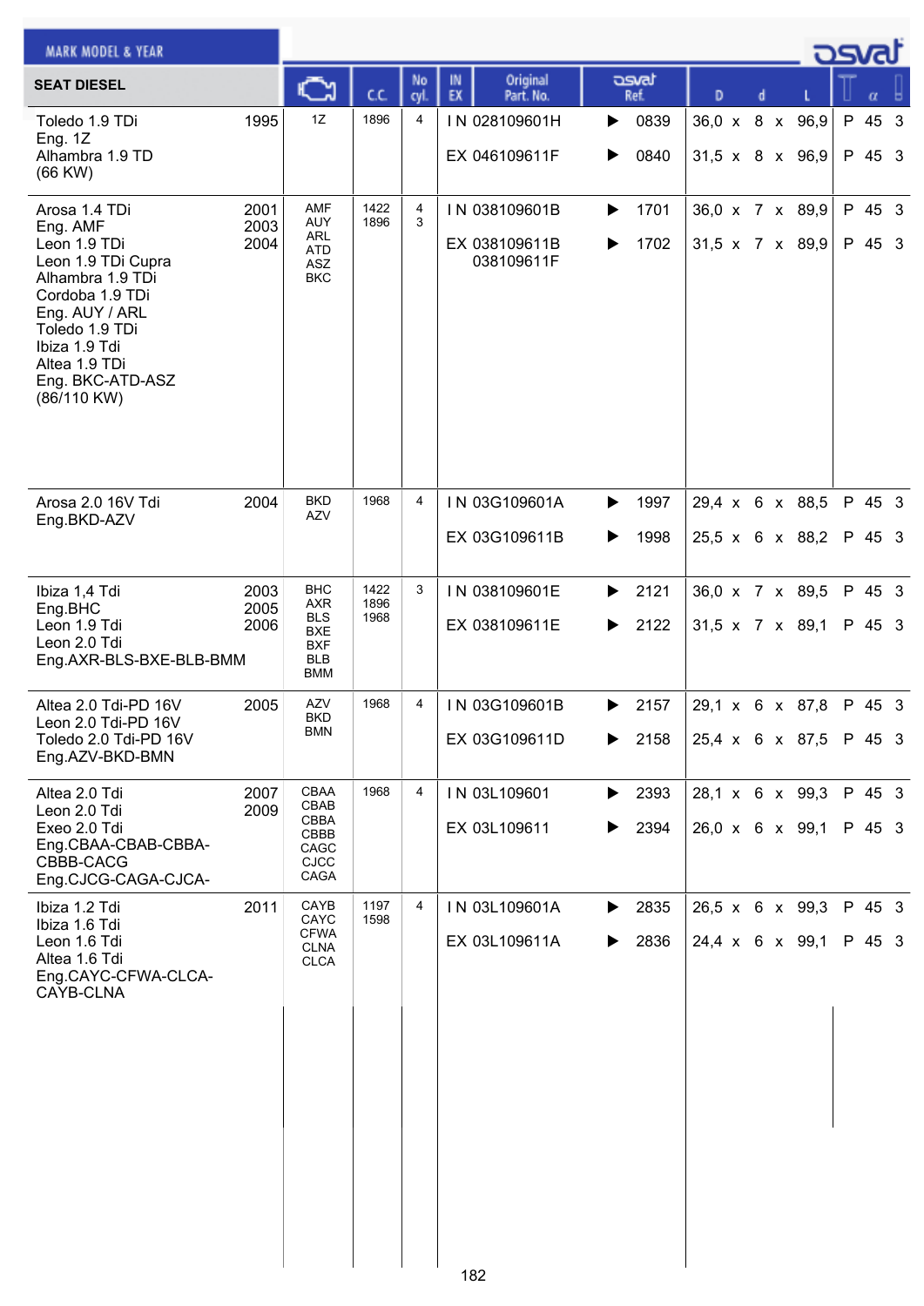| MARK MODEL & YEAR | | Engine | C.C. | No cyl. | IN EX | Original Part. No. | osvat Ref. | D | d | L | T | α | |
|---|---|---|---|---|---|---|---|---|---|---|---|---|---|
| **SEAT DIESEL** | | | | | | | | | | | | | |
| Toledo 1.9 TDi<br>Eng. 1Z<br>Alhambra 1.9 TD<br>(66 KW) | 1995 | 1Z | 1896 | 4 | IN<br><br>EX | 028109601H<br><br>046109611F | ▶ 0839<br><br>▶ 0840 | 36,0 x<br><br>31,5 x | 8 x<br><br>8 x | 96,9<br><br>96,9 | P<br><br>P | 45<br><br>45 | 3<br><br>3 |
| Arosa 1.4 TDi<br>Eng. AMF<br>Leon 1.9 TDi<br>Leon 1.9 TDi Cupra<br>Alhambra 1.9 TDi<br>Cordoba 1.9 TDi<br>Eng. AUY / ARL<br>Toledo 1.9 TDi<br>Ibiza 1.9 Tdi<br>Altea 1.9 TDi<br>Eng. BKC-ATD-ASZ<br>(86/110 KW) | 2001<br>2003<br>2004 | AMF<br>AUY<br>ARL<br>ATD<br>ASZ<br>BKC | 1422<br>1896 | 4<br>3 | IN<br><br>EX | 038109601B<br><br>038109611B<br>038109611F | ▶ 1701<br><br>▶ 1702 | 36,0 x<br><br>31,5 x | 7 x<br><br>7 x | 89,9<br><br>89,9 | P<br><br>P | 45<br><br>45 | 3<br><br>3 |
| Arosa 2.0 16V Tdi<br>Eng.BKD-AZV | 2004 | BKD<br>AZV | 1968 | 4 | IN<br><br>EX | 03G109601A<br><br>03G109611B | ▶ 1997<br><br>▶ 1998 | 29,4 x<br><br>25,5 x | 6 x<br><br>6 x | 88,5<br><br>88,2 | P<br><br>P | 45<br><br>45 | 3<br><br>3 |
| Ibiza 1,4 Tdi<br>Eng.BHC<br>Leon 1.9 Tdi<br>Leon 2.0 Tdi<br>Eng.AXR-BLS-BXE-BLB-BMM | 2003<br>2005<br>2006 | BHC<br>AXR<br>BLS<br>BXE<br>BXF<br>BLB<br>BMM | 1422<br>1896<br>1968 | 3 | IN<br><br>EX | 038109601E<br><br>038109611E | ▶ 2121<br><br>▶ 2122 | 36,0 x<br><br>31,5 x | 7 x<br><br>7 x | 89,5<br><br>89,1 | P<br><br>P | 45<br><br>45 | 3<br><br>3 |
| Altea 2.0 Tdi-PD 16V<br>Leon 2.0 Tdi-PD 16V<br>Toledo 2.0 Tdi-PD 16V<br>Eng.AZV-BKD-BMN | 2005 | AZV<br>BKD<br>BMN | 1968 | 4 | IN<br><br>EX | 03G109601B<br><br>03G109611D | ▶ 2157<br><br>▶ 2158 | 29,1 x<br><br>25,4 x | 6 x<br><br>6 x | 87,8<br><br>87,5 | P<br><br>P | 45<br><br>45 | 3<br><br>3 |
| Altea 2.0 Tdi<br>Leon 2.0 Tdi<br>Exeo 2.0 Tdi<br>Eng.CBAA-CBAB-CBBA-CBBB-CACG<br>Eng.CJCG-CAGA-CJCA- | 2007<br>2009 | CBAA<br>CBAB<br>CBBA<br>CBBB<br>CAGC<br>CJCC<br>CAGA | 1968 | 4 | IN<br><br>EX | 03L109601<br><br>03L109611 | ▶ 2393<br><br>▶ 2394 | 28,1 x<br><br>26,0 x | 6 x<br><br>6 x | 99,3<br><br>99,1 | P<br><br>P | 45<br><br>45 | 3<br><br>3 |
| Ibiza 1.2 Tdi<br>Ibiza 1.6 Tdi<br>Leon 1.6 Tdi<br>Altea 1.6 Tdi<br>Eng.CAYC-CFWA-CLCA-CAYB-CLNA | 2011 | CAYB<br>CAYC<br>CFWA<br>CLNA<br>CLCA | 1197<br>1598 | 4 | IN<br><br>EX | 03L109601A<br><br>03L109611A | ▶ 2835<br><br>▶ 2836 | 26,5 x<br><br>24,4 x | 6 x<br><br>6 x | 99,3<br><br>99,1 | P<br><br>P | 45<br><br>45 | 3<br><br>3 |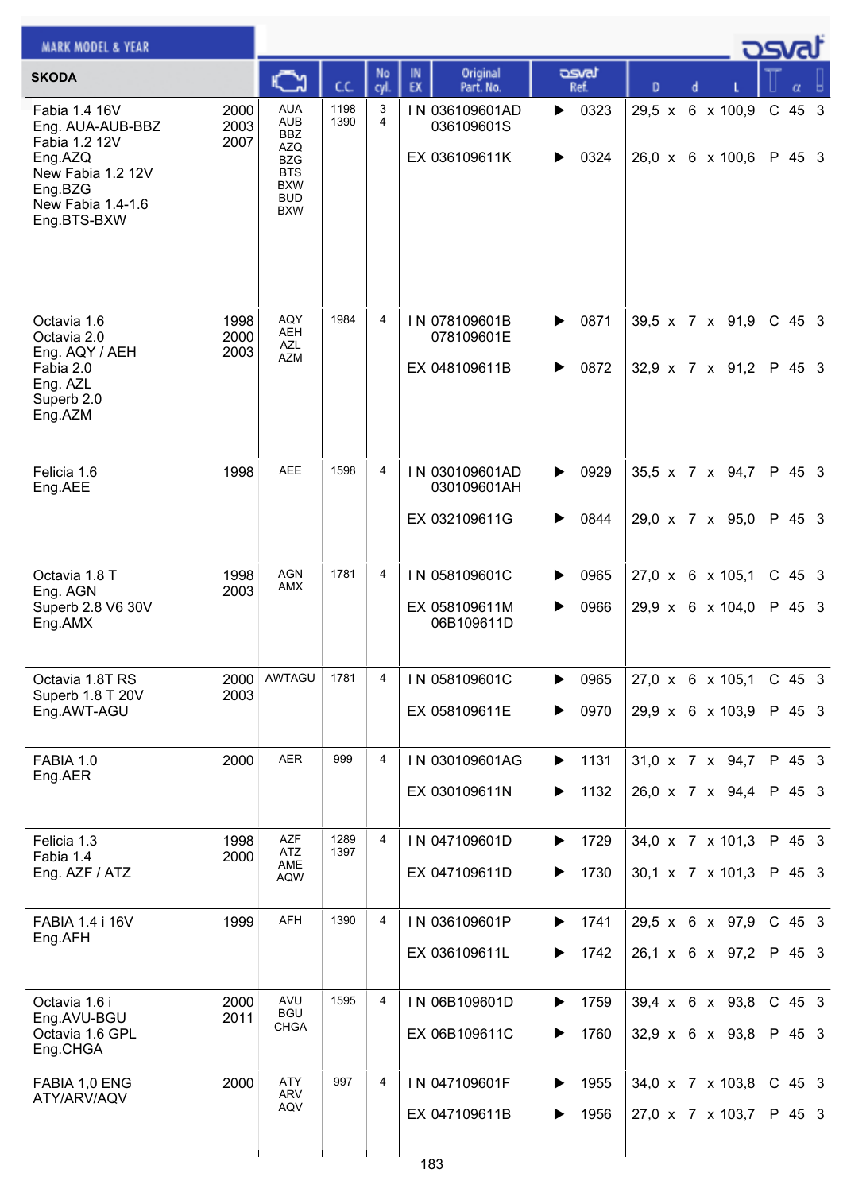| SKODA | | Engine | C.C. | No cyl. | IN EX | Original Part. No. | osvat Ref. | D | d | L | | α | |
|---|---|---|---|---|---|---|---|---|---|---|---|---|---|
| Fabia 1.4 16V<br>Eng. AUA-AUB-BBZ<br>Fabia 1.2 12V<br>Eng.AZQ<br>New Fabia 1.2 12V<br>Eng.BZG<br>New Fabia 1.4-1.6<br>Eng.BTS-BXW | 2000<br>2003<br>2007 | AUA<br>AUB<br>BBZ<br>AZQ<br>BZG<br>BTS<br>BXW<br>BUD<br>BXW | 1198<br>1390 | 3<br>4 | IN<br><br>EX | 036109601AD<br>036109601S<br>036109611K | 0323<br><br>0324 | 29,5<br><br>26,0 | 6<br><br>6 | 100,9<br><br>100,6 | C<br><br>P | 45<br><br>45 | 3<br><br>3 |
| Octavia 1.6<br>Octavia 2.0<br>Eng. AQY / AEH<br>Fabia 2.0<br>Eng. AZL<br>Superb 2.0<br>Eng.AZM | 1998<br>2000<br>2003 | AQY<br>AEH<br>AZL<br>AZM | 1984 | 4 | IN<br><br>EX | 078109601B<br>078109601E<br>048109611B | 0871<br><br>0872 | 39,5<br><br>32,9 | 7<br><br>7 | 91,9<br><br>91,2 | C<br><br>P | 45<br><br>45 | 3<br><br>3 |
| Felicia 1.6<br>Eng.AEE | 1998 | AEE | 1598 | 4 | IN<br><br>EX | 030109601AD<br>030109601AH<br>032109611G | 0929<br><br>0844 | 35,5<br><br>29,0 | 7<br><br>7 | 94,7<br><br>95,0 | P<br><br>P | 45<br><br>45 | 3<br><br>3 |
| Octavia 1.8 T<br>Eng. AGN<br>Superb 2.8 V6 30V<br>Eng.AMX | 1998<br>2003 | AGN<br>AMX | 1781 | 4 | IN<br>EX | 058109601C<br>058109611M<br>06B109611D | 0965<br>0966 | 27,0<br>29,9 | 6<br>6 | 105,1<br>104,0 | C<br>P | 45<br>45 | 3<br>3 |
| Octavia 1.8T RS<br>Superb 1.8 T 20V<br>Eng.AWT-AGU | 2000<br>2003 | AWTAGU | 1781 | 4 | IN<br>EX | 058109601C<br>058109611E | 0965<br>0970 | 27,0<br>29,9 | 6<br>6 | 105,1<br>103,9 | C<br>P | 45<br>45 | 3<br>3 |
| FABIA 1.0<br>Eng.AER | 2000 | AER | 999 | 4 | IN<br>EX | 030109601AG<br>030109611N | 1131<br>1132 | 31,0<br>26,0 | 7<br>7 | 94,7<br>94,4 | P<br>P | 45<br>45 | 3<br>3 |
| Felicia 1.3<br>Fabia 1.4<br>Eng. AZF / ATZ | 1998<br>2000 | AZF<br>ATZ<br>AME<br>AQW | 1289<br>1397 | 4 | IN<br>EX | 047109601D<br>047109611D | 1729<br>1730 | 34,0<br>30,1 | 7<br>7 | 101,3<br>101,3 | P<br>P | 45<br>45 | 3<br>3 |
| FABIA 1.4 i 16V<br>Eng.AFH | 1999 | AFH | 1390 | 4 | IN<br>EX | 036109601P<br>036109611L | 1741<br>1742 | 29,5<br>26,1 | 6<br>6 | 97,9<br>97,2 | C<br>P | 45<br>45 | 3<br>3 |
| Octavia 1.6 i<br>Eng.AVU-BGU<br>Octavia 1.6 GPL<br>Eng.CHGA | 2000<br>2011 | AVU<br>BGU<br>CHGA | 1595 | 4 | IN<br>EX | 06B109601D<br>06B109611C | 1759<br>1760 | 39,4<br>32,9 | 6<br>6 | 93,8<br>93,8 | C<br>P | 45<br>45 | 3<br>3 |
| FABIA 1,0 ENG<br>ATY/ARV/AQV | 2000 | ATY<br>ARV<br>AQV | 997 | 4 | IN<br>EX | 047109601F<br>047109611B | 1955<br>1956 | 34,0<br>27,0 | 7<br>7 | 103,8<br>103,7 | C<br>P | 45<br>45 | 3<br>3 |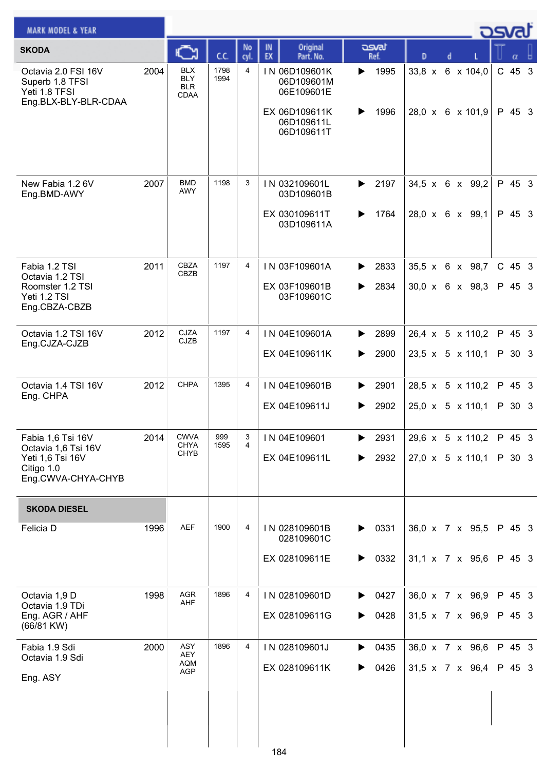| MARK MODEL & YEAR | | Engine | C.C. | No cyl. | IN EX | Original Part. No. | osvat Ref. | D | d | L | Type | α | |
|---|---|---|---|---|---|---|---|---|---|---|---|---|---|
| **SKODA** | | | | | | | | | | | | | |
| Octavia 2.0 FSI 16V<br>Superb 1.8 TFSI<br>Yeti 1.8 TFSI<br>Eng.BLX-BLY-BLR-CDAA | 2004 | BLX<br>BLY<br>BLR<br>CDAA | 1798<br>1994 | 4 | IN | 06D109601K<br>06D109601M<br>06E109601E | 1995 | 33,8 | 6 | 104,0 | C | 45 | 3 |
| | | | | | EX | 06D109611K<br>06D109611L<br>06D109611T | 1996 | 28,0 | 6 | 101,9 | P | 45 | 3 |
| New Fabia 1.2 6V<br>Eng.BMD-AWY | 2007 | BMD<br>AWY | 1198 | 3 | IN | 032109601L<br>03D109601B | 2197 | 34,5 | 6 | 99,2 | P | 45 | 3 |
| | | | | | EX | 030109611T<br>03D109611A | 1764 | 28,0 | 6 | 99,1 | P | 45 | 3 |
| Fabia 1.2 TSI<br>Octavia 1.2 TSI<br>Roomster 1.2 TSI<br>Yeti 1.2 TSI<br>Eng.CBZA-CBZB | 2011 | CBZA<br>CBZB | 1197 | 4 | IN | 03F109601A | 2833 | 35,5 | 6 | 98,7 | C | 45 | 3 |
| | | | | | EX | 03F109601B<br>03F109601C | 2834 | 30,0 | 6 | 98,3 | P | 45 | 3 |
| Octavia 1.2 TSI 16V<br>Eng.CJZA-CJZB | 2012 | CJZA<br>CJZB | 1197 | 4 | IN | 04E109601A | 2899 | 26,4 | 5 | 110,2 | P | 45 | 3 |
| | | | | | EX | 04E109611K | 2900 | 23,5 | 5 | 110,1 | P | 30 | 3 |
| Octavia 1.4 TSI 16V<br>Eng. CHPA | 2012 | CHPA | 1395 | 4 | IN | 04E109601B | 2901 | 28,5 | 5 | 110,2 | P | 45 | 3 |
| | | | | | EX | 04E109611J | 2902 | 25,0 | 5 | 110,1 | P | 30 | 3 |
| Fabia 1,6 Tsi 16V<br>Octavia 1,6 Tsi 16V<br>Yeti 1,6 Tsi 16V<br>Citigo 1.0<br>Eng.CWVA-CHYA-CHYB | 2014 | CWVA<br>CHYA<br>CHYB | 999<br>1595 | 3<br>4 | IN | 04E109601 | 2931 | 29,6 | 5 | 110,2 | P | 45 | 3 |
| | | | | | EX | 04E109611L | 2932 | 27,0 | 5 | 110,1 | P | 30 | 3 |
| **SKODA DIESEL** | | | | | | | | | | | | | |
| Felicia D | 1996 | AEF | 1900 | 4 | IN | 028109601B<br>028109601C | 0331 | 36,0 | 7 | 95,5 | P | 45 | 3 |
| | | | | | EX | 028109611E | 0332 | 31,1 | 7 | 95,6 | P | 45 | 3 |
| Octavia 1,9 D<br>Octavia 1.9 TDi<br>Eng. AGR / AHF<br>(66/81 KW) | 1998 | AGR<br>AHF | 1896 | 4 | IN | 028109601D | 0427 | 36,0 | 7 | 96,9 | P | 45 | 3 |
| | | | | | EX | 028109611G | 0428 | 31,5 | 7 | 96,9 | P | 45 | 3 |
| Fabia 1.9 Sdi<br>Octavia 1.9 Sdi<br><br>Eng. ASY | 2000 | ASY<br>AEY<br>AQM<br>AGP | 1896 | 4 | IN | 028109601J | 0435 | 36,0 | 7 | 96,6 | P | 45 | 3 |
| | | | | | EX | 028109611K | 0426 | 31,5 | 7 | 96,4 | P | 45 | 3 |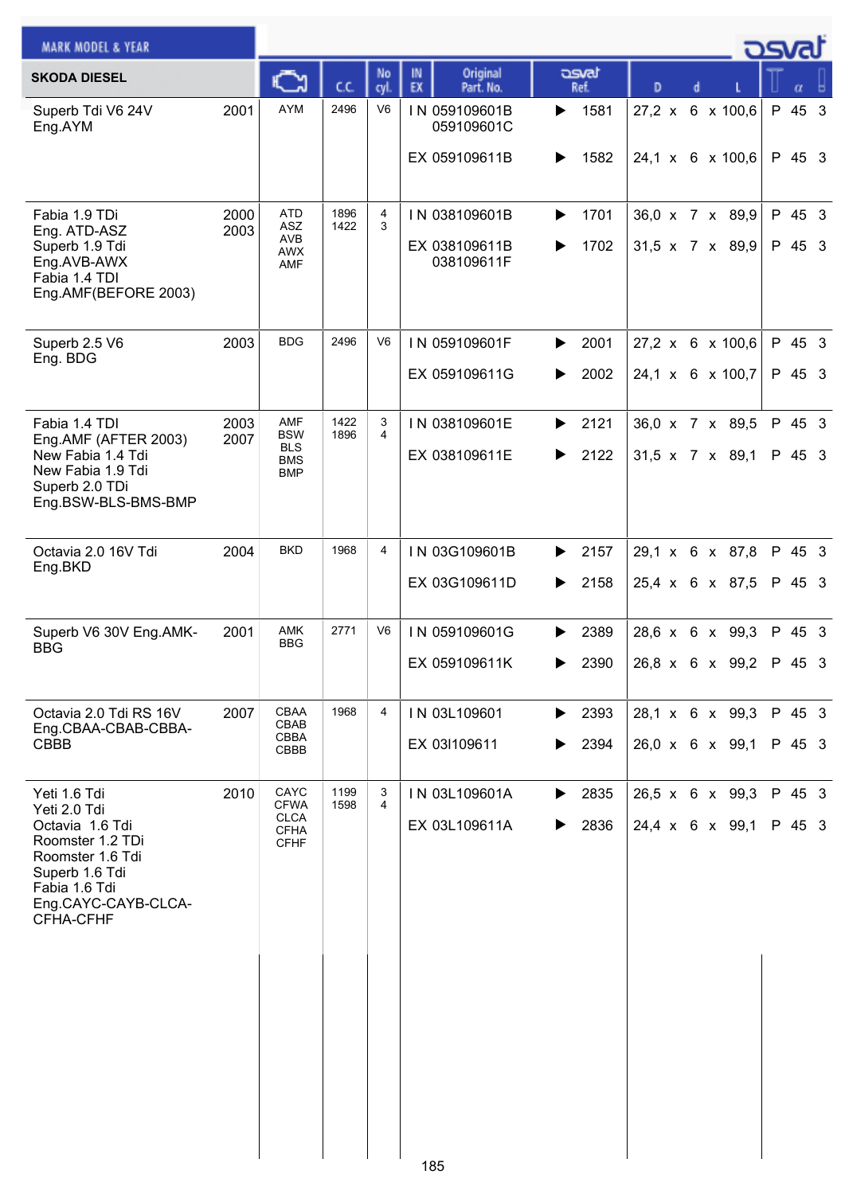MARK MODEL & YEAR

| SKODA DIESEL | | Engine | C.C. | No cyl. | IN EX | Original Part. No. | osvat Ref. | D | d | L | | α | |
|---|---|---|---|---|---|---|---|---|---|---|---|---|---|
| Superb Tdi V6 24V Eng.AYM | 2001 | AYM | 2496 | V6 | IN | 059109601B 059109601C | 1581 | 27,2 x | 6 x | 100,6 | P | 45 | 3 |
| | | | | | EX | 059109611B | 1582 | 24,1 x | 6 x | 100,6 | P | 45 | 3 |
| Fabia 1.9 TDi Eng. ATD-ASZ Superb 1.9 Tdi Eng.AVB-AWX Fabia 1.4 TDI Eng.AMF(BEFORE 2003) | 2000 2003 | ATD ASZ AVB AWX AMF | 1896 1422 | 4 3 | IN | 038109601B | 1701 | 36,0 x | 7 x | 89,9 | P | 45 | 3 |
| | | | | | EX | 038109611B 038109611F | 1702 | 31,5 x | 7 x | 89,9 | P | 45 | 3 |
| Superb 2.5 V6 Eng. BDG | 2003 | BDG | 2496 | V6 | IN | 059109601F | 2001 | 27,2 x | 6 x | 100,6 | P | 45 | 3 |
| | | | | | EX | 059109611G | 2002 | 24,1 x | 6 x | 100,7 | P | 45 | 3 |
| Fabia 1.4 TDI Eng.AMF (AFTER 2003) New Fabia 1.4 Tdi New Fabia 1.9 Tdi Superb 2.0 TDi Eng.BSW-BLS-BMS-BMP | 2003 2007 | AMF BSW BLS BMS BMP | 1422 1896 | 3 4 | IN | 038109601E | 2121 | 36,0 x | 7 x | 89,5 | P | 45 | 3 |
| | | | | | EX | 038109611E | 2122 | 31,5 x | 7 x | 89,1 | P | 45 | 3 |
| Octavia 2.0 16V Tdi Eng.BKD | 2004 | BKD | 1968 | 4 | IN | 03G109601B | 2157 | 29,1 x | 6 x | 87,8 | P | 45 | 3 |
| | | | | | EX | 03G109611D | 2158 | 25,4 x | 6 x | 87,5 | P | 45 | 3 |
| Superb V6 30V Eng.AMK-BBG | 2001 | AMK BBG | 2771 | V6 | IN | 059109601G | 2389 | 28,6 x | 6 x | 99,3 | P | 45 | 3 |
| | | | | | EX | 059109611K | 2390 | 26,8 x | 6 x | 99,2 | P | 45 | 3 |
| Octavia 2.0 Tdi RS 16V Eng.CBAA-CBAB-CBBA-CBBB | 2007 | CBAA CBAB CBBA CBBB | 1968 | 4 | IN | 03L109601 | 2393 | 28,1 x | 6 x | 99,3 | P | 45 | 3 |
| | | | | | EX | 03I109611 | 2394 | 26,0 x | 6 x | 99,1 | P | 45 | 3 |
| Yeti 1.6 Tdi Yeti 2.0 Tdi Octavia 1.6 Tdi Roomster 1.2 TDi Roomster 1.6 Tdi Superb 1.6 Tdi Fabia 1.6 Tdi Eng.CAYC-CAYB-CLCA-CFHA-CFHF | 2010 | CAYC CFWA CLCA CFHA CFHF | 1199 1598 | 3 4 | IN | 03L109601A | 2835 | 26,5 x | 6 x | 99,3 | P | 45 | 3 |
| | | | | | EX | 03L109611A | 2836 | 24,4 x | 6 x | 99,1 | P | 45 | 3 |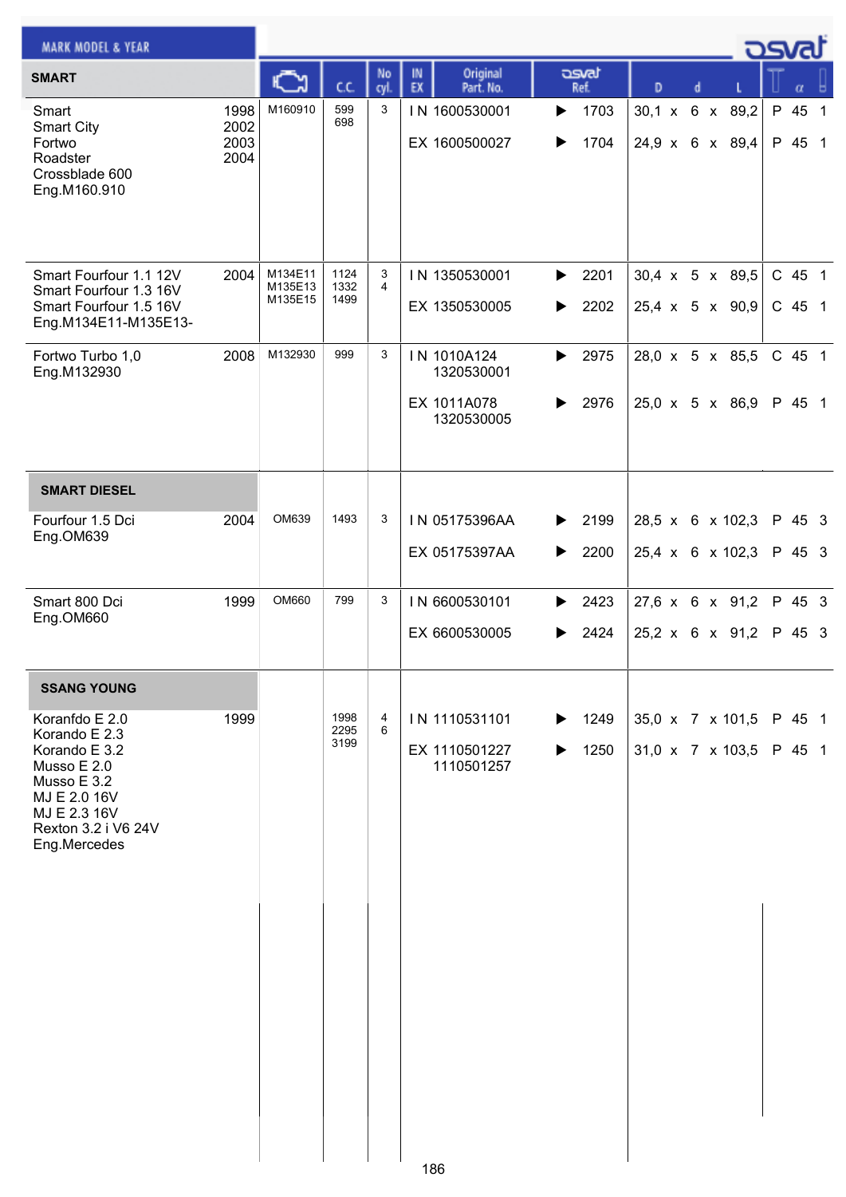| MARK MODEL & YEAR | | Engine | C.C. | No cyl. | IN EX | Original Part. No. | osvat Ref. | D x d x L | | α | |
|---|---|---|---|---|---|---|---|---|---|---|---|
| **SMART** | | | | | | | | | | | |
| Smart<br>Smart City<br>Fortwo<br>Roadster<br>Crossblade 600<br>Eng.M160.910 | 1998<br>2002<br>2003<br>2004 | M160910 | 599<br>698 | 3 | IN<br><br>EX | 1600530001<br><br>1600500027 | ▶ 1703<br><br>▶ 1704 | 30,1 x 6 x 89,2<br><br>24,9 x 6 x 89,4 | P<br><br>P | 45<br><br>45 | 1<br><br>1 |
| Smart Fourfour 1.1 12V<br>Smart Fourfour 1.3 16V<br>Smart Fourfour 1.5 16V<br>Eng.M134E11-M135E13- | 2004 | M134E11<br>M135E13<br>M135E15 | 1124<br>1332<br>1499 | 3<br>4 | IN<br><br>EX | 1350530001<br><br>1350530005 | ▶ 2201<br><br>▶ 2202 | 30,4 x 5 x 89,5<br><br>25,4 x 5 x 90,9 | C<br><br>C | 45<br><br>45 | 1<br><br>1 |
| Fortwo Turbo 1,0<br>Eng.M132930 | 2008 | M132930 | 999 | 3 | IN<br><br><br>EX | 1010A124<br>1320530001<br><br>1011A078<br>1320530005 | ▶ 2975<br><br><br>▶ 2976 | 28,0 x 5 x 85,5<br><br><br>25,0 x 5 x 86,9 | C<br><br><br>P | 45<br><br><br>45 | 1<br><br><br>1 |
| **SMART DIESEL** | | | | | | | | | | | |
| Fourfour 1.5 Dci<br>Eng.OM639 | 2004 | OM639 | 1493 | 3 | IN<br><br>EX | 05175396AA<br><br>05175397AA | ▶ 2199<br><br>▶ 2200 | 28,5 x 6 x 102,3<br><br>25,4 x 6 x 102,3 | P<br><br>P | 45<br><br>45 | 3<br><br>3 |
| Smart 800 Dci<br>Eng.OM660 | 1999 | OM660 | 799 | 3 | IN<br><br>EX | 6600530101<br><br>6600530005 | ▶ 2423<br><br>▶ 2424 | 27,6 x 6 x 91,2<br><br>25,2 x 6 x 91,2 | P<br><br>P | 45<br><br>45 | 3<br><br>3 |
| **SSANG YOUNG** | | | | | | | | | | | |
| Koranfdo E 2.0<br>Korando E 2.3<br>Korando E 3.2<br>Musso E 2.0<br>Musso E 3.2<br>MJ E 2.0 16V<br>MJ E 2.3 16V<br>Rexton 3.2 i V6 24V<br>Eng.Mercedes | 1999 | | 1998<br>2295<br>3199 | 4<br>6 | IN<br><br>EX | 1110531101<br><br>1110501227<br>1110501257 | ▶ 1249<br><br>▶ 1250 | 35,0 x 7 x 101,5<br><br>31,0 x 7 x 103,5 | P<br><br>P | 45<br><br>45 | 1<br><br>1 |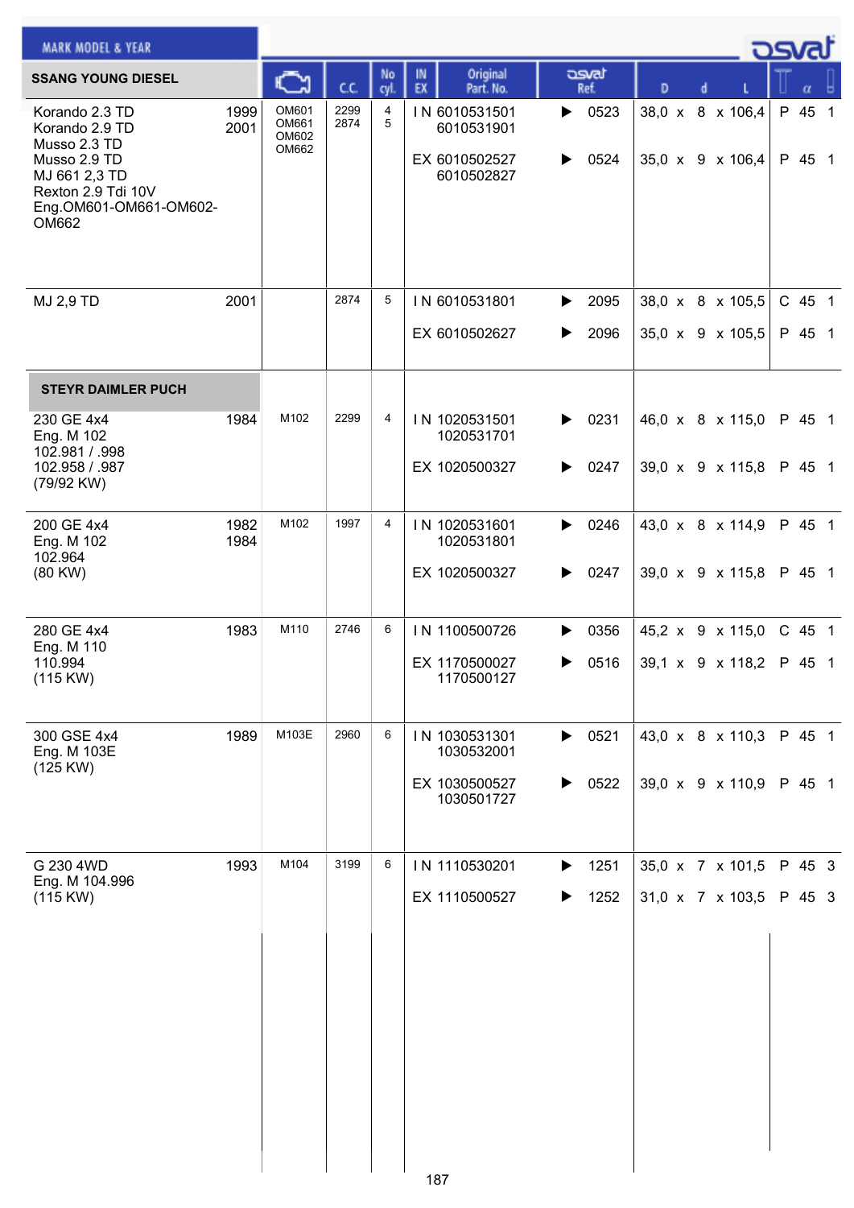| MARK MODEL & YEAR | | Engine | C.C. | No cyl. | IN EX | Original Part. No. | osvat Ref. | D | d | L | | α | |
|---|---|---|---|---|---|---|---|---|---|---|---|---|---|
| **SSANG YOUNG DIESEL** | | | | | | | | | | | | | |
| Korando 2.3 TD<br>Korando 2.9 TD<br>Musso 2.3 TD<br>Musso 2.9 TD<br>MJ 661 2,3 TD<br>Rexton 2.9 Tdi 10V<br>Eng.OM601-OM661-OM602-OM662 | 1999<br>2001 | OM601<br>OM661<br>OM602<br>OM662 | 2299<br>2874 | 4<br>5 | IN | 6010531501<br>6010531901 | 0523 | 38,0 | 8 | 106,4 | P | 45 | 1 |
| | | | | | EX | 6010502527<br>6010502827 | 0524 | 35,0 | 9 | 106,4 | P | 45 | 1 |
| MJ 2,9 TD | 2001 | | 2874 | 5 | IN | 6010531801 | 2095 | 38,0 | 8 | 105,5 | C | 45 | 1 |
| | | | | | EX | 6010502627 | 2096 | 35,0 | 9 | 105,5 | P | 45 | 1 |
| **STEYR DAIMLER PUCH** | | | | | | | | | | | | | |
| 230 GE 4x4<br>Eng. M 102<br>102.981 / .998<br>102.958 / .987<br>(79/92 KW) | 1984 | M102 | 2299 | 4 | IN | 1020531501<br>1020531701 | 0231 | 46,0 | 8 | 115,0 | P | 45 | 1 |
| | | | | | EX | 1020500327 | 0247 | 39,0 | 9 | 115,8 | P | 45 | 1 |
| 200 GE 4x4<br>Eng. M 102<br>102.964<br>(80 KW) | 1982<br>1984 | M102 | 1997 | 4 | IN | 1020531601<br>1020531801 | 0246 | 43,0 | 8 | 114,9 | P | 45 | 1 |
| | | | | | EX | 1020500327 | 0247 | 39,0 | 9 | 115,8 | P | 45 | 1 |
| 280 GE 4x4<br>Eng. M 110<br>110.994<br>(115 KW) | 1983 | M110 | 2746 | 6 | IN | 1100500726 | 0356 | 45,2 | 9 | 115,0 | C | 45 | 1 |
| | | | | | EX | 1170500027<br>1170500127 | 0516 | 39,1 | 9 | 118,2 | P | 45 | 1 |
| 300 GSE 4x4<br>Eng. M 103E<br>(125 KW) | 1989 | M103E | 2960 | 6 | IN | 1030531301<br>1030532001 | 0521 | 43,0 | 8 | 110,3 | P | 45 | 1 |
| | | | | | EX | 1030500527<br>1030501727 | 0522 | 39,0 | 9 | 110,9 | P | 45 | 1 |
| G 230 4WD<br>Eng. M 104.996<br>(115 KW) | 1993 | M104 | 3199 | 6 | IN | 1110530201 | 1251 | 35,0 | 7 | 101,5 | P | 45 | 3 |
| | | | | | EX | 1110500527 | 1252 | 31,0 | 7 | 103,5 | P | 45 | 3 |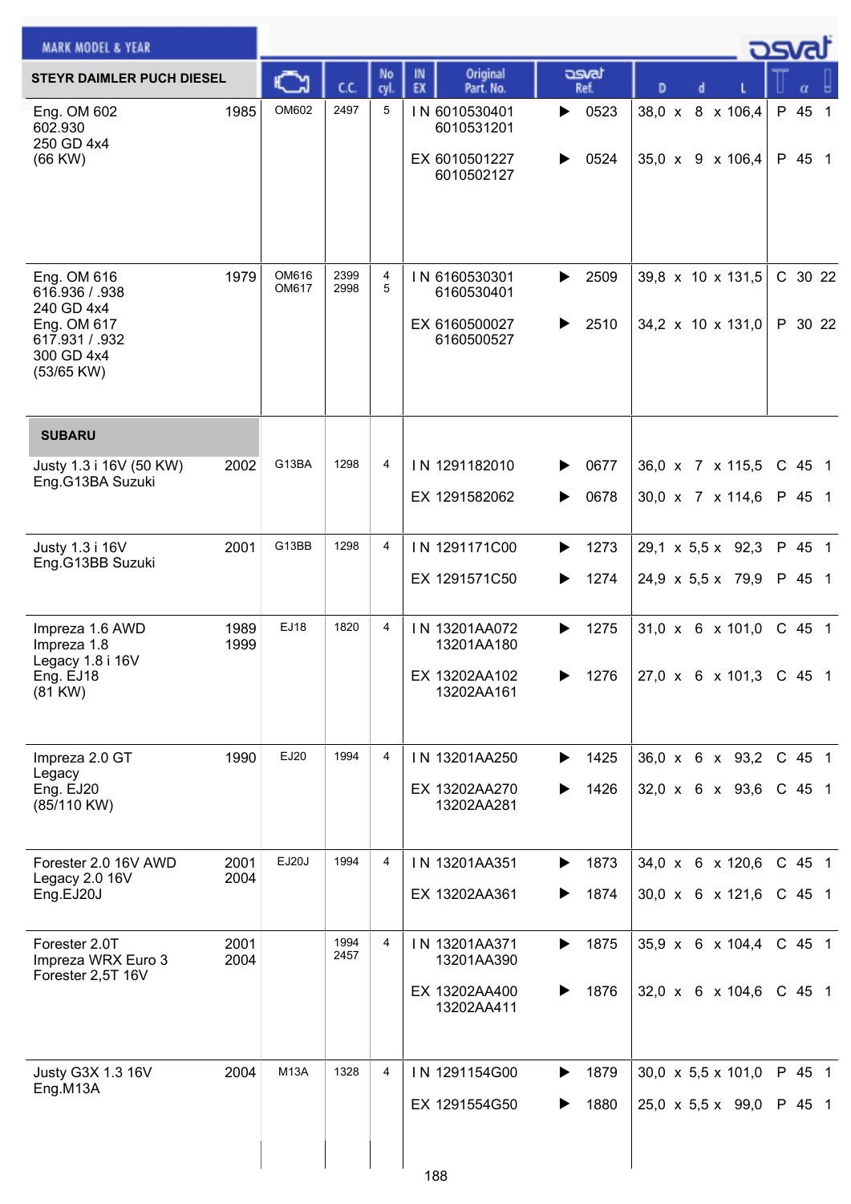| MARK MODEL & YEAR | | Engine | C.C. | No cyl. | IN EX | Original Part. No. | osvat Ref. | D | d | L | | α | |
|---|---|---|---|---|---|---|---|---|---|---|---|---|---|
| **STEYR DAIMLER PUCH DIESEL** | | | | | | | | | | | | | |
| Eng. OM 602<br>602.930<br>250 GD 4x4<br>(66 KW) | 1985 | OM602 | 2497 | 5 | IN | 6010530401<br>6010531201 | 0523 | 38,0 | 8 | 106,4 | P | 45 | 1 |
| | | | | | EX | 6010501227<br>6010502127 | 0524 | 35,0 | 9 | 106,4 | P | 45 | 1 |
| Eng. OM 616<br>616.936 / .938<br>240 GD 4x4<br>Eng. OM 617<br>617.931 / .932<br>300 GD 4x4<br>(53/65 KW) | 1979 | OM616<br>OM617 | 2399<br>2998 | 4<br>5 | IN | 6160530301<br>6160530401 | 2509 | 39,8 | 10 | 131,5 | C | 30 | 22 |
| | | | | | EX | 6160500027<br>6160500527 | 2510 | 34,2 | 10 | 131,0 | P | 30 | 22 |
| **SUBARU** | | | | | | | | | | | | | |
| Justy 1.3 i 16V (50 KW)<br>Eng.G13BA Suzuki | 2002 | G13BA | 1298 | 4 | IN | 1291182010 | 0677 | 36,0 | 7 | 115,5 | C | 45 | 1 |
| | | | | | EX | 1291582062 | 0678 | 30,0 | 7 | 114,6 | P | 45 | 1 |
| Justy 1.3 i 16V<br>Eng.G13BB Suzuki | 2001 | G13BB | 1298 | 4 | IN | 1291171C00 | 1273 | 29,1 | 5,5 | 92,3 | P | 45 | 1 |
| | | | | | EX | 1291571C50 | 1274 | 24,9 | 5,5 | 79,9 | P | 45 | 1 |
| Impreza 1.6 AWD<br>Impreza 1.8<br>Legacy 1.8 i 16V<br>Eng. EJ18<br>(81 KW) | 1989<br>1999 | EJ18 | 1820 | 4 | IN | 13201AA072<br>13201AA180 | 1275 | 31,0 | 6 | 101,0 | C | 45 | 1 |
| | | | | | EX | 13202AA102<br>13202AA161 | 1276 | 27,0 | 6 | 101,3 | C | 45 | 1 |
| Impreza 2.0 GT<br>Legacy<br>Eng. EJ20<br>(85/110 KW) | 1990 | EJ20 | 1994 | 4 | IN | 13201AA250 | 1425 | 36,0 | 6 | 93,2 | C | 45 | 1 |
| | | | | | EX | 13202AA270<br>13202AA281 | 1426 | 32,0 | 6 | 93,6 | C | 45 | 1 |
| Forester 2.0 16V AWD<br>Legacy 2.0 16V<br>Eng.EJ20J | 2001<br>2004 | EJ20J | 1994 | 4 | IN | 13201AA351 | 1873 | 34,0 | 6 | 120,6 | C | 45 | 1 |
| | | | | | EX | 13202AA361 | 1874 | 30,0 | 6 | 121,6 | C | 45 | 1 |
| Forester 2.0T<br>Impreza WRX Euro 3<br>Forester 2,5T 16V | 2001<br>2004 | | 1994<br>2457 | 4 | IN | 13201AA371<br>13201AA390 | 1875 | 35,9 | 6 | 104,4 | C | 45 | 1 |
| | | | | | EX | 13202AA400<br>13202AA411 | 1876 | 32,0 | 6 | 104,6 | C | 45 | 1 |
| Justy G3X 1.3 16V<br>Eng.M13A | 2004 | M13A | 1328 | 4 | IN | 1291154G00 | 1879 | 30,0 | 5,5 | 101,0 | P | 45 | 1 |
| | | | | | EX | 1291554G50 | 1880 | 25,0 | 5,5 | 99,0 | P | 45 | 1 |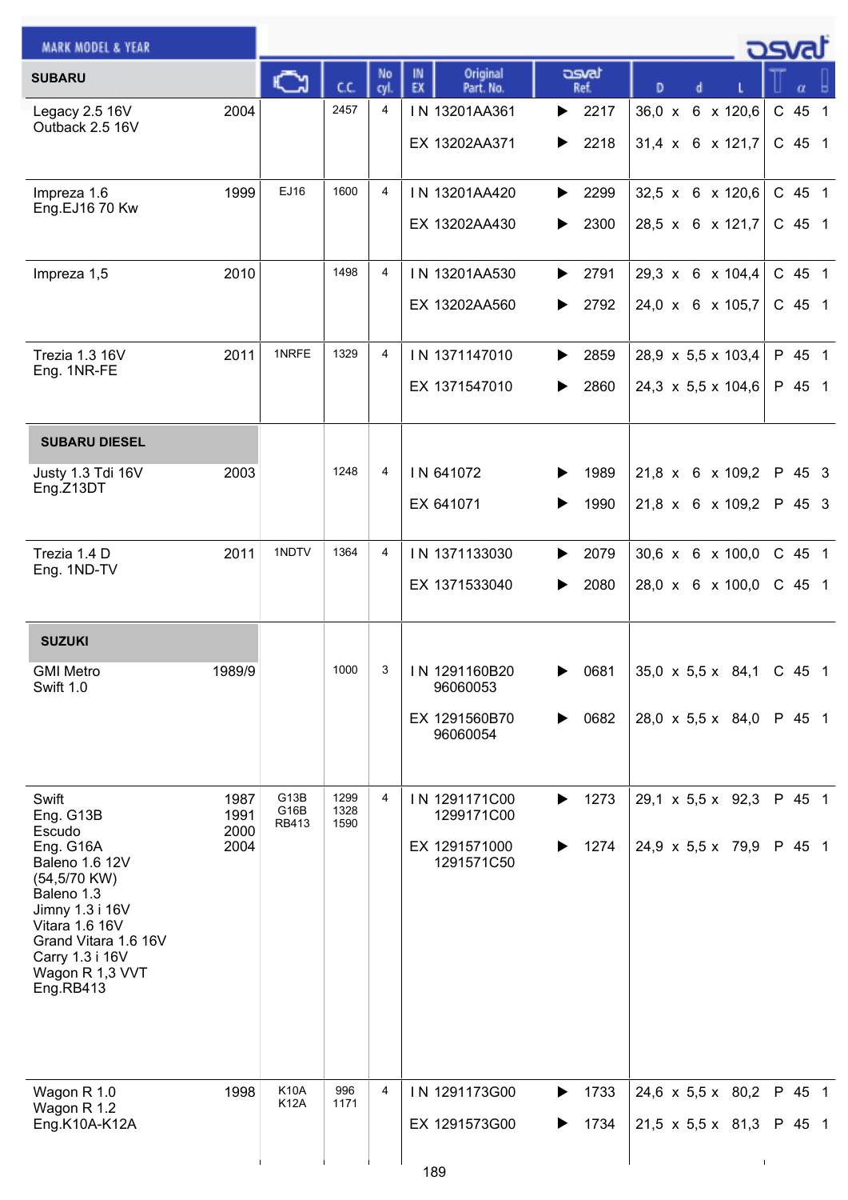| MARK MODEL & YEAR | | Engine | C.C. | No cyl. | IN EX | Original Part. No. | osvat Ref. | D x d x L | T α |
|---|---|---|---|---|---|---|---|---|---|
| **SUBARU** | | | | | | | | | |
| Legacy 2.5 16V<br>Outback 2.5 16V | 2004 | | 2457 | 4 | IN | 13201AA361 | ▶ 2217 | 36,0 x 6 x 120,6 | C 45 1 |
| | | | | | EX | 13202AA371 | ▶ 2218 | 31,4 x 6 x 121,7 | C 45 1 |
| Impreza 1.6<br>Eng.EJ16 70 Kw | 1999 | EJ16 | 1600 | 4 | IN | 13201AA420 | ▶ 2299 | 32,5 x 6 x 120,6 | C 45 1 |
| | | | | | EX | 13202AA430 | ▶ 2300 | 28,5 x 6 x 121,7 | C 45 1 |
| Impreza 1,5 | 2010 | | 1498 | 4 | IN | 13201AA530 | ▶ 2791 | 29,3 x 6 x 104,4 | C 45 1 |
| | | | | | EX | 13202AA560 | ▶ 2792 | 24,0 x 6 x 105,7 | C 45 1 |
| Trezia 1.3 16V<br>Eng. 1NR-FE | 2011 | 1NRFE | 1329 | 4 | IN | 1371147010 | ▶ 2859 | 28,9 x 5,5 x 103,4 | P 45 1 |
| | | | | | EX | 1371547010 | ▶ 2860 | 24,3 x 5,5 x 104,6 | P 45 1 |
| **SUBARU DIESEL** | | | | | | | | | |
| Justy 1.3 Tdi 16V<br>Eng.Z13DT | 2003 | | 1248 | 4 | IN | 641072 | ▶ 1989 | 21,8 x 6 x 109,2 | P 45 3 |
| | | | | | EX | 641071 | ▶ 1990 | 21,8 x 6 x 109,2 | P 45 3 |
| Trezia 1.4 D<br>Eng. 1ND-TV | 2011 | 1NDTV | 1364 | 4 | IN | 1371133030 | ▶ 2079 | 30,6 x 6 x 100,0 | C 45 1 |
| | | | | | EX | 1371533040 | ▶ 2080 | 28,0 x 6 x 100,0 | C 45 1 |
| **SUZUKI** | | | | | | | | | |
| GMI Metro<br>Swift 1.0 | 1989/9 | | 1000 | 3 | IN | 1291160B20<br>96060053 | ▶ 0681 | 35,0 x 5,5 x 84,1 | C 45 1 |
| | | | | | EX | 1291560B70<br>96060054 | ▶ 0682 | 28,0 x 5,5 x 84,0 | P 45 1 |
| Swift<br>Eng. G13B<br>Escudo<br>Eng. G16A<br>Baleno 1.6 12V<br>(54,5/70 KW)<br>Baleno 1.3<br>Jimny 1.3 i 16V<br>Vitara 1.6 16V<br>Grand Vitara 1.6 16V<br>Carry 1.3 i 16V<br>Wagon R 1,3 VVT<br>Eng.RB413 | 1987<br>1991<br>2000<br>2004 | G13B<br>G16B<br>RB413 | 1299<br>1328<br>1590 | 4 | IN | 1291171C00<br>1299171C00 | ▶ 1273 | 29,1 x 5,5 x 92,3 | P 45 1 |
| | | | | | EX | 1291571000<br>1291571C50 | ▶ 1274 | 24,9 x 5,5 x 79,9 | P 45 1 |
| Wagon R 1.0<br>Wagon R 1.2<br>Eng.K10A-K12A | 1998 | K10A<br>K12A | 996<br>1171 | 4 | IN | 1291173G00 | ▶ 1733 | 24,6 x 5,5 x 80,2 | P 45 1 |
| | | | | | EX | 1291573G00 | ▶ 1734 | 21,5 x 5,5 x 81,3 | P 45 1 |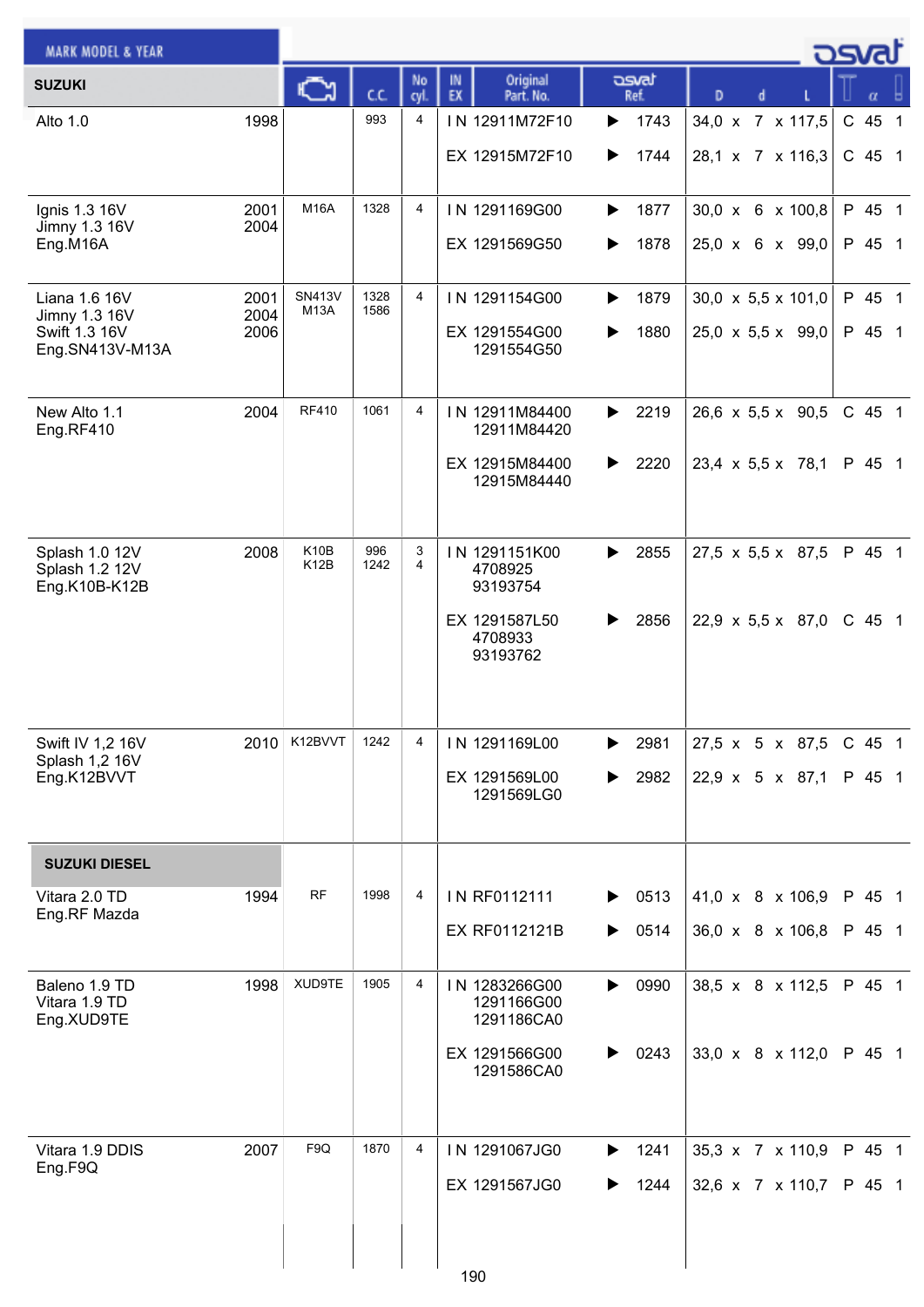| MARK MODEL & YEAR | | Engine | C.C. | No cyl. | IN EX | Original Part. No. | osvat Ref. | D x d x L | Seat | α | |
|---|---|---|---|---|---|---|---|---|---|---|---|
| **SUZUKI** | | | | | | | | | | | |
| Alto 1.0 | 1998 | | 993 | 4 | IN | 12911M72F10 | ▶ 1743 | 34,0 x 7 x 117,5 | C | 45 | 1 |
| | | | | | EX | 12915M72F10 | ▶ 1744 | 28,1 x 7 x 116,3 | C | 45 | 1 |
| Ignis 1.3 16V<br>Jimny 1.3 16V<br>Eng.M16A | 2001<br>2004 | M16A | 1328 | 4 | IN | 1291169G00 | ▶ 1877 | 30,0 x 6 x 100,8 | P | 45 | 1 |
| | | | | | EX | 1291569G50 | ▶ 1878 | 25,0 x 6 x 99,0 | P | 45 | 1 |
| Liana 1.6 16V<br>Jimny 1.3 16V<br>Swift 1.3 16V<br>Eng.SN413V-M13A | 2001<br>2004<br>2006 | SN413V<br>M13A | 1328<br>1586 | 4 | IN | 1291154G00 | ▶ 1879 | 30,0 x 5,5 x 101,0 | P | 45 | 1 |
| | | | | | EX | 1291554G00<br>1291554G50 | ▶ 1880 | 25,0 x 5,5 x 99,0 | P | 45 | 1 |
| New Alto 1.1<br>Eng.RF410 | 2004 | RF410 | 1061 | 4 | IN | 12911M84400<br>12911M84420 | ▶ 2219 | 26,6 x 5,5 x 90,5 | C | 45 | 1 |
| | | | | | EX | 12915M84400<br>12915M84440 | ▶ 2220 | 23,4 x 5,5 x 78,1 | P | 45 | 1 |
| Splash 1.0 12V<br>Splash 1.2 12V<br>Eng.K10B-K12B | 2008 | K10B<br>K12B | 996<br>1242 | 3<br>4 | IN | 1291151K00<br>4708925<br>93193754 | ▶ 2855 | 27,5 x 5,5 x 87,5 | P | 45 | 1 |
| | | | | | EX | 1291587L50<br>4708933<br>93193762 | ▶ 2856 | 22,9 x 5,5 x 87,0 | C | 45 | 1 |
| Swift IV 1,2 16V<br>Splash 1,2 16V<br>Eng.K12BVVT | 2010 | K12BVVT | 1242 | 4 | IN | 1291169L00 | ▶ 2981 | 27,5 x 5 x 87,5 | C | 45 | 1 |
| | | | | | EX | 1291569L00<br>1291569LG0 | ▶ 2982 | 22,9 x 5 x 87,1 | P | 45 | 1 |
| **SUZUKI DIESEL** | | | | | | | | | | | |
| Vitara 2.0 TD<br>Eng.RF Mazda | 1994 | RF | 1998 | 4 | IN | RF0112111 | ▶ 0513 | 41,0 x 8 x 106,9 | P | 45 | 1 |
| | | | | | EX | RF0112121B | ▶ 0514 | 36,0 x 8 x 106,8 | P | 45 | 1 |
| Baleno 1.9 TD<br>Vitara 1.9 TD<br>Eng.XUD9TE | 1998 | XUD9TE | 1905 | 4 | IN | 1283266G00<br>1291166G00<br>1291186CA0 | ▶ 0990 | 38,5 x 8 x 112,5 | P | 45 | 1 |
| | | | | | EX | 1291566G00<br>1291586CA0 | ▶ 0243 | 33,0 x 8 x 112,0 | P | 45 | 1 |
| Vitara 1.9 DDIS<br>Eng.F9Q | 2007 | F9Q | 1870 | 4 | IN | 1291067JG0 | ▶ 1241 | 35,3 x 7 x 110,9 | P | 45 | 1 |
| | | | | | EX | 1291567JG0 | ▶ 1244 | 32,6 x 7 x 110,7 | P | 45 | 1 |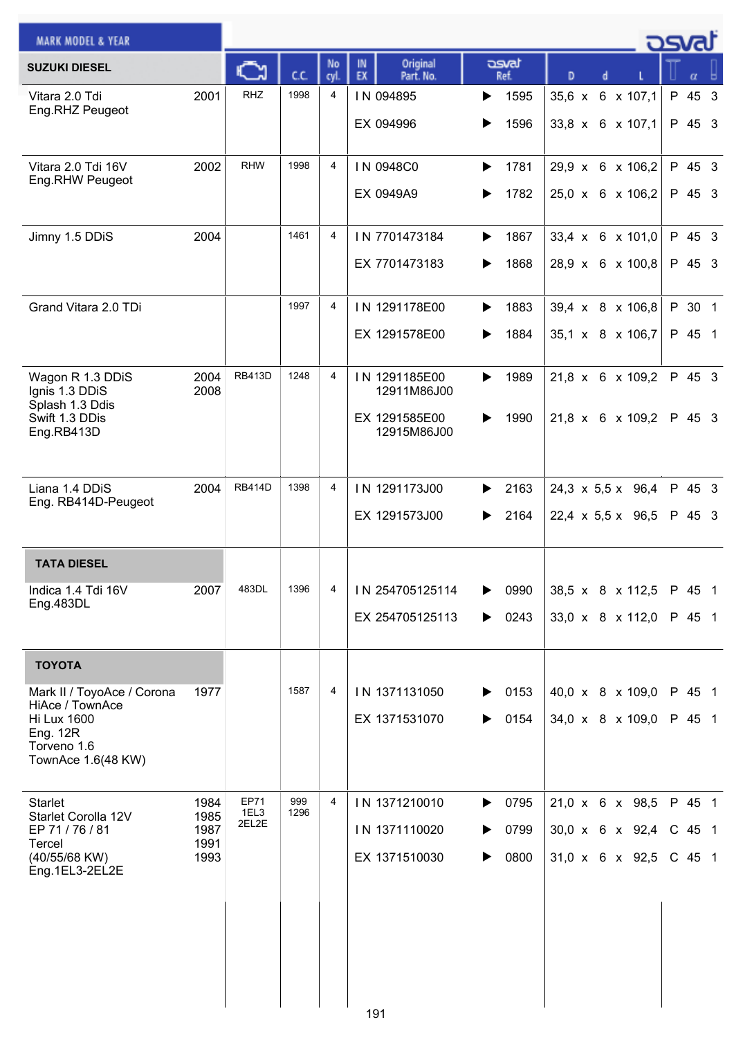| MARK MODEL & YEAR | | Engine | C.C. | No cyl. | IN EX | Original Part. No. | osvat Ref. | D x d x L | α | |
|---|---|---|---|---|---|---|---|---|---|---|
| **SUZUKI DIESEL** | | | | | | | | | | |
| Vitara 2.0 Tdi Eng.RHZ Peugeot | 2001 | RHZ | 1998 | 4 | IN | 094895 | ▶ 1595 | 35,6 x 6 x 107,1 | P 45 | 3 |
| | | | | | EX | 094996 | ▶ 1596 | 33,8 x 6 x 107,1 | P 45 | 3 |
| Vitara 2.0 Tdi 16V Eng.RHW Peugeot | 2002 | RHW | 1998 | 4 | IN | 0948C0 | ▶ 1781 | 29,9 x 6 x 106,2 | P 45 | 3 |
| | | | | | EX | 0949A9 | ▶ 1782 | 25,0 x 6 x 106,2 | P 45 | 3 |
| Jimny 1.5 DDiS | 2004 | | 1461 | 4 | IN | 7701473184 | ▶ 1867 | 33,4 x 6 x 101,0 | P 45 | 3 |
| | | | | | EX | 7701473183 | ▶ 1868 | 28,9 x 6 x 100,8 | P 45 | 3 |
| Grand Vitara 2.0 TDi | | | 1997 | 4 | IN | 1291178E00 | ▶ 1883 | 39,4 x 8 x 106,8 | P 30 | 1 |
| | | | | | EX | 1291578E00 | ▶ 1884 | 35,1 x 8 x 106,7 | P 45 | 1 |
| Wagon R 1.3 DDiS Ignis 1.3 DDiS Splash 1.3 Ddis Swift 1.3 DDis Eng.RB413D | 2004 2008 | RB413D | 1248 | 4 | IN | 1291185E00 12911M86J00 | ▶ 1989 | 21,8 x 6 x 109,2 | P 45 | 3 |
| | | | | | EX | 1291585E00 12915M86J00 | ▶ 1990 | 21,8 x 6 x 109,2 | P 45 | 3 |
| Liana 1.4 DDiS Eng. RB414D-Peugeot | 2004 | RB414D | 1398 | 4 | IN | 1291173J00 | ▶ 2163 | 24,3 x 5,5 x 96,4 | P 45 | 3 |
| | | | | | EX | 1291573J00 | ▶ 2164 | 22,4 x 5,5 x 96,5 | P 45 | 3 |
| **TATA DIESEL** | | | | | | | | | | |
| Indica 1.4 Tdi 16V Eng.483DL | 2007 | 483DL | 1396 | 4 | IN | 254705125114 | ▶ 0990 | 38,5 x 8 x 112,5 | P 45 | 1 |
| | | | | | EX | 254705125113 | ▶ 0243 | 33,0 x 8 x 112,0 | P 45 | 1 |
| **TOYOTA** | | | | | | | | | | |
| Mark II / ToyoAce / Corona HiAce / TownAce Hi Lux 1600 Eng. 12R Torveno 1.6 TownAce 1.6(48 KW) | 1977 | | 1587 | 4 | IN | 1371131050 | ▶ 0153 | 40,0 x 8 x 109,0 | P 45 | 1 |
| | | | | | EX | 1371531070 | ▶ 0154 | 34,0 x 8 x 109,0 | P 45 | 1 |
| Starlet Starlet Corolla 12V EP 71 / 76 / 81 Tercel (40/55/68 KW) Eng.1EL3-2EL2E | 1984 1985 1987 1991 1993 | EP71 1EL3 2EL2E | 999 1296 | 4 | IN | 1371210010 | ▶ 0795 | 21,0 x 6 x 98,5 | P 45 | 1 |
| | | | | | IN | 1371110020 | ▶ 0799 | 30,0 x 6 x 92,4 | C 45 | 1 |
| | | | | | EX | 1371510030 | ▶ 0800 | 31,0 x 6 x 92,5 | C 45 | 1 |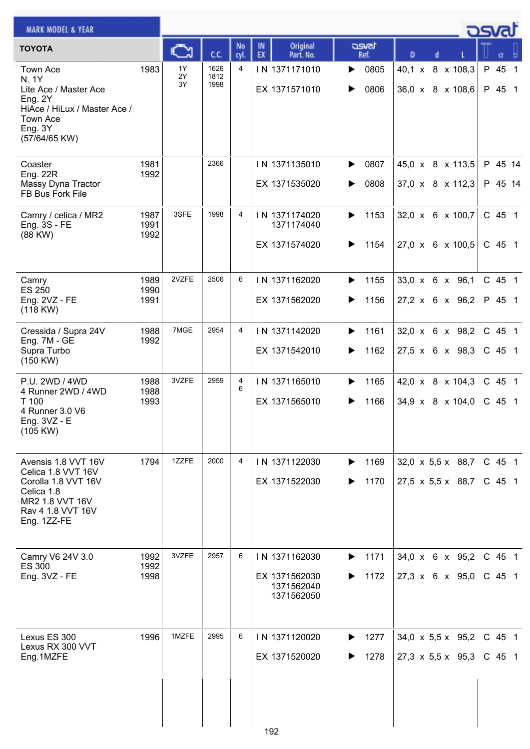| TOYOTA | | Engine | C.C. | No cyl. | IN EX | Original Part. No. | osvat Ref. | D | d | L | T | α | |
|---|---|---|---|---|---|---|---|---|---|---|---|---|---|
| Town Ace<br>N. 1Y<br>Lite Ace / Master Ace<br>Eng. 2Y<br>HiAce / HiLux / Master Ace / Town Ace<br>Eng. 3Y<br>(57/64/65 KW) | 1983 | 1Y<br>2Y<br>3Y | 1626<br>1812<br>1998 | 4 | IN | 1371171010 | 0805 | 40,1 | 8 | 108,3 | P | 45 | 1 |
| | | | | | EX | 1371571010 | 0806 | 36,0 | 8 | 108,6 | P | 45 | 1 |
| Coaster<br>Eng. 22R<br>Massy Dyna Tractor<br>FB Bus Fork File | 1981<br>1992 | | 2366 | | IN | 1371135010 | 0807 | 45,0 | 8 | 113,5 | P | 45 | 14 |
| | | | | | EX | 1371535020 | 0808 | 37,0 | 8 | 112,3 | P | 45 | 14 |
| Camry / celica / MR2<br>Eng. 3S - FE<br>(88 KW) | 1987<br>1991<br>1992 | 3SFE | 1998 | 4 | IN | 1371174020<br>1371174040 | 1153 | 32,0 | 6 | 100,7 | C | 45 | 1 |
| | | | | | EX | 1371574020 | 1154 | 27,0 | 6 | 100,5 | C | 45 | 1 |
| Camry<br>ES 250<br>Eng. 2VZ - FE<br>(118 KW) | 1989<br>1990<br>1991 | 2VZFE | 2506 | 6 | IN | 1371162020 | 1155 | 33,0 | 6 | 96,1 | C | 45 | 1 |
| | | | | | EX | 1371562020 | 1156 | 27,2 | 6 | 96,2 | P | 45 | 1 |
| Cressida / Supra 24V<br>Eng. 7M - GE<br>Supra Turbo<br>(150 KW) | 1988<br>1992 | 7MGE | 2954 | 4 | IN | 1371142020 | 1161 | 32,0 | 6 | 98,2 | C | 45 | 1 |
| | | | | | EX | 1371542010 | 1162 | 27,5 | 6 | 98,3 | C | 45 | 1 |
| P.U. 2WD / 4WD<br>4 Runner 2WD / 4WD<br>T 100<br>4 Runner 3.0 V6<br>Eng. 3VZ - E<br>(105 KW) | 1988<br>1988<br>1993 | 3VZFE | 2959 | 4<br>6 | IN | 1371165010 | 1165 | 42,0 | 8 | 104,3 | C | 45 | 1 |
| | | | | | EX | 1371565010 | 1166 | 34,9 | 8 | 104,0 | C | 45 | 1 |
| Avensis 1.8 VVT 16V<br>Celica 1.8 VVT 16V<br>Corolla 1.8 VVT 16V<br>Celica 1.8<br>MR2 1.8 VVT 16V<br>Rav 4 1.8 VVT 16V<br>Eng. 1ZZ-FE | 1794 | 1ZZFE | 2000 | 4 | IN | 1371122030 | 1169 | 32,0 | 5,5 | 88,7 | C | 45 | 1 |
| | | | | | EX | 1371522030 | 1170 | 27,5 | 5,5 | 88,7 | C | 45 | 1 |
| Camry V6 24V 3.0<br>ES 300<br>Eng. 3VZ - FE | 1992<br>1992<br>1998 | 3VZFE | 2957 | 6 | IN | 1371162030 | 1171 | 34,0 | 6 | 95,2 | C | 45 | 1 |
| | | | | | EX | 1371562030<br>1371562040<br>1371562050 | 1172 | 27,3 | 6 | 95,0 | C | 45 | 1 |
| Lexus ES 300<br>Lexus RX 300 VVT<br>Eng.1MZFE | 1996 | 1MZFE | 2995 | 6 | IN | 1371120020 | 1277 | 34,0 | 5,5 | 95,2 | C | 45 | 1 |
| | | | | | EX | 1371520020 | 1278 | 27,3 | 5,5 | 95,3 | C | 45 | 1 |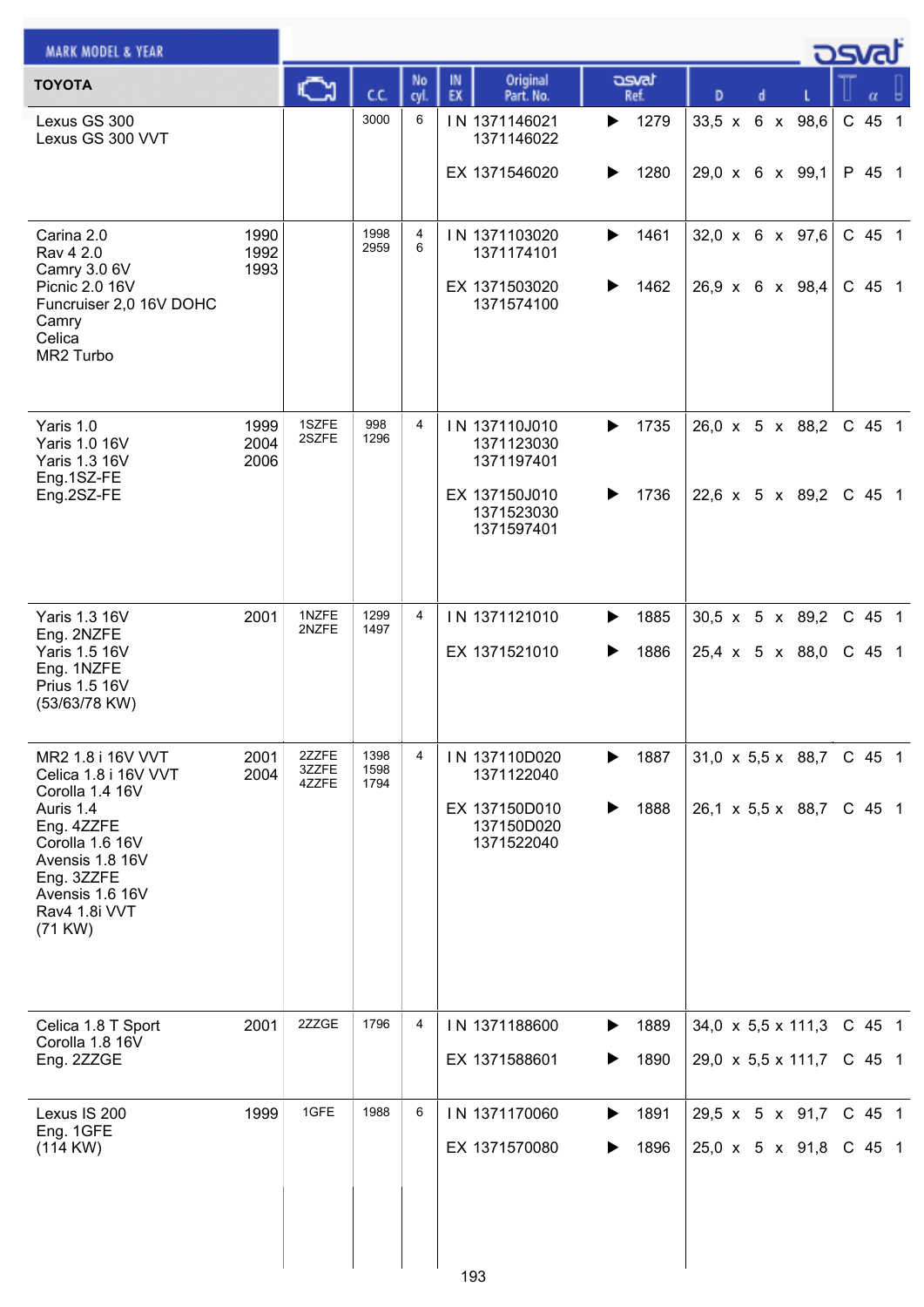| MARK MODEL & YEAR | | | | | | | | | | | | | |
|---|---|---|---|---|---|---|---|---|---|---|---|---|---|
| TOYOTA | | Engine | C.C. | No cyl. | IN EX | Original Part. No. | osvat Ref. | D | d | L | | α | |
| Lexus GS 300<br>Lexus GS 300 VVT | | | 3000 | 6 | IN | 1371146021<br>1371146022 | ▶ 1279 | 33,5 | 6 | 98,6 | C | 45 | 1 |
| | | | | | EX | 1371546020 | ▶ 1280 | 29,0 | 6 | 99,1 | P | 45 | 1 |
| Carina 2.0<br>Rav 4 2.0<br>Camry 3.0 6V<br>Picnic 2.0 16V<br>Funcruiser 2,0 16V DOHC<br>Camry<br>Celica<br>MR2 Turbo | 1990<br>1992<br>1993 | | 1998<br>2959 | 4<br>6 | IN | 1371103020<br>1371174101 | ▶ 1461 | 32,0 | 6 | 97,6 | C | 45 | 1 |
| | | | | | EX | 1371503020<br>1371574100 | ▶ 1462 | 26,9 | 6 | 98,4 | C | 45 | 1 |
| Yaris 1.0<br>Yaris 1.0 16V<br>Yaris 1.3 16V<br>Eng.1SZ-FE<br>Eng.2SZ-FE | 1999<br>2004<br>2006 | 1SZFE<br>2SZFE | 998<br>1296 | 4 | IN | 137110J010<br>1371123030<br>1371197401 | ▶ 1735 | 26,0 | 5 | 88,2 | C | 45 | 1 |
| | | | | | EX | 137150J010<br>1371523030<br>1371597401 | ▶ 1736 | 22,6 | 5 | 89,2 | C | 45 | 1 |
| Yaris 1.3 16V<br>Eng. 2NZFE<br>Yaris 1.5 16V<br>Eng. 1NZFE<br>Prius 1.5 16V<br>(53/63/78 KW) | 2001 | 1NZFE<br>2NZFE | 1299<br>1497 | 4 | IN | 1371121010 | ▶ 1885 | 30,5 | 5 | 89,2 | C | 45 | 1 |
| | | | | | EX | 1371521010 | ▶ 1886 | 25,4 | 5 | 88,0 | C | 45 | 1 |
| MR2 1.8 i 16V VVT<br>Celica 1.8 i 16V VVT<br>Corolla 1.4 16V<br>Auris 1.4<br>Eng. 4ZZFE<br>Corolla 1.6 16V<br>Avensis 1.8 16V<br>Eng. 3ZZFE<br>Avensis 1.6 16V<br>Rav4 1.8i VVT<br>(71 KW) | 2001<br>2004 | 2ZZFE<br>3ZZFE<br>4ZZFE | 1398<br>1598<br>1794 | 4 | IN | 137110D020<br>1371122040 | ▶ 1887 | 31,0 | 5,5 | 88,7 | C | 45 | 1 |
| | | | | | EX | 137150D010<br>137150D020<br>1371522040 | ▶ 1888 | 26,1 | 5,5 | 88,7 | C | 45 | 1 |
| Celica 1.8 T Sport<br>Corolla 1.8 16V<br>Eng. 2ZZGE | 2001 | 2ZZGE | 1796 | 4 | IN | 1371188600 | ▶ 1889 | 34,0 | 5,5 | 111,3 | C | 45 | 1 |
| | | | | | EX | 1371588601 | ▶ 1890 | 29,0 | 5,5 | 111,7 | C | 45 | 1 |
| Lexus IS 200<br>Eng. 1GFE<br>(114 KW) | 1999 | 1GFE | 1988 | 6 | IN | 1371170060 | ▶ 1891 | 29,5 | 5 | 91,7 | C | 45 | 1 |
| | | | | | EX | 1371570080 | ▶ 1896 | 25,0 | 5 | 91,8 | C | 45 | 1 |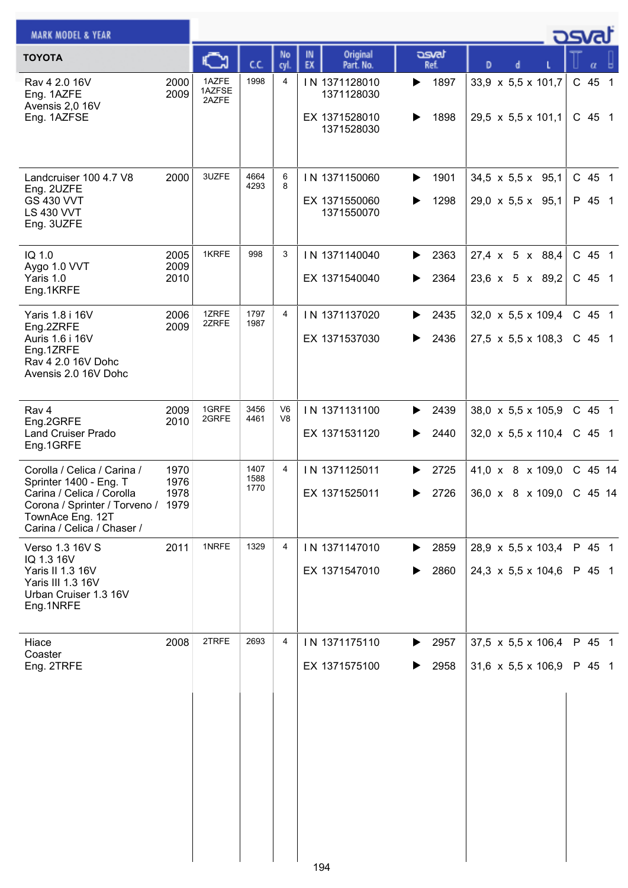## TOYOTA

| MARK MODEL & YEAR | | Engine | C.C. | No cyl. | IN EX | Original Part. No. | osvat Ref. | D x d x L | | α | |
|---|---|---|---|---|---|---|---|---|---|---|---|
| Rav 4 2.0 16V<br>Eng. 1AZFE<br>Avensis 2,0 16V<br>Eng. 1AZFSE | 2000<br>2009 | 1AZFE<br>1AZFSE<br>2AZFE | 1998 | 4 | IN | 1371128010<br>1371128030 | ▶ 1897 | 33,9 x 5,5 x 101,7 | C | 45 | 1 |
| | | | | | EX | 1371528010<br>1371528030 | ▶ 1898 | 29,5 x 5,5 x 101,1 | C | 45 | 1 |
| Landcruiser 100 4.7 V8<br>Eng. 2UZFE<br>GS 430 VVT<br>LS 430 VVT<br>Eng. 3UZFE | 2000 | 3UZFE | 4664<br>4293 | 6<br>8 | IN | 1371150060 | ▶ 1901 | 34,5 x 5,5 x 95,1 | C | 45 | 1 |
| | | | | | EX | 1371550060<br>1371550070 | ▶ 1298 | 29,0 x 5,5 x 95,1 | P | 45 | 1 |
| IQ 1.0<br>Aygo 1.0 VVT<br>Yaris 1.0<br>Eng.1KRFE | 2005<br>2009<br>2010 | 1KRFE | 998 | 3 | IN | 1371140040 | ▶ 2363 | 27,4 x 5 x 88,4 | C | 45 | 1 |
| | | | | | EX | 1371540040 | ▶ 2364 | 23,6 x 5 x 89,2 | C | 45 | 1 |
| Yaris 1.8 i 16V<br>Eng.2ZRFE<br>Auris 1.6 i 16V<br>Eng.1ZRFE<br>Rav 4 2.0 16V Dohc<br>Avensis 2.0 16V Dohc | 2006<br>2009 | 1ZRFE<br>2ZRFE | 1797<br>1987 | 4 | IN | 1371137020 | ▶ 2435 | 32,0 x 5,5 x 109,4 | C | 45 | 1 |
| | | | | | EX | 1371537030 | ▶ 2436 | 27,5 x 5,5 x 108,3 | C | 45 | 1 |
| Rav 4<br>Eng.2GRFE<br>Land Cruiser Prado<br>Eng.1GRFE | 2009<br>2010 | 1GRFE<br>2GRFE | 3456<br>4461 | V6<br>V8 | IN | 1371131100 | ▶ 2439 | 38,0 x 5,5 x 105,9 | C | 45 | 1 |
| | | | | | EX | 1371531120 | ▶ 2440 | 32,0 x 5,5 x 110,4 | C | 45 | 1 |
| Corolla / Celica / Carina /<br>Sprinter 1400 - Eng. T<br>Carina / Celica / Corolla<br>Corona / Sprinter / Torveno /<br>TownAce Eng. 12T<br>Carina / Celica / Chaser / | 1970<br>1976<br>1978<br>1979 | | 1407<br>1588<br>1770 | 4 | IN | 1371125011 | ▶ 2725 | 41,0 x 8 x 109,0 | C | 45 | 14 |
| | | | | | EX | 1371525011 | ▶ 2726 | 36,0 x 8 x 109,0 | C | 45 | 14 |
| Verso 1.3 16V S<br>IQ 1.3 16V<br>Yaris II 1.3 16V<br>Yaris III 1.3 16V<br>Urban Cruiser 1.3 16V<br>Eng.1NRFE | 2011 | 1NRFE | 1329 | 4 | IN | 1371147010 | ▶ 2859 | 28,9 x 5,5 x 103,4 | P | 45 | 1 |
| | | | | | EX | 1371547010 | ▶ 2860 | 24,3 x 5,5 x 104,6 | P | 45 | 1 |
| Hiace<br>Coaster<br>Eng. 2TRFE | 2008 | 2TRFE | 2693 | 4 | IN | 1371175110 | ▶ 2957 | 37,5 x 5,5 x 106,4 | P | 45 | 1 |
| | | | | | EX | 1371575100 | ▶ 2958 | 31,6 x 5,5 x 106,9 | P | 45 | 1 |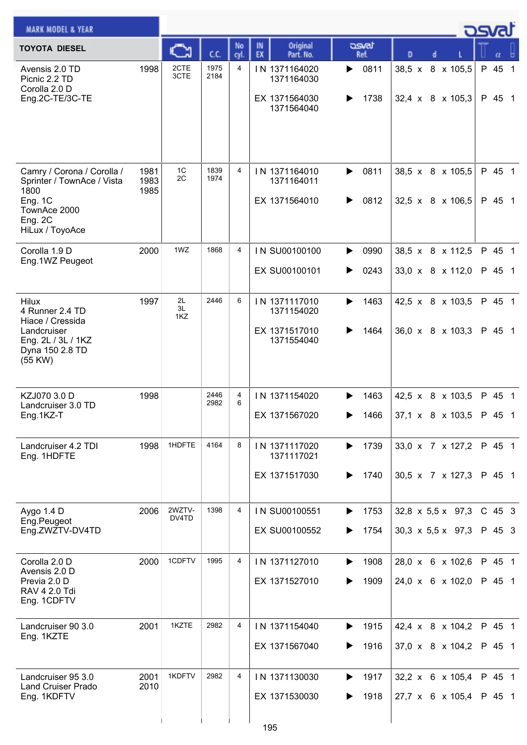| MARK MODEL & YEAR | | Engine | C.C. | No cyl. | IN EX | Original Part. No. | osvat Ref. | D x d x L | | α | |
|---|---|---|---|---|---|---|---|---|---|---|---|
| **TOYOTA DIESEL** | | | | | | | | | | | |
| Avensis 2.0 TD<br>Picnic 2.2 TD<br>Corolla 2.0 D<br>Eng.2C-TE/3C-TE | 1998 | 2CTE<br>3CTE | 1975<br>2184 | 4 | IN | 1371164020<br>1371164030 | 0811 | 38,5 x 8 x 105,5 | P | 45 | 1 |
| | | | | | EX | 1371564030<br>1371564040 | 1738 | 32,4 x 8 x 105,3 | P | 45 | 1 |
| Camry / Corona / Corolla / Sprinter / TownAce / Vista 1800<br>Eng. 1C<br>TownAce 2000<br>Eng. 2C<br>HiLux / ToyoAce | 1981<br>1983<br>1985 | 1C<br>2C | 1839<br>1974 | 4 | IN | 1371164010<br>1371164011 | 0811 | 38,5 x 8 x 105,5 | P | 45 | 1 |
| | | | | | EX | 1371564010 | 0812 | 32,5 x 8 x 106,5 | P | 45 | 1 |
| Corolla 1.9 D<br>Eng.1WZ Peugeot | 2000 | 1WZ | 1868 | 4 | IN | SU00100100 | 0990 | 38,5 x 8 x 112,5 | P | 45 | 1 |
| | | | | | EX | SU00100101 | 0243 | 33,0 x 8 x 112,0 | P | 45 | 1 |
| Hilux<br>4 Runner 2.4 TD<br>Hiace / Cressida<br>Landcruiser<br>Eng. 2L / 3L / 1KZ<br>Dyna 150 2.8 TD<br>(55 KW) | 1997 | 2L<br>3L<br>1KZ | 2446 | 6 | IN | 1371117010<br>1371154020 | 1463 | 42,5 x 8 x 103,5 | P | 45 | 1 |
| | | | | | EX | 1371517010<br>1371554040 | 1464 | 36,0 x 8 x 103,3 | P | 45 | 1 |
| KZJ070 3.0 D<br>Landcruiser 3.0 TD<br>Eng.1KZ-T | 1998 | | 2446<br>2982 | 4<br>6 | IN | 1371154020 | 1463 | 42,5 x 8 x 103,5 | P | 45 | 1 |
| | | | | | EX | 1371567020 | 1466 | 37,1 x 8 x 103,5 | P | 45 | 1 |
| Landcruiser 4.2 TDI<br>Eng. 1HDFTE | 1998 | 1HDFTE | 4164 | 8 | IN | 1371117020<br>1371117021 | 1739 | 33,0 x 7 x 127,2 | P | 45 | 1 |
| | | | | | EX | 1371517030 | 1740 | 30,5 x 7 x 127,3 | P | 45 | 1 |
| Aygo 1.4 D<br>Eng.Peugeot<br>Eng.ZWZTV-DV4TD | 2006 | 2WZTV-DV4TD | 1398 | 4 | IN | SU00100551 | 1753 | 32,8 x 5,5 x 97,3 | C | 45 | 3 |
| | | | | | EX | SU00100552 | 1754 | 30,3 x 5,5 x 97,3 | P | 45 | 3 |
| Corolla 2.0 D<br>Avensis 2.0 D<br>Previa 2.0 D<br>RAV 4 2.0 Tdi<br>Eng. 1CDFTV | 2000 | 1CDFTV | 1995 | 4 | IN | 1371127010 | 1908 | 28,0 x 6 x 102,6 | P | 45 | 1 |
| | | | | | EX | 1371527010 | 1909 | 24,0 x 6 x 102,0 | P | 45 | 1 |
| Landcruiser 90 3.0<br>Eng. 1KZTE | 2001 | 1KZTE | 2982 | 4 | IN | 1371154040 | 1915 | 42,4 x 8 x 104,2 | P | 45 | 1 |
| | | | | | EX | 1371567040 | 1916 | 37,0 x 8 x 104,2 | P | 45 | 1 |
| Landcruiser 95 3.0<br>Land Cruiser Prado<br>Eng. 1KDFTV | 2001<br>2010 | 1KDFTV | 2982 | 4 | IN | 1371130030 | 1917 | 32,2 x 6 x 105,4 | P | 45 | 1 |
| | | | | | EX | 1371530030 | 1918 | 27,7 x 6 x 105,4 | P | 45 | 1 |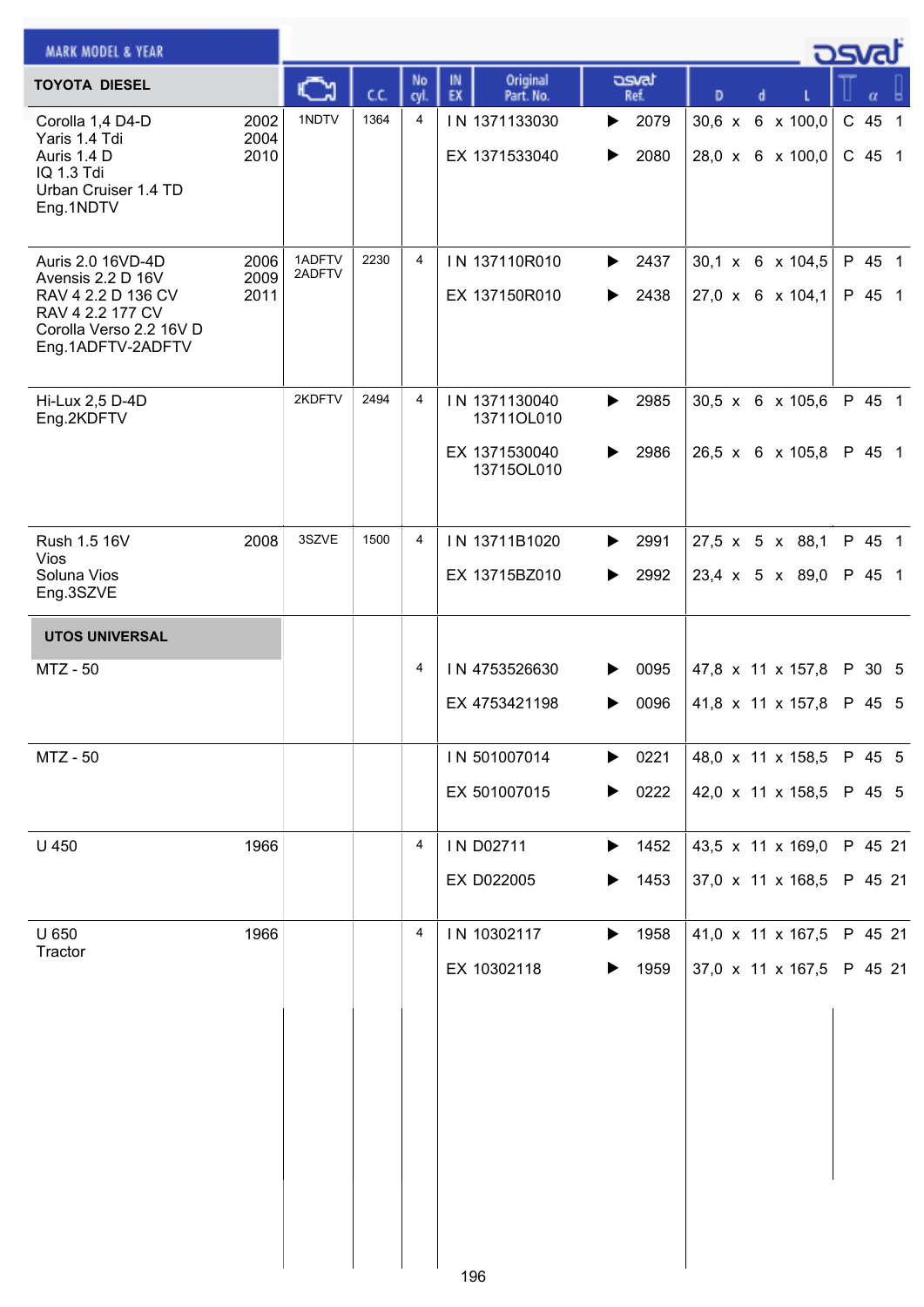| MARK MODEL & YEAR | | Engine | C.C. | No cyl. | IN EX | Original Part. No. | osvat Ref. | D x d x L | Type | α | |
|---|---|---|---|---|---|---|---|---|---|---|---|
| **TOYOTA DIESEL** | | | | | | | | | | | |
| Corolla 1,4 D-D<br>Yaris 1.4 Tdi<br>Auris 1.4 D<br>IQ 1.3 Tdi<br>Urban Cruiser 1.4 TD<br>Eng.1NDTV | 2002<br>2004<br>2010 | 1NDTV | 1364 | 4 | IN | 1371133030 | 2079 | 30,6 x 6 x 100,0 | C | 45 | 1 |
| | | | | | EX | 1371533040 | 2080 | 28,0 x 6 x 100,0 | C | 45 | 1 |
| Auris 2.0 16VD-4D<br>Avensis 2.2 D 16V<br>RAV 4 2.2 D 136 CV<br>RAV 4 2.2 177 CV<br>Corolla Verso 2.2 16V D<br>Eng.1ADFTV-2ADFTV | 2006<br>2009<br>2011 | 1ADFTV<br>2ADFTV | 2230 | 4 | IN | 137110R010 | 2437 | 30,1 x 6 x 104,5 | P | 45 | 1 |
| | | | | | EX | 137150R010 | 2438 | 27,0 x 6 x 104,1 | P | 45 | 1 |
| Hi-Lux 2,5 D-4D<br>Eng.2KDFTV | | 2KDFTV | 2494 | 4 | IN | 1371130040<br>13711OL010 | 2985 | 30,5 x 6 x 105,6 | P | 45 | 1 |
| | | | | | EX | 1371530040<br>13715OL010 | 2986 | 26,5 x 6 x 105,8 | P | 45 | 1 |
| Rush 1.5 16V<br>Vios<br>Soluna Vios<br>Eng.3SZVE | 2008 | 3SZVE | 1500 | 4 | IN | 13711B1020 | 2991 | 27,5 x 5 x 88,1 | P | 45 | 1 |
| | | | | | EX | 13715BZ010 | 2992 | 23,4 x 5 x 89,0 | P | 45 | 1 |
| **UTOS UNIVERSAL** | | | | | | | | | | | |
| MTZ - 50 | | | | 4 | IN | 4753526630 | 0095 | 47,8 x 11 x 157,8 | P | 30 | 5 |
| | | | | | EX | 4753421198 | 0096 | 41,8 x 11 x 157,8 | P | 45 | 5 |
| MTZ - 50 | | | | | IN | 501007014 | 0221 | 48,0 x 11 x 158,5 | P | 45 | 5 |
| | | | | | EX | 501007015 | 0222 | 42,0 x 11 x 158,5 | P | 45 | 5 |
| U 450 | 1966 | | | 4 | IN | D02711 | 1452 | 43,5 x 11 x 169,0 | P | 45 | 21 |
| | | | | | EX | D022005 | 1453 | 37,0 x 11 x 168,5 | P | 45 | 21 |
| U 650<br>Tractor | 1966 | | | 4 | IN | 10302117 | 1958 | 41,0 x 11 x 167,5 | P | 45 | 21 |
| | | | | | EX | 10302118 | 1959 | 37,0 x 11 x 167,5 | P | 45 | 21 |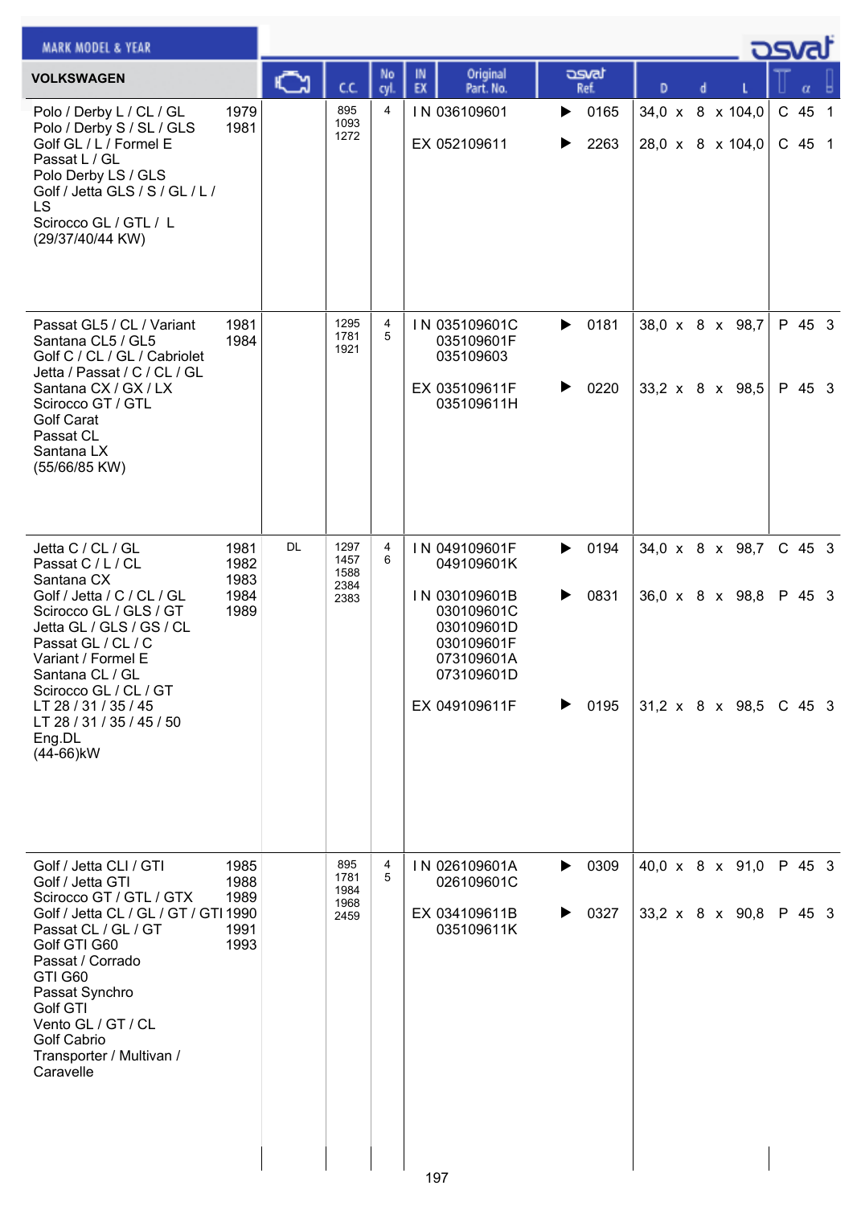MARK MODEL & YEAR

| VOLKSWAGEN | | Engine | C.C. | No cyl. | IN EX | Original Part. No. | osvat Ref. | D x d x L | T | α | ! |
|---|---|---|---|---|---|---|---|---|---|---|---|
| Polo / Derby L / CL / GL<br>Polo / Derby S / SL / GLS<br>Golf GL / L / Formel E<br>Passat L / GL<br>Polo Derby LS / GLS<br>Golf / Jetta GLS / S / GL / L / LS<br>Scirocco GL / GTL / L<br>(29/37/40/44 KW) | 1979<br>1981 | | 895<br>1093<br>1272 | 4 | IN | 036109601 | 0165 | 34,0 x 8 x 104,0 | C | 45 | 1 |
| | | | | | EX | 052109611 | 2263 | 28,0 x 8 x 104,0 | C | 45 | 1 |
| Passat GL5 / CL / Variant<br>Santana CL5 / GL5<br>Golf C / CL / GL / Cabriolet<br>Jetta / Passat / C / CL / GL<br>Santana CX / GX / LX<br>Scirocco GT / GTL<br>Golf Carat<br>Passat CL<br>Santana LX<br>(55/66/85 KW) | 1981<br>1984 | | 1295<br>1781<br>1921 | 4<br>5 | IN | 035109601C<br>035109601F<br>035109603 | 0181 | 38,0 x 8 x 98,7 | P | 45 | 3 |
| | | | | | EX | 035109611F<br>035109611H | 0220 | 33,2 x 8 x 98,5 | P | 45 | 3 |
| Jetta C / CL / GL<br>Passat C / L / CL<br>Santana CX<br>Golf / Jetta / C / CL / GL<br>Scirocco GL / GLS / GT<br>Jetta GL / GLS / GS / CL<br>Passat GL / CL / C<br>Variant / Formel E<br>Santana CL / GL<br>Scirocco GL / CL / GT<br>LT 28 / 31 / 35 / 45<br>LT 28 / 31 / 35 / 45 / 50<br>Eng.DL<br>(44-66)kW | 1981<br>1982<br>1983<br>1984<br>1989 | DL | 1297<br>1457<br>1588<br>2384<br>2383 | 4<br>6 | IN | 049109601F<br>049109601K | 0194 | 34,0 x 8 x 98,7 | C | 45 | 3 |
| | | | | | IN | 030109601B<br>030109601C<br>030109601D<br>030109601F<br>073109601A<br>073109601D | 0831 | 36,0 x 8 x 98,8 | P | 45 | 3 |
| | | | | | EX | 049109611F | 0195 | 31,2 x 8 x 98,5 | C | 45 | 3 |
| Golf / Jetta CLI / GTI<br>Golf / Jetta GTI<br>Scirocco GT / GTL / GTX<br>Golf / Jetta CL / GL / GT / GTI<br>Passat CL / GL / GT<br>Golf GTI G60<br>Passat / Corrado<br>GTI G60<br>Passat Synchro<br>Golf GTI<br>Vento GL / GT / CL<br>Golf Cabrio<br>Transporter / Multivan / Caravelle | 1985<br>1988<br>1989<br>1990<br>1991<br>1993 | | 895<br>1781<br>1984<br>1968<br>2459 | 4<br>5 | IN | 026109601A<br>026109601C | 0309 | 40,0 x 8 x 91,0 | P | 45 | 3 |
| | | | | | EX | 034109611B<br>035109611K | 0327 | 33,2 x 8 x 90,8 | P | 45 | 3 |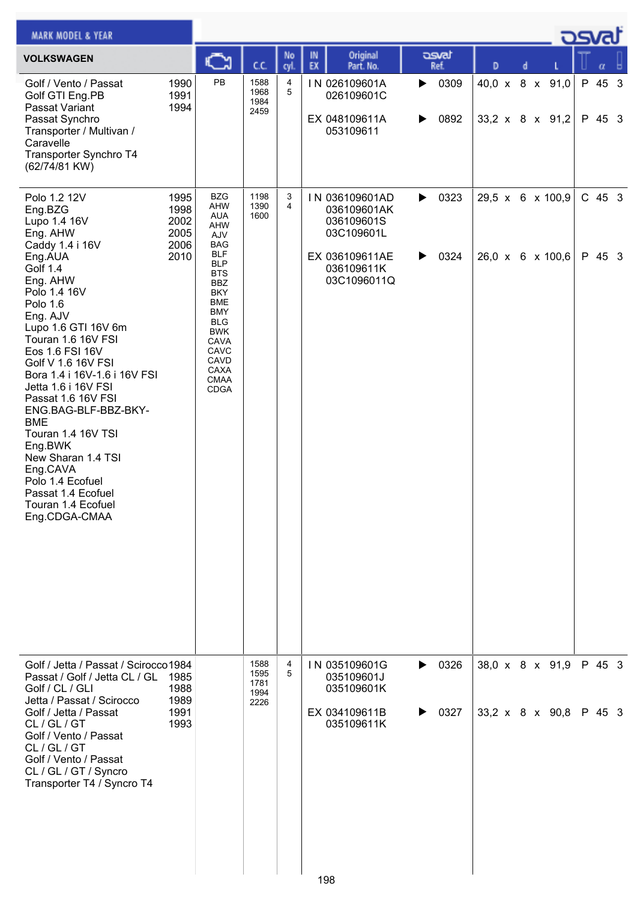| VOLKSWAGEN | | Engine | C.C. | No cyl. | IN EX | Original Part. No. | osvat Ref. | D | d | L | | α | |
|---|---|---|---|---|---|---|---|---|---|---|---|---|---|
| Golf / Vento / Passat<br>Golf GTI Eng.PB<br>Passat Variant<br>Passat Synchro<br>Transporter / Multivan / Caravelle<br>Transporter Synchro T4<br>(62/74/81 KW) | 1990<br>1991<br>1994 | PB | 1588<br>1968<br>1984<br>2459 | 4<br>5 | IN | 026109601A<br>026109601C | ▶ 0309 | 40,0 | 8 | 91,0 | P | 45 | 3 |
| | | | | | EX | 048109611A<br>053109611 | ▶ 0892 | 33,2 | 8 | 91,2 | P | 45 | 3 |
| Polo 1.2 12V<br>Eng.BZG<br>Lupo 1.4 16V<br>Eng. AHW<br>Caddy 1.4 i 16V<br>Eng.AUA<br>Golf 1.4<br>Eng. AHW<br>Polo 1.4 16V<br>Polo 1.6<br>Eng. AJV<br>Lupo 1.6 GTI 16V 6m<br>Touran 1.6 16V FSI<br>Eos 1.6 FSI 16V<br>Golf V 1.6 16V FSI<br>Bora 1.4 i 16V-1.6 i 16V FSI<br>Jetta 1.6 i 16V FSI<br>Passat 1.6 16V FSI<br>ENG.BAG-BLF-BBZ-BKY-BME<br>Touran 1.4 16V TSI<br>Eng.BWK<br>New Sharan 1.4 TSI<br>Eng.CAVA<br>Polo 1.4 Ecofuel<br>Passat 1.4 Ecofuel<br>Touran 1.4 Ecofuel<br>Eng.CDGA-CMAA | 1995<br>1998<br>2002<br>2005<br>2006<br>2010 | BZG<br>AHW<br>AUA<br>AHW<br>AJV<br>BAG<br>BLF<br>BLP<br>BTS<br>BBZ<br>BKY<br>BME<br>BMY<br>BLG<br>BWK<br>CAVA<br>CAVC<br>CAVD<br>CAXA<br>CMAA<br>CDGA | 1198<br>1390<br>1600 | 3<br>4 | IN | 036109601AD<br>036109601AK<br>036109601S<br>03C109601L | ▶ 0323 | 29,5 | 6 | 100,9 | C | 45 | 3 |
| | | | | | EX | 036109611AE<br>036109611K<br>03C1096011Q | ▶ 0324 | 26,0 | 6 | 100,6 | P | 45 | 3 |
| Golf / Jetta / Passat / Scirocco<br>Passat / Golf / Jetta CL / GL<br>Golf / CL / GLI<br>Jetta / Passat / Scirocco<br>Golf / Jetta / Passat<br>CL / GL / GT<br>Golf / Vento / Passat<br>CL / GL / GT<br>Golf / Vento / Passat<br>CL / GL / GT / Syncro<br>Transporter T4 / Syncro T4 | 1984<br>1985<br>1988<br>1989<br>1991<br>1993 | | 1588<br>1595<br>1781<br>1994<br>2226 | 4<br>5 | IN | 035109601G<br>035109601J<br>035109601K | ▶ 0326 | 38,0 | 8 | 91,9 | P | 45 | 3 |
| | | | | | EX | 034109611B<br>035109611K | ▶ 0327 | 33,2 | 8 | 90,8 | P | 45 | 3 |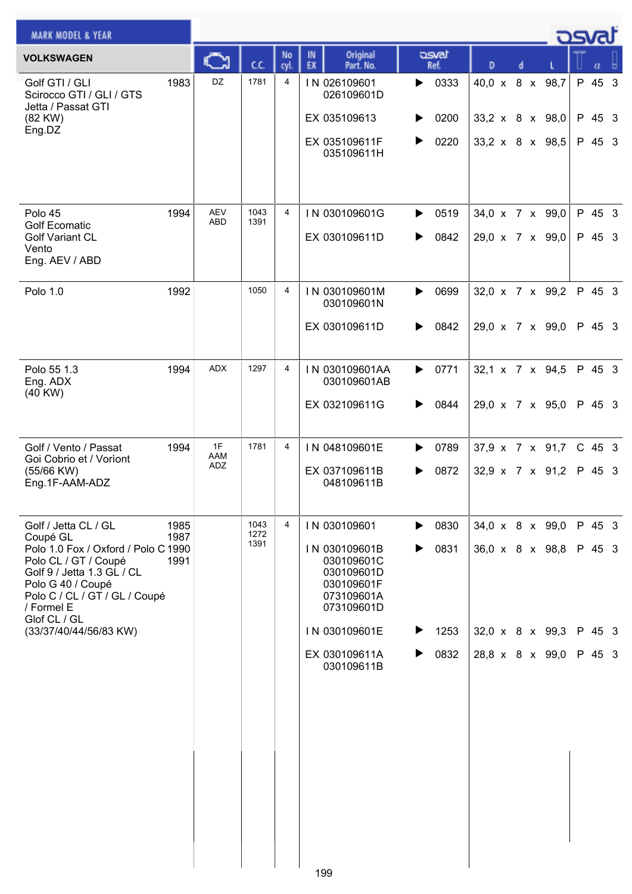| VOLKSWAGEN | | Engine | C.C. | No cyl. | IN EX | Original Part. No. | osvat Ref. | D | d | L | T | α | |
|---|---|---|---|---|---|---|---|---|---|---|---|---|---|
| Golf GTI / GLI<br>Scirocco GTI / GLI / GTS<br>Jetta / Passat GTI<br>(82 KW)<br>Eng.DZ | 1983 | DZ | 1781 | 4 | IN | 026109601<br>026109601D | ▶ 0333 | 40,0 x | 8 x | 98,7 | P | 45 | 3 |
| | | | | | EX | 035109613 | ▶ 0200 | 33,2 x | 8 x | 98,0 | P | 45 | 3 |
| | | | | | EX | 035109611F<br>035109611H | ▶ 0220 | 33,2 x | 8 x | 98,5 | P | 45 | 3 |
| Polo 45<br>Golf Ecomatic<br>Golf Variant CL<br>Vento<br>Eng. AEV / ABD | 1994 | AEV<br>ABD | 1043<br>1391 | 4 | IN | 030109601G | ▶ 0519 | 34,0 x | 7 x | 99,0 | P | 45 | 3 |
| | | | | | EX | 030109611D | ▶ 0842 | 29,0 x | 7 x | 99,0 | P | 45 | 3 |
| Polo 1.0 | 1992 | | 1050 | 4 | IN | 030109601M<br>030109601N | ▶ 0699 | 32,0 x | 7 x | 99,2 | P | 45 | 3 |
| | | | | | EX | 030109611D | ▶ 0842 | 29,0 x | 7 x | 99,0 | P | 45 | 3 |
| Polo 55 1.3<br>Eng. ADX<br>(40 KW) | 1994 | ADX | 1297 | 4 | IN | 030109601AA<br>030109601AB | ▶ 0771 | 32,1 x | 7 x | 94,5 | P | 45 | 3 |
| | | | | | EX | 032109611G | ▶ 0844 | 29,0 x | 7 x | 95,0 | P | 45 | 3 |
| Golf / Vento / Passat<br>Goi Cobrio et / Vorìont<br>(55/66 KW)<br>Eng.1F-AAM-ADZ | 1994 | 1F<br>AAM<br>ADZ | 1781 | 4 | IN | 048109601E | ▶ 0789 | 37,9 x | 7 x | 91,7 | C | 45 | 3 |
| | | | | | EX | 037109611B<br>048109611B | ▶ 0872 | 32,9 x | 7 x | 91,2 | P | 45 | 3 |
| Golf / Jetta CL / GL<br>Coupé GL<br>Polo 1.0 Fox / Oxford / Polo C<br>Polo CL / GT / Coupé<br>Golf 9 / Jetta 1.3 GL / CL<br>Polo G 40 / Coupé<br>Polo C / CL / GT / GL / Coupé<br>/ Formel E<br>Glof CL / GL<br>(33/37/40/44/56/83 KW) | 1985<br>1987<br>1990<br>1991 | | 1043<br>1272<br>1391 | 4 | IN | 030109601 | ▶ 0830 | 34,0 x | 8 x | 99,0 | P | 45 | 3 |
| | | | | | IN | 030109601B<br>030109601C<br>030109601D<br>030109601F<br>073109601A<br>073109601D | ▶ 0831 | 36,0 x | 8 x | 98,8 | P | 45 | 3 |
| | | | | | IN | 030109601E | ▶ 1253 | 32,0 x | 8 x | 99,3 | P | 45 | 3 |
| | | | | | EX | 030109611A<br>030109611B | ▶ 0832 | 28,8 x | 8 x | 99,0 | P | 45 | 3 |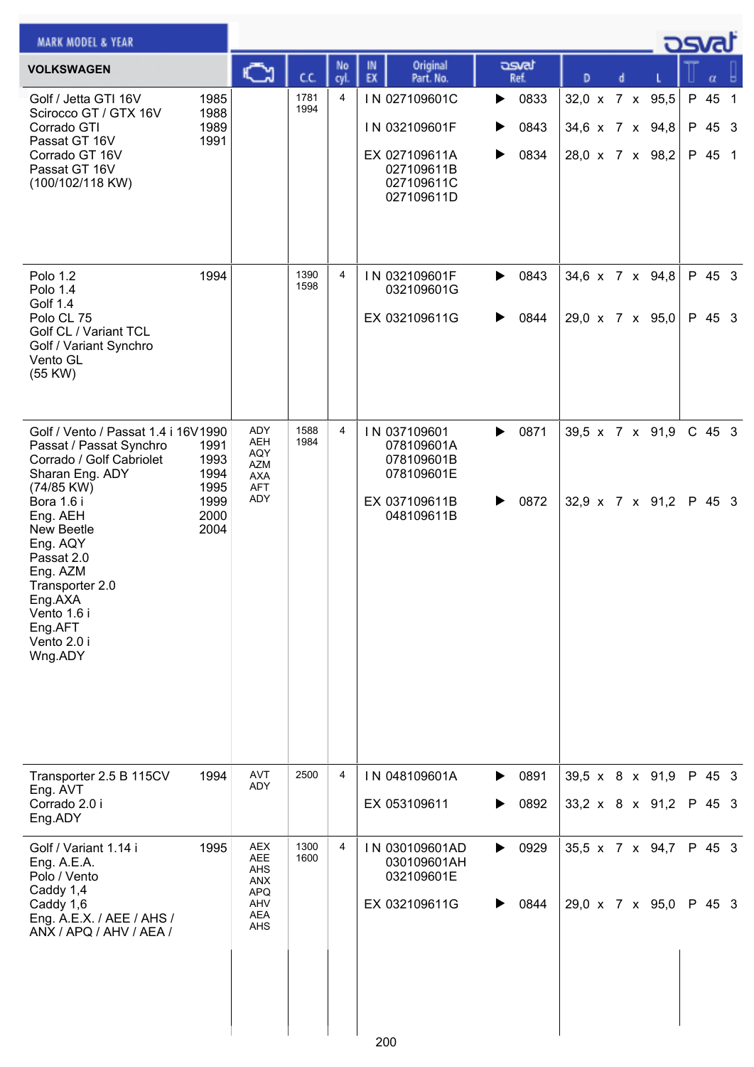| MARK MODEL & YEAR VOLKSWAGEN | | Engine | C.C. | No cyl. | IN EX | Original Part. No. | osvat Ref. | D x d x L | T | α | |
|---|---|---|---|---|---|---|---|---|---|---|---|
| Golf / Jetta GTI 16V<br>Scirocco GT / GTX 16V<br>Corrado GTI<br>Passat GT 16V<br>Corrado GT 16V<br>Passat GT 16V<br>(100/102/118 KW) | 1985<br>1988<br>1989<br>1991 | | 1781<br>1994 | 4 | IN | 027109601C | 0833 | 32,0 x 7 x 95,5 | P | 45 | 1 |
| | | | | | IN | 032109601F | 0843 | 34,6 x 7 x 94,8 | P | 45 | 3 |
| | | | | | EX | 027109611A<br>027109611B<br>027109611C<br>027109611D | 0834 | 28,0 x 7 x 98,2 | P | 45 | 1 |
| Polo 1.2<br>Polo 1.4<br>Golf 1.4<br>Polo CL 75<br>Golf CL / Variant TCL<br>Golf / Variant Synchro<br>Vento GL<br>(55 KW) | 1994 | | 1390<br>1598 | 4 | IN | 032109601F<br>032109601G | 0843 | 34,6 x 7 x 94,8 | P | 45 | 3 |
| | | | | | EX | 032109611G | 0844 | 29,0 x 7 x 95,0 | P | 45 | 3 |
| Golf / Vento / Passat 1.4 i 16V<br>Passat / Passat Synchro<br>Corrado / Golf Cabriolet<br>Sharan Eng. ADY<br>(74/85 KW)<br>Bora 1.6 i<br>Eng. AEH<br>New Beetle<br>Eng. AQY<br>Passat 2.0<br>Eng. AZM<br>Transporter 2.0<br>Eng.AXA<br>Vento 1.6 i<br>Eng.AFT<br>Vento 2.0 i<br>Wng.ADY | 1990<br>1991<br>1993<br>1994<br>1995<br>1999<br>2000<br>2004 | ADY<br>AEH<br>AQY<br>AZM<br>AXA<br>AFT<br>ADY | 1588<br>1984 | 4 | IN | 037109601<br>078109601A<br>078109601B<br>078109601E | 0871 | 39,5 x 7 x 91,9 | C | 45 | 3 |
| | | | | | EX | 037109611B<br>048109611B | 0872 | 32,9 x 7 x 91,2 | P | 45 | 3 |
| Transporter 2.5 B 115CV<br>Eng. AVT<br>Corrado 2.0 i<br>Eng.ADY | 1994 | AVT<br>ADY | 2500 | 4 | IN | 048109601A | 0891 | 39,5 x 8 x 91,9 | P | 45 | 3 |
| | | | | | EX | 053109611 | 0892 | 33,2 x 8 x 91,2 | P | 45 | 3 |
| Golf / Variant 1.14 i<br>Eng. A.E.A.<br>Polo / Vento<br>Caddy 1,4<br>Caddy 1,6<br>Eng. A.E.X. / AEE / AHS /<br>ANX / APQ / AHV / AEA / | 1995 | AEX<br>AEE<br>AHS<br>ANX<br>APQ<br>AHV<br>AEA<br>AHS | 1300<br>1600 | 4 | IN | 030109601AD<br>030109601AH<br>032109601E | 0929 | 35,5 x 7 x 94,7 | P | 45 | 3 |
| | | | | | EX | 032109611G | 0844 | 29,0 x 7 x 95,0 | P | 45 | 3 |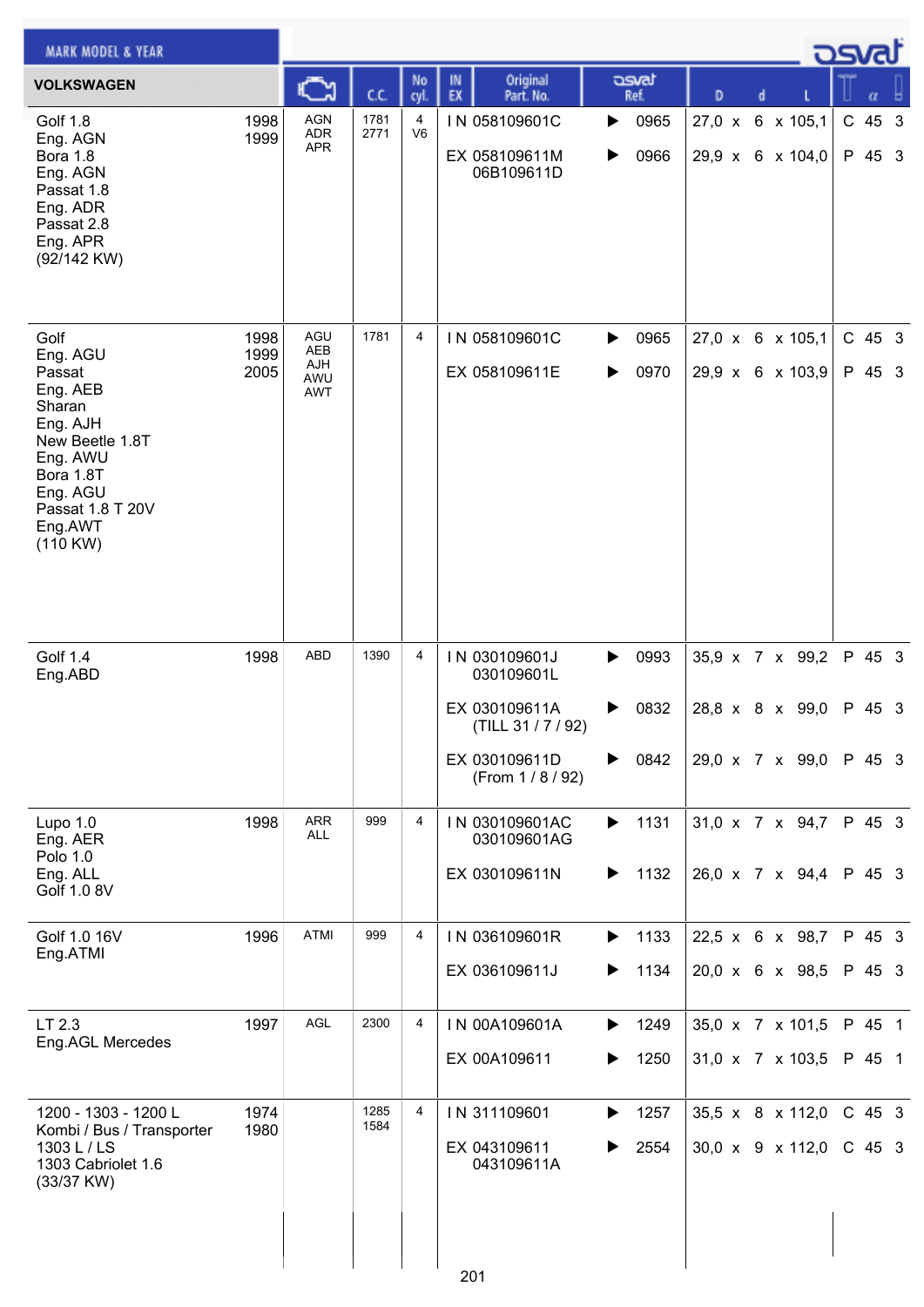| VOLKSWAGEN | | Engine | C.C. | No cyl. | IN EX | Original Part. No. | osvat Ref. | D | d | L | T | α | |
|---|---|---|---|---|---|---|---|---|---|---|---|---|---|
| Golf 1.8<br>Eng. AGN<br>Bora 1.8<br>Eng. AGN<br>Passat 1.8<br>Eng. ADR<br>Passat 2.8<br>Eng. APR<br>(92/142 KW) | 1998<br>1999 | AGN<br>ADR<br>APR | 1781<br>2771 | 4<br>V6 | IN | 058109601C | 0965 | 27,0 | 6 | 105,1 | C | 45 | 3 |
| | | | | | EX | 058109611M<br>06B109611D | 0966 | 29,9 | 6 | 104,0 | P | 45 | 3 |
| Golf<br>Eng. AGU<br>Passat<br>Eng. AEB<br>Sharan<br>Eng. AJH<br>New Beetle 1.8T<br>Eng. AWU<br>Bora 1.8T<br>Eng. AGU<br>Passat 1.8 T 20V<br>Eng.AWT<br>(110 KW) | 1998<br>1999<br>2005 | AGU<br>AEB<br>AJH<br>AWU<br>AWT | 1781 | 4 | IN | 058109601C | 0965 | 27,0 | 6 | 105,1 | C | 45 | 3 |
| | | | | | EX | 058109611E | 0970 | 29,9 | 6 | 103,9 | P | 45 | 3 |
| Golf 1.4<br>Eng.ABD | 1998 | ABD | 1390 | 4 | IN | 030109601J<br>030109601L | 0993 | 35,9 | 7 | 99,2 | P | 45 | 3 |
| | | | | | EX | 030109611A<br>(TILL 31 / 7 / 92) | 0832 | 28,8 | 8 | 99,0 | P | 45 | 3 |
| | | | | | EX | 030109611D<br>(From 1 / 8 / 92) | 0842 | 29,0 | 7 | 99,0 | P | 45 | 3 |
| Lupo 1.0<br>Eng. AER<br>Polo 1.0<br>Eng. ALL<br>Golf 1.0 8V | 1998 | ARR<br>ALL | 999 | 4 | IN | 030109601AC<br>030109601AG | 1131 | 31,0 | 7 | 94,7 | P | 45 | 3 |
| | | | | | EX | 030109611N | 1132 | 26,0 | 7 | 94,4 | P | 45 | 3 |
| Golf 1.0 16V<br>Eng.ATMI | 1996 | ATMI | 999 | 4 | IN | 036109601R | 1133 | 22,5 | 6 | 98,7 | P | 45 | 3 |
| | | | | | EX | 036109611J | 1134 | 20,0 | 6 | 98,5 | P | 45 | 3 |
| LT 2.3<br>Eng.AGL Mercedes | 1997 | AGL | 2300 | 4 | IN | 00A109601A | 1249 | 35,0 | 7 | 101,5 | P | 45 | 1 |
| | | | | | EX | 00A109611 | 1250 | 31,0 | 7 | 103,5 | P | 45 | 1 |
| 1200 - 1303 - 1200 L<br>Kombi / Bus / Transporter<br>1303 L / LS<br>1303 Cabriolet 1.6<br>(33/37 KW) | 1974<br>1980 | | 1285<br>1584 | 4 | IN | 311109601 | 1257 | 35,5 | 8 | 112,0 | C | 45 | 3 |
| | | | | | EX | 043109611<br>043109611A | 2554 | 30,0 | 9 | 112,0 | C | 45 | 3 |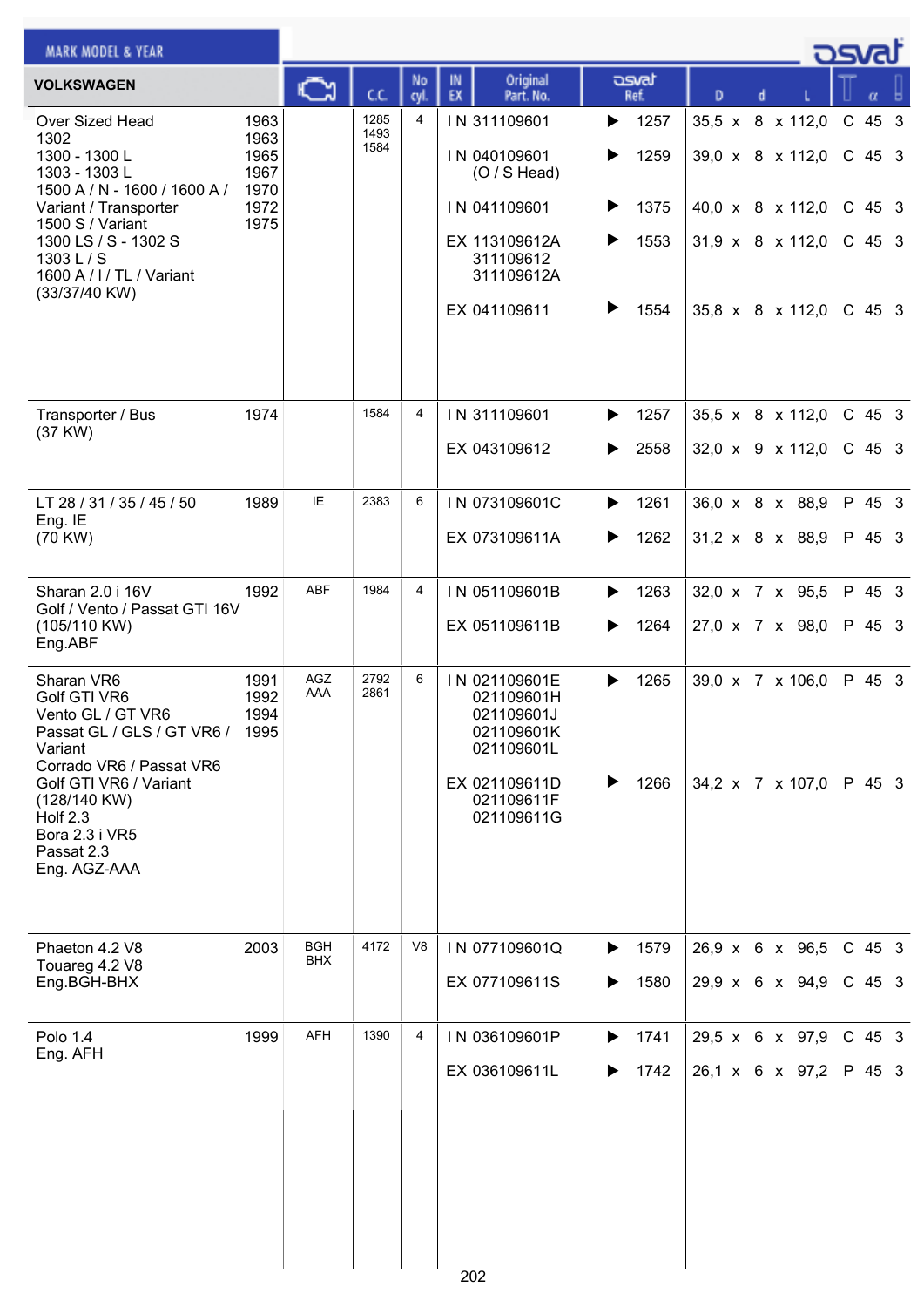| VOLKSWAGEN | | Engine | C.C. | No cyl. | IN EX | Original Part. No. | osvat Ref. | D | d | L | | α | |
|---|---|---|---|---|---|---|---|---|---|---|---|---|---|
| Over Sized Head<br>1302<br>1300 - 1300 L<br>1303 - 1303 L<br>1500 A / N - 1600 / 1600 A /<br>Variant / Transporter<br>1500 S / Variant<br>1300 LS / S - 1302 S<br>1303 L / S<br>1600 A / I / TL / Variant<br>(33/37/40 KW) | 1963<br>1963<br>1965<br>1967<br>1970<br>1972<br>1975 | | 1285<br>1493<br>1584 | 4 | IN | 311109601 | 1257 | 35,5 | 8 | 112,0 | C | 45 | 3 |
| | | | | | IN | 040109601 (O / S Head) | 1259 | 39,0 | 8 | 112,0 | C | 45 | 3 |
| | | | | | IN | 041109601 | 1375 | 40,0 | 8 | 112,0 | C | 45 | 3 |
| | | | | | EX | 113109612A<br>311109612<br>311109612A | 1553 | 31,9 | 8 | 112,0 | C | 45 | 3 |
| | | | | | EX | 041109611 | 1554 | 35,8 | 8 | 112,0 | C | 45 | 3 |
| Transporter / Bus<br>(37 KW) | 1974 | | 1584 | 4 | IN | 311109601 | 1257 | 35,5 | 8 | 112,0 | C | 45 | 3 |
| | | | | | EX | 043109612 | 2558 | 32,0 | 9 | 112,0 | C | 45 | 3 |
| LT 28 / 31 / 35 / 45 / 50<br>Eng. IE<br>(70 KW) | 1989 | IE | 2383 | 6 | IN | 073109601C | 1261 | 36,0 | 8 | 88,9 | P | 45 | 3 |
| | | | | | EX | 073109611A | 1262 | 31,2 | 8 | 88,9 | P | 45 | 3 |
| Sharan 2.0 i 16V<br>Golf / Vento / Passat GTI 16V<br>(105/110 KW)<br>Eng.ABF | 1992 | ABF | 1984 | 4 | IN | 051109601B | 1263 | 32,0 | 7 | 95,5 | P | 45 | 3 |
| | | | | | EX | 051109611B | 1264 | 27,0 | 7 | 98,0 | P | 45 | 3 |
| Sharan VR6<br>Golf GTI VR6<br>Vento GL / GT VR6<br>Passat GL / GLS / GT VR6 /<br>Variant<br>Corrado VR6 / Passat VR6<br>Golf GTI VR6 / Variant<br>(128/140 KW)<br>Holf 2.3<br>Bora 2.3 i VR5<br>Passat 2.3<br>Eng. AGZ-AAA | 1991<br>1992<br>1994<br>1995 | AGZ<br>AAA | 2792<br>2861 | 6 | IN | 021109601E<br>021109601H<br>021109601J<br>021109601K<br>021109601L | 1265 | 39,0 | 7 | 106,0 | P | 45 | 3 |
| | | | | | EX | 021109611D<br>021109611F<br>021109611G | 1266 | 34,2 | 7 | 107,0 | P | 45 | 3 |
| Phaeton 4.2 V8<br>Touareg 4.2 V8<br>Eng.BGH-BHX | 2003 | BGH<br>BHX | 4172 | V8 | IN | 077109601Q | 1579 | 26,9 | 6 | 96,5 | C | 45 | 3 |
| | | | | | EX | 077109611S | 1580 | 29,9 | 6 | 94,9 | C | 45 | 3 |
| Polo 1.4<br>Eng. AFH | 1999 | AFH | 1390 | 4 | IN | 036109601P | 1741 | 29,5 | 6 | 97,9 | C | 45 | 3 |
| | | | | | EX | 036109611L | 1742 | 26,1 | 6 | 97,2 | P | 45 | 3 |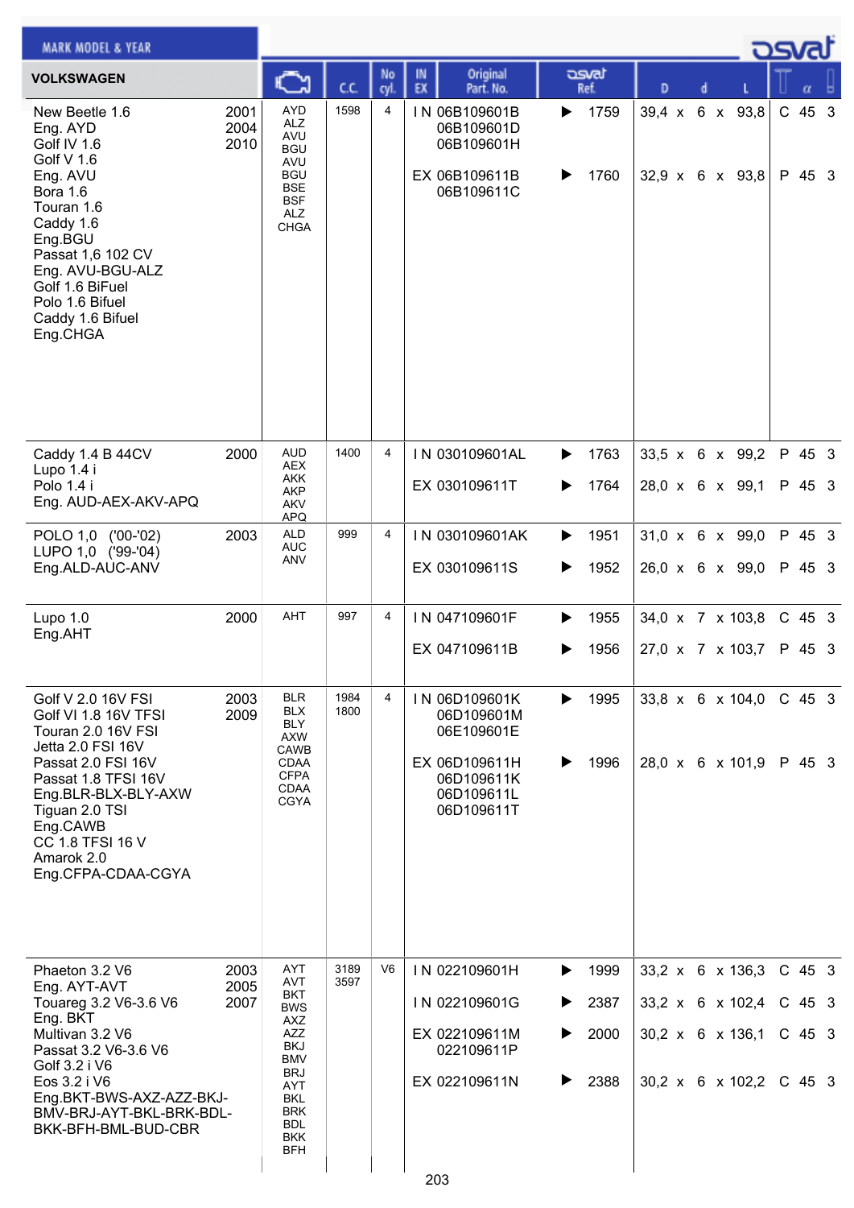| VOLKSWAGEN | | Engine | C.C. | No cyl. | IN EX | Original Part. No. | osvat Ref. | D x d x L | T | α | ▯ |
|---|---|---|---|---|---|---|---|---|---|---|---|
| New Beetle 1.6<br>Eng. AYD<br>Golf IV 1.6<br>Golf V 1.6<br>Eng. AVU<br>Bora 1.6<br>Touran 1.6<br>Caddy 1.6<br>Eng.BGU<br>Passat 1,6 102 CV<br>Eng. AVU-BGU-ALZ<br>Golf 1.6 BiFuel<br>Polo 1.6 Bifuel<br>Caddy 1.6 Bifuel<br>Eng.CHGA | 2001<br>2004<br>2010 | AYD<br>ALZ<br>AVU<br>BGU<br>AVU<br>BGU<br>BSE<br>BSF<br>ALZ<br>CHGA | 1598 | 4 | IN | 06B109601B<br>06B109601D<br>06B109601H | ▶ 1759 | 39,4 x 6 x 93,8 | C | 45 | 3 |
| | | | | | EX | 06B109611B<br>06B109611C | ▶ 1760 | 32,9 x 6 x 93,8 | P | 45 | 3 |
| Caddy 1.4 B 44CV<br>Lupo 1.4 i<br>Polo 1.4 i<br>Eng. AUD-AEX-AKV-APQ | 2000 | AUD<br>AEX<br>AKK<br>AKP<br>AKV<br>APQ | 1400 | 4 | IN | 030109601AL | ▶ 1763 | 33,5 x 6 x 99,2 | P | 45 | 3 |
| | | | | | EX | 030109611T | ▶ 1764 | 28,0 x 6 x 99,1 | P | 45 | 3 |
| POLO 1,0 ('00-'02)<br>LUPO 1,0 ('99-'04)<br>Eng.ALD-AUC-ANV | 2003 | ALD<br>AUC<br>ANV | 999 | 4 | IN | 030109601AK | ▶ 1951 | 31,0 x 6 x 99,0 | P | 45 | 3 |
| | | | | | EX | 030109611S | ▶ 1952 | 26,0 x 6 x 99,0 | P | 45 | 3 |
| Lupo 1.0<br>Eng.AHT | 2000 | AHT | 997 | 4 | IN | 047109601F | ▶ 1955 | 34,0 x 7 x 103,8 | C | 45 | 3 |
| | | | | | EX | 047109611B | ▶ 1956 | 27,0 x 7 x 103,7 | P | 45 | 3 |
| Golf V 2.0 16V FSI<br>Golf VI 1.8 16V TFSI<br>Touran 2.0 16V FSI<br>Jetta 2.0 FSI 16V<br>Passat 2.0 FSI 16V<br>Passat 1.8 TFSI 16V<br>Eng.BLR-BLX-BLY-AXW<br>Tiguan 2.0 TSI<br>Eng.CAWB<br>CC 1.8 TFSI 16 V<br>Amarok 2.0<br>Eng.CFPA-CDAA-CGYA | 2003<br>2009 | BLR<br>BLX<br>BLY<br>AXW<br>CAWB<br>CDAA<br>CFPA<br>CDAA<br>CGYA | 1984<br>1800 | 4 | IN | 06D109601K<br>06D109601M<br>06E109601E | ▶ 1995 | 33,8 x 6 x 104,0 | C | 45 | 3 |
| | | | | | EX | 06D109611H<br>06D109611K<br>06D109611L<br>06D109611T | ▶ 1996 | 28,0 x 6 x 101,9 | P | 45 | 3 |
| Phaeton 3.2 V6<br>Eng. AYT-AVT<br>Touareg 3.2 V6-3.6 V6<br>Eng. BKT<br>Multivan 3.2 V6<br>Passat 3.2 V6-3.6 V6<br>Golf 3.2 i V6<br>Eos 3.2 i V6<br>Eng.BKT-BWS-AXZ-AZZ-BKJ-BMV-BRJ-AYT-BKL-BRK-BDL-BKK-BFH-BML-BUD-CBR | 2003<br>2005<br>2007 | AYT<br>AVT<br>BKT<br>BWS<br>AXZ<br>AZZ<br>BKJ<br>BMV<br>BRJ<br>AYT<br>BKL<br>BRK<br>BDL<br>BKK<br>BFH | 3189<br>3597 | V6 | IN | 022109601H | ▶ 1999 | 33,2 x 6 x 136,3 | C | 45 | 3 |
| | | | | | IN | 022109601G | ▶ 2387 | 33,2 x 6 x 102,4 | C | 45 | 3 |
| | | | | | EX | 022109611M<br>022109611P | ▶ 2000 | 30,2 x 6 x 136,1 | C | 45 | 3 |
| | | | | | EX | 022109611N | ▶ 2388 | 30,2 x 6 x 102,2 | C | 45 | 3 |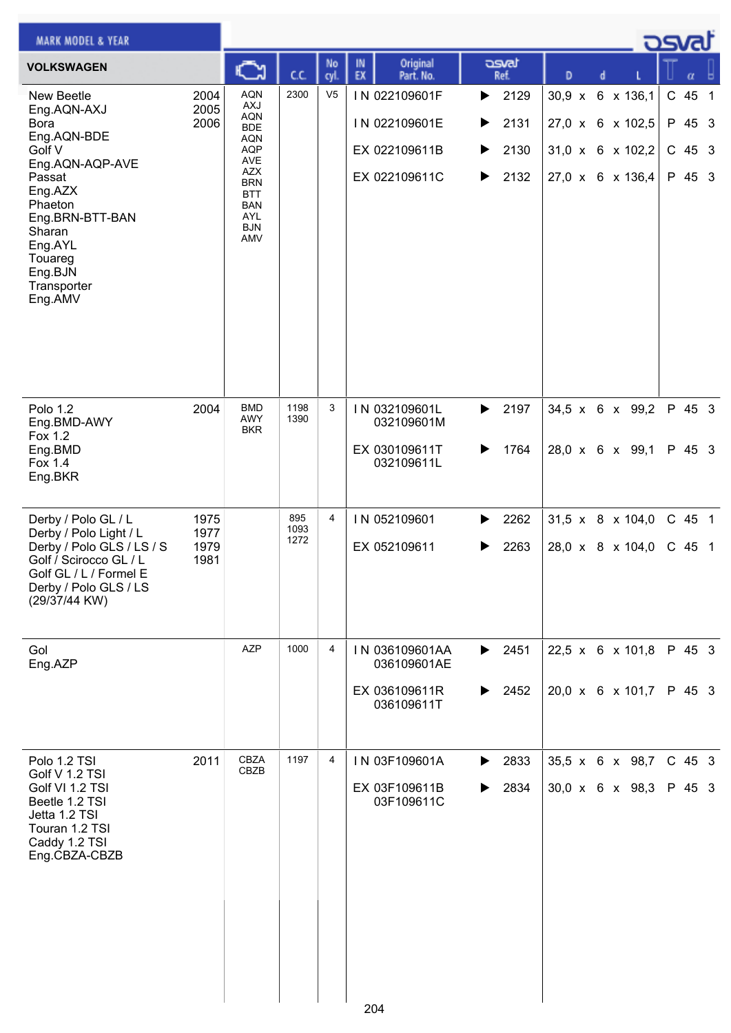| VOLKSWAGEN | Year | Engine | C.C. | No cyl. | IN EX | Original Part. No. | osvat Ref. | D x d x L | | α | |
|---|---|---|---|---|---|---|---|---|---|---|---|
| New Beetle<br>Eng.AQN-AXJ<br>Bora<br>Eng.AQN-BDE<br>Golf V<br>Eng.AQN-AQP-AVE<br>Passat<br>Eng.AZX<br>Phaeton<br>Eng.BRN-BTT-BAN<br>Sharan<br>Eng.AYL<br>Touareg<br>Eng.BJN<br>Transporter<br>Eng.AMV | 2004<br>2005<br>2006 | AQN<br>AXJ<br>AQN<br>BDE<br>AQN<br>AQP<br>AVE<br>AZX<br>BRN<br>BTT<br>BAN<br>AYL<br>BJN<br>AMV | 2300 | V5 | IN | 022109601F | ▶ 2129 | 30,9 x 6 x 136,1 | C | 45 | 1 |
| | | | | | IN | 022109601E | ▶ 2131 | 27,0 x 6 x 102,5 | P | 45 | 3 |
| | | | | | EX | 022109611B | ▶ 2130 | 31,0 x 6 x 102,2 | C | 45 | 3 |
| | | | | | EX | 022109611C | ▶ 2132 | 27,0 x 6 x 136,4 | P | 45 | 3 |
| Polo 1.2<br>Eng.BMD-AWY<br>Fox 1.2<br>Eng.BMD<br>Fox 1.4<br>Eng.BKR | 2004 | BMD<br>AWY<br>BKR | 1198<br>1390 | 3 | IN | 032109601L<br>032109601M | ▶ 2197 | 34,5 x 6 x 99,2 | P | 45 | 3 |
| | | | | | EX | 030109611T<br>032109611L | ▶ 1764 | 28,0 x 6 x 99,1 | P | 45 | 3 |
| Derby / Polo GL / L<br>Derby / Polo Light / L<br>Derby / Polo GLS / LS / S<br>Golf / Scirocco GL / L<br>Golf GL / L / Formel E<br>Derby / Polo GLS / LS<br>(29/37/44 KW) | 1975<br>1977<br>1979<br>1981 | | 895<br>1093<br>1272 | 4 | IN | 052109601 | ▶ 2262 | 31,5 x 8 x 104,0 | C | 45 | 1 |
| | | | | | EX | 052109611 | ▶ 2263 | 28,0 x 8 x 104,0 | C | 45 | 1 |
| Gol<br>Eng.AZP | | AZP | 1000 | 4 | IN | 036109601AA<br>036109601AE | ▶ 2451 | 22,5 x 6 x 101,8 | P | 45 | 3 |
| | | | | | EX | 036109611R<br>036109611T | ▶ 2452 | 20,0 x 6 x 101,7 | P | 45 | 3 |
| Polo 1.2 TSI<br>Golf V 1.2 TSI<br>Golf VI 1.2 TSI<br>Beetle 1.2 TSI<br>Jetta 1.2 TSI<br>Touran 1.2 TSI<br>Caddy 1.2 TSI<br>Eng.CBZA-CBZB | 2011 | CBZA<br>CBZB | 1197 | 4 | IN | 03F109601A | ▶ 2833 | 35,5 x 6 x 98,7 | C | 45 | 3 |
| | | | | | EX | 03F109611B<br>03F109611C | ▶ 2834 | 30,0 x 6 x 98,3 | P | 45 | 3 |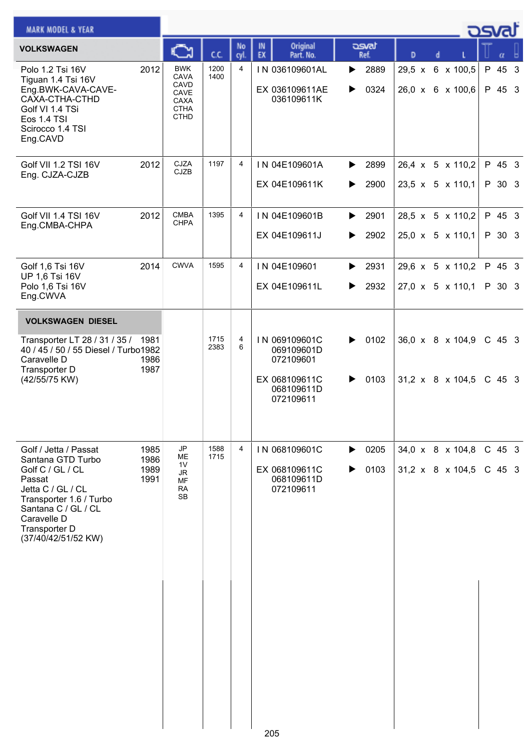| VOLKSWAGEN | Year | Engine | C.C. | No cyl. | IN EX | Original Part. No. | osvat Ref. | D | d | L | Material | α | Grooves |
|---|---|---|---|---|---|---|---|---|---|---|---|---|---|
| Polo 1.2 Tsi 16V<br>Tiguan 1.4 Tsi 16V<br>Eng.BWK-CAVA-CAVE-CAXA-CTHA-CTHD<br>Golf VI 1.4 TSi<br>Eos 1.4 TSI<br>Scirocco 1.4 TSI<br>Eng.CAVD | 2012 | BWK<br>CAVA<br>CAVD<br>CAVE<br>CAXA<br>CTHA<br>CTHD | 1200<br>1400 | 4 | IN | 036109601AL | 2889 | 29,5 | 6 | 100,5 | P | 45 | 3 |
| | | | | | EX | 036109611AE<br>036109611K | 0324 | 26,0 | 6 | 100,6 | P | 45 | 3 |
| Golf VII 1.2 TSI 16V<br>Eng. CJZA-CJZB | 2012 | CJZA<br>CJZB | 1197 | 4 | IN | 04E109601A | 2899 | 26,4 | 5 | 110,2 | P | 45 | 3 |
| | | | | | EX | 04E109611K | 2900 | 23,5 | 5 | 110,1 | P | 30 | 3 |
| Golf VII 1.4 TSI 16V<br>Eng.CMBA-CHPA | 2012 | CMBA<br>CHPA | 1395 | 4 | IN | 04E109601B | 2901 | 28,5 | 5 | 110,2 | P | 45 | 3 |
| | | | | | EX | 04E109611J | 2902 | 25,0 | 5 | 110,1 | P | 30 | 3 |
| Golf 1,6 Tsi 16V<br>UP 1,6 Tsi 16V<br>Polo 1,6 Tsi 16V<br>Eng.CWVA | 2014 | CWVA | 1595 | 4 | IN | 04E109601 | 2931 | 29,6 | 5 | 110,2 | P | 45 | 3 |
| | | | | | EX | 04E109611L | 2932 | 27,0 | 5 | 110,1 | P | 30 | 3 |
| **VOLKSWAGEN DIESEL** | | | | | | | | | | | | | |
| Transporter LT 28 / 31 / 35 / 40 / 45 / 50 / 55 Diesel / Turbo<br>Caravelle D<br>Transporter D<br>(42/55/75 KW) | 1981<br>1982<br>1986<br>1987 | | 1715<br>2383 | 4<br>6 | IN | 069109601C<br>069109601D<br>072109601 | 0102 | 36,0 | 8 | 104,9 | C | 45 | 3 |
| | | | | | EX | 068109611C<br>068109611D<br>072109611 | 0103 | 31,2 | 8 | 104,5 | C | 45 | 3 |
| Golf / Jetta / Passat<br>Santana GTD Turbo<br>Golf C / GL / CL<br>Passat<br>Jetta C / GL / CL<br>Transporter 1.6 / Turbo<br>Santana C / GL / CL<br>Caravelle D<br>Transporter D<br>(37/40/42/51/52 KW) | 1985<br>1986<br>1989<br>1991 | JP<br>ME<br>1V<br>JR<br>MF<br>RA<br>SB | 1588<br>1715 | 4 | IN | 068109601C | 0205 | 34,0 | 8 | 104,8 | C | 45 | 3 |
| | | | | | EX | 068109611C<br>068109611D<br>072109611 | 0103 | 31,2 | 8 | 104,5 | C | 45 | 3 |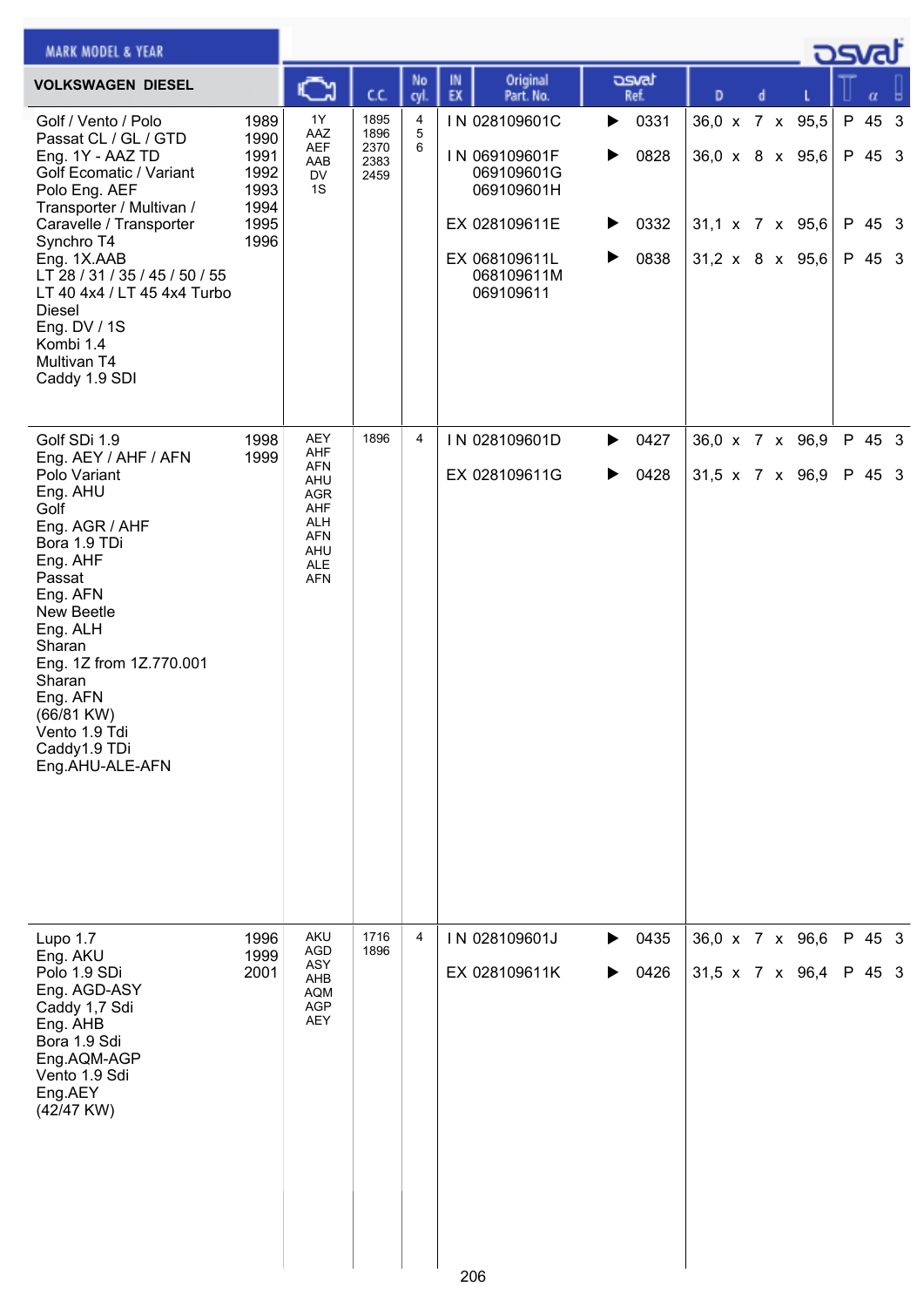## MARK MODEL & YEAR

| VOLKSWAGEN DIESEL | | Engine | C.C. | No cyl. | IN EX | Original Part. No. | osvat Ref. | D | d | L | T | α | |
|---|---|---|---|---|---|---|---|---|---|---|---|---|---|
| Golf / Vento / Polo<br>Passat CL / GL / GTD<br>Eng. 1Y - AAZ TD<br>Golf Ecomatic / Variant<br>Polo Eng. AEF<br>Transporter / Multivan /<br>Caravelle / Transporter<br>Synchro T4<br>Eng. 1X.AAB<br>LT 28 / 31 / 35 / 45 / 50 / 55<br>LT 40 4x4 / LT 45 4x4 Turbo<br>Diesel<br>Eng. DV / 1S<br>Kombi 1.4<br>Multivan T4<br>Caddy 1.9 SDI | 1989<br>1990<br>1991<br>1992<br>1993<br>1994<br>1995<br>1996 | 1Y<br>AAZ<br>AEF<br>AAB<br>DV<br>1S | 1895<br>1896<br>2370<br>2383<br>2459 | 4<br>5<br>6 | IN | 028109601C | 0331 | 36,0 | 7 | 95,5 | P | 45 | 3 |
| | | | | | IN | 069109601F<br>069109601G<br>069109601H | 0828 | 36,0 | 8 | 95,6 | P | 45 | 3 |
| | | | | | EX | 028109611E | 0332 | 31,1 | 7 | 95,6 | P | 45 | 3 |
| | | | | | EX | 068109611L<br>068109611M<br>069109611 | 0838 | 31,2 | 8 | 95,6 | P | 45 | 3 |
| Golf SDi 1.9<br>Eng. AEY / AHF / AFN<br>Polo Variant<br>Eng. AHU<br>Golf<br>Eng. AGR / AHF<br>Bora 1.9 TDi<br>Eng. AHF<br>Passat<br>Eng. AFN<br>New Beetle<br>Eng. ALH<br>Sharan<br>Eng. 1Z from 1Z.770.001<br>Sharan<br>Eng. AFN<br>(66/81 KW)<br>Vento 1.9 Tdi<br>Caddy1.9 TDi<br>Eng.AHU-ALE-AFN | 1998<br>1999 | AEY<br>AHF<br>AFN<br>AHU<br>AGR<br>AHF<br>ALH<br>AFN<br>AHU<br>ALE<br>AFN | 1896 | 4 | IN | 028109601D | 0427 | 36,0 | 7 | 96,9 | P | 45 | 3 |
| | | | | | EX | 028109611G | 0428 | 31,5 | 7 | 96,9 | P | 45 | 3 |
| Lupo 1.7<br>Eng. AKU<br>Polo 1.9 SDi<br>Eng. AGD-ASY<br>Caddy 1,7 Sdi<br>Eng. AHB<br>Bora 1.9 Sdi<br>Eng.AQM-AGP<br>Vento 1.9 Sdi<br>Eng.AEY<br>(42/47 KW) | 1996<br>1999<br>2001 | AKU<br>AGD<br>ASY<br>AHB<br>AQM<br>AGP<br>AEY | 1716<br>1896 | 4 | IN | 028109601J | 0435 | 36,0 | 7 | 96,6 | P | 45 | 3 |
| | | | | | EX | 028109611K | 0426 | 31,5 | 7 | 96,4 | P | 45 | 3 |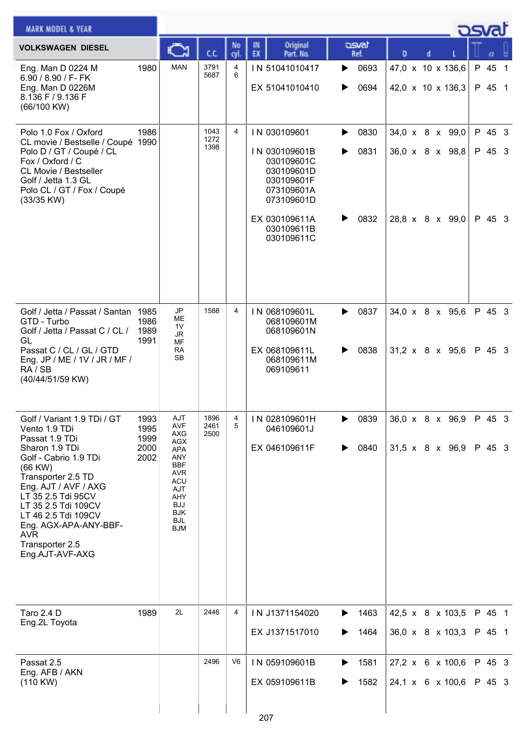| VOLKSWAGEN DIESEL | | Engine | C.C. | No cyl. | IN EX | Original Part. No. | osvat Ref. | D x d x L | T α |
|---|---|---|---|---|---|---|---|---|---|
| Eng. Man D 0224 M 6.90 / 8.90 / F- FK Eng. Man D 0226M 8.136 F / 9.136 F (66/100 KW) | 1980 | MAN | 3791 5687 | 4 6 | IN | 51041010417 | 0693 | 47,0 x 10 x 136,6 | P 45 1 |
| | | | | | EX | 51041010410 | 0694 | 42,0 x 10 x 136,3 | P 45 1 |
| Polo 1.0 Fox / Oxford CL movie / Bestselle / Coupé Polo D / GT / Coupé / CL Fox / Oxford / C CL Movie / Bestseller Golf / Jetta 1.3 GL Polo CL / GT / Fox / Coupé (33/35 KW) | 1986 1990 | | 1043 1272 1398 | 4 | IN | 030109601 | 0830 | 34,0 x 8 x 99,0 | P 45 3 |
| | | | | | IN | 030109601B 030109601C 030109601D 030109601F 073109601A 073109601D | 0831 | 36,0 x 8 x 98,8 | P 45 3 |
| | | | | | EX | 030109611A 030109611B 030109611C | 0832 | 28,8 x 8 x 99,0 | P 45 3 |
| Golf / Jetta / Passat / Santan GTD - Turbo Golf / Jetta / Passat C / CL / GL Passat C / CL / GL / GTD Eng. JP / ME / 1V / JR / MF / RA / SB (40/44/51/59 KW) | 1985 1986 1989 1991 | JP ME 1V JR MF RA SB | 1588 | 4 | IN | 068109601L 068109601M 068109601N | 0837 | 34,0 x 8 x 95,6 | P 45 3 |
| | | | | | EX | 068109611L 068109611M 069109611 | 0838 | 31,2 x 8 x 95,6 | P 45 3 |
| Golf / Variant 1.9 TDi / GT Vento 1.9 TDi Passat 1.9 TDi Sharon 1.9 TDi Golf - Cabrio 1.9 TDi (66 KW) Transporter 2.5 TD Eng. AJT / AVF / AXG LT 35 2.5 Tdi 95CV LT 35 2.5 Tdi 109CV LT 46 2.5 Tdi 109CV Eng. AGX-APA-ANY-BBF-AVR Transporter 2.5 Eng.AJT-AVF-AXG | 1993 1995 1999 2000 2002 | AJT AVF AXG AGX APA ANY BBF AVR ACU AJT AHY BJJ BJK BJL BJM | 1896 2461 2500 | 4 5 | IN | 028109601H 046109601J | 0839 | 36,0 x 8 x 96,9 | P 45 3 |
| | | | | | EX | 046109611F | 0840 | 31,5 x 8 x 96,9 | P 45 3 |
| Taro 2.4 D Eng.2L Toyota | 1989 | 2L | 2446 | 4 | IN | J1371154020 | 1463 | 42,5 x 8 x 103,5 | P 45 1 |
| | | | | | EX | J1371517010 | 1464 | 36,0 x 8 x 103,3 | P 45 1 |
| Passat 2.5 Eng. AFB / AKN (110 KW) | | | 2496 | V6 | IN | 059109601B | 1581 | 27,2 x 6 x 100,6 | P 45 3 |
| | | | | | EX | 059109611B | 1582 | 24,1 x 6 x 100,6 | P 45 3 |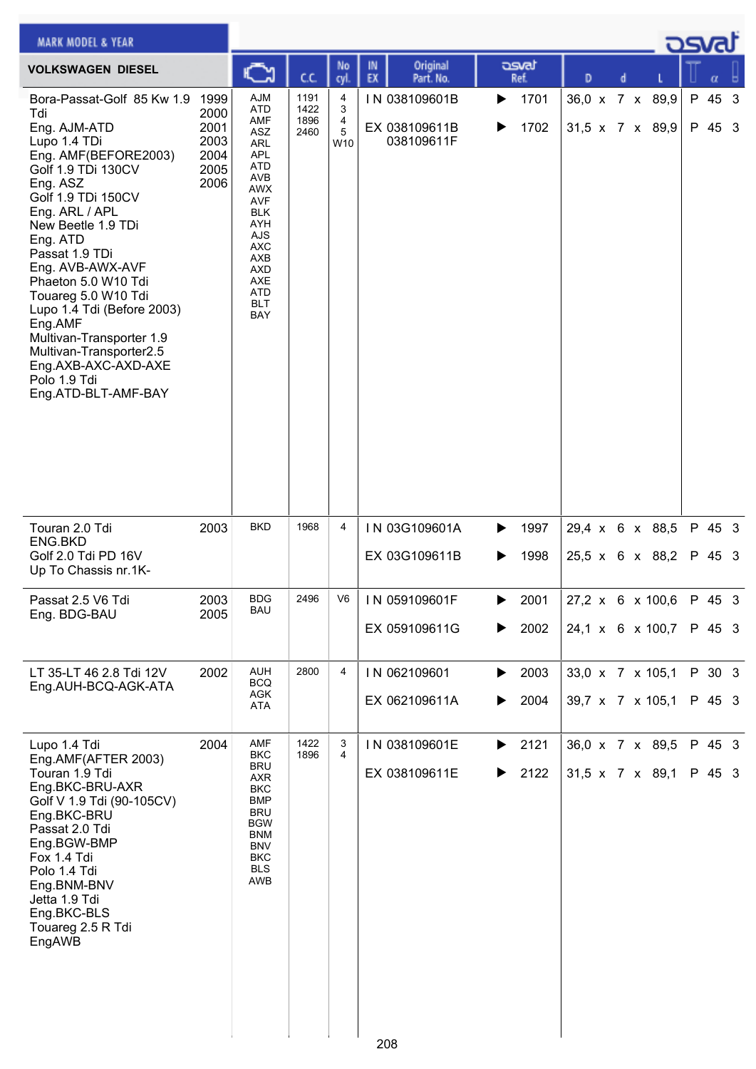| MARK MODEL & YEAR | | Engine | C.C. | No cyl. | IN EX | Original Part. No. | osvat Ref. | D | d | L | | α | |
|---|---|---|---|---|---|---|---|---|---|---|---|---|---|
| **VOLKSWAGEN DIESEL** | | | | | | | | | | | | | |
| Bora-Passat-Golf 85 Kw 1.9 Tdi<br>Eng. AJM-ATD<br>Lupo 1.4 TDi<br>Eng. AMF(BEFORE2003)<br>Golf 1.9 TDi 130CV<br>Eng. ASZ<br>Golf 1.9 TDi 150CV<br>Eng. ARL / APL<br>New Beetle 1.9 TDi<br>Eng. ATD<br>Passat 1.9 TDi<br>Eng. AVB-AWX-AVF<br>Phaeton 5.0 W10 Tdi<br>Touareg 5.0 W10 Tdi<br>Lupo 1.4 Tdi (Before 2003)<br>Eng.AMF<br>Multivan-Transporter 1.9<br>Multivan-Transporter2.5<br>Eng.AXB-AXC-AXD-AXE<br>Polo 1.9 Tdi<br>Eng.ATD-BLT-AMF-BAY | 1999<br>2000<br>2001<br>2003<br>2004<br>2005<br>2006 | AJM<br>ATD<br>AMF<br>ASZ<br>ARL<br>APL<br>ATD<br>AVB<br>AWX<br>AVF<br>BLK<br>AYH<br>AJS<br>AXC<br>AXB<br>AXD<br>AXE<br>ATD<br>BLT<br>BAY | 1191<br>1422<br>1896<br>2460 | 4<br>3<br>4<br>5<br>W10 | IN<br><br>EX | 038109601B<br><br>038109611B<br>038109611F | 1701<br><br>1702 | 36,0<br><br>31,5 | 7<br><br>7 | 89,9<br><br>89,9 | P<br><br>P | 45<br><br>45 | 3<br><br>3 |
| Touran 2.0 Tdi<br>ENG.BKD<br>Golf 2.0 Tdi PD 16V<br>Up To Chassis nr.1K- | 2003 | BKD | 1968 | 4 | IN<br><br>EX | 03G109601A<br><br>03G109611B | 1997<br><br>1998 | 29,4<br><br>25,5 | 6<br><br>6 | 88,5<br><br>88,2 | P<br><br>P | 45<br><br>45 | 3<br><br>3 |
| Passat 2.5 V6 Tdi<br>Eng. BDG-BAU | 2003<br>2005 | BDG<br>BAU | 2496 | V6 | IN<br><br>EX | 059109601F<br><br>059109611G | 2001<br><br>2002 | 27,2<br><br>24,1 | 6<br><br>6 | 100,6<br><br>100,7 | P<br><br>P | 45<br><br>45 | 3<br><br>3 |
| LT 35-LT 46 2.8 Tdi 12V<br>Eng.AUH-BCQ-AGK-ATA | 2002 | AUH<br>BCQ<br>AGK<br>ATA | 2800 | 4 | IN<br><br>EX | 062109601<br><br>062109611A | 2003<br><br>2004 | 33,0<br><br>39,7 | 7<br><br>7 | 105,1<br><br>105,1 | P<br><br>P | 30<br><br>45 | 3<br><br>3 |
| Lupo 1.4 Tdi<br>Eng.AMF(AFTER 2003)<br>Touran 1.9 Tdi<br>Eng.BKC-BRU-AXR<br>Golf V 1.9 Tdi (90-105CV)<br>Eng.BKC-BRU<br>Passat 2.0 Tdi<br>Eng.BGW-BMP<br>Fox 1.4 Tdi<br>Polo 1.4 Tdi<br>Eng.BNM-BNV<br>Jetta 1.9 Tdi<br>Eng.BKC-BLS<br>Touareg 2.5 R Tdi<br>EngAWB | 2004 | AMF<br>BKC<br>BRU<br>AXR<br>BKC<br>BMP<br>BRU<br>BGW<br>BNM<br>BNV<br>BKC<br>BLS<br>AWB | 1422<br>1896 | 3<br>4 | IN<br><br>EX | 038109601E<br><br>038109611E | 2121<br><br>2122 | 36,0<br><br>31,5 | 7<br><br>7 | 89,5<br><br>89,1 | P<br><br>P | 45<br><br>45 | 3<br><br>3 |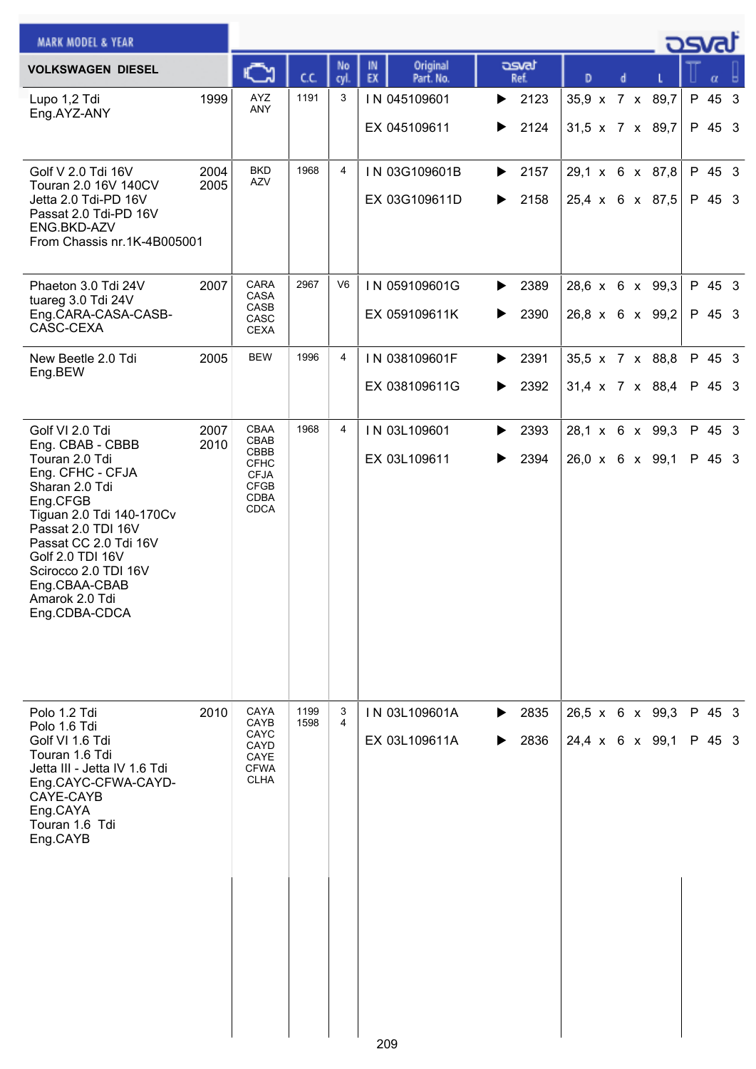MARK MODEL & YEAR

| VOLKSWAGEN DIESEL | | Engine | C.C. | No cyl. | IN EX | Original Part. No. | osvat Ref. | D | d | L | | α | |
|---|---|---|---|---|---|---|---|---|---|---|---|---|---|
| Lupo 1,2 Tdi<br>Eng.AYZ-ANY | 1999 | AYZ<br>ANY | 1191 | 3 | IN | 045109601 | ▶ 2123 | 35,9 x | 7 x | 89,7 | P | 45 | 3 |
| | | | | | EX | 045109611 | ▶ 2124 | 31,5 x | 7 x | 89,7 | P | 45 | 3 |
| Golf V 2.0 Tdi 16V<br>Touran 2.0 16V 140CV<br>Jetta 2.0 Tdi-PD 16V<br>Passat 2.0 Tdi-PD 16V<br>ENG.BKD-AZV<br>From Chassis nr.1K-4B005001 | 2004<br>2005 | BKD<br>AZV | 1968 | 4 | IN | 03G109601B | ▶ 2157 | 29,1 x | 6 x | 87,8 | P | 45 | 3 |
| | | | | | EX | 03G109611D | ▶ 2158 | 25,4 x | 6 x | 87,5 | P | 45 | 3 |
| Phaeton 3.0 Tdi 24V<br>tuareg 3.0 Tdi 24V<br>Eng.CARA-CASA-CASB-CASC-CEXA | 2007 | CARA<br>CASA<br>CASB<br>CASC<br>CEXA | 2967 | V6 | IN | 059109601G | ▶ 2389 | 28,6 x | 6 x | 99,3 | P | 45 | 3 |
| | | | | | EX | 059109611K | ▶ 2390 | 26,8 x | 6 x | 99,2 | P | 45 | 3 |
| New Beetle 2.0 Tdi<br>Eng.BEW | 2005 | BEW | 1996 | 4 | IN | 038109601F | ▶ 2391 | 35,5 x | 7 x | 88,8 | P | 45 | 3 |
| | | | | | EX | 038109611G | ▶ 2392 | 31,4 x | 7 x | 88,4 | P | 45 | 3 |
| Golf VI 2.0 Tdi<br>Eng. CBAB - CBBB<br>Touran 2.0 Tdi<br>Eng. CFHC - CFJA<br>Sharan 2.0 Tdi<br>Eng.CFGB<br>Tiguan 2.0 Tdi 140-170Cv<br>Passat 2.0 TDI 16V<br>Passat CC 2.0 Tdi 16V<br>Golf 2.0 TDI 16V<br>Scirocco 2.0 TDI 16V<br>Eng.CBAA-CBAB<br>Amarok 2.0 Tdi<br>Eng.CDBA-CDCA | 2007<br>2010 | CBAA<br>CBAB<br>CBBB<br>CFHC<br>CFJA<br>CFGB<br>CDBA<br>CDCA | 1968 | 4 | IN | 03L109601 | ▶ 2393 | 28,1 x | 6 x | 99,3 | P | 45 | 3 |
| | | | | | EX | 03L109611 | ▶ 2394 | 26,0 x | 6 x | 99,1 | P | 45 | 3 |
| Polo 1.2 Tdi<br>Polo 1.6 Tdi<br>Golf VI 1.6 Tdi<br>Touran 1.6 Tdi<br>Jetta III - Jetta IV 1.6 Tdi<br>Eng.CAYC-CFWA-CAYD-CAYE-CAYB<br>Eng.CAYA<br>Touran 1.6 Tdi<br>Eng.CAYB | 2010 | CAYA<br>CAYB<br>CAYC<br>CAYD<br>CAYE<br>CFWA<br>CLHA | 1199<br>1598 | 3<br>4 | IN | 03L109601A | ▶ 2835 | 26,5 x | 6 x | 99,3 | P | 45 | 3 |
| | | | | | EX | 03L109611A | ▶ 2836 | 24,4 x | 6 x | 99,1 | P | 45 | 3 |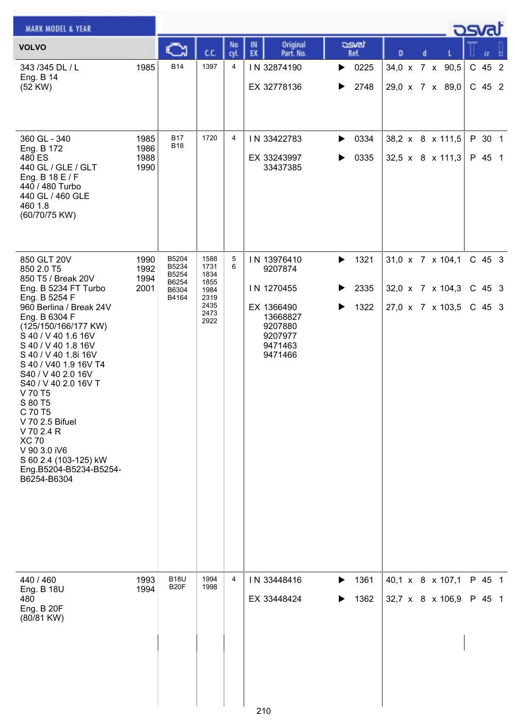| MARK MODEL & YEAR | | Engine | C.C. | No cyl. | IN EX | Original Part. No. | osvat Ref. | D x d x L | T α |
|---|---|---|---|---|---|---|---|---|---|
| **VOLVO** | | | | | | | | | |
| 343 /345 DL / L<br>Eng. B 14<br>(52 KW) | 1985 | B14 | 1397 | 4 | IN<br><br>EX | 32874190<br><br>32778136 | ▶ 0225<br><br>▶ 2748 | 34,0 x 7 x 90,5<br><br>29,0 x 7 x 89,0 | C 45 2<br><br>C 45 2 |
| 360 GL - 340<br>Eng. B 172<br>480 ES<br>440 GL / GLE / GLT<br>Eng. B 18 E / F<br>440 / 480 Turbo<br>440 GL / 460 GLE<br>460 1.8<br>(60/70/75 KW) | 1985<br>1986<br>1988<br>1990 | B17<br>B18 | 1720 | 4 | IN<br><br>EX | 33422783<br><br>33243997<br>33437385 | ▶ 0334<br><br>▶ 0335 | 38,2 x 8 x 111,5<br><br>32,5 x 8 x 111,3 | P 30 1<br><br>P 45 1 |
| 850 GLT 20V<br>850 2.0 T5<br>850 T5 / Break 20V<br>Eng. B 5234 FT Turbo<br>Eng. B 5254 F<br>960 Berlina / Break 24V<br>Eng. B 6304 F<br>(125/150/166/177 KW)<br>S 40 / V 40 1.6 16V<br>S 40 / V 40 1.8 16V<br>S 40 / V 40 1.8i 16V<br>S 40 / V40 1.9 16V T4<br>S40 / V 40 2.0 16V<br>S40 / V 40 2.0 16V T<br>V 70 T5<br>S 80 T5<br>C 70 T5<br>V 70 2.5 Bifuel<br>V 70 2.4 R<br>XC 70<br>V 90 3.0 iV6<br>S 60 2.4 (103-125) kW<br>Eng.B5204-B5234-B5254-B6254-B6304 | 1990<br>1992<br>1994<br>2001 | B5204<br>B5234<br>B5254<br>B6254<br>B6304<br>B4164 | 1588<br>1731<br>1834<br>1855<br>1984<br>2319<br>2435<br>2473<br>2922 | 5<br>6 | IN<br><br>IN<br><br>EX | 13976410<br>9207874<br>1270455<br><br>1366490<br>13668827<br>9207880<br>9207977<br>9471463<br>9471466 | ▶ 1321<br><br>▶ 2335<br><br>▶ 1322 | 31,0 x 7 x 104,1<br><br>32,0 x 7 x 104,3<br><br>27,0 x 7 x 103,5 | C 45 3<br><br>C 45 3<br><br>C 45 3 |
| 440 / 460<br>Eng. B 18U<br>480<br>Eng. B 20F<br>(80/81 KW) | 1993<br>1994 | B18U<br>B20F | 1994<br>1998 | 4 | IN<br><br>EX | 33448416<br><br>33448424 | ▶ 1361<br><br>▶ 1362 | 40,1 x 8 x 107,1<br><br>32,7 x 8 x 106,9 | P 45 1<br><br>P 45 1 |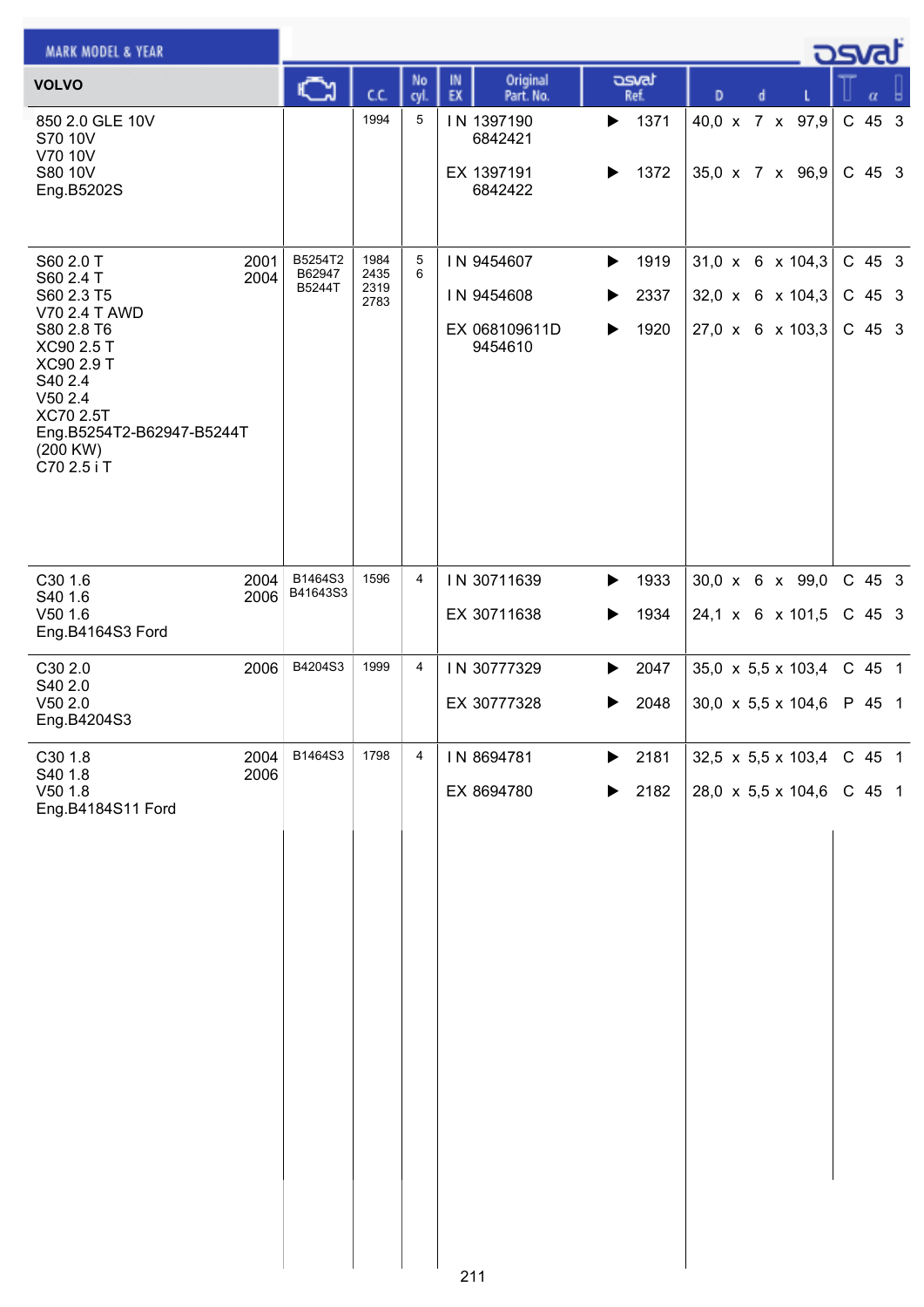| MARK MODEL & YEAR | | Engine | C.C. | No cyl. | IN EX | Original Part. No. | osvat Ref. | D x d x L | | α | |
|---|---|---|---|---|---|---|---|---|---|---|---|
| **VOLVO** | | | | | | | | | | | |
| 850 2.0 GLE 10V<br>S70 10V<br>V70 10V<br>S80 10V<br>Eng.B5202S | | | 1994 | 5 | IN | 1397190<br>6842421 | ▶ 1371 | 40,0 x 7 x 97,9 | C | 45 | 3 |
| | | | | | EX | 1397191<br>6842422 | ▶ 1372 | 35,0 x 7 x 96,9 | C | 45 | 3 |
| S60 2.0 T<br>S60 2.4 T<br>S60 2.3 T5<br>V70 2.4 T AWD<br>S80 2.8 T6<br>XC90 2.5 T<br>XC90 2.9 T<br>S40 2.4<br>V50 2.4<br>XC70 2.5T<br>Eng.B5254T2-B62947-B5244T<br>(200 KW)<br>C70 2.5 i T | 2001<br>2004 | B5254T2<br>B62947<br>B5244T | 1984<br>2435<br>2319<br>2783 | 5<br>6 | IN | 9454607 | ▶ 1919 | 31,0 x 6 x 104,3 | C | 45 | 3 |
| | | | | | IN | 9454608 | ▶ 2337 | 32,0 x 6 x 104,3 | C | 45 | 3 |
| | | | | | EX | 068109611D<br>9454610 | ▶ 1920 | 27,0 x 6 x 103,3 | C | 45 | 3 |
| C30 1.6<br>S40 1.6<br>V50 1.6<br>Eng.B4164S3 Ford | 2004<br>2006 | B1464S3<br>B41643S3 | 1596 | 4 | IN | 30711639 | ▶ 1933 | 30,0 x 6 x 99,0 | C | 45 | 3 |
| | | | | | EX | 30711638 | ▶ 1934 | 24,1 x 6 x 101,5 | C | 45 | 3 |
| C30 2.0<br>S40 2.0<br>V50 2.0<br>Eng.B4204S3 | 2006 | B4204S3 | 1999 | 4 | IN | 30777329 | ▶ 2047 | 35,0 x 5,5 x 103,4 | C | 45 | 1 |
| | | | | | EX | 30777328 | ▶ 2048 | 30,0 x 5,5 x 104,6 | P | 45 | 1 |
| C30 1.8<br>S40 1.8<br>V50 1.8<br>Eng.B4184S11 Ford | 2004<br>2006 | B1464S3 | 1798 | 4 | IN | 8694781 | ▶ 2181 | 32,5 x 5,5 x 103,4 | C | 45 | 1 |
| | | | | | EX | 8694780 | ▶ 2182 | 28,0 x 5,5 x 104,6 | C | 45 | 1 |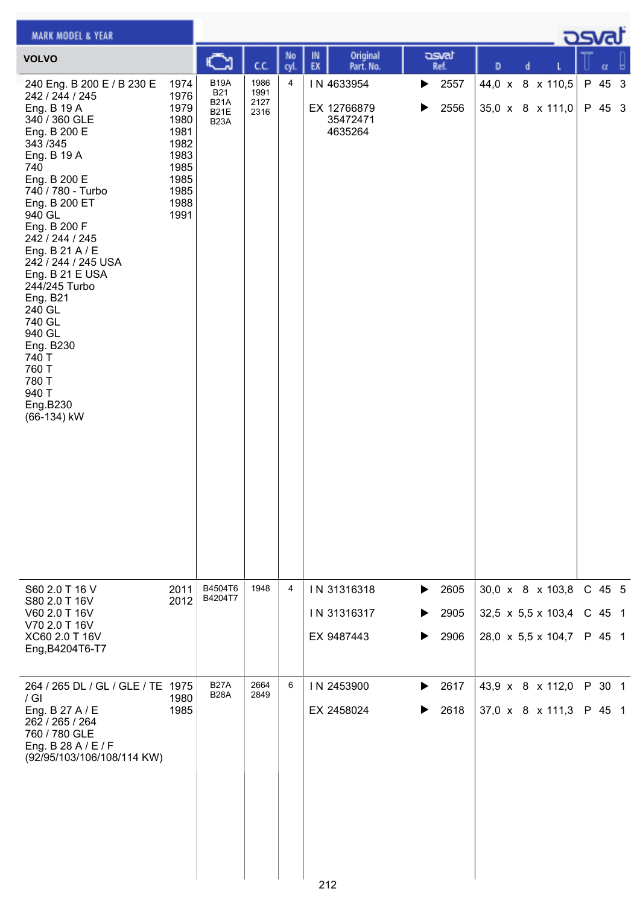| MARK MODEL & YEAR | | Engine | C.C. | No cyl. | IN EX | Original Part. No. | osvat Ref. | D x d x L | T α |
|---|---|---|---|---|---|---|---|---|---|
| **VOLVO** | | | | | | | | | |
| 240 Eng. B 200 E / B 230 E<br>242 / 244 / 245<br>Eng. B 19 A<br>340 / 360 GLE<br>Eng. B 200 E<br>343 /345<br>Eng. B 19 A<br>740<br>Eng. B 200 E<br>740 / 780 - Turbo<br>Eng. B 200 ET<br>940 GL<br>Eng. B 200 F<br>242 / 244 / 245<br>Eng. B 21 A / E<br>242 / 244 / 245 USA<br>Eng. B 21 E USA<br>244/245 Turbo<br>Eng. B21<br>240 GL<br>740 GL<br>940 GL<br>Eng. B230<br>740 T<br>760 T<br>780 T<br>940 T<br>Eng.B230<br>(66-134) kW | 1974<br>1976<br>1979<br>1980<br>1981<br>1982<br>1983<br>1985<br>1985<br>1985<br>1988<br>1991 | B19A<br>B21<br>B21A<br>B21E<br>B23A | 1986<br>1991<br>2127<br>2316 | 4 | I N<br>EX | 4633954<br>12766879<br>35472471<br>4635264 | 2557<br>2556 | 44,0 x 8 x 110,5<br>35,0 x 8 x 111,0 | P 45 3<br>P 45 3 |
| S60 2.0 T 16 V<br>S80 2.0 T 16V<br>V60 2.0 T 16V<br>V70 2.0 T 16V<br>XC60 2.0 T 16V<br>Eng,B4204T6-T7 | 2011<br>2012 | B4504T6<br>B4204T7 | 1948 | 4 | I N<br>I N<br>EX | 31316318<br>31316317<br>9487443 | 2605<br>2905<br>2906 | 30,0 x 8 x 103,8<br>32,5 x 5,5 x 103,4<br>28,0 x 5,5 x 104,7 | C 45 5<br>C 45 1<br>P 45 1 |
| 264 / 265 DL / GL / GLE / TE / GI<br>Eng. B 27 A / E<br>262 / 265 / 264<br>760 / 780 GLE<br>Eng. B 28 A / E / F<br>(92/95/103/106/108/114 KW) | 1975<br>1980<br>1985 | B27A<br>B28A | 2664<br>2849 | 6 | I N<br>EX | 2453900<br>2458024 | 2617<br>2618 | 43,9 x 8 x 112,0<br>37,0 x 8 x 111,3 | P 30 1<br>P 45 1 |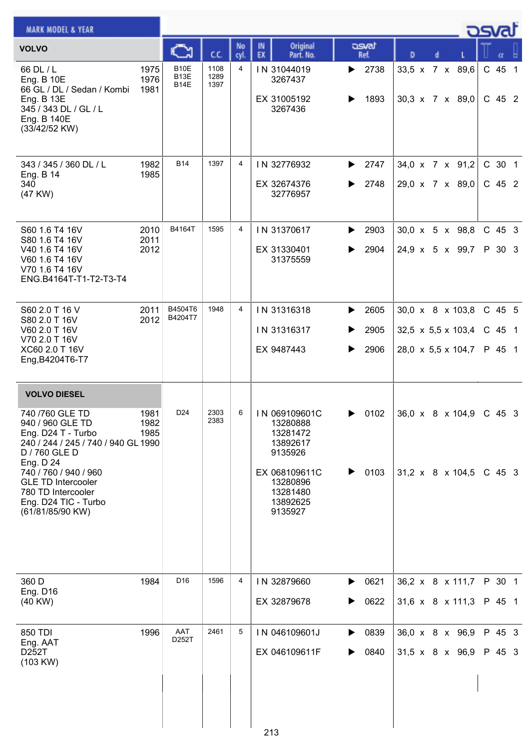| MARK MODEL & YEAR | | Engine | C.C. | No cyl. | IN EX | Original Part. No. | osvat Ref. | D x d x L | | α | |
|---|---|---|---|---|---|---|---|---|---|---|---|
| **VOLVO** | | | | | | | | | | | |
| 66 DL / L<br>Eng. B 10E<br>66 GL / DL / Sedan / Kombi<br>Eng. B 13E<br>345 / 343 DL / GL / L<br>Eng. B 140E<br>(33/42/52 KW) | 1975<br>1976<br>1981 | B10E<br>B13E<br>B14E | 1108<br>1289<br>1397 | 4 | IN | 31044019<br>3267437 | 2738 | 33,5 x 7 x 89,6 | C | 45 | 1 |
| | | | | | EX | 31005192<br>3267436 | 1893 | 30,3 x 7 x 89,0 | C | 45 | 2 |
| 343 / 345 / 360 DL / L<br>Eng. B 14<br>340<br>(47 KW) | 1982<br>1985 | B14 | 1397 | 4 | IN | 32776932 | 2747 | 34,0 x 7 x 91,2 | C | 30 | 1 |
| | | | | | EX | 32674376<br>32776957 | 2748 | 29,0 x 7 x 89,0 | C | 45 | 2 |
| S60 1.6 T4 16V<br>S80 1.6 T4 16V<br>V40 1.6 T4 16V<br>V60 1.6 T4 16V<br>V70 1.6 T4 16V<br>ENG.B4164T-T1-T2-T3-T4 | 2010<br>2011<br>2012 | B4164T | 1595 | 4 | IN | 31370617 | 2903 | 30,0 x 5 x 98,8 | C | 45 | 3 |
| | | | | | EX | 31330401<br>31375559 | 2904 | 24,9 x 5 x 99,7 | P | 30 | 3 |
| S60 2.0 T 16 V<br>S80 2.0 T 16V<br>V60 2.0 T 16V<br>V70 2.0 T 16V<br>XC60 2.0 T 16V<br>Eng,B4204T6-T7 | 2011<br>2012 | B4504T6<br>B4204T7 | 1948 | 4 | IN | 31316318 | 2605 | 30,0 x 8 x 103,8 | C | 45 | 5 |
| | | | | | IN | 31316317 | 2905 | 32,5 x 5,5 x 103,4 | C | 45 | 1 |
| | | | | | EX | 9487443 | 2906 | 28,0 x 5,5 x 104,7 | P | 45 | 1 |
| **VOLVO DIESEL** | | | | | | | | | | | |
| 740 /760 GLE TD<br>940 / 960 GLE TD<br>Eng. D24 T - Turbo<br>240 / 244 / 245 / 740 / 940 GL<br>D / 760 GLE D<br>Eng. D 24<br>740 / 760 / 940 / 960<br>GLE TD Intercooler<br>780 TD Intercooler<br>Eng. D24 TIC - Turbo<br>(61/81/85/90 KW) | 1981<br>1982<br>1985<br>1990 | D24 | 2303<br>2383 | 6 | IN | 069109601C<br>13280888<br>13281472<br>13892617<br>9135926 | 0102 | 36,0 x 8 x 104,9 | C | 45 | 3 |
| | | | | | EX | 068109611C<br>13280896<br>13281480<br>13892625<br>9135927 | 0103 | 31,2 x 8 x 104,5 | C | 45 | 3 |
| 360 D<br>Eng. D16<br>(40 KW) | 1984 | D16 | 1596 | 4 | IN | 32879660 | 0621 | 36,2 x 8 x 111,7 | P | 30 | 1 |
| | | | | | EX | 32879678 | 0622 | 31,6 x 8 x 111,3 | P | 45 | 1 |
| 850 TDI<br>Eng. AAT<br>D252T<br>(103 KW) | 1996 | AAT<br>D252T | 2461 | 5 | IN | 046109601J | 0839 | 36,0 x 8 x 96,9 | P | 45 | 3 |
| | | | | | EX | 046109611F | 0840 | 31,5 x 8 x 96,9 | P | 45 | 3 |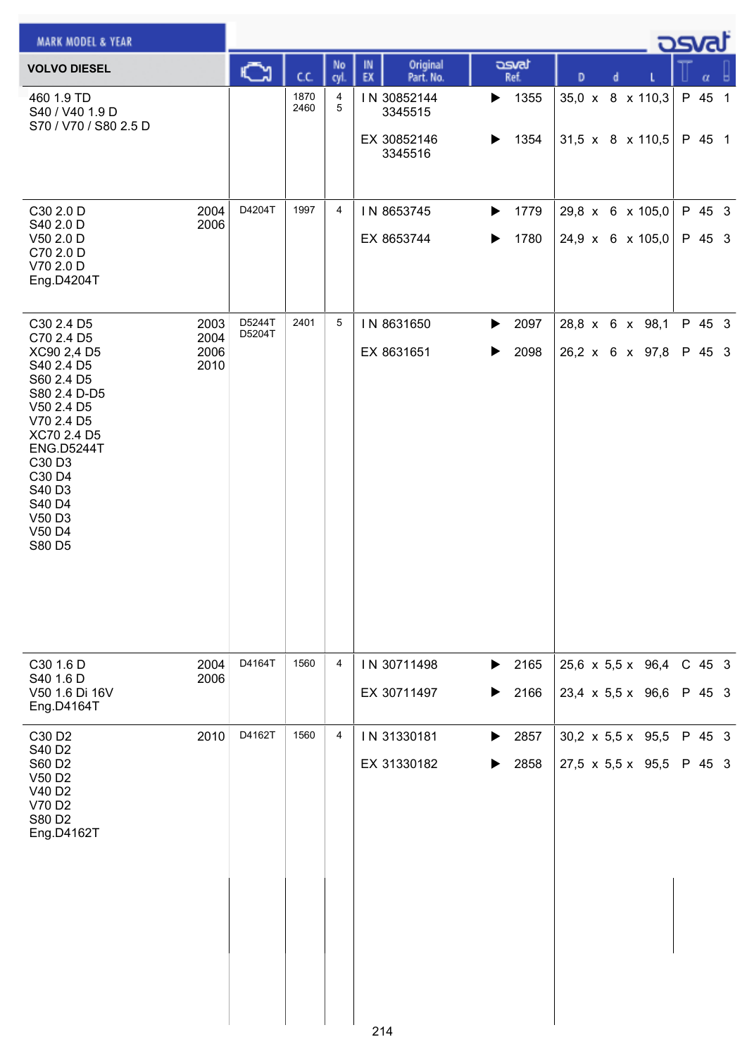| VOLVO DIESEL | | Engine | C.C. | No cyl. | IN EX | Original Part. No. | osvat Ref. | D x d x L | | α | |
|---|---|---|---|---|---|---|---|---|---|---|---|
| 460 1.9 TD<br>S40 / V40 1.9 D<br>S70 / V70 / S80 2.5 D | | | 1870<br>2460 | 4<br>5 | IN | 30852144<br>3345515 | ▶ 1355 | 35,0 x 8 x 110,3 | P | 45 | 1 |
| | | | | | EX | 30852146<br>3345516 | ▶ 1354 | 31,5 x 8 x 110,5 | P | 45 | 1 |
| C30 2.0 D<br>S40 2.0 D<br>V50 2.0 D<br>C70 2.0 D<br>V70 2.0 D<br>Eng.D4204T | 2004<br>2006 | D4204T | 1997 | 4 | IN | 8653745 | ▶ 1779 | 29,8 x 6 x 105,0 | P | 45 | 3 |
| | | | | | EX | 8653744 | ▶ 1780 | 24,9 x 6 x 105,0 | P | 45 | 3 |
| C30 2.4 D5<br>C70 2.4 D5<br>XC90 2,4 D5<br>S40 2.4 D5<br>S60 2.4 D5<br>S80 2.4 D-D5<br>V50 2.4 D5<br>V70 2.4 D5<br>XC70 2.4 D5<br>ENG.D5244T<br>C30 D3<br>C30 D4<br>S40 D3<br>S40 D4<br>V50 D3<br>V50 D4<br>S80 D5 | 2003<br>2004<br>2006<br>2010 | D5244T<br>D5204T | 2401 | 5 | IN | 8631650 | ▶ 2097 | 28,8 x 6 x 98,1 | P | 45 | 3 |
| | | | | | EX | 8631651 | ▶ 2098 | 26,2 x 6 x 97,8 | P | 45 | 3 |
| C30 1.6 D<br>S40 1.6 D<br>V50 1.6 Di 16V<br>Eng.D4164T | 2004<br>2006 | D4164T | 1560 | 4 | IN | 30711498 | ▶ 2165 | 25,6 x 5,5 x 96,4 | C | 45 | 3 |
| | | | | | EX | 30711497 | ▶ 2166 | 23,4 x 5,5 x 96,6 | P | 45 | 3 |
| C30 D2<br>S40 D2<br>S60 D2<br>V50 D2<br>V40 D2<br>V70 D2<br>S80 D2<br>Eng.D4162T | 2010 | D4162T | 1560 | 4 | IN | 31330181 | ▶ 2857 | 30,2 x 5,5 x 95,5 | P | 45 | 3 |
| | | | | | EX | 31330182 | ▶ 2858 | 27,5 x 5,5 x 95,5 | P | 45 | 3 |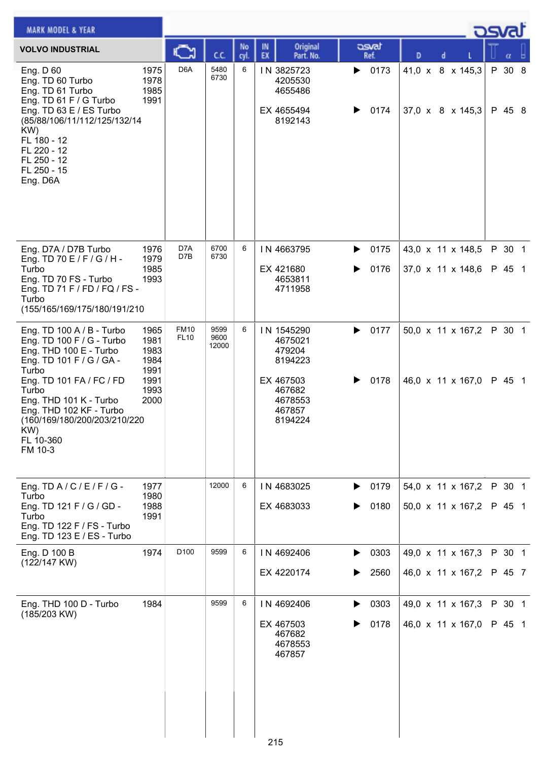# VOLVO INDUSTRIAL

| MARK MODEL & YEAR | | Engine | C.C. | No cyl. | IN EX | Original Part. No. | osvat Ref. | D x d x L | T | α | |
|---|---|---|---|---|---|---|---|---|---|---|---|
| Eng. D 60<br>Eng. TD 60 Turbo<br>Eng. TD 61 Turbo<br>Eng. TD 61 F / G Turbo<br>Eng. TD 63 E / ES Turbo<br>(85/88/106/11/112/125/132/14 KW)<br>FL 180 - 12<br>FL 220 - 12<br>FL 250 - 12<br>FL 250 - 15<br>Eng. D6A | 1975<br>1978<br>1985<br>1991 | D6A | 5480<br>6730 | 6 | IN | 3825723<br>4205530<br>4655486 | ▶ 0173 | 41,0 x 8 x 145,3 | P | 30 | 8 |
| | | | | | EX | 4655494<br>8192143 | ▶ 0174 | 37,0 x 8 x 145,3 | P | 45 | 8 |
| Eng. D7A / D7B Turbo<br>Eng. TD 70 E / F / G / H - Turbo<br>Eng. TD 70 FS - Turbo<br>Eng. TD 71 F / FD / FQ / FS - Turbo<br>(155/165/169/175/180/191/210 | 1976<br>1979<br>1985<br>1993 | D7A<br>D7B | 6700<br>6730 | 6 | IN | 4663795 | ▶ 0175 | 43,0 x 11 x 148,5 | P | 30 | 1 |
| | | | | | EX | 421680<br>4653811<br>4711958 | ▶ 0176 | 37,0 x 11 x 148,6 | P | 45 | 1 |
| Eng. TD 100 A / B - Turbo<br>Eng. TD 100 F / G - Turbo<br>Eng. THD 100 E - Turbo<br>Eng. TD 101 F / G / GA - Turbo<br>Eng. TD 101 FA / FC / FD Turbo<br>Eng. THD 101 K - Turbo<br>Eng. THD 102 KF - Turbo<br>(160/169/180/200/203/210/220 KW)<br>FL 10-360<br>FM 10-3 | 1965<br>1981<br>1983<br>1984<br>1991<br>1991<br>1993<br>2000 | FM10<br>FL10 | 9599<br>9600<br>12000 | 6 | IN | 1545290<br>4675021<br>479204<br>8194223 | ▶ 0177 | 50,0 x 11 x 167,2 | P | 30 | 1 |
| | | | | | EX | 467503<br>467682<br>4678553<br>467857<br>8194224 | ▶ 0178 | 46,0 x 11 x 167,0 | P | 45 | 1 |
| Eng. TD A / C / E / F / G - Turbo<br>Eng. TD 121 F / G / GD - Turbo<br>Eng. TD 122 F / FS - Turbo<br>Eng. TD 123 E / ES - Turbo | 1977<br>1980<br>1988<br>1991 | | 12000 | 6 | IN | 4683025 | ▶ 0179 | 54,0 x 11 x 167,2 | P | 30 | 1 |
| | | | | | EX | 4683033 | ▶ 0180 | 50,0 x 11 x 167,2 | P | 45 | 1 |
| Eng. D 100 B<br>(122/147 KW) | 1974 | D100 | 9599 | 6 | IN | 4692406 | ▶ 0303 | 49,0 x 11 x 167,3 | P | 30 | 1 |
| | | | | | EX | 4220174 | ▶ 2560 | 46,0 x 11 x 167,2 | P | 45 | 7 |
| Eng. THD 100 D - Turbo<br>(185/203 KW) | 1984 | | 9599 | 6 | IN | 4692406 | ▶ 0303 | 49,0 x 11 x 167,3 | P | 30 | 1 |
| | | | | | EX | 467503<br>467682<br>4678553<br>467857 | ▶ 0178 | 46,0 x 11 x 167,0 | P | 45 | 1 |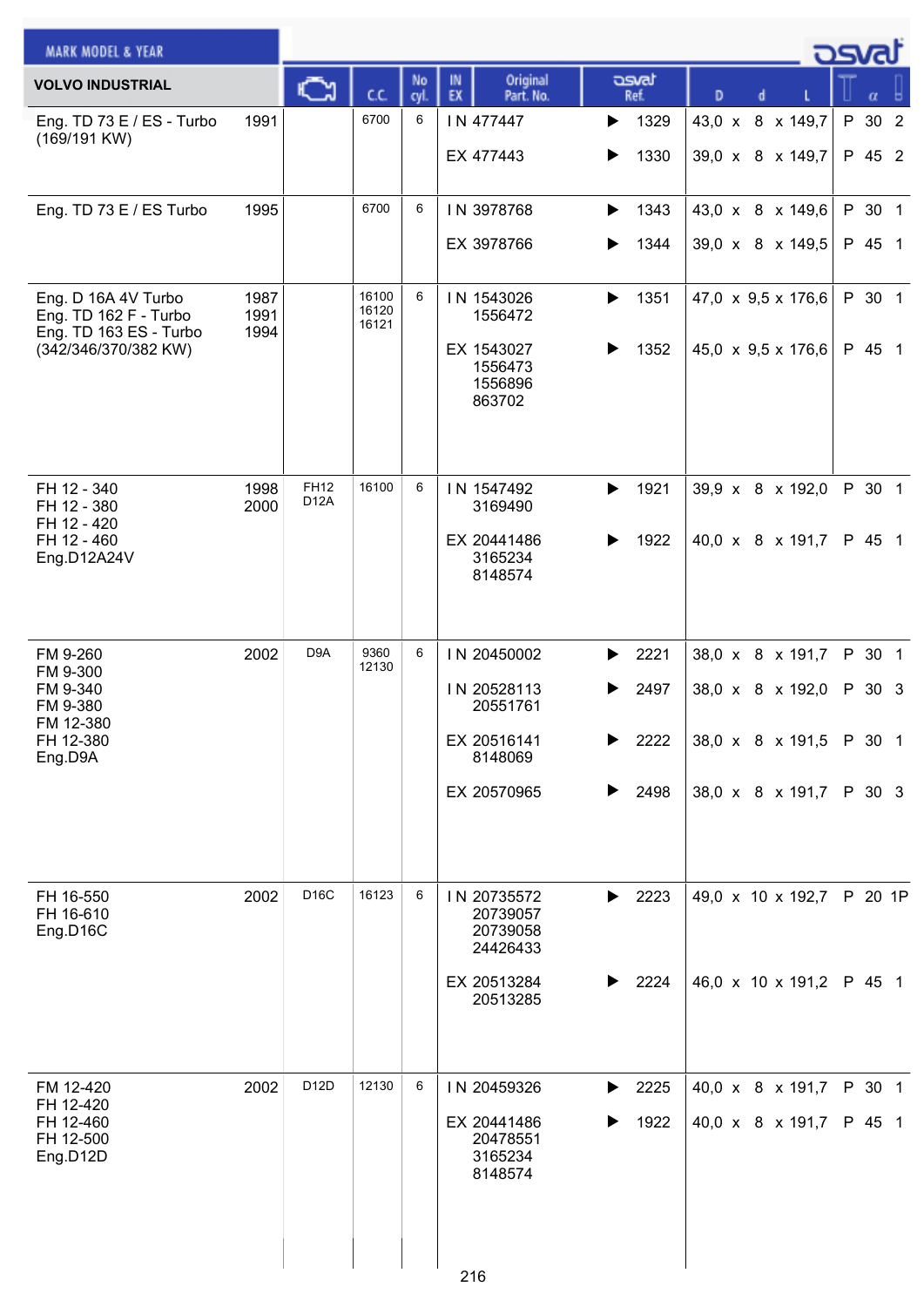| MARK MODEL & YEAR | | | | | | | | | | |
|---|---|---|---|---|---|---|---|---|---|---|
| VOLVO INDUSTRIAL | | Engine | C.C. | No cyl. | IN EX | Original Part. No. | osvat Ref. | D x d x L | α | |
| Eng. TD 73 E / ES - Turbo (169/191 KW) | 1991 | | 6700 | 6 | IN | 477447 | ▶ 1329 | 43,0 x 8 x 149,7 | P 30 | 2 |
| | | | | | EX | 477443 | ▶ 1330 | 39,0 x 8 x 149,7 | P 45 | 2 |
| Eng. TD 73 E / ES Turbo | 1995 | | 6700 | 6 | IN | 3978768 | ▶ 1343 | 43,0 x 8 x 149,6 | P 30 | 1 |
| | | | | | EX | 3978766 | ▶ 1344 | 39,0 x 8 x 149,5 | P 45 | 1 |
| Eng. D 16A 4V Turbo<br>Eng. TD 162 F - Turbo<br>Eng. TD 163 ES - Turbo<br>(342/346/370/382 KW) | 1987<br>1991<br>1994 | | 16100<br>16120<br>16121 | 6 | IN | 1543026<br>1556472 | ▶ 1351 | 47,0 x 9,5 x 176,6 | P 30 | 1 |
| | | | | | EX | 1543027<br>1556473<br>1556896<br>863702 | ▶ 1352 | 45,0 x 9,5 x 176,6 | P 45 | 1 |
| FH 12 - 340<br>FH 12 - 380<br>FH 12 - 420<br>FH 12 - 460<br>Eng.D12A24V | 1998<br>2000 | FH12<br>D12A | 16100 | 6 | IN | 1547492<br>3169490 | ▶ 1921 | 39,9 x 8 x 192,0 | P 30 | 1 |
| | | | | | EX | 20441486<br>3165234<br>8148574 | ▶ 1922 | 40,0 x 8 x 191,7 | P 45 | 1 |
| FM 9-260<br>FM 9-300<br>FM 9-340<br>FM 9-380<br>FM 12-380<br>FH 12-380<br>Eng.D9A | 2002 | D9A | 9360<br>12130 | 6 | IN | 20450002 | ▶ 2221 | 38,0 x 8 x 191,7 | P 30 | 1 |
| | | | | | IN | 20528113<br>20551761 | ▶ 2497 | 38,0 x 8 x 192,0 | P 30 | 3 |
| | | | | | EX | 20516141<br>8148069 | ▶ 2222 | 38,0 x 8 x 191,5 | P 30 | 1 |
| | | | | | EX | 20570965 | ▶ 2498 | 38,0 x 8 x 191,7 | P 30 | 3 |
| FH 16-550<br>FH 16-610<br>Eng.D16C | 2002 | D16C | 16123 | 6 | IN | 20735572<br>20739057<br>20739058<br>24426433 | ▶ 2223 | 49,0 x 10 x 192,7 | P 20 | 1P |
| | | | | | EX | 20513284<br>20513285 | ▶ 2224 | 46,0 x 10 x 191,2 | P 45 | 1 |
| FM 12-420<br>FH 12-420<br>FH 12-460<br>FH 12-500<br>Eng.D12D | 2002 | D12D | 12130 | 6 | IN | 20459326 | ▶ 2225 | 40,0 x 8 x 191,7 | P 30 | 1 |
| | | | | | EX | 20441486<br>20478551<br>3165234<br>8148574 | ▶ 1922 | 40,0 x 8 x 191,7 | P 45 | 1 |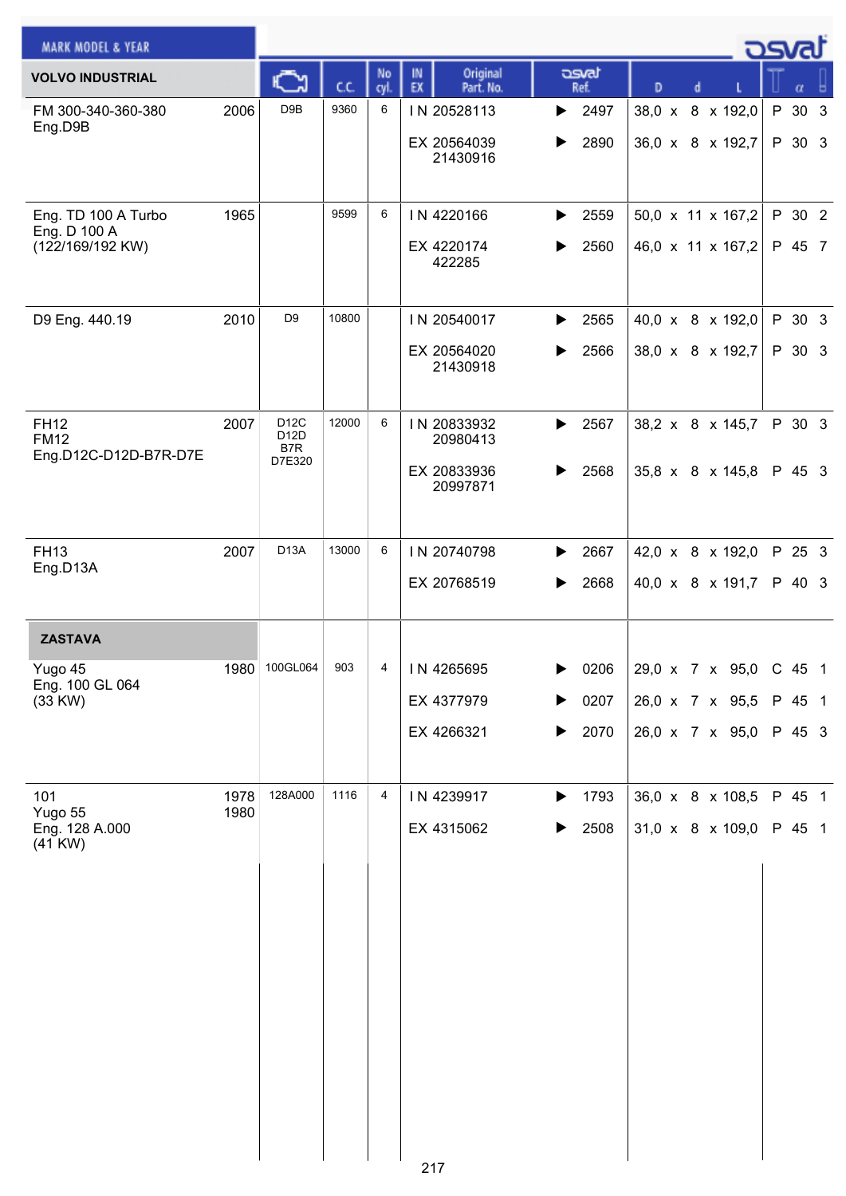| MARK MODEL & YEAR | | Engine | C.C. | No cyl. | IN EX | Original Part. No. | osvat Ref. | D | d | L | T | α | |
|---|---|---|---|---|---|---|---|---|---|---|---|---|---|
| **VOLVO INDUSTRIAL** | | | | | | | | | | | | | |
| FM 300-340-360-380 Eng.D9B | 2006 | D9B | 9360 | 6 | IN | 20528113 | 2497 | 38,0 | 8 | 192,0 | P | 30 | 3 |
| | | | | | EX | 20564039 21430916 | 2890 | 36,0 | 8 | 192,7 | P | 30 | 3 |
| Eng. TD 100 A Turbo Eng. D 100 A (122/169/192 KW) | 1965 | | 9599 | 6 | IN | 4220166 | 2559 | 50,0 | 11 | 167,2 | P | 30 | 2 |
| | | | | | EX | 4220174 422285 | 2560 | 46,0 | 11 | 167,2 | P | 45 | 7 |
| D9 Eng. 440.19 | 2010 | D9 | 10800 | | IN | 20540017 | 2565 | 40,0 | 8 | 192,0 | P | 30 | 3 |
| | | | | | EX | 20564020 21430918 | 2566 | 38,0 | 8 | 192,7 | P | 30 | 3 |
| FH12 FM12 Eng.D12C-D12D-B7R-D7E | 2007 | D12C D12D B7R D7E320 | 12000 | 6 | IN | 20833932 20980413 | 2567 | 38,2 | 8 | 145,7 | P | 30 | 3 |
| | | | | | EX | 20833936 20997871 | 2568 | 35,8 | 8 | 145,8 | P | 45 | 3 |
| FH13 Eng.D13A | 2007 | D13A | 13000 | 6 | IN | 20740798 | 2667 | 42,0 | 8 | 192,0 | P | 25 | 3 |
| | | | | | EX | 20768519 | 2668 | 40,0 | 8 | 191,7 | P | 40 | 3 |
| **ZASTAVA** | | | | | | | | | | | | | |
| Yugo 45 Eng. 100 GL 064 (33 KW) | 1980 | 100GL064 | 903 | 4 | IN | 4265695 | 0206 | 29,0 | 7 | 95,0 | C | 45 | 1 |
| | | | | | EX | 4377979 | 0207 | 26,0 | 7 | 95,5 | P | 45 | 1 |
| | | | | | EX | 4266321 | 2070 | 26,0 | 7 | 95,0 | P | 45 | 3 |
| 101 Yugo 55 Eng. 128 A.000 (41 KW) | 1978 1980 | 128A000 | 1116 | 4 | IN | 4239917 | 1793 | 36,0 | 8 | 108,5 | P | 45 | 1 |
| | | | | | EX | 4315062 | 2508 | 31,0 | 8 | 109,0 | P | 45 | 1 |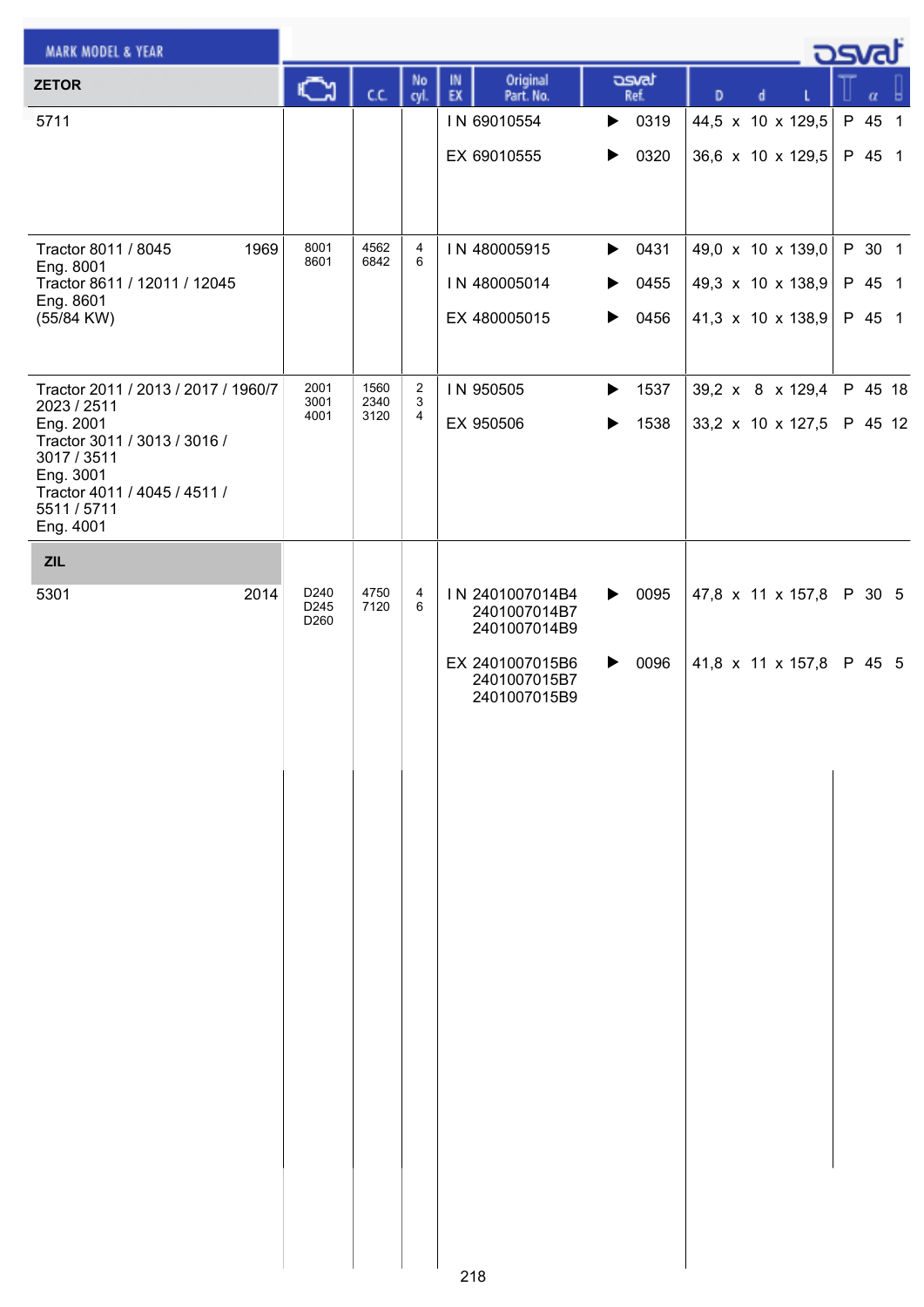| MARK MODEL & YEAR | Engine | C.C. | No cyl. | IN EX | Original Part. No. | osvat Ref. | D x d x L | | α | |
|---|---|---|---|---|---|---|---|---|---|---|
| **ZETOR** | | | | | | | | | | |
| 5711 | | | | IN | 69010554 | ▶ 0319 | 44,5 x 10 x 129,5 | P | 45 | 1 |
| | | | | EX | 69010555 | ▶ 0320 | 36,6 x 10 x 129,5 | P | 45 | 1 |
| Tractor 8011 / 8045 1969<br>Eng. 8001<br>Tractor 8611 / 12011 / 12045<br>Eng. 8601<br>(55/84 KW) | 8001<br>8601 | 4562<br>6842 | 4<br>6 | IN | 480005915 | ▶ 0431 | 49,0 x 10 x 139,0 | P | 30 | 1 |
| | | | | IN | 480005014 | ▶ 0455 | 49,3 x 10 x 138,9 | P | 45 | 1 |
| | | | | EX | 480005015 | ▶ 0456 | 41,3 x 10 x 138,9 | P | 45 | 1 |
| Tractor 2011 / 2013 / 2017 / 1960/7<br>2023 / 2511<br>Eng. 2001<br>Tractor 3011 / 3013 / 3016 /<br>3017 / 3511<br>Eng. 3001<br>Tractor 4011 / 4045 / 4511 /<br>5511 / 5711<br>Eng. 4001 | 2001<br>3001<br>4001 | 1560<br>2340<br>3120 | 2<br>3<br>4 | IN | 950505 | ▶ 1537 | 39,2 x 8 x 129,4 | P | 45 | 18 |
| | | | | EX | 950506 | ▶ 1538 | 33,2 x 10 x 127,5 | P | 45 | 12 |
| **ZIL** | | | | | | | | | | |
| 5301 2014 | D240<br>D245<br>D260 | 4750<br>7120 | 4<br>6 | IN | 2401007014B4<br>2401007014B7<br>2401007014B9 | ▶ 0095 | 47,8 x 11 x 157,8 | P | 30 | 5 |
| | | | | EX | 2401007015B6<br>2401007015B7<br>2401007015B9 | ▶ 0096 | 41,8 x 11 x 157,8 | P | 45 | 5 |